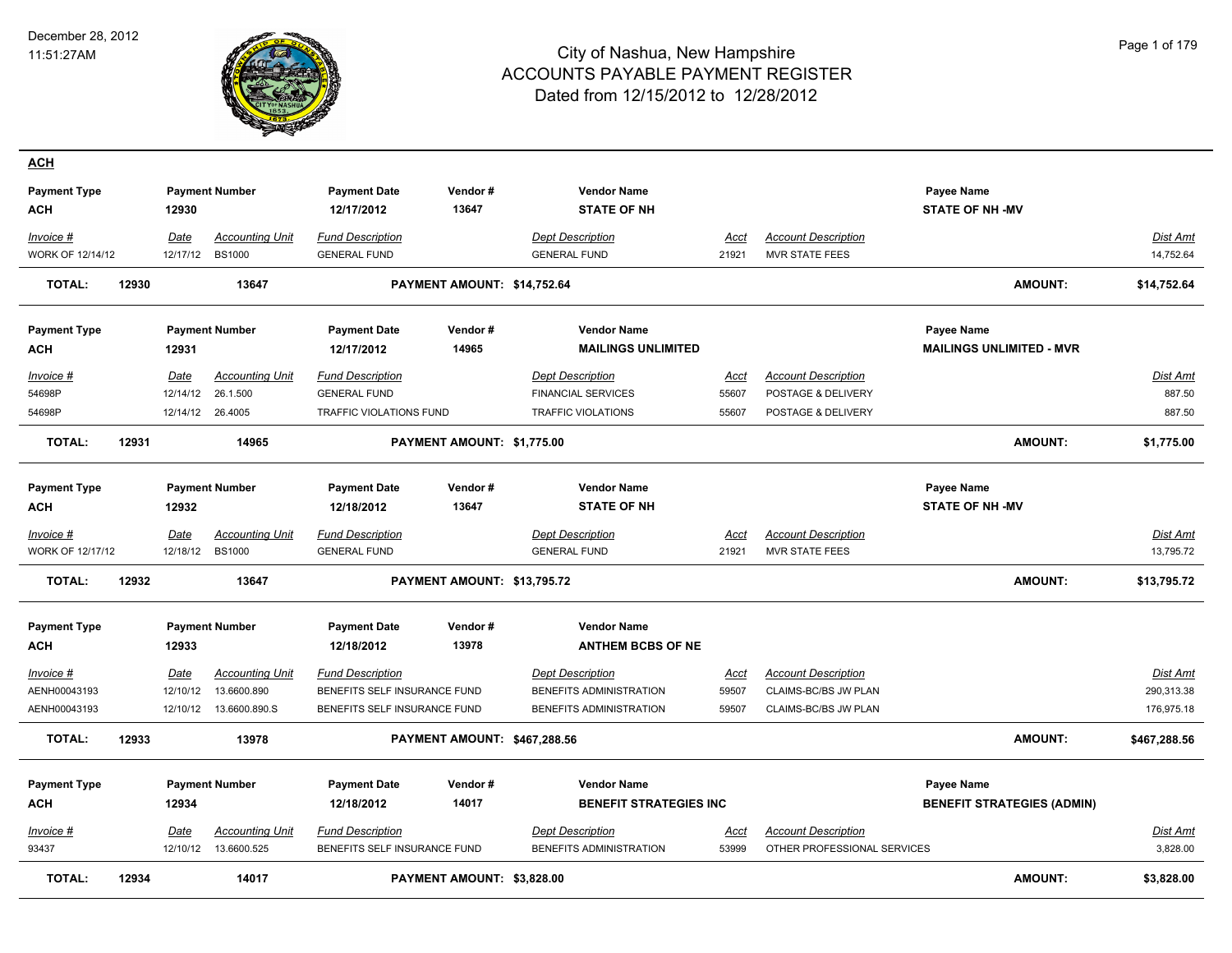# City of Nashua, New Hampshire
## ACCOUNTS PAYABLE PAYMENT REGISTER
### Dated from 12/15/2012 to 12/28/2012

December 28, 2012
11:51:27AM

## ACH

| Payment Type | Payment Number | Payment Date | Vendor # | Vendor Name | Payee Name |
|---|---|---|---|---|---|
| ACH | 12930 | 12/17/2012 | 13647 | STATE OF NH | STATE OF NH -MV |

| Invoice # | Date | Accounting Unit | Fund Description | Dept Description | Acct | Account Description | Dist Amt |
|---|---|---|---|---|---|---|---|
| WORK OF 12/14/12 | 12/17/12 | BS1000 | GENERAL FUND | GENERAL FUND | 21921 | MVR STATE FEES | 14,752.64 |

**TOTAL: 12930 13647 PAYMENT AMOUNT: $14,752.64 AMOUNT: $14,752.64**

| Payment Type | Payment Number | Payment Date | Vendor # | Vendor Name | Payee Name |
|---|---|---|---|---|---|
| ACH | 12931 | 12/17/2012 | 14965 | MAILINGS UNLIMITED | MAILINGS UNLIMITED - MVR |

| Invoice # | Date | Accounting Unit | Fund Description | Dept Description | Acct | Account Description | Dist Amt |
|---|---|---|---|---|---|---|---|
| 54698P | 12/14/12 | 26.1.500 | GENERAL FUND | FINANCIAL SERVICES | 55607 | POSTAGE & DELIVERY | 887.50 |
| 54698P | 12/14/12 | 26.4005 | TRAFFIC VIOLATIONS FUND | TRAFFIC VIOLATIONS | 55607 | POSTAGE & DELIVERY | 887.50 |

**TOTAL: 12931 14965 PAYMENT AMOUNT: $1,775.00 AMOUNT: $1,775.00**

| Payment Type | Payment Number | Payment Date | Vendor # | Vendor Name | Payee Name |
|---|---|---|---|---|---|
| ACH | 12932 | 12/18/2012 | 13647 | STATE OF NH | STATE OF NH -MV |

| Invoice # | Date | Accounting Unit | Fund Description | Dept Description | Acct | Account Description | Dist Amt |
|---|---|---|---|---|---|---|---|
| WORK OF 12/17/12 | 12/18/12 | BS1000 | GENERAL FUND | GENERAL FUND | 21921 | MVR STATE FEES | 13,795.72 |

**TOTAL: 12932 13647 PAYMENT AMOUNT: $13,795.72 AMOUNT: $13,795.72**

| Payment Type | Payment Number | Payment Date | Vendor # | Vendor Name | Payee Name |
|---|---|---|---|---|---|
| ACH | 12933 | 12/18/2012 | 13978 | ANTHEM BCBS OF NE | |

| Invoice # | Date | Accounting Unit | Fund Description | Dept Description | Acct | Account Description | Dist Amt |
|---|---|---|---|---|---|---|---|
| AENH00043193 | 12/10/12 | 13.6600.890 | BENEFITS SELF INSURANCE FUND | BENEFITS ADMINISTRATION | 59507 | CLAIMS-BC/BS JW PLAN | 290,313.38 |
| AENH00043193 | 12/10/12 | 13.6600.890.S | BENEFITS SELF INSURANCE FUND | BENEFITS ADMINISTRATION | 59507 | CLAIMS-BC/BS JW PLAN | 176,975.18 |

**TOTAL: 12933 13978 PAYMENT AMOUNT: $467,288.56 AMOUNT: $467,288.56**

| Payment Type | Payment Number | Payment Date | Vendor # | Vendor Name | Payee Name |
|---|---|---|---|---|---|
| ACH | 12934 | 12/18/2012 | 14017 | BENEFIT STRATEGIES INC | BENEFIT STRATEGIES (ADMIN) |

| Invoice # | Date | Accounting Unit | Fund Description | Dept Description | Acct | Account Description | Dist Amt |
|---|---|---|---|---|---|---|---|
| 93437 | 12/10/12 | 13.6600.525 | BENEFITS SELF INSURANCE FUND | BENEFITS ADMINISTRATION | 53999 | OTHER PROFESSIONAL SERVICES | 3,828.00 |

**TOTAL: 12934 14017 PAYMENT AMOUNT: $3,828.00 AMOUNT: $3,828.00**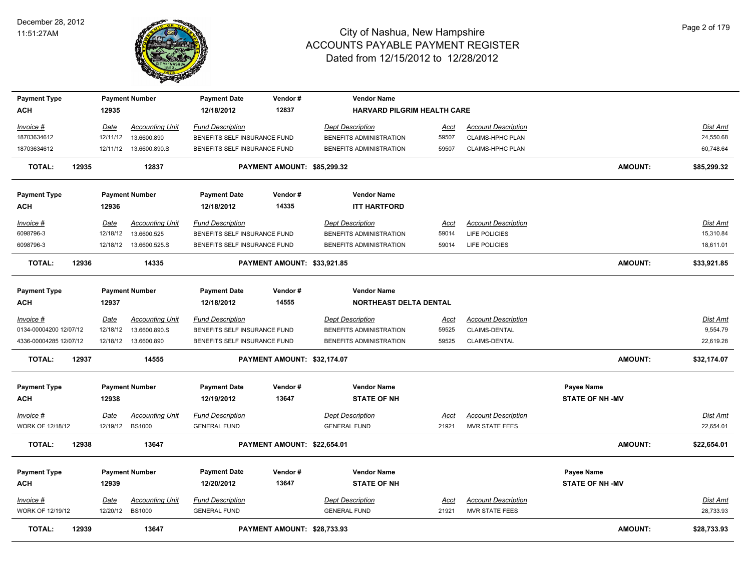# City of Nashua, New Hampshire
## ACCOUNTS PAYABLE PAYMENT REGISTER
### Dated from 12/15/2012 to 12/28/2012

December 28, 2012
11:51:27AM

| Payment Type | Payment Number | Payment Date | Vendor # | Vendor Name |
|---|---|---|---|---|
| ACH | 12935 | 12/18/2012 | 12837 | HARVARD PILGRIM HEALTH CARE |

| Invoice # | Date | Accounting Unit | Fund Description | Dept Description | Acct | Account Description | Dist Amt |
|---|---|---|---|---|---|---|---|
| 18703634612 | 12/11/12 | 13.6600.890 | BENEFITS SELF INSURANCE FUND | BENEFITS ADMINISTRATION | 59507 | CLAIMS-HPHC PLAN | 24,550.68 |
| 18703634612 | 12/11/12 | 13.6600.890.S | BENEFITS SELF INSURANCE FUND | BENEFITS ADMINISTRATION | 59507 | CLAIMS-HPHC PLAN | 60,748.64 |

**TOTAL: 12935 | 12837 | PAYMENT AMOUNT: $85,299.32 | AMOUNT: $85,299.32**

| Payment Type | Payment Number | Payment Date | Vendor # | Vendor Name |
|---|---|---|---|---|
| ACH | 12936 | 12/18/2012 | 14335 | ITT HARTFORD |

| Invoice # | Date | Accounting Unit | Fund Description | Dept Description | Acct | Account Description | Dist Amt |
|---|---|---|---|---|---|---|---|
| 6098796-3 | 12/18/12 | 13.6600.525 | BENEFITS SELF INSURANCE FUND | BENEFITS ADMINISTRATION | 59014 | LIFE POLICIES | 15,310.84 |
| 6098796-3 | 12/18/12 | 13.6600.525.S | BENEFITS SELF INSURANCE FUND | BENEFITS ADMINISTRATION | 59014 | LIFE POLICIES | 18,611.01 |

**TOTAL: 12936 | 14335 | PAYMENT AMOUNT: $33,921.85 | AMOUNT: $33,921.85**

| Payment Type | Payment Number | Payment Date | Vendor # | Vendor Name |
|---|---|---|---|---|
| ACH | 12937 | 12/18/2012 | 14555 | NORTHEAST DELTA DENTAL |

| Invoice # | Date | Accounting Unit | Fund Description | Dept Description | Acct | Account Description | Dist Amt |
|---|---|---|---|---|---|---|---|
| 0134-00004200 12/07/12 | 12/18/12 | 13.6600.890.S | BENEFITS SELF INSURANCE FUND | BENEFITS ADMINISTRATION | 59525 | CLAIMS-DENTAL | 9,554.79 |
| 4336-00004285 12/07/12 | 12/18/12 | 13.6600.890 | BENEFITS SELF INSURANCE FUND | BENEFITS ADMINISTRATION | 59525 | CLAIMS-DENTAL | 22,619.28 |

**TOTAL: 12937 | 14555 | PAYMENT AMOUNT: $32,174.07 | AMOUNT: $32,174.07**

| Payment Type | Payment Number | Payment Date | Vendor # | Vendor Name | Payee Name |
|---|---|---|---|---|---|
| ACH | 12938 | 12/19/2012 | 13647 | STATE OF NH | STATE OF NH -MV |

| Invoice # | Date | Accounting Unit | Fund Description | Dept Description | Acct | Account Description | Dist Amt |
|---|---|---|---|---|---|---|---|
| WORK OF 12/18/12 | 12/19/12 | BS1000 | GENERAL FUND | GENERAL FUND | 21921 | MVR STATE FEES | 22,654.01 |

**TOTAL: 12938 | 13647 | PAYMENT AMOUNT: $22,654.01 | AMOUNT: $22,654.01**

| Payment Type | Payment Number | Payment Date | Vendor # | Vendor Name | Payee Name |
|---|---|---|---|---|---|
| ACH | 12939 | 12/20/2012 | 13647 | STATE OF NH | STATE OF NH -MV |

| Invoice # | Date | Accounting Unit | Fund Description | Dept Description | Acct | Account Description | Dist Amt |
|---|---|---|---|---|---|---|---|
| WORK OF 12/19/12 | 12/20/12 | BS1000 | GENERAL FUND | GENERAL FUND | 21921 | MVR STATE FEES | 28,733.93 |

**TOTAL: 12939 | 13647 | PAYMENT AMOUNT: $28,733.93 | AMOUNT: $28,733.93**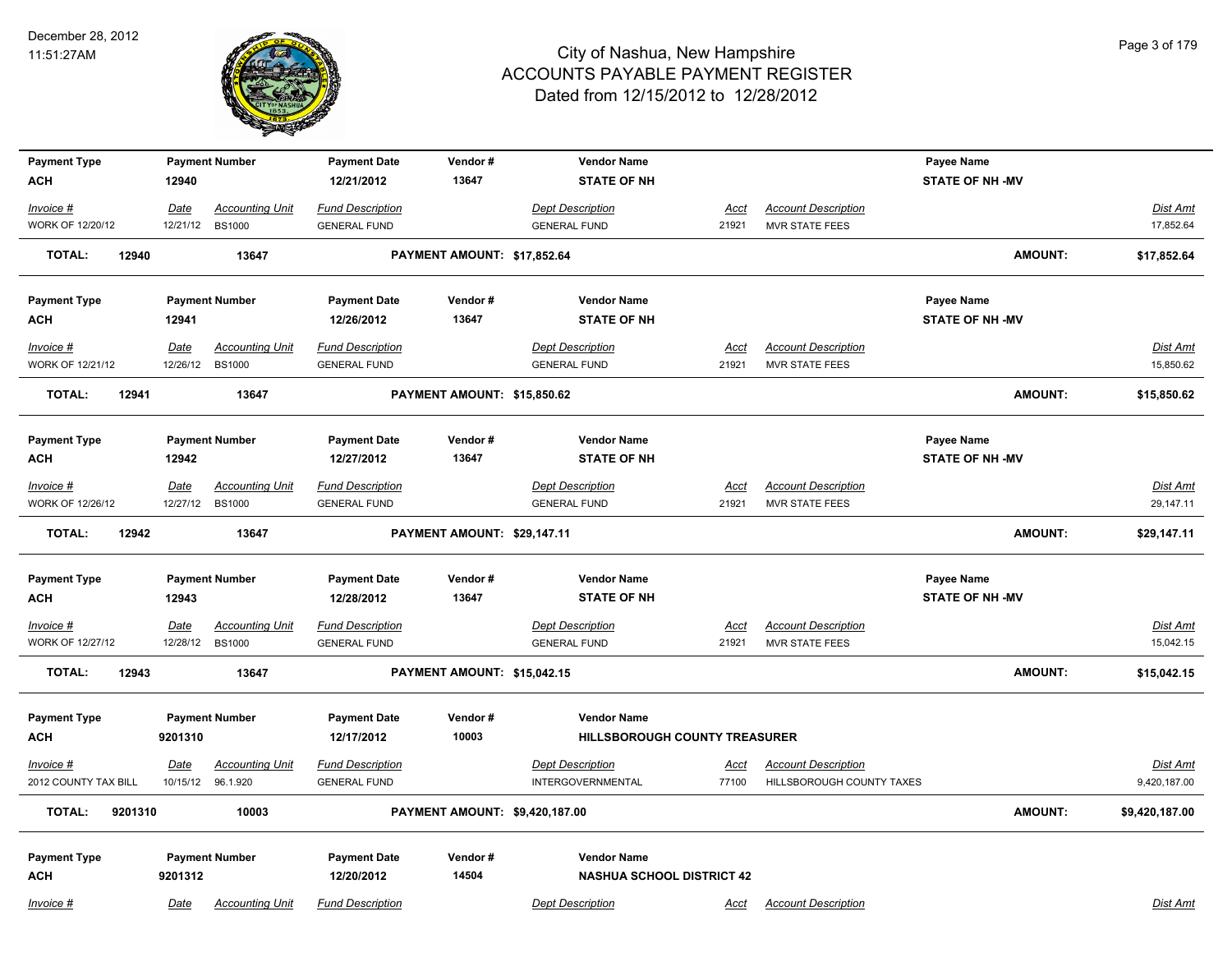# City of Nashua, New Hampshire
## ACCOUNTS PAYABLE PAYMENT REGISTER
### Dated from 12/15/2012 to 12/28/2012

December 28, 2012
11:51:27AM

| Payment Type | Payment Number | Payment Date | Vendor # | Vendor Name | | | Payee Name |
|---|---|---|---|---|---|---|---|
| ACH | 12940 | 12/21/2012 | 13647 | STATE OF NH | | | STATE OF NH -MV |

| Invoice # | Date | Accounting Unit | Fund Description | Dept Description | Acct | Account Description | Dist Amt |
|---|---|---|---|---|---|---|---|
| WORK OF 12/20/12 | 12/21/12 | BS1000 | GENERAL FUND | GENERAL FUND | 21921 | MVR STATE FEES | 17,852.64 |

**TOTAL: 12940 13647 PAYMENT AMOUNT: $17,852.64 AMOUNT: $17,852.64**

| Payment Type | Payment Number | Payment Date | Vendor # | Vendor Name | | | Payee Name |
|---|---|---|---|---|---|---|---|
| ACH | 12941 | 12/26/2012 | 13647 | STATE OF NH | | | STATE OF NH -MV |

| Invoice # | Date | Accounting Unit | Fund Description | Dept Description | Acct | Account Description | Dist Amt |
|---|---|---|---|---|---|---|---|
| WORK OF 12/21/12 | 12/26/12 | BS1000 | GENERAL FUND | GENERAL FUND | 21921 | MVR STATE FEES | 15,850.62 |

**TOTAL: 12941 13647 PAYMENT AMOUNT: $15,850.62 AMOUNT: $15,850.62**

| Payment Type | Payment Number | Payment Date | Vendor # | Vendor Name | | | Payee Name |
|---|---|---|---|---|---|---|---|
| ACH | 12942 | 12/27/2012 | 13647 | STATE OF NH | | | STATE OF NH -MV |

| Invoice # | Date | Accounting Unit | Fund Description | Dept Description | Acct | Account Description | Dist Amt |
|---|---|---|---|---|---|---|---|
| WORK OF 12/26/12 | 12/27/12 | BS1000 | GENERAL FUND | GENERAL FUND | 21921 | MVR STATE FEES | 29,147.11 |

**TOTAL: 12942 13647 PAYMENT AMOUNT: $29,147.11 AMOUNT: $29,147.11**

| Payment Type | Payment Number | Payment Date | Vendor # | Vendor Name | | | Payee Name |
|---|---|---|---|---|---|---|---|
| ACH | 12943 | 12/28/2012 | 13647 | STATE OF NH | | | STATE OF NH -MV |

| Invoice # | Date | Accounting Unit | Fund Description | Dept Description | Acct | Account Description | Dist Amt |
|---|---|---|---|---|---|---|---|
| WORK OF 12/27/12 | 12/28/12 | BS1000 | GENERAL FUND | GENERAL FUND | 21921 | MVR STATE FEES | 15,042.15 |

**TOTAL: 12943 13647 PAYMENT AMOUNT: $15,042.15 AMOUNT: $15,042.15**

| Payment Type | Payment Number | Payment Date | Vendor # | Vendor Name |
|---|---|---|---|---|
| ACH | 9201310 | 12/17/2012 | 10003 | HILLSBOROUGH COUNTY TREASURER |

| Invoice # | Date | Accounting Unit | Fund Description | Dept Description | Acct | Account Description | Dist Amt |
|---|---|---|---|---|---|---|---|
| 2012 COUNTY TAX BILL | 10/15/12 | 96.1.920 | GENERAL FUND | INTERGOVERNMENTAL | 77100 | HILLSBOROUGH COUNTY TAXES | 9,420,187.00 |

**TOTAL: 9201310 10003 PAYMENT AMOUNT: $9,420,187.00 AMOUNT: $9,420,187.00**

| Payment Type | Payment Number | Payment Date | Vendor # | Vendor Name |
|---|---|---|---|---|
| ACH | 9201312 | 12/20/2012 | 14504 | NASHUA SCHOOL DISTRICT 42 |

| Invoice # | Date | Accounting Unit | Fund Description | Dept Description | Acct | Account Description | Dist Amt |
|---|---|---|---|---|---|---|---|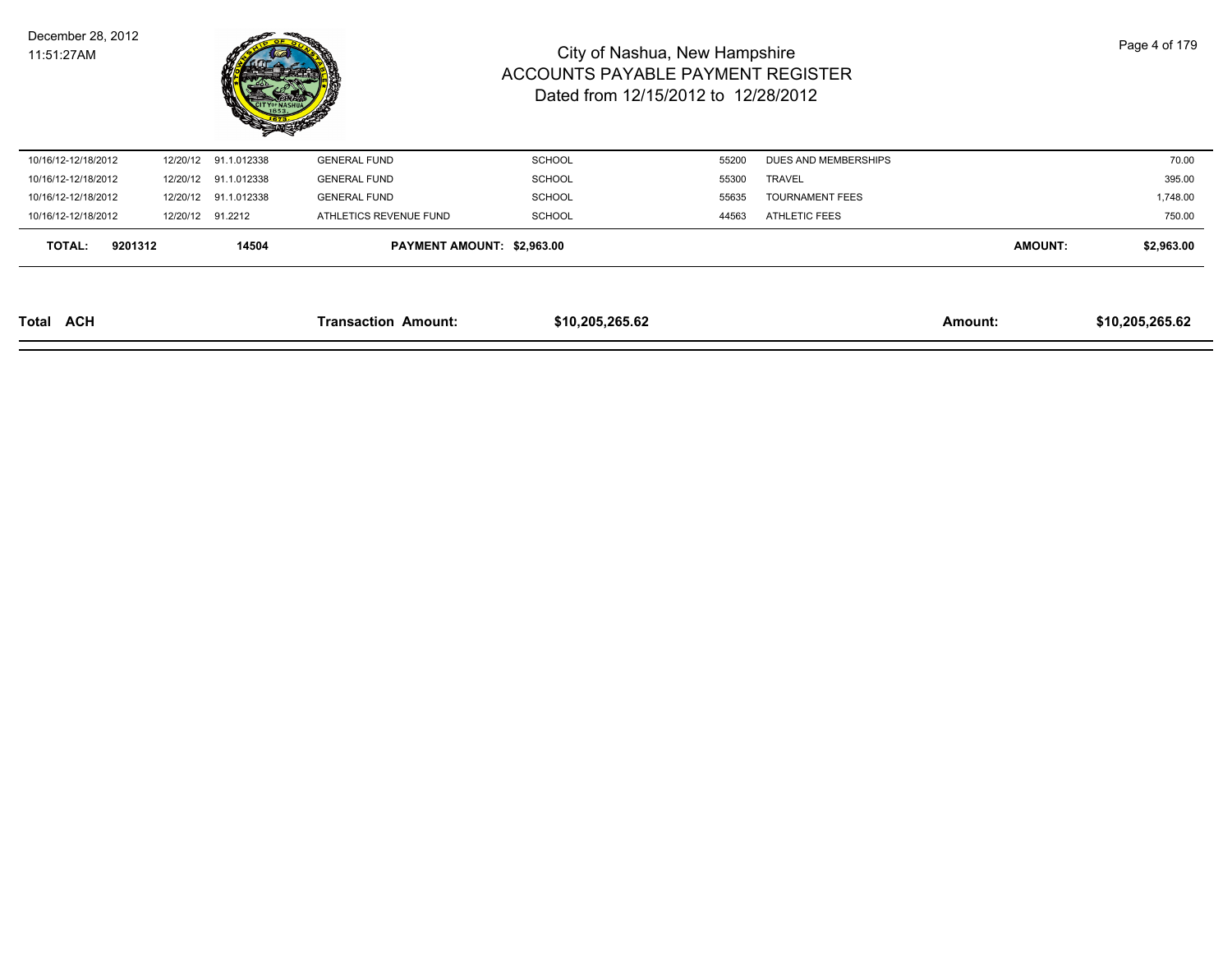# City of Nashua, New Hampshire
## ACCOUNTS PAYABLE PAYMENT REGISTER
### Dated from 12/15/2012 to 12/28/2012

December 28, 2012
11:51:27AM

| | | | | | | | |
|---|---|---|---|---|---|---|---|
| 10/16/12-12/18/2012 | 12/20/12 | 91.1.012338 | GENERAL FUND | SCHOOL | 55200 | DUES AND MEMBERSHIPS | 70.00 |
| 10/16/12-12/18/2012 | 12/20/12 | 91.1.012338 | GENERAL FUND | SCHOOL | 55300 | TRAVEL | 395.00 |
| 10/16/12-12/18/2012 | 12/20/12 | 91.1.012338 | GENERAL FUND | SCHOOL | 55635 | TOURNAMENT FEES | 1,748.00 |
| 10/16/12-12/18/2012 | 12/20/12 | 91.2212 | ATHLETICS REVENUE FUND | SCHOOL | 44563 | ATHLETIC FEES | 750.00 |
| **TOTAL: 9201312** | | **14504** | **PAYMENT AMOUNT: $2,963.00** | | | **AMOUNT:** | **$2,963.00** |

| | | | | |
|---|---|---|---|---|
| **Total ACH** | **Transaction Amount:** | **$10,205,265.62** | **Amount:** | **$10,205,265.62** |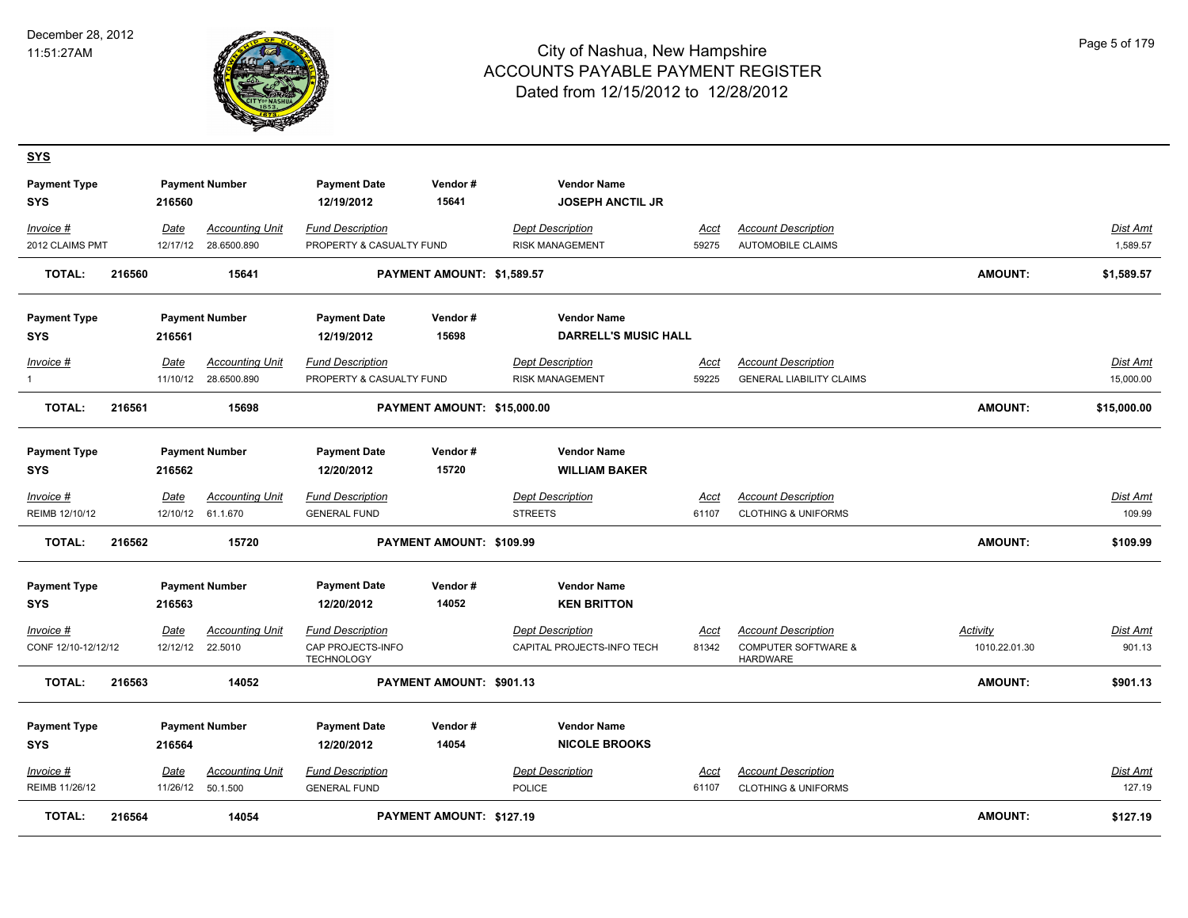# City of Nashua, New Hampshire
# ACCOUNTS PAYABLE PAYMENT REGISTER
## Dated from 12/15/2012 to 12/28/2012

December 28, 2012
11:51:27AM

## SYS

| Payment Type | Payment Number | Payment Date | Vendor # | Vendor Name | | | |
|---|---|---|---|---|---|---|---|
| SYS | 216560 | 12/19/2012 | 15641 | JOSEPH ANCTIL JR | | | |

| Invoice # | Date | Accounting Unit | Fund Description | Dept Description | Acct | Account Description | Dist Amt |
|---|---|---|---|---|---|---|---|
| 2012 CLAIMS PMT | 12/17/12 | 28.6500.890 | PROPERTY & CASUALTY FUND | RISK MANAGEMENT | 59275 | AUTOMOBILE CLAIMS | 1,589.57 |

**TOTAL: 216560 15641 PAYMENT AMOUNT: $1,589.57 AMOUNT: $1,589.57**

| Payment Type | Payment Number | Payment Date | Vendor # | Vendor Name | | | |
|---|---|---|---|---|---|---|---|
| SYS | 216561 | 12/19/2012 | 15698 | DARRELL'S MUSIC HALL | | | |

| Invoice # | Date | Accounting Unit | Fund Description | Dept Description | Acct | Account Description | Dist Amt |
|---|---|---|---|---|---|---|---|
| 1 | 11/10/12 | 28.6500.890 | PROPERTY & CASUALTY FUND | RISK MANAGEMENT | 59225 | GENERAL LIABILITY CLAIMS | 15,000.00 |

**TOTAL: 216561 15698 PAYMENT AMOUNT: $15,000.00 AMOUNT: $15,000.00**

| Payment Type | Payment Number | Payment Date | Vendor # | Vendor Name | | | |
|---|---|---|---|---|---|---|---|
| SYS | 216562 | 12/20/2012 | 15720 | WILLIAM BAKER | | | |

| Invoice # | Date | Accounting Unit | Fund Description | Dept Description | Acct | Account Description | Dist Amt |
|---|---|---|---|---|---|---|---|
| REIMB 12/10/12 | 12/10/12 | 61.1.670 | GENERAL FUND | STREETS | 61107 | CLOTHING & UNIFORMS | 109.99 |

**TOTAL: 216562 15720 PAYMENT AMOUNT: $109.99 AMOUNT: $109.99**

| Payment Type | Payment Number | Payment Date | Vendor # | Vendor Name | | | | |
|---|---|---|---|---|---|---|---|---|
| SYS | 216563 | 12/20/2012 | 14052 | KEN BRITTON | | | | |

| Invoice # | Date | Accounting Unit | Fund Description | Dept Description | Acct | Account Description | Activity | Dist Amt |
|---|---|---|---|---|---|---|---|---|
| CONF 12/10-12/12/12 | 12/12/12 | 22.5010 | CAP PROJECTS-INFO TECHNOLOGY | CAPITAL PROJECTS-INFO TECH | 81342 | COMPUTER SOFTWARE & HARDWARE | 1010.22.01.30 | 901.13 |

**TOTAL: 216563 14052 PAYMENT AMOUNT: $901.13 AMOUNT: $901.13**

| Payment Type | Payment Number | Payment Date | Vendor # | Vendor Name | | | |
|---|---|---|---|---|---|---|---|
| SYS | 216564 | 12/20/2012 | 14054 | NICOLE BROOKS | | | |

| Invoice # | Date | Accounting Unit | Fund Description | Dept Description | Acct | Account Description | Dist Amt |
|---|---|---|---|---|---|---|---|
| REIMB 11/26/12 | 11/26/12 | 50.1.500 | GENERAL FUND | POLICE | 61107 | CLOTHING & UNIFORMS | 127.19 |

**TOTAL: 216564 14054 PAYMENT AMOUNT: $127.19 AMOUNT: $127.19**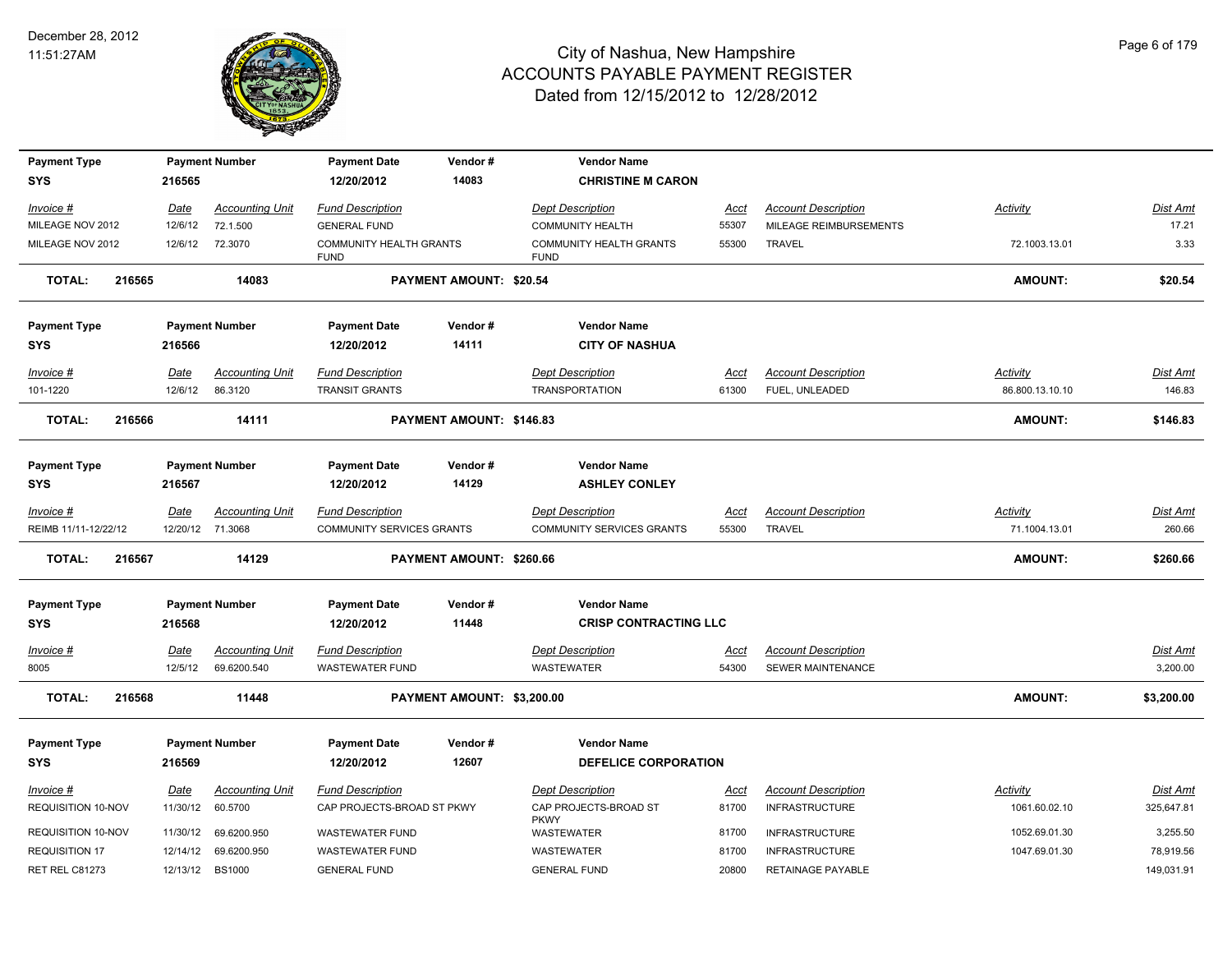# City of Nashua, New Hampshire
## ACCOUNTS PAYABLE PAYMENT REGISTER
### Dated from 12/15/2012 to 12/28/2012

December 28, 2012
11:51:27AM

| Payment Type | Payment Number | Payment Date | Vendor # | Vendor Name | | | |
|---|---|---|---|---|---|---|---|
| SYS | 216565 | 12/20/2012 | 14083 | CHRISTINE M CARON | | | |

| Invoice # | Date | Accounting Unit | Fund Description | Dept Description | Acct | Account Description | Activity | Dist Amt |
|---|---|---|---|---|---|---|---|---|
| MILEAGE NOV 2012 | 12/6/12 | 72.1.500 | GENERAL FUND | COMMUNITY HEALTH | 55307 | MILEAGE REIMBURSEMENTS | | 17.21 |
| MILEAGE NOV 2012 | 12/6/12 | 72.3070 | COMMUNITY HEALTH GRANTS FUND | COMMUNITY HEALTH GRANTS FUND | 55300 | TRAVEL | 72.1003.13.01 | 3.33 |
| **TOTAL: 216565** | | **14083** | | **PAYMENT AMOUNT: $20.54** | | | **AMOUNT:** | **$20.54** |

| Payment Type | Payment Number | Payment Date | Vendor # | Vendor Name | | | |
|---|---|---|---|---|---|---|---|
| SYS | 216566 | 12/20/2012 | 14111 | CITY OF NASHUA | | | |

| Invoice # | Date | Accounting Unit | Fund Description | Dept Description | Acct | Account Description | Activity | Dist Amt |
|---|---|---|---|---|---|---|---|---|
| 101-1220 | 12/6/12 | 86.3120 | TRANSIT GRANTS | TRANSPORTATION | 61300 | FUEL, UNLEADED | 86.800.13.10.10 | 146.83 |
| **TOTAL: 216566** | | **14111** | | **PAYMENT AMOUNT: $146.83** | | | **AMOUNT:** | **$146.83** |

| Payment Type | Payment Number | Payment Date | Vendor # | Vendor Name | | | |
|---|---|---|---|---|---|---|---|
| SYS | 216567 | 12/20/2012 | 14129 | ASHLEY CONLEY | | | |

| Invoice # | Date | Accounting Unit | Fund Description | Dept Description | Acct | Account Description | Activity | Dist Amt |
|---|---|---|---|---|---|---|---|---|
| REIMB 11/11-12/22/12 | 12/20/12 | 71.3068 | COMMUNITY SERVICES GRANTS | COMMUNITY SERVICES GRANTS | 55300 | TRAVEL | 71.1004.13.01 | 260.66 |
| **TOTAL: 216567** | | **14129** | | **PAYMENT AMOUNT: $260.66** | | | **AMOUNT:** | **$260.66** |

| Payment Type | Payment Number | Payment Date | Vendor # | Vendor Name | | | |
|---|---|---|---|---|---|---|---|
| SYS | 216568 | 12/20/2012 | 11448 | CRISP CONTRACTING LLC | | | |

| Invoice # | Date | Accounting Unit | Fund Description | Dept Description | Acct | Account Description | Activity | Dist Amt |
|---|---|---|---|---|---|---|---|---|
| 8005 | 12/5/12 | 69.6200.540 | WASTEWATER FUND | WASTEWATER | 54300 | SEWER MAINTENANCE | | 3,200.00 |
| **TOTAL: 216568** | | **11448** | | **PAYMENT AMOUNT: $3,200.00** | | | **AMOUNT:** | **$3,200.00** |

| Payment Type | Payment Number | Payment Date | Vendor # | Vendor Name | | | |
|---|---|---|---|---|---|---|---|
| SYS | 216569 | 12/20/2012 | 12607 | DEFELICE CORPORATION | | | |

| Invoice # | Date | Accounting Unit | Fund Description | Dept Description | Acct | Account Description | Activity | Dist Amt |
|---|---|---|---|---|---|---|---|---|
| REQUISITION 10-NOV | 11/30/12 | 60.5700 | CAP PROJECTS-BROAD ST PKWY | CAP PROJECTS-BROAD ST PKWY | 81700 | INFRASTRUCTURE | 1061.60.02.10 | 325,647.81 |
| REQUISITION 10-NOV | 11/30/12 | 69.6200.950 | WASTEWATER FUND | WASTEWATER | 81700 | INFRASTRUCTURE | 1052.69.01.30 | 3,255.50 |
| REQUISITION 17 | 12/14/12 | 69.6200.950 | WASTEWATER FUND | WASTEWATER | 81700 | INFRASTRUCTURE | 1047.69.01.30 | 78,919.56 |
| RET REL C81273 | 12/13/12 | BS1000 | GENERAL FUND | GENERAL FUND | 20800 | RETAINAGE PAYABLE | | 149,031.91 |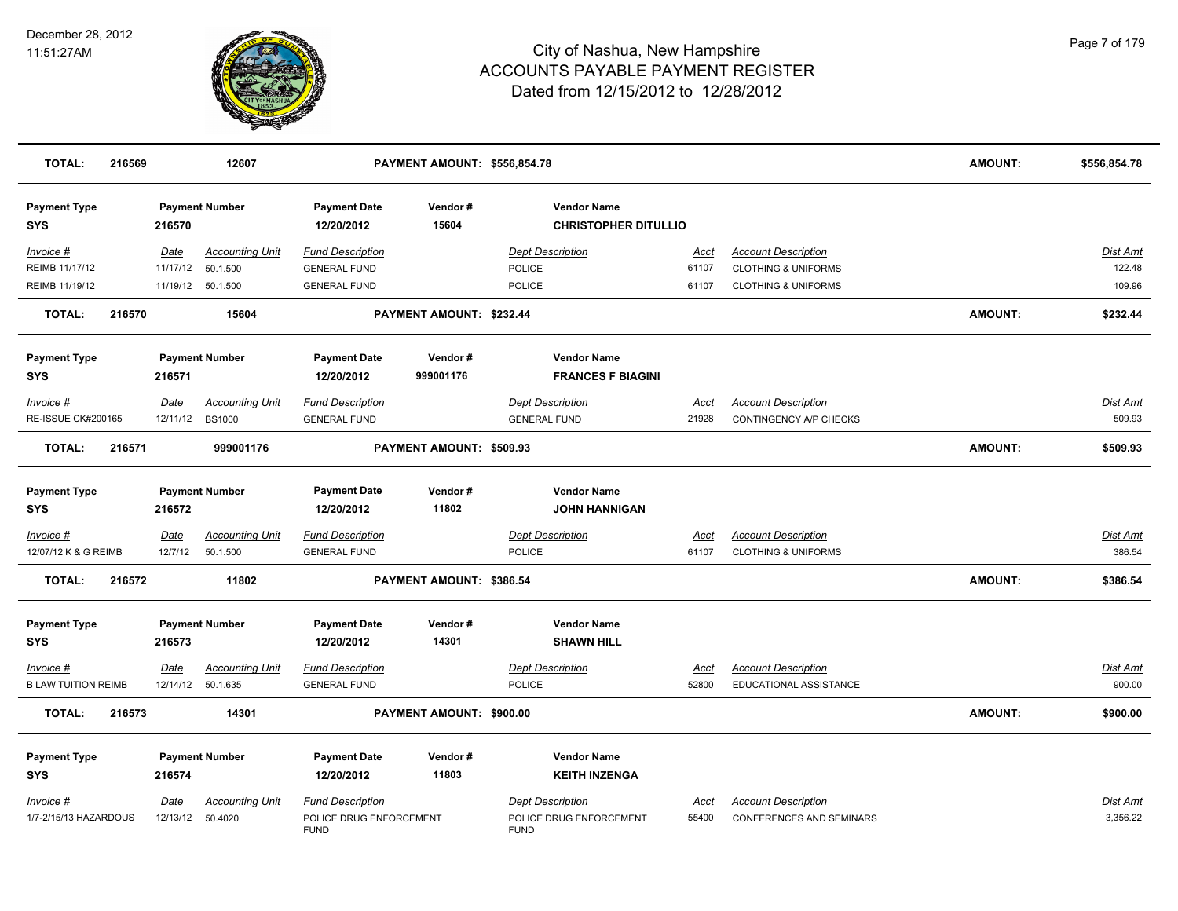| TOTAL: | 216569 | 12607 | PAYMENT AMOUNT: $556,854.78 | | | AMOUNT: | $556,854.78 |
|---|---|---|---|---|---|---|---|

| Payment Type | Payment Number | Payment Date | Vendor # | Vendor Name |
|---|---|---|---|---|
| SYS | 216570 | 12/20/2012 | 15604 | CHRISTOPHER DITULLIO |

| Invoice # | Date | Accounting Unit | Fund Description | Dept Description | Acct | Account Description | Dist Amt |
|---|---|---|---|---|---|---|---|
| REIMB 11/17/12 | 11/17/12 | 50.1.500 | GENERAL FUND | POLICE | 61107 | CLOTHING & UNIFORMS | 122.48 |
| REIMB 11/19/12 | 11/19/12 | 50.1.500 | GENERAL FUND | POLICE | 61107 | CLOTHING & UNIFORMS | 109.96 |

| TOTAL: | 216570 | 15604 | PAYMENT AMOUNT: $232.44 | AMOUNT: | $232.44 |
|---|---|---|---|---|---|

| Payment Type | Payment Number | Payment Date | Vendor # | Vendor Name |
|---|---|---|---|---|
| SYS | 216571 | 12/20/2012 | 999001176 | FRANCES F BIAGINI |

| Invoice # | Date | Accounting Unit | Fund Description | Dept Description | Acct | Account Description | Dist Amt |
|---|---|---|---|---|---|---|---|
| RE-ISSUE CK#200165 | 12/11/12 | BS1000 | GENERAL FUND | GENERAL FUND | 21928 | CONTINGENCY A/P CHECKS | 509.93 |

| TOTAL: | 216571 | 999001176 | PAYMENT AMOUNT: $509.93 | AMOUNT: | $509.93 |
|---|---|---|---|---|---|

| Payment Type | Payment Number | Payment Date | Vendor # | Vendor Name |
|---|---|---|---|---|
| SYS | 216572 | 12/20/2012 | 11802 | JOHN HANNIGAN |

| Invoice # | Date | Accounting Unit | Fund Description | Dept Description | Acct | Account Description | Dist Amt |
|---|---|---|---|---|---|---|---|
| 12/07/12 K & G REIMB | 12/7/12 | 50.1.500 | GENERAL FUND | POLICE | 61107 | CLOTHING & UNIFORMS | 386.54 |

| TOTAL: | 216572 | 11802 | PAYMENT AMOUNT: $386.54 | AMOUNT: | $386.54 |
|---|---|---|---|---|---|

| Payment Type | Payment Number | Payment Date | Vendor # | Vendor Name |
|---|---|---|---|---|
| SYS | 216573 | 12/20/2012 | 14301 | SHAWN HILL |

| Invoice # | Date | Accounting Unit | Fund Description | Dept Description | Acct | Account Description | Dist Amt |
|---|---|---|---|---|---|---|---|
| B LAW TUITION REIMB | 12/14/12 | 50.1.635 | GENERAL FUND | POLICE | 52800 | EDUCATIONAL ASSISTANCE | 900.00 |

| TOTAL: | 216573 | 14301 | PAYMENT AMOUNT: $900.00 | AMOUNT: | $900.00 |
|---|---|---|---|---|---|

| Payment Type | Payment Number | Payment Date | Vendor # | Vendor Name |
|---|---|---|---|---|
| SYS | 216574 | 12/20/2012 | 11803 | KEITH INZENGA |

| Invoice # | Date | Accounting Unit | Fund Description | Dept Description | Acct | Account Description | Dist Amt |
|---|---|---|---|---|---|---|---|
| 1/7-2/15/13 HAZARDOUS | 12/13/12 | 50.4020 | POLICE DRUG ENFORCEMENT FUND | POLICE DRUG ENFORCEMENT FUND | 55400 | CONFERENCES AND SEMINARS | 3,356.22 |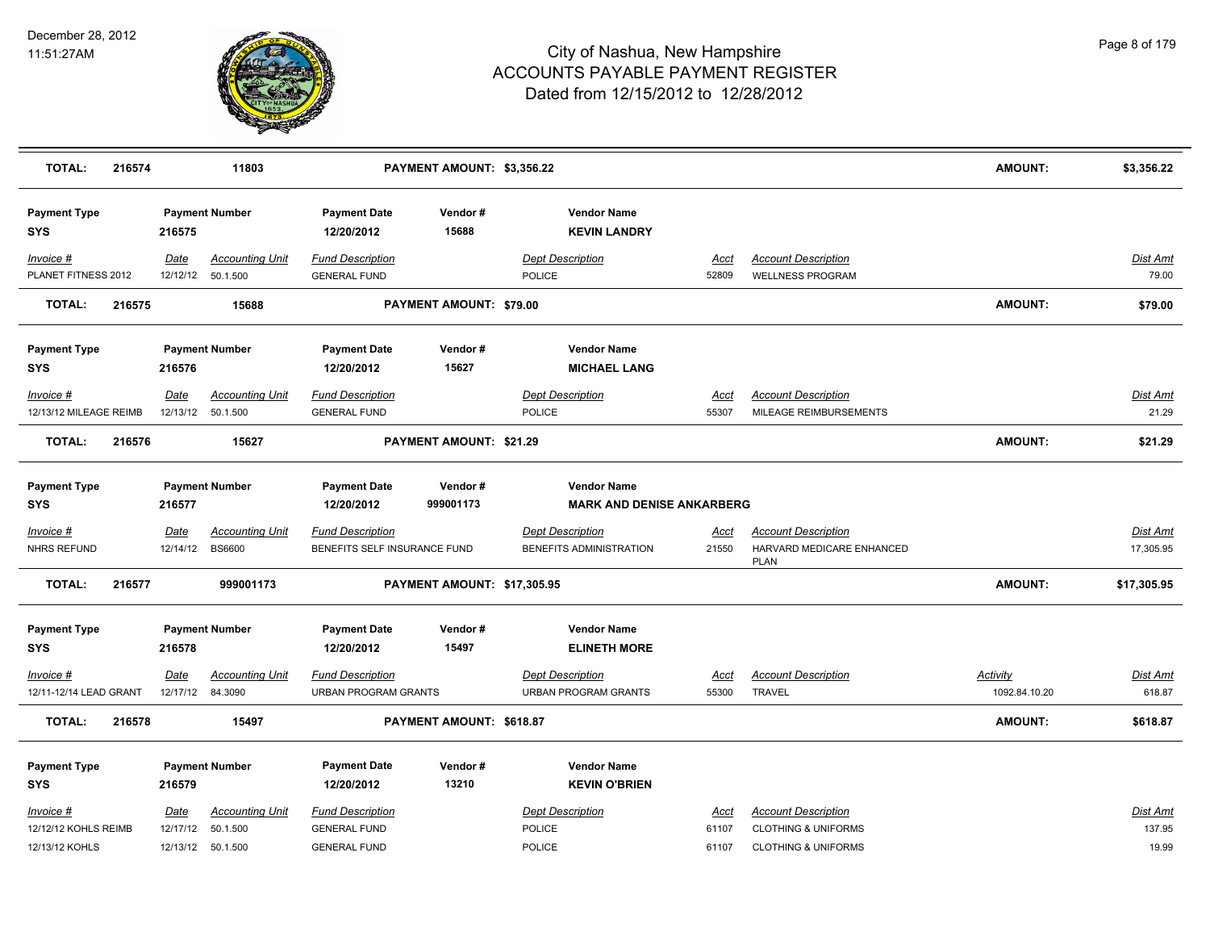# City of Nashua, New Hampshire
# ACCOUNTS PAYABLE PAYMENT REGISTER
## Dated from 12/15/2012 to 12/28/2012

December 28, 2012
11:51:27AM

**TOTAL: 216574 | 11803 | PAYMENT AMOUNT: $3,356.22 | AMOUNT: $3,356.22**

| Payment Type | Payment Number | Payment Date | Vendor # | Vendor Name |
|---|---|---|---|---|
| SYS | 216575 | 12/20/2012 | 15688 | **KEVIN LANDRY** |

| Invoice # | Date | Accounting Unit | Fund Description | Dept Description | Acct | Account Description | Activity | Dist Amt |
|---|---|---|---|---|---|---|---|---|
| PLANET FITNESS 2012 | 12/12/12 | 50.1.500 | GENERAL FUND | POLICE | 52809 | WELLNESS PROGRAM | | 79.00 |

**TOTAL: 216575 | 15688 | PAYMENT AMOUNT: $79.00 | AMOUNT: $79.00**

| Payment Type | Payment Number | Payment Date | Vendor # | Vendor Name |
|---|---|---|---|---|
| SYS | 216576 | 12/20/2012 | 15627 | **MICHAEL LANG** |

| Invoice # | Date | Accounting Unit | Fund Description | Dept Description | Acct | Account Description | Activity | Dist Amt |
|---|---|---|---|---|---|---|---|---|
| 12/13/12 MILEAGE REIMB | 12/13/12 | 50.1.500 | GENERAL FUND | POLICE | 55307 | MILEAGE REIMBURSEMENTS | | 21.29 |

**TOTAL: 216576 | 15627 | PAYMENT AMOUNT: $21.29 | AMOUNT: $21.29**

| Payment Type | Payment Number | Payment Date | Vendor # | Vendor Name |
|---|---|---|---|---|
| SYS | 216577 | 12/20/2012 | 999001173 | **MARK AND DENISE ANKARBERG** |

| Invoice # | Date | Accounting Unit | Fund Description | Dept Description | Acct | Account Description | Activity | Dist Amt |
|---|---|---|---|---|---|---|---|---|
| NHRS REFUND | 12/14/12 | BS6600 | BENEFITS SELF INSURANCE FUND | BENEFITS ADMINISTRATION | 21550 | HARVARD MEDICARE ENHANCED PLAN | | 17,305.95 |

**TOTAL: 216577 | 999001173 | PAYMENT AMOUNT: $17,305.95 | AMOUNT: $17,305.95**

| Payment Type | Payment Number | Payment Date | Vendor # | Vendor Name |
|---|---|---|---|---|
| SYS | 216578 | 12/20/2012 | 15497 | **ELINETH MORE** |

| Invoice # | Date | Accounting Unit | Fund Description | Dept Description | Acct | Account Description | Activity | Dist Amt |
|---|---|---|---|---|---|---|---|---|
| 12/11-12/14 LEAD GRANT | 12/17/12 | 84.3090 | URBAN PROGRAM GRANTS | URBAN PROGRAM GRANTS | 55300 | TRAVEL | 1092.84.10.20 | 618.87 |

**TOTAL: 216578 | 15497 | PAYMENT AMOUNT: $618.87 | AMOUNT: $618.87**

| Payment Type | Payment Number | Payment Date | Vendor # | Vendor Name |
|---|---|---|---|---|
| SYS | 216579 | 12/20/2012 | 13210 | **KEVIN O'BRIEN** |

| Invoice # | Date | Accounting Unit | Fund Description | Dept Description | Acct | Account Description | Activity | Dist Amt |
|---|---|---|---|---|---|---|---|---|
| 12/12/12 KOHLS REIMB | 12/17/12 | 50.1.500 | GENERAL FUND | POLICE | 61107 | CLOTHING & UNIFORMS | | 137.95 |
| 12/13/12 KOHLS | 12/13/12 | 50.1.500 | GENERAL FUND | POLICE | 61107 | CLOTHING & UNIFORMS | | 19.99 |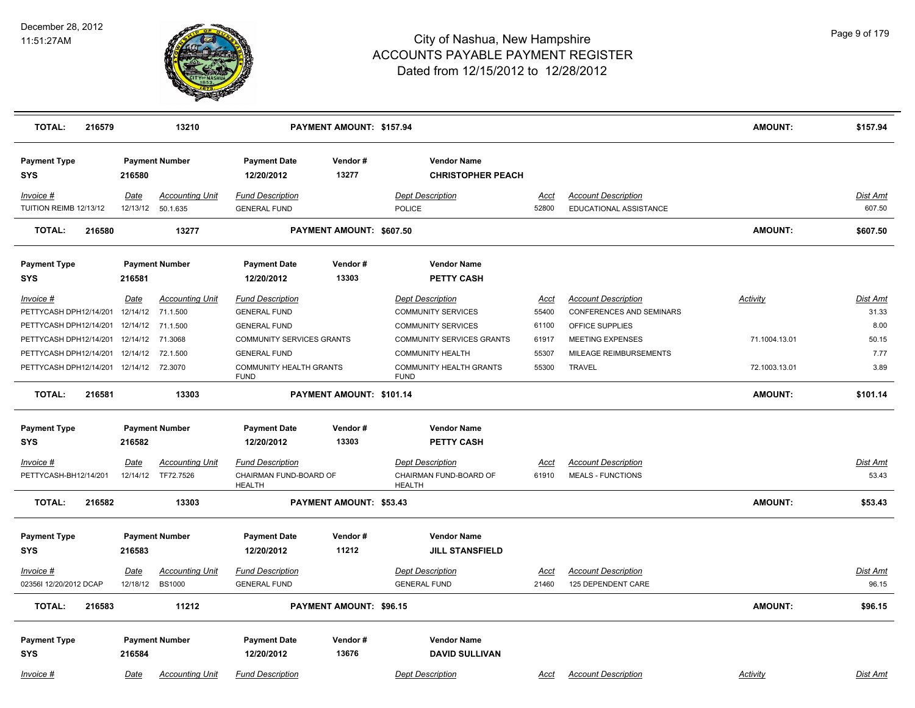# City of Nashua, New Hampshire
## ACCOUNTS PAYABLE PAYMENT REGISTER
### Dated from 12/15/2012 to 12/28/2012

December 28, 2012
11:51:27AM

| **TOTAL:** | **216579** | **13210** | **PAYMENT AMOUNT: $157.94** | **AMOUNT:** | **$157.94** |
|---|---|---|---|---|---|

| Payment Type | Payment Number | Payment Date | Vendor # | Vendor Name |
|---|---|---|---|---|
| **SYS** | **216580** | **12/20/2012** | **13277** | **CHRISTOPHER PEACH** |

| Invoice # | Date | Accounting Unit | Fund Description | Dept Description | Acct | Account Description | Dist Amt |
|---|---|---|---|---|---|---|---|
| TUITION REIMB 12/13/12 | 12/13/12 | 50.1.635 | GENERAL FUND | POLICE | 52800 | EDUCATIONAL ASSISTANCE | 607.50 |

| **TOTAL:** | **216580** | **13277** | **PAYMENT AMOUNT: $607.50** | **AMOUNT:** | **$607.50** |
|---|---|---|---|---|---|

| Payment Type | Payment Number | Payment Date | Vendor # | Vendor Name |
|---|---|---|---|---|
| **SYS** | **216581** | **12/20/2012** | **13303** | **PETTY CASH** |

| Invoice # | Date | Accounting Unit | Fund Description | Dept Description | Acct | Account Description | Activity | Dist Amt |
|---|---|---|---|---|---|---|---|---|
| PETTYCASH DPH12/14/201 | 12/14/12 | 71.1.500 | GENERAL FUND | COMMUNITY SERVICES | 55400 | CONFERENCES AND SEMINARS | | 31.33 |
| PETTYCASH DPH12/14/201 | 12/14/12 | 71.1.500 | GENERAL FUND | COMMUNITY SERVICES | 61100 | OFFICE SUPPLIES | | 8.00 |
| PETTYCASH DPH12/14/201 | 12/14/12 | 71.3068 | COMMUNITY SERVICES GRANTS | COMMUNITY SERVICES GRANTS | 61917 | MEETING EXPENSES | 71.1004.13.01 | 50.15 |
| PETTYCASH DPH12/14/201 | 12/14/12 | 72.1.500 | GENERAL FUND | COMMUNITY HEALTH | 55307 | MILEAGE REIMBURSEMENTS | | 7.77 |
| PETTYCASH DPH12/14/201 | 12/14/12 | 72.3070 | COMMUNITY HEALTH GRANTS FUND | COMMUNITY HEALTH GRANTS FUND | 55300 | TRAVEL | 72.1003.13.01 | 3.89 |

| **TOTAL:** | **216581** | **13303** | **PAYMENT AMOUNT: $101.14** | **AMOUNT:** | **$101.14** |
|---|---|---|---|---|---|

| Payment Type | Payment Number | Payment Date | Vendor # | Vendor Name |
|---|---|---|---|---|
| **SYS** | **216582** | **12/20/2012** | **13303** | **PETTY CASH** |

| Invoice # | Date | Accounting Unit | Fund Description | Dept Description | Acct | Account Description | Dist Amt |
|---|---|---|---|---|---|---|---|
| PETTYCASH-BH12/14/201 | 12/14/12 | TF72.7526 | CHAIRMAN FUND-BOARD OF HEALTH | CHAIRMAN FUND-BOARD OF HEALTH | 61910 | MEALS - FUNCTIONS | 53.43 |

| **TOTAL:** | **216582** | **13303** | **PAYMENT AMOUNT: $53.43** | **AMOUNT:** | **$53.43** |
|---|---|---|---|---|---|

| Payment Type | Payment Number | Payment Date | Vendor # | Vendor Name |
|---|---|---|---|---|
| **SYS** | **216583** | **12/20/2012** | **11212** | **JILL STANSFIELD** |

| Invoice # | Date | Accounting Unit | Fund Description | Dept Description | Acct | Account Description | Dist Amt |
|---|---|---|---|---|---|---|---|
| 02356I 12/20/2012 DCAP | 12/18/12 | BS1000 | GENERAL FUND | GENERAL FUND | 21460 | 125 DEPENDENT CARE | 96.15 |

| **TOTAL:** | **216583** | **11212** | **PAYMENT AMOUNT: $96.15** | **AMOUNT:** | **$96.15** |
|---|---|---|---|---|---|

| Payment Type | Payment Number | Payment Date | Vendor # | Vendor Name |
|---|---|---|---|---|
| **SYS** | **216584** | **12/20/2012** | **13676** | **DAVID SULLIVAN** |

| Invoice # | Date | Accounting Unit | Fund Description | Dept Description | Acct | Account Description | Activity | Dist Amt |
|---|---|---|---|---|---|---|---|---|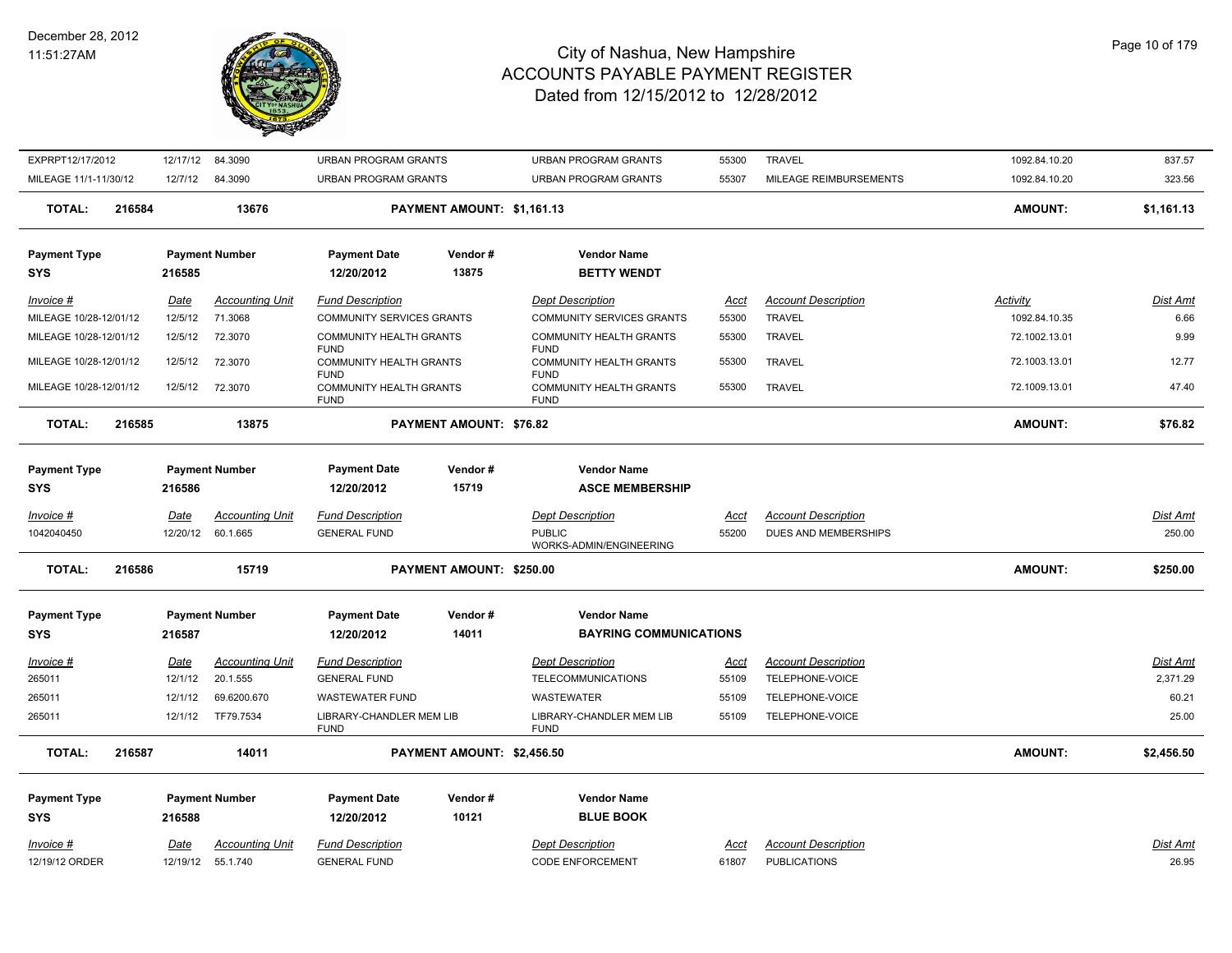# City of Nashua, New Hampshire
## ACCOUNTS PAYABLE PAYMENT REGISTER
### Dated from 12/15/2012 to 12/28/2012

December 28, 2012
11:51:27AM

| Invoice # | Date | Accounting Unit | Fund Description | Dept Description | Acct | Account Description | Activity | Dist Amt |
|---|---|---|---|---|---|---|---|---|
| EXPRPT12/17/2012 | 12/17/12 | 84.3090 | URBAN PROGRAM GRANTS | URBAN PROGRAM GRANTS | 55300 | TRAVEL | 1092.84.10.20 | 837.57 |
| MILEAGE 11/1-11/30/12 | 12/7/12 | 84.3090 | URBAN PROGRAM GRANTS | URBAN PROGRAM GRANTS | 55307 | MILEAGE REIMBURSEMENTS | 1092.84.10.20 | 323.56 |

**TOTAL: 216584 — 13676 — PAYMENT AMOUNT: $1,161.13 — AMOUNT: $1,161.13**

| Payment Type | Payment Number | Payment Date | Vendor # | Vendor Name |
|---|---|---|---|---|
| SYS | 216585 | 12/20/2012 | 13875 | BETTY WENDT |

| Invoice # | Date | Accounting Unit | Fund Description | Dept Description | Acct | Account Description | Activity | Dist Amt |
|---|---|---|---|---|---|---|---|---|
| MILEAGE 10/28-12/01/12 | 12/5/12 | 71.3068 | COMMUNITY SERVICES GRANTS | COMMUNITY SERVICES GRANTS | 55300 | TRAVEL | 1092.84.10.35 | 6.66 |
| MILEAGE 10/28-12/01/12 | 12/5/12 | 72.3070 | COMMUNITY HEALTH GRANTS FUND | COMMUNITY HEALTH GRANTS FUND | 55300 | TRAVEL | 72.1002.13.01 | 9.99 |
| MILEAGE 10/28-12/01/12 | 12/5/12 | 72.3070 | COMMUNITY HEALTH GRANTS FUND | COMMUNITY HEALTH GRANTS FUND | 55300 | TRAVEL | 72.1003.13.01 | 12.77 |
| MILEAGE 10/28-12/01/12 | 12/5/12 | 72.3070 | COMMUNITY HEALTH GRANTS FUND | COMMUNITY HEALTH GRANTS FUND | 55300 | TRAVEL | 72.1009.13.01 | 47.40 |

**TOTAL: 216585 — 13875 — PAYMENT AMOUNT: $76.82 — AMOUNT: $76.82**

| Payment Type | Payment Number | Payment Date | Vendor # | Vendor Name |
|---|---|---|---|---|
| SYS | 216586 | 12/20/2012 | 15719 | ASCE MEMBERSHIP |

| Invoice # | Date | Accounting Unit | Fund Description | Dept Description | Acct | Account Description | Dist Amt |
|---|---|---|---|---|---|---|---|
| 1042040450 | 12/20/12 | 60.1.665 | GENERAL FUND | PUBLIC WORKS-ADMIN/ENGINEERING | 55200 | DUES AND MEMBERSHIPS | 250.00 |

**TOTAL: 216586 — 15719 — PAYMENT AMOUNT: $250.00 — AMOUNT: $250.00**

| Payment Type | Payment Number | Payment Date | Vendor # | Vendor Name |
|---|---|---|---|---|
| SYS | 216587 | 12/20/2012 | 14011 | BAYRING COMMUNICATIONS |

| Invoice # | Date | Accounting Unit | Fund Description | Dept Description | Acct | Account Description | Dist Amt |
|---|---|---|---|---|---|---|---|
| 265011 | 12/1/12 | 20.1.555 | GENERAL FUND | TELECOMMUNICATIONS | 55109 | TELEPHONE-VOICE | 2,371.29 |
| 265011 | 12/1/12 | 69.6200.670 | WASTEWATER FUND | WASTEWATER | 55109 | TELEPHONE-VOICE | 60.21 |
| 265011 | 12/1/12 | TF79.7534 | LIBRARY-CHANDLER MEM LIB FUND | LIBRARY-CHANDLER MEM LIB FUND | 55109 | TELEPHONE-VOICE | 25.00 |

**TOTAL: 216587 — 14011 — PAYMENT AMOUNT: $2,456.50 — AMOUNT: $2,456.50**

| Payment Type | Payment Number | Payment Date | Vendor # | Vendor Name |
|---|---|---|---|---|
| SYS | 216588 | 12/20/2012 | 10121 | BLUE BOOK |

| Invoice # | Date | Accounting Unit | Fund Description | Dept Description | Acct | Account Description | Dist Amt |
|---|---|---|---|---|---|---|---|
| 12/19/12 ORDER | 12/19/12 | 55.1.740 | GENERAL FUND | CODE ENFORCEMENT | 61807 | PUBLICATIONS | 26.95 |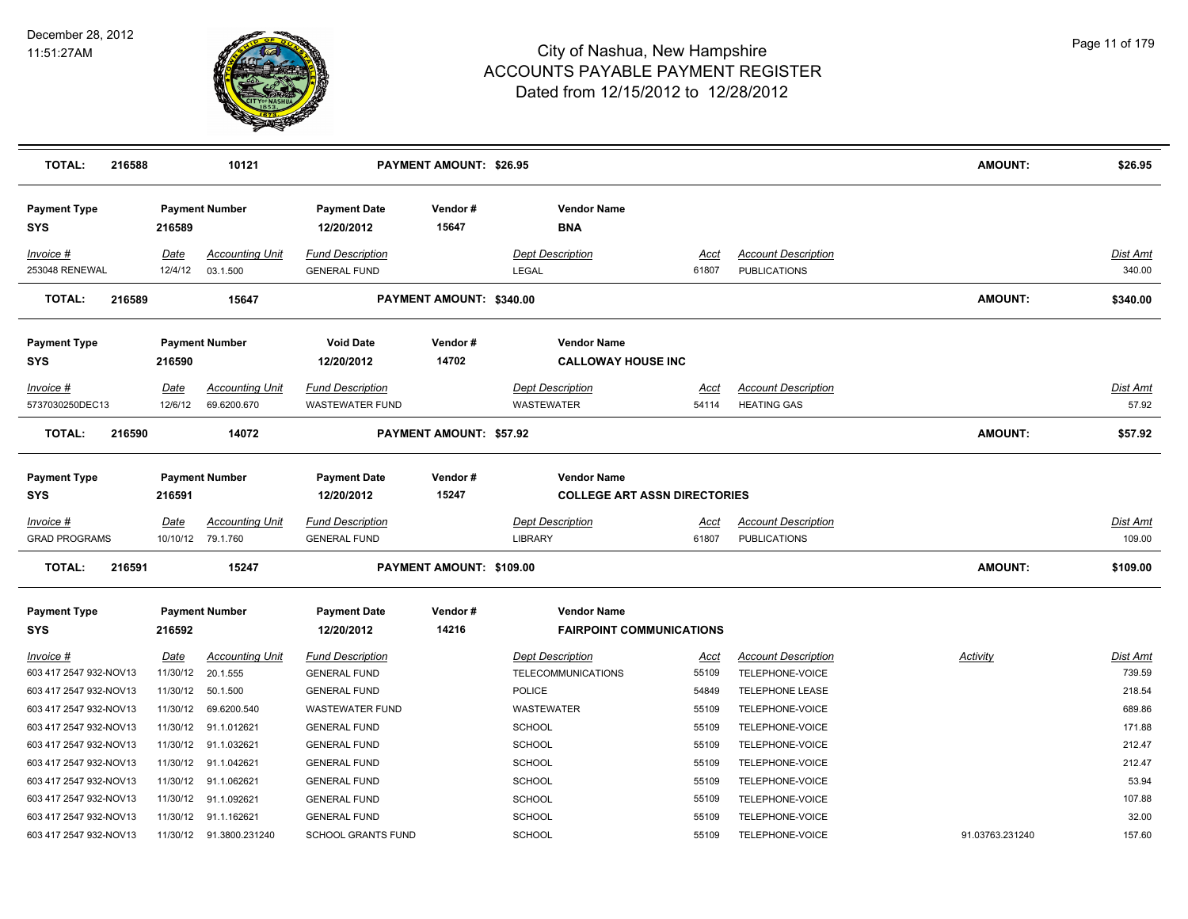# City of Nashua, New Hampshire
## ACCOUNTS PAYABLE PAYMENT REGISTER
### Dated from 12/15/2012 to 12/28/2012

December 28, 2012
11:51:27AM

| **TOTAL:** | **216588** | **10121** | | **PAYMENT AMOUNT: $26.95** | | | | | **AMOUNT:** | **$26.95** |
|---|---|---|---|---|---|---|---|---|---|---|

| **Payment Type** | **Payment Number** | | **Payment Date** | **Vendor #** | **Vendor Name** | | | | | |
|---|---|---|---|---|---|---|---|---|---|---|
| **SYS** | **216589** | | **12/20/2012** | **15647** | **BNA** | | | | | |
| *Invoice #* | *Date* | *Accounting Unit* | *Fund Description* | | *Dept Description* | *Acct* | *Account Description* | | | *Dist Amt* |
| 253048 RENEWAL | 12/4/12 | 03.1.500 | GENERAL FUND | | LEGAL | 61807 | PUBLICATIONS | | | 340.00 |
| **TOTAL:** | **216589** | **15647** | | **PAYMENT AMOUNT: $340.00** | | | | | **AMOUNT:** | **$340.00** |

| **Payment Type** | **Payment Number** | | **Void Date** | **Vendor #** | **Vendor Name** | | | | | |
|---|---|---|---|---|---|---|---|---|---|---|
| **SYS** | **216590** | | **12/20/2012** | **14702** | **CALLOWAY HOUSE INC** | | | | | |
| *Invoice #* | *Date* | *Accounting Unit* | *Fund Description* | | *Dept Description* | *Acct* | *Account Description* | | | *Dist Amt* |
| 5737030250DEC13 | 12/6/12 | 69.6200.670 | WASTEWATER FUND | | WASTEWATER | 54114 | HEATING GAS | | | 57.92 |
| **TOTAL:** | **216590** | **14072** | | **PAYMENT AMOUNT: $57.92** | | | | | **AMOUNT:** | **$57.92** |

| **Payment Type** | **Payment Number** | | **Payment Date** | **Vendor #** | **Vendor Name** | | | | | |
|---|---|---|---|---|---|---|---|---|---|---|
| **SYS** | **216591** | | **12/20/2012** | **15247** | **COLLEGE ART ASSN DIRECTORIES** | | | | | |
| *Invoice #* | *Date* | *Accounting Unit* | *Fund Description* | | *Dept Description* | *Acct* | *Account Description* | | | *Dist Amt* |
| GRAD PROGRAMS | 10/10/12 | 79.1.760 | GENERAL FUND | | LIBRARY | 61807 | PUBLICATIONS | | | 109.00 |
| **TOTAL:** | **216591** | **15247** | | **PAYMENT AMOUNT: $109.00** | | | | | **AMOUNT:** | **$109.00** |

| **Payment Type** | **Payment Number** | | **Payment Date** | **Vendor #** | **Vendor Name** | | | | | |
|---|---|---|---|---|---|---|---|---|---|---|
| **SYS** | **216592** | | **12/20/2012** | **14216** | **FAIRPOINT COMMUNICATIONS** | | | | | |
| *Invoice #* | *Date* | *Accounting Unit* | *Fund Description* | | *Dept Description* | *Acct* | *Account Description* | *Activity* | | *Dist Amt* |
| 603 417 2547 932-NOV13 | 11/30/12 | 20.1.555 | GENERAL FUND | | TELECOMMUNICATIONS | 55109 | TELEPHONE-VOICE | | | 739.59 |
| 603 417 2547 932-NOV13 | 11/30/12 | 50.1.500 | GENERAL FUND | | POLICE | 54849 | TELEPHONE LEASE | | | 218.54 |
| 603 417 2547 932-NOV13 | 11/30/12 | 69.6200.540 | WASTEWATER FUND | | WASTEWATER | 55109 | TELEPHONE-VOICE | | | 689.86 |
| 603 417 2547 932-NOV13 | 11/30/12 | 91.1.012621 | GENERAL FUND | | SCHOOL | 55109 | TELEPHONE-VOICE | | | 171.88 |
| 603 417 2547 932-NOV13 | 11/30/12 | 91.1.032621 | GENERAL FUND | | SCHOOL | 55109 | TELEPHONE-VOICE | | | 212.47 |
| 603 417 2547 932-NOV13 | 11/30/12 | 91.1.042621 | GENERAL FUND | | SCHOOL | 55109 | TELEPHONE-VOICE | | | 212.47 |
| 603 417 2547 932-NOV13 | 11/30/12 | 91.1.062621 | GENERAL FUND | | SCHOOL | 55109 | TELEPHONE-VOICE | | | 53.94 |
| 603 417 2547 932-NOV13 | 11/30/12 | 91.1.092621 | GENERAL FUND | | SCHOOL | 55109 | TELEPHONE-VOICE | | | 107.88 |
| 603 417 2547 932-NOV13 | 11/30/12 | 91.1.162621 | GENERAL FUND | | SCHOOL | 55109 | TELEPHONE-VOICE | | | 32.00 |
| 603 417 2547 932-NOV13 | 11/30/12 | 91.3800.231240 | SCHOOL GRANTS FUND | | SCHOOL | 55109 | TELEPHONE-VOICE | 91.03763.231240 | | 157.60 |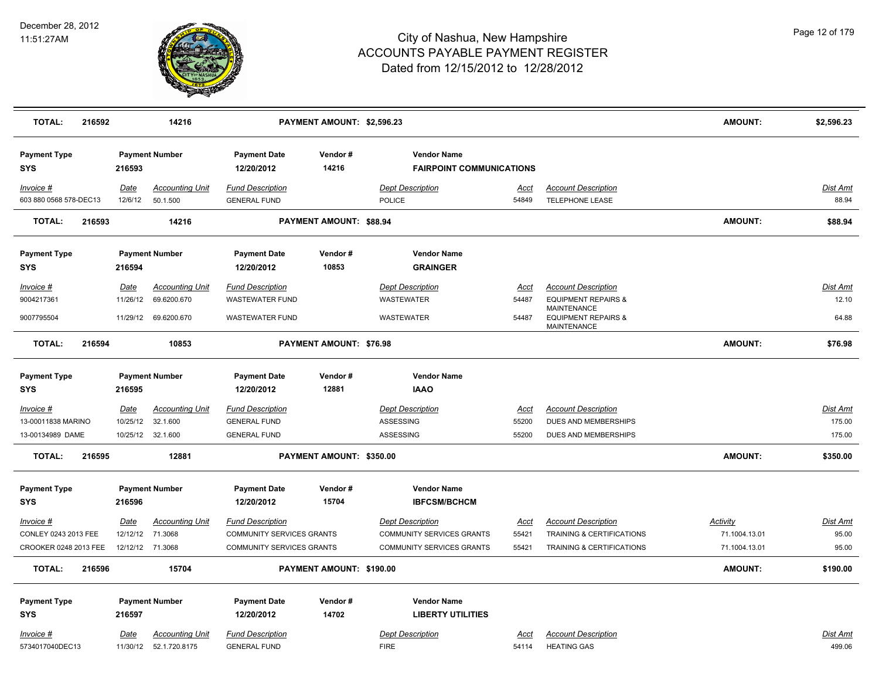# City of Nashua, New Hampshire
## ACCOUNTS PAYABLE PAYMENT REGISTER
### Dated from 12/15/2012 to 12/28/2012

December 28, 2012
11:51:27AM

| **TOTAL:** | **216592** | **14216** | **PAYMENT AMOUNT: $2,596.23** | **AMOUNT:** | **$2,596.23** |
|---|---|---|---|---|---|

| Payment Type | Payment Number | Payment Date | Vendor # | Vendor Name |
|---|---|---|---|---|
| SYS | 216593 | 12/20/2012 | 14216 | FAIRPOINT COMMUNICATIONS |

| Invoice # | Date | Accounting Unit | Fund Description | Dept Description | Acct | Account Description | Dist Amt |
|---|---|---|---|---|---|---|---|
| 603 880 0568 578-DEC13 | 12/6/12 | 50.1.500 | GENERAL FUND | POLICE | 54849 | TELEPHONE LEASE | 88.94 |

| **TOTAL:** | **216593** | **14216** | **PAYMENT AMOUNT: $88.94** | **AMOUNT:** | **$88.94** |
|---|---|---|---|---|---|

| Payment Type | Payment Number | Payment Date | Vendor # | Vendor Name |
|---|---|---|---|---|
| SYS | 216594 | 12/20/2012 | 10853 | GRAINGER |

| Invoice # | Date | Accounting Unit | Fund Description | Dept Description | Acct | Account Description | Dist Amt |
|---|---|---|---|---|---|---|---|
| 9004217361 | 11/26/12 | 69.6200.670 | WASTEWATER FUND | WASTEWATER | 54487 | EQUIPMENT REPAIRS & MAINTENANCE | 12.10 |
| 9007795504 | 11/29/12 | 69.6200.670 | WASTEWATER FUND | WASTEWATER | 54487 | EQUIPMENT REPAIRS & MAINTENANCE | 64.88 |

| **TOTAL:** | **216594** | **10853** | **PAYMENT AMOUNT: $76.98** | **AMOUNT:** | **$76.98** |
|---|---|---|---|---|---|

| Payment Type | Payment Number | Payment Date | Vendor # | Vendor Name |
|---|---|---|---|---|
| SYS | 216595 | 12/20/2012 | 12881 | IAAO |

| Invoice # | Date | Accounting Unit | Fund Description | Dept Description | Acct | Account Description | Dist Amt |
|---|---|---|---|---|---|---|---|
| 13-00011838 MARINO | 10/25/12 | 32.1.600 | GENERAL FUND | ASSESSING | 55200 | DUES AND MEMBERSHIPS | 175.00 |
| 13-00134989 DAME | 10/25/12 | 32.1.600 | GENERAL FUND | ASSESSING | 55200 | DUES AND MEMBERSHIPS | 175.00 |

| **TOTAL:** | **216595** | **12881** | **PAYMENT AMOUNT: $350.00** | **AMOUNT:** | **$350.00** |
|---|---|---|---|---|---|

| Payment Type | Payment Number | Payment Date | Vendor # | Vendor Name |
|---|---|---|---|---|
| SYS | 216596 | 12/20/2012 | 15704 | IBFCSM/BCHCM |

| Invoice # | Date | Accounting Unit | Fund Description | Dept Description | Acct | Account Description | Activity | Dist Amt |
|---|---|---|---|---|---|---|---|---|
| CONLEY 0243 2013 FEE | 12/12/12 | 71.3068 | COMMUNITY SERVICES GRANTS | COMMUNITY SERVICES GRANTS | 55421 | TRAINING & CERTIFICATIONS | 71.1004.13.01 | 95.00 |
| CROOKER 0248 2013 FEE | 12/12/12 | 71.3068 | COMMUNITY SERVICES GRANTS | COMMUNITY SERVICES GRANTS | 55421 | TRAINING & CERTIFICATIONS | 71.1004.13.01 | 95.00 |

| **TOTAL:** | **216596** | **15704** | **PAYMENT AMOUNT: $190.00** | **AMOUNT:** | **$190.00** |
|---|---|---|---|---|---|

| Payment Type | Payment Number | Payment Date | Vendor # | Vendor Name |
|---|---|---|---|---|
| SYS | 216597 | 12/20/2012 | 14702 | LIBERTY UTILITIES |

| Invoice # | Date | Accounting Unit | Fund Description | Dept Description | Acct | Account Description | Dist Amt |
|---|---|---|---|---|---|---|---|
| 5734017040DEC13 | 11/30/12 | 52.1.720.8175 | GENERAL FUND | FIRE | 54114 | HEATING GAS | 499.06 |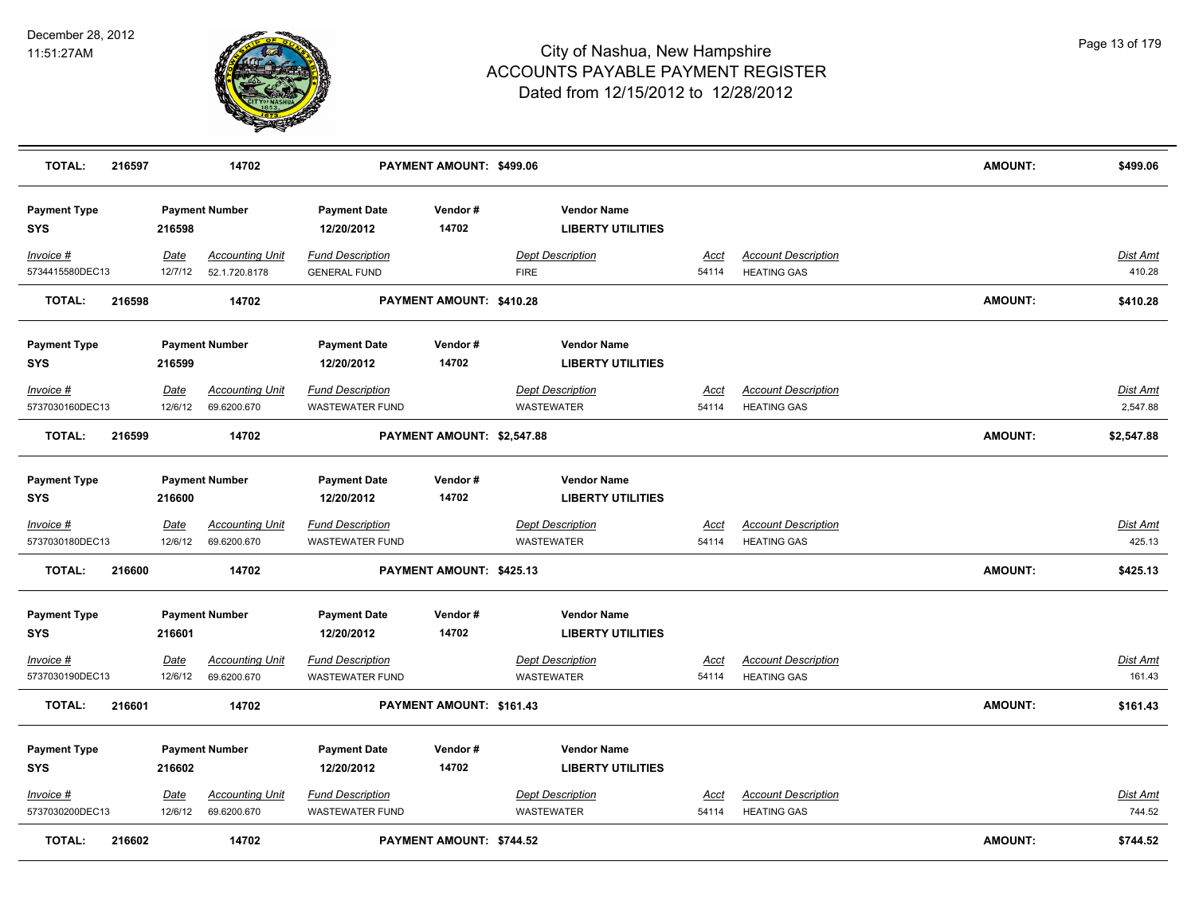| TOTAL: | 216597 | 14702 | PAYMENT AMOUNT: $499.06 | AMOUNT: | $499.06 |
|---|---|---|---|---|---|

| Payment Type | Payment Number | Payment Date | Vendor # | Vendor Name |
|---|---|---|---|---|
| SYS | 216598 | 12/20/2012 | 14702 | LIBERTY UTILITIES |

| Invoice # | Date | Accounting Unit | Fund Description | Dept Description | Acct | Account Description | Dist Amt |
|---|---|---|---|---|---|---|---|
| 5734415580DEC13 | 12/7/12 | 52.1.720.8178 | GENERAL FUND | FIRE | 54114 | HEATING GAS | 410.28 |

| TOTAL: | 216598 | 14702 | PAYMENT AMOUNT: $410.28 | AMOUNT: | $410.28 |
|---|---|---|---|---|---|

| Payment Type | Payment Number | Payment Date | Vendor # | Vendor Name |
|---|---|---|---|---|
| SYS | 216599 | 12/20/2012 | 14702 | LIBERTY UTILITIES |

| Invoice # | Date | Accounting Unit | Fund Description | Dept Description | Acct | Account Description | Dist Amt |
|---|---|---|---|---|---|---|---|
| 5737030160DEC13 | 12/6/12 | 69.6200.670 | WASTEWATER FUND | WASTEWATER | 54114 | HEATING GAS | 2,547.88 |

| TOTAL: | 216599 | 14702 | PAYMENT AMOUNT: $2,547.88 | AMOUNT: | $2,547.88 |
|---|---|---|---|---|---|

| Payment Type | Payment Number | Payment Date | Vendor # | Vendor Name |
|---|---|---|---|---|
| SYS | 216600 | 12/20/2012 | 14702 | LIBERTY UTILITIES |

| Invoice # | Date | Accounting Unit | Fund Description | Dept Description | Acct | Account Description | Dist Amt |
|---|---|---|---|---|---|---|---|
| 5737030180DEC13 | 12/6/12 | 69.6200.670 | WASTEWATER FUND | WASTEWATER | 54114 | HEATING GAS | 425.13 |

| TOTAL: | 216600 | 14702 | PAYMENT AMOUNT: $425.13 | AMOUNT: | $425.13 |
|---|---|---|---|---|---|

| Payment Type | Payment Number | Payment Date | Vendor # | Vendor Name |
|---|---|---|---|---|
| SYS | 216601 | 12/20/2012 | 14702 | LIBERTY UTILITIES |

| Invoice # | Date | Accounting Unit | Fund Description | Dept Description | Acct | Account Description | Dist Amt |
|---|---|---|---|---|---|---|---|
| 5737030190DEC13 | 12/6/12 | 69.6200.670 | WASTEWATER FUND | WASTEWATER | 54114 | HEATING GAS | 161.43 |

| TOTAL: | 216601 | 14702 | PAYMENT AMOUNT: $161.43 | AMOUNT: | $161.43 |
|---|---|---|---|---|---|

| Payment Type | Payment Number | Payment Date | Vendor # | Vendor Name |
|---|---|---|---|---|
| SYS | 216602 | 12/20/2012 | 14702 | LIBERTY UTILITIES |

| Invoice # | Date | Accounting Unit | Fund Description | Dept Description | Acct | Account Description | Dist Amt |
|---|---|---|---|---|---|---|---|
| 5737030200DEC13 | 12/6/12 | 69.6200.670 | WASTEWATER FUND | WASTEWATER | 54114 | HEATING GAS | 744.52 |

| TOTAL: | 216602 | 14702 | PAYMENT AMOUNT: $744.52 | AMOUNT: | $744.52 |
|---|---|---|---|---|---|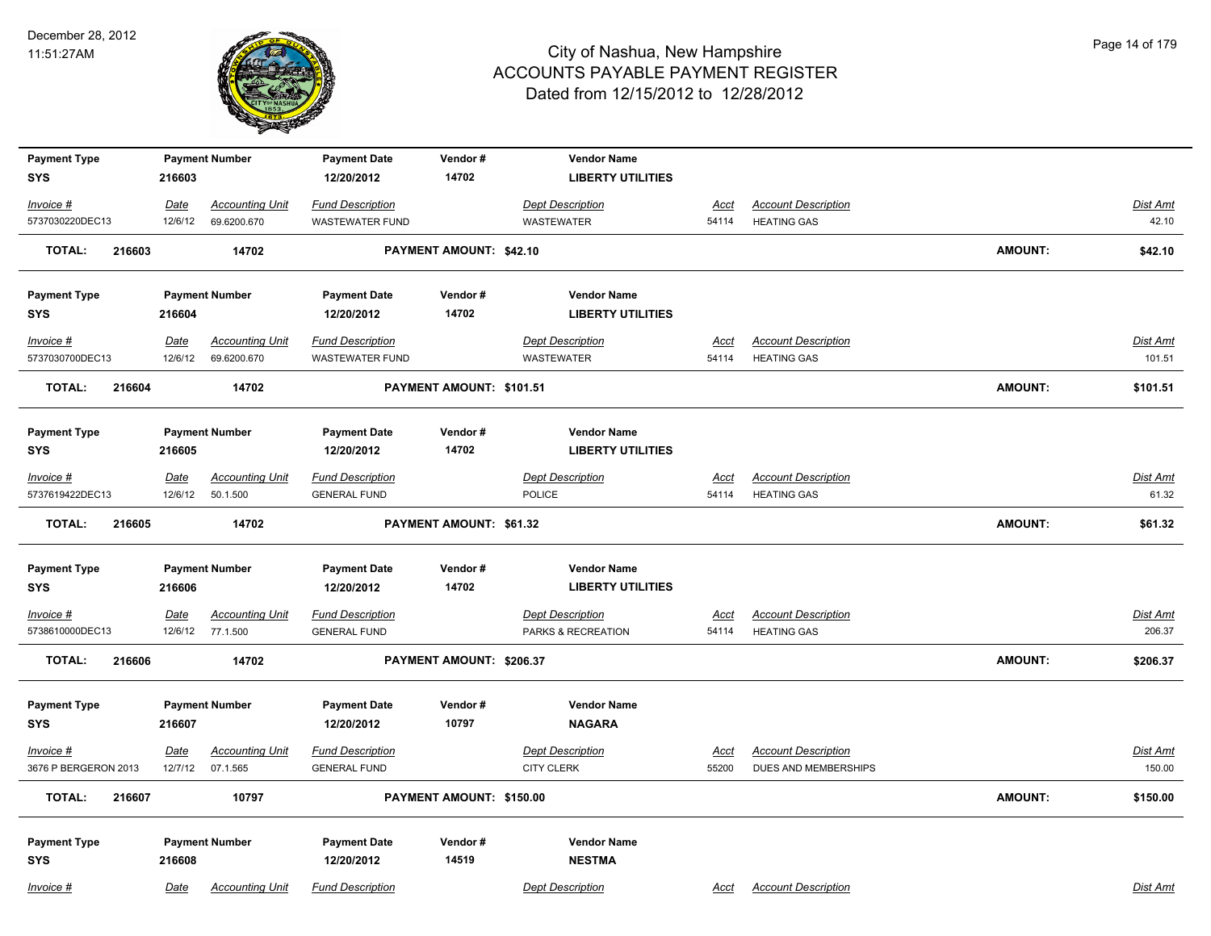December 28, 2012
11:51:27AM

# City of Nashua, New Hampshire
## ACCOUNTS PAYABLE PAYMENT REGISTER
### Dated from 12/15/2012 to 12/28/2012

| Payment Type | Payment Number | Payment Date | Vendor # | Vendor Name |
|---|---|---|---|---|
| SYS | 216603 | 12/20/2012 | 14702 | LIBERTY UTILITIES |

| Invoice # | Date | Accounting Unit | Fund Description | Dept Description | Acct | Account Description | Dist Amt |
|---|---|---|---|---|---|---|---|
| 5737030220DEC13 | 12/6/12 | 69.6200.670 | WASTEWATER FUND | WASTEWATER | 54114 | HEATING GAS | 42.10 |

**TOTAL: 216603 14702 PAYMENT AMOUNT: $42.10 AMOUNT: $42.10**

| Payment Type | Payment Number | Payment Date | Vendor # | Vendor Name |
|---|---|---|---|---|
| SYS | 216604 | 12/20/2012 | 14702 | LIBERTY UTILITIES |

| Invoice # | Date | Accounting Unit | Fund Description | Dept Description | Acct | Account Description | Dist Amt |
|---|---|---|---|---|---|---|---|
| 5737030700DEC13 | 12/6/12 | 69.6200.670 | WASTEWATER FUND | WASTEWATER | 54114 | HEATING GAS | 101.51 |

**TOTAL: 216604 14702 PAYMENT AMOUNT: $101.51 AMOUNT: $101.51**

| Payment Type | Payment Number | Payment Date | Vendor # | Vendor Name |
|---|---|---|---|---|
| SYS | 216605 | 12/20/2012 | 14702 | LIBERTY UTILITIES |

| Invoice # | Date | Accounting Unit | Fund Description | Dept Description | Acct | Account Description | Dist Amt |
|---|---|---|---|---|---|---|---|
| 5737619422DEC13 | 12/6/12 | 50.1.500 | GENERAL FUND | POLICE | 54114 | HEATING GAS | 61.32 |

**TOTAL: 216605 14702 PAYMENT AMOUNT: $61.32 AMOUNT: $61.32**

| Payment Type | Payment Number | Payment Date | Vendor # | Vendor Name |
|---|---|---|---|---|
| SYS | 216606 | 12/20/2012 | 14702 | LIBERTY UTILITIES |

| Invoice # | Date | Accounting Unit | Fund Description | Dept Description | Acct | Account Description | Dist Amt |
|---|---|---|---|---|---|---|---|
| 5738610000DEC13 | 12/6/12 | 77.1.500 | GENERAL FUND | PARKS & RECREATION | 54114 | HEATING GAS | 206.37 |

**TOTAL: 216606 14702 PAYMENT AMOUNT: $206.37 AMOUNT: $206.37**

| Payment Type | Payment Number | Payment Date | Vendor # | Vendor Name |
|---|---|---|---|---|
| SYS | 216607 | 12/20/2012 | 10797 | NAGARA |

| Invoice # | Date | Accounting Unit | Fund Description | Dept Description | Acct | Account Description | Dist Amt |
|---|---|---|---|---|---|---|---|
| 3676 P BERGERON 2013 | 12/7/12 | 07.1.565 | GENERAL FUND | CITY CLERK | 55200 | DUES AND MEMBERSHIPS | 150.00 |

**TOTAL: 216607 10797 PAYMENT AMOUNT: $150.00 AMOUNT: $150.00**

| Payment Type | Payment Number | Payment Date | Vendor # | Vendor Name |
|---|---|---|---|---|
| SYS | 216608 | 12/20/2012 | 14519 | NESTMA |

| Invoice # | Date | Accounting Unit | Fund Description | Dept Description | Acct | Account Description | Dist Amt |
|---|---|---|---|---|---|---|---|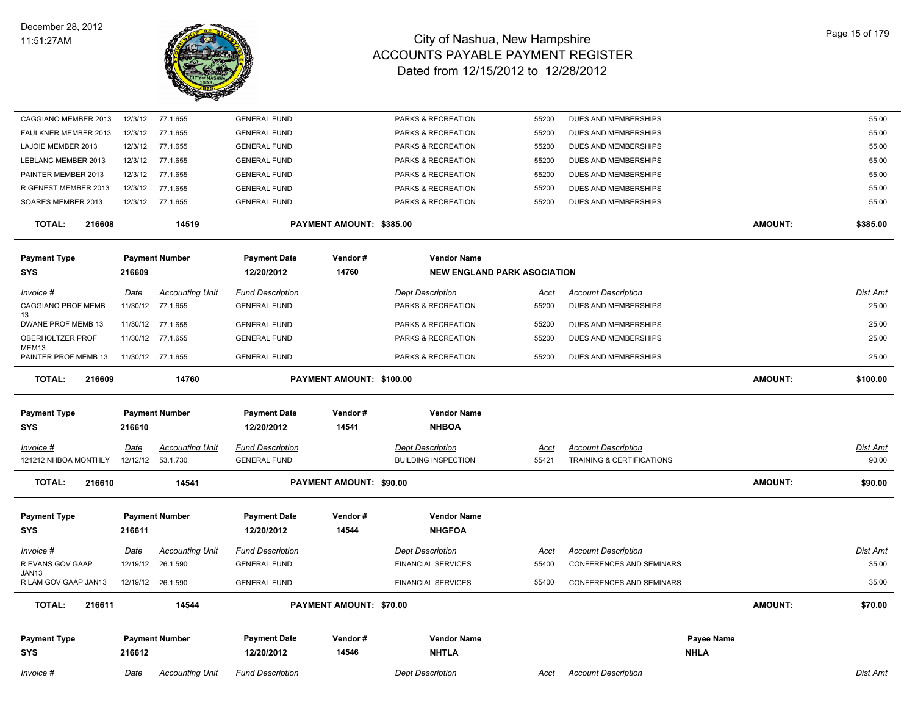| Invoice # | Date | Accounting Unit | Fund Description | Dept Description | Acct | Account Description | Dist Amt |
|---|---|---|---|---|---|---|---|
| CAGGIANO MEMBER 2013 | 12/3/12 | 77.1.655 | GENERAL FUND | PARKS & RECREATION | 55200 | DUES AND MEMBERSHIPS | 55.00 |
| FAULKNER MEMBER 2013 | 12/3/12 | 77.1.655 | GENERAL FUND | PARKS & RECREATION | 55200 | DUES AND MEMBERSHIPS | 55.00 |
| LAJOIE MEMBER 2013 | 12/3/12 | 77.1.655 | GENERAL FUND | PARKS & RECREATION | 55200 | DUES AND MEMBERSHIPS | 55.00 |
| LEBLANC MEMBER 2013 | 12/3/12 | 77.1.655 | GENERAL FUND | PARKS & RECREATION | 55200 | DUES AND MEMBERSHIPS | 55.00 |
| PAINTER MEMBER 2013 | 12/3/12 | 77.1.655 | GENERAL FUND | PARKS & RECREATION | 55200 | DUES AND MEMBERSHIPS | 55.00 |
| R GENEST MEMBER 2013 | 12/3/12 | 77.1.655 | GENERAL FUND | PARKS & RECREATION | 55200 | DUES AND MEMBERSHIPS | 55.00 |
| SOARES MEMBER 2013 | 12/3/12 | 77.1.655 | GENERAL FUND | PARKS & RECREATION | 55200 | DUES AND MEMBERSHIPS | 55.00 |

**TOTAL: 216608 — 14519 — PAYMENT AMOUNT: $385.00 — AMOUNT: $385.00**

| Payment Type | Payment Number | Payment Date | Vendor # | Vendor Name |
|---|---|---|---|---|
| SYS | 216609 | 12/20/2012 | 14760 | NEW ENGLAND PARK ASOCIATION |

| Invoice # | Date | Accounting Unit | Fund Description | Dept Description | Acct | Account Description | Dist Amt |
|---|---|---|---|---|---|---|---|
| CAGGIANO PROF MEMB 13 | 11/30/12 | 77.1.655 | GENERAL FUND | PARKS & RECREATION | 55200 | DUES AND MEMBERSHIPS | 25.00 |
| DWANE PROF MEMB 13 | 11/30/12 | 77.1.655 | GENERAL FUND | PARKS & RECREATION | 55200 | DUES AND MEMBERSHIPS | 25.00 |
| OBERHOLTZER PROF MEM13 | 11/30/12 | 77.1.655 | GENERAL FUND | PARKS & RECREATION | 55200 | DUES AND MEMBERSHIPS | 25.00 |
| PAINTER PROF MEMB 13 | 11/30/12 | 77.1.655 | GENERAL FUND | PARKS & RECREATION | 55200 | DUES AND MEMBERSHIPS | 25.00 |

**TOTAL: 216609 — 14760 — PAYMENT AMOUNT: $100.00 — AMOUNT: $100.00**

| Payment Type | Payment Number | Payment Date | Vendor # | Vendor Name |
|---|---|---|---|---|
| SYS | 216610 | 12/20/2012 | 14541 | NHBOA |

| Invoice # | Date | Accounting Unit | Fund Description | Dept Description | Acct | Account Description | Dist Amt |
|---|---|---|---|---|---|---|---|
| 121212 NHBOA MONTHLY | 12/12/12 | 53.1.730 | GENERAL FUND | BUILDING INSPECTION | 55421 | TRAINING & CERTIFICATIONS | 90.00 |

**TOTAL: 216610 — 14541 — PAYMENT AMOUNT: $90.00 — AMOUNT: $90.00**

| Payment Type | Payment Number | Payment Date | Vendor # | Vendor Name |
|---|---|---|---|---|
| SYS | 216611 | 12/20/2012 | 14544 | NHGFOA |

| Invoice # | Date | Accounting Unit | Fund Description | Dept Description | Acct | Account Description | Dist Amt |
|---|---|---|---|---|---|---|---|
| R EVANS GOV GAAP JAN13 | 12/19/12 | 26.1.590 | GENERAL FUND | FINANCIAL SERVICES | 55400 | CONFERENCES AND SEMINARS | 35.00 |
| R LAM GOV GAAP JAN13 | 12/19/12 | 26.1.590 | GENERAL FUND | FINANCIAL SERVICES | 55400 | CONFERENCES AND SEMINARS | 35.00 |

**TOTAL: 216611 — 14544 — PAYMENT AMOUNT: $70.00 — AMOUNT: $70.00**

| Payment Type | Payment Number | Payment Date | Vendor # | Vendor Name | Payee Name |
|---|---|---|---|---|---|
| SYS | 216612 | 12/20/2012 | 14546 | NHTLA | NHLA |

| Invoice # | Date | Accounting Unit | Fund Description | Dept Description | Acct | Account Description | Dist Amt |
|---|---|---|---|---|---|---|---|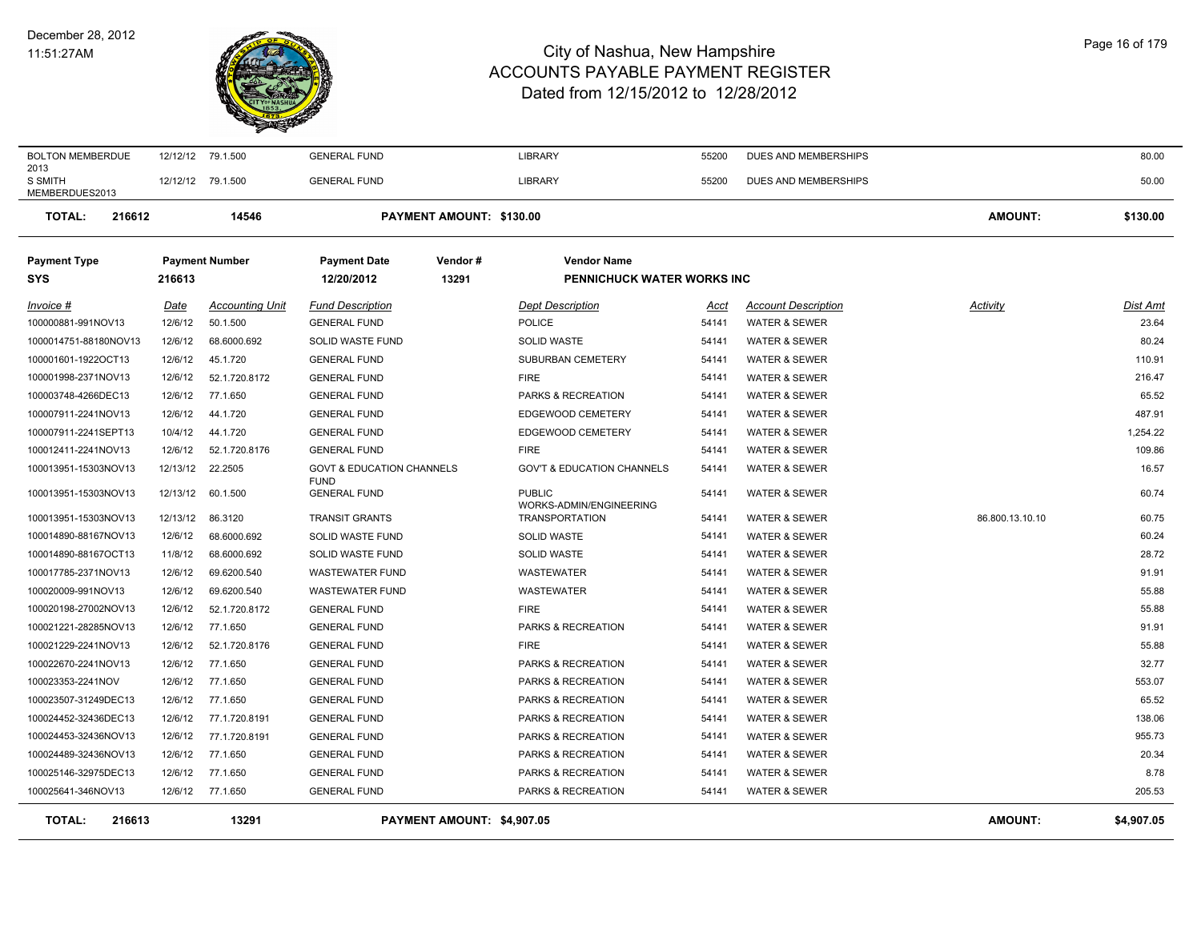# City of Nashua, New Hampshire
## ACCOUNTS PAYABLE PAYMENT REGISTER
### Dated from 12/15/2012 to 12/28/2012

December 28, 2012
11:51:27AM

| Invoice # | Date | Accounting Unit | Fund Description | Dept Description | Acct | Account Description | Activity | Dist Amt |
|---|---|---|---|---|---|---|---|---|
| BOLTON MEMBERDUE 2013 | 12/12/12 | 79.1.500 | GENERAL FUND | LIBRARY | 55200 | DUES AND MEMBERSHIPS | | 80.00 |
| S SMITH MEMBERDUES2013 | 12/12/12 | 79.1.500 | GENERAL FUND | LIBRARY | 55200 | DUES AND MEMBERSHIPS | | 50.00 |

**TOTAL: 216612 — 14546 — PAYMENT AMOUNT: $130.00 — AMOUNT: $130.00**

| Payment Type | Payment Number | Payment Date | Vendor # | Vendor Name |
|---|---|---|---|---|
| SYS | 216613 | 12/20/2012 | 13291 | PENNICHUCK WATER WORKS INC |

| Invoice # | Date | Accounting Unit | Fund Description | Dept Description | Acct | Account Description | Activity | Dist Amt |
|---|---|---|---|---|---|---|---|---|
| 100000881-991NOV13 | 12/6/12 | 50.1.500 | GENERAL FUND | POLICE | 54141 | WATER & SEWER | | 23.64 |
| 1000014751-88180NOV13 | 12/6/12 | 68.6000.692 | SOLID WASTE FUND | SOLID WASTE | 54141 | WATER & SEWER | | 80.24 |
| 100001601-1922OCT13 | 12/6/12 | 45.1.720 | GENERAL FUND | SUBURBAN CEMETERY | 54141 | WATER & SEWER | | 110.91 |
| 100001998-2371NOV13 | 12/6/12 | 52.1.720.8172 | GENERAL FUND | FIRE | 54141 | WATER & SEWER | | 216.47 |
| 100003748-4266DEC13 | 12/6/12 | 77.1.650 | GENERAL FUND | PARKS & RECREATION | 54141 | WATER & SEWER | | 65.52 |
| 100007911-2241NOV13 | 12/6/12 | 44.1.720 | GENERAL FUND | EDGEWOOD CEMETERY | 54141 | WATER & SEWER | | 487.91 |
| 100007911-2241SEPT13 | 10/4/12 | 44.1.720 | GENERAL FUND | EDGEWOOD CEMETERY | 54141 | WATER & SEWER | | 1,254.22 |
| 100012411-2241NOV13 | 12/6/12 | 52.1.720.8176 | GENERAL FUND | FIRE | 54141 | WATER & SEWER | | 109.86 |
| 100013951-15303NOV13 | 12/13/12 | 22.2505 | GOVT & EDUCATION CHANNELS FUND | GOV'T & EDUCATION CHANNELS | 54141 | WATER & SEWER | | 16.57 |
| 100013951-15303NOV13 | 12/13/12 | 60.1.500 | GENERAL FUND | PUBLIC WORKS-ADMIN/ENGINEERING | 54141 | WATER & SEWER | | 60.74 |
| 100013951-15303NOV13 | 12/13/12 | 86.3120 | TRANSIT GRANTS | TRANSPORTATION | 54141 | WATER & SEWER | 86.800.13.10.10 | 60.75 |
| 100014890-88167NOV13 | 12/6/12 | 68.6000.692 | SOLID WASTE FUND | SOLID WASTE | 54141 | WATER & SEWER | | 60.24 |
| 100014890-88167OCT13 | 11/8/12 | 68.6000.692 | SOLID WASTE FUND | SOLID WASTE | 54141 | WATER & SEWER | | 28.72 |
| 100017785-2371NOV13 | 12/6/12 | 69.6200.540 | WASTEWATER FUND | WASTEWATER | 54141 | WATER & SEWER | | 91.91 |
| 100020009-991NOV13 | 12/6/12 | 69.6200.540 | WASTEWATER FUND | WASTEWATER | 54141 | WATER & SEWER | | 55.88 |
| 100020198-27002NOV13 | 12/6/12 | 52.1.720.8172 | GENERAL FUND | FIRE | 54141 | WATER & SEWER | | 55.88 |
| 100021221-28285NOV13 | 12/6/12 | 77.1.650 | GENERAL FUND | PARKS & RECREATION | 54141 | WATER & SEWER | | 91.91 |
| 100021229-2241NOV13 | 12/6/12 | 52.1.720.8176 | GENERAL FUND | FIRE | 54141 | WATER & SEWER | | 55.88 |
| 100022670-2241NOV13 | 12/6/12 | 77.1.650 | GENERAL FUND | PARKS & RECREATION | 54141 | WATER & SEWER | | 32.77 |
| 100023353-2241NOV | 12/6/12 | 77.1.650 | GENERAL FUND | PARKS & RECREATION | 54141 | WATER & SEWER | | 553.07 |
| 100023507-31249DEC13 | 12/6/12 | 77.1.650 | GENERAL FUND | PARKS & RECREATION | 54141 | WATER & SEWER | | 65.52 |
| 100024452-32436DEC13 | 12/6/12 | 77.1.720.8191 | GENERAL FUND | PARKS & RECREATION | 54141 | WATER & SEWER | | 138.06 |
| 100024453-32436NOV13 | 12/6/12 | 77.1.720.8191 | GENERAL FUND | PARKS & RECREATION | 54141 | WATER & SEWER | | 955.73 |
| 100024489-32436NOV13 | 12/6/12 | 77.1.650 | GENERAL FUND | PARKS & RECREATION | 54141 | WATER & SEWER | | 20.34 |
| 100025146-32975DEC13 | 12/6/12 | 77.1.650 | GENERAL FUND | PARKS & RECREATION | 54141 | WATER & SEWER | | 8.78 |
| 100025641-346NOV13 | 12/6/12 | 77.1.650 | GENERAL FUND | PARKS & RECREATION | 54141 | WATER & SEWER | | 205.53 |

**TOTAL: 216613 — 13291 — PAYMENT AMOUNT: $4,907.05 — AMOUNT: $4,907.05**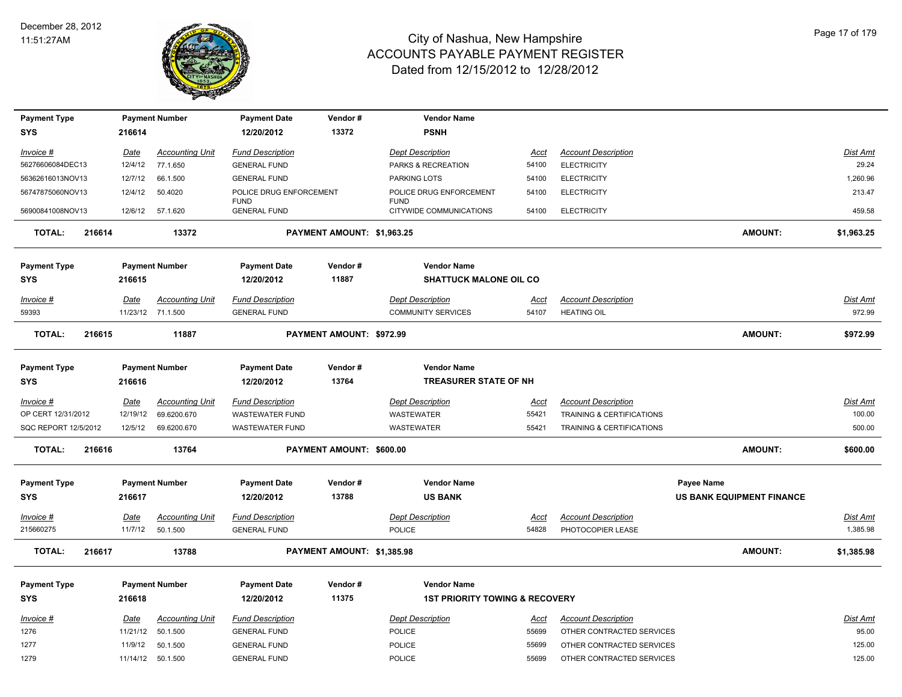# City of Nashua, New Hampshire
## ACCOUNTS PAYABLE PAYMENT REGISTER
### Dated from 12/15/2012 to 12/28/2012

December 28, 2012
11:51:27AM

| Payment Type | Payment Number | Payment Date | Vendor # | Vendor Name |
|---|---|---|---|---|
| SYS | 216614 | 12/20/2012 | 13372 | PSNH |

| Invoice # | Date | Accounting Unit | Fund Description | Dept Description | Acct | Account Description | Dist Amt |
|---|---|---|---|---|---|---|---|
| 56276606084DEC13 | 12/4/12 | 77.1.650 | GENERAL FUND | PARKS & RECREATION | 54100 | ELECTRICITY | 29.24 |
| 56362616013NOV13 | 12/7/12 | 66.1.500 | GENERAL FUND | PARKING LOTS | 54100 | ELECTRICITY | 1,260.96 |
| 56747875060NOV13 | 12/4/12 | 50.4020 | POLICE DRUG ENFORCEMENT FUND | POLICE DRUG ENFORCEMENT FUND | 54100 | ELECTRICITY | 213.47 |
| 56900841008NOV13 | 12/6/12 | 57.1.620 | GENERAL FUND | CITYWIDE COMMUNICATIONS | 54100 | ELECTRICITY | 459.58 |

**TOTAL: 216614 13372 PAYMENT AMOUNT: $1,963.25 AMOUNT: $1,963.25**

| Payment Type | Payment Number | Payment Date | Vendor # | Vendor Name |
|---|---|---|---|---|
| SYS | 216615 | 12/20/2012 | 11887 | SHATTUCK MALONE OIL CO |

| Invoice # | Date | Accounting Unit | Fund Description | Dept Description | Acct | Account Description | Dist Amt |
|---|---|---|---|---|---|---|---|
| 59393 | 11/23/12 | 71.1.500 | GENERAL FUND | COMMUNITY SERVICES | 54107 | HEATING OIL | 972.99 |

**TOTAL: 216615 11887 PAYMENT AMOUNT: $972.99 AMOUNT: $972.99**

| Payment Type | Payment Number | Payment Date | Vendor # | Vendor Name |
|---|---|---|---|---|
| SYS | 216616 | 12/20/2012 | 13764 | TREASURER STATE OF NH |

| Invoice # | Date | Accounting Unit | Fund Description | Dept Description | Acct | Account Description | Dist Amt |
|---|---|---|---|---|---|---|---|
| OP CERT 12/31/2012 | 12/19/12 | 69.6200.670 | WASTEWATER FUND | WASTEWATER | 55421 | TRAINING & CERTIFICATIONS | 100.00 |
| SQC REPORT 12/5/2012 | 12/5/12 | 69.6200.670 | WASTEWATER FUND | WASTEWATER | 55421 | TRAINING & CERTIFICATIONS | 500.00 |

**TOTAL: 216616 13764 PAYMENT AMOUNT: $600.00 AMOUNT: $600.00**

| Payment Type | Payment Number | Payment Date | Vendor # | Vendor Name | Payee Name |
|---|---|---|---|---|---|
| SYS | 216617 | 12/20/2012 | 13788 | US BANK | US BANK EQUIPMENT FINANCE |

| Invoice # | Date | Accounting Unit | Fund Description | Dept Description | Acct | Account Description | Dist Amt |
|---|---|---|---|---|---|---|---|
| 215660275 | 11/7/12 | 50.1.500 | GENERAL FUND | POLICE | 54828 | PHOTOCOPIER LEASE | 1,385.98 |

**TOTAL: 216617 13788 PAYMENT AMOUNT: $1,385.98 AMOUNT: $1,385.98**

| Payment Type | Payment Number | Payment Date | Vendor # | Vendor Name |
|---|---|---|---|---|
| SYS | 216618 | 12/20/2012 | 11375 | 1ST PRIORITY TOWING & RECOVERY |

| Invoice # | Date | Accounting Unit | Fund Description | Dept Description | Acct | Account Description | Dist Amt |
|---|---|---|---|---|---|---|---|
| 1276 | 11/21/12 | 50.1.500 | GENERAL FUND | POLICE | 55699 | OTHER CONTRACTED SERVICES | 95.00 |
| 1277 | 11/9/12 | 50.1.500 | GENERAL FUND | POLICE | 55699 | OTHER CONTRACTED SERVICES | 125.00 |
| 1279 | 11/14/12 | 50.1.500 | GENERAL FUND | POLICE | 55699 | OTHER CONTRACTED SERVICES | 125.00 |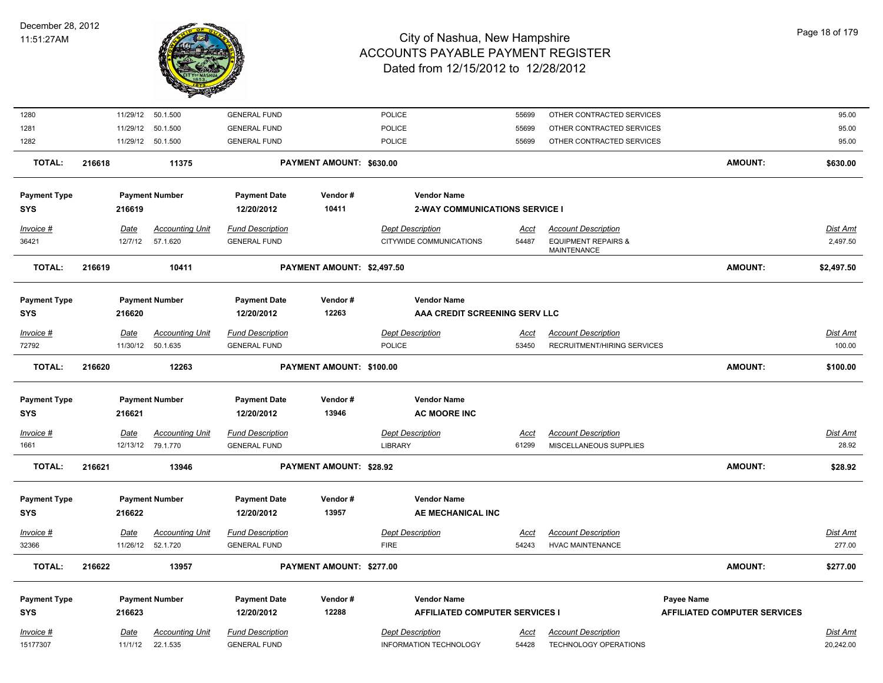| | | | | | | | | |
|---|---|---|---|---|---|---|---|---|
| 1280 | 11/29/12 | 50.1.500 | GENERAL FUND | | POLICE | 55699 | OTHER CONTRACTED SERVICES | 95.00 |
| 1281 | 11/29/12 | 50.1.500 | GENERAL FUND | | POLICE | 55699 | OTHER CONTRACTED SERVICES | 95.00 |
| 1282 | 11/29/12 | 50.1.500 | GENERAL FUND | | POLICE | 55699 | OTHER CONTRACTED SERVICES | 95.00 |

**TOTAL:** 216618 | 11375 | **PAYMENT AMOUNT: $630.00** | **AMOUNT: $630.00**

| Payment Type | Payment Number | Payment Date | Vendor # | Vendor Name |
|---|---|---|---|---|
| SYS | 216619 | 12/20/2012 | 10411 | 2-WAY COMMUNICATIONS SERVICE I |

| Invoice # | Date | Accounting Unit | Fund Description | Dept Description | Acct | Account Description | Dist Amt |
|---|---|---|---|---|---|---|---|
| 36421 | 12/7/12 | 57.1.620 | GENERAL FUND | CITYWIDE COMMUNICATIONS | 54487 | EQUIPMENT REPAIRS & MAINTENANCE | 2,497.50 |

**TOTAL:** 216619 | 10411 | **PAYMENT AMOUNT: $2,497.50** | **AMOUNT: $2,497.50**

| Payment Type | Payment Number | Payment Date | Vendor # | Vendor Name |
|---|---|---|---|---|
| SYS | 216620 | 12/20/2012 | 12263 | AAA CREDIT SCREENING SERV LLC |

| Invoice # | Date | Accounting Unit | Fund Description | Dept Description | Acct | Account Description | Dist Amt |
|---|---|---|---|---|---|---|---|
| 72792 | 11/30/12 | 50.1.635 | GENERAL FUND | POLICE | 53450 | RECRUITMENT/HIRING SERVICES | 100.00 |

**TOTAL:** 216620 | 12263 | **PAYMENT AMOUNT: $100.00** | **AMOUNT: $100.00**

| Payment Type | Payment Number | Payment Date | Vendor # | Vendor Name |
|---|---|---|---|---|
| SYS | 216621 | 12/20/2012 | 13946 | AC MOORE INC |

| Invoice # | Date | Accounting Unit | Fund Description | Dept Description | Acct | Account Description | Dist Amt |
|---|---|---|---|---|---|---|---|
| 1661 | 12/13/12 | 79.1.770 | GENERAL FUND | LIBRARY | 61299 | MISCELLANEOUS SUPPLIES | 28.92 |

**TOTAL:** 216621 | 13946 | **PAYMENT AMOUNT: $28.92** | **AMOUNT: $28.92**

| Payment Type | Payment Number | Payment Date | Vendor # | Vendor Name |
|---|---|---|---|---|
| SYS | 216622 | 12/20/2012 | 13957 | AE MECHANICAL INC |

| Invoice # | Date | Accounting Unit | Fund Description | Dept Description | Acct | Account Description | Dist Amt |
|---|---|---|---|---|---|---|---|
| 32366 | 11/26/12 | 52.1.720 | GENERAL FUND | FIRE | 54243 | HVAC MAINTENANCE | 277.00 |

**TOTAL:** 216622 | 13957 | **PAYMENT AMOUNT: $277.00** | **AMOUNT: $277.00**

| Payment Type | Payment Number | Payment Date | Vendor # | Vendor Name | Payee Name |
|---|---|---|---|---|---|
| SYS | 216623 | 12/20/2012 | 12288 | AFFILIATED COMPUTER SERVICES I | AFFILIATED COMPUTER SERVICES |

| Invoice # | Date | Accounting Unit | Fund Description | Dept Description | Acct | Account Description | Dist Amt |
|---|---|---|---|---|---|---|---|
| 15177307 | 11/1/12 | 22.1.535 | GENERAL FUND | INFORMATION TECHNOLOGY | 54428 | TECHNOLOGY OPERATIONS | 20,242.00 |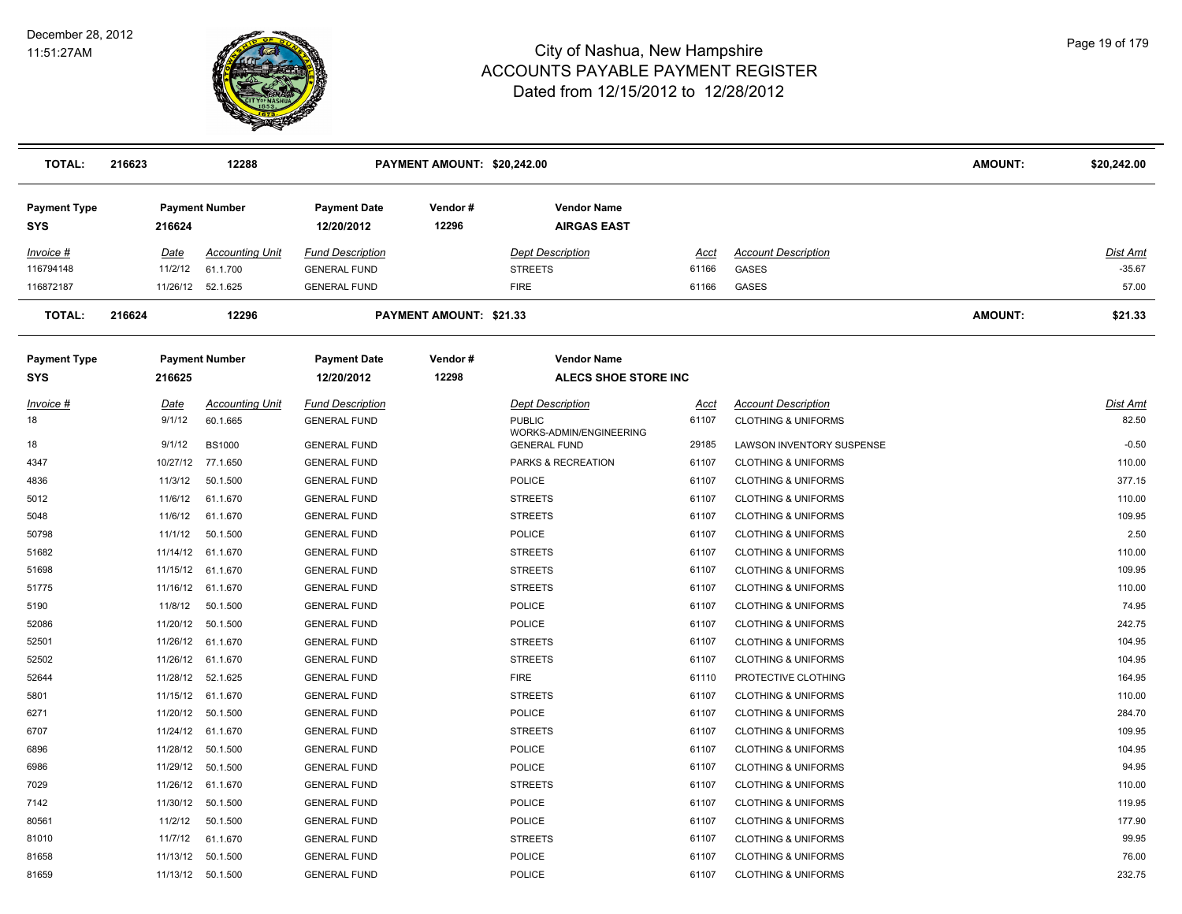| TOTAL: | 216623 | 12288 | | PAYMENT AMOUNT: $20,242.00 | | | | AMOUNT: | $20,242.00 |
|---|---|---|---|---|---|---|---|---|---|

| Payment Type | Payment Number | Payment Date | Vendor # | Vendor Name |
|---|---|---|---|---|
| SYS | 216624 | 12/20/2012 | 12296 | AIRGAS EAST |

| Invoice # | Date | Accounting Unit | Fund Description | Dept Description | Acct | Account Description | Dist Amt |
|---|---|---|---|---|---|---|---|
| 116794148 | 11/2/12 | 61.1.700 | GENERAL FUND | STREETS | 61166 | GASES | -35.67 |
| 116872187 | 11/26/12 | 52.1.625 | GENERAL FUND | FIRE | 61166 | GASES | 57.00 |

| TOTAL: | 216624 | 12296 | PAYMENT AMOUNT: $21.33 | AMOUNT: | $21.33 |
|---|---|---|---|---|---|

| Payment Type | Payment Number | Payment Date | Vendor # | Vendor Name |
|---|---|---|---|---|
| SYS | 216625 | 12/20/2012 | 12298 | ALECS SHOE STORE INC |

| Invoice # | Date | Accounting Unit | Fund Description | Dept Description | Acct | Account Description | Dist Amt |
|---|---|---|---|---|---|---|---|
| 18 | 9/1/12 | 60.1.665 | GENERAL FUND | PUBLIC WORKS-ADMIN/ENGINEERING | 61107 | CLOTHING & UNIFORMS | 82.50 |
| 18 | 9/1/12 | BS1000 | GENERAL FUND | GENERAL FUND | 29185 | LAWSON INVENTORY SUSPENSE | -0.50 |
| 4347 | 10/27/12 | 77.1.650 | GENERAL FUND | PARKS & RECREATION | 61107 | CLOTHING & UNIFORMS | 110.00 |
| 4836 | 11/3/12 | 50.1.500 | GENERAL FUND | POLICE | 61107 | CLOTHING & UNIFORMS | 377.15 |
| 5012 | 11/6/12 | 61.1.670 | GENERAL FUND | STREETS | 61107 | CLOTHING & UNIFORMS | 110.00 |
| 5048 | 11/6/12 | 61.1.670 | GENERAL FUND | STREETS | 61107 | CLOTHING & UNIFORMS | 109.95 |
| 50798 | 11/1/12 | 50.1.500 | GENERAL FUND | POLICE | 61107 | CLOTHING & UNIFORMS | 2.50 |
| 51682 | 11/14/12 | 61.1.670 | GENERAL FUND | STREETS | 61107 | CLOTHING & UNIFORMS | 110.00 |
| 51698 | 11/15/12 | 61.1.670 | GENERAL FUND | STREETS | 61107 | CLOTHING & UNIFORMS | 109.95 |
| 51775 | 11/16/12 | 61.1.670 | GENERAL FUND | STREETS | 61107 | CLOTHING & UNIFORMS | 110.00 |
| 5190 | 11/8/12 | 50.1.500 | GENERAL FUND | POLICE | 61107 | CLOTHING & UNIFORMS | 74.95 |
| 52086 | 11/20/12 | 50.1.500 | GENERAL FUND | POLICE | 61107 | CLOTHING & UNIFORMS | 242.75 |
| 52501 | 11/26/12 | 61.1.670 | GENERAL FUND | STREETS | 61107 | CLOTHING & UNIFORMS | 104.95 |
| 52502 | 11/26/12 | 61.1.670 | GENERAL FUND | STREETS | 61107 | CLOTHING & UNIFORMS | 104.95 |
| 52644 | 11/28/12 | 52.1.625 | GENERAL FUND | FIRE | 61110 | PROTECTIVE CLOTHING | 164.95 |
| 5801 | 11/15/12 | 61.1.670 | GENERAL FUND | STREETS | 61107 | CLOTHING & UNIFORMS | 110.00 |
| 6271 | 11/20/12 | 50.1.500 | GENERAL FUND | POLICE | 61107 | CLOTHING & UNIFORMS | 284.70 |
| 6707 | 11/24/12 | 61.1.670 | GENERAL FUND | STREETS | 61107 | CLOTHING & UNIFORMS | 109.95 |
| 6896 | 11/28/12 | 50.1.500 | GENERAL FUND | POLICE | 61107 | CLOTHING & UNIFORMS | 104.95 |
| 6986 | 11/29/12 | 50.1.500 | GENERAL FUND | POLICE | 61107 | CLOTHING & UNIFORMS | 94.95 |
| 7029 | 11/26/12 | 61.1.670 | GENERAL FUND | STREETS | 61107 | CLOTHING & UNIFORMS | 110.00 |
| 7142 | 11/30/12 | 50.1.500 | GENERAL FUND | POLICE | 61107 | CLOTHING & UNIFORMS | 119.95 |
| 80561 | 11/2/12 | 50.1.500 | GENERAL FUND | POLICE | 61107 | CLOTHING & UNIFORMS | 177.90 |
| 81010 | 11/7/12 | 61.1.670 | GENERAL FUND | STREETS | 61107 | CLOTHING & UNIFORMS | 99.95 |
| 81658 | 11/13/12 | 50.1.500 | GENERAL FUND | POLICE | 61107 | CLOTHING & UNIFORMS | 76.00 |
| 81659 | 11/13/12 | 50.1.500 | GENERAL FUND | POLICE | 61107 | CLOTHING & UNIFORMS | 232.75 |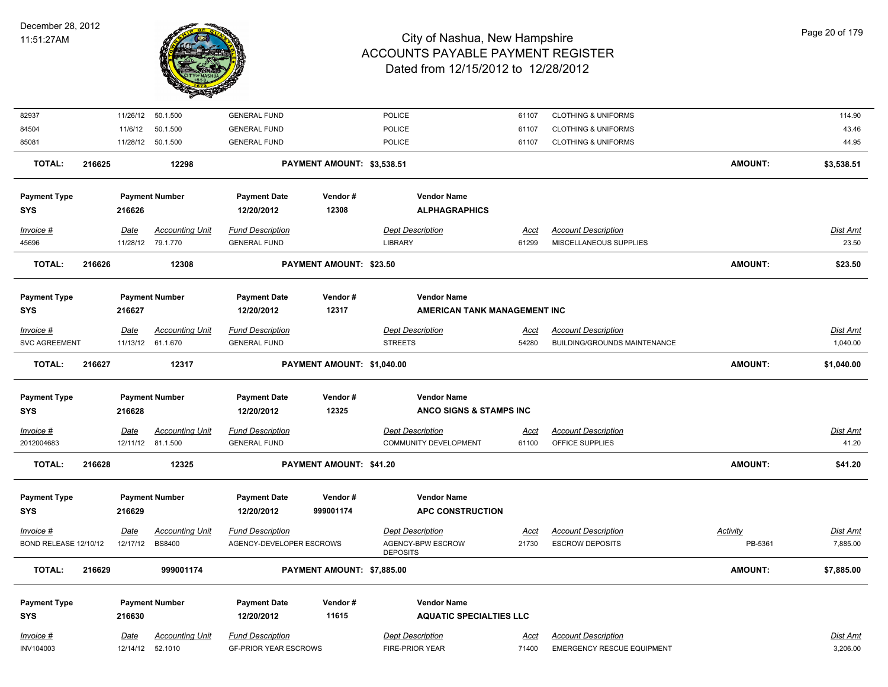| Invoice # | Date | Accounting Unit | Fund Description | Dept Description | Acct | Account Description | Dist Amt |
|---|---|---|---|---|---|---|---|
| 82937 | 11/26/12 | 50.1.500 | GENERAL FUND | POLICE | 61107 | CLOTHING & UNIFORMS | 114.90 |
| 84504 | 11/6/12 | 50.1.500 | GENERAL FUND | POLICE | 61107 | CLOTHING & UNIFORMS | 43.46 |
| 85081 | 11/28/12 | 50.1.500 | GENERAL FUND | POLICE | 61107 | CLOTHING & UNIFORMS | 44.95 |

**TOTAL: 216625 12298 PAYMENT AMOUNT: $3,538.51 AMOUNT: $3,538.51**

| Payment Type | Payment Number | Payment Date | Vendor # | Vendor Name |
|---|---|---|---|---|
| SYS | 216626 | 12/20/2012 | 12308 | ALPHAGRAPHICS |

| Invoice # | Date | Accounting Unit | Fund Description | Dept Description | Acct | Account Description | Dist Amt |
|---|---|---|---|---|---|---|---|
| 45696 | 11/28/12 | 79.1.770 | GENERAL FUND | LIBRARY | 61299 | MISCELLANEOUS SUPPLIES | 23.50 |

**TOTAL: 216626 12308 PAYMENT AMOUNT: $23.50 AMOUNT: $23.50**

| Payment Type | Payment Number | Payment Date | Vendor # | Vendor Name |
|---|---|---|---|---|
| SYS | 216627 | 12/20/2012 | 12317 | AMERICAN TANK MANAGEMENT INC |

| Invoice # | Date | Accounting Unit | Fund Description | Dept Description | Acct | Account Description | Dist Amt |
|---|---|---|---|---|---|---|---|
| SVC AGREEMENT | 11/13/12 | 61.1.670 | GENERAL FUND | STREETS | 54280 | BUILDING/GROUNDS MAINTENANCE | 1,040.00 |

**TOTAL: 216627 12317 PAYMENT AMOUNT: $1,040.00 AMOUNT: $1,040.00**

| Payment Type | Payment Number | Payment Date | Vendor # | Vendor Name |
|---|---|---|---|---|
| SYS | 216628 | 12/20/2012 | 12325 | ANCO SIGNS & STAMPS INC |

| Invoice # | Date | Accounting Unit | Fund Description | Dept Description | Acct | Account Description | Dist Amt |
|---|---|---|---|---|---|---|---|
| 2012004683 | 12/11/12 | 81.1.500 | GENERAL FUND | COMMUNITY DEVELOPMENT | 61100 | OFFICE SUPPLIES | 41.20 |

**TOTAL: 216628 12325 PAYMENT AMOUNT: $41.20 AMOUNT: $41.20**

| Payment Type | Payment Number | Payment Date | Vendor # | Vendor Name |
|---|---|---|---|---|
| SYS | 216629 | 12/20/2012 | 999001174 | APC CONSTRUCTION |

| Invoice # | Date | Accounting Unit | Fund Description | Dept Description | Acct | Account Description | Activity | Dist Amt |
|---|---|---|---|---|---|---|---|---|
| BOND RELEASE 12/10/12 | 12/17/12 | BS8400 | AGENCY-DEVELOPER ESCROWS | AGENCY-BPW ESCROW DEPOSITS | 21730 | ESCROW DEPOSITS | PB-5361 | 7,885.00 |

**TOTAL: 216629 999001174 PAYMENT AMOUNT: $7,885.00 AMOUNT: $7,885.00**

| Payment Type | Payment Number | Payment Date | Vendor # | Vendor Name |
|---|---|---|---|---|
| SYS | 216630 | 12/20/2012 | 11615 | AQUATIC SPECIALTIES LLC |

| Invoice # | Date | Accounting Unit | Fund Description | Dept Description | Acct | Account Description | Dist Amt |
|---|---|---|---|---|---|---|---|
| INV104003 | 12/14/12 | 52.1010 | GF-PRIOR YEAR ESCROWS | FIRE-PRIOR YEAR | 71400 | EMERGENCY RESCUE EQUIPMENT | 3,206.00 |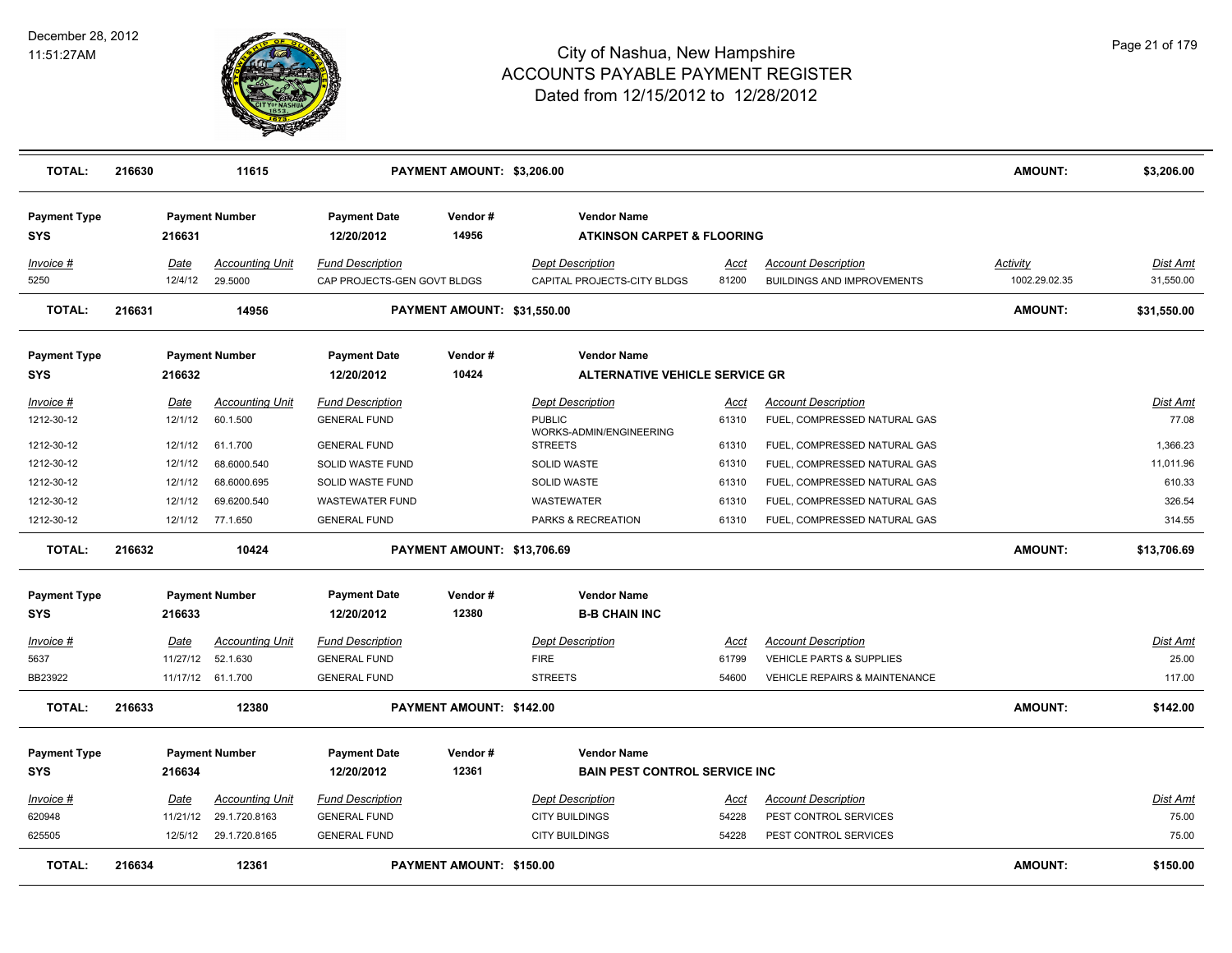# City of Nashua, New Hampshire
## ACCOUNTS PAYABLE PAYMENT REGISTER
### Dated from 12/15/2012 to 12/28/2012

December 28, 2012
11:51:27AM

| TOTAL: | 216630 | 11615 | PAYMENT AMOUNT: $3,206.00 | AMOUNT: | $3,206.00 |
|---|---|---|---|---|---|

**Payment Type:** SYS | **Payment Number:** 216631 | **Payment Date:** 12/20/2012 | **Vendor #:** 14956 | **Vendor Name:** ATKINSON CARPET & FLOORING

| Invoice # | Date | Accounting Unit | Fund Description | Dept Description | Acct | Account Description | Activity | Dist Amt |
|---|---|---|---|---|---|---|---|---|
| 5250 | 12/4/12 | 29.5000 | CAP PROJECTS-GEN GOVT BLDGS | CAPITAL PROJECTS-CITY BLDGS | 81200 | BUILDINGS AND IMPROVEMENTS | 1002.29.02.35 | 31,550.00 |

| TOTAL: | 216631 | 14956 | PAYMENT AMOUNT: $31,550.00 | AMOUNT: | $31,550.00 |
|---|---|---|---|---|---|

**Payment Type:** SYS | **Payment Number:** 216632 | **Payment Date:** 12/20/2012 | **Vendor #:** 10424 | **Vendor Name:** ALTERNATIVE VEHICLE SERVICE GR

| Invoice # | Date | Accounting Unit | Fund Description | Dept Description | Acct | Account Description | Dist Amt |
|---|---|---|---|---|---|---|---|
| 1212-30-12 | 12/1/12 | 60.1.500 | GENERAL FUND | PUBLIC WORKS-ADMIN/ENGINEERING | 61310 | FUEL, COMPRESSED NATURAL GAS | 77.08 |
| 1212-30-12 | 12/1/12 | 61.1.700 | GENERAL FUND | STREETS | 61310 | FUEL, COMPRESSED NATURAL GAS | 1,366.23 |
| 1212-30-12 | 12/1/12 | 68.6000.540 | SOLID WASTE FUND | SOLID WASTE | 61310 | FUEL, COMPRESSED NATURAL GAS | 11,011.96 |
| 1212-30-12 | 12/1/12 | 68.6000.695 | SOLID WASTE FUND | SOLID WASTE | 61310 | FUEL, COMPRESSED NATURAL GAS | 610.33 |
| 1212-30-12 | 12/1/12 | 69.6200.540 | WASTEWATER FUND | WASTEWATER | 61310 | FUEL, COMPRESSED NATURAL GAS | 326.54 |
| 1212-30-12 | 12/1/12 | 77.1.650 | GENERAL FUND | PARKS & RECREATION | 61310 | FUEL, COMPRESSED NATURAL GAS | 314.55 |

| TOTAL: | 216632 | 10424 | PAYMENT AMOUNT: $13,706.69 | AMOUNT: | $13,706.69 |
|---|---|---|---|---|---|

**Payment Type:** SYS | **Payment Number:** 216633 | **Payment Date:** 12/20/2012 | **Vendor #:** 12380 | **Vendor Name:** B-B CHAIN INC

| Invoice # | Date | Accounting Unit | Fund Description | Dept Description | Acct | Account Description | Dist Amt |
|---|---|---|---|---|---|---|---|
| 5637 | 11/27/12 | 52.1.630 | GENERAL FUND | FIRE | 61799 | VEHICLE PARTS & SUPPLIES | 25.00 |
| BB23922 | 11/17/12 | 61.1.700 | GENERAL FUND | STREETS | 54600 | VEHICLE REPAIRS & MAINTENANCE | 117.00 |

| TOTAL: | 216633 | 12380 | PAYMENT AMOUNT: $142.00 | AMOUNT: | $142.00 |
|---|---|---|---|---|---|

**Payment Type:** SYS | **Payment Number:** 216634 | **Payment Date:** 12/20/2012 | **Vendor #:** 12361 | **Vendor Name:** BAIN PEST CONTROL SERVICE INC

| Invoice # | Date | Accounting Unit | Fund Description | Dept Description | Acct | Account Description | Dist Amt |
|---|---|---|---|---|---|---|---|
| 620948 | 11/21/12 | 29.1.720.8163 | GENERAL FUND | CITY BUILDINGS | 54228 | PEST CONTROL SERVICES | 75.00 |
| 625505 | 12/5/12 | 29.1.720.8165 | GENERAL FUND | CITY BUILDINGS | 54228 | PEST CONTROL SERVICES | 75.00 |

| TOTAL: | 216634 | 12361 | PAYMENT AMOUNT: $150.00 | AMOUNT: | $150.00 |
|---|---|---|---|---|---|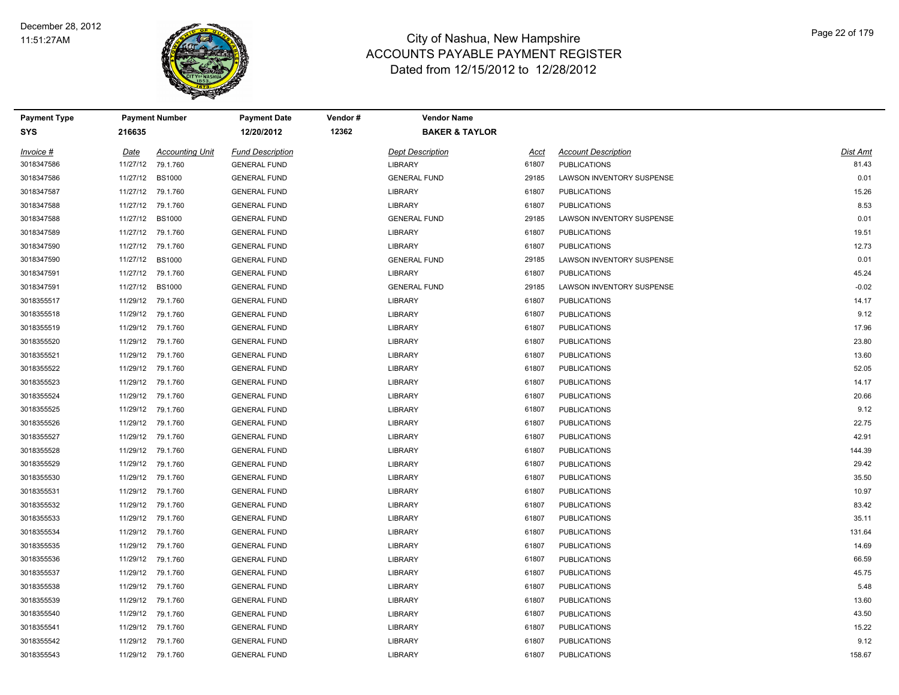# City of Nashua, New Hampshire
## ACCOUNTS PAYABLE PAYMENT REGISTER
### Dated from 12/15/2012 to 12/28/2012

December 28, 2012
11:51:27AM

| Payment Type | Payment Number | Payment Date | Vendor # | Vendor Name |
|---|---|---|---|---|
| SYS | 216635 | 12/20/2012 | 12362 | BAKER & TAYLOR |

| Invoice # | Date | Accounting Unit | Fund Description | Dept Description | Acct | Account Description | Dist Amt |
|---|---|---|---|---|---|---|---|
| 3018347586 | 11/27/12 | 79.1.760 | GENERAL FUND | LIBRARY | 61807 | PUBLICATIONS | 81.43 |
| 3018347586 | 11/27/12 | BS1000 | GENERAL FUND | GENERAL FUND | 29185 | LAWSON INVENTORY SUSPENSE | 0.01 |
| 3018347587 | 11/27/12 | 79.1.760 | GENERAL FUND | LIBRARY | 61807 | PUBLICATIONS | 15.26 |
| 3018347588 | 11/27/12 | 79.1.760 | GENERAL FUND | LIBRARY | 61807 | PUBLICATIONS | 8.53 |
| 3018347588 | 11/27/12 | BS1000 | GENERAL FUND | GENERAL FUND | 29185 | LAWSON INVENTORY SUSPENSE | 0.01 |
| 3018347589 | 11/27/12 | 79.1.760 | GENERAL FUND | LIBRARY | 61807 | PUBLICATIONS | 19.51 |
| 3018347590 | 11/27/12 | 79.1.760 | GENERAL FUND | LIBRARY | 61807 | PUBLICATIONS | 12.73 |
| 3018347590 | 11/27/12 | BS1000 | GENERAL FUND | GENERAL FUND | 29185 | LAWSON INVENTORY SUSPENSE | 0.01 |
| 3018347591 | 11/27/12 | 79.1.760 | GENERAL FUND | LIBRARY | 61807 | PUBLICATIONS | 45.24 |
| 3018347591 | 11/27/12 | BS1000 | GENERAL FUND | GENERAL FUND | 29185 | LAWSON INVENTORY SUSPENSE | -0.02 |
| 3018355517 | 11/29/12 | 79.1.760 | GENERAL FUND | LIBRARY | 61807 | PUBLICATIONS | 14.17 |
| 3018355518 | 11/29/12 | 79.1.760 | GENERAL FUND | LIBRARY | 61807 | PUBLICATIONS | 9.12 |
| 3018355519 | 11/29/12 | 79.1.760 | GENERAL FUND | LIBRARY | 61807 | PUBLICATIONS | 17.96 |
| 3018355520 | 11/29/12 | 79.1.760 | GENERAL FUND | LIBRARY | 61807 | PUBLICATIONS | 23.80 |
| 3018355521 | 11/29/12 | 79.1.760 | GENERAL FUND | LIBRARY | 61807 | PUBLICATIONS | 13.60 |
| 3018355522 | 11/29/12 | 79.1.760 | GENERAL FUND | LIBRARY | 61807 | PUBLICATIONS | 52.05 |
| 3018355523 | 11/29/12 | 79.1.760 | GENERAL FUND | LIBRARY | 61807 | PUBLICATIONS | 14.17 |
| 3018355524 | 11/29/12 | 79.1.760 | GENERAL FUND | LIBRARY | 61807 | PUBLICATIONS | 20.66 |
| 3018355525 | 11/29/12 | 79.1.760 | GENERAL FUND | LIBRARY | 61807 | PUBLICATIONS | 9.12 |
| 3018355526 | 11/29/12 | 79.1.760 | GENERAL FUND | LIBRARY | 61807 | PUBLICATIONS | 22.75 |
| 3018355527 | 11/29/12 | 79.1.760 | GENERAL FUND | LIBRARY | 61807 | PUBLICATIONS | 42.91 |
| 3018355528 | 11/29/12 | 79.1.760 | GENERAL FUND | LIBRARY | 61807 | PUBLICATIONS | 144.39 |
| 3018355529 | 11/29/12 | 79.1.760 | GENERAL FUND | LIBRARY | 61807 | PUBLICATIONS | 29.42 |
| 3018355530 | 11/29/12 | 79.1.760 | GENERAL FUND | LIBRARY | 61807 | PUBLICATIONS | 35.50 |
| 3018355531 | 11/29/12 | 79.1.760 | GENERAL FUND | LIBRARY | 61807 | PUBLICATIONS | 10.97 |
| 3018355532 | 11/29/12 | 79.1.760 | GENERAL FUND | LIBRARY | 61807 | PUBLICATIONS | 83.42 |
| 3018355533 | 11/29/12 | 79.1.760 | GENERAL FUND | LIBRARY | 61807 | PUBLICATIONS | 35.11 |
| 3018355534 | 11/29/12 | 79.1.760 | GENERAL FUND | LIBRARY | 61807 | PUBLICATIONS | 131.64 |
| 3018355535 | 11/29/12 | 79.1.760 | GENERAL FUND | LIBRARY | 61807 | PUBLICATIONS | 14.69 |
| 3018355536 | 11/29/12 | 79.1.760 | GENERAL FUND | LIBRARY | 61807 | PUBLICATIONS | 66.59 |
| 3018355537 | 11/29/12 | 79.1.760 | GENERAL FUND | LIBRARY | 61807 | PUBLICATIONS | 45.75 |
| 3018355538 | 11/29/12 | 79.1.760 | GENERAL FUND | LIBRARY | 61807 | PUBLICATIONS | 5.48 |
| 3018355539 | 11/29/12 | 79.1.760 | GENERAL FUND | LIBRARY | 61807 | PUBLICATIONS | 13.60 |
| 3018355540 | 11/29/12 | 79.1.760 | GENERAL FUND | LIBRARY | 61807 | PUBLICATIONS | 43.50 |
| 3018355541 | 11/29/12 | 79.1.760 | GENERAL FUND | LIBRARY | 61807 | PUBLICATIONS | 15.22 |
| 3018355542 | 11/29/12 | 79.1.760 | GENERAL FUND | LIBRARY | 61807 | PUBLICATIONS | 9.12 |
| 3018355543 | 11/29/12 | 79.1.760 | GENERAL FUND | LIBRARY | 61807 | PUBLICATIONS | 158.67 |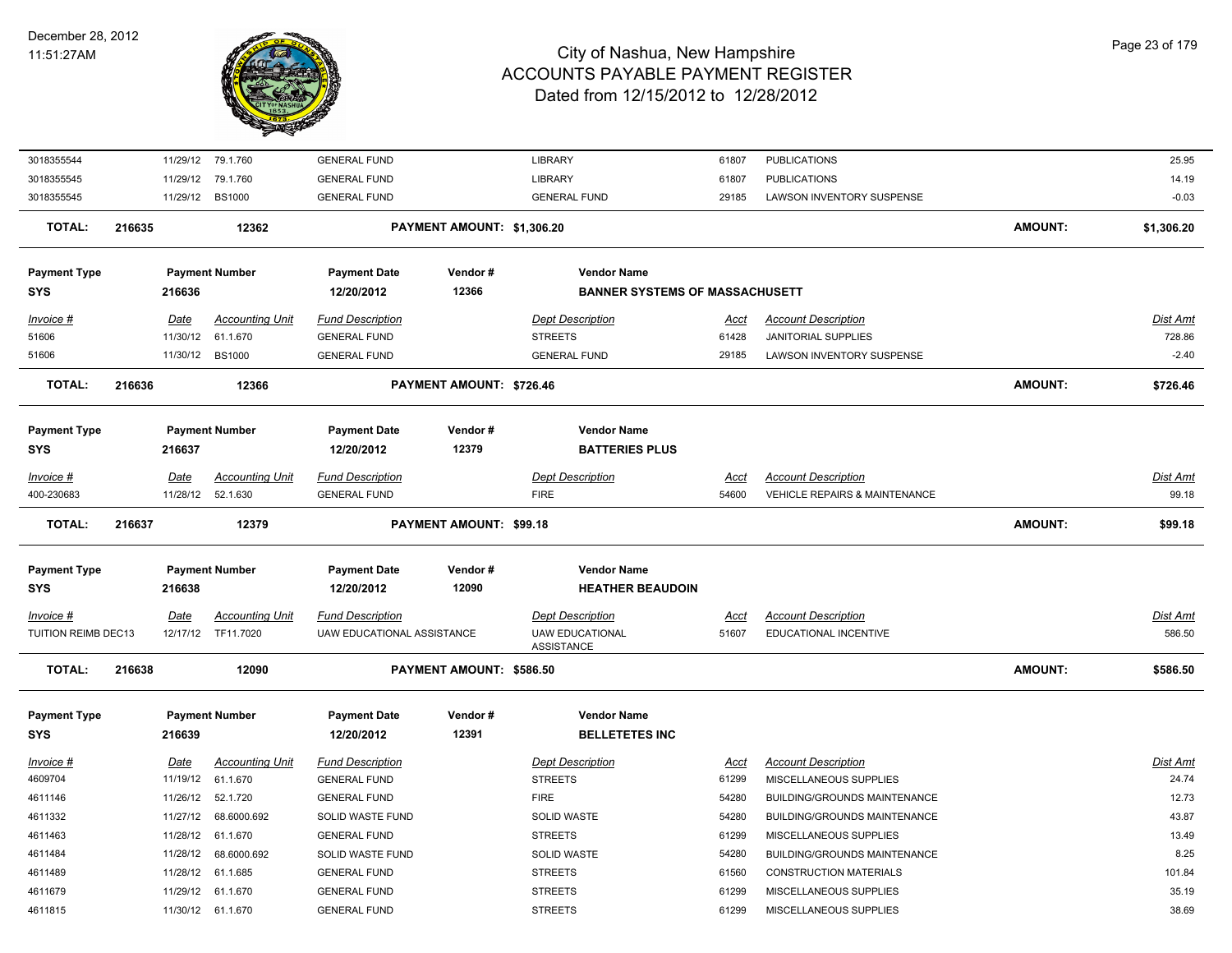| Invoice # | Date | Accounting Unit | Fund Description | Dept Description | Acct | Account Description | Dist Amt |
|---|---|---|---|---|---|---|---|
| 3018355544 | 11/29/12 | 79.1.760 | GENERAL FUND | LIBRARY | 61807 | PUBLICATIONS | 25.95 |
| 3018355545 | 11/29/12 | 79.1.760 | GENERAL FUND | LIBRARY | 61807 | PUBLICATIONS | 14.19 |
| 3018355545 | 11/29/12 | BS1000 | GENERAL FUND | GENERAL FUND | 29185 | LAWSON INVENTORY SUSPENSE | -0.03 |

**TOTAL: 216635 12362 PAYMENT AMOUNT: $1,306.20 AMOUNT: $1,306.20**

| Payment Type | Payment Number | Payment Date | Vendor # | Vendor Name |
|---|---|---|---|---|
| SYS | 216636 | 12/20/2012 | 12366 | BANNER SYSTEMS OF MASSACHUSETT |

| Invoice # | Date | Accounting Unit | Fund Description | Dept Description | Acct | Account Description | Dist Amt |
|---|---|---|---|---|---|---|---|
| 51606 | 11/30/12 | 61.1.670 | GENERAL FUND | STREETS | 61428 | JANITORIAL SUPPLIES | 728.86 |
| 51606 | 11/30/12 | BS1000 | GENERAL FUND | GENERAL FUND | 29185 | LAWSON INVENTORY SUSPENSE | -2.40 |

**TOTAL: 216636 12366 PAYMENT AMOUNT: $726.46 AMOUNT: $726.46**

| Payment Type | Payment Number | Payment Date | Vendor # | Vendor Name |
|---|---|---|---|---|
| SYS | 216637 | 12/20/2012 | 12379 | BATTERIES PLUS |

| Invoice # | Date | Accounting Unit | Fund Description | Dept Description | Acct | Account Description | Dist Amt |
|---|---|---|---|---|---|---|---|
| 400-230683 | 11/28/12 | 52.1.630 | GENERAL FUND | FIRE | 54600 | VEHICLE REPAIRS & MAINTENANCE | 99.18 |

**TOTAL: 216637 12379 PAYMENT AMOUNT: $99.18 AMOUNT: $99.18**

| Payment Type | Payment Number | Payment Date | Vendor # | Vendor Name |
|---|---|---|---|---|
| SYS | 216638 | 12/20/2012 | 12090 | HEATHER BEAUDOIN |

| Invoice # | Date | Accounting Unit | Fund Description | Dept Description | Acct | Account Description | Dist Amt |
|---|---|---|---|---|---|---|---|
| TUITION REIMB DEC13 | 12/17/12 | TF11.7020 | UAW EDUCATIONAL ASSISTANCE | UAW EDUCATIONAL ASSISTANCE | 51607 | EDUCATIONAL INCENTIVE | 586.50 |

**TOTAL: 216638 12090 PAYMENT AMOUNT: $586.50 AMOUNT: $586.50**

| Payment Type | Payment Number | Payment Date | Vendor # | Vendor Name |
|---|---|---|---|---|
| SYS | 216639 | 12/20/2012 | 12391 | BELLETETES INC |

| Invoice # | Date | Accounting Unit | Fund Description | Dept Description | Acct | Account Description | Dist Amt |
|---|---|---|---|---|---|---|---|
| 4609704 | 11/19/12 | 61.1.670 | GENERAL FUND | STREETS | 61299 | MISCELLANEOUS SUPPLIES | 24.74 |
| 4611146 | 11/26/12 | 52.1.720 | GENERAL FUND | FIRE | 54280 | BUILDING/GROUNDS MAINTENANCE | 12.73 |
| 4611332 | 11/27/12 | 68.6000.692 | SOLID WASTE FUND | SOLID WASTE | 54280 | BUILDING/GROUNDS MAINTENANCE | 43.87 |
| 4611463 | 11/28/12 | 61.1.670 | GENERAL FUND | STREETS | 61299 | MISCELLANEOUS SUPPLIES | 13.49 |
| 4611484 | 11/28/12 | 68.6000.692 | SOLID WASTE FUND | SOLID WASTE | 54280 | BUILDING/GROUNDS MAINTENANCE | 8.25 |
| 4611489 | 11/28/12 | 61.1.685 | GENERAL FUND | STREETS | 61560 | CONSTRUCTION MATERIALS | 101.84 |
| 4611679 | 11/29/12 | 61.1.670 | GENERAL FUND | STREETS | 61299 | MISCELLANEOUS SUPPLIES | 35.19 |
| 4611815 | 11/30/12 | 61.1.670 | GENERAL FUND | STREETS | 61299 | MISCELLANEOUS SUPPLIES | 38.69 |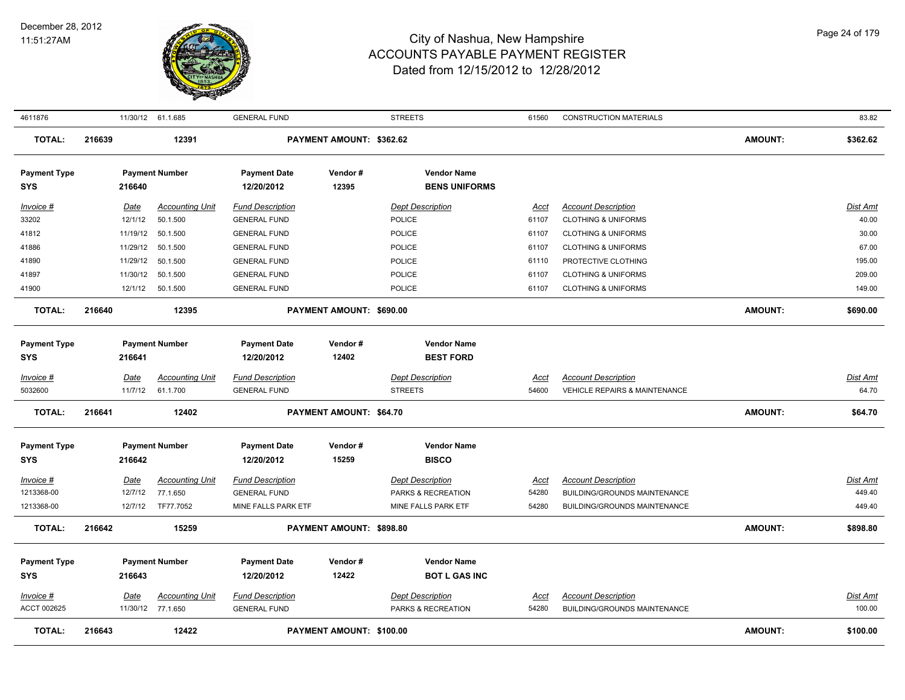| Invoice # | Date | Accounting Unit | Fund Description | | Dept Description | Acct | Account Description | | Dist Amt |
|---|---|---|---|---|---|---|---|---|---|
| 4611876 | 11/30/12 | 61.1.685 | GENERAL FUND | | STREETS | 61560 | CONSTRUCTION MATERIALS | | 83.82 |
| **TOTAL:** 216639 | | 12391 | | PAYMENT AMOUNT: $362.62 | | | | AMOUNT: | $362.62 |

| Payment Type | Payment Number | Payment Date | Vendor # | Vendor Name |
|---|---|---|---|---|
| SYS | 216640 | 12/20/2012 | 12395 | BENS UNIFORMS |

| Invoice # | Date | Accounting Unit | Fund Description | Dept Description | Acct | Account Description | Dist Amt |
|---|---|---|---|---|---|---|---|
| 33202 | 12/1/12 | 50.1.500 | GENERAL FUND | POLICE | 61107 | CLOTHING & UNIFORMS | 40.00 |
| 41812 | 11/19/12 | 50.1.500 | GENERAL FUND | POLICE | 61107 | CLOTHING & UNIFORMS | 30.00 |
| 41886 | 11/29/12 | 50.1.500 | GENERAL FUND | POLICE | 61107 | CLOTHING & UNIFORMS | 67.00 |
| 41890 | 11/29/12 | 50.1.500 | GENERAL FUND | POLICE | 61110 | PROTECTIVE CLOTHING | 195.00 |
| 41897 | 11/30/12 | 50.1.500 | GENERAL FUND | POLICE | 61107 | CLOTHING & UNIFORMS | 209.00 |
| 41900 | 12/1/12 | 50.1.500 | GENERAL FUND | POLICE | 61107 | CLOTHING & UNIFORMS | 149.00 |

**TOTAL:** 216640 | 12395 | PAYMENT AMOUNT: $690.00 | AMOUNT: **$690.00**

| Payment Type | Payment Number | Payment Date | Vendor # | Vendor Name |
|---|---|---|---|---|
| SYS | 216641 | 12/20/2012 | 12402 | BEST FORD |

| Invoice # | Date | Accounting Unit | Fund Description | Dept Description | Acct | Account Description | Dist Amt |
|---|---|---|---|---|---|---|---|
| 5032600 | 11/7/12 | 61.1.700 | GENERAL FUND | STREETS | 54600 | VEHICLE REPAIRS & MAINTENANCE | 64.70 |

**TOTAL:** 216641 | 12402 | PAYMENT AMOUNT: $64.70 | AMOUNT: **$64.70**

| Payment Type | Payment Number | Payment Date | Vendor # | Vendor Name |
|---|---|---|---|---|
| SYS | 216642 | 12/20/2012 | 15259 | BISCO |

| Invoice # | Date | Accounting Unit | Fund Description | Dept Description | Acct | Account Description | Dist Amt |
|---|---|---|---|---|---|---|---|
| 1213368-00 | 12/7/12 | 77.1.650 | GENERAL FUND | PARKS & RECREATION | 54280 | BUILDING/GROUNDS MAINTENANCE | 449.40 |
| 1213368-00 | 12/7/12 | TF77.7052 | MINE FALLS PARK ETF | MINE FALLS PARK ETF | 54280 | BUILDING/GROUNDS MAINTENANCE | 449.40 |

**TOTAL:** 216642 | 15259 | PAYMENT AMOUNT: $898.80 | AMOUNT: **$898.80**

| Payment Type | Payment Number | Payment Date | Vendor # | Vendor Name |
|---|---|---|---|---|
| SYS | 216643 | 12/20/2012 | 12422 | BOT L GAS INC |

| Invoice # | Date | Accounting Unit | Fund Description | Dept Description | Acct | Account Description | Dist Amt |
|---|---|---|---|---|---|---|---|
| ACCT 002625 | 11/30/12 | 77.1.650 | GENERAL FUND | PARKS & RECREATION | 54280 | BUILDING/GROUNDS MAINTENANCE | 100.00 |

**TOTAL:** 216643 | 12422 | PAYMENT AMOUNT: $100.00 | AMOUNT: **$100.00**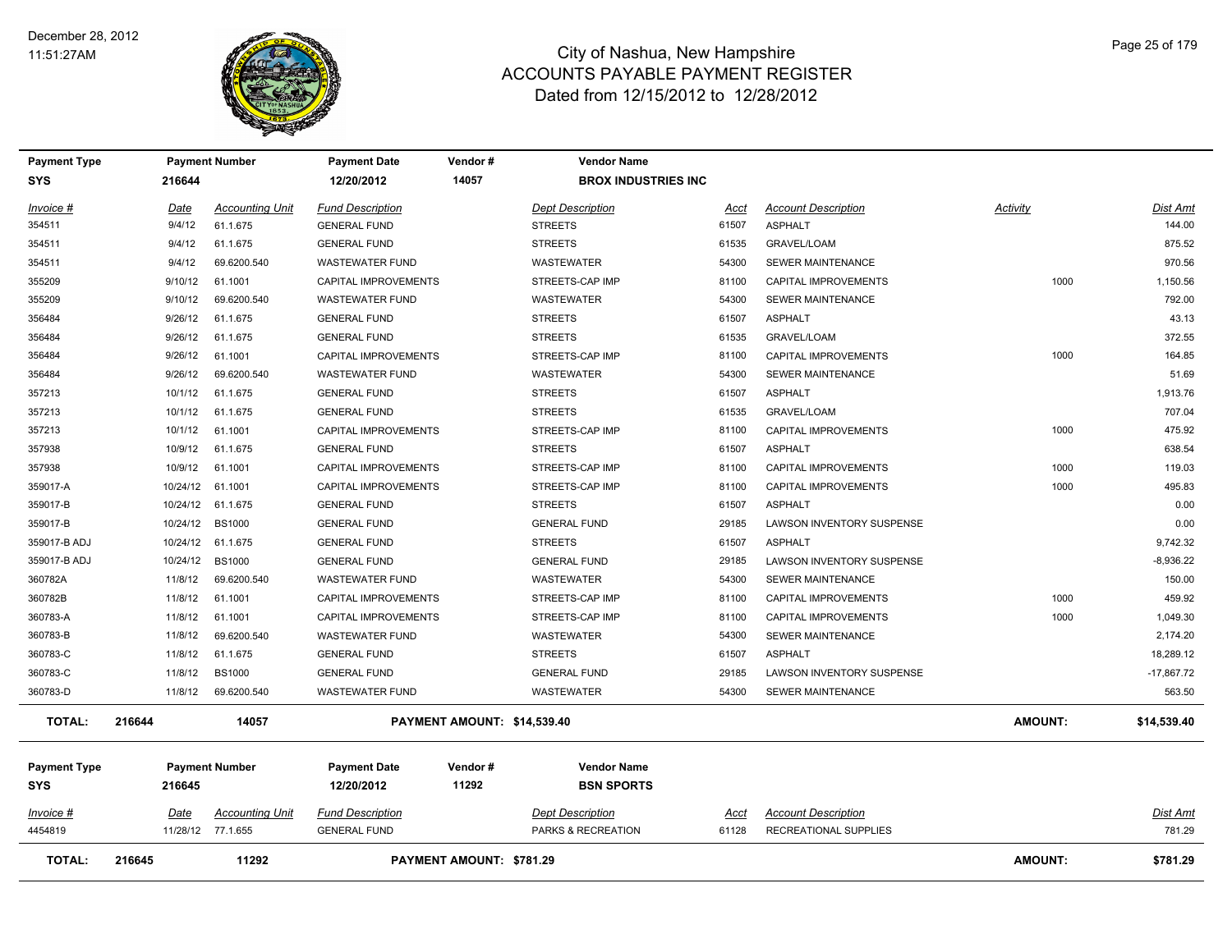# City of Nashua, New Hampshire
## ACCOUNTS PAYABLE PAYMENT REGISTER
### Dated from 12/15/2012 to 12/28/2012

December 28, 2012
11:51:27AM

| Payment Type | Payment Number | Payment Date | Vendor # | Vendor Name |
|---|---|---|---|---|
| SYS | 216644 | 12/20/2012 | 14057 | BROX INDUSTRIES INC |

| Invoice # | Date | Accounting Unit | Fund Description | Dept Description | Acct | Account Description | Activity | Dist Amt |
|---|---|---|---|---|---|---|---|---|
| 354511 | 9/4/12 | 61.1.675 | GENERAL FUND | STREETS | 61507 | ASPHALT | | 144.00 |
| 354511 | 9/4/12 | 61.1.675 | GENERAL FUND | STREETS | 61535 | GRAVEL/LOAM | | 875.52 |
| 354511 | 9/4/12 | 69.6200.540 | WASTEWATER FUND | WASTEWATER | 54300 | SEWER MAINTENANCE | | 970.56 |
| 355209 | 9/10/12 | 61.1001 | CAPITAL IMPROVEMENTS | STREETS-CAP IMP | 81100 | CAPITAL IMPROVEMENTS | 1000 | 1,150.56 |
| 355209 | 9/10/12 | 69.6200.540 | WASTEWATER FUND | WASTEWATER | 54300 | SEWER MAINTENANCE | | 792.00 |
| 356484 | 9/26/12 | 61.1.675 | GENERAL FUND | STREETS | 61507 | ASPHALT | | 43.13 |
| 356484 | 9/26/12 | 61.1.675 | GENERAL FUND | STREETS | 61535 | GRAVEL/LOAM | | 372.55 |
| 356484 | 9/26/12 | 61.1001 | CAPITAL IMPROVEMENTS | STREETS-CAP IMP | 81100 | CAPITAL IMPROVEMENTS | 1000 | 164.85 |
| 356484 | 9/26/12 | 69.6200.540 | WASTEWATER FUND | WASTEWATER | 54300 | SEWER MAINTENANCE | | 51.69 |
| 357213 | 10/1/12 | 61.1.675 | GENERAL FUND | STREETS | 61507 | ASPHALT | | 1,913.76 |
| 357213 | 10/1/12 | 61.1.675 | GENERAL FUND | STREETS | 61535 | GRAVEL/LOAM | | 707.04 |
| 357213 | 10/1/12 | 61.1001 | CAPITAL IMPROVEMENTS | STREETS-CAP IMP | 81100 | CAPITAL IMPROVEMENTS | 1000 | 475.92 |
| 357938 | 10/9/12 | 61.1.675 | GENERAL FUND | STREETS | 61507 | ASPHALT | | 638.54 |
| 357938 | 10/9/12 | 61.1001 | CAPITAL IMPROVEMENTS | STREETS-CAP IMP | 81100 | CAPITAL IMPROVEMENTS | 1000 | 119.03 |
| 359017-A | 10/24/12 | 61.1001 | CAPITAL IMPROVEMENTS | STREETS-CAP IMP | 81100 | CAPITAL IMPROVEMENTS | 1000 | 495.83 |
| 359017-B | 10/24/12 | 61.1.675 | GENERAL FUND | STREETS | 61507 | ASPHALT | | 0.00 |
| 359017-B | 10/24/12 | BS1000 | GENERAL FUND | GENERAL FUND | 29185 | LAWSON INVENTORY SUSPENSE | | 0.00 |
| 359017-B ADJ | 10/24/12 | 61.1.675 | GENERAL FUND | STREETS | 61507 | ASPHALT | | 9,742.32 |
| 359017-B ADJ | 10/24/12 | BS1000 | GENERAL FUND | GENERAL FUND | 29185 | LAWSON INVENTORY SUSPENSE | | -8,936.22 |
| 360782A | 11/8/12 | 69.6200.540 | WASTEWATER FUND | WASTEWATER | 54300 | SEWER MAINTENANCE | | 150.00 |
| 360782B | 11/8/12 | 61.1001 | CAPITAL IMPROVEMENTS | STREETS-CAP IMP | 81100 | CAPITAL IMPROVEMENTS | 1000 | 459.92 |
| 360783-A | 11/8/12 | 61.1001 | CAPITAL IMPROVEMENTS | STREETS-CAP IMP | 81100 | CAPITAL IMPROVEMENTS | 1000 | 1,049.30 |
| 360783-B | 11/8/12 | 69.6200.540 | WASTEWATER FUND | WASTEWATER | 54300 | SEWER MAINTENANCE | | 2,174.20 |
| 360783-C | 11/8/12 | 61.1.675 | GENERAL FUND | STREETS | 61507 | ASPHALT | | 18,289.12 |
| 360783-C | 11/8/12 | BS1000 | GENERAL FUND | GENERAL FUND | 29185 | LAWSON INVENTORY SUSPENSE | | -17,867.72 |
| 360783-D | 11/8/12 | 69.6200.540 | WASTEWATER FUND | WASTEWATER | 54300 | SEWER MAINTENANCE | | 563.50 |

**TOTAL: 216644 14057 PAYMENT AMOUNT: $14,539.40 AMOUNT: $14,539.40**

| Payment Type | Payment Number | Payment Date | Vendor # | Vendor Name |
|---|---|---|---|---|
| SYS | 216645 | 12/20/2012 | 11292 | BSN SPORTS |

| Invoice # | Date | Accounting Unit | Fund Description | Dept Description | Acct | Account Description | Dist Amt |
|---|---|---|---|---|---|---|---|
| 4454819 | 11/28/12 | 77.1.655 | GENERAL FUND | PARKS & RECREATION | 61128 | RECREATIONAL SUPPLIES | 781.29 |

**TOTAL: 216645 11292 PAYMENT AMOUNT: $781.29 AMOUNT: $781.29**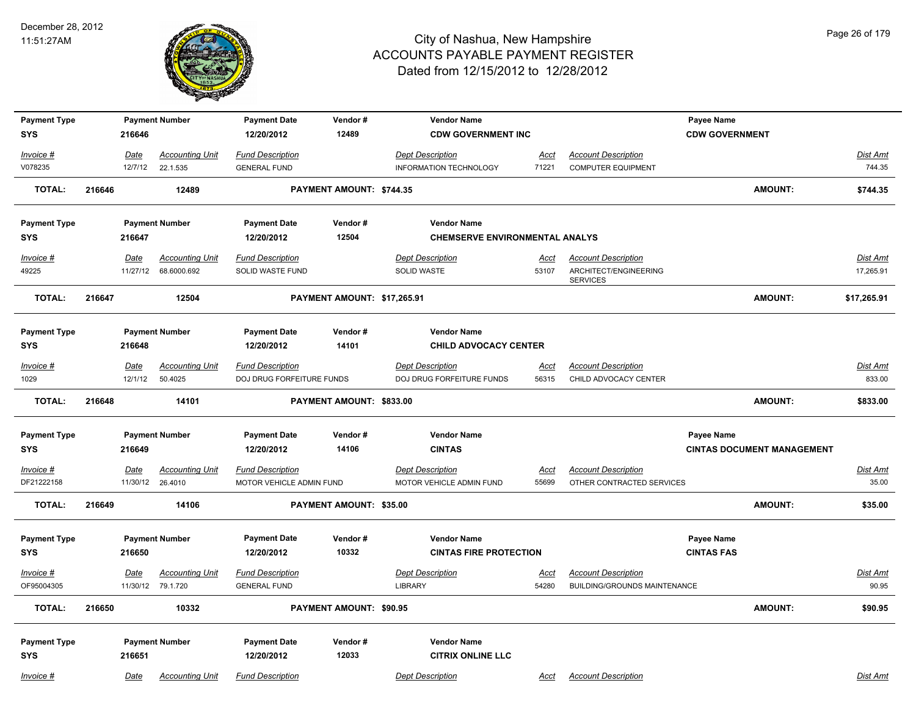# City of Nashua, New Hampshire
# ACCOUNTS PAYABLE PAYMENT REGISTER
## Dated from 12/15/2012 to 12/28/2012

December 28, 2012
11:51:27AM

| Payment Type | Payment Number | Payment Date | Vendor # | Vendor Name | Payee Name |
|---|---|---|---|---|---|
| SYS | 216646 | 12/20/2012 | 12489 | CDW GOVERNMENT INC | CDW GOVERNMENT |

| Invoice # | Date | Accounting Unit | Fund Description | Dept Description | Acct | Account Description | Dist Amt |
|---|---|---|---|---|---|---|---|
| V078235 | 12/7/12 | 22.1.535 | GENERAL FUND | INFORMATION TECHNOLOGY | 71221 | COMPUTER EQUIPMENT | 744.35 |

**TOTAL: 216646 12489 PAYMENT AMOUNT: $744.35 AMOUNT: $744.35**

| Payment Type | Payment Number | Payment Date | Vendor # | Vendor Name |
|---|---|---|---|---|
| SYS | 216647 | 12/20/2012 | 12504 | CHEMSERVE ENVIRONMENTAL ANALYS |

| Invoice # | Date | Accounting Unit | Fund Description | Dept Description | Acct | Account Description | Dist Amt |
|---|---|---|---|---|---|---|---|
| 49225 | 11/27/12 | 68.6000.692 | SOLID WASTE FUND | SOLID WASTE | 53107 | ARCHITECT/ENGINEERING SERVICES | 17,265.91 |

**TOTAL: 216647 12504 PAYMENT AMOUNT: $17,265.91 AMOUNT: $17,265.91**

| Payment Type | Payment Number | Payment Date | Vendor # | Vendor Name |
|---|---|---|---|---|
| SYS | 216648 | 12/20/2012 | 14101 | CHILD ADVOCACY CENTER |

| Invoice # | Date | Accounting Unit | Fund Description | Dept Description | Acct | Account Description | Dist Amt |
|---|---|---|---|---|---|---|---|
| 1029 | 12/1/12 | 50.4025 | DOJ DRUG FORFEITURE FUNDS | DOJ DRUG FORFEITURE FUNDS | 56315 | CHILD ADVOCACY CENTER | 833.00 |

**TOTAL: 216648 14101 PAYMENT AMOUNT: $833.00 AMOUNT: $833.00**

| Payment Type | Payment Number | Payment Date | Vendor # | Vendor Name | Payee Name |
|---|---|---|---|---|---|
| SYS | 216649 | 12/20/2012 | 14106 | CINTAS | CINTAS DOCUMENT MANAGEMENT |

| Invoice # | Date | Accounting Unit | Fund Description | Dept Description | Acct | Account Description | Dist Amt |
|---|---|---|---|---|---|---|---|
| DF21222158 | 11/30/12 | 26.4010 | MOTOR VEHICLE ADMIN FUND | MOTOR VEHICLE ADMIN FUND | 55699 | OTHER CONTRACTED SERVICES | 35.00 |

**TOTAL: 216649 14106 PAYMENT AMOUNT: $35.00 AMOUNT: $35.00**

| Payment Type | Payment Number | Payment Date | Vendor # | Vendor Name | Payee Name |
|---|---|---|---|---|---|
| SYS | 216650 | 12/20/2012 | 10332 | CINTAS FIRE PROTECTION | CINTAS FAS |

| Invoice # | Date | Accounting Unit | Fund Description | Dept Description | Acct | Account Description | Dist Amt |
|---|---|---|---|---|---|---|---|
| OF95004305 | 11/30/12 | 79.1.720 | GENERAL FUND | LIBRARY | 54280 | BUILDING/GROUNDS MAINTENANCE | 90.95 |

**TOTAL: 216650 10332 PAYMENT AMOUNT: $90.95 AMOUNT: $90.95**

| Payment Type | Payment Number | Payment Date | Vendor # | Vendor Name |
|---|---|---|---|---|
| SYS | 216651 | 12/20/2012 | 12033 | CITRIX ONLINE LLC |

| Invoice # | Date | Accounting Unit | Fund Description | Dept Description | Acct | Account Description | Dist Amt |
|---|---|---|---|---|---|---|---|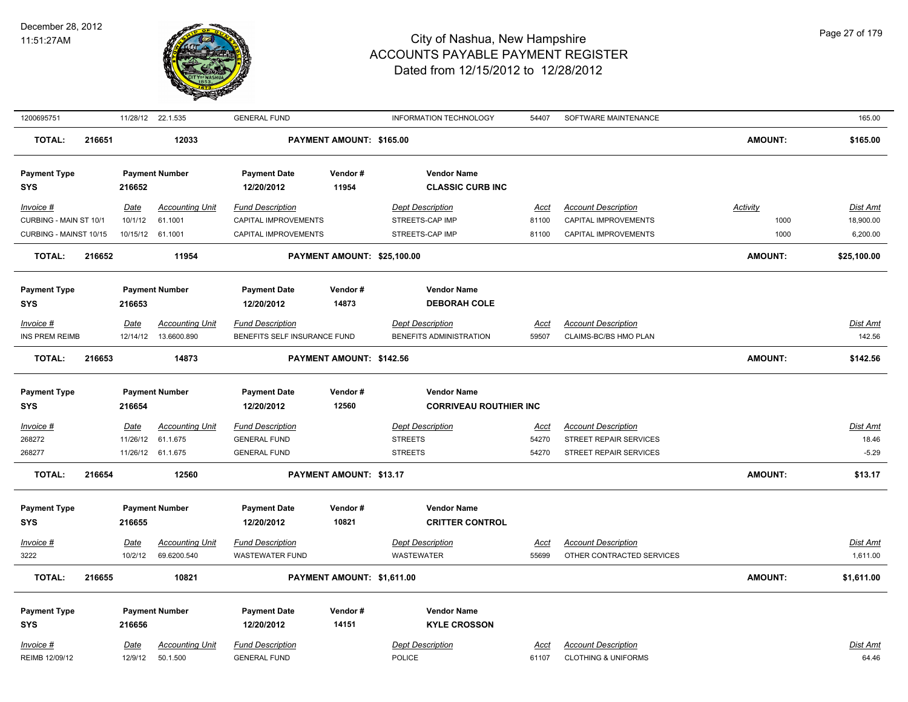| Invoice # | Date | Accounting Unit | Fund Description | Dept Description | Acct | Account Description | Activity | Dist Amt |
|---|---|---|---|---|---|---|---|---|
| 1200695751 | 11/28/12 | 22.1.535 | GENERAL FUND | INFORMATION TECHNOLOGY | 54407 | SOFTWARE MAINTENANCE | | 165.00 |

**TOTAL: 216651 12033 PAYMENT AMOUNT: $165.00 AMOUNT: $165.00**

| Payment Type | Payment Number | Payment Date | Vendor # | Vendor Name |
|---|---|---|---|---|
| SYS | 216652 | 12/20/2012 | 11954 | CLASSIC CURB INC |

| Invoice # | Date | Accounting Unit | Fund Description | Dept Description | Acct | Account Description | Activity | Dist Amt |
|---|---|---|---|---|---|---|---|---|
| CURBING - MAIN ST 10/1 | 10/1/12 | 61.1001 | CAPITAL IMPROVEMENTS | STREETS-CAP IMP | 81100 | CAPITAL IMPROVEMENTS | 1000 | 18,900.00 |
| CURBING - MAINST 10/15 | 10/15/12 | 61.1001 | CAPITAL IMPROVEMENTS | STREETS-CAP IMP | 81100 | CAPITAL IMPROVEMENTS | 1000 | 6,200.00 |

**TOTAL: 216652 11954 PAYMENT AMOUNT: $25,100.00 AMOUNT: $25,100.00**

| Payment Type | Payment Number | Payment Date | Vendor # | Vendor Name |
|---|---|---|---|---|
| SYS | 216653 | 12/20/2012 | 14873 | DEBORAH COLE |

| Invoice # | Date | Accounting Unit | Fund Description | Dept Description | Acct | Account Description | Dist Amt |
|---|---|---|---|---|---|---|---|
| INS PREM REIMB | 12/14/12 | 13.6600.890 | BENEFITS SELF INSURANCE FUND | BENEFITS ADMINISTRATION | 59507 | CLAIMS-BC/BS HMO PLAN | 142.56 |

**TOTAL: 216653 14873 PAYMENT AMOUNT: $142.56 AMOUNT: $142.56**

| Payment Type | Payment Number | Payment Date | Vendor # | Vendor Name |
|---|---|---|---|---|
| SYS | 216654 | 12/20/2012 | 12560 | CORRIVEAU ROUTHIER INC |

| Invoice # | Date | Accounting Unit | Fund Description | Dept Description | Acct | Account Description | Dist Amt |
|---|---|---|---|---|---|---|---|
| 268272 | 11/26/12 | 61.1.675 | GENERAL FUND | STREETS | 54270 | STREET REPAIR SERVICES | 18.46 |
| 268277 | 11/26/12 | 61.1.675 | GENERAL FUND | STREETS | 54270 | STREET REPAIR SERVICES | -5.29 |

**TOTAL: 216654 12560 PAYMENT AMOUNT: $13.17 AMOUNT: $13.17**

| Payment Type | Payment Number | Payment Date | Vendor # | Vendor Name |
|---|---|---|---|---|
| SYS | 216655 | 12/20/2012 | 10821 | CRITTER CONTROL |

| Invoice # | Date | Accounting Unit | Fund Description | Dept Description | Acct | Account Description | Dist Amt |
|---|---|---|---|---|---|---|---|
| 3222 | 10/2/12 | 69.6200.540 | WASTEWATER FUND | WASTEWATER | 55699 | OTHER CONTRACTED SERVICES | 1,611.00 |

**TOTAL: 216655 10821 PAYMENT AMOUNT: $1,611.00 AMOUNT: $1,611.00**

| Payment Type | Payment Number | Payment Date | Vendor # | Vendor Name |
|---|---|---|---|---|
| SYS | 216656 | 12/20/2012 | 14151 | KYLE CROSSON |

| Invoice # | Date | Accounting Unit | Fund Description | Dept Description | Acct | Account Description | Dist Amt |
|---|---|---|---|---|---|---|---|
| REIMB 12/09/12 | 12/9/12 | 50.1.500 | GENERAL FUND | POLICE | 61107 | CLOTHING & UNIFORMS | 64.46 |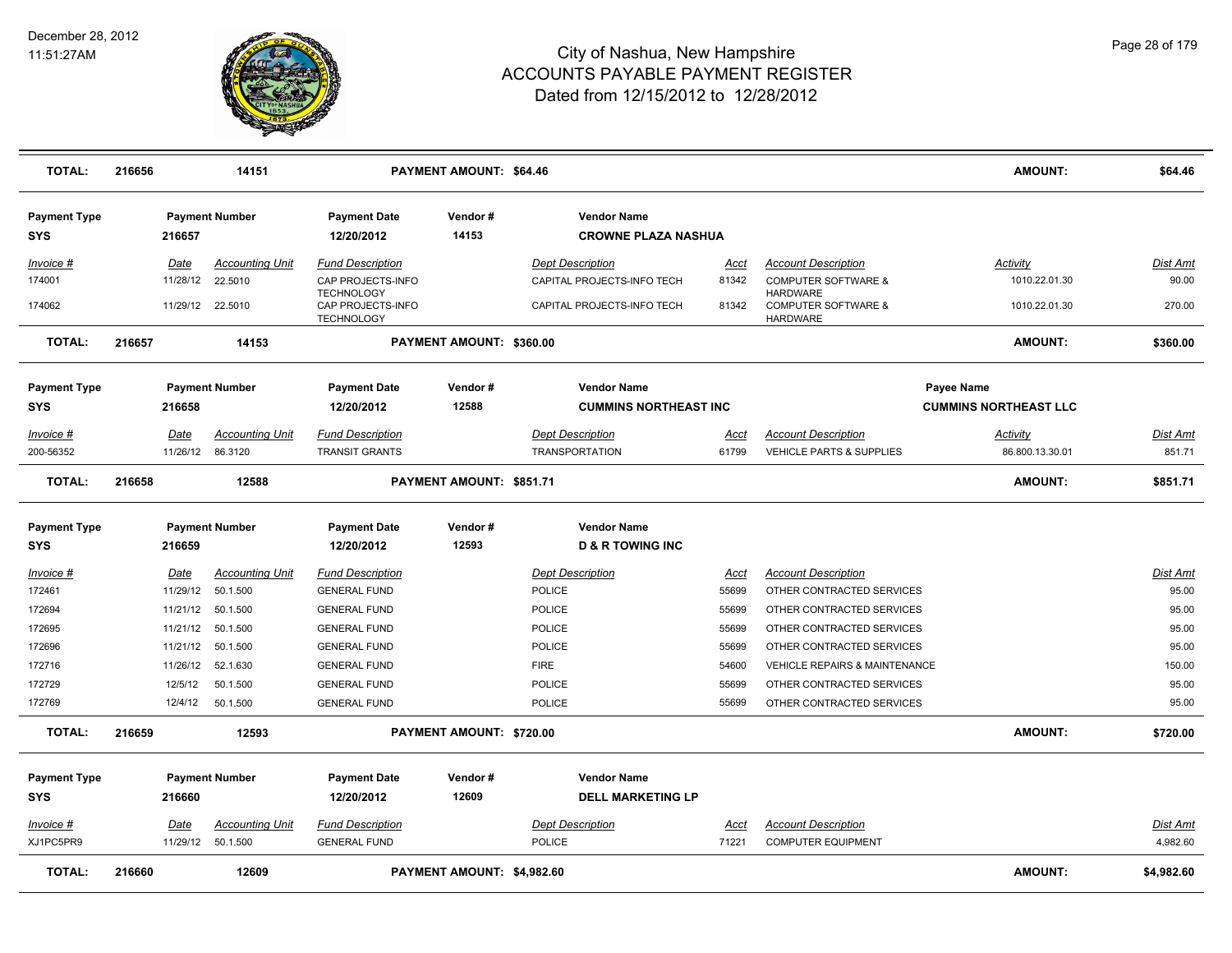# City of Nashua, New Hampshire
## ACCOUNTS PAYABLE PAYMENT REGISTER
### Dated from 12/15/2012 to 12/28/2012

December 28, 2012
11:51:27AM

| **TOTAL:** | **216656** | **14151** | | **PAYMENT AMOUNT: $64.46** | | | | **AMOUNT:** | **$64.46** |
|---|---|---|---|---|---|---|---|---|---|

**Payment Type:** SYS | **Payment Number:** 216657 | **Payment Date:** 12/20/2012 | **Vendor #:** 14153 | **Vendor Name:** CROWNE PLAZA NASHUA

| Invoice # | Date | Accounting Unit | Fund Description | Dept Description | Acct | Account Description | Activity | Dist Amt |
|---|---|---|---|---|---|---|---|---|
| 174001 | 11/28/12 | 22.5010 | CAP PROJECTS-INFO TECHNOLOGY | CAPITAL PROJECTS-INFO TECH | 81342 | COMPUTER SOFTWARE & HARDWARE | 1010.22.01.30 | 90.00 |
| 174062 | 11/29/12 | 22.5010 | CAP PROJECTS-INFO TECHNOLOGY | CAPITAL PROJECTS-INFO TECH | 81342 | COMPUTER SOFTWARE & HARDWARE | 1010.22.01.30 | 270.00 |
| **TOTAL:** | **216657** | **14153** | | **PAYMENT AMOUNT: $360.00** | | | **AMOUNT:** | **$360.00** |

**Payment Type:** SYS | **Payment Number:** 216658 | **Payment Date:** 12/20/2012 | **Vendor #:** 12588 | **Vendor Name:** CUMMINS NORTHEAST INC | **Payee Name:** CUMMINS NORTHEAST LLC

| Invoice # | Date | Accounting Unit | Fund Description | Dept Description | Acct | Account Description | Activity | Dist Amt |
|---|---|---|---|---|---|---|---|---|
| 200-56352 | 11/26/12 | 86.3120 | TRANSIT GRANTS | TRANSPORTATION | 61799 | VEHICLE PARTS & SUPPLIES | 86.800.13.30.01 | 851.71 |
| **TOTAL:** | **216658** | **12588** | | **PAYMENT AMOUNT: $851.71** | | | **AMOUNT:** | **$851.71** |

**Payment Type:** SYS | **Payment Number:** 216659 | **Payment Date:** 12/20/2012 | **Vendor #:** 12593 | **Vendor Name:** D & R TOWING INC

| Invoice # | Date | Accounting Unit | Fund Description | Dept Description | Acct | Account Description | Dist Amt |
|---|---|---|---|---|---|---|---|
| 172461 | 11/29/12 | 50.1.500 | GENERAL FUND | POLICE | 55699 | OTHER CONTRACTED SERVICES | 95.00 |
| 172694 | 11/21/12 | 50.1.500 | GENERAL FUND | POLICE | 55699 | OTHER CONTRACTED SERVICES | 95.00 |
| 172695 | 11/21/12 | 50.1.500 | GENERAL FUND | POLICE | 55699 | OTHER CONTRACTED SERVICES | 95.00 |
| 172696 | 11/21/12 | 50.1.500 | GENERAL FUND | POLICE | 55699 | OTHER CONTRACTED SERVICES | 95.00 |
| 172716 | 11/26/12 | 52.1.630 | GENERAL FUND | FIRE | 54600 | VEHICLE REPAIRS & MAINTENANCE | 150.00 |
| 172729 | 12/5/12 | 50.1.500 | GENERAL FUND | POLICE | 55699 | OTHER CONTRACTED SERVICES | 95.00 |
| 172769 | 12/4/12 | 50.1.500 | GENERAL FUND | POLICE | 55699 | OTHER CONTRACTED SERVICES | 95.00 |
| **TOTAL:** | **216659** | **12593** | | **PAYMENT AMOUNT: $720.00** | | **AMOUNT:** | **$720.00** |

**Payment Type:** SYS | **Payment Number:** 216660 | **Payment Date:** 12/20/2012 | **Vendor #:** 12609 | **Vendor Name:** DELL MARKETING LP

| Invoice # | Date | Accounting Unit | Fund Description | Dept Description | Acct | Account Description | Dist Amt |
|---|---|---|---|---|---|---|---|
| XJ1PC5PR9 | 11/29/12 | 50.1.500 | GENERAL FUND | POLICE | 71221 | COMPUTER EQUIPMENT | 4,982.60 |
| **TOTAL:** | **216660** | **12609** | | **PAYMENT AMOUNT: $4,982.60** | | **AMOUNT:** | **$4,982.60** |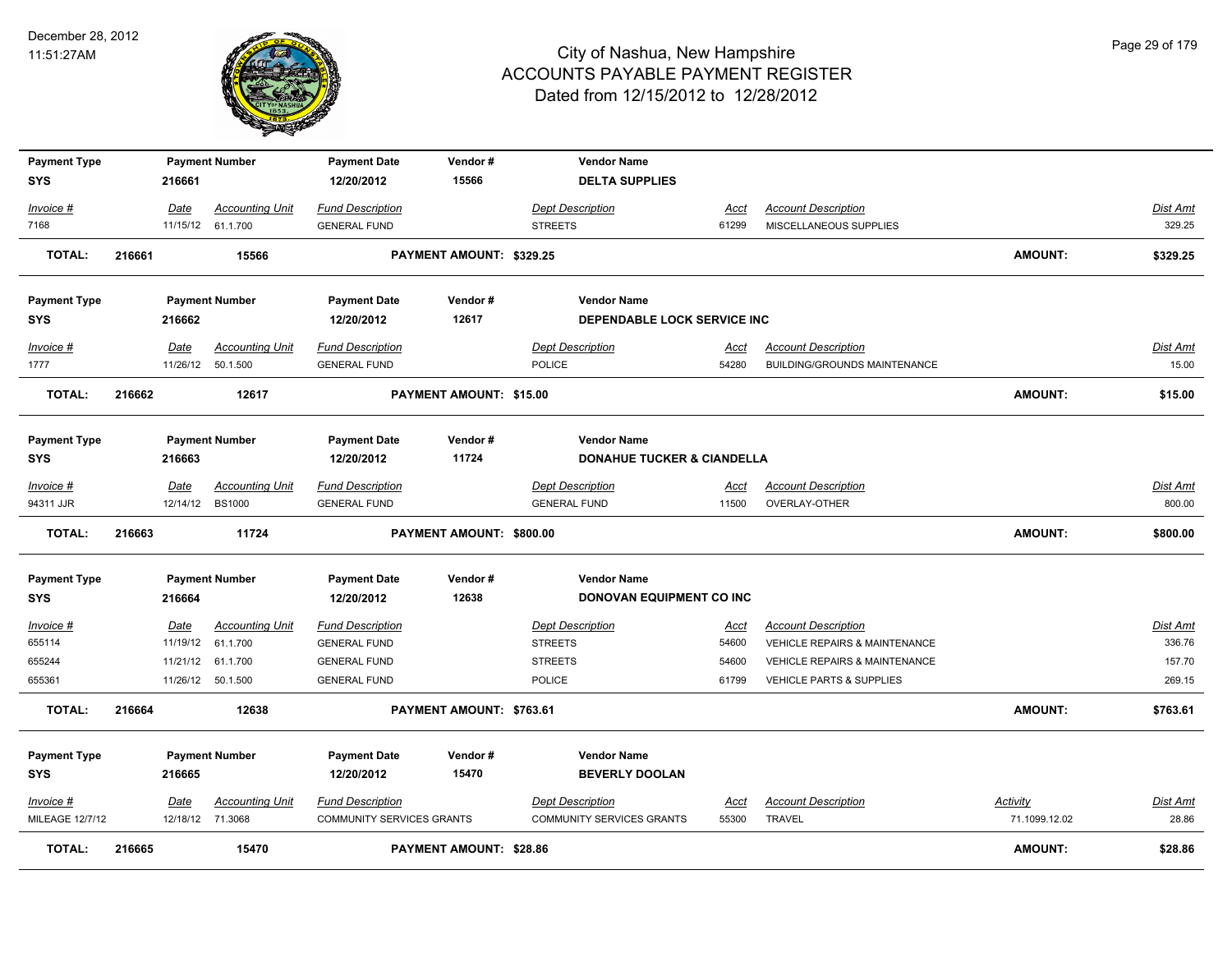# City of Nashua, New Hampshire
## ACCOUNTS PAYABLE PAYMENT REGISTER
### Dated from 12/15/2012 to 12/28/2012

December 28, 2012
11:51:27AM

| Payment Type | Payment Number | Payment Date | Vendor # | Vendor Name |
|---|---|---|---|---|
| SYS | 216661 | 12/20/2012 | 15566 | DELTA SUPPLIES |

| Invoice # | Date | Accounting Unit | Fund Description | Dept Description | Acct | Account Description | Dist Amt |
|---|---|---|---|---|---|---|---|
| 7168 | 11/15/12 | 61.1.700 | GENERAL FUND | STREETS | 61299 | MISCELLANEOUS SUPPLIES | 329.25 |

**TOTAL: 216661 15566 PAYMENT AMOUNT: $329.25 AMOUNT: $329.25**

| Payment Type | Payment Number | Payment Date | Vendor # | Vendor Name |
|---|---|---|---|---|
| SYS | 216662 | 12/20/2012 | 12617 | DEPENDABLE LOCK SERVICE INC |

| Invoice # | Date | Accounting Unit | Fund Description | Dept Description | Acct | Account Description | Dist Amt |
|---|---|---|---|---|---|---|---|
| 1777 | 11/26/12 | 50.1.500 | GENERAL FUND | POLICE | 54280 | BUILDING/GROUNDS MAINTENANCE | 15.00 |

**TOTAL: 216662 12617 PAYMENT AMOUNT: $15.00 AMOUNT: $15.00**

| Payment Type | Payment Number | Payment Date | Vendor # | Vendor Name |
|---|---|---|---|---|
| SYS | 216663 | 12/20/2012 | 11724 | DONAHUE TUCKER & CIANDELLA |

| Invoice # | Date | Accounting Unit | Fund Description | Dept Description | Acct | Account Description | Dist Amt |
|---|---|---|---|---|---|---|---|
| 94311 JJR | 12/14/12 | BS1000 | GENERAL FUND | GENERAL FUND | 11500 | OVERLAY-OTHER | 800.00 |

**TOTAL: 216663 11724 PAYMENT AMOUNT: $800.00 AMOUNT: $800.00**

| Payment Type | Payment Number | Payment Date | Vendor # | Vendor Name |
|---|---|---|---|---|
| SYS | 216664 | 12/20/2012 | 12638 | DONOVAN EQUIPMENT CO INC |

| Invoice # | Date | Accounting Unit | Fund Description | Dept Description | Acct | Account Description | Dist Amt |
|---|---|---|---|---|---|---|---|
| 655114 | 11/19/12 | 61.1.700 | GENERAL FUND | STREETS | 54600 | VEHICLE REPAIRS & MAINTENANCE | 336.76 |
| 655244 | 11/21/12 | 61.1.700 | GENERAL FUND | STREETS | 54600 | VEHICLE REPAIRS & MAINTENANCE | 157.70 |
| 655361 | 11/26/12 | 50.1.500 | GENERAL FUND | POLICE | 61799 | VEHICLE PARTS & SUPPLIES | 269.15 |

**TOTAL: 216664 12638 PAYMENT AMOUNT: $763.61 AMOUNT: $763.61**

| Payment Type | Payment Number | Payment Date | Vendor # | Vendor Name |
|---|---|---|---|---|
| SYS | 216665 | 12/20/2012 | 15470 | BEVERLY DOOLAN |

| Invoice # | Date | Accounting Unit | Fund Description | Dept Description | Acct | Account Description | Activity | Dist Amt |
|---|---|---|---|---|---|---|---|---|
| MILEAGE 12/7/12 | 12/18/12 | 71.3068 | COMMUNITY SERVICES GRANTS | COMMUNITY SERVICES GRANTS | 55300 | TRAVEL | 71.1099.12.02 | 28.86 |

**TOTAL: 216665 15470 PAYMENT AMOUNT: $28.86 AMOUNT: $28.86**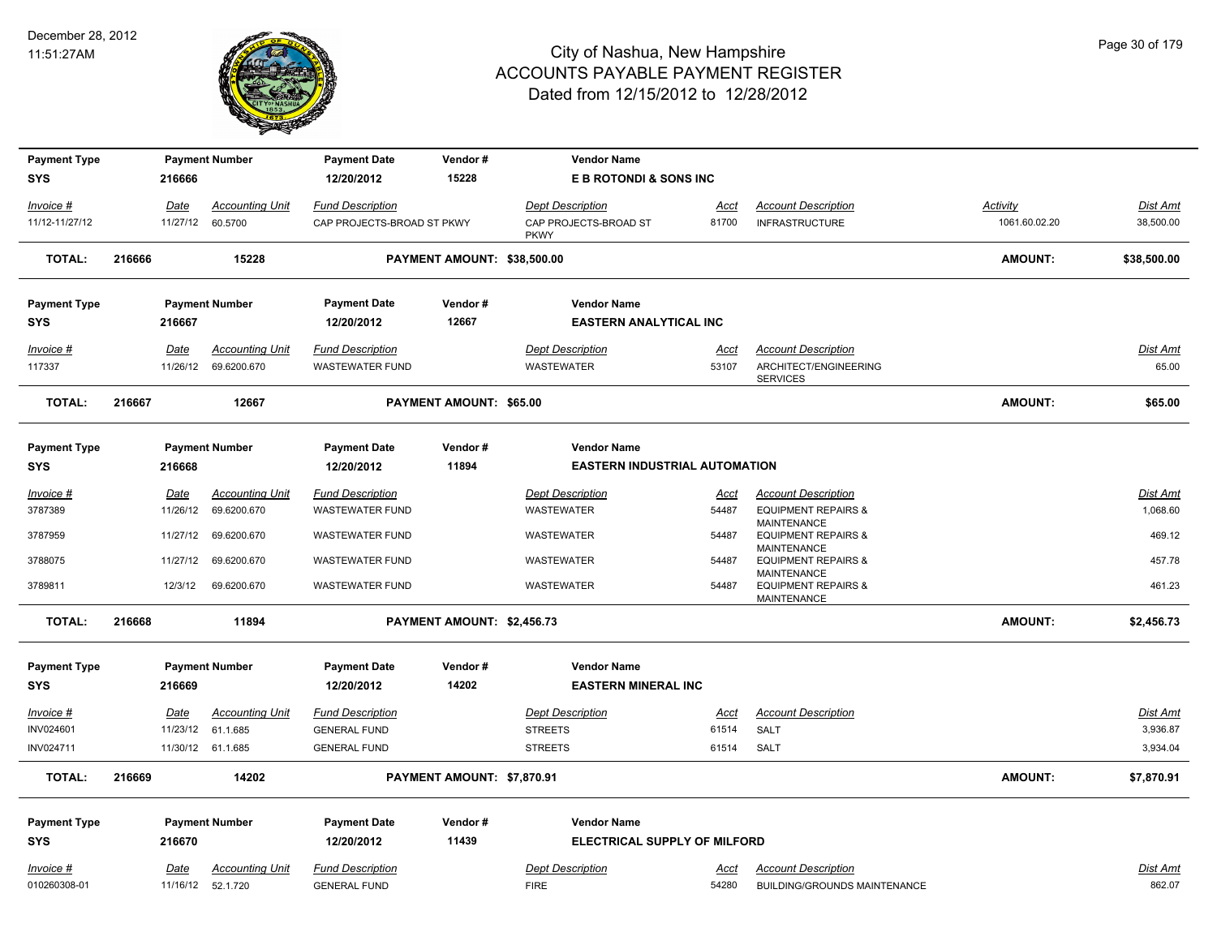# City of Nashua, New Hampshire
## ACCOUNTS PAYABLE PAYMENT REGISTER
### Dated from 12/15/2012 to 12/28/2012

December 28, 2012
11:51:27AM

| Payment Type | Payment Number | Payment Date | Vendor # | Vendor Name |
|---|---|---|---|---|
| SYS | 216666 | 12/20/2012 | 15228 | E B ROTONDI & SONS INC |

| Invoice # | Date | Accounting Unit | Fund Description | Dept Description | Acct | Account Description | Activity | Dist Amt |
|---|---|---|---|---|---|---|---|---|
| 11/12-11/27/12 | 11/27/12 | 60.5700 | CAP PROJECTS-BROAD ST PKWY | CAP PROJECTS-BROAD ST PKWY | 81700 | INFRASTRUCTURE | 1061.60.02.20 | 38,500.00 |

**TOTAL: 216666 15228 PAYMENT AMOUNT: $38,500.00 AMOUNT: $38,500.00**

| Payment Type | Payment Number | Payment Date | Vendor # | Vendor Name |
|---|---|---|---|---|
| SYS | 216667 | 12/20/2012 | 12667 | EASTERN ANALYTICAL INC |

| Invoice # | Date | Accounting Unit | Fund Description | Dept Description | Acct | Account Description | Dist Amt |
|---|---|---|---|---|---|---|---|
| 117337 | 11/26/12 | 69.6200.670 | WASTEWATER FUND | WASTEWATER | 53107 | ARCHITECT/ENGINEERING SERVICES | 65.00 |

**TOTAL: 216667 12667 PAYMENT AMOUNT: $65.00 AMOUNT: $65.00**

| Payment Type | Payment Number | Payment Date | Vendor # | Vendor Name |
|---|---|---|---|---|
| SYS | 216668 | 12/20/2012 | 11894 | EASTERN INDUSTRIAL AUTOMATION |

| Invoice # | Date | Accounting Unit | Fund Description | Dept Description | Acct | Account Description | Dist Amt |
|---|---|---|---|---|---|---|---|
| 3787389 | 11/26/12 | 69.6200.670 | WASTEWATER FUND | WASTEWATER | 54487 | EQUIPMENT REPAIRS & MAINTENANCE | 1,068.60 |
| 3787959 | 11/27/12 | 69.6200.670 | WASTEWATER FUND | WASTEWATER | 54487 | EQUIPMENT REPAIRS & MAINTENANCE | 469.12 |
| 3788075 | 11/27/12 | 69.6200.670 | WASTEWATER FUND | WASTEWATER | 54487 | EQUIPMENT REPAIRS & MAINTENANCE | 457.78 |
| 3789811 | 12/3/12 | 69.6200.670 | WASTEWATER FUND | WASTEWATER | 54487 | EQUIPMENT REPAIRS & MAINTENANCE | 461.23 |

**TOTAL: 216668 11894 PAYMENT AMOUNT: $2,456.73 AMOUNT: $2,456.73**

| Payment Type | Payment Number | Payment Date | Vendor # | Vendor Name |
|---|---|---|---|---|
| SYS | 216669 | 12/20/2012 | 14202 | EASTERN MINERAL INC |

| Invoice # | Date | Accounting Unit | Fund Description | Dept Description | Acct | Account Description | Dist Amt |
|---|---|---|---|---|---|---|---|
| INV024601 | 11/23/12 | 61.1.685 | GENERAL FUND | STREETS | 61514 | SALT | 3,936.87 |
| INV024711 | 11/30/12 | 61.1.685 | GENERAL FUND | STREETS | 61514 | SALT | 3,934.04 |

**TOTAL: 216669 14202 PAYMENT AMOUNT: $7,870.91 AMOUNT: $7,870.91**

| Payment Type | Payment Number | Payment Date | Vendor # | Vendor Name |
|---|---|---|---|---|
| SYS | 216670 | 12/20/2012 | 11439 | ELECTRICAL SUPPLY OF MILFORD |

| Invoice # | Date | Accounting Unit | Fund Description | Dept Description | Acct | Account Description | Dist Amt |
|---|---|---|---|---|---|---|---|
| 010260308-01 | 11/16/12 | 52.1.720 | GENERAL FUND | FIRE | 54280 | BUILDING/GROUNDS MAINTENANCE | 862.07 |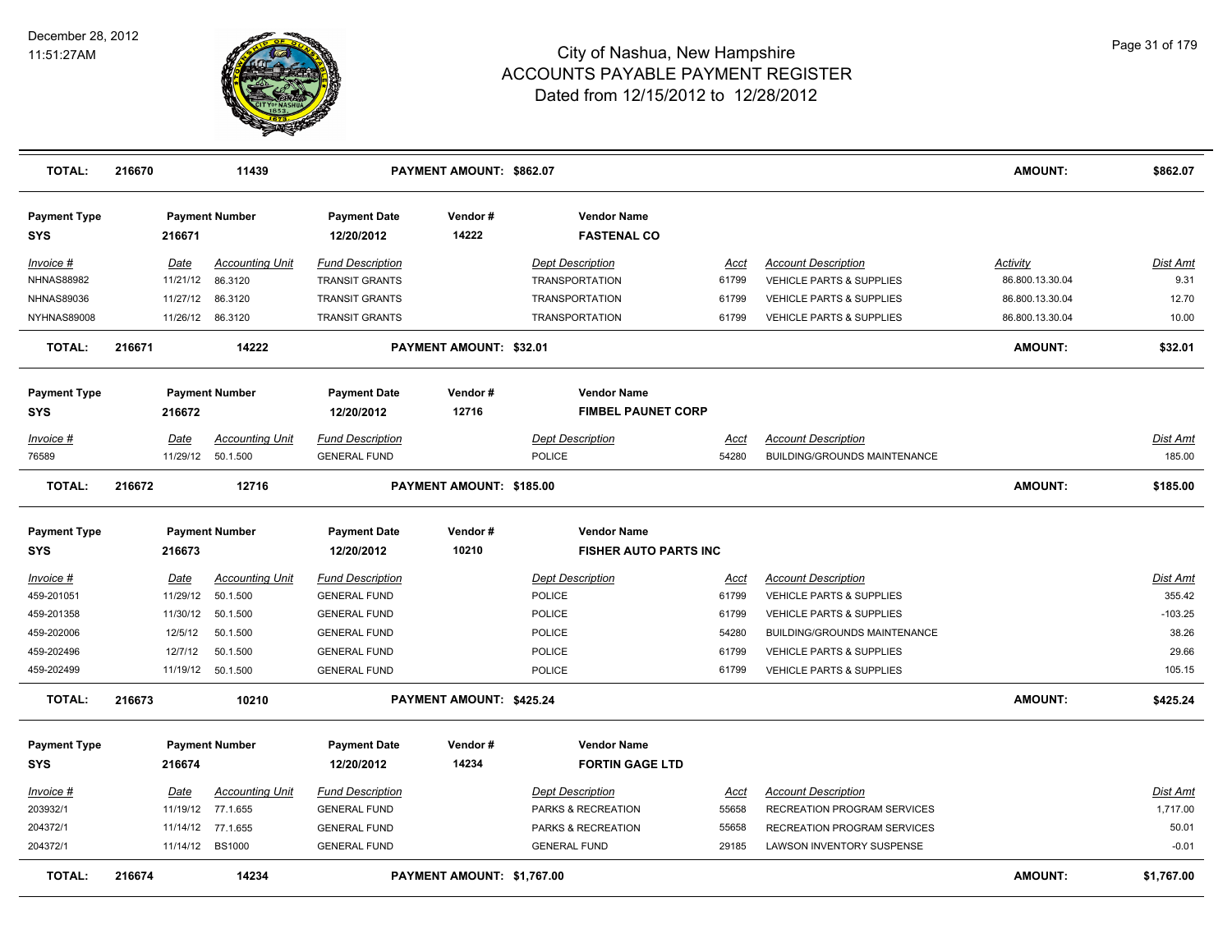# City of Nashua, New Hampshire
## ACCOUNTS PAYABLE PAYMENT REGISTER
### Dated from 12/15/2012 to 12/28/2012

December 28, 2012
11:51:27AM

| TOTAL: | 216670 | 11439 | PAYMENT AMOUNT: $862.07 | AMOUNT: | $862.07 |
|---|---|---|---|---|---|

| Payment Type | Payment Number | Payment Date | Vendor # | Vendor Name |
|---|---|---|---|---|
| SYS | 216671 | 12/20/2012 | 14222 | FASTENAL CO |

| Invoice # | Date | Accounting Unit | Fund Description | Dept Description | Acct | Account Description | Activity | Dist Amt |
|---|---|---|---|---|---|---|---|---|
| NHNAS88982 | 11/21/12 | 86.3120 | TRANSIT GRANTS | TRANSPORTATION | 61799 | VEHICLE PARTS & SUPPLIES | 86.800.13.30.04 | 9.31 |
| NHNAS89036 | 11/27/12 | 86.3120 | TRANSIT GRANTS | TRANSPORTATION | 61799 | VEHICLE PARTS & SUPPLIES | 86.800.13.30.04 | 12.70 |
| NYHNAS89008 | 11/26/12 | 86.3120 | TRANSIT GRANTS | TRANSPORTATION | 61799 | VEHICLE PARTS & SUPPLIES | 86.800.13.30.04 | 10.00 |

| TOTAL: | 216671 | 14222 | PAYMENT AMOUNT: $32.01 | AMOUNT: | $32.01 |
|---|---|---|---|---|---|

| Payment Type | Payment Number | Payment Date | Vendor # | Vendor Name |
|---|---|---|---|---|
| SYS | 216672 | 12/20/2012 | 12716 | FIMBEL PAUNET CORP |

| Invoice # | Date | Accounting Unit | Fund Description | Dept Description | Acct | Account Description | Dist Amt |
|---|---|---|---|---|---|---|---|
| 76589 | 11/29/12 | 50.1.500 | GENERAL FUND | POLICE | 54280 | BUILDING/GROUNDS MAINTENANCE | 185.00 |

| TOTAL: | 216672 | 12716 | PAYMENT AMOUNT: $185.00 | AMOUNT: | $185.00 |
|---|---|---|---|---|---|

| Payment Type | Payment Number | Payment Date | Vendor # | Vendor Name |
|---|---|---|---|---|
| SYS | 216673 | 12/20/2012 | 10210 | FISHER AUTO PARTS INC |

| Invoice # | Date | Accounting Unit | Fund Description | Dept Description | Acct | Account Description | Dist Amt |
|---|---|---|---|---|---|---|---|
| 459-201051 | 11/29/12 | 50.1.500 | GENERAL FUND | POLICE | 61799 | VEHICLE PARTS & SUPPLIES | 355.42 |
| 459-201358 | 11/30/12 | 50.1.500 | GENERAL FUND | POLICE | 61799 | VEHICLE PARTS & SUPPLIES | -103.25 |
| 459-202006 | 12/5/12 | 50.1.500 | GENERAL FUND | POLICE | 54280 | BUILDING/GROUNDS MAINTENANCE | 38.26 |
| 459-202496 | 12/7/12 | 50.1.500 | GENERAL FUND | POLICE | 61799 | VEHICLE PARTS & SUPPLIES | 29.66 |
| 459-202499 | 11/19/12 | 50.1.500 | GENERAL FUND | POLICE | 61799 | VEHICLE PARTS & SUPPLIES | 105.15 |

| TOTAL: | 216673 | 10210 | PAYMENT AMOUNT: $425.24 | AMOUNT: | $425.24 |
|---|---|---|---|---|---|

| Payment Type | Payment Number | Payment Date | Vendor # | Vendor Name |
|---|---|---|---|---|
| SYS | 216674 | 12/20/2012 | 14234 | FORTIN GAGE LTD |

| Invoice # | Date | Accounting Unit | Fund Description | Dept Description | Acct | Account Description | Dist Amt |
|---|---|---|---|---|---|---|---|
| 203932/1 | 11/19/12 | 77.1.655 | GENERAL FUND | PARKS & RECREATION | 55658 | RECREATION PROGRAM SERVICES | 1,717.00 |
| 204372/1 | 11/14/12 | 77.1.655 | GENERAL FUND | PARKS & RECREATION | 55658 | RECREATION PROGRAM SERVICES | 50.01 |
| 204372/1 | 11/14/12 | BS1000 | GENERAL FUND | GENERAL FUND | 29185 | LAWSON INVENTORY SUSPENSE | -0.01 |

| TOTAL: | 216674 | 14234 | PAYMENT AMOUNT: $1,767.00 | AMOUNT: | $1,767.00 |
|---|---|---|---|---|---|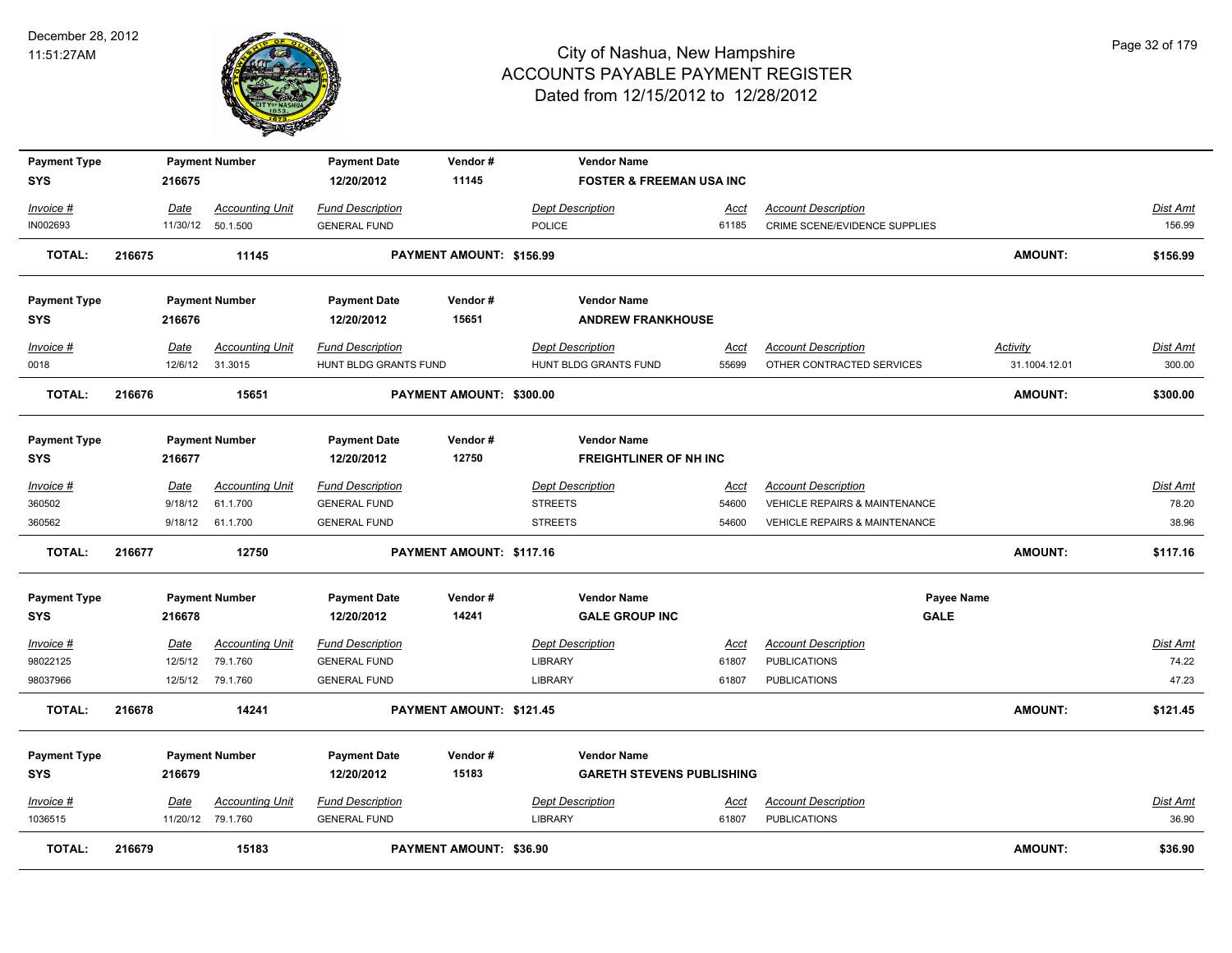# City of Nashua, New Hampshire
## ACCOUNTS PAYABLE PAYMENT REGISTER
### Dated from 12/15/2012 to 12/28/2012

December 28, 2012
11:51:27AM

| Payment Type | Payment Number | Payment Date | Vendor # | Vendor Name |
|---|---|---|---|---|
| SYS | 216675 | 12/20/2012 | 11145 | FOSTER & FREEMAN USA INC |

| Invoice # | Date | Accounting Unit | Fund Description | Dept Description | Acct | Account Description | Dist Amt |
|---|---|---|---|---|---|---|---|
| IN002693 | 11/30/12 | 50.1.500 | GENERAL FUND | POLICE | 61185 | CRIME SCENE/EVIDENCE SUPPLIES | 156.99 |

**TOTAL: 216675 11145 PAYMENT AMOUNT: $156.99 AMOUNT: $156.99**

| Payment Type | Payment Number | Payment Date | Vendor # | Vendor Name |
|---|---|---|---|---|
| SYS | 216676 | 12/20/2012 | 15651 | ANDREW FRANKHOUSE |

| Invoice # | Date | Accounting Unit | Fund Description | Dept Description | Acct | Account Description | Activity | Dist Amt |
|---|---|---|---|---|---|---|---|---|
| 0018 | 12/6/12 | 31.3015 | HUNT BLDG GRANTS FUND | HUNT BLDG GRANTS FUND | 55699 | OTHER CONTRACTED SERVICES | 31.1004.12.01 | 300.00 |

**TOTAL: 216676 15651 PAYMENT AMOUNT: $300.00 AMOUNT: $300.00**

| Payment Type | Payment Number | Payment Date | Vendor # | Vendor Name |
|---|---|---|---|---|
| SYS | 216677 | 12/20/2012 | 12750 | FREIGHTLINER OF NH INC |

| Invoice # | Date | Accounting Unit | Fund Description | Dept Description | Acct | Account Description | Dist Amt |
|---|---|---|---|---|---|---|---|
| 360502 | 9/18/12 | 61.1.700 | GENERAL FUND | STREETS | 54600 | VEHICLE REPAIRS & MAINTENANCE | 78.20 |
| 360562 | 9/18/12 | 61.1.700 | GENERAL FUND | STREETS | 54600 | VEHICLE REPAIRS & MAINTENANCE | 38.96 |

**TOTAL: 216677 12750 PAYMENT AMOUNT: $117.16 AMOUNT: $117.16**

| Payment Type | Payment Number | Payment Date | Vendor # | Vendor Name | Payee Name |
|---|---|---|---|---|---|
| SYS | 216678 | 12/20/2012 | 14241 | GALE GROUP INC | GALE |

| Invoice # | Date | Accounting Unit | Fund Description | Dept Description | Acct | Account Description | Dist Amt |
|---|---|---|---|---|---|---|---|
| 98022125 | 12/5/12 | 79.1.760 | GENERAL FUND | LIBRARY | 61807 | PUBLICATIONS | 74.22 |
| 98037966 | 12/5/12 | 79.1.760 | GENERAL FUND | LIBRARY | 61807 | PUBLICATIONS | 47.23 |

**TOTAL: 216678 14241 PAYMENT AMOUNT: $121.45 AMOUNT: $121.45**

| Payment Type | Payment Number | Payment Date | Vendor # | Vendor Name |
|---|---|---|---|---|
| SYS | 216679 | 12/20/2012 | 15183 | GARETH STEVENS PUBLISHING |

| Invoice # | Date | Accounting Unit | Fund Description | Dept Description | Acct | Account Description | Dist Amt |
|---|---|---|---|---|---|---|---|
| 1036515 | 11/20/12 | 79.1.760 | GENERAL FUND | LIBRARY | 61807 | PUBLICATIONS | 36.90 |

**TOTAL: 216679 15183 PAYMENT AMOUNT: $36.90 AMOUNT: $36.90**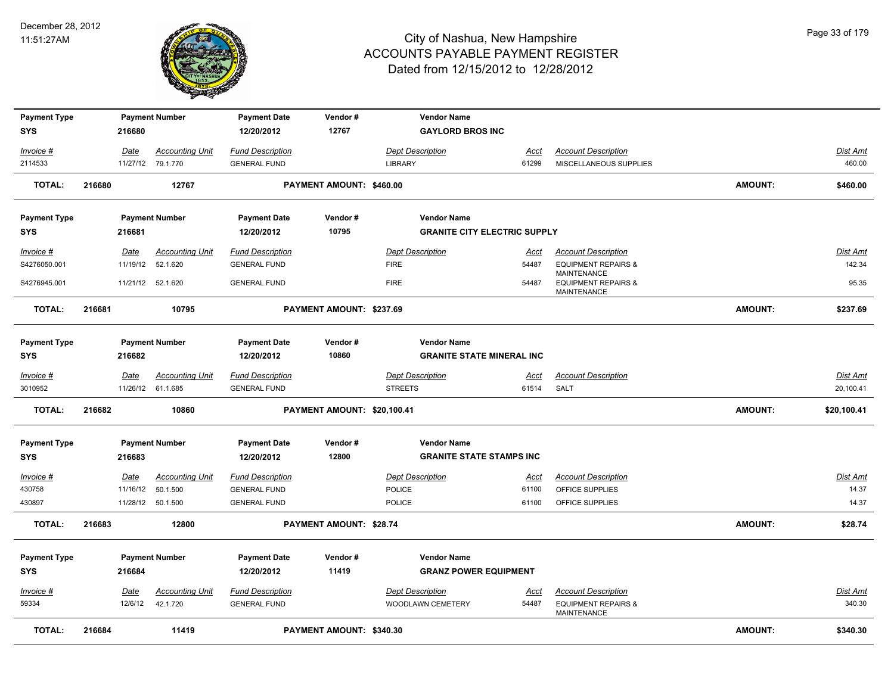# City of Nashua, New Hampshire
## ACCOUNTS PAYABLE PAYMENT REGISTER
### Dated from 12/15/2012 to 12/28/2012

December 28, 2012
11:51:27AM

| Payment Type | Payment Number | Payment Date | Vendor # | Vendor Name |
|---|---|---|---|---|
| SYS | 216680 | 12/20/2012 | 12767 | GAYLORD BROS INC |

| Invoice # | Date | Accounting Unit | Fund Description | Dept Description | Acct | Account Description | Dist Amt |
|---|---|---|---|---|---|---|---|
| 2114533 | 11/27/12 | 79.1.770 | GENERAL FUND | LIBRARY | 61299 | MISCELLANEOUS SUPPLIES | 460.00 |

**TOTAL: 216680 12767 PAYMENT AMOUNT: $460.00 AMOUNT: $460.00**

| Payment Type | Payment Number | Payment Date | Vendor # | Vendor Name |
|---|---|---|---|---|
| SYS | 216681 | 12/20/2012 | 10795 | GRANITE CITY ELECTRIC SUPPLY |

| Invoice # | Date | Accounting Unit | Fund Description | Dept Description | Acct | Account Description | Dist Amt |
|---|---|---|---|---|---|---|---|
| S4276050.001 | 11/19/12 | 52.1.620 | GENERAL FUND | FIRE | 54487 | EQUIPMENT REPAIRS & MAINTENANCE | 142.34 |
| S4276945.001 | 11/21/12 | 52.1.620 | GENERAL FUND | FIRE | 54487 | EQUIPMENT REPAIRS & MAINTENANCE | 95.35 |

**TOTAL: 216681 10795 PAYMENT AMOUNT: $237.69 AMOUNT: $237.69**

| Payment Type | Payment Number | Payment Date | Vendor # | Vendor Name |
|---|---|---|---|---|
| SYS | 216682 | 12/20/2012 | 10860 | GRANITE STATE MINERAL INC |

| Invoice # | Date | Accounting Unit | Fund Description | Dept Description | Acct | Account Description | Dist Amt |
|---|---|---|---|---|---|---|---|
| 3010952 | 11/26/12 | 61.1.685 | GENERAL FUND | STREETS | 61514 | SALT | 20,100.41 |

**TOTAL: 216682 10860 PAYMENT AMOUNT: $20,100.41 AMOUNT: $20,100.41**

| Payment Type | Payment Number | Payment Date | Vendor # | Vendor Name |
|---|---|---|---|---|
| SYS | 216683 | 12/20/2012 | 12800 | GRANITE STATE STAMPS INC |

| Invoice # | Date | Accounting Unit | Fund Description | Dept Description | Acct | Account Description | Dist Amt |
|---|---|---|---|---|---|---|---|
| 430758 | 11/16/12 | 50.1.500 | GENERAL FUND | POLICE | 61100 | OFFICE SUPPLIES | 14.37 |
| 430897 | 11/28/12 | 50.1.500 | GENERAL FUND | POLICE | 61100 | OFFICE SUPPLIES | 14.37 |

**TOTAL: 216683 12800 PAYMENT AMOUNT: $28.74 AMOUNT: $28.74**

| Payment Type | Payment Number | Payment Date | Vendor # | Vendor Name |
|---|---|---|---|---|
| SYS | 216684 | 12/20/2012 | 11419 | GRANZ POWER EQUIPMENT |

| Invoice # | Date | Accounting Unit | Fund Description | Dept Description | Acct | Account Description | Dist Amt |
|---|---|---|---|---|---|---|---|
| 59334 | 12/6/12 | 42.1.720 | GENERAL FUND | WOODLAWN CEMETERY | 54487 | EQUIPMENT REPAIRS & MAINTENANCE | 340.30 |

**TOTAL: 216684 11419 PAYMENT AMOUNT: $340.30 AMOUNT: $340.30**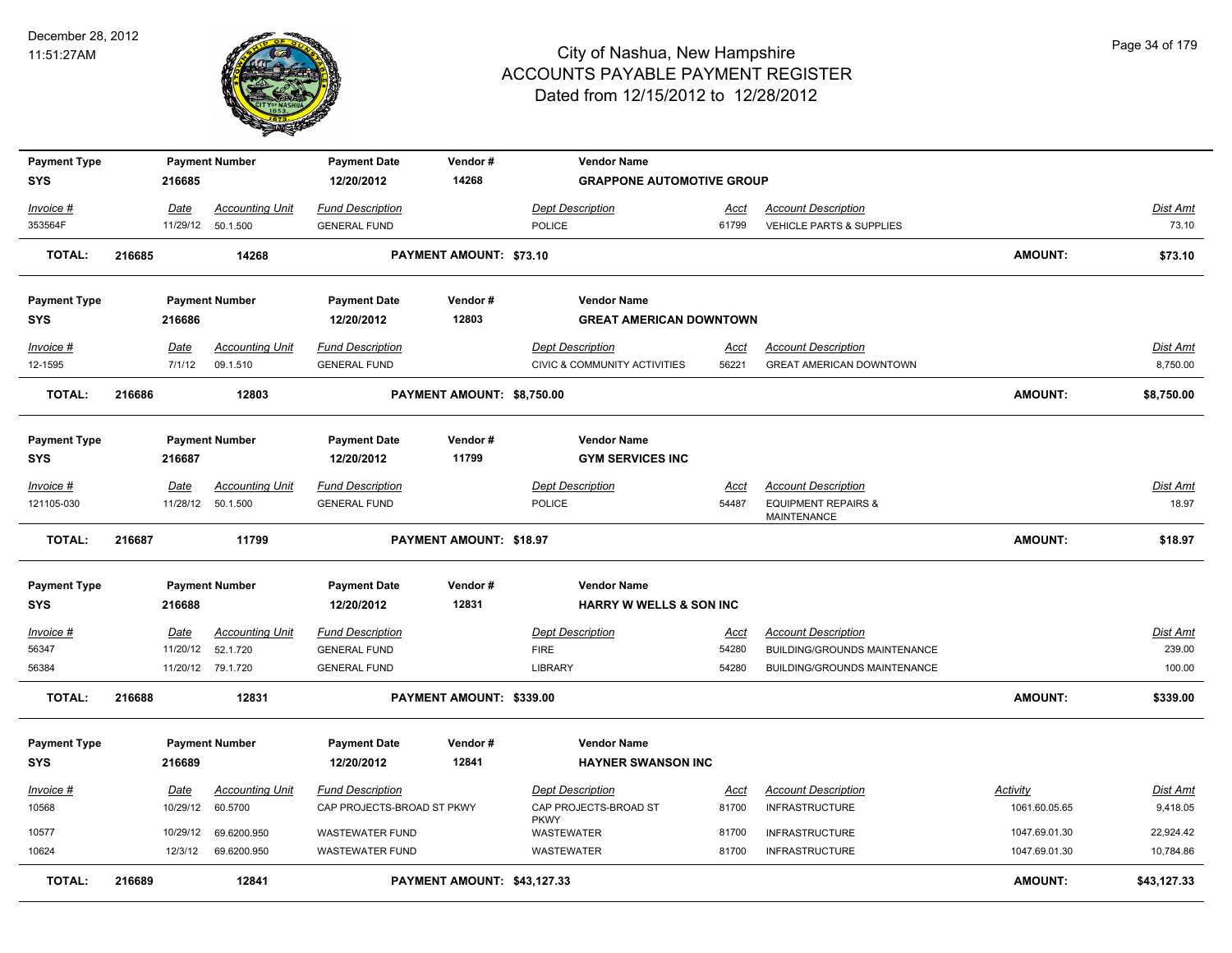# City of Nashua, New Hampshire
## ACCOUNTS PAYABLE PAYMENT REGISTER
### Dated from 12/15/2012 to 12/28/2012

December 28, 2012
11:51:27AM

| Payment Type | Payment Number | Payment Date | Vendor # | Vendor Name |
|---|---|---|---|---|
| SYS | 216685 | 12/20/2012 | 14268 | GRAPPONE AUTOMOTIVE GROUP |

| Invoice # | Date | Accounting Unit | Fund Description | Dept Description | Acct | Account Description | Dist Amt |
|---|---|---|---|---|---|---|---|
| 353564F | 11/29/12 | 50.1.500 | GENERAL FUND | POLICE | 61799 | VEHICLE PARTS & SUPPLIES | 73.10 |

**TOTAL: 216685 14268 PAYMENT AMOUNT: $73.10 AMOUNT: $73.10**

| Payment Type | Payment Number | Payment Date | Vendor # | Vendor Name |
|---|---|---|---|---|
| SYS | 216686 | 12/20/2012 | 12803 | GREAT AMERICAN DOWNTOWN |

| Invoice # | Date | Accounting Unit | Fund Description | Dept Description | Acct | Account Description | Dist Amt |
|---|---|---|---|---|---|---|---|
| 12-1595 | 7/1/12 | 09.1.510 | GENERAL FUND | CIVIC & COMMUNITY ACTIVITIES | 56221 | GREAT AMERICAN DOWNTOWN | 8,750.00 |

**TOTAL: 216686 12803 PAYMENT AMOUNT: $8,750.00 AMOUNT: $8,750.00**

| Payment Type | Payment Number | Payment Date | Vendor # | Vendor Name |
|---|---|---|---|---|
| SYS | 216687 | 12/20/2012 | 11799 | GYM SERVICES INC |

| Invoice # | Date | Accounting Unit | Fund Description | Dept Description | Acct | Account Description | Dist Amt |
|---|---|---|---|---|---|---|---|
| 121105-030 | 11/28/12 | 50.1.500 | GENERAL FUND | POLICE | 54487 | EQUIPMENT REPAIRS & MAINTENANCE | 18.97 |

**TOTAL: 216687 11799 PAYMENT AMOUNT: $18.97 AMOUNT: $18.97**

| Payment Type | Payment Number | Payment Date | Vendor # | Vendor Name |
|---|---|---|---|---|
| SYS | 216688 | 12/20/2012 | 12831 | HARRY W WELLS & SON INC |

| Invoice # | Date | Accounting Unit | Fund Description | Dept Description | Acct | Account Description | Dist Amt |
|---|---|---|---|---|---|---|---|
| 56347 | 11/20/12 | 52.1.720 | GENERAL FUND | FIRE | 54280 | BUILDING/GROUNDS MAINTENANCE | 239.00 |
| 56384 | 11/20/12 | 79.1.720 | GENERAL FUND | LIBRARY | 54280 | BUILDING/GROUNDS MAINTENANCE | 100.00 |

**TOTAL: 216688 12831 PAYMENT AMOUNT: $339.00 AMOUNT: $339.00**

| Payment Type | Payment Number | Payment Date | Vendor # | Vendor Name |
|---|---|---|---|---|
| SYS | 216689 | 12/20/2012 | 12841 | HAYNER SWANSON INC |

| Invoice # | Date | Accounting Unit | Fund Description | Dept Description | Acct | Account Description | Activity | Dist Amt |
|---|---|---|---|---|---|---|---|---|
| 10568 | 10/29/12 | 60.5700 | CAP PROJECTS-BROAD ST PKWY | CAP PROJECTS-BROAD ST PKWY | 81700 | INFRASTRUCTURE | 1061.60.05.65 | 9,418.05 |
| 10577 | 10/29/12 | 69.6200.950 | WASTEWATER FUND | WASTEWATER | 81700 | INFRASTRUCTURE | 1047.69.01.30 | 22,924.42 |
| 10624 | 12/3/12 | 69.6200.950 | WASTEWATER FUND | WASTEWATER | 81700 | INFRASTRUCTURE | 1047.69.01.30 | 10,784.86 |

**TOTAL: 216689 12841 PAYMENT AMOUNT: $43,127.33 AMOUNT: $43,127.33**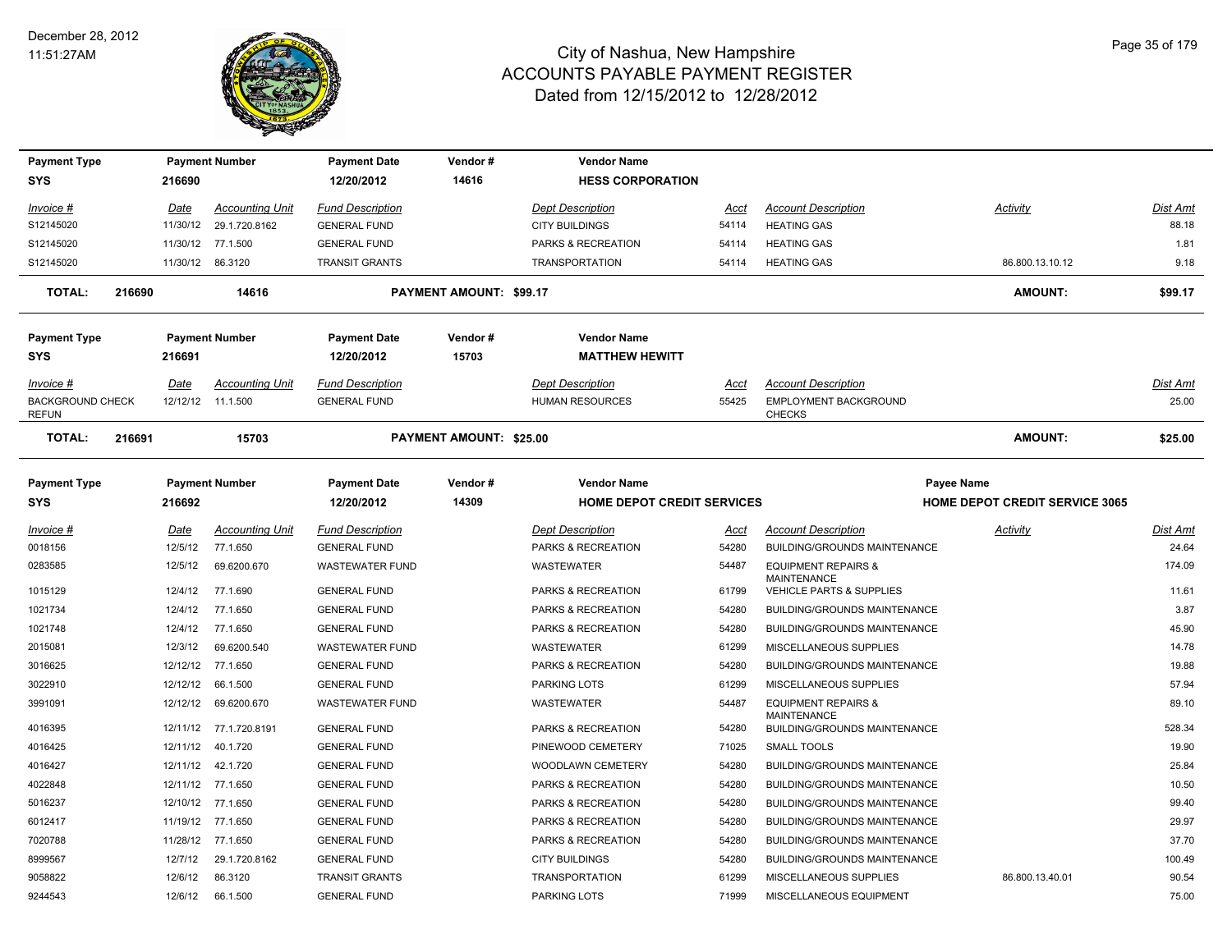# City of Nashua, New Hampshire
## ACCOUNTS PAYABLE PAYMENT REGISTER
### Dated from 12/15/2012 to 12/28/2012

December 28, 2012
11:51:27AM

| Payment Type | Payment Number | Payment Date | Vendor # | Vendor Name |
|---|---|---|---|---|
| SYS | 216690 | 12/20/2012 | 14616 | **HESS CORPORATION** |

| Invoice # | Date | Accounting Unit | Fund Description | Dept Description | Acct | Account Description | Activity | Dist Amt |
|---|---|---|---|---|---|---|---|---|
| S12145020 | 11/30/12 | 29.1.720.8162 | GENERAL FUND | CITY BUILDINGS | 54114 | HEATING GAS | | 88.18 |
| S12145020 | 11/30/12 | 77.1.500 | GENERAL FUND | PARKS & RECREATION | 54114 | HEATING GAS | | 1.81 |
| S12145020 | 11/30/12 | 86.3120 | TRANSIT GRANTS | TRANSPORTATION | 54114 | HEATING GAS | 86.800.13.10.12 | 9.18 |

**TOTAL: 216690 14616 PAYMENT AMOUNT: $99.17 AMOUNT: $99.17**

| Payment Type | Payment Number | Payment Date | Vendor # | Vendor Name |
|---|---|---|---|---|
| SYS | 216691 | 12/20/2012 | 15703 | **MATTHEW HEWITT** |

| Invoice # | Date | Accounting Unit | Fund Description | Dept Description | Acct | Account Description | Activity | Dist Amt |
|---|---|---|---|---|---|---|---|---|
| BACKGROUND CHECK REFUN | 12/12/12 | 11.1.500 | GENERAL FUND | HUMAN RESOURCES | 55425 | EMPLOYMENT BACKGROUND CHECKS | | 25.00 |

**TOTAL: 216691 15703 PAYMENT AMOUNT: $25.00 AMOUNT: $25.00**

| Payment Type | Payment Number | Payment Date | Vendor # | Vendor Name | Payee Name |
|---|---|---|---|---|---|
| SYS | 216692 | 12/20/2012 | 14309 | **HOME DEPOT CREDIT SERVICES** | **HOME DEPOT CREDIT SERVICE 3065** |

| Invoice # | Date | Accounting Unit | Fund Description | Dept Description | Acct | Account Description | Activity | Dist Amt |
|---|---|---|---|---|---|---|---|---|
| 0018156 | 12/5/12 | 77.1.650 | GENERAL FUND | PARKS & RECREATION | 54280 | BUILDING/GROUNDS MAINTENANCE | | 24.64 |
| 0283585 | 12/5/12 | 69.6200.670 | WASTEWATER FUND | WASTEWATER | 54487 | EQUIPMENT REPAIRS & MAINTENANCE | | 174.09 |
| 1015129 | 12/4/12 | 77.1.690 | GENERAL FUND | PARKS & RECREATION | 61799 | VEHICLE PARTS & SUPPLIES | | 11.61 |
| 1021734 | 12/4/12 | 77.1.650 | GENERAL FUND | PARKS & RECREATION | 54280 | BUILDING/GROUNDS MAINTENANCE | | 3.87 |
| 1021748 | 12/4/12 | 77.1.650 | GENERAL FUND | PARKS & RECREATION | 54280 | BUILDING/GROUNDS MAINTENANCE | | 45.90 |
| 2015081 | 12/3/12 | 69.6200.540 | WASTEWATER FUND | WASTEWATER | 61299 | MISCELLANEOUS SUPPLIES | | 14.78 |
| 3016625 | 12/12/12 | 77.1.650 | GENERAL FUND | PARKS & RECREATION | 54280 | BUILDING/GROUNDS MAINTENANCE | | 19.88 |
| 3022910 | 12/12/12 | 66.1.500 | GENERAL FUND | PARKING LOTS | 61299 | MISCELLANEOUS SUPPLIES | | 57.94 |
| 3991091 | 12/12/12 | 69.6200.670 | WASTEWATER FUND | WASTEWATER | 54487 | EQUIPMENT REPAIRS & MAINTENANCE | | 89.10 |
| 4016395 | 12/11/12 | 77.1.720.8191 | GENERAL FUND | PARKS & RECREATION | 54280 | BUILDING/GROUNDS MAINTENANCE | | 528.34 |
| 4016425 | 12/11/12 | 40.1.720 | GENERAL FUND | PINEWOOD CEMETERY | 71025 | SMALL TOOLS | | 19.90 |
| 4016427 | 12/11/12 | 42.1.720 | GENERAL FUND | WOODLAWN CEMETERY | 54280 | BUILDING/GROUNDS MAINTENANCE | | 25.84 |
| 4022848 | 12/11/12 | 77.1.650 | GENERAL FUND | PARKS & RECREATION | 54280 | BUILDING/GROUNDS MAINTENANCE | | 10.50 |
| 5016237 | 12/10/12 | 77.1.650 | GENERAL FUND | PARKS & RECREATION | 54280 | BUILDING/GROUNDS MAINTENANCE | | 99.40 |
| 6012417 | 11/19/12 | 77.1.650 | GENERAL FUND | PARKS & RECREATION | 54280 | BUILDING/GROUNDS MAINTENANCE | | 29.97 |
| 7020788 | 11/28/12 | 77.1.650 | GENERAL FUND | PARKS & RECREATION | 54280 | BUILDING/GROUNDS MAINTENANCE | | 37.70 |
| 8999567 | 12/7/12 | 29.1.720.8162 | GENERAL FUND | CITY BUILDINGS | 54280 | BUILDING/GROUNDS MAINTENANCE | | 100.49 |
| 9058822 | 12/6/12 | 86.3120 | TRANSIT GRANTS | TRANSPORTATION | 61299 | MISCELLANEOUS SUPPLIES | 86.800.13.40.01 | 90.54 |
| 9244543 | 12/6/12 | 66.1.500 | GENERAL FUND | PARKING LOTS | 71999 | MISCELLANEOUS EQUIPMENT | | 75.00 |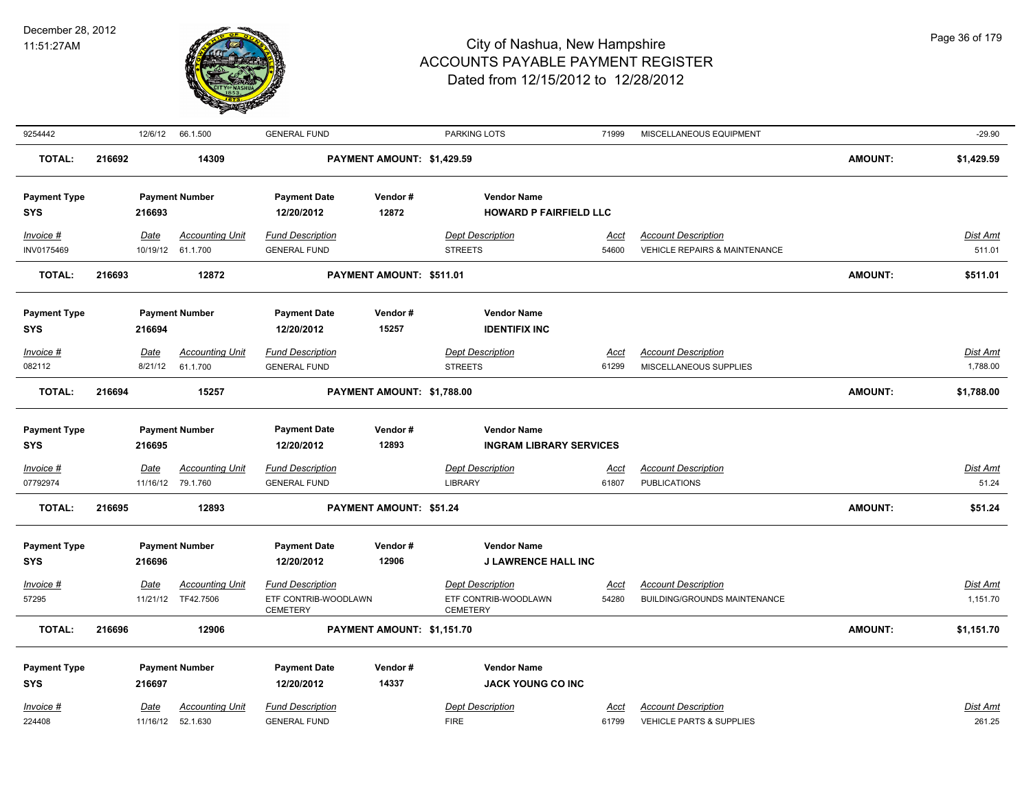| Invoice # | Date | Accounting Unit | Fund Description | Dept Description | Acct | Account Description | | Dist Amt |
|---|---|---|---|---|---|---|---|---|
| 9254442 | 12/6/12 | 66.1.500 | GENERAL FUND | PARKING LOTS | 71999 | MISCELLANEOUS EQUIPMENT | | -29.90 |

**TOTAL: 216692 — 14309 — PAYMENT AMOUNT: $1,429.59 — AMOUNT: $1,429.59**

| Payment Type | Payment Number | Payment Date | Vendor # | Vendor Name |
|---|---|---|---|---|
| SYS | 216693 | 12/20/2012 | 12872 | HOWARD P FAIRFIELD LLC |

| Invoice # | Date | Accounting Unit | Fund Description | Dept Description | Acct | Account Description | Dist Amt |
|---|---|---|---|---|---|---|---|
| INV0175469 | 10/19/12 | 61.1.700 | GENERAL FUND | STREETS | 54600 | VEHICLE REPAIRS & MAINTENANCE | 511.01 |

**TOTAL: 216693 — 12872 — PAYMENT AMOUNT: $511.01 — AMOUNT: $511.01**

| Payment Type | Payment Number | Payment Date | Vendor # | Vendor Name |
|---|---|---|---|---|
| SYS | 216694 | 12/20/2012 | 15257 | IDENTIFIX INC |

| Invoice # | Date | Accounting Unit | Fund Description | Dept Description | Acct | Account Description | Dist Amt |
|---|---|---|---|---|---|---|---|
| 082112 | 8/21/12 | 61.1.700 | GENERAL FUND | STREETS | 61299 | MISCELLANEOUS SUPPLIES | 1,788.00 |

**TOTAL: 216694 — 15257 — PAYMENT AMOUNT: $1,788.00 — AMOUNT: $1,788.00**

| Payment Type | Payment Number | Payment Date | Vendor # | Vendor Name |
|---|---|---|---|---|
| SYS | 216695 | 12/20/2012 | 12893 | INGRAM LIBRARY SERVICES |

| Invoice # | Date | Accounting Unit | Fund Description | Dept Description | Acct | Account Description | Dist Amt |
|---|---|---|---|---|---|---|---|
| 07792974 | 11/16/12 | 79.1.760 | GENERAL FUND | LIBRARY | 61807 | PUBLICATIONS | 51.24 |

**TOTAL: 216695 — 12893 — PAYMENT AMOUNT: $51.24 — AMOUNT: $51.24**

| Payment Type | Payment Number | Payment Date | Vendor # | Vendor Name |
|---|---|---|---|---|
| SYS | 216696 | 12/20/2012 | 12906 | J LAWRENCE HALL INC |

| Invoice # | Date | Accounting Unit | Fund Description | Dept Description | Acct | Account Description | Dist Amt |
|---|---|---|---|---|---|---|---|
| 57295 | 11/21/12 | TF42.7506 | ETF CONTRIB-WOODLAWN CEMETERY | ETF CONTRIB-WOODLAWN CEMETERY | 54280 | BUILDING/GROUNDS MAINTENANCE | 1,151.70 |

**TOTAL: 216696 — 12906 — PAYMENT AMOUNT: $1,151.70 — AMOUNT: $1,151.70**

| Payment Type | Payment Number | Payment Date | Vendor # | Vendor Name |
|---|---|---|---|---|
| SYS | 216697 | 12/20/2012 | 14337 | JACK YOUNG CO INC |

| Invoice # | Date | Accounting Unit | Fund Description | Dept Description | Acct | Account Description | Dist Amt |
|---|---|---|---|---|---|---|---|
| 224408 | 11/16/12 | 52.1.630 | GENERAL FUND | FIRE | 61799 | VEHICLE PARTS & SUPPLIES | 261.25 |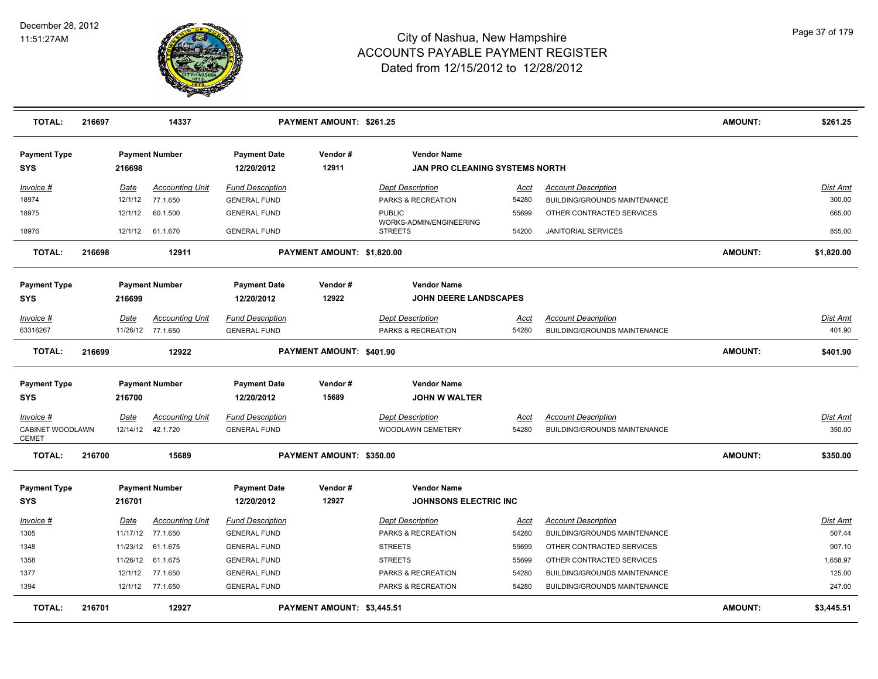# City of Nashua, New Hampshire
## ACCOUNTS PAYABLE PAYMENT REGISTER
### Dated from 12/15/2012 to 12/28/2012

December 28, 2012
11:51:27AM

| TOTAL: | 216697 | 14337 | PAYMENT AMOUNT: $261.25 | AMOUNT: | $261.25 |
|---|---|---|---|---|---|

| Payment Type | Payment Number | Payment Date | Vendor # | Vendor Name |
|---|---|---|---|---|
| SYS | 216698 | 12/20/2012 | 12911 | JAN PRO CLEANING SYSTEMS NORTH |

| Invoice # | Date | Accounting Unit | Fund Description | Dept Description | Acct | Account Description | Dist Amt |
|---|---|---|---|---|---|---|---|
| 18974 | 12/1/12 | 77.1.650 | GENERAL FUND | PARKS & RECREATION | 54280 | BUILDING/GROUNDS MAINTENANCE | 300.00 |
| 18975 | 12/1/12 | 60.1.500 | GENERAL FUND | PUBLIC WORKS-ADMIN/ENGINEERING | 55699 | OTHER CONTRACTED SERVICES | 665.00 |
| 18976 | 12/1/12 | 61.1.670 | GENERAL FUND | STREETS | 54200 | JANITORIAL SERVICES | 855.00 |

| TOTAL: | 216698 | 12911 | PAYMENT AMOUNT: $1,820.00 | AMOUNT: | $1,820.00 |
|---|---|---|---|---|---|

| Payment Type | Payment Number | Payment Date | Vendor # | Vendor Name |
|---|---|---|---|---|
| SYS | 216699 | 12/20/2012 | 12922 | JOHN DEERE LANDSCAPES |

| Invoice # | Date | Accounting Unit | Fund Description | Dept Description | Acct | Account Description | Dist Amt |
|---|---|---|---|---|---|---|---|
| 63316267 | 11/26/12 | 77.1.650 | GENERAL FUND | PARKS & RECREATION | 54280 | BUILDING/GROUNDS MAINTENANCE | 401.90 |

| TOTAL: | 216699 | 12922 | PAYMENT AMOUNT: $401.90 | AMOUNT: | $401.90 |
|---|---|---|---|---|---|

| Payment Type | Payment Number | Payment Date | Vendor # | Vendor Name |
|---|---|---|---|---|
| SYS | 216700 | 12/20/2012 | 15689 | JOHN W WALTER |

| Invoice # | Date | Accounting Unit | Fund Description | Dept Description | Acct | Account Description | Dist Amt |
|---|---|---|---|---|---|---|---|
| CABINET WOODLAWN CEMET | 12/14/12 | 42.1.720 | GENERAL FUND | WOODLAWN CEMETERY | 54280 | BUILDING/GROUNDS MAINTENANCE | 350.00 |

| TOTAL: | 216700 | 15689 | PAYMENT AMOUNT: $350.00 | AMOUNT: | $350.00 |
|---|---|---|---|---|---|

| Payment Type | Payment Number | Payment Date | Vendor # | Vendor Name |
|---|---|---|---|---|
| SYS | 216701 | 12/20/2012 | 12927 | JOHNSONS ELECTRIC INC |

| Invoice # | Date | Accounting Unit | Fund Description | Dept Description | Acct | Account Description | Dist Amt |
|---|---|---|---|---|---|---|---|
| 1305 | 11/17/12 | 77.1.650 | GENERAL FUND | PARKS & RECREATION | 54280 | BUILDING/GROUNDS MAINTENANCE | 507.44 |
| 1348 | 11/23/12 | 61.1.675 | GENERAL FUND | STREETS | 55699 | OTHER CONTRACTED SERVICES | 907.10 |
| 1358 | 11/26/12 | 61.1.675 | GENERAL FUND | STREETS | 55699 | OTHER CONTRACTED SERVICES | 1,658.97 |
| 1377 | 12/1/12 | 77.1.650 | GENERAL FUND | PARKS & RECREATION | 54280 | BUILDING/GROUNDS MAINTENANCE | 125.00 |
| 1394 | 12/1/12 | 77.1.650 | GENERAL FUND | PARKS & RECREATION | 54280 | BUILDING/GROUNDS MAINTENANCE | 247.00 |

| TOTAL: | 216701 | 12927 | PAYMENT AMOUNT: $3,445.51 | AMOUNT: | $3,445.51 |
|---|---|---|---|---|---|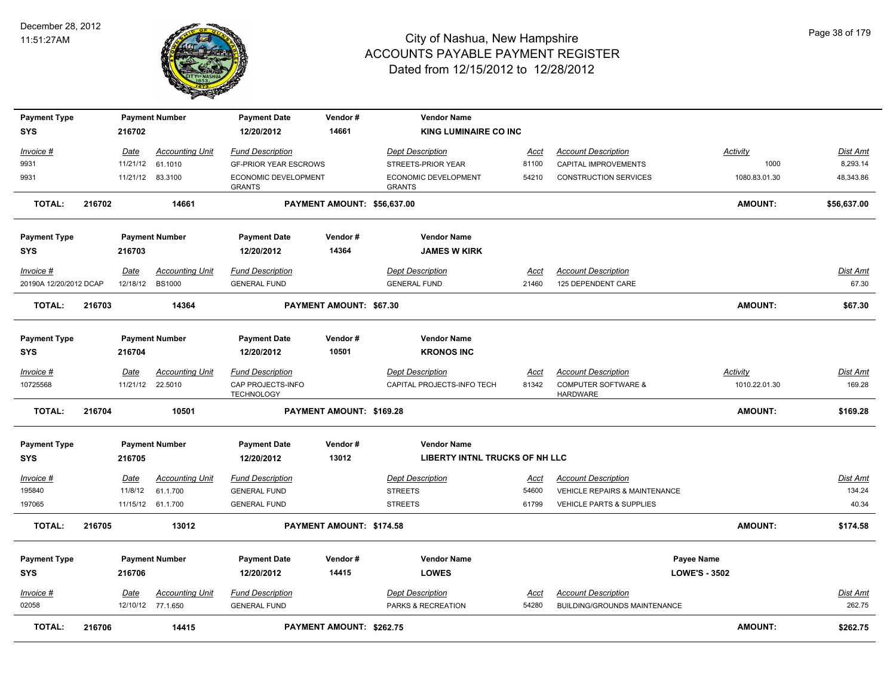# City of Nashua, New Hampshire
## ACCOUNTS PAYABLE PAYMENT REGISTER
### Dated from 12/15/2012 to 12/28/2012

December 28, 2012
11:51:27AM

| Payment Type | Payment Number | Payment Date | Vendor # | Vendor Name |
|---|---|---|---|---|
| SYS | 216702 | 12/20/2012 | 14661 | KING LUMINAIRE CO INC |

| Invoice # | Date | Accounting Unit | Fund Description | Dept Description | Acct | Account Description | Activity | Dist Amt |
|---|---|---|---|---|---|---|---|---|
| 9931 | 11/21/12 | 61.1010 | GF-PRIOR YEAR ESCROWS | STREETS-PRIOR YEAR | 81100 | CAPITAL IMPROVEMENTS | 1000 | 8,293.14 |
| 9931 | 11/21/12 | 83.3100 | ECONOMIC DEVELOPMENT GRANTS | ECONOMIC DEVELOPMENT GRANTS | 54210 | CONSTRUCTION SERVICES | 1080.83.01.30 | 48,343.86 |

**TOTAL: 216702 — 14661 — PAYMENT AMOUNT: $56,637.00 — AMOUNT: $56,637.00**

| Payment Type | Payment Number | Payment Date | Vendor # | Vendor Name |
|---|---|---|---|---|
| SYS | 216703 | 12/20/2012 | 14364 | JAMES W KIRK |

| Invoice # | Date | Accounting Unit | Fund Description | Dept Description | Acct | Account Description | Dist Amt |
|---|---|---|---|---|---|---|---|
| 20190A 12/20/2012 DCAP | 12/18/12 | BS1000 | GENERAL FUND | GENERAL FUND | 21460 | 125 DEPENDENT CARE | 67.30 |

**TOTAL: 216703 — 14364 — PAYMENT AMOUNT: $67.30 — AMOUNT: $67.30**

| Payment Type | Payment Number | Payment Date | Vendor # | Vendor Name |
|---|---|---|---|---|
| SYS | 216704 | 12/20/2012 | 10501 | KRONOS INC |

| Invoice # | Date | Accounting Unit | Fund Description | Dept Description | Acct | Account Description | Activity | Dist Amt |
|---|---|---|---|---|---|---|---|---|
| 10725568 | 11/21/12 | 22.5010 | CAP PROJECTS-INFO TECHNOLOGY | CAPITAL PROJECTS-INFO TECH | 81342 | COMPUTER SOFTWARE & HARDWARE | 1010.22.01.30 | 169.28 |

**TOTAL: 216704 — 10501 — PAYMENT AMOUNT: $169.28 — AMOUNT: $169.28**

| Payment Type | Payment Number | Payment Date | Vendor # | Vendor Name |
|---|---|---|---|---|
| SYS | 216705 | 12/20/2012 | 13012 | LIBERTY INTNL TRUCKS OF NH LLC |

| Invoice # | Date | Accounting Unit | Fund Description | Dept Description | Acct | Account Description | Dist Amt |
|---|---|---|---|---|---|---|---|
| 195840 | 11/8/12 | 61.1.700 | GENERAL FUND | STREETS | 54600 | VEHICLE REPAIRS & MAINTENANCE | 134.24 |
| 197065 | 11/15/12 | 61.1.700 | GENERAL FUND | STREETS | 61799 | VEHICLE PARTS & SUPPLIES | 40.34 |

**TOTAL: 216705 — 13012 — PAYMENT AMOUNT: $174.58 — AMOUNT: $174.58**

| Payment Type | Payment Number | Payment Date | Vendor # | Vendor Name | Payee Name |
|---|---|---|---|---|---|
| SYS | 216706 | 12/20/2012 | 14415 | LOWES | LOWE'S - 3502 |

| Invoice # | Date | Accounting Unit | Fund Description | Dept Description | Acct | Account Description | Dist Amt |
|---|---|---|---|---|---|---|---|
| 02058 | 12/10/12 | 77.1.650 | GENERAL FUND | PARKS & RECREATION | 54280 | BUILDING/GROUNDS MAINTENANCE | 262.75 |

**TOTAL: 216706 — 14415 — PAYMENT AMOUNT: $262.75 — AMOUNT: $262.75**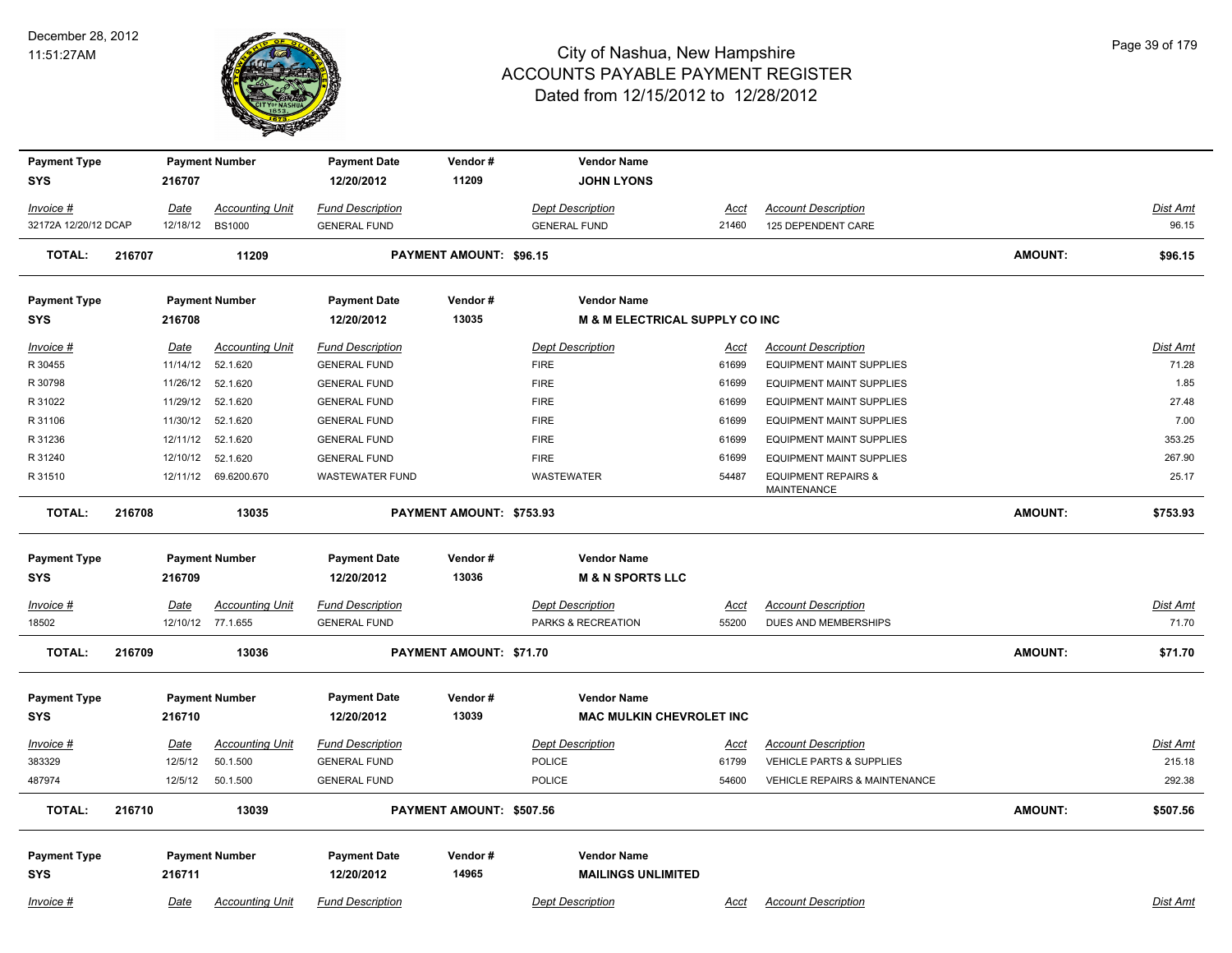# City of Nashua, New Hampshire
## ACCOUNTS PAYABLE PAYMENT REGISTER
### Dated from 12/15/2012 to 12/28/2012

December 28, 2012
11:51:27AM

| Payment Type | Payment Number | Payment Date | Vendor # | Vendor Name |
|---|---|---|---|---|
| SYS | 216707 | 12/20/2012 | 11209 | JOHN LYONS |

| Invoice # | Date | Accounting Unit | Fund Description | Dept Description | Acct | Account Description | Dist Amt |
|---|---|---|---|---|---|---|---|
| 32172A 12/20/12 DCAP | 12/18/12 | BS1000 | GENERAL FUND | GENERAL FUND | 21460 | 125 DEPENDENT CARE | 96.15 |

**TOTAL: 216707 11209 PAYMENT AMOUNT: $96.15 AMOUNT: $96.15**

| Payment Type | Payment Number | Payment Date | Vendor # | Vendor Name |
|---|---|---|---|---|
| SYS | 216708 | 12/20/2012 | 13035 | M & M ELECTRICAL SUPPLY CO INC |

| Invoice # | Date | Accounting Unit | Fund Description | Dept Description | Acct | Account Description | Dist Amt |
|---|---|---|---|---|---|---|---|
| R 30455 | 11/14/12 | 52.1.620 | GENERAL FUND | FIRE | 61699 | EQUIPMENT MAINT SUPPLIES | 71.28 |
| R 30798 | 11/26/12 | 52.1.620 | GENERAL FUND | FIRE | 61699 | EQUIPMENT MAINT SUPPLIES | 1.85 |
| R 31022 | 11/29/12 | 52.1.620 | GENERAL FUND | FIRE | 61699 | EQUIPMENT MAINT SUPPLIES | 27.48 |
| R 31106 | 11/30/12 | 52.1.620 | GENERAL FUND | FIRE | 61699 | EQUIPMENT MAINT SUPPLIES | 7.00 |
| R 31236 | 12/11/12 | 52.1.620 | GENERAL FUND | FIRE | 61699 | EQUIPMENT MAINT SUPPLIES | 353.25 |
| R 31240 | 12/10/12 | 52.1.620 | GENERAL FUND | FIRE | 61699 | EQUIPMENT MAINT SUPPLIES | 267.90 |
| R 31510 | 12/11/12 | 69.6200.670 | WASTEWATER FUND | WASTEWATER | 54487 | EQUIPMENT REPAIRS & MAINTENANCE | 25.17 |

**TOTAL: 216708 13035 PAYMENT AMOUNT: $753.93 AMOUNT: $753.93**

| Payment Type | Payment Number | Payment Date | Vendor # | Vendor Name |
|---|---|---|---|---|
| SYS | 216709 | 12/20/2012 | 13036 | M & N SPORTS LLC |

| Invoice # | Date | Accounting Unit | Fund Description | Dept Description | Acct | Account Description | Dist Amt |
|---|---|---|---|---|---|---|---|
| 18502 | 12/10/12 | 77.1.655 | GENERAL FUND | PARKS & RECREATION | 55200 | DUES AND MEMBERSHIPS | 71.70 |

**TOTAL: 216709 13036 PAYMENT AMOUNT: $71.70 AMOUNT: $71.70**

| Payment Type | Payment Number | Payment Date | Vendor # | Vendor Name |
|---|---|---|---|---|
| SYS | 216710 | 12/20/2012 | 13039 | MAC MULKIN CHEVROLET INC |

| Invoice # | Date | Accounting Unit | Fund Description | Dept Description | Acct | Account Description | Dist Amt |
|---|---|---|---|---|---|---|---|
| 383329 | 12/5/12 | 50.1.500 | GENERAL FUND | POLICE | 61799 | VEHICLE PARTS & SUPPLIES | 215.18 |
| 487974 | 12/5/12 | 50.1.500 | GENERAL FUND | POLICE | 54600 | VEHICLE REPAIRS & MAINTENANCE | 292.38 |

**TOTAL: 216710 13039 PAYMENT AMOUNT: $507.56 AMOUNT: $507.56**

| Payment Type | Payment Number | Payment Date | Vendor # | Vendor Name |
|---|---|---|---|---|
| SYS | 216711 | 12/20/2012 | 14965 | MAILINGS UNLIMITED |

| Invoice # | Date | Accounting Unit | Fund Description | Dept Description | Acct | Account Description | Dist Amt |
|---|---|---|---|---|---|---|---|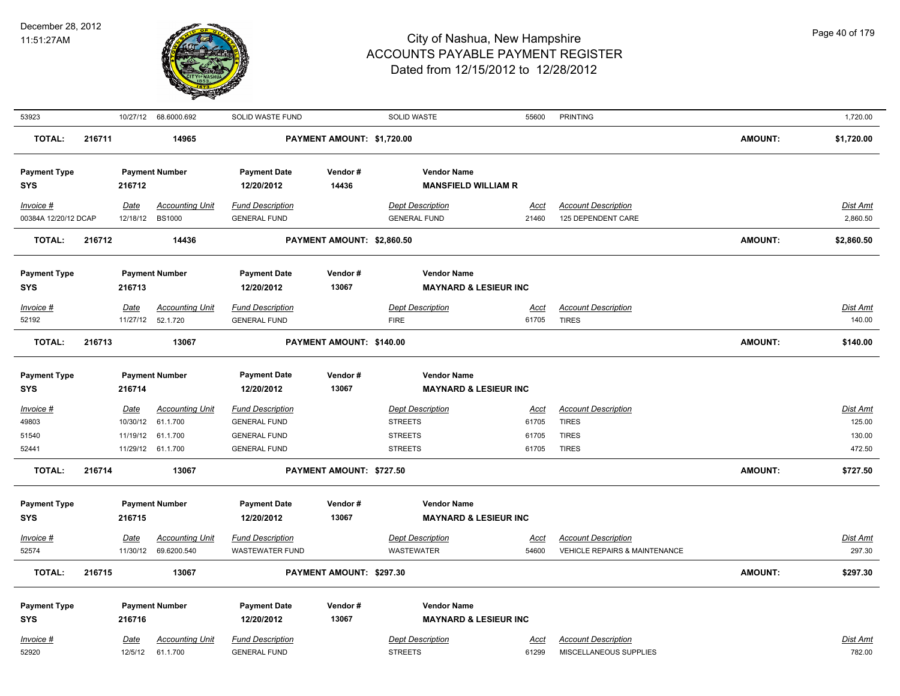| Invoice # | Date | Accounting Unit | Fund Description | Dept Description | Acct | Account Description | Dist Amt |
|---|---|---|---|---|---|---|---|
| 53923 | 10/27/12 | 68.6000.692 | SOLID WASTE FUND | SOLID WASTE | 55600 | PRINTING | 1,720.00 |

**TOTAL: 216711 14965 PAYMENT AMOUNT: $1,720.00 AMOUNT: $1,720.00**

| Payment Type | Payment Number | Payment Date | Vendor # | Vendor Name |
|---|---|---|---|---|
| SYS | 216712 | 12/20/2012 | 14436 | MANSFIELD WILLIAM R |

| Invoice # | Date | Accounting Unit | Fund Description | Dept Description | Acct | Account Description | Dist Amt |
|---|---|---|---|---|---|---|---|
| 00384A 12/20/12 DCAP | 12/18/12 | BS1000 | GENERAL FUND | GENERAL FUND | 21460 | 125 DEPENDENT CARE | 2,860.50 |

**TOTAL: 216712 14436 PAYMENT AMOUNT: $2,860.50 AMOUNT: $2,860.50**

| Payment Type | Payment Number | Payment Date | Vendor # | Vendor Name |
|---|---|---|---|---|
| SYS | 216713 | 12/20/2012 | 13067 | MAYNARD & LESIEUR INC |

| Invoice # | Date | Accounting Unit | Fund Description | Dept Description | Acct | Account Description | Dist Amt |
|---|---|---|---|---|---|---|---|
| 52192 | 11/27/12 | 52.1.720 | GENERAL FUND | FIRE | 61705 | TIRES | 140.00 |

**TOTAL: 216713 13067 PAYMENT AMOUNT: $140.00 AMOUNT: $140.00**

| Payment Type | Payment Number | Payment Date | Vendor # | Vendor Name |
|---|---|---|---|---|
| SYS | 216714 | 12/20/2012 | 13067 | MAYNARD & LESIEUR INC |

| Invoice # | Date | Accounting Unit | Fund Description | Dept Description | Acct | Account Description | Dist Amt |
|---|---|---|---|---|---|---|---|
| 49803 | 10/30/12 | 61.1.700 | GENERAL FUND | STREETS | 61705 | TIRES | 125.00 |
| 51540 | 11/19/12 | 61.1.700 | GENERAL FUND | STREETS | 61705 | TIRES | 130.00 |
| 52441 | 11/29/12 | 61.1.700 | GENERAL FUND | STREETS | 61705 | TIRES | 472.50 |

**TOTAL: 216714 13067 PAYMENT AMOUNT: $727.50 AMOUNT: $727.50**

| Payment Type | Payment Number | Payment Date | Vendor # | Vendor Name |
|---|---|---|---|---|
| SYS | 216715 | 12/20/2012 | 13067 | MAYNARD & LESIEUR INC |

| Invoice # | Date | Accounting Unit | Fund Description | Dept Description | Acct | Account Description | Dist Amt |
|---|---|---|---|---|---|---|---|
| 52574 | 11/30/12 | 69.6200.540 | WASTEWATER FUND | WASTEWATER | 54600 | VEHICLE REPAIRS & MAINTENANCE | 297.30 |

**TOTAL: 216715 13067 PAYMENT AMOUNT: $297.30 AMOUNT: $297.30**

| Payment Type | Payment Number | Payment Date | Vendor # | Vendor Name |
|---|---|---|---|---|
| SYS | 216716 | 12/20/2012 | 13067 | MAYNARD & LESIEUR INC |

| Invoice # | Date | Accounting Unit | Fund Description | Dept Description | Acct | Account Description | Dist Amt |
|---|---|---|---|---|---|---|---|
| 52920 | 12/5/12 | 61.1.700 | GENERAL FUND | STREETS | 61299 | MISCELLANEOUS SUPPLIES | 782.00 |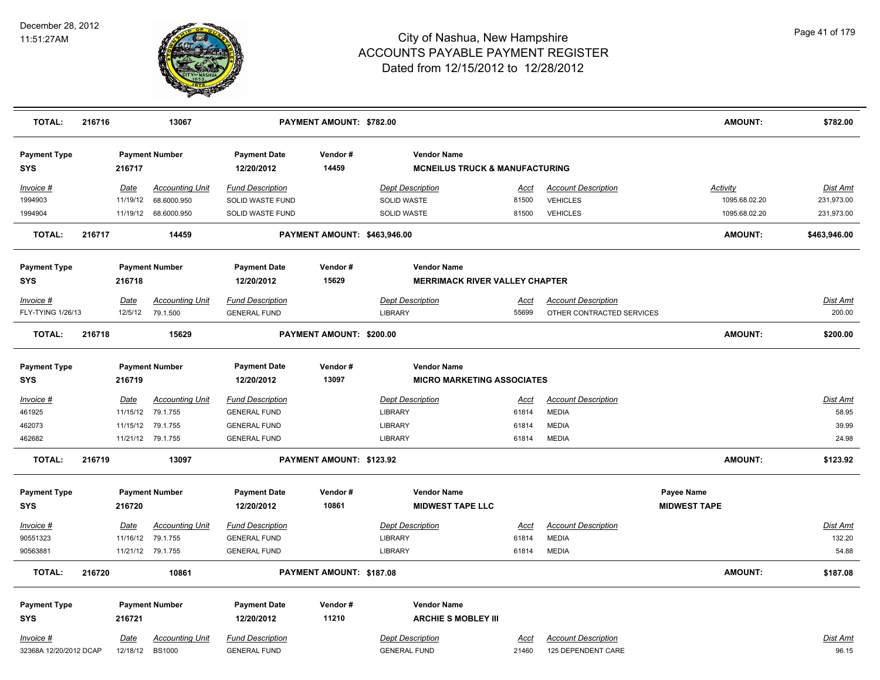# City of Nashua, New Hampshire
## ACCOUNTS PAYABLE PAYMENT REGISTER
### Dated from 12/15/2012 to 12/28/2012

December 28, 2012
11:51:27AM

| TOTAL: | 216716 | 13067 | PAYMENT AMOUNT: $782.00 | | AMOUNT: | $782.00 |
|---|---|---|---|---|---|---|

**Payment Type:** SYS | **Payment Number:** 216717 | **Payment Date:** 12/20/2012 | **Vendor #:** 14459 | **Vendor Name:** MCNEILUS TRUCK & MANUFACTURING

| Invoice # | Date | Accounting Unit | Fund Description | Dept Description | Acct | Account Description | Activity | Dist Amt |
|---|---|---|---|---|---|---|---|---|
| 1994903 | 11/19/12 | 68.6000.950 | SOLID WASTE FUND | SOLID WASTE | 81500 | VEHICLES | 1095.68.02.20 | 231,973.00 |
| 1994904 | 11/19/12 | 68.6000.950 | SOLID WASTE FUND | SOLID WASTE | 81500 | VEHICLES | 1095.68.02.20 | 231,973.00 |

| TOTAL: | 216717 | 14459 | PAYMENT AMOUNT: $463,946.00 | | AMOUNT: | $463,946.00 |
|---|---|---|---|---|---|---|

**Payment Type:** SYS | **Payment Number:** 216718 | **Payment Date:** 12/20/2012 | **Vendor #:** 15629 | **Vendor Name:** MERRIMACK RIVER VALLEY CHAPTER

| Invoice # | Date | Accounting Unit | Fund Description | Dept Description | Acct | Account Description | Dist Amt |
|---|---|---|---|---|---|---|---|
| FLY-TYING 1/26/13 | 12/5/12 | 79.1.500 | GENERAL FUND | LIBRARY | 55699 | OTHER CONTRACTED SERVICES | 200.00 |

| TOTAL: | 216718 | 15629 | PAYMENT AMOUNT: $200.00 | | AMOUNT: | $200.00 |
|---|---|---|---|---|---|---|

**Payment Type:** SYS | **Payment Number:** 216719 | **Payment Date:** 12/20/2012 | **Vendor #:** 13097 | **Vendor Name:** MICRO MARKETING ASSOCIATES

| Invoice # | Date | Accounting Unit | Fund Description | Dept Description | Acct | Account Description | Dist Amt |
|---|---|---|---|---|---|---|---|
| 461925 | 11/15/12 | 79.1.755 | GENERAL FUND | LIBRARY | 61814 | MEDIA | 58.95 |
| 462073 | 11/15/12 | 79.1.755 | GENERAL FUND | LIBRARY | 61814 | MEDIA | 39.99 |
| 462682 | 11/21/12 | 79.1.755 | GENERAL FUND | LIBRARY | 61814 | MEDIA | 24.98 |

| TOTAL: | 216719 | 13097 | PAYMENT AMOUNT: $123.92 | | AMOUNT: | $123.92 |
|---|---|---|---|---|---|---|

**Payment Type:** SYS | **Payment Number:** 216720 | **Payment Date:** 12/20/2012 | **Vendor #:** 10861 | **Vendor Name:** MIDWEST TAPE LLC | **Payee Name:** MIDWEST TAPE

| Invoice # | Date | Accounting Unit | Fund Description | Dept Description | Acct | Account Description | Dist Amt |
|---|---|---|---|---|---|---|---|
| 90551323 | 11/16/12 | 79.1.755 | GENERAL FUND | LIBRARY | 61814 | MEDIA | 132.20 |
| 90563881 | 11/21/12 | 79.1.755 | GENERAL FUND | LIBRARY | 61814 | MEDIA | 54.88 |

| TOTAL: | 216720 | 10861 | PAYMENT AMOUNT: $187.08 | | AMOUNT: | $187.08 |
|---|---|---|---|---|---|---|

**Payment Type:** SYS | **Payment Number:** 216721 | **Payment Date:** 12/20/2012 | **Vendor #:** 11210 | **Vendor Name:** ARCHIE S MOBLEY III

| Invoice # | Date | Accounting Unit | Fund Description | Dept Description | Acct | Account Description | Dist Amt |
|---|---|---|---|---|---|---|---|
| 32368A 12/20/2012 DCAP | 12/18/12 | BS1000 | GENERAL FUND | GENERAL FUND | 21460 | 125 DEPENDENT CARE | 96.15 |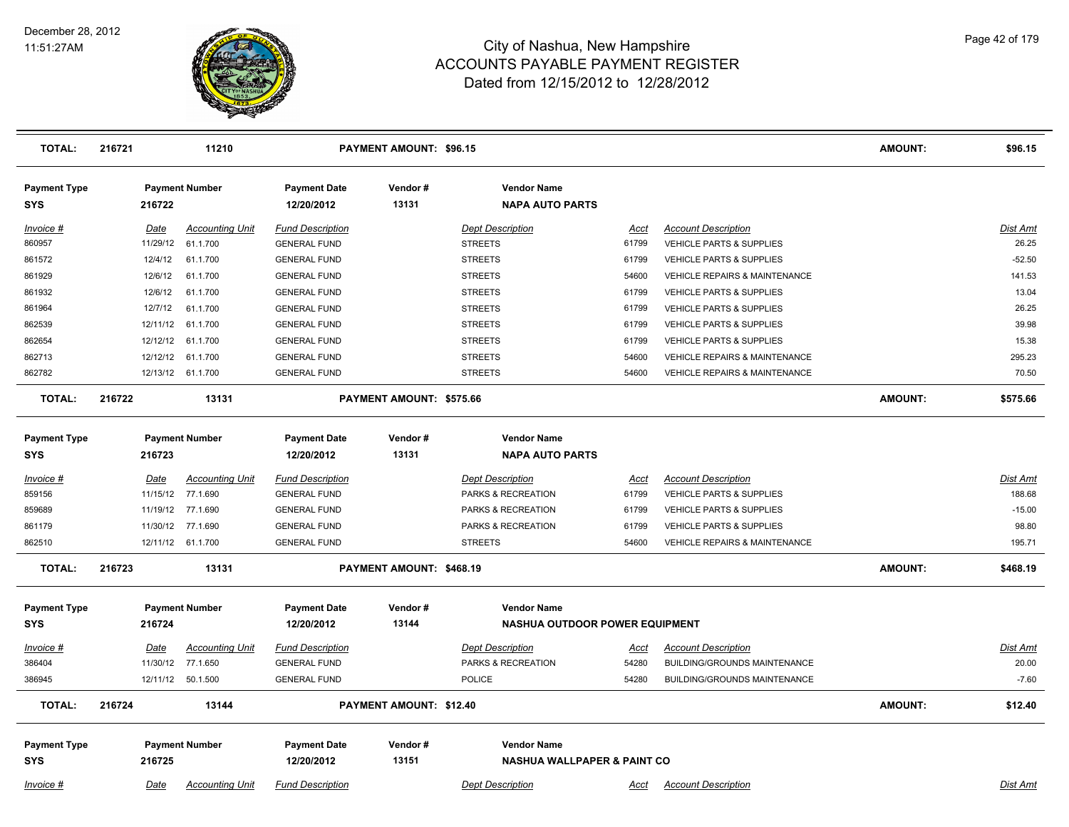# City of Nashua, New Hampshire
## ACCOUNTS PAYABLE PAYMENT REGISTER
### Dated from 12/15/2012 to 12/28/2012

December 28, 2012
11:51:27AM

| TOTAL: | 216721 | 11210 | PAYMENT AMOUNT: $96.15 | | | AMOUNT: | $96.15 |
|---|---|---|---|---|---|---|---|

| Payment Type | Payment Number | Payment Date | Vendor # | Vendor Name |
|---|---|---|---|---|
| SYS | 216722 | 12/20/2012 | 13131 | NAPA AUTO PARTS |

| Invoice # | Date | Accounting Unit | Fund Description | Dept Description | Acct | Account Description | Dist Amt |
|---|---|---|---|---|---|---|---|
| 860957 | 11/29/12 | 61.1.700 | GENERAL FUND | STREETS | 61799 | VEHICLE PARTS & SUPPLIES | 26.25 |
| 861572 | 12/4/12 | 61.1.700 | GENERAL FUND | STREETS | 61799 | VEHICLE PARTS & SUPPLIES | -52.50 |
| 861929 | 12/6/12 | 61.1.700 | GENERAL FUND | STREETS | 54600 | VEHICLE REPAIRS & MAINTENANCE | 141.53 |
| 861932 | 12/6/12 | 61.1.700 | GENERAL FUND | STREETS | 61799 | VEHICLE PARTS & SUPPLIES | 13.04 |
| 861964 | 12/7/12 | 61.1.700 | GENERAL FUND | STREETS | 61799 | VEHICLE PARTS & SUPPLIES | 26.25 |
| 862539 | 12/11/12 | 61.1.700 | GENERAL FUND | STREETS | 61799 | VEHICLE PARTS & SUPPLIES | 39.98 |
| 862654 | 12/12/12 | 61.1.700 | GENERAL FUND | STREETS | 61799 | VEHICLE PARTS & SUPPLIES | 15.38 |
| 862713 | 12/12/12 | 61.1.700 | GENERAL FUND | STREETS | 54600 | VEHICLE REPAIRS & MAINTENANCE | 295.23 |
| 862782 | 12/13/12 | 61.1.700 | GENERAL FUND | STREETS | 54600 | VEHICLE REPAIRS & MAINTENANCE | 70.50 |

| TOTAL: | 216722 | 13131 | PAYMENT AMOUNT: $575.66 | | | AMOUNT: | $575.66 |
|---|---|---|---|---|---|---|---|

| Payment Type | Payment Number | Payment Date | Vendor # | Vendor Name |
|---|---|---|---|---|
| SYS | 216723 | 12/20/2012 | 13131 | NAPA AUTO PARTS |

| Invoice # | Date | Accounting Unit | Fund Description | Dept Description | Acct | Account Description | Dist Amt |
|---|---|---|---|---|---|---|---|
| 859156 | 11/15/12 | 77.1.690 | GENERAL FUND | PARKS & RECREATION | 61799 | VEHICLE PARTS & SUPPLIES | 188.68 |
| 859689 | 11/19/12 | 77.1.690 | GENERAL FUND | PARKS & RECREATION | 61799 | VEHICLE PARTS & SUPPLIES | -15.00 |
| 861179 | 11/30/12 | 77.1.690 | GENERAL FUND | PARKS & RECREATION | 61799 | VEHICLE PARTS & SUPPLIES | 98.80 |
| 862510 | 12/11/12 | 61.1.700 | GENERAL FUND | STREETS | 54600 | VEHICLE REPAIRS & MAINTENANCE | 195.71 |

| TOTAL: | 216723 | 13131 | PAYMENT AMOUNT: $468.19 | | | AMOUNT: | $468.19 |
|---|---|---|---|---|---|---|---|

| Payment Type | Payment Number | Payment Date | Vendor # | Vendor Name |
|---|---|---|---|---|
| SYS | 216724 | 12/20/2012 | 13144 | NASHUA OUTDOOR POWER EQUIPMENT |

| Invoice # | Date | Accounting Unit | Fund Description | Dept Description | Acct | Account Description | Dist Amt |
|---|---|---|---|---|---|---|---|
| 386404 | 11/30/12 | 77.1.650 | GENERAL FUND | PARKS & RECREATION | 54280 | BUILDING/GROUNDS MAINTENANCE | 20.00 |
| 386945 | 12/11/12 | 50.1.500 | GENERAL FUND | POLICE | 54280 | BUILDING/GROUNDS MAINTENANCE | -7.60 |

| TOTAL: | 216724 | 13144 | PAYMENT AMOUNT: $12.40 | | | AMOUNT: | $12.40 |
|---|---|---|---|---|---|---|---|

| Payment Type | Payment Number | Payment Date | Vendor # | Vendor Name |
|---|---|---|---|---|
| SYS | 216725 | 12/20/2012 | 13151 | NASHUA WALLPAPER & PAINT CO |

| Invoice # | Date | Accounting Unit | Fund Description | Dept Description | Acct | Account Description | Dist Amt |
|---|---|---|---|---|---|---|---|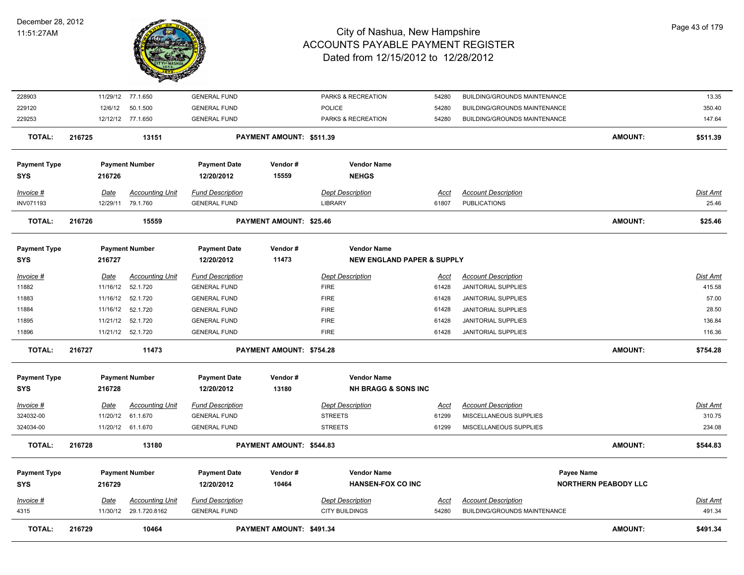| Invoice # | Date | Accounting Unit | Fund Description | Dept Description | Acct | Account Description | Dist Amt |
|---|---|---|---|---|---|---|---|
| 228903 | 11/29/12 | 77.1.650 | GENERAL FUND | PARKS & RECREATION | 54280 | BUILDING/GROUNDS MAINTENANCE | 13.35 |
| 229120 | 12/6/12 | 50.1.500 | GENERAL FUND | POLICE | 54280 | BUILDING/GROUNDS MAINTENANCE | 350.40 |
| 229253 | 12/12/12 | 77.1.650 | GENERAL FUND | PARKS & RECREATION | 54280 | BUILDING/GROUNDS MAINTENANCE | 147.64 |

**TOTAL: 216725 13151 PAYMENT AMOUNT: $511.39 AMOUNT: $511.39**

| Payment Type | Payment Number | Payment Date | Vendor # | Vendor Name |
|---|---|---|---|---|
| SYS | 216726 | 12/20/2012 | 15559 | NEHGS |

| Invoice # | Date | Accounting Unit | Fund Description | Dept Description | Acct | Account Description | Dist Amt |
|---|---|---|---|---|---|---|---|
| INV071193 | 12/29/11 | 79.1.760 | GENERAL FUND | LIBRARY | 61807 | PUBLICATIONS | 25.46 |

**TOTAL: 216726 15559 PAYMENT AMOUNT: $25.46 AMOUNT: $25.46**

| Payment Type | Payment Number | Payment Date | Vendor # | Vendor Name |
|---|---|---|---|---|
| SYS | 216727 | 12/20/2012 | 11473 | NEW ENGLAND PAPER & SUPPLY |

| Invoice # | Date | Accounting Unit | Fund Description | Dept Description | Acct | Account Description | Dist Amt |
|---|---|---|---|---|---|---|---|
| 11882 | 11/16/12 | 52.1.720 | GENERAL FUND | FIRE | 61428 | JANITORIAL SUPPLIES | 415.58 |
| 11883 | 11/16/12 | 52.1.720 | GENERAL FUND | FIRE | 61428 | JANITORIAL SUPPLIES | 57.00 |
| 11884 | 11/16/12 | 52.1.720 | GENERAL FUND | FIRE | 61428 | JANITORIAL SUPPLIES | 28.50 |
| 11895 | 11/21/12 | 52.1.720 | GENERAL FUND | FIRE | 61428 | JANITORIAL SUPPLIES | 136.84 |
| 11896 | 11/21/12 | 52.1.720 | GENERAL FUND | FIRE | 61428 | JANITORIAL SUPPLIES | 116.36 |

**TOTAL: 216727 11473 PAYMENT AMOUNT: $754.28 AMOUNT: $754.28**

| Payment Type | Payment Number | Payment Date | Vendor # | Vendor Name |
|---|---|---|---|---|
| SYS | 216728 | 12/20/2012 | 13180 | NH BRAGG & SONS INC |

| Invoice # | Date | Accounting Unit | Fund Description | Dept Description | Acct | Account Description | Dist Amt |
|---|---|---|---|---|---|---|---|
| 324032-00 | 11/20/12 | 61.1.670 | GENERAL FUND | STREETS | 61299 | MISCELLANEOUS SUPPLIES | 310.75 |
| 324034-00 | 11/20/12 | 61.1.670 | GENERAL FUND | STREETS | 61299 | MISCELLANEOUS SUPPLIES | 234.08 |

**TOTAL: 216728 13180 PAYMENT AMOUNT: $544.83 AMOUNT: $544.83**

| Payment Type | Payment Number | Payment Date | Vendor # | Vendor Name | Payee Name |
|---|---|---|---|---|---|
| SYS | 216729 | 12/20/2012 | 10464 | HANSEN-FOX CO INC | NORTHERN PEABODY LLC |

| Invoice # | Date | Accounting Unit | Fund Description | Dept Description | Acct | Account Description | Dist Amt |
|---|---|---|---|---|---|---|---|
| 4315 | 11/30/12 | 29.1.720.8162 | GENERAL FUND | CITY BUILDINGS | 54280 | BUILDING/GROUNDS MAINTENANCE | 491.34 |

**TOTAL: 216729 10464 PAYMENT AMOUNT: $491.34 AMOUNT: $491.34**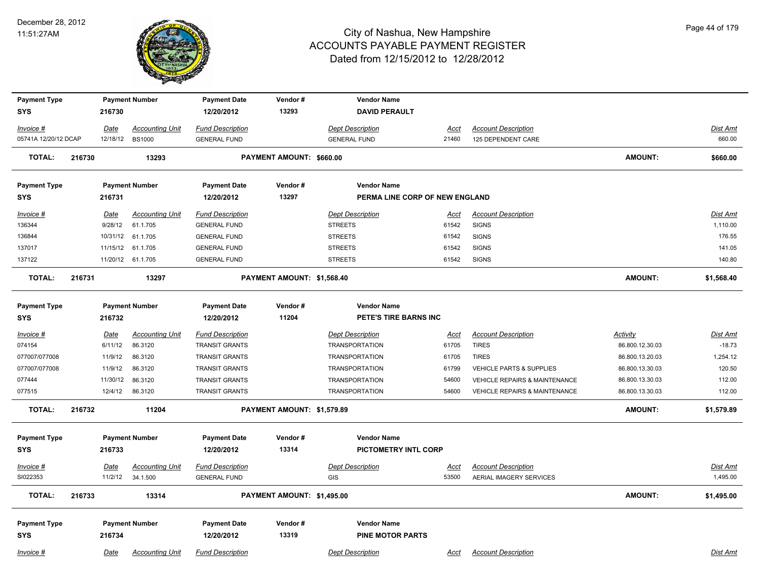# City of Nashua, New Hampshire
## ACCOUNTS PAYABLE PAYMENT REGISTER
### Dated from 12/15/2012 to 12/28/2012

December 28, 2012
11:51:27AM

| Payment Type | Payment Number | Payment Date | Vendor # | Vendor Name |
|---|---|---|---|---|
| SYS | 216730 | 12/20/2012 | 13293 | DAVID PERAULT |

| Invoice # | Date | Accounting Unit | Fund Description | Dept Description | Acct | Account Description | Dist Amt |
|---|---|---|---|---|---|---|---|
| 05741A 12/20/12 DCAP | 12/18/12 | BS1000 | GENERAL FUND | GENERAL FUND | 21460 | 125 DEPENDENT CARE | 660.00 |

**TOTAL: 216730 13293 PAYMENT AMOUNT: $660.00 AMOUNT: $660.00**

| Payment Type | Payment Number | Payment Date | Vendor # | Vendor Name |
|---|---|---|---|---|
| SYS | 216731 | 12/20/2012 | 13297 | PERMA LINE CORP OF NEW ENGLAND |

| Invoice # | Date | Accounting Unit | Fund Description | Dept Description | Acct | Account Description | Dist Amt |
|---|---|---|---|---|---|---|---|
| 136344 | 9/28/12 | 61.1.705 | GENERAL FUND | STREETS | 61542 | SIGNS | 1,110.00 |
| 136844 | 10/31/12 | 61.1.705 | GENERAL FUND | STREETS | 61542 | SIGNS | 176.55 |
| 137017 | 11/15/12 | 61.1.705 | GENERAL FUND | STREETS | 61542 | SIGNS | 141.05 |
| 137122 | 11/20/12 | 61.1.705 | GENERAL FUND | STREETS | 61542 | SIGNS | 140.80 |

**TOTAL: 216731 13297 PAYMENT AMOUNT: $1,568.40 AMOUNT: $1,568.40**

| Payment Type | Payment Number | Payment Date | Vendor # | Vendor Name |
|---|---|---|---|---|
| SYS | 216732 | 12/20/2012 | 11204 | PETE'S TIRE BARNS INC |

| Invoice # | Date | Accounting Unit | Fund Description | Dept Description | Acct | Account Description | Activity | Dist Amt |
|---|---|---|---|---|---|---|---|---|
| 074154 | 6/11/12 | 86.3120 | TRANSIT GRANTS | TRANSPORTATION | 61705 | TIRES | 86.800.12.30.03 | -18.73 |
| 077007/077008 | 11/9/12 | 86.3120 | TRANSIT GRANTS | TRANSPORTATION | 61705 | TIRES | 86.800.13.20.03 | 1,254.12 |
| 077007/077008 | 11/9/12 | 86.3120 | TRANSIT GRANTS | TRANSPORTATION | 61799 | VEHICLE PARTS & SUPPLIES | 86.800.13.30.03 | 120.50 |
| 077444 | 11/30/12 | 86.3120 | TRANSIT GRANTS | TRANSPORTATION | 54600 | VEHICLE REPAIRS & MAINTENANCE | 86.800.13.30.03 | 112.00 |
| 077515 | 12/4/12 | 86.3120 | TRANSIT GRANTS | TRANSPORTATION | 54600 | VEHICLE REPAIRS & MAINTENANCE | 86.800.13.30.03 | 112.00 |

**TOTAL: 216732 11204 PAYMENT AMOUNT: $1,579.89 AMOUNT: $1,579.89**

| Payment Type | Payment Number | Payment Date | Vendor # | Vendor Name |
|---|---|---|---|---|
| SYS | 216733 | 12/20/2012 | 13314 | PICTOMETRY INTL CORP |

| Invoice # | Date | Accounting Unit | Fund Description | Dept Description | Acct | Account Description | Dist Amt |
|---|---|---|---|---|---|---|---|
| SI022353 | 11/2/12 | 34.1.500 | GENERAL FUND | GIS | 53500 | AERIAL IMAGERY SERVICES | 1,495.00 |

**TOTAL: 216733 13314 PAYMENT AMOUNT: $1,495.00 AMOUNT: $1,495.00**

| Payment Type | Payment Number | Payment Date | Vendor # | Vendor Name |
|---|---|---|---|---|
| SYS | 216734 | 12/20/2012 | 13319 | PINE MOTOR PARTS |

| Invoice # | Date | Accounting Unit | Fund Description | Dept Description | Acct | Account Description | Dist Amt |
|---|---|---|---|---|---|---|---|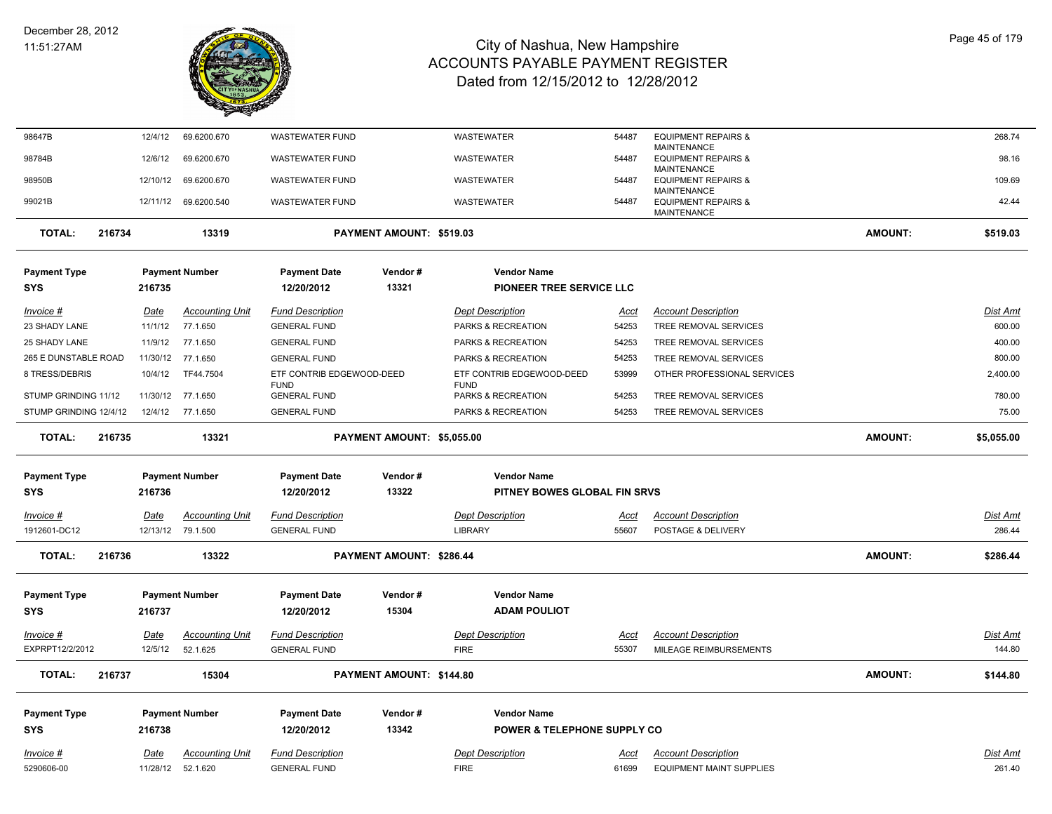| Invoice # | Date | Accounting Unit | Fund Description | Dept Description | Acct | Account Description | Dist Amt |
|---|---|---|---|---|---|---|---|
| 98647B | 12/4/12 | 69.6200.670 | WASTEWATER FUND | WASTEWATER | 54487 | EQUIPMENT REPAIRS & MAINTENANCE | 268.74 |
| 98784B | 12/6/12 | 69.6200.670 | WASTEWATER FUND | WASTEWATER | 54487 | EQUIPMENT REPAIRS & MAINTENANCE | 98.16 |
| 98950B | 12/10/12 | 69.6200.670 | WASTEWATER FUND | WASTEWATER | 54487 | EQUIPMENT REPAIRS & MAINTENANCE | 109.69 |
| 99021B | 12/11/12 | 69.6200.540 | WASTEWATER FUND | WASTEWATER | 54487 | EQUIPMENT REPAIRS & MAINTENANCE | 42.44 |

**TOTAL: 216734 — 13319 — PAYMENT AMOUNT: $519.03 — AMOUNT: $519.03**

| Payment Type | Payment Number | Payment Date | Vendor # | Vendor Name |
|---|---|---|---|---|
| SYS | 216735 | 12/20/2012 | 13321 | PIONEER TREE SERVICE LLC |

| Invoice # | Date | Accounting Unit | Fund Description | Dept Description | Acct | Account Description | Dist Amt |
|---|---|---|---|---|---|---|---|
| 23 SHADY LANE | 11/1/12 | 77.1.650 | GENERAL FUND | PARKS & RECREATION | 54253 | TREE REMOVAL SERVICES | 600.00 |
| 25 SHADY LANE | 11/9/12 | 77.1.650 | GENERAL FUND | PARKS & RECREATION | 54253 | TREE REMOVAL SERVICES | 400.00 |
| 265 E DUNSTABLE ROAD | 11/30/12 | 77.1.650 | GENERAL FUND | PARKS & RECREATION | 54253 | TREE REMOVAL SERVICES | 800.00 |
| 8 TRESS/DEBRIS | 10/4/12 | TF44.7504 | ETF CONTRIB EDGEWOOD-DEED FUND | ETF CONTRIB EDGEWOOD-DEED FUND | 53999 | OTHER PROFESSIONAL SERVICES | 2,400.00 |
| STUMP GRINDING 11/12 | 11/30/12 | 77.1.650 | GENERAL FUND | PARKS & RECREATION | 54253 | TREE REMOVAL SERVICES | 780.00 |
| STUMP GRINDING 12/4/12 | 12/4/12 | 77.1.650 | GENERAL FUND | PARKS & RECREATION | 54253 | TREE REMOVAL SERVICES | 75.00 |

**TOTAL: 216735 — 13321 — PAYMENT AMOUNT: $5,055.00 — AMOUNT: $5,055.00**

| Payment Type | Payment Number | Payment Date | Vendor # | Vendor Name |
|---|---|---|---|---|
| SYS | 216736 | 12/20/2012 | 13322 | PITNEY BOWES GLOBAL FIN SRVS |

| Invoice # | Date | Accounting Unit | Fund Description | Dept Description | Acct | Account Description | Dist Amt |
|---|---|---|---|---|---|---|---|
| 1912601-DC12 | 12/13/12 | 79.1.500 | GENERAL FUND | LIBRARY | 55607 | POSTAGE & DELIVERY | 286.44 |

**TOTAL: 216736 — 13322 — PAYMENT AMOUNT: $286.44 — AMOUNT: $286.44**

| Payment Type | Payment Number | Payment Date | Vendor # | Vendor Name |
|---|---|---|---|---|
| SYS | 216737 | 12/20/2012 | 15304 | ADAM POULIOT |

| Invoice # | Date | Accounting Unit | Fund Description | Dept Description | Acct | Account Description | Dist Amt |
|---|---|---|---|---|---|---|---|
| EXPRPT12/2/2012 | 12/5/12 | 52.1.625 | GENERAL FUND | FIRE | 55307 | MILEAGE REIMBURSEMENTS | 144.80 |

**TOTAL: 216737 — 15304 — PAYMENT AMOUNT: $144.80 — AMOUNT: $144.80**

| Payment Type | Payment Number | Payment Date | Vendor # | Vendor Name |
|---|---|---|---|---|
| SYS | 216738 | 12/20/2012 | 13342 | POWER & TELEPHONE SUPPLY CO |

| Invoice # | Date | Accounting Unit | Fund Description | Dept Description | Acct | Account Description | Dist Amt |
|---|---|---|---|---|---|---|---|
| 5290606-00 | 11/28/12 | 52.1.620 | GENERAL FUND | FIRE | 61699 | EQUIPMENT MAINT SUPPLIES | 261.40 |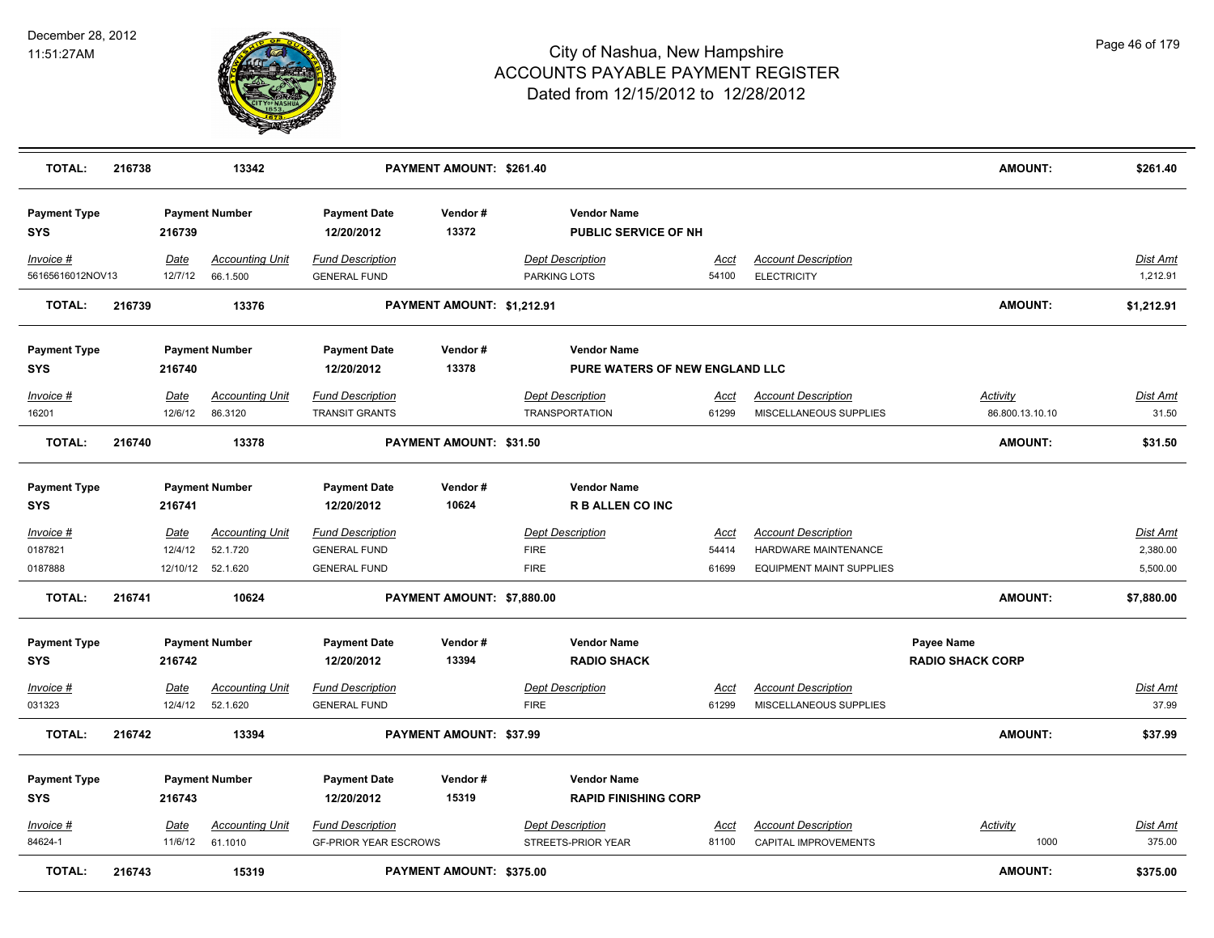# City of Nashua, New Hampshire
## ACCOUNTS PAYABLE PAYMENT REGISTER
### Dated from 12/15/2012 to 12/28/2012

December 28, 2012
11:51:27AM

| TOTAL: | 216738 | 13342 | PAYMENT AMOUNT: $261.40 | AMOUNT: | $261.40 |
|---|---|---|---|---|---|

**Payment Type:** SYS | **Payment Number:** 216739 | **Payment Date:** 12/20/2012 | **Vendor #:** 13372 | **Vendor Name:** PUBLIC SERVICE OF NH

| Invoice # | Date | Accounting Unit | Fund Description | Dept Description | Acct | Account Description | Dist Amt |
|---|---|---|---|---|---|---|---|
| 56165616012NOV13 | 12/7/12 | 66.1.500 | GENERAL FUND | PARKING LOTS | 54100 | ELECTRICITY | 1,212.91 |

| TOTAL: | 216739 | 13376 | PAYMENT AMOUNT: $1,212.91 | AMOUNT: | $1,212.91 |
|---|---|---|---|---|---|

**Payment Type:** SYS | **Payment Number:** 216740 | **Payment Date:** 12/20/2012 | **Vendor #:** 13378 | **Vendor Name:** PURE WATERS OF NEW ENGLAND LLC

| Invoice # | Date | Accounting Unit | Fund Description | Dept Description | Acct | Account Description | Activity | Dist Amt |
|---|---|---|---|---|---|---|---|---|
| 16201 | 12/6/12 | 86.3120 | TRANSIT GRANTS | TRANSPORTATION | 61299 | MISCELLANEOUS SUPPLIES | 86.800.13.10.10 | 31.50 |

| TOTAL: | 216740 | 13378 | PAYMENT AMOUNT: $31.50 | AMOUNT: | $31.50 |
|---|---|---|---|---|---|

**Payment Type:** SYS | **Payment Number:** 216741 | **Payment Date:** 12/20/2012 | **Vendor #:** 10624 | **Vendor Name:** R B ALLEN CO INC

| Invoice # | Date | Accounting Unit | Fund Description | Dept Description | Acct | Account Description | Dist Amt |
|---|---|---|---|---|---|---|---|
| 0187821 | 12/4/12 | 52.1.720 | GENERAL FUND | FIRE | 54414 | HARDWARE MAINTENANCE | 2,380.00 |
| 0187888 | 12/10/12 | 52.1.620 | GENERAL FUND | FIRE | 61699 | EQUIPMENT MAINT SUPPLIES | 5,500.00 |

| TOTAL: | 216741 | 10624 | PAYMENT AMOUNT: $7,880.00 | AMOUNT: | $7,880.00 |
|---|---|---|---|---|---|

**Payment Type:** SYS | **Payment Number:** 216742 | **Payment Date:** 12/20/2012 | **Vendor #:** 13394 | **Vendor Name:** RADIO SHACK | **Payee Name:** RADIO SHACK CORP

| Invoice # | Date | Accounting Unit | Fund Description | Dept Description | Acct | Account Description | Dist Amt |
|---|---|---|---|---|---|---|---|
| 031323 | 12/4/12 | 52.1.620 | GENERAL FUND | FIRE | 61299 | MISCELLANEOUS SUPPLIES | 37.99 |

| TOTAL: | 216742 | 13394 | PAYMENT AMOUNT: $37.99 | AMOUNT: | $37.99 |
|---|---|---|---|---|---|

**Payment Type:** SYS | **Payment Number:** 216743 | **Payment Date:** 12/20/2012 | **Vendor #:** 15319 | **Vendor Name:** RAPID FINISHING CORP

| Invoice # | Date | Accounting Unit | Fund Description | Dept Description | Acct | Account Description | Activity | Dist Amt |
|---|---|---|---|---|---|---|---|---|
| 84624-1 | 11/6/12 | 61.1010 | GF-PRIOR YEAR ESCROWS | STREETS-PRIOR YEAR | 81100 | CAPITAL IMPROVEMENTS | 1000 | 375.00 |

| TOTAL: | 216743 | 15319 | PAYMENT AMOUNT: $375.00 | AMOUNT: | $375.00 |
|---|---|---|---|---|---|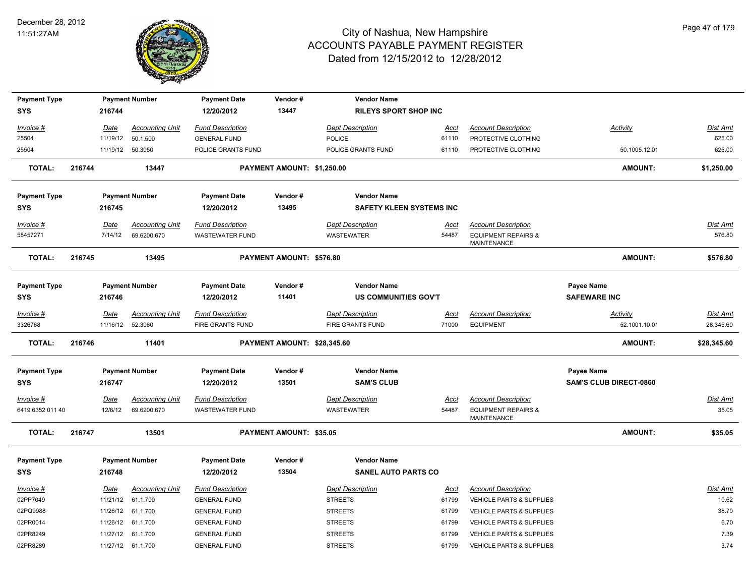# City of Nashua, New Hampshire
## ACCOUNTS PAYABLE PAYMENT REGISTER
### Dated from 12/15/2012 to 12/28/2012

December 28, 2012
11:51:27AM

| Payment Type | Payment Number | Payment Date | Vendor # | Vendor Name |
|---|---|---|---|---|
| SYS | 216744 | 12/20/2012 | 13447 | RILEYS SPORT SHOP INC |

| Invoice # | Date | Accounting Unit | Fund Description | Dept Description | Acct | Account Description | Activity | Dist Amt |
|---|---|---|---|---|---|---|---|---|
| 25504 | 11/19/12 | 50.1.500 | GENERAL FUND | POLICE | 61110 | PROTECTIVE CLOTHING | | 625.00 |
| 25504 | 11/19/12 | 50.3050 | POLICE GRANTS FUND | POLICE GRANTS FUND | 61110 | PROTECTIVE CLOTHING | 50.1005.12.01 | 625.00 |

**TOTAL: 216744 13447 PAYMENT AMOUNT: $1,250.00 AMOUNT: $1,250.00**

| Payment Type | Payment Number | Payment Date | Vendor # | Vendor Name |
|---|---|---|---|---|
| SYS | 216745 | 12/20/2012 | 13495 | SAFETY KLEEN SYSTEMS INC |

| Invoice # | Date | Accounting Unit | Fund Description | Dept Description | Acct | Account Description | Dist Amt |
|---|---|---|---|---|---|---|---|
| 58457271 | 7/14/12 | 69.6200.670 | WASTEWATER FUND | WASTEWATER | 54487 | EQUIPMENT REPAIRS & MAINTENANCE | 576.80 |

**TOTAL: 216745 13495 PAYMENT AMOUNT: $576.80 AMOUNT: $576.80**

| Payment Type | Payment Number | Payment Date | Vendor # | Vendor Name | Payee Name |
|---|---|---|---|---|---|
| SYS | 216746 | 12/20/2012 | 11401 | US COMMUNITIES GOV'T | SAFEWARE INC |

| Invoice # | Date | Accounting Unit | Fund Description | Dept Description | Acct | Account Description | Activity | Dist Amt |
|---|---|---|---|---|---|---|---|---|
| 3326768 | 11/16/12 | 52.3060 | FIRE GRANTS FUND | FIRE GRANTS FUND | 71000 | EQUIPMENT | 52.1001.10.01 | 28,345.60 |

**TOTAL: 216746 11401 PAYMENT AMOUNT: $28,345.60 AMOUNT: $28,345.60**

| Payment Type | Payment Number | Payment Date | Vendor # | Vendor Name | Payee Name |
|---|---|---|---|---|---|
| SYS | 216747 | 12/20/2012 | 13501 | SAM'S CLUB | SAM'S CLUB DIRECT-0860 |

| Invoice # | Date | Accounting Unit | Fund Description | Dept Description | Acct | Account Description | Dist Amt |
|---|---|---|---|---|---|---|---|
| 6419 6352 011 40 | 12/6/12 | 69.6200.670 | WASTEWATER FUND | WASTEWATER | 54487 | EQUIPMENT REPAIRS & MAINTENANCE | 35.05 |

**TOTAL: 216747 13501 PAYMENT AMOUNT: $35.05 AMOUNT: $35.05**

| Payment Type | Payment Number | Payment Date | Vendor # | Vendor Name |
|---|---|---|---|---|
| SYS | 216748 | 12/20/2012 | 13504 | SANEL AUTO PARTS CO |

| Invoice # | Date | Accounting Unit | Fund Description | Dept Description | Acct | Account Description | Dist Amt |
|---|---|---|---|---|---|---|---|
| 02PP7049 | 11/21/12 | 61.1.700 | GENERAL FUND | STREETS | 61799 | VEHICLE PARTS & SUPPLIES | 10.62 |
| 02PQ9988 | 11/26/12 | 61.1.700 | GENERAL FUND | STREETS | 61799 | VEHICLE PARTS & SUPPLIES | 38.70 |
| 02PR0014 | 11/26/12 | 61.1.700 | GENERAL FUND | STREETS | 61799 | VEHICLE PARTS & SUPPLIES | 6.70 |
| 02PR8249 | 11/27/12 | 61.1.700 | GENERAL FUND | STREETS | 61799 | VEHICLE PARTS & SUPPLIES | 7.39 |
| 02PR8289 | 11/27/12 | 61.1.700 | GENERAL FUND | STREETS | 61799 | VEHICLE PARTS & SUPPLIES | 3.74 |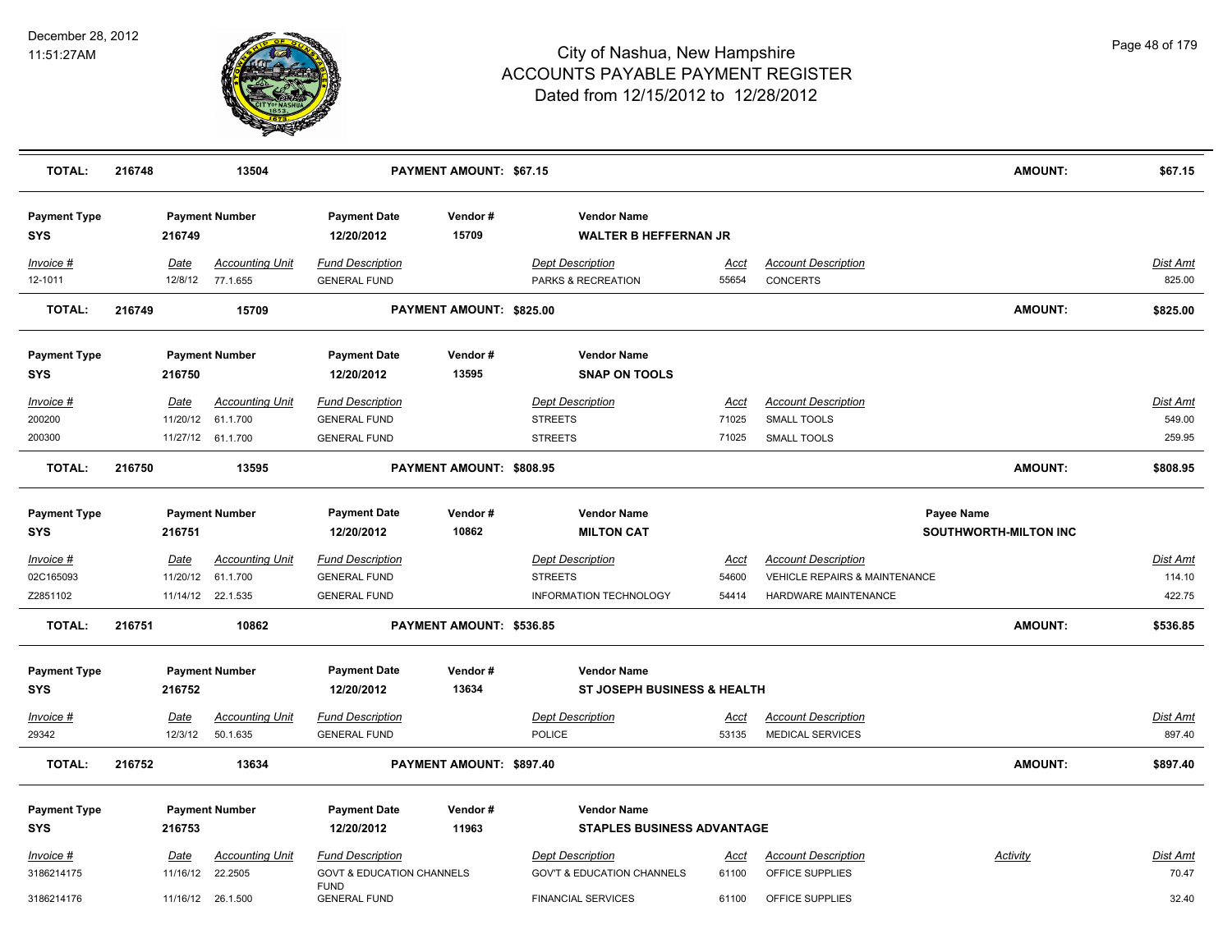| TOTAL: | 216748 | 13504 | PAYMENT AMOUNT: $67.15 | | AMOUNT: | $67.15 |
|---|---|---|---|---|---|---|

**Payment Type:** SYS | **Payment Number:** 216749 | **Payment Date:** 12/20/2012 | **Vendor #:** 15709 | **Vendor Name:** WALTER B HEFFERNAN JR

| Invoice # | Date | Accounting Unit | Fund Description | Dept Description | Acct | Account Description | Dist Amt |
|---|---|---|---|---|---|---|---|
| 12-1011 | 12/8/12 | 77.1.655 | GENERAL FUND | PARKS & RECREATION | 55654 | CONCERTS | 825.00 |

| TOTAL: | 216749 | 15709 | PAYMENT AMOUNT: $825.00 | AMOUNT: | $825.00 |
|---|---|---|---|---|---|

**Payment Type:** SYS | **Payment Number:** 216750 | **Payment Date:** 12/20/2012 | **Vendor #:** 13595 | **Vendor Name:** SNAP ON TOOLS

| Invoice # | Date | Accounting Unit | Fund Description | Dept Description | Acct | Account Description | Dist Amt |
|---|---|---|---|---|---|---|---|
| 200200 | 11/20/12 | 61.1.700 | GENERAL FUND | STREETS | 71025 | SMALL TOOLS | 549.00 |
| 200300 | 11/27/12 | 61.1.700 | GENERAL FUND | STREETS | 71025 | SMALL TOOLS | 259.95 |

| TOTAL: | 216750 | 13595 | PAYMENT AMOUNT: $808.95 | AMOUNT: | $808.95 |
|---|---|---|---|---|---|

**Payment Type:** SYS | **Payment Number:** 216751 | **Payment Date:** 12/20/2012 | **Vendor #:** 10862 | **Vendor Name:** MILTON CAT | **Payee Name:** SOUTHWORTH-MILTON INC

| Invoice # | Date | Accounting Unit | Fund Description | Dept Description | Acct | Account Description | Dist Amt |
|---|---|---|---|---|---|---|---|
| 02C165093 | 11/20/12 | 61.1.700 | GENERAL FUND | STREETS | 54600 | VEHICLE REPAIRS & MAINTENANCE | 114.10 |
| Z2851102 | 11/14/12 | 22.1.535 | GENERAL FUND | INFORMATION TECHNOLOGY | 54414 | HARDWARE MAINTENANCE | 422.75 |

| TOTAL: | 216751 | 10862 | PAYMENT AMOUNT: $536.85 | AMOUNT: | $536.85 |
|---|---|---|---|---|---|

**Payment Type:** SYS | **Payment Number:** 216752 | **Payment Date:** 12/20/2012 | **Vendor #:** 13634 | **Vendor Name:** ST JOSEPH BUSINESS & HEALTH

| Invoice # | Date | Accounting Unit | Fund Description | Dept Description | Acct | Account Description | Dist Amt |
|---|---|---|---|---|---|---|---|
| 29342 | 12/3/12 | 50.1.635 | GENERAL FUND | POLICE | 53135 | MEDICAL SERVICES | 897.40 |

| TOTAL: | 216752 | 13634 | PAYMENT AMOUNT: $897.40 | AMOUNT: | $897.40 |
|---|---|---|---|---|---|

**Payment Type:** SYS | **Payment Number:** 216753 | **Payment Date:** 12/20/2012 | **Vendor #:** 11963 | **Vendor Name:** STAPLES BUSINESS ADVANTAGE

| Invoice # | Date | Accounting Unit | Fund Description | Dept Description | Acct | Account Description | Activity | Dist Amt |
|---|---|---|---|---|---|---|---|---|
| 3186214175 | 11/16/12 | 22.2505 | GOVT & EDUCATION CHANNELS FUND | GOV'T & EDUCATION CHANNELS | 61100 | OFFICE SUPPLIES | | 70.47 |
| 3186214176 | 11/16/12 | 26.1.500 | GENERAL FUND | FINANCIAL SERVICES | 61100 | OFFICE SUPPLIES | | 32.40 |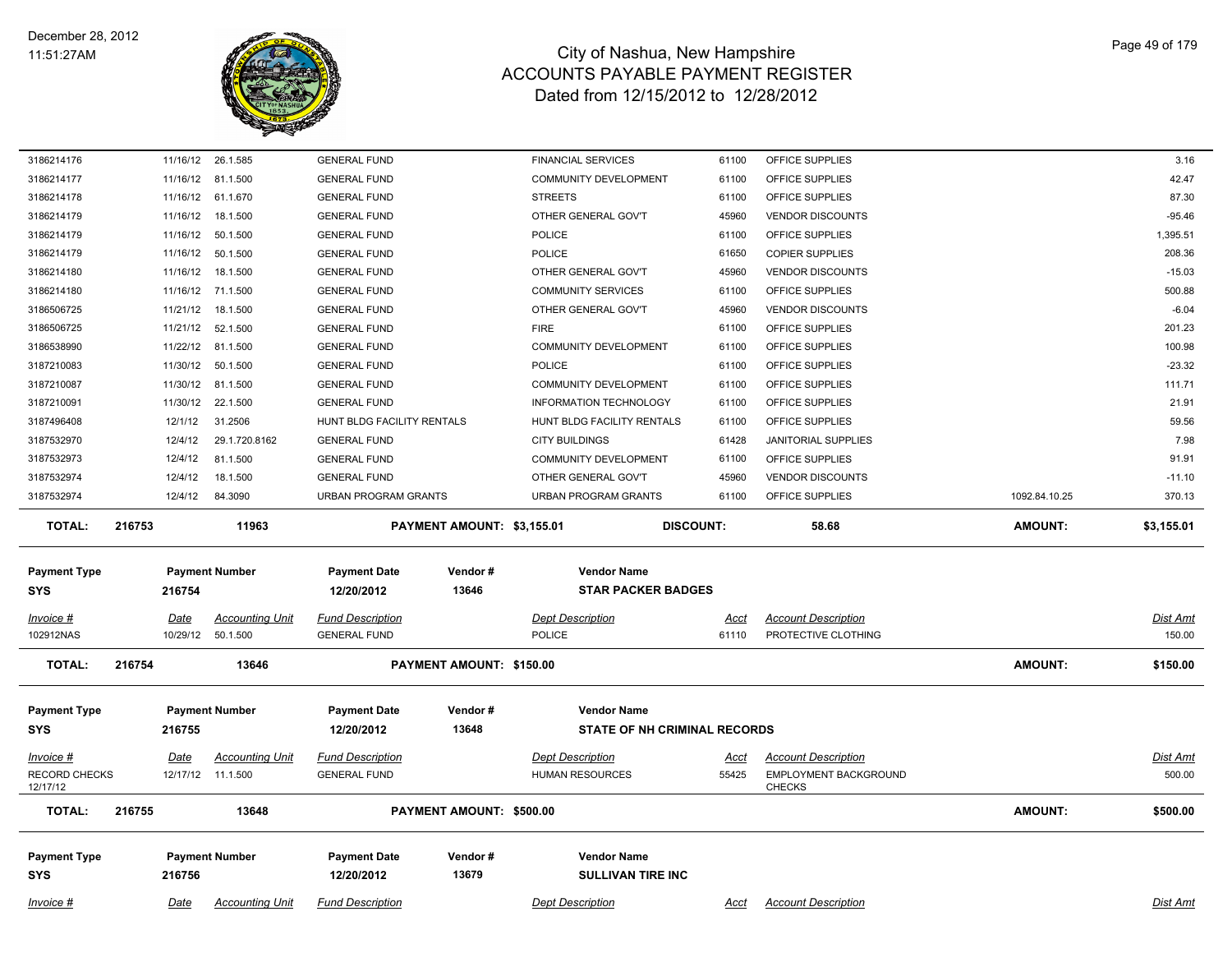| Invoice # | Date | Accounting Unit | Fund Description | | Dept Description | Acct | Account Description | | Dist Amt |
|---|---|---|---|---|---|---|---|---|---|
| 3186214176 | 11/16/12 | 26.1.585 | GENERAL FUND | | FINANCIAL SERVICES | 61100 | OFFICE SUPPLIES | | 3.16 |
| 3186214177 | 11/16/12 | 81.1.500 | GENERAL FUND | | COMMUNITY DEVELOPMENT | 61100 | OFFICE SUPPLIES | | 42.47 |
| 3186214178 | 11/16/12 | 61.1.670 | GENERAL FUND | | STREETS | 61100 | OFFICE SUPPLIES | | 87.30 |
| 3186214179 | 11/16/12 | 18.1.500 | GENERAL FUND | | OTHER GENERAL GOV'T | 45960 | VENDOR DISCOUNTS | | -95.46 |
| 3186214179 | 11/16/12 | 50.1.500 | GENERAL FUND | | POLICE | 61100 | OFFICE SUPPLIES | | 1,395.51 |
| 3186214179 | 11/16/12 | 50.1.500 | GENERAL FUND | | POLICE | 61650 | COPIER SUPPLIES | | 208.36 |
| 3186214180 | 11/16/12 | 18.1.500 | GENERAL FUND | | OTHER GENERAL GOV'T | 45960 | VENDOR DISCOUNTS | | -15.03 |
| 3186214180 | 11/16/12 | 71.1.500 | GENERAL FUND | | COMMUNITY SERVICES | 61100 | OFFICE SUPPLIES | | 500.88 |
| 3186506725 | 11/21/12 | 18.1.500 | GENERAL FUND | | OTHER GENERAL GOV'T | 45960 | VENDOR DISCOUNTS | | -6.04 |
| 3186506725 | 11/21/12 | 52.1.500 | GENERAL FUND | | FIRE | 61100 | OFFICE SUPPLIES | | 201.23 |
| 3186538990 | 11/22/12 | 81.1.500 | GENERAL FUND | | COMMUNITY DEVELOPMENT | 61100 | OFFICE SUPPLIES | | 100.98 |
| 3187210083 | 11/30/12 | 50.1.500 | GENERAL FUND | | POLICE | 61100 | OFFICE SUPPLIES | | -23.32 |
| 3187210087 | 11/30/12 | 81.1.500 | GENERAL FUND | | COMMUNITY DEVELOPMENT | 61100 | OFFICE SUPPLIES | | 111.71 |
| 3187210091 | 11/30/12 | 22.1.500 | GENERAL FUND | | INFORMATION TECHNOLOGY | 61100 | OFFICE SUPPLIES | | 21.91 |
| 3187496408 | 12/1/12 | 31.2506 | HUNT BLDG FACILITY RENTALS | | HUNT BLDG FACILITY RENTALS | 61100 | OFFICE SUPPLIES | | 59.56 |
| 3187532970 | 12/4/12 | 29.1.720.8162 | GENERAL FUND | | CITY BUILDINGS | 61428 | JANITORIAL SUPPLIES | | 7.98 |
| 3187532973 | 12/4/12 | 81.1.500 | GENERAL FUND | | COMMUNITY DEVELOPMENT | 61100 | OFFICE SUPPLIES | | 91.91 |
| 3187532974 | 12/4/12 | 18.1.500 | GENERAL FUND | | OTHER GENERAL GOV'T | 45960 | VENDOR DISCOUNTS | | -11.10 |
| 3187532974 | 12/4/12 | 84.3090 | URBAN PROGRAM GRANTS | | URBAN PROGRAM GRANTS | 61100 | OFFICE SUPPLIES | 1092.84.10.25 | 370.13 |
| **TOTAL:** | **216753** | **11963** | | **PAYMENT AMOUNT: $3,155.01** | | **DISCOUNT:** | **58.68** | **AMOUNT:** | **$3,155.01** |

| Payment Type | Payment Number | Payment Date | Vendor # | Vendor Name |
|---|---|---|---|---|
| **SYS** | **216754** | **12/20/2012** | **13646** | **STAR PACKER BADGES** |

| Invoice # | Date | Accounting Unit | Fund Description | Dept Description | Acct | Account Description | Dist Amt |
|---|---|---|---|---|---|---|---|
| 102912NAS | 10/29/12 | 50.1.500 | GENERAL FUND | POLICE | 61110 | PROTECTIVE CLOTHING | 150.00 |
| **TOTAL:** | **216754** | **13646** | **PAYMENT AMOUNT: $150.00** | | | **AMOUNT:** | **$150.00** |

| Payment Type | Payment Number | Payment Date | Vendor # | Vendor Name |
|---|---|---|---|---|
| **SYS** | **216755** | **12/20/2012** | **13648** | **STATE OF NH CRIMINAL RECORDS** |

| Invoice # | Date | Accounting Unit | Fund Description | Dept Description | Acct | Account Description | Dist Amt |
|---|---|---|---|---|---|---|---|
| RECORD CHECKS 12/17/12 | 12/17/12 | 11.1.500 | GENERAL FUND | HUMAN RESOURCES | 55425 | EMPLOYMENT BACKGROUND CHECKS | 500.00 |
| **TOTAL:** | **216755** | **13648** | **PAYMENT AMOUNT: $500.00** | | | **AMOUNT:** | **$500.00** |

| Payment Type | Payment Number | Payment Date | Vendor # | Vendor Name |
|---|---|---|---|---|
| **SYS** | **216756** | **12/20/2012** | **13679** | **SULLIVAN TIRE INC** |

| Invoice # | Date | Accounting Unit | Fund Description | Dept Description | Acct | Account Description | Dist Amt |
|---|---|---|---|---|---|---|---|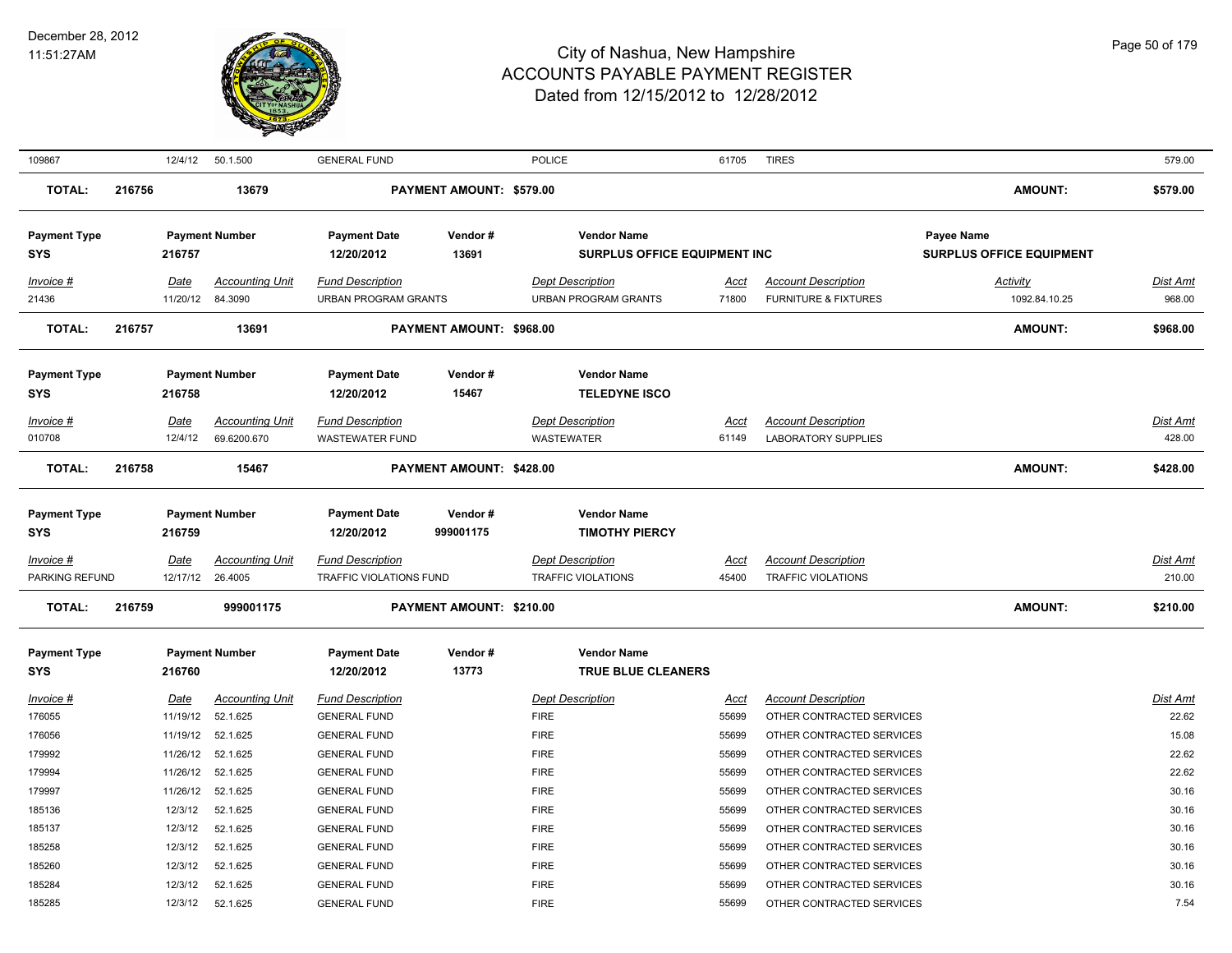| Invoice # | Date | Accounting Unit | Fund Description | | Dept Description | Acct | Account Description | Activity | Dist Amt |
|---|---|---|---|---|---|---|---|---|---|
| 109867 | 12/4/12 | 50.1.500 | GENERAL FUND | | POLICE | 61705 | TIRES | | 579.00 |
| **TOTAL:** | **216756** | **13679** | **PAYMENT AMOUNT: $579.00** | | | | | **AMOUNT:** | **$579.00** |

| Payment Type | Payment Number | Payment Date | Vendor # | Vendor Name | Payee Name |
|---|---|---|---|---|---|
| SYS | 216757 | 12/20/2012 | 13691 | SURPLUS OFFICE EQUIPMENT INC | SURPLUS OFFICE EQUIPMENT |

| Invoice # | Date | Accounting Unit | Fund Description | Dept Description | Acct | Account Description | Activity | Dist Amt |
|---|---|---|---|---|---|---|---|---|
| 21436 | 11/20/12 | 84.3090 | URBAN PROGRAM GRANTS | URBAN PROGRAM GRANTS | 71800 | FURNITURE & FIXTURES | 1092.84.10.25 | 968.00 |
| **TOTAL:** | **216757** | **13691** | **PAYMENT AMOUNT: $968.00** | | | | **AMOUNT:** | **$968.00** |

| Payment Type | Payment Number | Payment Date | Vendor # | Vendor Name |
|---|---|---|---|---|
| SYS | 216758 | 12/20/2012 | 15467 | TELEDYNE ISCO |

| Invoice # | Date | Accounting Unit | Fund Description | Dept Description | Acct | Account Description | | Dist Amt |
|---|---|---|---|---|---|---|---|---|
| 010708 | 12/4/12 | 69.6200.670 | WASTEWATER FUND | WASTEWATER | 61149 | LABORATORY SUPPLIES | | 428.00 |
| **TOTAL:** | **216758** | **15467** | **PAYMENT AMOUNT: $428.00** | | | | **AMOUNT:** | **$428.00** |

| Payment Type | Payment Number | Payment Date | Vendor # | Vendor Name |
|---|---|---|---|---|
| SYS | 216759 | 12/20/2012 | 999001175 | TIMOTHY PIERCY |

| Invoice # | Date | Accounting Unit | Fund Description | Dept Description | Acct | Account Description | | Dist Amt |
|---|---|---|---|---|---|---|---|---|
| PARKING REFUND | 12/17/12 | 26.4005 | TRAFFIC VIOLATIONS FUND | TRAFFIC VIOLATIONS | 45400 | TRAFFIC VIOLATIONS | | 210.00 |
| **TOTAL:** | **216759** | **999001175** | **PAYMENT AMOUNT: $210.00** | | | | **AMOUNT:** | **$210.00** |

| Payment Type | Payment Number | Payment Date | Vendor # | Vendor Name |
|---|---|---|---|---|
| SYS | 216760 | 12/20/2012 | 13773 | TRUE BLUE CLEANERS |

| Invoice # | Date | Accounting Unit | Fund Description | Dept Description | Acct | Account Description | Dist Amt |
|---|---|---|---|---|---|---|---|
| 176055 | 11/19/12 | 52.1.625 | GENERAL FUND | FIRE | 55699 | OTHER CONTRACTED SERVICES | 22.62 |
| 176056 | 11/19/12 | 52.1.625 | GENERAL FUND | FIRE | 55699 | OTHER CONTRACTED SERVICES | 15.08 |
| 179992 | 11/26/12 | 52.1.625 | GENERAL FUND | FIRE | 55699 | OTHER CONTRACTED SERVICES | 22.62 |
| 179994 | 11/26/12 | 52.1.625 | GENERAL FUND | FIRE | 55699 | OTHER CONTRACTED SERVICES | 22.62 |
| 179997 | 11/26/12 | 52.1.625 | GENERAL FUND | FIRE | 55699 | OTHER CONTRACTED SERVICES | 30.16 |
| 185136 | 12/3/12 | 52.1.625 | GENERAL FUND | FIRE | 55699 | OTHER CONTRACTED SERVICES | 30.16 |
| 185137 | 12/3/12 | 52.1.625 | GENERAL FUND | FIRE | 55699 | OTHER CONTRACTED SERVICES | 30.16 |
| 185258 | 12/3/12 | 52.1.625 | GENERAL FUND | FIRE | 55699 | OTHER CONTRACTED SERVICES | 30.16 |
| 185260 | 12/3/12 | 52.1.625 | GENERAL FUND | FIRE | 55699 | OTHER CONTRACTED SERVICES | 30.16 |
| 185284 | 12/3/12 | 52.1.625 | GENERAL FUND | FIRE | 55699 | OTHER CONTRACTED SERVICES | 30.16 |
| 185285 | 12/3/12 | 52.1.625 | GENERAL FUND | FIRE | 55699 | OTHER CONTRACTED SERVICES | 7.54 |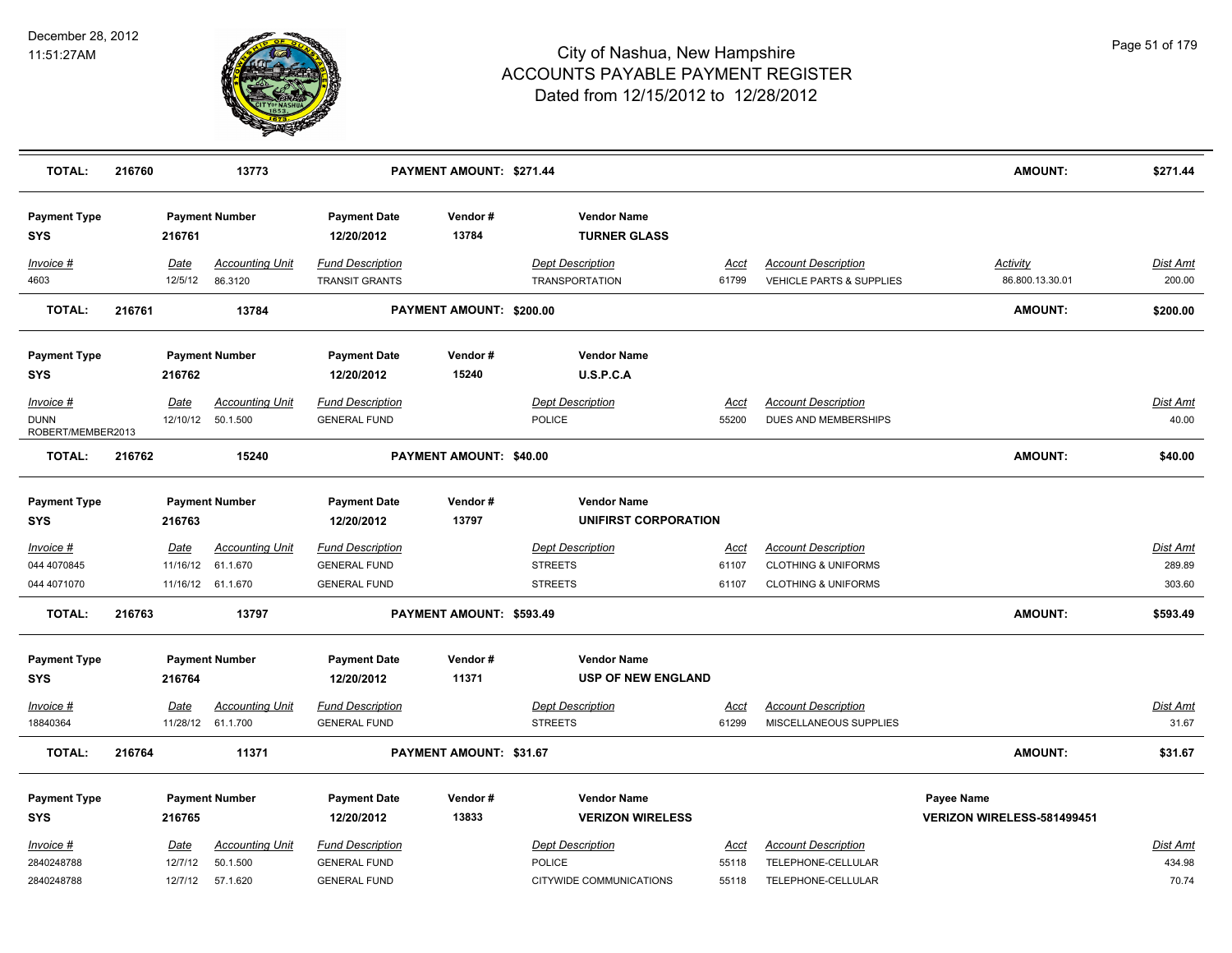# City of Nashua, New Hampshire
## ACCOUNTS PAYABLE PAYMENT REGISTER
### Dated from 12/15/2012 to 12/28/2012

December 28, 2012
11:51:27AM

| TOTAL: | 216760 | 13773 | PAYMENT AMOUNT: $271.44 | AMOUNT: | $271.44 |
|---|---|---|---|---|---|

**Payment Type:** SYS | **Payment Number:** 216761 | **Payment Date:** 12/20/2012 | **Vendor #:** 13784 | **Vendor Name:** TURNER GLASS

| Invoice # | Date | Accounting Unit | Fund Description | Dept Description | Acct | Account Description | Activity | Dist Amt |
|---|---|---|---|---|---|---|---|---|
| 4603 | 12/5/12 | 86.3120 | TRANSIT GRANTS | TRANSPORTATION | 61799 | VEHICLE PARTS & SUPPLIES | 86.800.13.30.01 | 200.00 |

| TOTAL: | 216761 | 13784 | PAYMENT AMOUNT: $200.00 | AMOUNT: | $200.00 |
|---|---|---|---|---|---|

**Payment Type:** SYS | **Payment Number:** 216762 | **Payment Date:** 12/20/2012 | **Vendor #:** 15240 | **Vendor Name:** U.S.P.C.A

| Invoice # | Date | Accounting Unit | Fund Description | Dept Description | Acct | Account Description | Dist Amt |
|---|---|---|---|---|---|---|---|
| DUNN ROBERT/MEMBER2013 | 12/10/12 | 50.1.500 | GENERAL FUND | POLICE | 55200 | DUES AND MEMBERSHIPS | 40.00 |

| TOTAL: | 216762 | 15240 | PAYMENT AMOUNT: $40.00 | AMOUNT: | $40.00 |
|---|---|---|---|---|---|

**Payment Type:** SYS | **Payment Number:** 216763 | **Payment Date:** 12/20/2012 | **Vendor #:** 13797 | **Vendor Name:** UNIFIRST CORPORATION

| Invoice # | Date | Accounting Unit | Fund Description | Dept Description | Acct | Account Description | Dist Amt |
|---|---|---|---|---|---|---|---|
| 044 4070845 | 11/16/12 | 61.1.670 | GENERAL FUND | STREETS | 61107 | CLOTHING & UNIFORMS | 289.89 |
| 044 4071070 | 11/16/12 | 61.1.670 | GENERAL FUND | STREETS | 61107 | CLOTHING & UNIFORMS | 303.60 |

| TOTAL: | 216763 | 13797 | PAYMENT AMOUNT: $593.49 | AMOUNT: | $593.49 |
|---|---|---|---|---|---|

**Payment Type:** SYS | **Payment Number:** 216764 | **Payment Date:** 12/20/2012 | **Vendor #:** 11371 | **Vendor Name:** USP OF NEW ENGLAND

| Invoice # | Date | Accounting Unit | Fund Description | Dept Description | Acct | Account Description | Dist Amt |
|---|---|---|---|---|---|---|---|
| 18840364 | 11/28/12 | 61.1.700 | GENERAL FUND | STREETS | 61299 | MISCELLANEOUS SUPPLIES | 31.67 |

| TOTAL: | 216764 | 11371 | PAYMENT AMOUNT: $31.67 | AMOUNT: | $31.67 |
|---|---|---|---|---|---|

**Payment Type:** SYS | **Payment Number:** 216765 | **Payment Date:** 12/20/2012 | **Vendor #:** 13833 | **Vendor Name:** VERIZON WIRELESS | **Payee Name:** VERIZON WIRELESS-581499451

| Invoice # | Date | Accounting Unit | Fund Description | Dept Description | Acct | Account Description | Dist Amt |
|---|---|---|---|---|---|---|---|
| 2840248788 | 12/7/12 | 50.1.500 | GENERAL FUND | POLICE | 55118 | TELEPHONE-CELLULAR | 434.98 |
| 2840248788 | 12/7/12 | 57.1.620 | GENERAL FUND | CITYWIDE COMMUNICATIONS | 55118 | TELEPHONE-CELLULAR | 70.74 |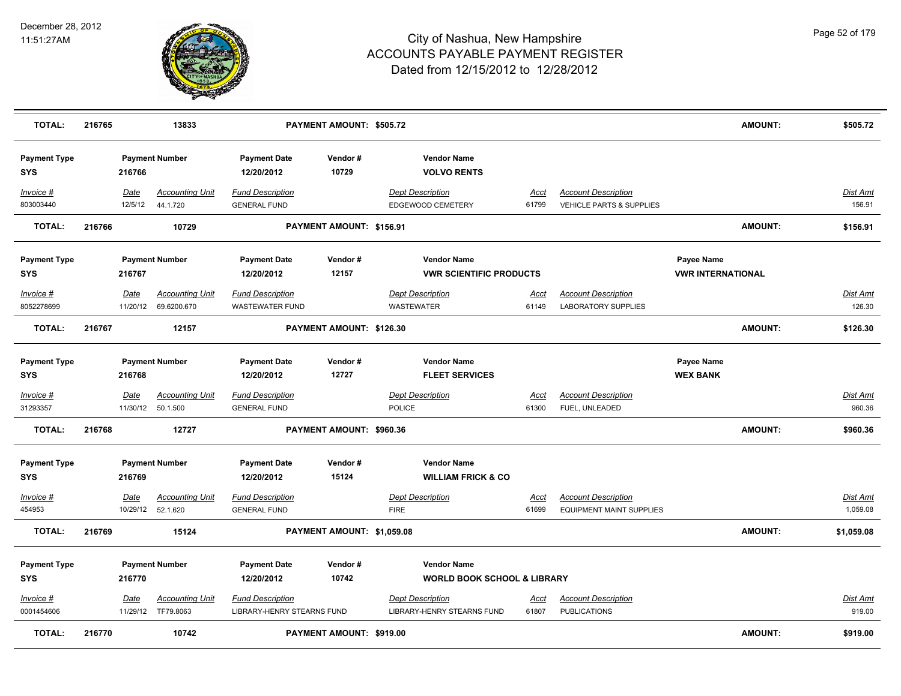# City of Nashua, New Hampshire
# ACCOUNTS PAYABLE PAYMENT REGISTER
## Dated from 12/15/2012 to 12/28/2012

December 28, 2012
11:51:27AM

| TOTAL: | 216765 | 13833 | PAYMENT AMOUNT: $505.72 | | | | AMOUNT: | $505.72 |
|---|---|---|---|---|---|---|---|---|

| Payment Type | Payment Number | Payment Date | Vendor # | Vendor Name |
|---|---|---|---|---|
| SYS | 216766 | 12/20/2012 | 10729 | VOLVO RENTS |

| Invoice # | Date | Accounting Unit | Fund Description | Dept Description | Acct | Account Description | Dist Amt |
|---|---|---|---|---|---|---|---|
| 803003440 | 12/5/12 | 44.1.720 | GENERAL FUND | EDGEWOOD CEMETERY | 61799 | VEHICLE PARTS & SUPPLIES | 156.91 |

| TOTAL: | 216766 | 10729 | PAYMENT AMOUNT: $156.91 | | | | AMOUNT: | $156.91 |
|---|---|---|---|---|---|---|---|---|

| Payment Type | Payment Number | Payment Date | Vendor # | Vendor Name | Payee Name |
|---|---|---|---|---|---|
| SYS | 216767 | 12/20/2012 | 12157 | VWR SCIENTIFIC PRODUCTS | VWR INTERNATIONAL |

| Invoice # | Date | Accounting Unit | Fund Description | Dept Description | Acct | Account Description | Dist Amt |
|---|---|---|---|---|---|---|---|
| 8052278699 | 11/20/12 | 69.6200.670 | WASTEWATER FUND | WASTEWATER | 61149 | LABORATORY SUPPLIES | 126.30 |

| TOTAL: | 216767 | 12157 | PAYMENT AMOUNT: $126.30 | | | | AMOUNT: | $126.30 |
|---|---|---|---|---|---|---|---|---|

| Payment Type | Payment Number | Payment Date | Vendor # | Vendor Name | Payee Name |
|---|---|---|---|---|---|
| SYS | 216768 | 12/20/2012 | 12727 | FLEET SERVICES | WEX BANK |

| Invoice # | Date | Accounting Unit | Fund Description | Dept Description | Acct | Account Description | Dist Amt |
|---|---|---|---|---|---|---|---|
| 31293357 | 11/30/12 | 50.1.500 | GENERAL FUND | POLICE | 61300 | FUEL, UNLEADED | 960.36 |

| TOTAL: | 216768 | 12727 | PAYMENT AMOUNT: $960.36 | | | | AMOUNT: | $960.36 |
|---|---|---|---|---|---|---|---|---|

| Payment Type | Payment Number | Payment Date | Vendor # | Vendor Name |
|---|---|---|---|---|
| SYS | 216769 | 12/20/2012 | 15124 | WILLIAM FRICK & CO |

| Invoice # | Date | Accounting Unit | Fund Description | Dept Description | Acct | Account Description | Dist Amt |
|---|---|---|---|---|---|---|---|
| 454953 | 10/29/12 | 52.1.620 | GENERAL FUND | FIRE | 61699 | EQUIPMENT MAINT SUPPLIES | 1,059.08 |

| TOTAL: | 216769 | 15124 | PAYMENT AMOUNT: $1,059.08 | | | | AMOUNT: | $1,059.08 |
|---|---|---|---|---|---|---|---|---|

| Payment Type | Payment Number | Payment Date | Vendor # | Vendor Name |
|---|---|---|---|---|
| SYS | 216770 | 12/20/2012 | 10742 | WORLD BOOK SCHOOL & LIBRARY |

| Invoice # | Date | Accounting Unit | Fund Description | Dept Description | Acct | Account Description | Dist Amt |
|---|---|---|---|---|---|---|---|
| 0001454606 | 11/29/12 | TF79.8063 | LIBRARY-HENRY STEARNS FUND | LIBRARY-HENRY STEARNS FUND | 61807 | PUBLICATIONS | 919.00 |

| TOTAL: | 216770 | 10742 | PAYMENT AMOUNT: $919.00 | | | | AMOUNT: | $919.00 |
|---|---|---|---|---|---|---|---|---|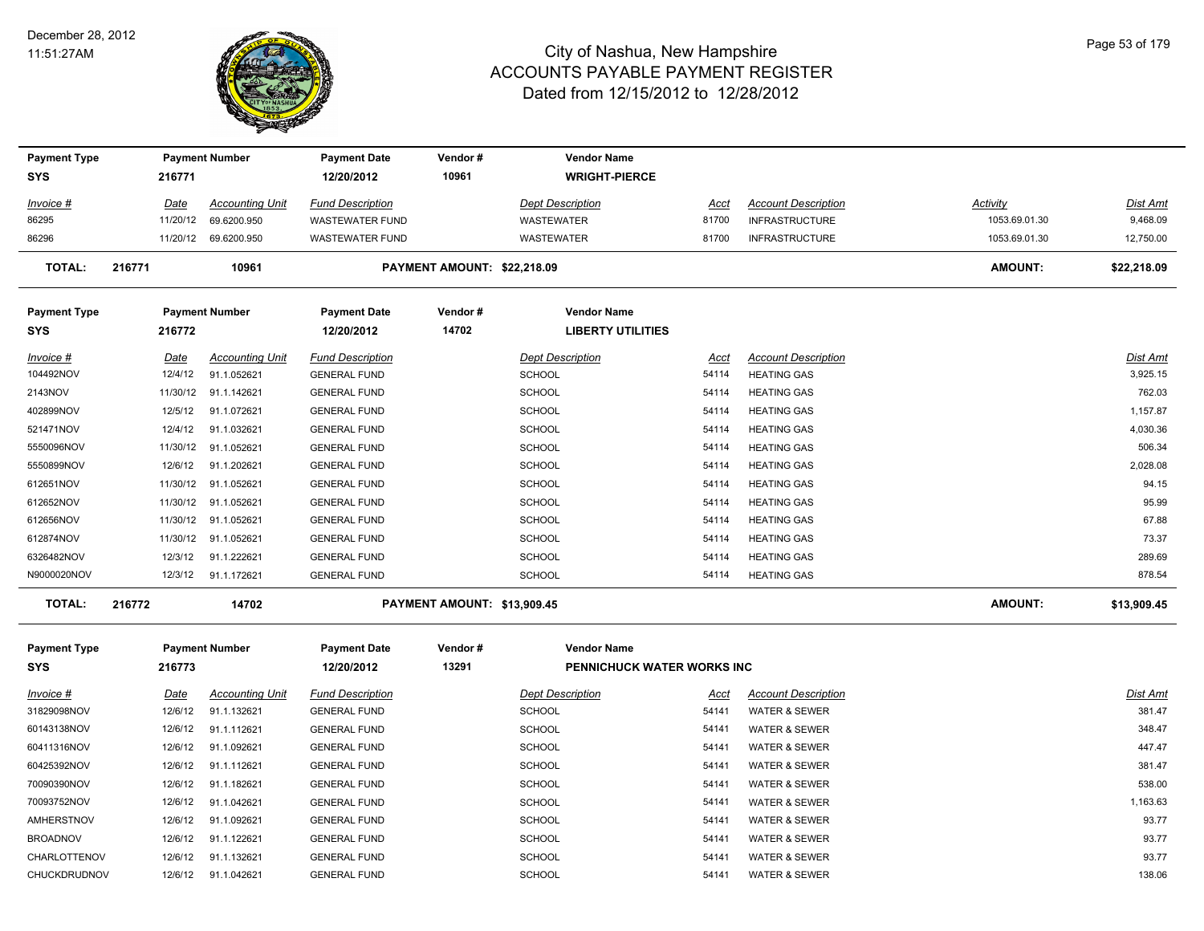# City of Nashua, New Hampshire
## ACCOUNTS PAYABLE PAYMENT REGISTER
### Dated from 12/15/2012 to 12/28/2012

December 28, 2012
11:51:27AM

| Payment Type | Payment Number | Payment Date | Vendor # | Vendor Name |
|---|---|---|---|---|
| SYS | 216771 | 12/20/2012 | 10961 | WRIGHT-PIERCE |

| Invoice # | Date | Accounting Unit | Fund Description | Dept Description | Acct | Account Description | Activity | Dist Amt |
|---|---|---|---|---|---|---|---|---|
| 86295 | 11/20/12 | 69.6200.950 | WASTEWATER FUND | WASTEWATER | 81700 | INFRASTRUCTURE | 1053.69.01.30 | 9,468.09 |
| 86296 | 11/20/12 | 69.6200.950 | WASTEWATER FUND | WASTEWATER | 81700 | INFRASTRUCTURE | 1053.69.01.30 | 12,750.00 |

**TOTAL: 216771 10961 PAYMENT AMOUNT: $22,218.09 AMOUNT: $22,218.09**

| Payment Type | Payment Number | Payment Date | Vendor # | Vendor Name |
|---|---|---|---|---|
| SYS | 216772 | 12/20/2012 | 14702 | LIBERTY UTILITIES |

| Invoice # | Date | Accounting Unit | Fund Description | Dept Description | Acct | Account Description | Dist Amt |
|---|---|---|---|---|---|---|---|
| 104492NOV | 12/4/12 | 91.1.052621 | GENERAL FUND | SCHOOL | 54114 | HEATING GAS | 3,925.15 |
| 2143NOV | 11/30/12 | 91.1.142621 | GENERAL FUND | SCHOOL | 54114 | HEATING GAS | 762.03 |
| 402899NOV | 12/5/12 | 91.1.072621 | GENERAL FUND | SCHOOL | 54114 | HEATING GAS | 1,157.87 |
| 521471NOV | 12/4/12 | 91.1.032621 | GENERAL FUND | SCHOOL | 54114 | HEATING GAS | 4,030.36 |
| 5550096NOV | 11/30/12 | 91.1.052621 | GENERAL FUND | SCHOOL | 54114 | HEATING GAS | 506.34 |
| 5550899NOV | 12/6/12 | 91.1.202621 | GENERAL FUND | SCHOOL | 54114 | HEATING GAS | 2,028.08 |
| 612651NOV | 11/30/12 | 91.1.052621 | GENERAL FUND | SCHOOL | 54114 | HEATING GAS | 94.15 |
| 612652NOV | 11/30/12 | 91.1.052621 | GENERAL FUND | SCHOOL | 54114 | HEATING GAS | 95.99 |
| 612656NOV | 11/30/12 | 91.1.052621 | GENERAL FUND | SCHOOL | 54114 | HEATING GAS | 67.88 |
| 612874NOV | 11/30/12 | 91.1.052621 | GENERAL FUND | SCHOOL | 54114 | HEATING GAS | 73.37 |
| 6326482NOV | 12/3/12 | 91.1.222621 | GENERAL FUND | SCHOOL | 54114 | HEATING GAS | 289.69 |
| N9000020NOV | 12/3/12 | 91.1.172621 | GENERAL FUND | SCHOOL | 54114 | HEATING GAS | 878.54 |

**TOTAL: 216772 14702 PAYMENT AMOUNT: $13,909.45 AMOUNT: $13,909.45**

| Payment Type | Payment Number | Payment Date | Vendor # | Vendor Name |
|---|---|---|---|---|
| SYS | 216773 | 12/20/2012 | 13291 | PENNICHUCK WATER WORKS INC |

| Invoice # | Date | Accounting Unit | Fund Description | Dept Description | Acct | Account Description | Dist Amt |
|---|---|---|---|---|---|---|---|
| 31829098NOV | 12/6/12 | 91.1.132621 | GENERAL FUND | SCHOOL | 54141 | WATER & SEWER | 381.47 |
| 60143138NOV | 12/6/12 | 91.1.112621 | GENERAL FUND | SCHOOL | 54141 | WATER & SEWER | 348.47 |
| 60411316NOV | 12/6/12 | 91.1.092621 | GENERAL FUND | SCHOOL | 54141 | WATER & SEWER | 447.47 |
| 60425392NOV | 12/6/12 | 91.1.112621 | GENERAL FUND | SCHOOL | 54141 | WATER & SEWER | 381.47 |
| 70090390NOV | 12/6/12 | 91.1.182621 | GENERAL FUND | SCHOOL | 54141 | WATER & SEWER | 538.00 |
| 70093752NOV | 12/6/12 | 91.1.042621 | GENERAL FUND | SCHOOL | 54141 | WATER & SEWER | 1,163.63 |
| AMHERSTNOV | 12/6/12 | 91.1.092621 | GENERAL FUND | SCHOOL | 54141 | WATER & SEWER | 93.77 |
| BROADNOV | 12/6/12 | 91.1.122621 | GENERAL FUND | SCHOOL | 54141 | WATER & SEWER | 93.77 |
| CHARLOTTENOV | 12/6/12 | 91.1.132621 | GENERAL FUND | SCHOOL | 54141 | WATER & SEWER | 93.77 |
| CHUCKDRUDNOV | 12/6/12 | 91.1.042621 | GENERAL FUND | SCHOOL | 54141 | WATER & SEWER | 138.06 |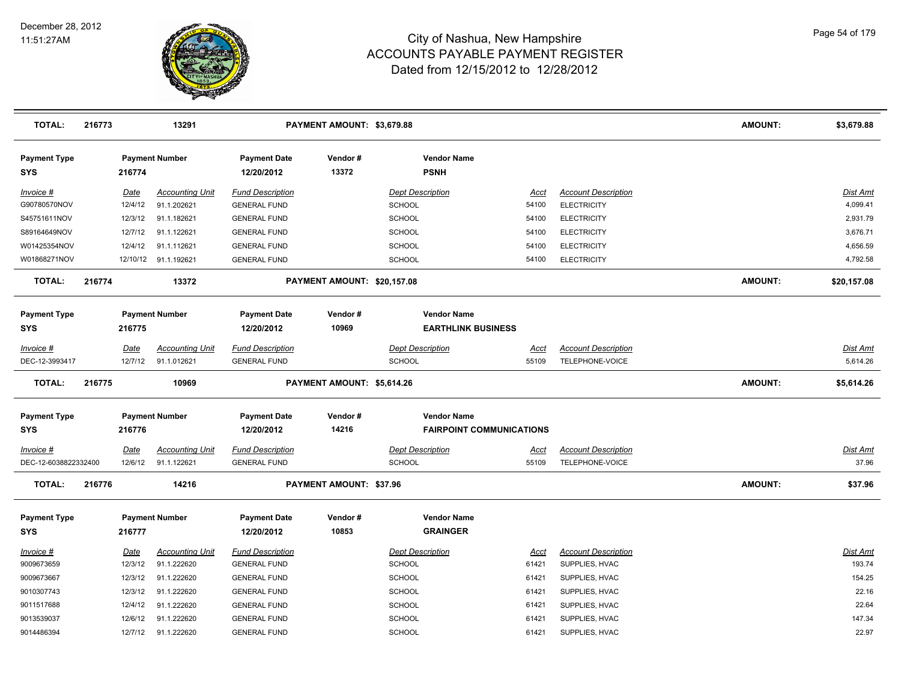# City of Nashua, New Hampshire
## ACCOUNTS PAYABLE PAYMENT REGISTER
### Dated from 12/15/2012 to 12/28/2012

December 28, 2012
11:51:27AM

| TOTAL: | 216773 | 13291 | PAYMENT AMOUNT: $3,679.88 | AMOUNT: | $3,679.88 |
|---|---|---|---|---|---|

| Payment Type | Payment Number | Payment Date | Vendor # | Vendor Name |
|---|---|---|---|---|
| SYS | 216774 | 12/20/2012 | 13372 | PSNH |

| Invoice # | Date | Accounting Unit | Fund Description | Dept Description | Acct | Account Description | Dist Amt |
|---|---|---|---|---|---|---|---|
| G90780570NOV | 12/4/12 | 91.1.202621 | GENERAL FUND | SCHOOL | 54100 | ELECTRICITY | 4,099.41 |
| S45751611NOV | 12/3/12 | 91.1.182621 | GENERAL FUND | SCHOOL | 54100 | ELECTRICITY | 2,931.79 |
| S89164649NOV | 12/7/12 | 91.1.122621 | GENERAL FUND | SCHOOL | 54100 | ELECTRICITY | 3,676.71 |
| W01425354NOV | 12/4/12 | 91.1.112621 | GENERAL FUND | SCHOOL | 54100 | ELECTRICITY | 4,656.59 |
| W01868271NOV | 12/10/12 | 91.1.192621 | GENERAL FUND | SCHOOL | 54100 | ELECTRICITY | 4,792.58 |

| TOTAL: | 216774 | 13372 | PAYMENT AMOUNT: $20,157.08 | AMOUNT: | $20,157.08 |
|---|---|---|---|---|---|

| Payment Type | Payment Number | Payment Date | Vendor # | Vendor Name |
|---|---|---|---|---|
| SYS | 216775 | 12/20/2012 | 10969 | EARTHLINK BUSINESS |

| Invoice # | Date | Accounting Unit | Fund Description | Dept Description | Acct | Account Description | Dist Amt |
|---|---|---|---|---|---|---|---|
| DEC-12-3993417 | 12/7/12 | 91.1.012621 | GENERAL FUND | SCHOOL | 55109 | TELEPHONE-VOICE | 5,614.26 |

| TOTAL: | 216775 | 10969 | PAYMENT AMOUNT: $5,614.26 | AMOUNT: | $5,614.26 |
|---|---|---|---|---|---|

| Payment Type | Payment Number | Payment Date | Vendor # | Vendor Name |
|---|---|---|---|---|
| SYS | 216776 | 12/20/2012 | 14216 | FAIRPOINT COMMUNICATIONS |

| Invoice # | Date | Accounting Unit | Fund Description | Dept Description | Acct | Account Description | Dist Amt |
|---|---|---|---|---|---|---|---|
| DEC-12-6038822332400 | 12/6/12 | 91.1.122621 | GENERAL FUND | SCHOOL | 55109 | TELEPHONE-VOICE | 37.96 |

| TOTAL: | 216776 | 14216 | PAYMENT AMOUNT: $37.96 | AMOUNT: | $37.96 |
|---|---|---|---|---|---|

| Payment Type | Payment Number | Payment Date | Vendor # | Vendor Name |
|---|---|---|---|---|
| SYS | 216777 | 12/20/2012 | 10853 | GRAINGER |

| Invoice # | Date | Accounting Unit | Fund Description | Dept Description | Acct | Account Description | Dist Amt |
|---|---|---|---|---|---|---|---|
| 9009673659 | 12/3/12 | 91.1.222620 | GENERAL FUND | SCHOOL | 61421 | SUPPLIES, HVAC | 193.74 |
| 9009673667 | 12/3/12 | 91.1.222620 | GENERAL FUND | SCHOOL | 61421 | SUPPLIES, HVAC | 154.25 |
| 9010307743 | 12/3/12 | 91.1.222620 | GENERAL FUND | SCHOOL | 61421 | SUPPLIES, HVAC | 22.16 |
| 9011517688 | 12/4/12 | 91.1.222620 | GENERAL FUND | SCHOOL | 61421 | SUPPLIES, HVAC | 22.64 |
| 9013539037 | 12/6/12 | 91.1.222620 | GENERAL FUND | SCHOOL | 61421 | SUPPLIES, HVAC | 147.34 |
| 9014486394 | 12/7/12 | 91.1.222620 | GENERAL FUND | SCHOOL | 61421 | SUPPLIES, HVAC | 22.97 |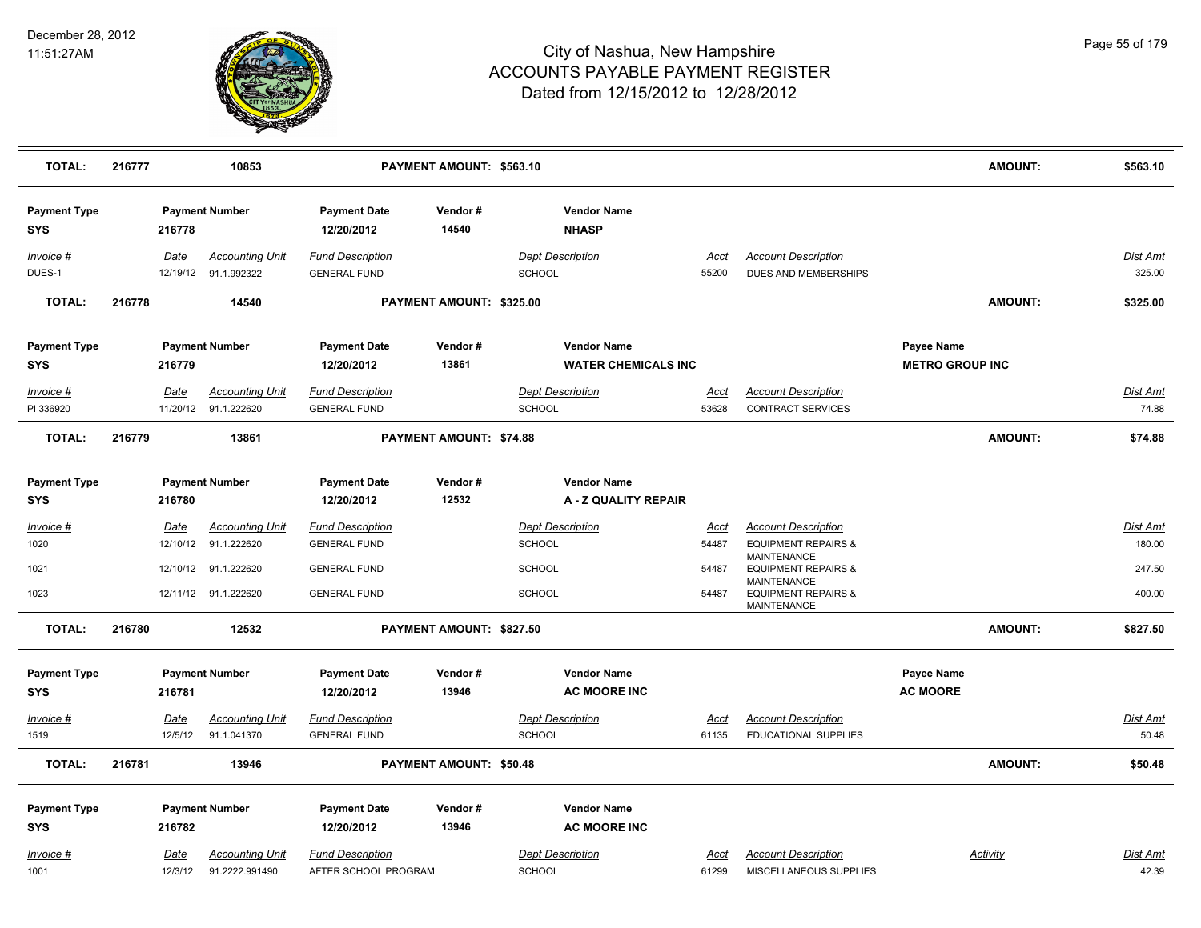| TOTAL: | 216777 | 10853 | PAYMENT AMOUNT: $563.10 | AMOUNT: | $563.10 |
|---|---|---|---|---|---|

| Payment Type | Payment Number | Payment Date | Vendor # | Vendor Name |
|---|---|---|---|---|
| SYS | 216778 | 12/20/2012 | 14540 | NHASP |

| Invoice # | Date | Accounting Unit | Fund Description | Dept Description | Acct | Account Description | Dist Amt |
|---|---|---|---|---|---|---|---|
| DUES-1 | 12/19/12 | 91.1.992322 | GENERAL FUND | SCHOOL | 55200 | DUES AND MEMBERSHIPS | 325.00 |

| TOTAL: | 216778 | 14540 | PAYMENT AMOUNT: $325.00 | AMOUNT: | $325.00 |
|---|---|---|---|---|---|

| Payment Type | Payment Number | Payment Date | Vendor # | Vendor Name | Payee Name |
|---|---|---|---|---|---|
| SYS | 216779 | 12/20/2012 | 13861 | WATER CHEMICALS INC | METRO GROUP INC |

| Invoice # | Date | Accounting Unit | Fund Description | Dept Description | Acct | Account Description | Dist Amt |
|---|---|---|---|---|---|---|---|
| PI 336920 | 11/20/12 | 91.1.222620 | GENERAL FUND | SCHOOL | 53628 | CONTRACT SERVICES | 74.88 |

| TOTAL: | 216779 | 13861 | PAYMENT AMOUNT: $74.88 | AMOUNT: | $74.88 |
|---|---|---|---|---|---|

| Payment Type | Payment Number | Payment Date | Vendor # | Vendor Name |
|---|---|---|---|---|
| SYS | 216780 | 12/20/2012 | 12532 | A - Z QUALITY REPAIR |

| Invoice # | Date | Accounting Unit | Fund Description | Dept Description | Acct | Account Description | Dist Amt |
|---|---|---|---|---|---|---|---|
| 1020 | 12/10/12 | 91.1.222620 | GENERAL FUND | SCHOOL | 54487 | EQUIPMENT REPAIRS & MAINTENANCE | 180.00 |
| 1021 | 12/10/12 | 91.1.222620 | GENERAL FUND | SCHOOL | 54487 | EQUIPMENT REPAIRS & MAINTENANCE | 247.50 |
| 1023 | 12/11/12 | 91.1.222620 | GENERAL FUND | SCHOOL | 54487 | EQUIPMENT REPAIRS & MAINTENANCE | 400.00 |

| TOTAL: | 216780 | 12532 | PAYMENT AMOUNT: $827.50 | AMOUNT: | $827.50 |
|---|---|---|---|---|---|

| Payment Type | Payment Number | Payment Date | Vendor # | Vendor Name | Payee Name |
|---|---|---|---|---|---|
| SYS | 216781 | 12/20/2012 | 13946 | AC MOORE INC | AC MOORE |

| Invoice # | Date | Accounting Unit | Fund Description | Dept Description | Acct | Account Description | Dist Amt |
|---|---|---|---|---|---|---|---|
| 1519 | 12/5/12 | 91.1.041370 | GENERAL FUND | SCHOOL | 61135 | EDUCATIONAL SUPPLIES | 50.48 |

| TOTAL: | 216781 | 13946 | PAYMENT AMOUNT: $50.48 | AMOUNT: | $50.48 |
|---|---|---|---|---|---|

| Payment Type | Payment Number | Payment Date | Vendor # | Vendor Name |
|---|---|---|---|---|
| SYS | 216782 | 12/20/2012 | 13946 | AC MOORE INC |

| Invoice # | Date | Accounting Unit | Fund Description | Dept Description | Acct | Account Description | Activity | Dist Amt |
|---|---|---|---|---|---|---|---|---|
| 1001 | 12/3/12 | 91.2222.991490 | AFTER SCHOOL PROGRAM | SCHOOL | 61299 | MISCELLANEOUS SUPPLIES | | 42.39 |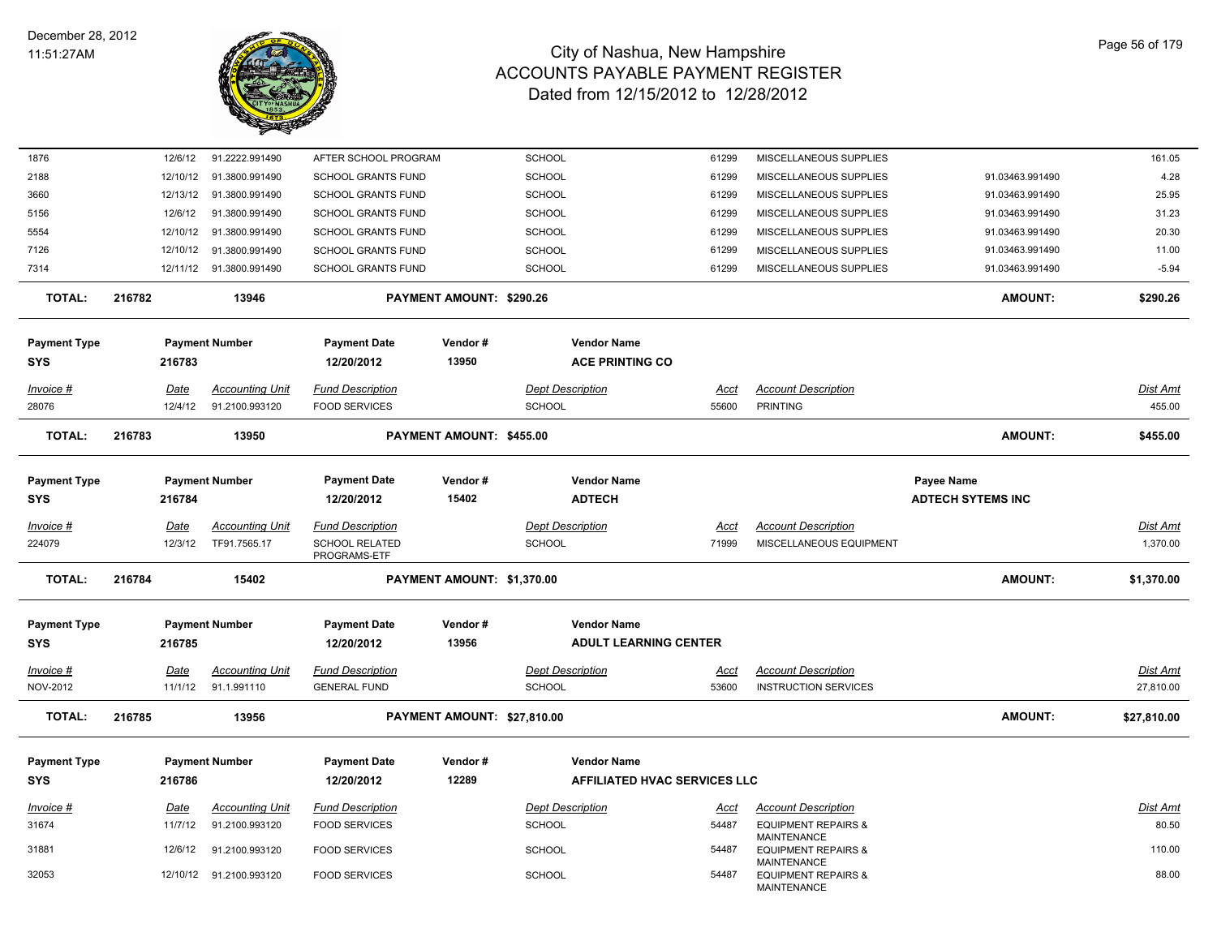| Invoice # | Date | Accounting Unit | Fund Description | Dept Description | Acct | Account Description | | Dist Amt |
|---|---|---|---|---|---|---|---|---|
| 1876 | 12/6/12 | 91.2222.991490 | AFTER SCHOOL PROGRAM | SCHOOL | 61299 | MISCELLANEOUS SUPPLIES | | 161.05 |
| 2188 | 12/10/12 | 91.3800.991490 | SCHOOL GRANTS FUND | SCHOOL | 61299 | MISCELLANEOUS SUPPLIES | 91.03463.991490 | 4.28 |
| 3660 | 12/13/12 | 91.3800.991490 | SCHOOL GRANTS FUND | SCHOOL | 61299 | MISCELLANEOUS SUPPLIES | 91.03463.991490 | 25.95 |
| 5156 | 12/6/12 | 91.3800.991490 | SCHOOL GRANTS FUND | SCHOOL | 61299 | MISCELLANEOUS SUPPLIES | 91.03463.991490 | 31.23 |
| 5554 | 12/10/12 | 91.3800.991490 | SCHOOL GRANTS FUND | SCHOOL | 61299 | MISCELLANEOUS SUPPLIES | 91.03463.991490 | 20.30 |
| 7126 | 12/10/12 | 91.3800.991490 | SCHOOL GRANTS FUND | SCHOOL | 61299 | MISCELLANEOUS SUPPLIES | 91.03463.991490 | 11.00 |
| 7314 | 12/11/12 | 91.3800.991490 | SCHOOL GRANTS FUND | SCHOOL | 61299 | MISCELLANEOUS SUPPLIES | 91.03463.991490 | -5.94 |

**TOTAL: 216782 13946 PAYMENT AMOUNT: $290.26 AMOUNT: $290.26**

| Payment Type | Payment Number | Payment Date | Vendor # | Vendor Name |
|---|---|---|---|---|
| SYS | 216783 | 12/20/2012 | 13950 | ACE PRINTING CO |

| Invoice # | Date | Accounting Unit | Fund Description | Dept Description | Acct | Account Description | Dist Amt |
|---|---|---|---|---|---|---|---|
| 28076 | 12/4/12 | 91.2100.993120 | FOOD SERVICES | SCHOOL | 55600 | PRINTING | 455.00 |

**TOTAL: 216783 13950 PAYMENT AMOUNT: $455.00 AMOUNT: $455.00**

| Payment Type | Payment Number | Payment Date | Vendor # | Vendor Name | Payee Name |
|---|---|---|---|---|---|
| SYS | 216784 | 12/20/2012 | 15402 | ADTECH | ADTECH SYTEMS INC |

| Invoice # | Date | Accounting Unit | Fund Description | Dept Description | Acct | Account Description | Dist Amt |
|---|---|---|---|---|---|---|---|
| 224079 | 12/3/12 | TF91.7565.17 | SCHOOL RELATED PROGRAMS-ETF | SCHOOL | 71999 | MISCELLANEOUS EQUIPMENT | 1,370.00 |

**TOTAL: 216784 15402 PAYMENT AMOUNT: $1,370.00 AMOUNT: $1,370.00**

| Payment Type | Payment Number | Payment Date | Vendor # | Vendor Name |
|---|---|---|---|---|
| SYS | 216785 | 12/20/2012 | 13956 | ADULT LEARNING CENTER |

| Invoice # | Date | Accounting Unit | Fund Description | Dept Description | Acct | Account Description | Dist Amt |
|---|---|---|---|---|---|---|---|
| NOV-2012 | 11/1/12 | 91.1.991110 | GENERAL FUND | SCHOOL | 53600 | INSTRUCTION SERVICES | 27,810.00 |

**TOTAL: 216785 13956 PAYMENT AMOUNT: $27,810.00 AMOUNT: $27,810.00**

| Payment Type | Payment Number | Payment Date | Vendor # | Vendor Name |
|---|---|---|---|---|
| SYS | 216786 | 12/20/2012 | 12289 | AFFILIATED HVAC SERVICES LLC |

| Invoice # | Date | Accounting Unit | Fund Description | Dept Description | Acct | Account Description | Dist Amt |
|---|---|---|---|---|---|---|---|
| 31674 | 11/7/12 | 91.2100.993120 | FOOD SERVICES | SCHOOL | 54487 | EQUIPMENT REPAIRS & MAINTENANCE | 80.50 |
| 31881 | 12/6/12 | 91.2100.993120 | FOOD SERVICES | SCHOOL | 54487 | EQUIPMENT REPAIRS & MAINTENANCE | 110.00 |
| 32053 | 12/10/12 | 91.2100.993120 | FOOD SERVICES | SCHOOL | 54487 | EQUIPMENT REPAIRS & MAINTENANCE | 88.00 |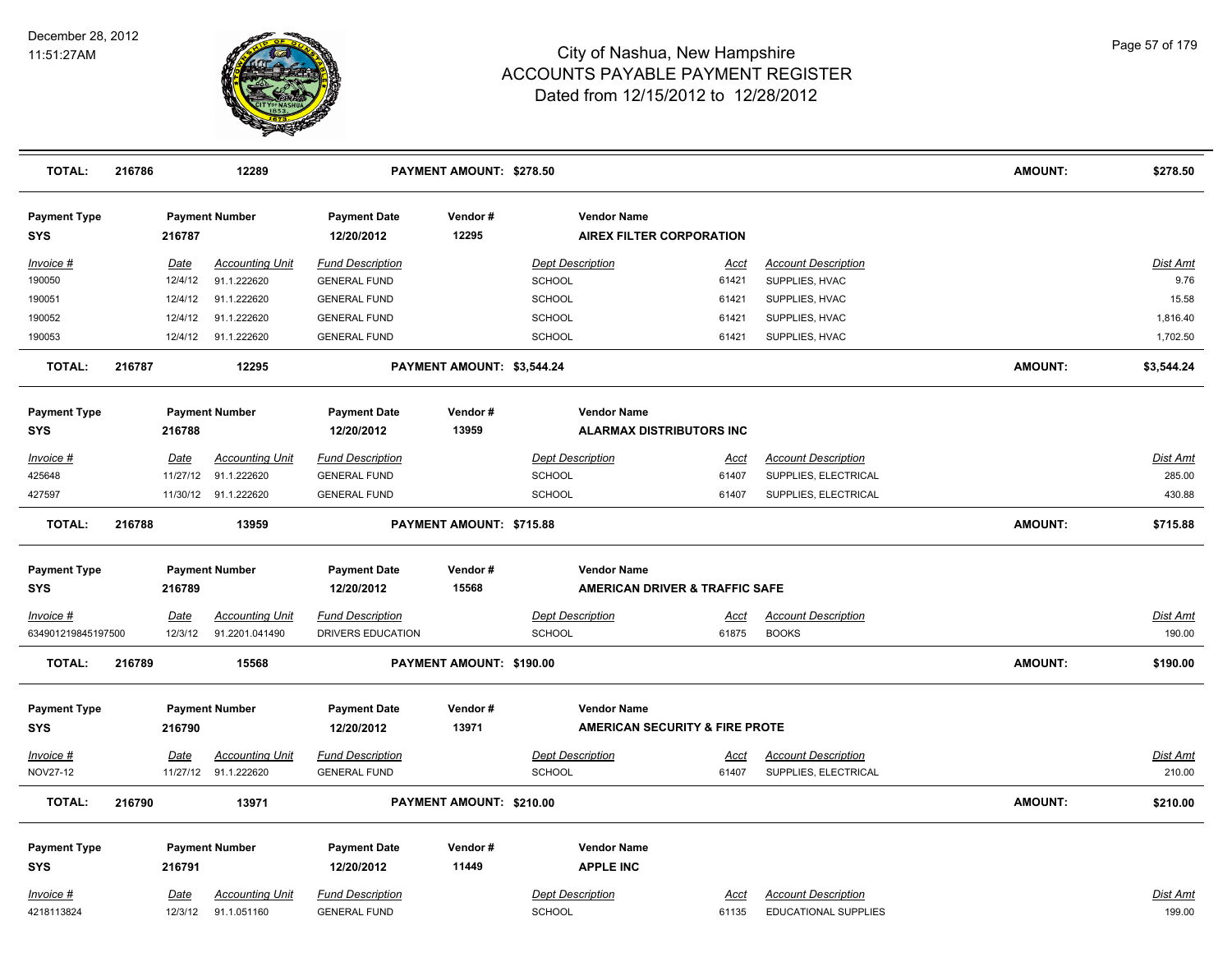# City of Nashua, New Hampshire
## ACCOUNTS PAYABLE PAYMENT REGISTER
### Dated from 12/15/2012 to 12/28/2012

December 28, 2012
11:51:27AM

| **TOTAL:** | **216786** | **12289** | **PAYMENT AMOUNT: $278.50** | **AMOUNT:** | **$278.50** |
|---|---|---|---|---|---|

| Payment Type | Payment Number | Payment Date | Vendor # | Vendor Name |
|---|---|---|---|---|
| **SYS** | **216787** | **12/20/2012** | **12295** | **AIREX FILTER CORPORATION** |

| Invoice # | Date | Accounting Unit | Fund Description | Dept Description | Acct | Account Description | Dist Amt |
|---|---|---|---|---|---|---|---|
| 190050 | 12/4/12 | 91.1.222620 | GENERAL FUND | SCHOOL | 61421 | SUPPLIES, HVAC | 9.76 |
| 190051 | 12/4/12 | 91.1.222620 | GENERAL FUND | SCHOOL | 61421 | SUPPLIES, HVAC | 15.58 |
| 190052 | 12/4/12 | 91.1.222620 | GENERAL FUND | SCHOOL | 61421 | SUPPLIES, HVAC | 1,816.40 |
| 190053 | 12/4/12 | 91.1.222620 | GENERAL FUND | SCHOOL | 61421 | SUPPLIES, HVAC | 1,702.50 |

| **TOTAL:** | **216787** | **12295** | **PAYMENT AMOUNT: $3,544.24** | **AMOUNT:** | **$3,544.24** |
|---|---|---|---|---|---|

| Payment Type | Payment Number | Payment Date | Vendor # | Vendor Name |
|---|---|---|---|---|
| **SYS** | **216788** | **12/20/2012** | **13959** | **ALARMAX DISTRIBUTORS INC** |

| Invoice # | Date | Accounting Unit | Fund Description | Dept Description | Acct | Account Description | Dist Amt |
|---|---|---|---|---|---|---|---|
| 425648 | 11/27/12 | 91.1.222620 | GENERAL FUND | SCHOOL | 61407 | SUPPLIES, ELECTRICAL | 285.00 |
| 427597 | 11/30/12 | 91.1.222620 | GENERAL FUND | SCHOOL | 61407 | SUPPLIES, ELECTRICAL | 430.88 |

| **TOTAL:** | **216788** | **13959** | **PAYMENT AMOUNT: $715.88** | **AMOUNT:** | **$715.88** |
|---|---|---|---|---|---|

| Payment Type | Payment Number | Payment Date | Vendor # | Vendor Name |
|---|---|---|---|---|
| **SYS** | **216789** | **12/20/2012** | **15568** | **AMERICAN DRIVER & TRAFFIC SAFE** |

| Invoice # | Date | Accounting Unit | Fund Description | Dept Description | Acct | Account Description | Dist Amt |
|---|---|---|---|---|---|---|---|
| 634901219845197500 | 12/3/12 | 91.2201.041490 | DRIVERS EDUCATION | SCHOOL | 61875 | BOOKS | 190.00 |

| **TOTAL:** | **216789** | **15568** | **PAYMENT AMOUNT: $190.00** | **AMOUNT:** | **$190.00** |
|---|---|---|---|---|---|

| Payment Type | Payment Number | Payment Date | Vendor # | Vendor Name |
|---|---|---|---|---|
| **SYS** | **216790** | **12/20/2012** | **13971** | **AMERICAN SECURITY & FIRE PROTE** |

| Invoice # | Date | Accounting Unit | Fund Description | Dept Description | Acct | Account Description | Dist Amt |
|---|---|---|---|---|---|---|---|
| NOV27-12 | 11/27/12 | 91.1.222620 | GENERAL FUND | SCHOOL | 61407 | SUPPLIES, ELECTRICAL | 210.00 |

| **TOTAL:** | **216790** | **13971** | **PAYMENT AMOUNT: $210.00** | **AMOUNT:** | **$210.00** |
|---|---|---|---|---|---|

| Payment Type | Payment Number | Payment Date | Vendor # | Vendor Name |
|---|---|---|---|---|
| **SYS** | **216791** | **12/20/2012** | **11449** | **APPLE INC** |

| Invoice # | Date | Accounting Unit | Fund Description | Dept Description | Acct | Account Description | Dist Amt |
|---|---|---|---|---|---|---|---|
| 4218113824 | 12/3/12 | 91.1.051160 | GENERAL FUND | SCHOOL | 61135 | EDUCATIONAL SUPPLIES | 199.00 |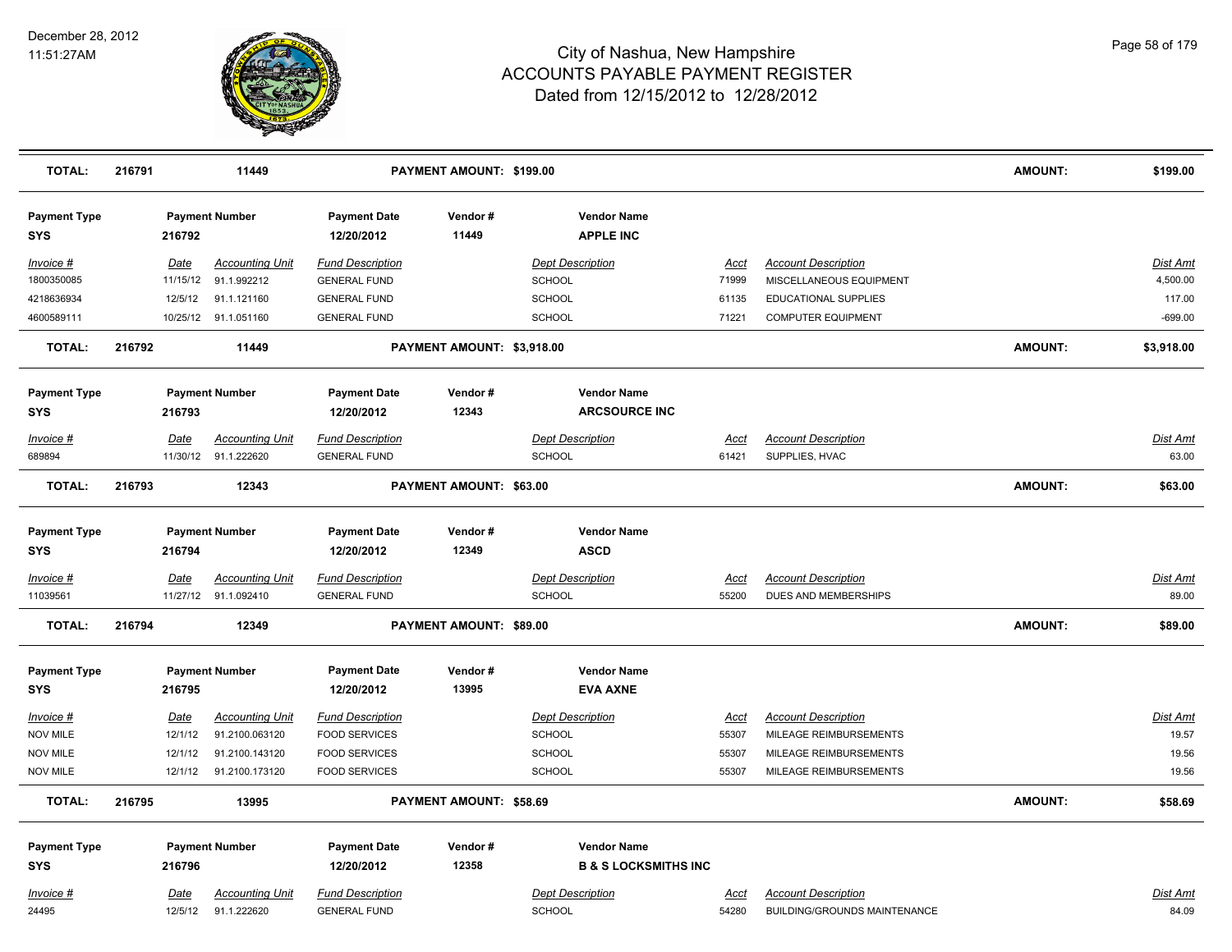| TOTAL: | 216791 | 11449 | PAYMENT AMOUNT: $199.00 | | AMOUNT: | $199.00 |
|---|---|---|---|---|---|---|

| Payment Type | Payment Number | Payment Date | Vendor # | Vendor Name |
|---|---|---|---|---|
| SYS | 216792 | 12/20/2012 | 11449 | APPLE INC |

| Invoice # | Date | Accounting Unit | Fund Description | Dept Description | Acct | Account Description | Dist Amt |
|---|---|---|---|---|---|---|---|
| 1800350085 | 11/15/12 | 91.1.992212 | GENERAL FUND | SCHOOL | 71999 | MISCELLANEOUS EQUIPMENT | 4,500.00 |
| 4218636934 | 12/5/12 | 91.1.121160 | GENERAL FUND | SCHOOL | 61135 | EDUCATIONAL SUPPLIES | 117.00 |
| 4600589111 | 10/25/12 | 91.1.051160 | GENERAL FUND | SCHOOL | 71221 | COMPUTER EQUIPMENT | -699.00 |

| TOTAL: | 216792 | 11449 | PAYMENT AMOUNT: $3,918.00 | | AMOUNT: | $3,918.00 |
|---|---|---|---|---|---|---|

| Payment Type | Payment Number | Payment Date | Vendor # | Vendor Name |
|---|---|---|---|---|
| SYS | 216793 | 12/20/2012 | 12343 | ARCSOURCE INC |

| Invoice # | Date | Accounting Unit | Fund Description | Dept Description | Acct | Account Description | Dist Amt |
|---|---|---|---|---|---|---|---|
| 689894 | 11/30/12 | 91.1.222620 | GENERAL FUND | SCHOOL | 61421 | SUPPLIES, HVAC | 63.00 |

| TOTAL: | 216793 | 12343 | PAYMENT AMOUNT: $63.00 | | AMOUNT: | $63.00 |
|---|---|---|---|---|---|---|

| Payment Type | Payment Number | Payment Date | Vendor # | Vendor Name |
|---|---|---|---|---|
| SYS | 216794 | 12/20/2012 | 12349 | ASCD |

| Invoice # | Date | Accounting Unit | Fund Description | Dept Description | Acct | Account Description | Dist Amt |
|---|---|---|---|---|---|---|---|
| 11039561 | 11/27/12 | 91.1.092410 | GENERAL FUND | SCHOOL | 55200 | DUES AND MEMBERSHIPS | 89.00 |

| TOTAL: | 216794 | 12349 | PAYMENT AMOUNT: $89.00 | | AMOUNT: | $89.00 |
|---|---|---|---|---|---|---|

| Payment Type | Payment Number | Payment Date | Vendor # | Vendor Name |
|---|---|---|---|---|
| SYS | 216795 | 12/20/2012 | 13995 | EVA AXNE |

| Invoice # | Date | Accounting Unit | Fund Description | Dept Description | Acct | Account Description | Dist Amt |
|---|---|---|---|---|---|---|---|
| NOV MILE | 12/1/12 | 91.2100.063120 | FOOD SERVICES | SCHOOL | 55307 | MILEAGE REIMBURSEMENTS | 19.57 |
| NOV MILE | 12/1/12 | 91.2100.143120 | FOOD SERVICES | SCHOOL | 55307 | MILEAGE REIMBURSEMENTS | 19.56 |
| NOV MILE | 12/1/12 | 91.2100.173120 | FOOD SERVICES | SCHOOL | 55307 | MILEAGE REIMBURSEMENTS | 19.56 |

| TOTAL: | 216795 | 13995 | PAYMENT AMOUNT: $58.69 | | AMOUNT: | $58.69 |
|---|---|---|---|---|---|---|

| Payment Type | Payment Number | Payment Date | Vendor # | Vendor Name |
|---|---|---|---|---|
| SYS | 216796 | 12/20/2012 | 12358 | B & S LOCKSMITHS INC |

| Invoice # | Date | Accounting Unit | Fund Description | Dept Description | Acct | Account Description | Dist Amt |
|---|---|---|---|---|---|---|---|
| 24495 | 12/5/12 | 91.1.222620 | GENERAL FUND | SCHOOL | 54280 | BUILDING/GROUNDS MAINTENANCE | 84.09 |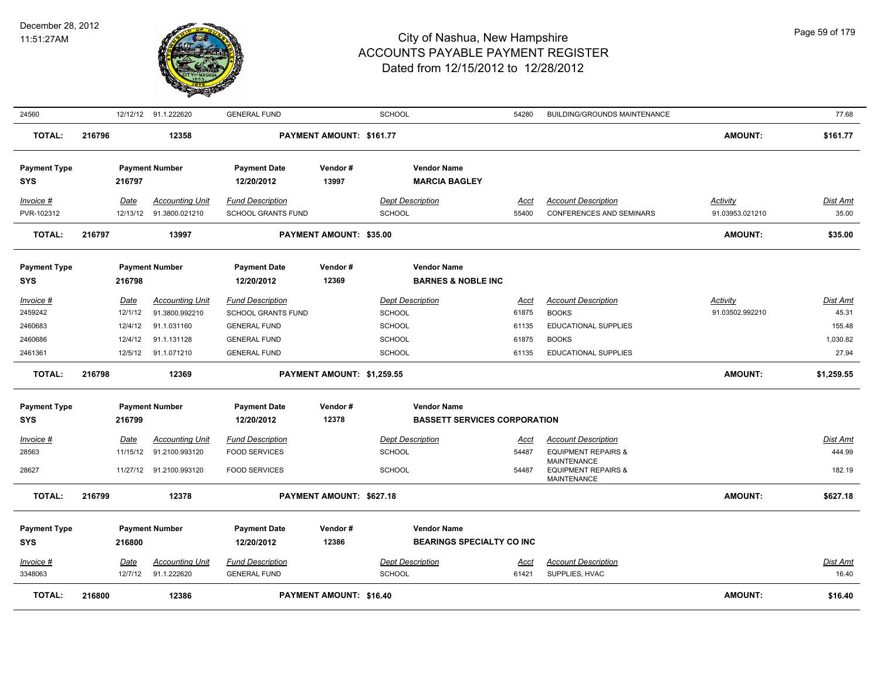| | | | | | | | | |
|---|---|---|---|---|---|---|---|---|
| 24560 | 12/12/12 | 91.1.222620 | GENERAL FUND | SCHOOL | 54280 | BUILDING/GROUNDS MAINTENANCE | | 77.68 |
| **TOTAL:** | **216796** | **12358** | **PAYMENT AMOUNT: $161.77** | | | | **AMOUNT:** | **$161.77** |

| **Payment Type** | **Payment Number** | **Payment Date** | **Vendor #** | **Vendor Name** |
|---|---|---|---|---|
| **SYS** | **216797** | **12/20/2012** | **13997** | **MARCIA BAGLEY** |

| *Invoice #* | *Date* | *Accounting Unit* | *Fund Description* | *Dept Description* | *Acct* | *Account Description* | *Activity* | *Dist Amt* |
|---|---|---|---|---|---|---|---|---|
| PVR-102312 | 12/13/12 | 91.3800.021210 | SCHOOL GRANTS FUND | SCHOOL | 55400 | CONFERENCES AND SEMINARS | 91.03953.021210 | 35.00 |
| **TOTAL:** | **216797** | **13997** | **PAYMENT AMOUNT: $35.00** | | | | **AMOUNT:** | **$35.00** |

| **Payment Type** | **Payment Number** | **Payment Date** | **Vendor #** | **Vendor Name** |
|---|---|---|---|---|
| **SYS** | **216798** | **12/20/2012** | **12369** | **BARNES & NOBLE INC** |

| *Invoice #* | *Date* | *Accounting Unit* | *Fund Description* | *Dept Description* | *Acct* | *Account Description* | *Activity* | *Dist Amt* |
|---|---|---|---|---|---|---|---|---|
| 2459242 | 12/1/12 | 91.3800.992210 | SCHOOL GRANTS FUND | SCHOOL | 61875 | BOOKS | 91.03502.992210 | 45.31 |
| 2460683 | 12/4/12 | 91.1.031160 | GENERAL FUND | SCHOOL | 61135 | EDUCATIONAL SUPPLIES | | 155.48 |
| 2460686 | 12/4/12 | 91.1.131128 | GENERAL FUND | SCHOOL | 61875 | BOOKS | | 1,030.82 |
| 2461361 | 12/5/12 | 91.1.071210 | GENERAL FUND | SCHOOL | 61135 | EDUCATIONAL SUPPLIES | | 27.94 |
| **TOTAL:** | **216798** | **12369** | **PAYMENT AMOUNT: $1,259.55** | | | | **AMOUNT:** | **$1,259.55** |

| **Payment Type** | **Payment Number** | **Payment Date** | **Vendor #** | **Vendor Name** |
|---|---|---|---|---|
| **SYS** | **216799** | **12/20/2012** | **12378** | **BASSETT SERVICES CORPORATION** |

| *Invoice #* | *Date* | *Accounting Unit* | *Fund Description* | *Dept Description* | *Acct* | *Account Description* | *Activity* | *Dist Amt* |
|---|---|---|---|---|---|---|---|---|
| 28563 | 11/15/12 | 91.2100.993120 | FOOD SERVICES | SCHOOL | 54487 | EQUIPMENT REPAIRS & MAINTENANCE | | 444.99 |
| 28627 | 11/27/12 | 91.2100.993120 | FOOD SERVICES | SCHOOL | 54487 | EQUIPMENT REPAIRS & MAINTENANCE | | 182.19 |
| **TOTAL:** | **216799** | **12378** | **PAYMENT AMOUNT: $627.18** | | | | **AMOUNT:** | **$627.18** |

| **Payment Type** | **Payment Number** | **Payment Date** | **Vendor #** | **Vendor Name** |
|---|---|---|---|---|
| **SYS** | **216800** | **12/20/2012** | **12386** | **BEARINGS SPECIALTY CO INC** |

| *Invoice #* | *Date* | *Accounting Unit* | *Fund Description* | *Dept Description* | *Acct* | *Account Description* | *Activity* | *Dist Amt* |
|---|---|---|---|---|---|---|---|---|
| 3348063 | 12/7/12 | 91.1.222620 | GENERAL FUND | SCHOOL | 61421 | SUPPLIES, HVAC | | 16.40 |
| **TOTAL:** | **216800** | **12386** | **PAYMENT AMOUNT: $16.40** | | | | **AMOUNT:** | **$16.40** |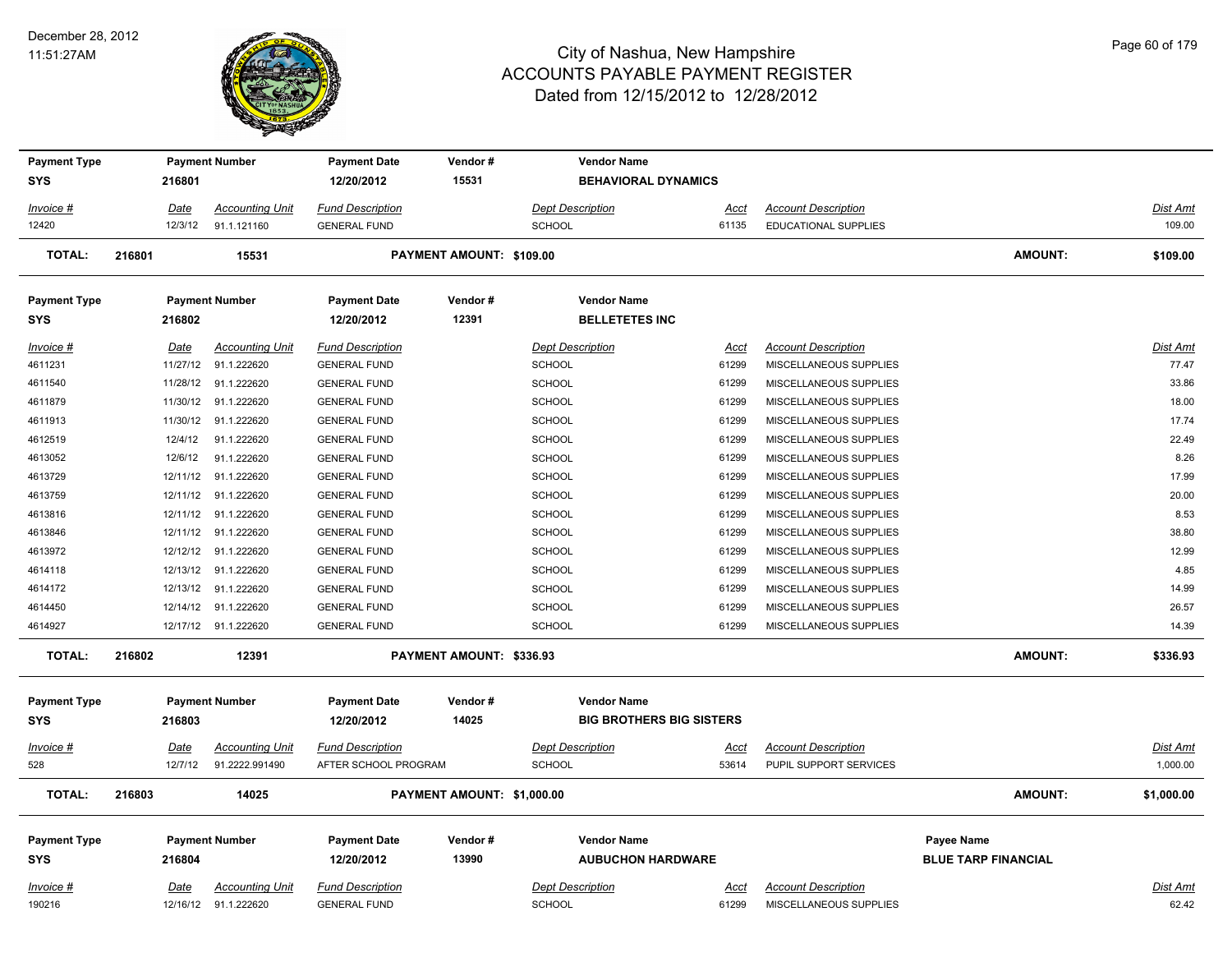# City of Nashua, New Hampshire
## ACCOUNTS PAYABLE PAYMENT REGISTER
### Dated from 12/15/2012 to 12/28/2012

December 28, 2012
11:51:27AM

| Payment Type | Payment Number | Payment Date | Vendor # | Vendor Name |
|---|---|---|---|---|
| SYS | 216801 | 12/20/2012 | 15531 | BEHAVIORAL DYNAMICS |

| Invoice # | Date | Accounting Unit | Fund Description | Dept Description | Acct | Account Description | Dist Amt |
|---|---|---|---|---|---|---|---|
| 12420 | 12/3/12 | 91.1.121160 | GENERAL FUND | SCHOOL | 61135 | EDUCATIONAL SUPPLIES | 109.00 |

**TOTAL: 216801 15531 PAYMENT AMOUNT: $109.00 AMOUNT: $109.00**

| Payment Type | Payment Number | Payment Date | Vendor # | Vendor Name |
|---|---|---|---|---|
| SYS | 216802 | 12/20/2012 | 12391 | BELLETETES INC |

| Invoice # | Date | Accounting Unit | Fund Description | Dept Description | Acct | Account Description | Dist Amt |
|---|---|---|---|---|---|---|---|
| 4611231 | 11/27/12 | 91.1.222620 | GENERAL FUND | SCHOOL | 61299 | MISCELLANEOUS SUPPLIES | 77.47 |
| 4611540 | 11/28/12 | 91.1.222620 | GENERAL FUND | SCHOOL | 61299 | MISCELLANEOUS SUPPLIES | 33.86 |
| 4611879 | 11/30/12 | 91.1.222620 | GENERAL FUND | SCHOOL | 61299 | MISCELLANEOUS SUPPLIES | 18.00 |
| 4611913 | 11/30/12 | 91.1.222620 | GENERAL FUND | SCHOOL | 61299 | MISCELLANEOUS SUPPLIES | 17.74 |
| 4612519 | 12/4/12 | 91.1.222620 | GENERAL FUND | SCHOOL | 61299 | MISCELLANEOUS SUPPLIES | 22.49 |
| 4613052 | 12/6/12 | 91.1.222620 | GENERAL FUND | SCHOOL | 61299 | MISCELLANEOUS SUPPLIES | 8.26 |
| 4613729 | 12/11/12 | 91.1.222620 | GENERAL FUND | SCHOOL | 61299 | MISCELLANEOUS SUPPLIES | 17.99 |
| 4613759 | 12/11/12 | 91.1.222620 | GENERAL FUND | SCHOOL | 61299 | MISCELLANEOUS SUPPLIES | 20.00 |
| 4613816 | 12/11/12 | 91.1.222620 | GENERAL FUND | SCHOOL | 61299 | MISCELLANEOUS SUPPLIES | 8.53 |
| 4613846 | 12/11/12 | 91.1.222620 | GENERAL FUND | SCHOOL | 61299 | MISCELLANEOUS SUPPLIES | 38.80 |
| 4613972 | 12/12/12 | 91.1.222620 | GENERAL FUND | SCHOOL | 61299 | MISCELLANEOUS SUPPLIES | 12.99 |
| 4614118 | 12/13/12 | 91.1.222620 | GENERAL FUND | SCHOOL | 61299 | MISCELLANEOUS SUPPLIES | 4.85 |
| 4614172 | 12/13/12 | 91.1.222620 | GENERAL FUND | SCHOOL | 61299 | MISCELLANEOUS SUPPLIES | 14.99 |
| 4614450 | 12/14/12 | 91.1.222620 | GENERAL FUND | SCHOOL | 61299 | MISCELLANEOUS SUPPLIES | 26.57 |
| 4614927 | 12/17/12 | 91.1.222620 | GENERAL FUND | SCHOOL | 61299 | MISCELLANEOUS SUPPLIES | 14.39 |

**TOTAL: 216802 12391 PAYMENT AMOUNT: $336.93 AMOUNT: $336.93**

| Payment Type | Payment Number | Payment Date | Vendor # | Vendor Name |
|---|---|---|---|---|
| SYS | 216803 | 12/20/2012 | 14025 | BIG BROTHERS BIG SISTERS |

| Invoice # | Date | Accounting Unit | Fund Description | Dept Description | Acct | Account Description | Dist Amt |
|---|---|---|---|---|---|---|---|
| 528 | 12/7/12 | 91.2222.991490 | AFTER SCHOOL PROGRAM | SCHOOL | 53614 | PUPIL SUPPORT SERVICES | 1,000.00 |

**TOTAL: 216803 14025 PAYMENT AMOUNT: $1,000.00 AMOUNT: $1,000.00**

| Payment Type | Payment Number | Payment Date | Vendor # | Vendor Name | Payee Name |
|---|---|---|---|---|---|
| SYS | 216804 | 12/20/2012 | 13990 | AUBUCHON HARDWARE | BLUE TARP FINANCIAL |

| Invoice # | Date | Accounting Unit | Fund Description | Dept Description | Acct | Account Description | Dist Amt |
|---|---|---|---|---|---|---|---|
| 190216 | 12/16/12 | 91.1.222620 | GENERAL FUND | SCHOOL | 61299 | MISCELLANEOUS SUPPLIES | 62.42 |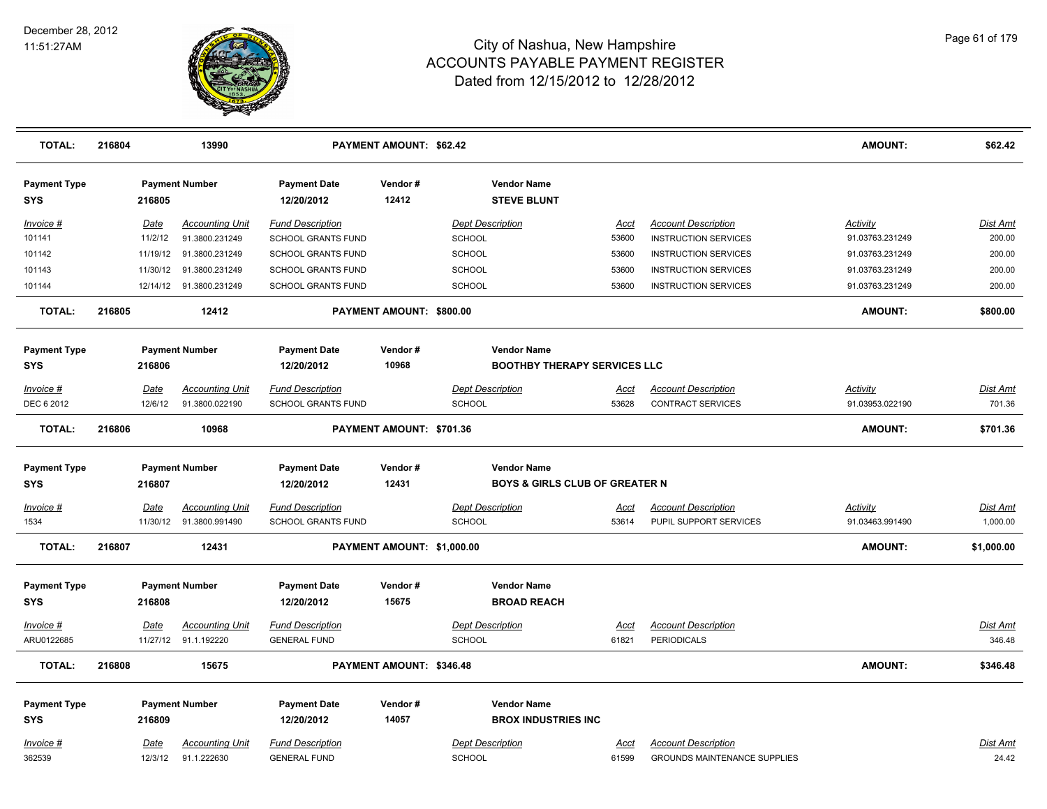# City of Nashua, New Hampshire
# ACCOUNTS PAYABLE PAYMENT REGISTER
## Dated from 12/15/2012 to 12/28/2012

December 28, 2012
11:51:27AM

| **TOTAL:** | **216804** | **13990** | | **PAYMENT AMOUNT: $62.42** | | | | **AMOUNT:** | **$62.42** |
|---|---|---|---|---|---|---|---|---|---|

| **Payment Type** | **Payment Number** | | **Payment Date** | **Vendor #** | **Vendor Name** | | | | |
|---|---|---|---|---|---|---|---|---|---|
| **SYS** | **216805** | | **12/20/2012** | **12412** | **STEVE BLUNT** | | | | |
| *Invoice #* | *Date* | *Accounting Unit* | *Fund Description* | | *Dept Description* | *Acct* | *Account Description* | *Activity* | *Dist Amt* |
| 101141 | 11/2/12 | 91.3800.231249 | SCHOOL GRANTS FUND | | SCHOOL | 53600 | INSTRUCTION SERVICES | 91.03763.231249 | 200.00 |
| 101142 | 11/19/12 | 91.3800.231249 | SCHOOL GRANTS FUND | | SCHOOL | 53600 | INSTRUCTION SERVICES | 91.03763.231249 | 200.00 |
| 101143 | 11/30/12 | 91.3800.231249 | SCHOOL GRANTS FUND | | SCHOOL | 53600 | INSTRUCTION SERVICES | 91.03763.231249 | 200.00 |
| 101144 | 12/14/12 | 91.3800.231249 | SCHOOL GRANTS FUND | | SCHOOL | 53600 | INSTRUCTION SERVICES | 91.03763.231249 | 200.00 |
| **TOTAL:** | **216805** | **12412** | | **PAYMENT AMOUNT: $800.00** | | | | **AMOUNT:** | **$800.00** |

| **Payment Type** | **Payment Number** | | **Payment Date** | **Vendor #** | **Vendor Name** | | | | |
|---|---|---|---|---|---|---|---|---|---|
| **SYS** | **216806** | | **12/20/2012** | **10968** | **BOOTHBY THERAPY SERVICES LLC** | | | | |
| *Invoice #* | *Date* | *Accounting Unit* | *Fund Description* | | *Dept Description* | *Acct* | *Account Description* | *Activity* | *Dist Amt* |
| DEC 6 2012 | 12/6/12 | 91.3800.022190 | SCHOOL GRANTS FUND | | SCHOOL | 53628 | CONTRACT SERVICES | 91.03953.022190 | 701.36 |
| **TOTAL:** | **216806** | **10968** | | **PAYMENT AMOUNT: $701.36** | | | | **AMOUNT:** | **$701.36** |

| **Payment Type** | **Payment Number** | | **Payment Date** | **Vendor #** | **Vendor Name** | | | | |
|---|---|---|---|---|---|---|---|---|---|
| **SYS** | **216807** | | **12/20/2012** | **12431** | **BOYS & GIRLS CLUB OF GREATER N** | | | | |
| *Invoice #* | *Date* | *Accounting Unit* | *Fund Description* | | *Dept Description* | *Acct* | *Account Description* | *Activity* | *Dist Amt* |
| 1534 | 11/30/12 | 91.3800.991490 | SCHOOL GRANTS FUND | | SCHOOL | 53614 | PUPIL SUPPORT SERVICES | 91.03463.991490 | 1,000.00 |
| **TOTAL:** | **216807** | **12431** | | **PAYMENT AMOUNT: $1,000.00** | | | | **AMOUNT:** | **$1,000.00** |

| **Payment Type** | **Payment Number** | | **Payment Date** | **Vendor #** | **Vendor Name** | | | | |
|---|---|---|---|---|---|---|---|---|---|
| **SYS** | **216808** | | **12/20/2012** | **15675** | **BROAD REACH** | | | | |
| *Invoice #* | *Date* | *Accounting Unit* | *Fund Description* | | *Dept Description* | *Acct* | *Account Description* | | *Dist Amt* |
| ARU0122685 | 11/27/12 | 91.1.192220 | GENERAL FUND | | SCHOOL | 61821 | PERIODICALS | | 346.48 |
| **TOTAL:** | **216808** | **15675** | | **PAYMENT AMOUNT: $346.48** | | | | **AMOUNT:** | **$346.48** |

| **Payment Type** | **Payment Number** | | **Payment Date** | **Vendor #** | **Vendor Name** | | | | |
|---|---|---|---|---|---|---|---|---|---|
| **SYS** | **216809** | | **12/20/2012** | **14057** | **BROX INDUSTRIES INC** | | | | |
| *Invoice #* | *Date* | *Accounting Unit* | *Fund Description* | | *Dept Description* | *Acct* | *Account Description* | | *Dist Amt* |
| 362539 | 12/3/12 | 91.1.222630 | GENERAL FUND | | SCHOOL | 61599 | GROUNDS MAINTENANCE SUPPLIES | | 24.42 |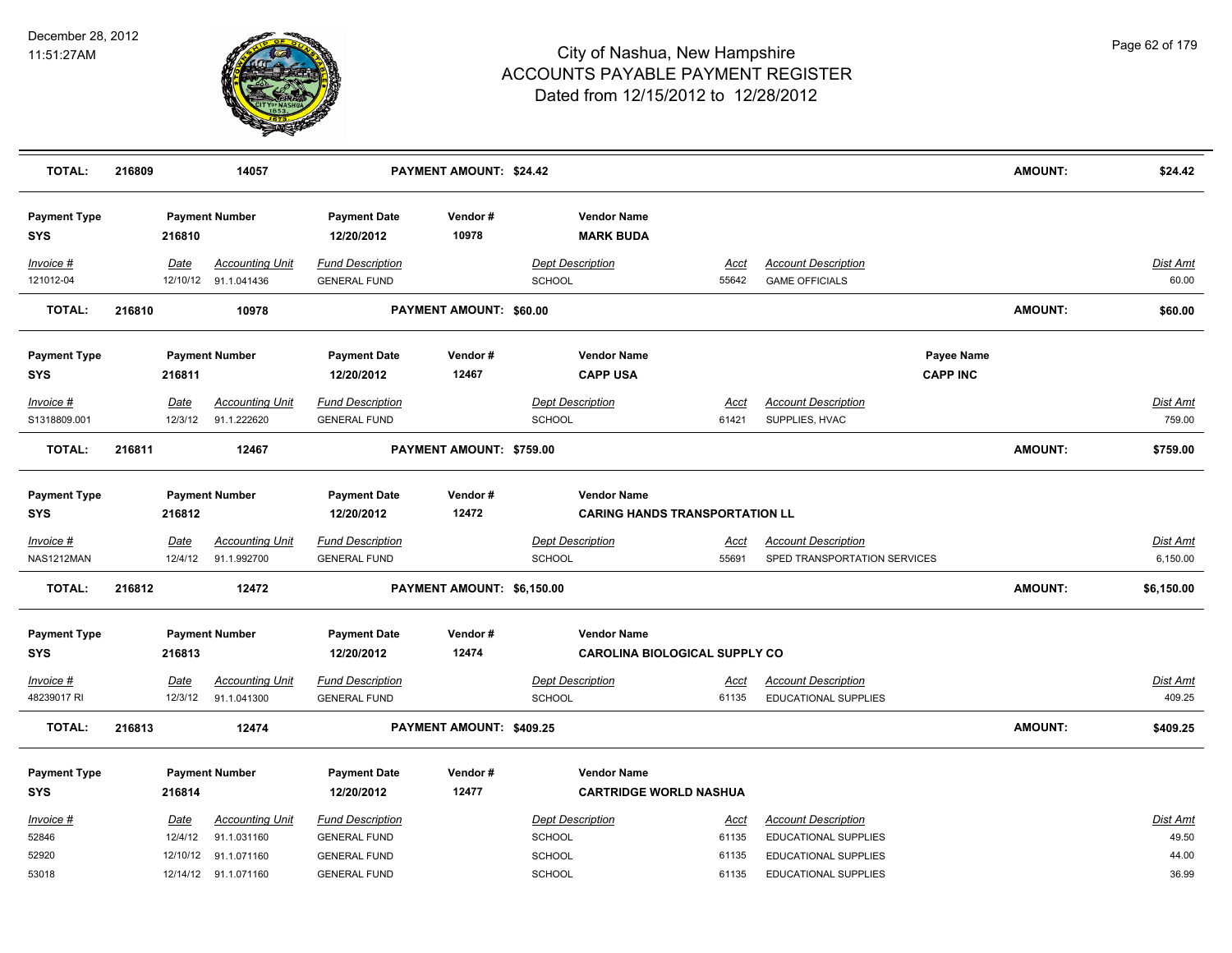# City of Nashua, New Hampshire
## ACCOUNTS PAYABLE PAYMENT REGISTER
### Dated from 12/15/2012 to 12/28/2012

December 28, 2012
11:51:27AM

| TOTAL: | 216809 | 14057 | PAYMENT AMOUNT: $24.42 | AMOUNT: | $24.42 |
|---|---|---|---|---|---|

| Payment Type | Payment Number | Payment Date | Vendor # | Vendor Name |
|---|---|---|---|---|
| SYS | 216810 | 12/20/2012 | 10978 | MARK BUDA |

| Invoice # | Date | Accounting Unit | Fund Description | Dept Description | Acct | Account Description | Dist Amt |
|---|---|---|---|---|---|---|---|
| 121012-04 | 12/10/12 | 91.1.041436 | GENERAL FUND | SCHOOL | 55642 | GAME OFFICIALS | 60.00 |

| TOTAL: | 216810 | 10978 | PAYMENT AMOUNT: $60.00 | AMOUNT: | $60.00 |
|---|---|---|---|---|---|

| Payment Type | Payment Number | Payment Date | Vendor # | Vendor Name | Payee Name |
|---|---|---|---|---|---|
| SYS | 216811 | 12/20/2012 | 12467 | CAPP USA | CAPP INC |

| Invoice # | Date | Accounting Unit | Fund Description | Dept Description | Acct | Account Description | Dist Amt |
|---|---|---|---|---|---|---|---|
| S1318809.001 | 12/3/12 | 91.1.222620 | GENERAL FUND | SCHOOL | 61421 | SUPPLIES, HVAC | 759.00 |

| TOTAL: | 216811 | 12467 | PAYMENT AMOUNT: $759.00 | AMOUNT: | $759.00 |
|---|---|---|---|---|---|

| Payment Type | Payment Number | Payment Date | Vendor # | Vendor Name |
|---|---|---|---|---|
| SYS | 216812 | 12/20/2012 | 12472 | CARING HANDS TRANSPORTATION LL |

| Invoice # | Date | Accounting Unit | Fund Description | Dept Description | Acct | Account Description | Dist Amt |
|---|---|---|---|---|---|---|---|
| NAS1212MAN | 12/4/12 | 91.1.992700 | GENERAL FUND | SCHOOL | 55691 | SPED TRANSPORTATION SERVICES | 6,150.00 |

| TOTAL: | 216812 | 12472 | PAYMENT AMOUNT: $6,150.00 | AMOUNT: | $6,150.00 |
|---|---|---|---|---|---|

| Payment Type | Payment Number | Payment Date | Vendor # | Vendor Name |
|---|---|---|---|---|
| SYS | 216813 | 12/20/2012 | 12474 | CAROLINA BIOLOGICAL SUPPLY CO |

| Invoice # | Date | Accounting Unit | Fund Description | Dept Description | Acct | Account Description | Dist Amt |
|---|---|---|---|---|---|---|---|
| 48239017 RI | 12/3/12 | 91.1.041300 | GENERAL FUND | SCHOOL | 61135 | EDUCATIONAL SUPPLIES | 409.25 |

| TOTAL: | 216813 | 12474 | PAYMENT AMOUNT: $409.25 | AMOUNT: | $409.25 |
|---|---|---|---|---|---|

| Payment Type | Payment Number | Payment Date | Vendor # | Vendor Name |
|---|---|---|---|---|
| SYS | 216814 | 12/20/2012 | 12477 | CARTRIDGE WORLD NASHUA |

| Invoice # | Date | Accounting Unit | Fund Description | Dept Description | Acct | Account Description | Dist Amt |
|---|---|---|---|---|---|---|---|
| 52846 | 12/4/12 | 91.1.031160 | GENERAL FUND | SCHOOL | 61135 | EDUCATIONAL SUPPLIES | 49.50 |
| 52920 | 12/10/12 | 91.1.071160 | GENERAL FUND | SCHOOL | 61135 | EDUCATIONAL SUPPLIES | 44.00 |
| 53018 | 12/14/12 | 91.1.071160 | GENERAL FUND | SCHOOL | 61135 | EDUCATIONAL SUPPLIES | 36.99 |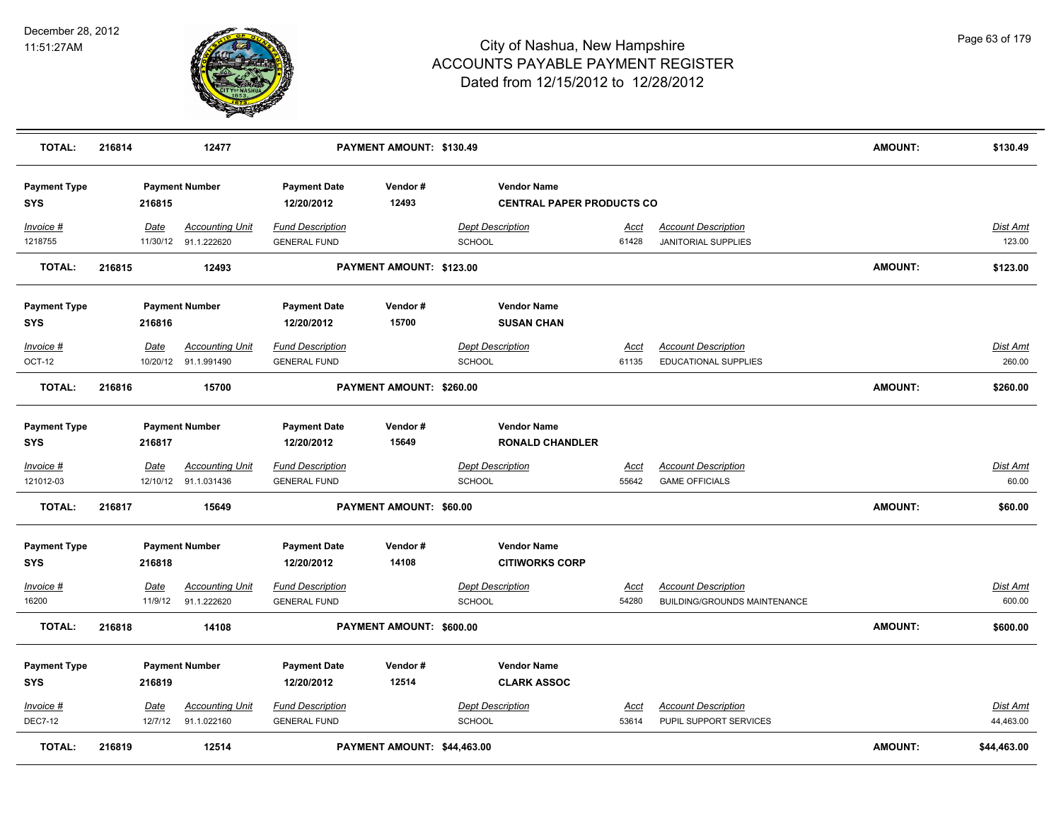# City of Nashua, New Hampshire
## ACCOUNTS PAYABLE PAYMENT REGISTER
### Dated from 12/15/2012 to 12/28/2012

December 28, 2012
11:51:27AM

| TOTAL: | 216814 | 12477 | PAYMENT AMOUNT: $130.49 | | | AMOUNT: | $130.49 |
|---|---|---|---|---|---|---|---|

| Payment Type | Payment Number | Payment Date | Vendor # | Vendor Name |
|---|---|---|---|---|
| SYS | 216815 | 12/20/2012 | 12493 | CENTRAL PAPER PRODUCTS CO |

| Invoice # | Date | Accounting Unit | Fund Description | Dept Description | Acct | Account Description | Dist Amt |
|---|---|---|---|---|---|---|---|
| 1218755 | 11/30/12 | 91.1.222620 | GENERAL FUND | SCHOOL | 61428 | JANITORIAL SUPPLIES | 123.00 |

| TOTAL: | 216815 | 12493 | PAYMENT AMOUNT: $123.00 | AMOUNT: | $123.00 |
|---|---|---|---|---|---|

| Payment Type | Payment Number | Payment Date | Vendor # | Vendor Name |
|---|---|---|---|---|
| SYS | 216816 | 12/20/2012 | 15700 | SUSAN CHAN |

| Invoice # | Date | Accounting Unit | Fund Description | Dept Description | Acct | Account Description | Dist Amt |
|---|---|---|---|---|---|---|---|
| OCT-12 | 10/20/12 | 91.1.991490 | GENERAL FUND | SCHOOL | 61135 | EDUCATIONAL SUPPLIES | 260.00 |

| TOTAL: | 216816 | 15700 | PAYMENT AMOUNT: $260.00 | AMOUNT: | $260.00 |
|---|---|---|---|---|---|

| Payment Type | Payment Number | Payment Date | Vendor # | Vendor Name |
|---|---|---|---|---|
| SYS | 216817 | 12/20/2012 | 15649 | RONALD CHANDLER |

| Invoice # | Date | Accounting Unit | Fund Description | Dept Description | Acct | Account Description | Dist Amt |
|---|---|---|---|---|---|---|---|
| 121012-03 | 12/10/12 | 91.1.031436 | GENERAL FUND | SCHOOL | 55642 | GAME OFFICIALS | 60.00 |

| TOTAL: | 216817 | 15649 | PAYMENT AMOUNT: $60.00 | AMOUNT: | $60.00 |
|---|---|---|---|---|---|

| Payment Type | Payment Number | Payment Date | Vendor # | Vendor Name |
|---|---|---|---|---|
| SYS | 216818 | 12/20/2012 | 14108 | CITIWORKS CORP |

| Invoice # | Date | Accounting Unit | Fund Description | Dept Description | Acct | Account Description | Dist Amt |
|---|---|---|---|---|---|---|---|
| 16200 | 11/9/12 | 91.1.222620 | GENERAL FUND | SCHOOL | 54280 | BUILDING/GROUNDS MAINTENANCE | 600.00 |

| TOTAL: | 216818 | 14108 | PAYMENT AMOUNT: $600.00 | AMOUNT: | $600.00 |
|---|---|---|---|---|---|

| Payment Type | Payment Number | Payment Date | Vendor # | Vendor Name |
|---|---|---|---|---|
| SYS | 216819 | 12/20/2012 | 12514 | CLARK ASSOC |

| Invoice # | Date | Accounting Unit | Fund Description | Dept Description | Acct | Account Description | Dist Amt |
|---|---|---|---|---|---|---|---|
| DEC7-12 | 12/7/12 | 91.1.022160 | GENERAL FUND | SCHOOL | 53614 | PUPIL SUPPORT SERVICES | 44,463.00 |

| TOTAL: | 216819 | 12514 | PAYMENT AMOUNT: $44,463.00 | AMOUNT: | $44,463.00 |
|---|---|---|---|---|---|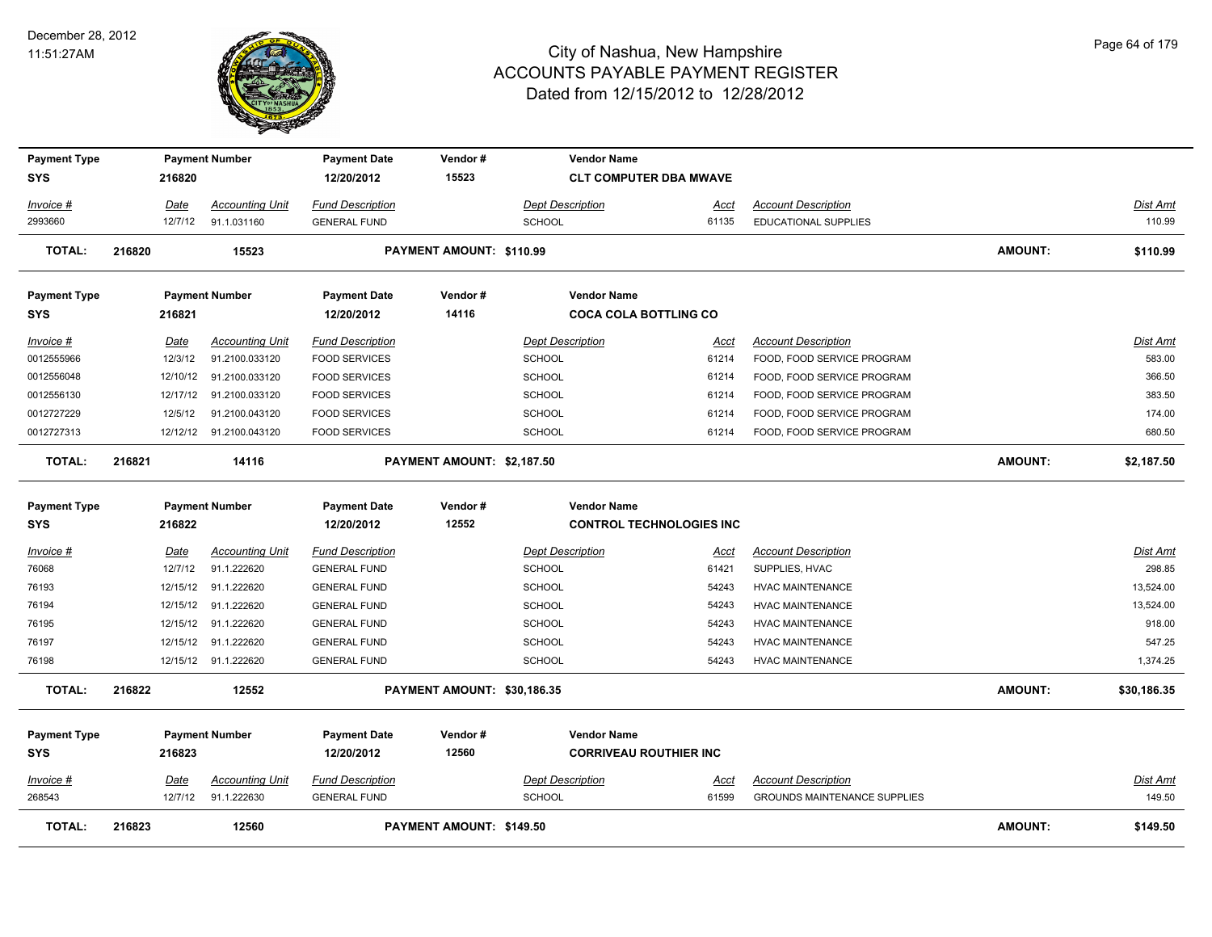# City of Nashua, New Hampshire
## ACCOUNTS PAYABLE PAYMENT REGISTER
### Dated from 12/15/2012 to 12/28/2012

December 28, 2012
11:51:27AM

| Payment Type | Payment Number | Payment Date | Vendor # | Vendor Name |
|---|---|---|---|---|
| SYS | 216820 | 12/20/2012 | 15523 | CLT COMPUTER DBA MWAVE |

| Invoice # | Date | Accounting Unit | Fund Description | Dept Description | Acct | Account Description | Dist Amt |
|---|---|---|---|---|---|---|---|
| 2993660 | 12/7/12 | 91.1.031160 | GENERAL FUND | SCHOOL | 61135 | EDUCATIONAL SUPPLIES | 110.99 |

**TOTAL: 216820 15523 PAYMENT AMOUNT: $110.99 AMOUNT: $110.99**

| Payment Type | Payment Number | Payment Date | Vendor # | Vendor Name |
|---|---|---|---|---|
| SYS | 216821 | 12/20/2012 | 14116 | COCA COLA BOTTLING CO |

| Invoice # | Date | Accounting Unit | Fund Description | Dept Description | Acct | Account Description | Dist Amt |
|---|---|---|---|---|---|---|---|
| 0012555966 | 12/3/12 | 91.2100.033120 | FOOD SERVICES | SCHOOL | 61214 | FOOD, FOOD SERVICE PROGRAM | 583.00 |
| 0012556048 | 12/10/12 | 91.2100.033120 | FOOD SERVICES | SCHOOL | 61214 | FOOD, FOOD SERVICE PROGRAM | 366.50 |
| 0012556130 | 12/17/12 | 91.2100.033120 | FOOD SERVICES | SCHOOL | 61214 | FOOD, FOOD SERVICE PROGRAM | 383.50 |
| 0012727229 | 12/5/12 | 91.2100.043120 | FOOD SERVICES | SCHOOL | 61214 | FOOD, FOOD SERVICE PROGRAM | 174.00 |
| 0012727313 | 12/12/12 | 91.2100.043120 | FOOD SERVICES | SCHOOL | 61214 | FOOD, FOOD SERVICE PROGRAM | 680.50 |

**TOTAL: 216821 14116 PAYMENT AMOUNT: $2,187.50 AMOUNT: $2,187.50**

| Payment Type | Payment Number | Payment Date | Vendor # | Vendor Name |
|---|---|---|---|---|
| SYS | 216822 | 12/20/2012 | 12552 | CONTROL TECHNOLOGIES INC |

| Invoice # | Date | Accounting Unit | Fund Description | Dept Description | Acct | Account Description | Dist Amt |
|---|---|---|---|---|---|---|---|
| 76068 | 12/7/12 | 91.1.222620 | GENERAL FUND | SCHOOL | 61421 | SUPPLIES, HVAC | 298.85 |
| 76193 | 12/15/12 | 91.1.222620 | GENERAL FUND | SCHOOL | 54243 | HVAC MAINTENANCE | 13,524.00 |
| 76194 | 12/15/12 | 91.1.222620 | GENERAL FUND | SCHOOL | 54243 | HVAC MAINTENANCE | 13,524.00 |
| 76195 | 12/15/12 | 91.1.222620 | GENERAL FUND | SCHOOL | 54243 | HVAC MAINTENANCE | 918.00 |
| 76197 | 12/15/12 | 91.1.222620 | GENERAL FUND | SCHOOL | 54243 | HVAC MAINTENANCE | 547.25 |
| 76198 | 12/15/12 | 91.1.222620 | GENERAL FUND | SCHOOL | 54243 | HVAC MAINTENANCE | 1,374.25 |

**TOTAL: 216822 12552 PAYMENT AMOUNT: $30,186.35 AMOUNT: $30,186.35**

| Payment Type | Payment Number | Payment Date | Vendor # | Vendor Name |
|---|---|---|---|---|
| SYS | 216823 | 12/20/2012 | 12560 | CORRIVEAU ROUTHIER INC |

| Invoice # | Date | Accounting Unit | Fund Description | Dept Description | Acct | Account Description | Dist Amt |
|---|---|---|---|---|---|---|---|
| 268543 | 12/7/12 | 91.1.222630 | GENERAL FUND | SCHOOL | 61599 | GROUNDS MAINTENANCE SUPPLIES | 149.50 |

**TOTAL: 216823 12560 PAYMENT AMOUNT: $149.50 AMOUNT: $149.50**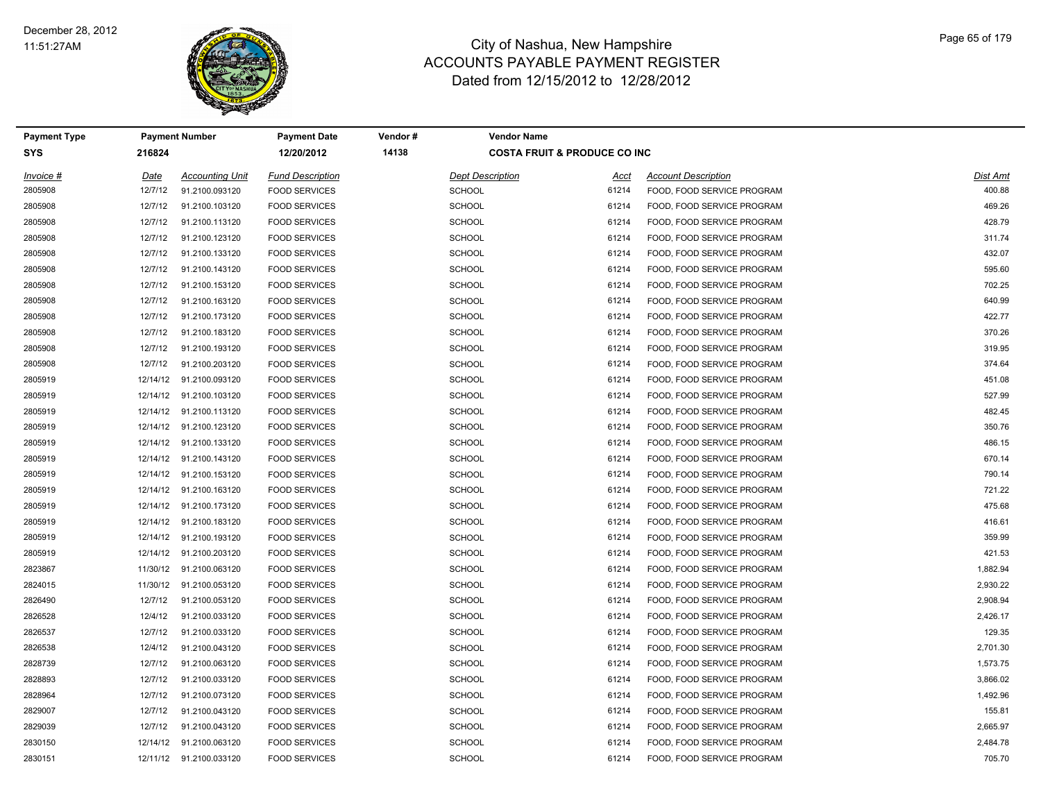# City of Nashua, New Hampshire
## ACCOUNTS PAYABLE PAYMENT REGISTER
### Dated from 12/15/2012 to 12/28/2012

December 28, 2012
11:51:27AM

| Payment Type | Payment Number | Payment Date | Vendor # | Vendor Name |
|---|---|---|---|---|
| SYS | 216824 | 12/20/2012 | 14138 | COSTA FRUIT & PRODUCE CO INC |

| Invoice # | Date | Accounting Unit | Fund Description | Dept Description | Acct | Account Description | Dist Amt |
|---|---|---|---|---|---|---|---|
| 2805908 | 12/7/12 | 91.2100.093120 | FOOD SERVICES | SCHOOL | 61214 | FOOD, FOOD SERVICE PROGRAM | 400.88 |
| 2805908 | 12/7/12 | 91.2100.103120 | FOOD SERVICES | SCHOOL | 61214 | FOOD, FOOD SERVICE PROGRAM | 469.26 |
| 2805908 | 12/7/12 | 91.2100.113120 | FOOD SERVICES | SCHOOL | 61214 | FOOD, FOOD SERVICE PROGRAM | 428.79 |
| 2805908 | 12/7/12 | 91.2100.123120 | FOOD SERVICES | SCHOOL | 61214 | FOOD, FOOD SERVICE PROGRAM | 311.74 |
| 2805908 | 12/7/12 | 91.2100.133120 | FOOD SERVICES | SCHOOL | 61214 | FOOD, FOOD SERVICE PROGRAM | 432.07 |
| 2805908 | 12/7/12 | 91.2100.143120 | FOOD SERVICES | SCHOOL | 61214 | FOOD, FOOD SERVICE PROGRAM | 595.60 |
| 2805908 | 12/7/12 | 91.2100.153120 | FOOD SERVICES | SCHOOL | 61214 | FOOD, FOOD SERVICE PROGRAM | 702.25 |
| 2805908 | 12/7/12 | 91.2100.163120 | FOOD SERVICES | SCHOOL | 61214 | FOOD, FOOD SERVICE PROGRAM | 640.99 |
| 2805908 | 12/7/12 | 91.2100.173120 | FOOD SERVICES | SCHOOL | 61214 | FOOD, FOOD SERVICE PROGRAM | 422.77 |
| 2805908 | 12/7/12 | 91.2100.183120 | FOOD SERVICES | SCHOOL | 61214 | FOOD, FOOD SERVICE PROGRAM | 370.26 |
| 2805908 | 12/7/12 | 91.2100.193120 | FOOD SERVICES | SCHOOL | 61214 | FOOD, FOOD SERVICE PROGRAM | 319.95 |
| 2805908 | 12/7/12 | 91.2100.203120 | FOOD SERVICES | SCHOOL | 61214 | FOOD, FOOD SERVICE PROGRAM | 374.64 |
| 2805919 | 12/14/12 | 91.2100.093120 | FOOD SERVICES | SCHOOL | 61214 | FOOD, FOOD SERVICE PROGRAM | 451.08 |
| 2805919 | 12/14/12 | 91.2100.103120 | FOOD SERVICES | SCHOOL | 61214 | FOOD, FOOD SERVICE PROGRAM | 527.99 |
| 2805919 | 12/14/12 | 91.2100.113120 | FOOD SERVICES | SCHOOL | 61214 | FOOD, FOOD SERVICE PROGRAM | 482.45 |
| 2805919 | 12/14/12 | 91.2100.123120 | FOOD SERVICES | SCHOOL | 61214 | FOOD, FOOD SERVICE PROGRAM | 350.76 |
| 2805919 | 12/14/12 | 91.2100.133120 | FOOD SERVICES | SCHOOL | 61214 | FOOD, FOOD SERVICE PROGRAM | 486.15 |
| 2805919 | 12/14/12 | 91.2100.143120 | FOOD SERVICES | SCHOOL | 61214 | FOOD, FOOD SERVICE PROGRAM | 670.14 |
| 2805919 | 12/14/12 | 91.2100.153120 | FOOD SERVICES | SCHOOL | 61214 | FOOD, FOOD SERVICE PROGRAM | 790.14 |
| 2805919 | 12/14/12 | 91.2100.163120 | FOOD SERVICES | SCHOOL | 61214 | FOOD, FOOD SERVICE PROGRAM | 721.22 |
| 2805919 | 12/14/12 | 91.2100.173120 | FOOD SERVICES | SCHOOL | 61214 | FOOD, FOOD SERVICE PROGRAM | 475.68 |
| 2805919 | 12/14/12 | 91.2100.183120 | FOOD SERVICES | SCHOOL | 61214 | FOOD, FOOD SERVICE PROGRAM | 416.61 |
| 2805919 | 12/14/12 | 91.2100.193120 | FOOD SERVICES | SCHOOL | 61214 | FOOD, FOOD SERVICE PROGRAM | 359.99 |
| 2805919 | 12/14/12 | 91.2100.203120 | FOOD SERVICES | SCHOOL | 61214 | FOOD, FOOD SERVICE PROGRAM | 421.53 |
| 2823867 | 11/30/12 | 91.2100.063120 | FOOD SERVICES | SCHOOL | 61214 | FOOD, FOOD SERVICE PROGRAM | 1,882.94 |
| 2824015 | 11/30/12 | 91.2100.053120 | FOOD SERVICES | SCHOOL | 61214 | FOOD, FOOD SERVICE PROGRAM | 2,930.22 |
| 2826490 | 12/7/12 | 91.2100.053120 | FOOD SERVICES | SCHOOL | 61214 | FOOD, FOOD SERVICE PROGRAM | 2,908.94 |
| 2826528 | 12/4/12 | 91.2100.033120 | FOOD SERVICES | SCHOOL | 61214 | FOOD, FOOD SERVICE PROGRAM | 2,426.17 |
| 2826537 | 12/7/12 | 91.2100.033120 | FOOD SERVICES | SCHOOL | 61214 | FOOD, FOOD SERVICE PROGRAM | 129.35 |
| 2826538 | 12/4/12 | 91.2100.043120 | FOOD SERVICES | SCHOOL | 61214 | FOOD, FOOD SERVICE PROGRAM | 2,701.30 |
| 2828739 | 12/7/12 | 91.2100.063120 | FOOD SERVICES | SCHOOL | 61214 | FOOD, FOOD SERVICE PROGRAM | 1,573.75 |
| 2828893 | 12/7/12 | 91.2100.033120 | FOOD SERVICES | SCHOOL | 61214 | FOOD, FOOD SERVICE PROGRAM | 3,866.02 |
| 2828964 | 12/7/12 | 91.2100.073120 | FOOD SERVICES | SCHOOL | 61214 | FOOD, FOOD SERVICE PROGRAM | 1,492.96 |
| 2829007 | 12/7/12 | 91.2100.043120 | FOOD SERVICES | SCHOOL | 61214 | FOOD, FOOD SERVICE PROGRAM | 155.81 |
| 2829039 | 12/7/12 | 91.2100.043120 | FOOD SERVICES | SCHOOL | 61214 | FOOD, FOOD SERVICE PROGRAM | 2,665.97 |
| 2830150 | 12/14/12 | 91.2100.063120 | FOOD SERVICES | SCHOOL | 61214 | FOOD, FOOD SERVICE PROGRAM | 2,484.78 |
| 2830151 | 12/11/12 | 91.2100.033120 | FOOD SERVICES | SCHOOL | 61214 | FOOD, FOOD SERVICE PROGRAM | 705.70 |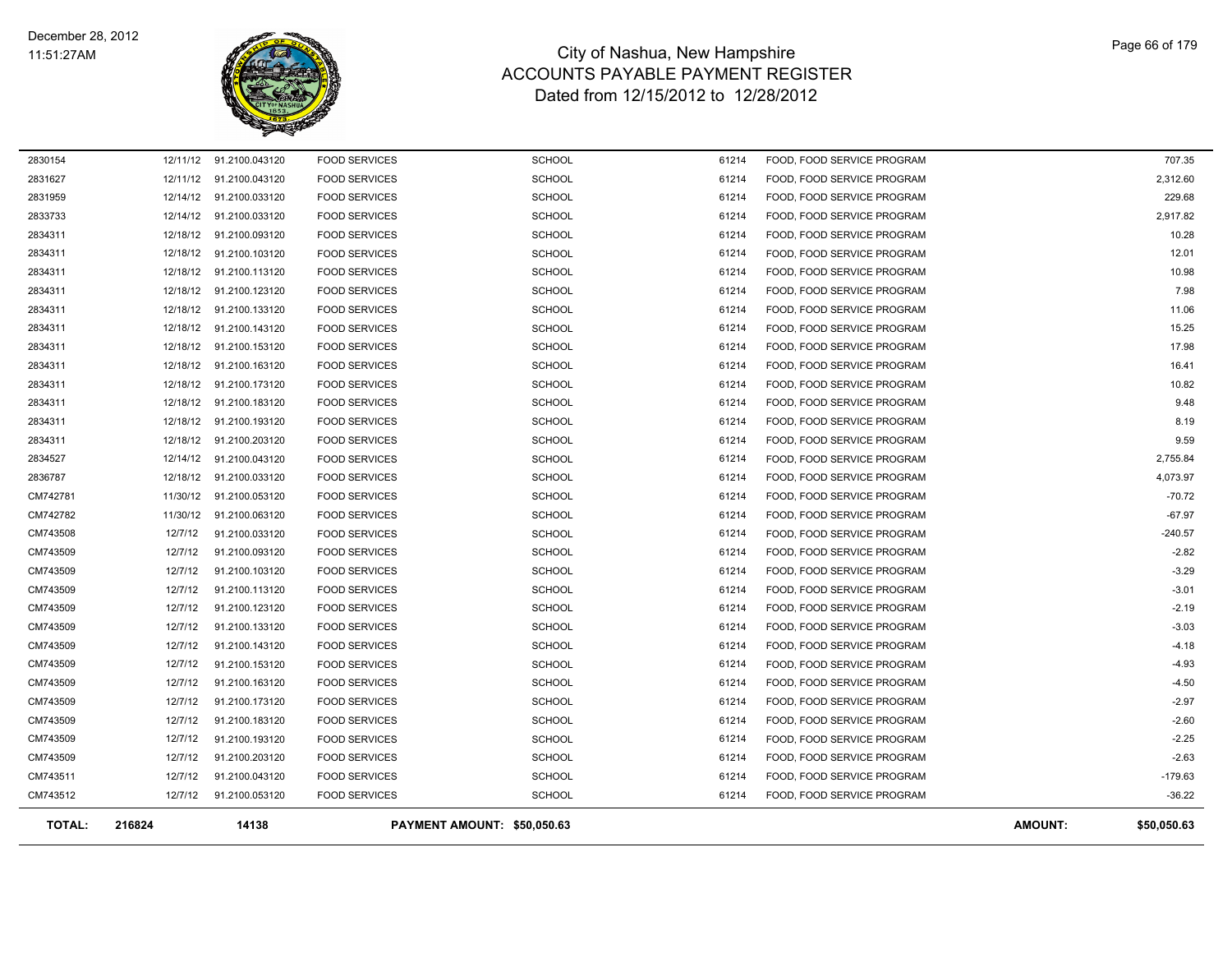# City of Nashua, New Hampshire
## ACCOUNTS PAYABLE PAYMENT REGISTER
### Dated from 12/15/2012 to 12/28/2012

December 28, 2012
11:51:27AM

| | | | | | | | |
|---|---|---|---|---|---|---|---|
| 2830154 | 12/11/12 | 91.2100.043120 | FOOD SERVICES | SCHOOL | 61214 | FOOD, FOOD SERVICE PROGRAM | 707.35 |
| 2831627 | 12/11/12 | 91.2100.043120 | FOOD SERVICES | SCHOOL | 61214 | FOOD, FOOD SERVICE PROGRAM | 2,312.60 |
| 2831959 | 12/14/12 | 91.2100.033120 | FOOD SERVICES | SCHOOL | 61214 | FOOD, FOOD SERVICE PROGRAM | 229.68 |
| 2833733 | 12/14/12 | 91.2100.033120 | FOOD SERVICES | SCHOOL | 61214 | FOOD, FOOD SERVICE PROGRAM | 2,917.82 |
| 2834311 | 12/18/12 | 91.2100.093120 | FOOD SERVICES | SCHOOL | 61214 | FOOD, FOOD SERVICE PROGRAM | 10.28 |
| 2834311 | 12/18/12 | 91.2100.103120 | FOOD SERVICES | SCHOOL | 61214 | FOOD, FOOD SERVICE PROGRAM | 12.01 |
| 2834311 | 12/18/12 | 91.2100.113120 | FOOD SERVICES | SCHOOL | 61214 | FOOD, FOOD SERVICE PROGRAM | 10.98 |
| 2834311 | 12/18/12 | 91.2100.123120 | FOOD SERVICES | SCHOOL | 61214 | FOOD, FOOD SERVICE PROGRAM | 7.98 |
| 2834311 | 12/18/12 | 91.2100.133120 | FOOD SERVICES | SCHOOL | 61214 | FOOD, FOOD SERVICE PROGRAM | 11.06 |
| 2834311 | 12/18/12 | 91.2100.143120 | FOOD SERVICES | SCHOOL | 61214 | FOOD, FOOD SERVICE PROGRAM | 15.25 |
| 2834311 | 12/18/12 | 91.2100.153120 | FOOD SERVICES | SCHOOL | 61214 | FOOD, FOOD SERVICE PROGRAM | 17.98 |
| 2834311 | 12/18/12 | 91.2100.163120 | FOOD SERVICES | SCHOOL | 61214 | FOOD, FOOD SERVICE PROGRAM | 16.41 |
| 2834311 | 12/18/12 | 91.2100.173120 | FOOD SERVICES | SCHOOL | 61214 | FOOD, FOOD SERVICE PROGRAM | 10.82 |
| 2834311 | 12/18/12 | 91.2100.183120 | FOOD SERVICES | SCHOOL | 61214 | FOOD, FOOD SERVICE PROGRAM | 9.48 |
| 2834311 | 12/18/12 | 91.2100.193120 | FOOD SERVICES | SCHOOL | 61214 | FOOD, FOOD SERVICE PROGRAM | 8.19 |
| 2834311 | 12/18/12 | 91.2100.203120 | FOOD SERVICES | SCHOOL | 61214 | FOOD, FOOD SERVICE PROGRAM | 9.59 |
| 2834527 | 12/14/12 | 91.2100.043120 | FOOD SERVICES | SCHOOL | 61214 | FOOD, FOOD SERVICE PROGRAM | 2,755.84 |
| 2836787 | 12/18/12 | 91.2100.033120 | FOOD SERVICES | SCHOOL | 61214 | FOOD, FOOD SERVICE PROGRAM | 4,073.97 |
| CM742781 | 11/30/12 | 91.2100.053120 | FOOD SERVICES | SCHOOL | 61214 | FOOD, FOOD SERVICE PROGRAM | -70.72 |
| CM742782 | 11/30/12 | 91.2100.063120 | FOOD SERVICES | SCHOOL | 61214 | FOOD, FOOD SERVICE PROGRAM | -67.97 |
| CM743508 | 12/7/12 | 91.2100.033120 | FOOD SERVICES | SCHOOL | 61214 | FOOD, FOOD SERVICE PROGRAM | -240.57 |
| CM743509 | 12/7/12 | 91.2100.093120 | FOOD SERVICES | SCHOOL | 61214 | FOOD, FOOD SERVICE PROGRAM | -2.82 |
| CM743509 | 12/7/12 | 91.2100.103120 | FOOD SERVICES | SCHOOL | 61214 | FOOD, FOOD SERVICE PROGRAM | -3.29 |
| CM743509 | 12/7/12 | 91.2100.113120 | FOOD SERVICES | SCHOOL | 61214 | FOOD, FOOD SERVICE PROGRAM | -3.01 |
| CM743509 | 12/7/12 | 91.2100.123120 | FOOD SERVICES | SCHOOL | 61214 | FOOD, FOOD SERVICE PROGRAM | -2.19 |
| CM743509 | 12/7/12 | 91.2100.133120 | FOOD SERVICES | SCHOOL | 61214 | FOOD, FOOD SERVICE PROGRAM | -3.03 |
| CM743509 | 12/7/12 | 91.2100.143120 | FOOD SERVICES | SCHOOL | 61214 | FOOD, FOOD SERVICE PROGRAM | -4.18 |
| CM743509 | 12/7/12 | 91.2100.153120 | FOOD SERVICES | SCHOOL | 61214 | FOOD, FOOD SERVICE PROGRAM | -4.93 |
| CM743509 | 12/7/12 | 91.2100.163120 | FOOD SERVICES | SCHOOL | 61214 | FOOD, FOOD SERVICE PROGRAM | -4.50 |
| CM743509 | 12/7/12 | 91.2100.173120 | FOOD SERVICES | SCHOOL | 61214 | FOOD, FOOD SERVICE PROGRAM | -2.97 |
| CM743509 | 12/7/12 | 91.2100.183120 | FOOD SERVICES | SCHOOL | 61214 | FOOD, FOOD SERVICE PROGRAM | -2.60 |
| CM743509 | 12/7/12 | 91.2100.193120 | FOOD SERVICES | SCHOOL | 61214 | FOOD, FOOD SERVICE PROGRAM | -2.25 |
| CM743509 | 12/7/12 | 91.2100.203120 | FOOD SERVICES | SCHOOL | 61214 | FOOD, FOOD SERVICE PROGRAM | -2.63 |
| CM743511 | 12/7/12 | 91.2100.043120 | FOOD SERVICES | SCHOOL | 61214 | FOOD, FOOD SERVICE PROGRAM | -179.63 |
| CM743512 | 12/7/12 | 91.2100.053120 | FOOD SERVICES | SCHOOL | 61214 | FOOD, FOOD SERVICE PROGRAM | -36.22 |
| **TOTAL:** | **216824** | **14138** | **PAYMENT AMOUNT: $50,050.63** | | | **AMOUNT:** | **$50,050.63** |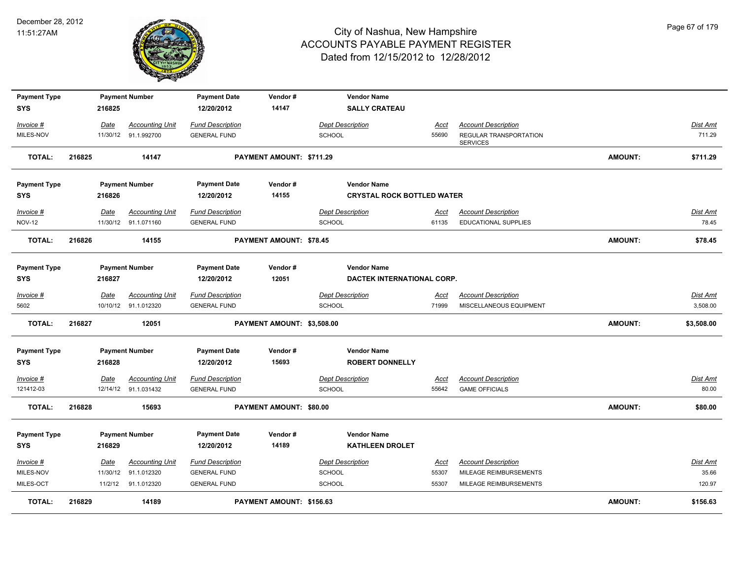# City of Nashua, New Hampshire
# ACCOUNTS PAYABLE PAYMENT REGISTER
## Dated from 12/15/2012 to 12/28/2012

December 28, 2012
11:51:27AM

| Payment Type | Payment Number | Payment Date | Vendor # | Vendor Name |
|---|---|---|---|---|
| SYS | 216825 | 12/20/2012 | 14147 | **SALLY CRATEAU** |

| Invoice # | Date | Accounting Unit | Fund Description | Dept Description | Acct | Account Description | Dist Amt |
|---|---|---|---|---|---|---|---|
| MILES-NOV | 11/30/12 | 91.1.992700 | GENERAL FUND | SCHOOL | 55690 | REGULAR TRANSPORTATION SERVICES | 711.29 |

**TOTAL: 216825 14147 PAYMENT AMOUNT: $711.29 AMOUNT: $711.29**

| Payment Type | Payment Number | Payment Date | Vendor # | Vendor Name |
|---|---|---|---|---|
| SYS | 216826 | 12/20/2012 | 14155 | **CRYSTAL ROCK BOTTLED WATER** |

| Invoice # | Date | Accounting Unit | Fund Description | Dept Description | Acct | Account Description | Dist Amt |
|---|---|---|---|---|---|---|---|
| NOV-12 | 11/30/12 | 91.1.071160 | GENERAL FUND | SCHOOL | 61135 | EDUCATIONAL SUPPLIES | 78.45 |

**TOTAL: 216826 14155 PAYMENT AMOUNT: $78.45 AMOUNT: $78.45**

| Payment Type | Payment Number | Payment Date | Vendor # | Vendor Name |
|---|---|---|---|---|
| SYS | 216827 | 12/20/2012 | 12051 | **DACTEK INTERNATIONAL CORP.** |

| Invoice # | Date | Accounting Unit | Fund Description | Dept Description | Acct | Account Description | Dist Amt |
|---|---|---|---|---|---|---|---|
| 5602 | 10/10/12 | 91.1.012320 | GENERAL FUND | SCHOOL | 71999 | MISCELLANEOUS EQUIPMENT | 3,508.00 |

**TOTAL: 216827 12051 PAYMENT AMOUNT: $3,508.00 AMOUNT: $3,508.00**

| Payment Type | Payment Number | Payment Date | Vendor # | Vendor Name |
|---|---|---|---|---|
| SYS | 216828 | 12/20/2012 | 15693 | **ROBERT DONNELLY** |

| Invoice # | Date | Accounting Unit | Fund Description | Dept Description | Acct | Account Description | Dist Amt |
|---|---|---|---|---|---|---|---|
| 121412-03 | 12/14/12 | 91.1.031432 | GENERAL FUND | SCHOOL | 55642 | GAME OFFICIALS | 80.00 |

**TOTAL: 216828 15693 PAYMENT AMOUNT: $80.00 AMOUNT: $80.00**

| Payment Type | Payment Number | Payment Date | Vendor # | Vendor Name |
|---|---|---|---|---|
| SYS | 216829 | 12/20/2012 | 14189 | **KATHLEEN DROLET** |

| Invoice # | Date | Accounting Unit | Fund Description | Dept Description | Acct | Account Description | Dist Amt |
|---|---|---|---|---|---|---|---|
| MILES-NOV | 11/30/12 | 91.1.012320 | GENERAL FUND | SCHOOL | 55307 | MILEAGE REIMBURSEMENTS | 35.66 |
| MILES-OCT | 11/2/12 | 91.1.012320 | GENERAL FUND | SCHOOL | 55307 | MILEAGE REIMBURSEMENTS | 120.97 |

**TOTAL: 216829 14189 PAYMENT AMOUNT: $156.63 AMOUNT: $156.63**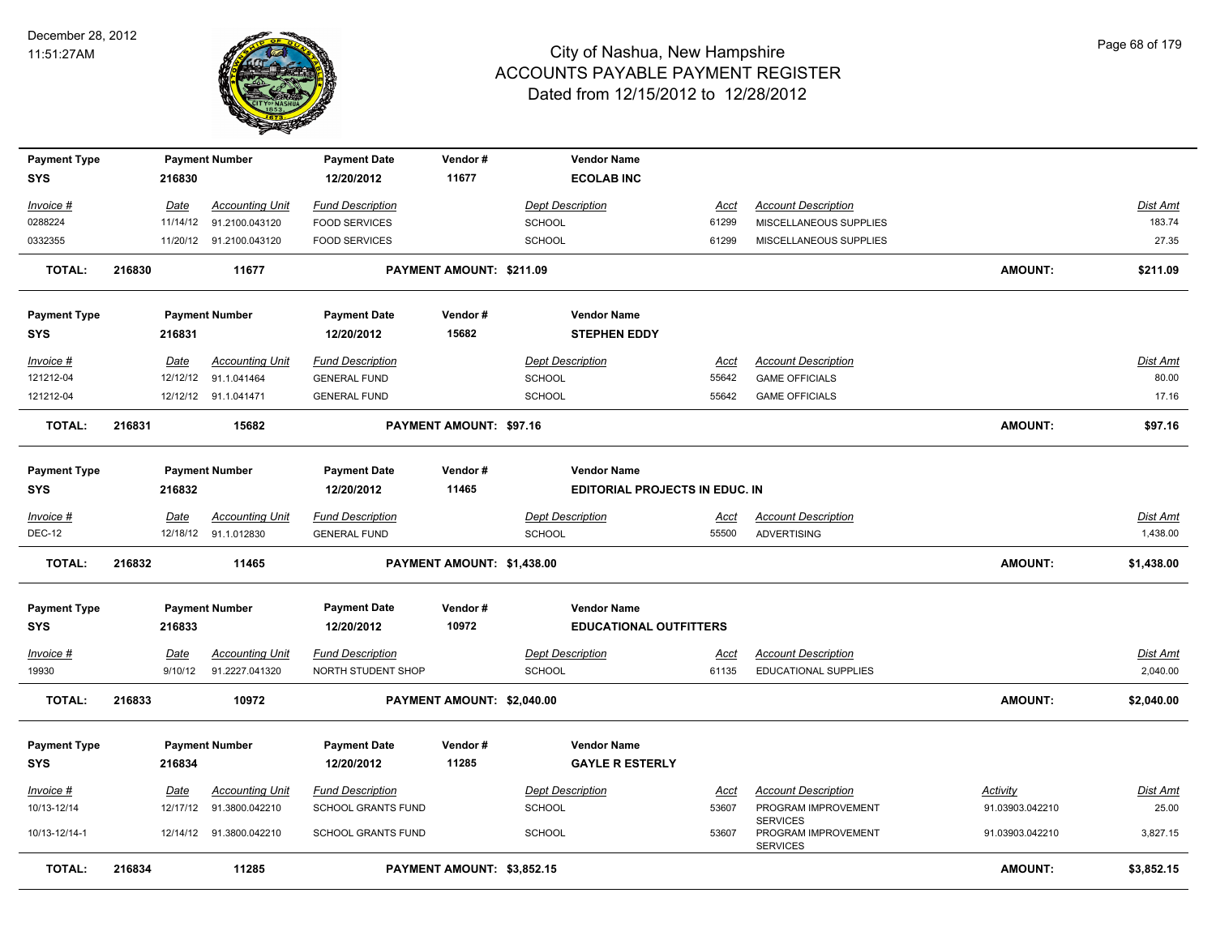# City of Nashua, New Hampshire
## ACCOUNTS PAYABLE PAYMENT REGISTER
### Dated from 12/15/2012 to 12/28/2012

December 28, 2012
11:51:27AM

| Payment Type | Payment Number | Payment Date | Vendor # | Vendor Name |
|---|---|---|---|---|
| SYS | 216830 | 12/20/2012 | 11677 | ECOLAB INC |

| Invoice # | Date | Accounting Unit | Fund Description | Dept Description | Acct | Account Description | Dist Amt |
|---|---|---|---|---|---|---|---|
| 0288224 | 11/14/12 | 91.2100.043120 | FOOD SERVICES | SCHOOL | 61299 | MISCELLANEOUS SUPPLIES | 183.74 |
| 0332355 | 11/20/12 | 91.2100.043120 | FOOD SERVICES | SCHOOL | 61299 | MISCELLANEOUS SUPPLIES | 27.35 |

**TOTAL: 216830 11677 PAYMENT AMOUNT: $211.09 AMOUNT: $211.09**

| Payment Type | Payment Number | Payment Date | Vendor # | Vendor Name |
|---|---|---|---|---|
| SYS | 216831 | 12/20/2012 | 15682 | STEPHEN EDDY |

| Invoice # | Date | Accounting Unit | Fund Description | Dept Description | Acct | Account Description | Dist Amt |
|---|---|---|---|---|---|---|---|
| 121212-04 | 12/12/12 | 91.1.041464 | GENERAL FUND | SCHOOL | 55642 | GAME OFFICIALS | 80.00 |
| 121212-04 | 12/12/12 | 91.1.041471 | GENERAL FUND | SCHOOL | 55642 | GAME OFFICIALS | 17.16 |

**TOTAL: 216831 15682 PAYMENT AMOUNT: $97.16 AMOUNT: $97.16**

| Payment Type | Payment Number | Payment Date | Vendor # | Vendor Name |
|---|---|---|---|---|
| SYS | 216832 | 12/20/2012 | 11465 | EDITORIAL PROJECTS IN EDUC. IN |

| Invoice # | Date | Accounting Unit | Fund Description | Dept Description | Acct | Account Description | Dist Amt |
|---|---|---|---|---|---|---|---|
| DEC-12 | 12/18/12 | 91.1.012830 | GENERAL FUND | SCHOOL | 55500 | ADVERTISING | 1,438.00 |

**TOTAL: 216832 11465 PAYMENT AMOUNT: $1,438.00 AMOUNT: $1,438.00**

| Payment Type | Payment Number | Payment Date | Vendor # | Vendor Name |
|---|---|---|---|---|
| SYS | 216833 | 12/20/2012 | 10972 | EDUCATIONAL OUTFITTERS |

| Invoice # | Date | Accounting Unit | Fund Description | Dept Description | Acct | Account Description | Dist Amt |
|---|---|---|---|---|---|---|---|
| 19930 | 9/10/12 | 91.2227.041320 | NORTH STUDENT SHOP | SCHOOL | 61135 | EDUCATIONAL SUPPLIES | 2,040.00 |

**TOTAL: 216833 10972 PAYMENT AMOUNT: $2,040.00 AMOUNT: $2,040.00**

| Payment Type | Payment Number | Payment Date | Vendor # | Vendor Name |
|---|---|---|---|---|
| SYS | 216834 | 12/20/2012 | 11285 | GAYLE R ESTERLY |

| Invoice # | Date | Accounting Unit | Fund Description | Dept Description | Acct | Account Description | Activity | Dist Amt |
|---|---|---|---|---|---|---|---|---|
| 10/13-12/14 | 12/17/12 | 91.3800.042210 | SCHOOL GRANTS FUND | SCHOOL | 53607 | PROGRAM IMPROVEMENT SERVICES | 91.03903.042210 | 25.00 |
| 10/13-12/14-1 | 12/14/12 | 91.3800.042210 | SCHOOL GRANTS FUND | SCHOOL | 53607 | PROGRAM IMPROVEMENT SERVICES | 91.03903.042210 | 3,827.15 |

**TOTAL: 216834 11285 PAYMENT AMOUNT: $3,852.15 AMOUNT: $3,852.15**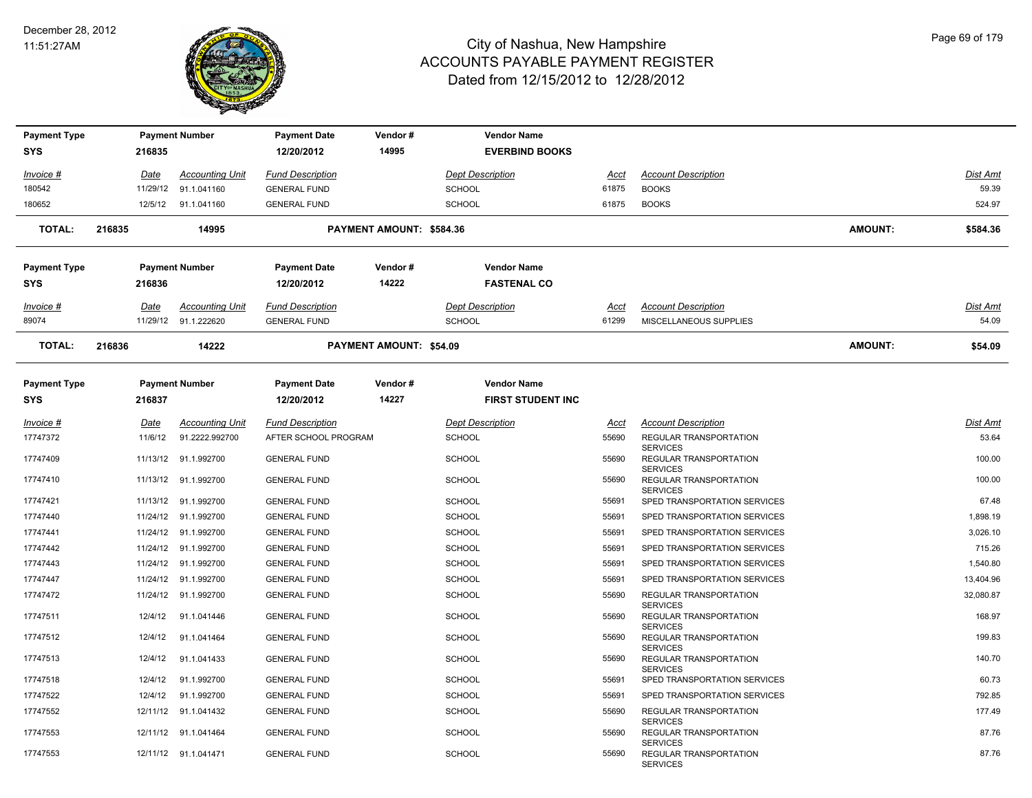December 28, 2012
11:51:27AM

# City of Nashua, New Hampshire
## ACCOUNTS PAYABLE PAYMENT REGISTER
### Dated from 12/15/2012 to 12/28/2012

| Payment Type | Payment Number | Payment Date | Vendor # | Vendor Name |
|---|---|---|---|---|
| SYS | 216835 | 12/20/2012 | 14995 | EVERBIND BOOKS |

| Invoice # | Date | Accounting Unit | Fund Description | Dept Description | Acct | Account Description | Dist Amt |
|---|---|---|---|---|---|---|---|
| 180542 | 11/29/12 | 91.1.041160 | GENERAL FUND | SCHOOL | 61875 | BOOKS | 59.39 |
| 180652 | 12/5/12 | 91.1.041160 | GENERAL FUND | SCHOOL | 61875 | BOOKS | 524.97 |

**TOTAL: 216835 14995 PAYMENT AMOUNT: $584.36 AMOUNT: $584.36**

| Payment Type | Payment Number | Payment Date | Vendor # | Vendor Name |
|---|---|---|---|---|
| SYS | 216836 | 12/20/2012 | 14222 | FASTENAL CO |

| Invoice # | Date | Accounting Unit | Fund Description | Dept Description | Acct | Account Description | Dist Amt |
|---|---|---|---|---|---|---|---|
| 89074 | 11/29/12 | 91.1.222620 | GENERAL FUND | SCHOOL | 61299 | MISCELLANEOUS SUPPLIES | 54.09 |

**TOTAL: 216836 14222 PAYMENT AMOUNT: $54.09 AMOUNT: $54.09**

| Payment Type | Payment Number | Payment Date | Vendor # | Vendor Name |
|---|---|---|---|---|
| SYS | 216837 | 12/20/2012 | 14227 | FIRST STUDENT INC |

| Invoice # | Date | Accounting Unit | Fund Description | Dept Description | Acct | Account Description | Dist Amt |
|---|---|---|---|---|---|---|---|
| 17747372 | 11/6/12 | 91.2222.992700 | AFTER SCHOOL PROGRAM | SCHOOL | 55690 | REGULAR TRANSPORTATION SERVICES | 53.64 |
| 17747409 | 11/13/12 | 91.1.992700 | GENERAL FUND | SCHOOL | 55690 | REGULAR TRANSPORTATION SERVICES | 100.00 |
| 17747410 | 11/13/12 | 91.1.992700 | GENERAL FUND | SCHOOL | 55690 | REGULAR TRANSPORTATION SERVICES | 100.00 |
| 17747421 | 11/13/12 | 91.1.992700 | GENERAL FUND | SCHOOL | 55691 | SPED TRANSPORTATION SERVICES | 67.48 |
| 17747440 | 11/24/12 | 91.1.992700 | GENERAL FUND | SCHOOL | 55691 | SPED TRANSPORTATION SERVICES | 1,898.19 |
| 17747441 | 11/24/12 | 91.1.992700 | GENERAL FUND | SCHOOL | 55691 | SPED TRANSPORTATION SERVICES | 3,026.10 |
| 17747442 | 11/24/12 | 91.1.992700 | GENERAL FUND | SCHOOL | 55691 | SPED TRANSPORTATION SERVICES | 715.26 |
| 17747443 | 11/24/12 | 91.1.992700 | GENERAL FUND | SCHOOL | 55691 | SPED TRANSPORTATION SERVICES | 1,540.80 |
| 17747447 | 11/24/12 | 91.1.992700 | GENERAL FUND | SCHOOL | 55691 | SPED TRANSPORTATION SERVICES | 13,404.96 |
| 17747472 | 11/24/12 | 91.1.992700 | GENERAL FUND | SCHOOL | 55690 | REGULAR TRANSPORTATION SERVICES | 32,080.87 |
| 17747511 | 12/4/12 | 91.1.041446 | GENERAL FUND | SCHOOL | 55690 | REGULAR TRANSPORTATION SERVICES | 168.97 |
| 17747512 | 12/4/12 | 91.1.041464 | GENERAL FUND | SCHOOL | 55690 | REGULAR TRANSPORTATION SERVICES | 199.83 |
| 17747513 | 12/4/12 | 91.1.041433 | GENERAL FUND | SCHOOL | 55690 | REGULAR TRANSPORTATION SERVICES | 140.70 |
| 17747518 | 12/4/12 | 91.1.992700 | GENERAL FUND | SCHOOL | 55691 | SPED TRANSPORTATION SERVICES | 60.73 |
| 17747522 | 12/4/12 | 91.1.992700 | GENERAL FUND | SCHOOL | 55691 | SPED TRANSPORTATION SERVICES | 792.85 |
| 17747552 | 12/11/12 | 91.1.041432 | GENERAL FUND | SCHOOL | 55690 | REGULAR TRANSPORTATION SERVICES | 177.49 |
| 17747553 | 12/11/12 | 91.1.041464 | GENERAL FUND | SCHOOL | 55690 | REGULAR TRANSPORTATION SERVICES | 87.76 |
| 17747553 | 12/11/12 | 91.1.041471 | GENERAL FUND | SCHOOL | 55690 | REGULAR TRANSPORTATION SERVICES | 87.76 |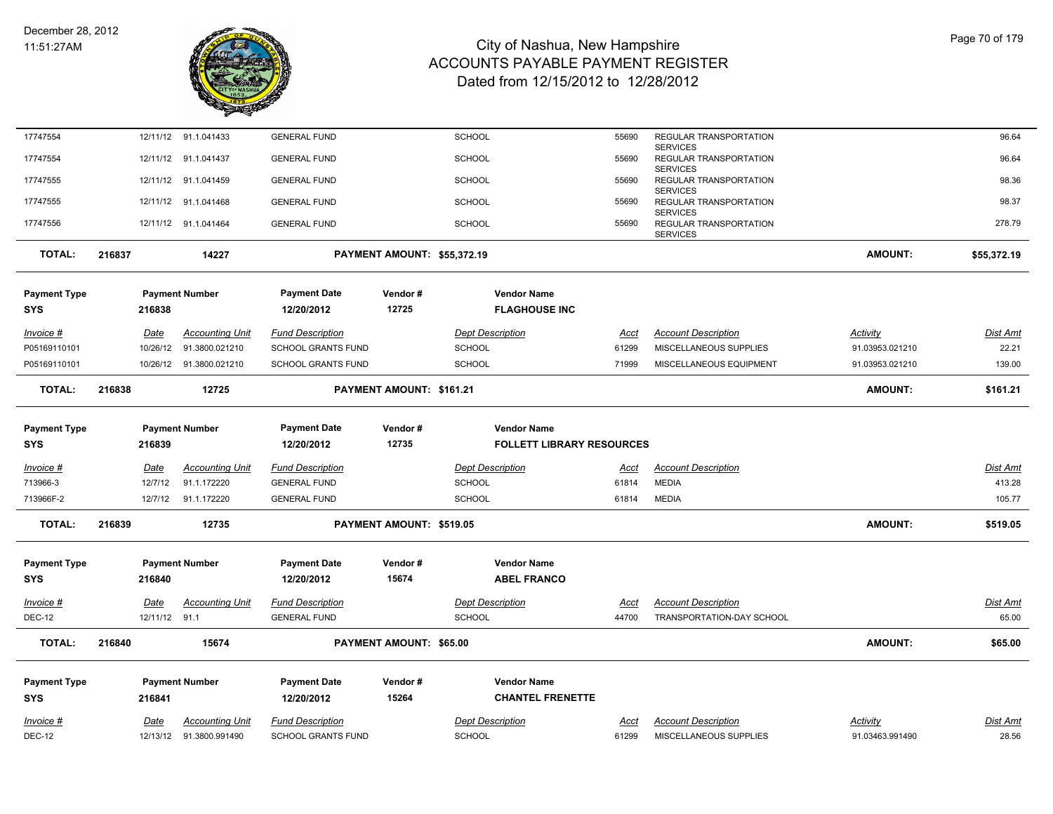| | | | | | | | | |
|---|---|---|---|---|---|---|---|---|
| 17747554 | 12/11/12 | 91.1.041433 | GENERAL FUND | SCHOOL | 55690 | REGULAR TRANSPORTATION SERVICES | | 96.64 |
| 17747554 | 12/11/12 | 91.1.041437 | GENERAL FUND | SCHOOL | 55690 | REGULAR TRANSPORTATION SERVICES | | 96.64 |
| 17747555 | 12/11/12 | 91.1.041459 | GENERAL FUND | SCHOOL | 55690 | REGULAR TRANSPORTATION SERVICES | | 98.36 |
| 17747555 | 12/11/12 | 91.1.041468 | GENERAL FUND | SCHOOL | 55690 | REGULAR TRANSPORTATION SERVICES | | 98.37 |
| 17747556 | 12/11/12 | 91.1.041464 | GENERAL FUND | SCHOOL | 55690 | REGULAR TRANSPORTATION SERVICES | | 278.79 |

**TOTAL:** 216837 — 14227 — **PAYMENT AMOUNT: $55,372.19** — **AMOUNT: $55,372.19**

| Payment Type | Payment Number | Payment Date | Vendor # | Vendor Name |
|---|---|---|---|---|
| SYS | 216838 | 12/20/2012 | 12725 | FLAGHOUSE INC |

| Invoice # | Date | Accounting Unit | Fund Description | Dept Description | Acct | Account Description | Activity | Dist Amt |
|---|---|---|---|---|---|---|---|---|
| P05169110101 | 10/26/12 | 91.3800.021210 | SCHOOL GRANTS FUND | SCHOOL | 61299 | MISCELLANEOUS SUPPLIES | 91.03953.021210 | 22.21 |
| P05169110101 | 10/26/12 | 91.3800.021210 | SCHOOL GRANTS FUND | SCHOOL | 71999 | MISCELLANEOUS EQUIPMENT | 91.03953.021210 | 139.00 |

**TOTAL:** 216838 — 12725 — **PAYMENT AMOUNT: $161.21** — **AMOUNT: $161.21**

| Payment Type | Payment Number | Payment Date | Vendor # | Vendor Name |
|---|---|---|---|---|
| SYS | 216839 | 12/20/2012 | 12735 | FOLLETT LIBRARY RESOURCES |

| Invoice # | Date | Accounting Unit | Fund Description | Dept Description | Acct | Account Description | Dist Amt |
|---|---|---|---|---|---|---|---|
| 713966-3 | 12/7/12 | 91.1.172220 | GENERAL FUND | SCHOOL | 61814 | MEDIA | 413.28 |
| 713966F-2 | 12/7/12 | 91.1.172220 | GENERAL FUND | SCHOOL | 61814 | MEDIA | 105.77 |

**TOTAL:** 216839 — 12735 — **PAYMENT AMOUNT: $519.05** — **AMOUNT: $519.05**

| Payment Type | Payment Number | Payment Date | Vendor # | Vendor Name |
|---|---|---|---|---|
| SYS | 216840 | 12/20/2012 | 15674 | ABEL FRANCO |

| Invoice # | Date | Accounting Unit | Fund Description | Dept Description | Acct | Account Description | Dist Amt |
|---|---|---|---|---|---|---|---|
| DEC-12 | 12/11/12 | 91.1 | GENERAL FUND | SCHOOL | 44700 | TRANSPORTATION-DAY SCHOOL | 65.00 |

**TOTAL:** 216840 — 15674 — **PAYMENT AMOUNT: $65.00** — **AMOUNT: $65.00**

| Payment Type | Payment Number | Payment Date | Vendor # | Vendor Name |
|---|---|---|---|---|
| SYS | 216841 | 12/20/2012 | 15264 | CHANTEL FRENETTE |

| Invoice # | Date | Accounting Unit | Fund Description | Dept Description | Acct | Account Description | Activity | Dist Amt |
|---|---|---|---|---|---|---|---|---|
| DEC-12 | 12/13/12 | 91.3800.991490 | SCHOOL GRANTS FUND | SCHOOL | 61299 | MISCELLANEOUS SUPPLIES | 91.03463.991490 | 28.56 |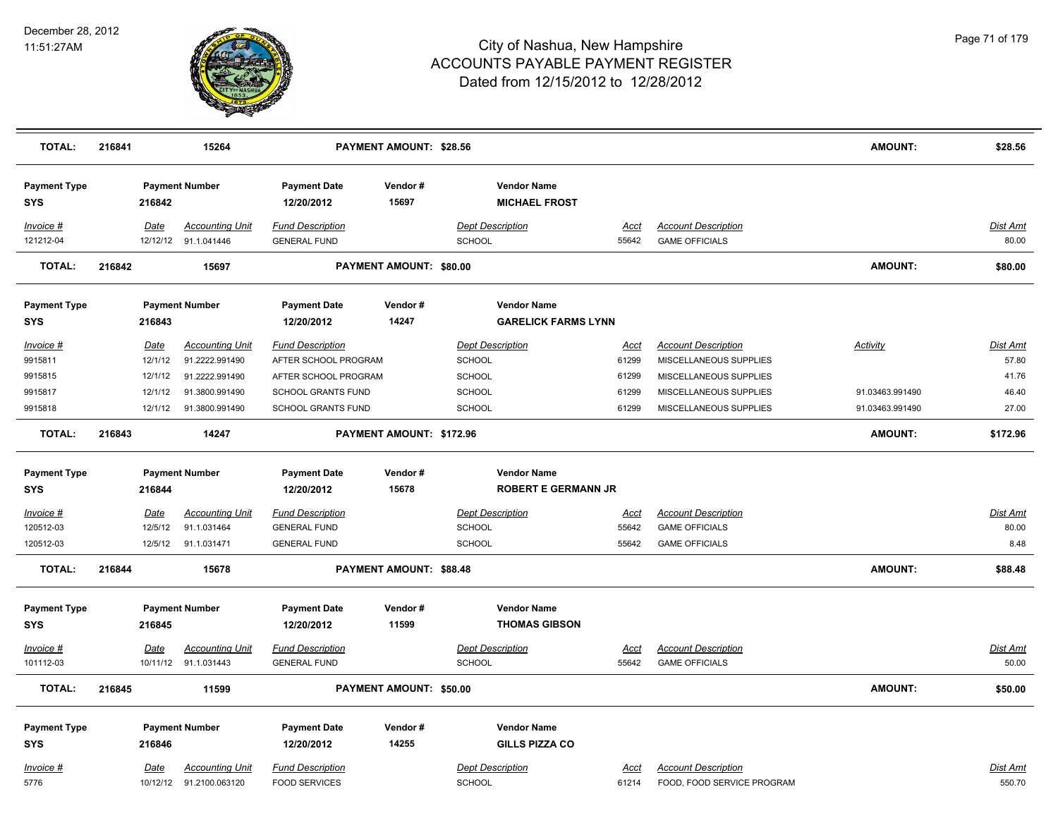# City of Nashua, New Hampshire
# ACCOUNTS PAYABLE PAYMENT REGISTER
# Dated from 12/15/2012 to 12/28/2012

December 28, 2012
11:51:27AM

| TOTAL: | 216841 | 15264 | PAYMENT AMOUNT: $28.56 | AMOUNT: | $28.56 |
|---|---|---|---|---|---|

**Payment Type:** SYS | **Payment Number:** 216842 | **Payment Date:** 12/20/2012 | **Vendor #:** 15697 | **Vendor Name:** MICHAEL FROST

| Invoice # | Date | Accounting Unit | Fund Description | Dept Description | Acct | Account Description | Dist Amt |
|---|---|---|---|---|---|---|---|
| 121212-04 | 12/12/12 | 91.1.041446 | GENERAL FUND | SCHOOL | 55642 | GAME OFFICIALS | 80.00 |

| TOTAL: | 216842 | 15697 | PAYMENT AMOUNT: $80.00 | AMOUNT: | $80.00 |
|---|---|---|---|---|---|

**Payment Type:** SYS | **Payment Number:** 216843 | **Payment Date:** 12/20/2012 | **Vendor #:** 14247 | **Vendor Name:** GARELICK FARMS LYNN

| Invoice # | Date | Accounting Unit | Fund Description | Dept Description | Acct | Account Description | Activity | Dist Amt |
|---|---|---|---|---|---|---|---|---|
| 9915811 | 12/1/12 | 91.2222.991490 | AFTER SCHOOL PROGRAM | SCHOOL | 61299 | MISCELLANEOUS SUPPLIES | | 57.80 |
| 9915815 | 12/1/12 | 91.2222.991490 | AFTER SCHOOL PROGRAM | SCHOOL | 61299 | MISCELLANEOUS SUPPLIES | | 41.76 |
| 9915817 | 12/1/12 | 91.3800.991490 | SCHOOL GRANTS FUND | SCHOOL | 61299 | MISCELLANEOUS SUPPLIES | 91.03463.991490 | 46.40 |
| 9915818 | 12/1/12 | 91.3800.991490 | SCHOOL GRANTS FUND | SCHOOL | 61299 | MISCELLANEOUS SUPPLIES | 91.03463.991490 | 27.00 |

| TOTAL: | 216843 | 14247 | PAYMENT AMOUNT: $172.96 | AMOUNT: | $172.96 |
|---|---|---|---|---|---|

**Payment Type:** SYS | **Payment Number:** 216844 | **Payment Date:** 12/20/2012 | **Vendor #:** 15678 | **Vendor Name:** ROBERT E GERMANN JR

| Invoice # | Date | Accounting Unit | Fund Description | Dept Description | Acct | Account Description | Dist Amt |
|---|---|---|---|---|---|---|---|
| 120512-03 | 12/5/12 | 91.1.031464 | GENERAL FUND | SCHOOL | 55642 | GAME OFFICIALS | 80.00 |
| 120512-03 | 12/5/12 | 91.1.031471 | GENERAL FUND | SCHOOL | 55642 | GAME OFFICIALS | 8.48 |

| TOTAL: | 216844 | 15678 | PAYMENT AMOUNT: $88.48 | AMOUNT: | $88.48 |
|---|---|---|---|---|---|

**Payment Type:** SYS | **Payment Number:** 216845 | **Payment Date:** 12/20/2012 | **Vendor #:** 11599 | **Vendor Name:** THOMAS GIBSON

| Invoice # | Date | Accounting Unit | Fund Description | Dept Description | Acct | Account Description | Dist Amt |
|---|---|---|---|---|---|---|---|
| 101112-03 | 10/11/12 | 91.1.031443 | GENERAL FUND | SCHOOL | 55642 | GAME OFFICIALS | 50.00 |

| TOTAL: | 216845 | 11599 | PAYMENT AMOUNT: $50.00 | AMOUNT: | $50.00 |
|---|---|---|---|---|---|

**Payment Type:** SYS | **Payment Number:** 216846 | **Payment Date:** 12/20/2012 | **Vendor #:** 14255 | **Vendor Name:** GILLS PIZZA CO

| Invoice # | Date | Accounting Unit | Fund Description | Dept Description | Acct | Account Description | Dist Amt |
|---|---|---|---|---|---|---|---|
| 5776 | 10/12/12 | 91.2100.063120 | FOOD SERVICES | SCHOOL | 61214 | FOOD, FOOD SERVICE PROGRAM | 550.70 |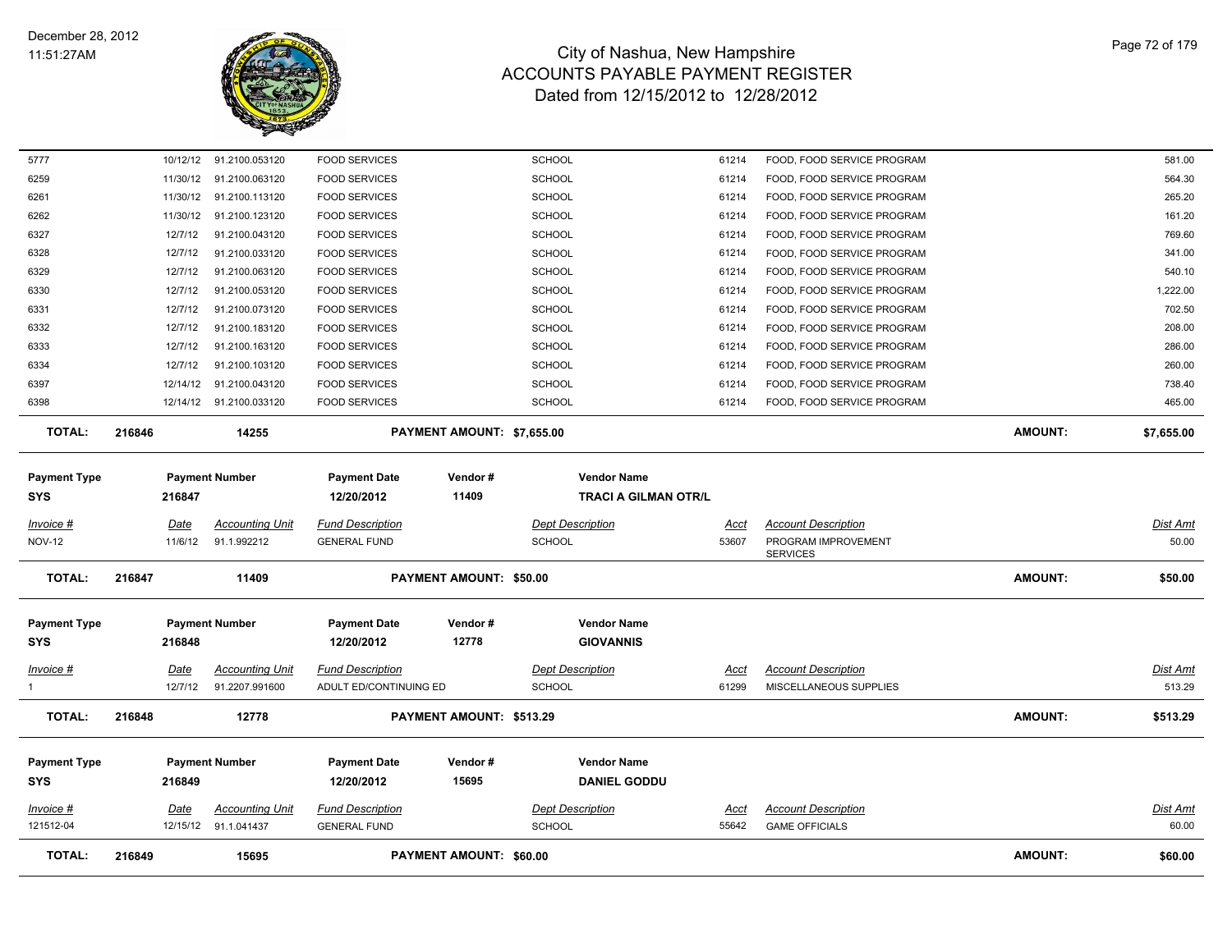# City of Nashua, New Hampshire
## ACCOUNTS PAYABLE PAYMENT REGISTER
### Dated from 12/15/2012 to 12/28/2012

December 28, 2012
11:51:27AM

| Invoice # | Date | Accounting Unit | Fund Description | Dept Description | Acct | Account Description | Dist Amt |
|---|---|---|---|---|---|---|---|
| 5777 | 10/12/12 | 91.2100.053120 | FOOD SERVICES | SCHOOL | 61214 | FOOD, FOOD SERVICE PROGRAM | 581.00 |
| 6259 | 11/30/12 | 91.2100.063120 | FOOD SERVICES | SCHOOL | 61214 | FOOD, FOOD SERVICE PROGRAM | 564.30 |
| 6261 | 11/30/12 | 91.2100.113120 | FOOD SERVICES | SCHOOL | 61214 | FOOD, FOOD SERVICE PROGRAM | 265.20 |
| 6262 | 11/30/12 | 91.2100.123120 | FOOD SERVICES | SCHOOL | 61214 | FOOD, FOOD SERVICE PROGRAM | 161.20 |
| 6327 | 12/7/12 | 91.2100.043120 | FOOD SERVICES | SCHOOL | 61214 | FOOD, FOOD SERVICE PROGRAM | 769.60 |
| 6328 | 12/7/12 | 91.2100.033120 | FOOD SERVICES | SCHOOL | 61214 | FOOD, FOOD SERVICE PROGRAM | 341.00 |
| 6329 | 12/7/12 | 91.2100.063120 | FOOD SERVICES | SCHOOL | 61214 | FOOD, FOOD SERVICE PROGRAM | 540.10 |
| 6330 | 12/7/12 | 91.2100.053120 | FOOD SERVICES | SCHOOL | 61214 | FOOD, FOOD SERVICE PROGRAM | 1,222.00 |
| 6331 | 12/7/12 | 91.2100.073120 | FOOD SERVICES | SCHOOL | 61214 | FOOD, FOOD SERVICE PROGRAM | 702.50 |
| 6332 | 12/7/12 | 91.2100.183120 | FOOD SERVICES | SCHOOL | 61214 | FOOD, FOOD SERVICE PROGRAM | 208.00 |
| 6333 | 12/7/12 | 91.2100.163120 | FOOD SERVICES | SCHOOL | 61214 | FOOD, FOOD SERVICE PROGRAM | 286.00 |
| 6334 | 12/7/12 | 91.2100.103120 | FOOD SERVICES | SCHOOL | 61214 | FOOD, FOOD SERVICE PROGRAM | 260.00 |
| 6397 | 12/14/12 | 91.2100.043120 | FOOD SERVICES | SCHOOL | 61214 | FOOD, FOOD SERVICE PROGRAM | 738.40 |
| 6398 | 12/14/12 | 91.2100.033120 | FOOD SERVICES | SCHOOL | 61214 | FOOD, FOOD SERVICE PROGRAM | 465.00 |

**TOTAL: 216846 14255 PAYMENT AMOUNT: $7,655.00 AMOUNT: $7,655.00**

| Payment Type | Payment Number | Payment Date | Vendor # | Vendor Name |
|---|---|---|---|---|
| SYS | 216847 | 12/20/2012 | 11409 | TRACI A GILMAN OTR/L |

| Invoice # | Date | Accounting Unit | Fund Description | Dept Description | Acct | Account Description | Dist Amt |
|---|---|---|---|---|---|---|---|
| NOV-12 | 11/6/12 | 91.1.992212 | GENERAL FUND | SCHOOL | 53607 | PROGRAM IMPROVEMENT SERVICES | 50.00 |

**TOTAL: 216847 11409 PAYMENT AMOUNT: $50.00 AMOUNT: $50.00**

| Payment Type | Payment Number | Payment Date | Vendor # | Vendor Name |
|---|---|---|---|---|
| SYS | 216848 | 12/20/2012 | 12778 | GIOVANNIS |

| Invoice # | Date | Accounting Unit | Fund Description | Dept Description | Acct | Account Description | Dist Amt |
|---|---|---|---|---|---|---|---|
| 1 | 12/7/12 | 91.2207.991600 | ADULT ED/CONTINUING ED | SCHOOL | 61299 | MISCELLANEOUS SUPPLIES | 513.29 |

**TOTAL: 216848 12778 PAYMENT AMOUNT: $513.29 AMOUNT: $513.29**

| Payment Type | Payment Number | Payment Date | Vendor # | Vendor Name |
|---|---|---|---|---|
| SYS | 216849 | 12/20/2012 | 15695 | DANIEL GODDU |

| Invoice # | Date | Accounting Unit | Fund Description | Dept Description | Acct | Account Description | Dist Amt |
|---|---|---|---|---|---|---|---|
| 121512-04 | 12/15/12 | 91.1.041437 | GENERAL FUND | SCHOOL | 55642 | GAME OFFICIALS | 60.00 |

**TOTAL: 216849 15695 PAYMENT AMOUNT: $60.00 AMOUNT: $60.00**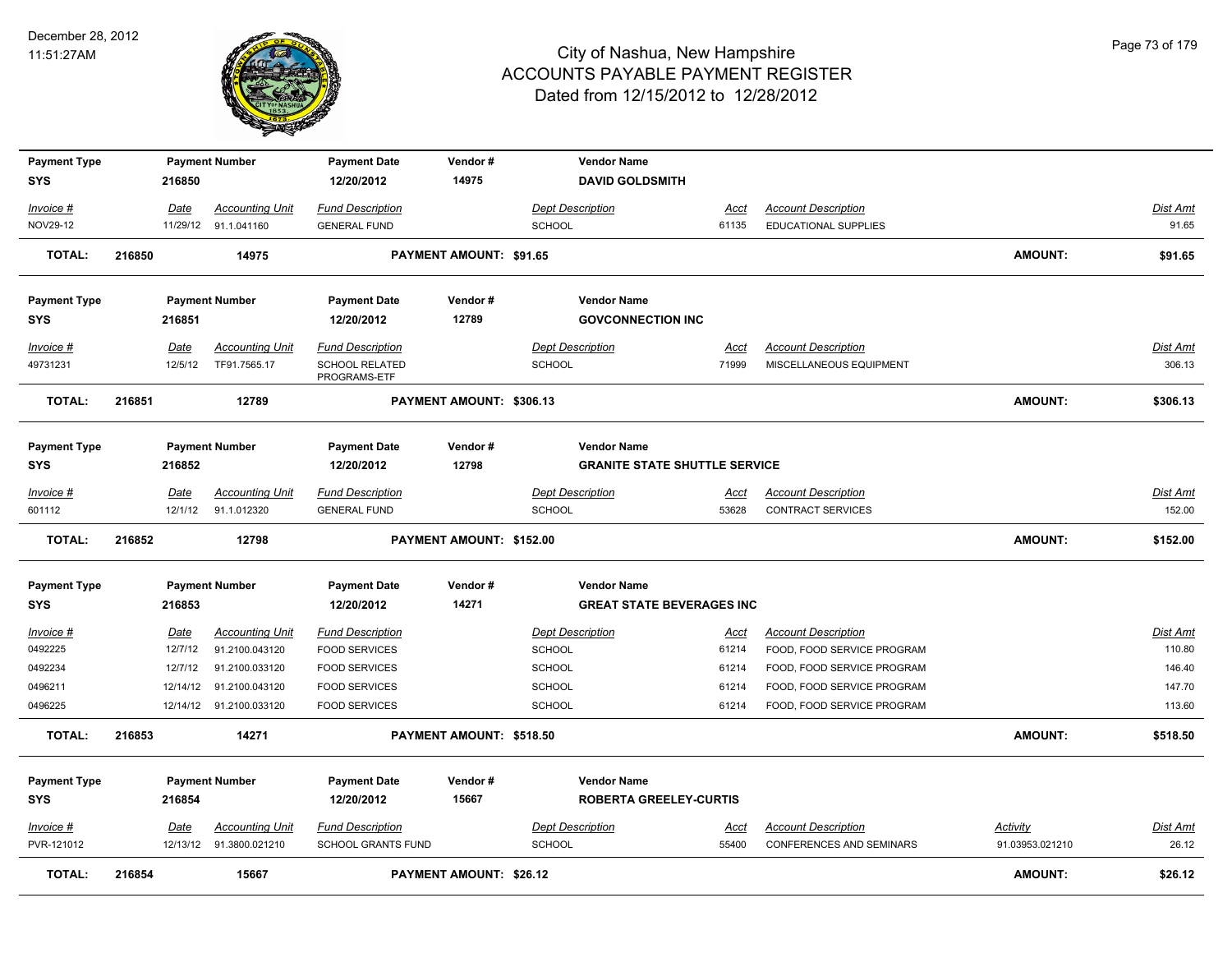# City of Nashua, New Hampshire
## ACCOUNTS PAYABLE PAYMENT REGISTER
### Dated from 12/15/2012 to 12/28/2012

December 28, 2012
11:51:27AM

| Payment Type | Payment Number | Payment Date | Vendor # | Vendor Name |
|---|---|---|---|---|
| SYS | 216850 | 12/20/2012 | 14975 | DAVID GOLDSMITH |

| Invoice # | Date | Accounting Unit | Fund Description | Dept Description | Acct | Account Description | Dist Amt |
|---|---|---|---|---|---|---|---|
| NOV29-12 | 11/29/12 | 91.1.041160 | GENERAL FUND | SCHOOL | 61135 | EDUCATIONAL SUPPLIES | 91.65 |

**TOTAL: 216850 14975 PAYMENT AMOUNT: $91.65 AMOUNT: $91.65**

| Payment Type | Payment Number | Payment Date | Vendor # | Vendor Name |
|---|---|---|---|---|
| SYS | 216851 | 12/20/2012 | 12789 | GOVCONNECTION INC |

| Invoice # | Date | Accounting Unit | Fund Description | Dept Description | Acct | Account Description | Dist Amt |
|---|---|---|---|---|---|---|---|
| 49731231 | 12/5/12 | TF91.7565.17 | SCHOOL RELATED PROGRAMS-ETF | SCHOOL | 71999 | MISCELLANEOUS EQUIPMENT | 306.13 |

**TOTAL: 216851 12789 PAYMENT AMOUNT: $306.13 AMOUNT: $306.13**

| Payment Type | Payment Number | Payment Date | Vendor # | Vendor Name |
|---|---|---|---|---|
| SYS | 216852 | 12/20/2012 | 12798 | GRANITE STATE SHUTTLE SERVICE |

| Invoice # | Date | Accounting Unit | Fund Description | Dept Description | Acct | Account Description | Dist Amt |
|---|---|---|---|---|---|---|---|
| 601112 | 12/1/12 | 91.1.012320 | GENERAL FUND | SCHOOL | 53628 | CONTRACT SERVICES | 152.00 |

**TOTAL: 216852 12798 PAYMENT AMOUNT: $152.00 AMOUNT: $152.00**

| Payment Type | Payment Number | Payment Date | Vendor # | Vendor Name |
|---|---|---|---|---|
| SYS | 216853 | 12/20/2012 | 14271 | GREAT STATE BEVERAGES INC |

| Invoice # | Date | Accounting Unit | Fund Description | Dept Description | Acct | Account Description | Dist Amt |
|---|---|---|---|---|---|---|---|
| 0492225 | 12/7/12 | 91.2100.043120 | FOOD SERVICES | SCHOOL | 61214 | FOOD, FOOD SERVICE PROGRAM | 110.80 |
| 0492234 | 12/7/12 | 91.2100.033120 | FOOD SERVICES | SCHOOL | 61214 | FOOD, FOOD SERVICE PROGRAM | 146.40 |
| 0496211 | 12/14/12 | 91.2100.043120 | FOOD SERVICES | SCHOOL | 61214 | FOOD, FOOD SERVICE PROGRAM | 147.70 |
| 0496225 | 12/14/12 | 91.2100.033120 | FOOD SERVICES | SCHOOL | 61214 | FOOD, FOOD SERVICE PROGRAM | 113.60 |

**TOTAL: 216853 14271 PAYMENT AMOUNT: $518.50 AMOUNT: $518.50**

| Payment Type | Payment Number | Payment Date | Vendor # | Vendor Name |
|---|---|---|---|---|
| SYS | 216854 | 12/20/2012 | 15667 | ROBERTA GREELEY-CURTIS |

| Invoice # | Date | Accounting Unit | Fund Description | Dept Description | Acct | Account Description | Activity | Dist Amt |
|---|---|---|---|---|---|---|---|---|
| PVR-121012 | 12/13/12 | 91.3800.021210 | SCHOOL GRANTS FUND | SCHOOL | 55400 | CONFERENCES AND SEMINARS | 91.03953.021210 | 26.12 |

**TOTAL: 216854 15667 PAYMENT AMOUNT: $26.12 AMOUNT: $26.12**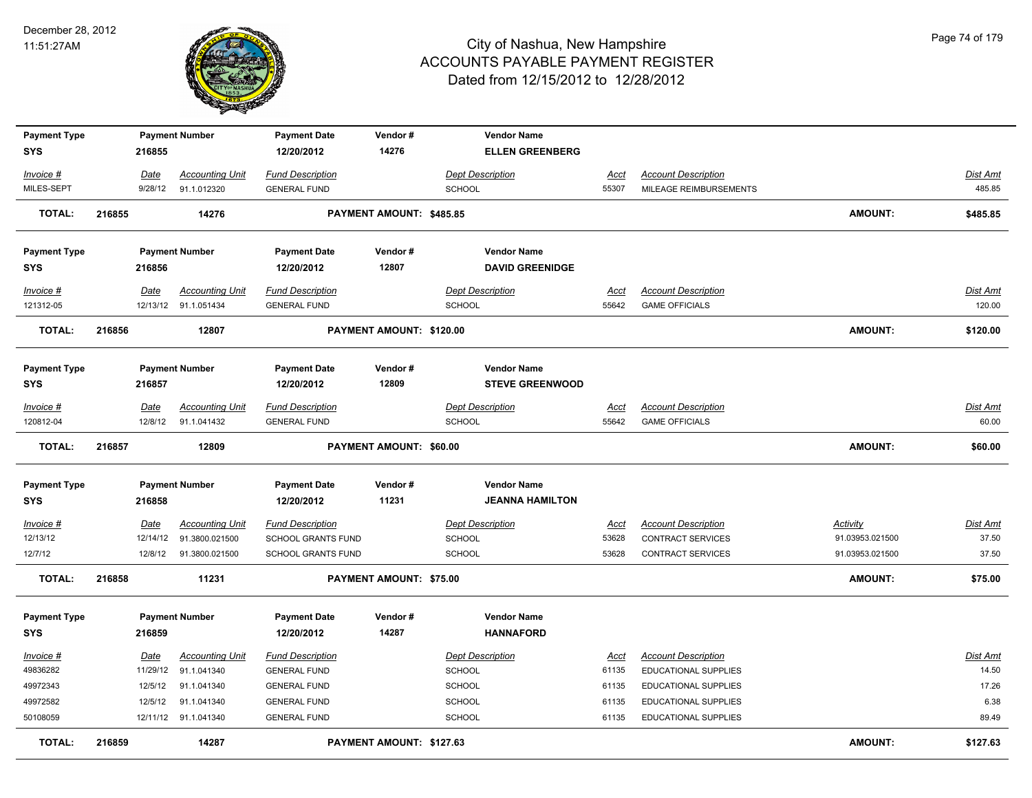# City of Nashua, New Hampshire
## ACCOUNTS PAYABLE PAYMENT REGISTER
### Dated from 12/15/2012 to 12/28/2012

December 28, 2012
11:51:27AM

| Payment Type | Payment Number | Payment Date | Vendor # | Vendor Name | | | |
|---|---|---|---|---|---|---|---|
| SYS | 216855 | 12/20/2012 | 14276 | ELLEN GREENBERG | | | |
| **Invoice #** | **Date** | **Accounting Unit** | **Fund Description** | **Dept Description** | **Acct** | **Account Description** | **Dist Amt** |
| MILES-SEPT | 9/28/12 | 91.1.012320 | GENERAL FUND | SCHOOL | 55307 | MILEAGE REIMBURSEMENTS | 485.85 |
| **TOTAL: 216855** | | **14276** | | **PAYMENT AMOUNT: $485.85** | | **AMOUNT:** | **$485.85** |

| Payment Type | Payment Number | Payment Date | Vendor # | Vendor Name | | | |
|---|---|---|---|---|---|---|---|
| SYS | 216856 | 12/20/2012 | 12807 | DAVID GREENIDGE | | | |
| **Invoice #** | **Date** | **Accounting Unit** | **Fund Description** | **Dept Description** | **Acct** | **Account Description** | **Dist Amt** |
| 121312-05 | 12/13/12 | 91.1.051434 | GENERAL FUND | SCHOOL | 55642 | GAME OFFICIALS | 120.00 |
| **TOTAL: 216856** | | **12807** | | **PAYMENT AMOUNT: $120.00** | | **AMOUNT:** | **$120.00** |

| Payment Type | Payment Number | Payment Date | Vendor # | Vendor Name | | | |
|---|---|---|---|---|---|---|---|
| SYS | 216857 | 12/20/2012 | 12809 | STEVE GREENWOOD | | | |
| **Invoice #** | **Date** | **Accounting Unit** | **Fund Description** | **Dept Description** | **Acct** | **Account Description** | **Dist Amt** |
| 120812-04 | 12/8/12 | 91.1.041432 | GENERAL FUND | SCHOOL | 55642 | GAME OFFICIALS | 60.00 |
| **TOTAL: 216857** | | **12809** | | **PAYMENT AMOUNT: $60.00** | | **AMOUNT:** | **$60.00** |

| Payment Type | Payment Number | Payment Date | Vendor # | Vendor Name | | | | |
|---|---|---|---|---|---|---|---|---|
| SYS | 216858 | 12/20/2012 | 11231 | JEANNA HAMILTON | | | | |
| **Invoice #** | **Date** | **Accounting Unit** | **Fund Description** | **Dept Description** | **Acct** | **Account Description** | **Activity** | **Dist Amt** |
| 12/13/12 | 12/14/12 | 91.3800.021500 | SCHOOL GRANTS FUND | SCHOOL | 53628 | CONTRACT SERVICES | 91.03953.021500 | 37.50 |
| 12/7/12 | 12/8/12 | 91.3800.021500 | SCHOOL GRANTS FUND | SCHOOL | 53628 | CONTRACT SERVICES | 91.03953.021500 | 37.50 |
| **TOTAL: 216858** | | **11231** | | **PAYMENT AMOUNT: $75.00** | | | **AMOUNT:** | **$75.00** |

| Payment Type | Payment Number | Payment Date | Vendor # | Vendor Name | | | |
|---|---|---|---|---|---|---|---|
| SYS | 216859 | 12/20/2012 | 14287 | HANNAFORD | | | |
| **Invoice #** | **Date** | **Accounting Unit** | **Fund Description** | **Dept Description** | **Acct** | **Account Description** | **Dist Amt** |
| 49836282 | 11/29/12 | 91.1.041340 | GENERAL FUND | SCHOOL | 61135 | EDUCATIONAL SUPPLIES | 14.50 |
| 49972343 | 12/5/12 | 91.1.041340 | GENERAL FUND | SCHOOL | 61135 | EDUCATIONAL SUPPLIES | 17.26 |
| 49972582 | 12/5/12 | 91.1.041340 | GENERAL FUND | SCHOOL | 61135 | EDUCATIONAL SUPPLIES | 6.38 |
| 50108059 | 12/11/12 | 91.1.041340 | GENERAL FUND | SCHOOL | 61135 | EDUCATIONAL SUPPLIES | 89.49 |
| **TOTAL: 216859** | | **14287** | | **PAYMENT AMOUNT: $127.63** | | **AMOUNT:** | **$127.63** |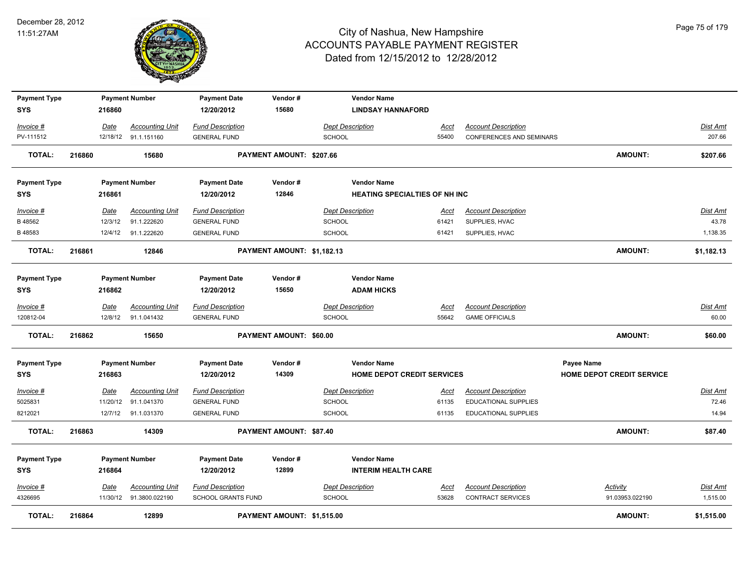# City of Nashua, New Hampshire
## ACCOUNTS PAYABLE PAYMENT REGISTER
### Dated from 12/15/2012 to 12/28/2012

December 28, 2012
11:51:27AM

| Payment Type | Payment Number | Payment Date | Vendor # | Vendor Name |
|---|---|---|---|---|
| SYS | 216860 | 12/20/2012 | 15680 | LINDSAY HANNAFORD |

| Invoice # | Date | Accounting Unit | Fund Description | Dept Description | Acct | Account Description | Dist Amt |
|---|---|---|---|---|---|---|---|
| PV-111512 | 12/18/12 | 91.1.151160 | GENERAL FUND | SCHOOL | 55400 | CONFERENCES AND SEMINARS | 207.66 |

**TOTAL: 216860 15680 PAYMENT AMOUNT: $207.66 AMOUNT: $207.66**

| Payment Type | Payment Number | Payment Date | Vendor # | Vendor Name |
|---|---|---|---|---|
| SYS | 216861 | 12/20/2012 | 12846 | HEATING SPECIALTIES OF NH INC |

| Invoice # | Date | Accounting Unit | Fund Description | Dept Description | Acct | Account Description | Dist Amt |
|---|---|---|---|---|---|---|---|
| B 48562 | 12/3/12 | 91.1.222620 | GENERAL FUND | SCHOOL | 61421 | SUPPLIES, HVAC | 43.78 |
| B 48583 | 12/4/12 | 91.1.222620 | GENERAL FUND | SCHOOL | 61421 | SUPPLIES, HVAC | 1,138.35 |

**TOTAL: 216861 12846 PAYMENT AMOUNT: $1,182.13 AMOUNT: $1,182.13**

| Payment Type | Payment Number | Payment Date | Vendor # | Vendor Name |
|---|---|---|---|---|
| SYS | 216862 | 12/20/2012 | 15650 | ADAM HICKS |

| Invoice # | Date | Accounting Unit | Fund Description | Dept Description | Acct | Account Description | Dist Amt |
|---|---|---|---|---|---|---|---|
| 120812-04 | 12/8/12 | 91.1.041432 | GENERAL FUND | SCHOOL | 55642 | GAME OFFICIALS | 60.00 |

**TOTAL: 216862 15650 PAYMENT AMOUNT: $60.00 AMOUNT: $60.00**

| Payment Type | Payment Number | Payment Date | Vendor # | Vendor Name | Payee Name |
|---|---|---|---|---|---|
| SYS | 216863 | 12/20/2012 | 14309 | HOME DEPOT CREDIT SERVICES | HOME DEPOT CREDIT SERVICE |

| Invoice # | Date | Accounting Unit | Fund Description | Dept Description | Acct | Account Description | Dist Amt |
|---|---|---|---|---|---|---|---|
| 5025831 | 11/20/12 | 91.1.041370 | GENERAL FUND | SCHOOL | 61135 | EDUCATIONAL SUPPLIES | 72.46 |
| 8212021 | 12/7/12 | 91.1.031370 | GENERAL FUND | SCHOOL | 61135 | EDUCATIONAL SUPPLIES | 14.94 |

**TOTAL: 216863 14309 PAYMENT AMOUNT: $87.40 AMOUNT: $87.40**

| Payment Type | Payment Number | Payment Date | Vendor # | Vendor Name |
|---|---|---|---|---|
| SYS | 216864 | 12/20/2012 | 12899 | INTERIM HEALTH CARE |

| Invoice # | Date | Accounting Unit | Fund Description | Dept Description | Acct | Account Description | Activity | Dist Amt |
|---|---|---|---|---|---|---|---|---|
| 4326695 | 11/30/12 | 91.3800.022190 | SCHOOL GRANTS FUND | SCHOOL | 53628 | CONTRACT SERVICES | 91.03953.022190 | 1,515.00 |

**TOTAL: 216864 12899 PAYMENT AMOUNT: $1,515.00 AMOUNT: $1,515.00**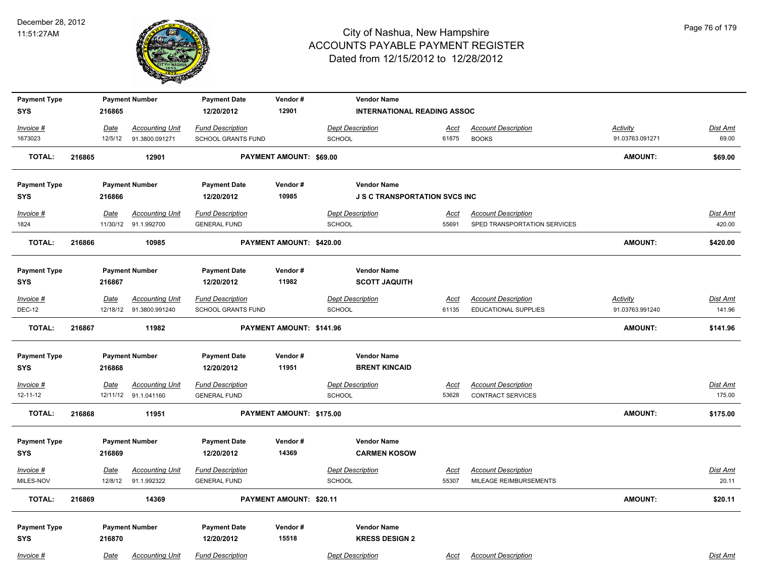# City of Nashua, New Hampshire
## ACCOUNTS PAYABLE PAYMENT REGISTER
### Dated from 12/15/2012 to 12/28/2012

December 28, 2012
11:51:27AM

| Payment Type | Payment Number | Payment Date | Vendor # | Vendor Name |
|---|---|---|---|---|
| SYS | 216865 | 12/20/2012 | 12901 | INTERNATIONAL READING ASSOC |

| Invoice # | Date | Accounting Unit | Fund Description | Dept Description | Acct | Account Description | Activity | Dist Amt |
|---|---|---|---|---|---|---|---|---|
| 1673023 | 12/5/12 | 91.3800.091271 | SCHOOL GRANTS FUND | SCHOOL | 61875 | BOOKS | 91.03763.091271 | 69.00 |

**TOTAL:** 216865 | 12901 | **PAYMENT AMOUNT: $69.00** | **AMOUNT: $69.00**

| Payment Type | Payment Number | Payment Date | Vendor # | Vendor Name |
|---|---|---|---|---|
| SYS | 216866 | 12/20/2012 | 10985 | J S C TRANSPORTATION SVCS INC |

| Invoice # | Date | Accounting Unit | Fund Description | Dept Description | Acct | Account Description | Dist Amt |
|---|---|---|---|---|---|---|---|
| 1824 | 11/30/12 | 91.1.992700 | GENERAL FUND | SCHOOL | 55691 | SPED TRANSPORTATION SERVICES | 420.00 |

**TOTAL:** 216866 | 10985 | **PAYMENT AMOUNT: $420.00** | **AMOUNT: $420.00**

| Payment Type | Payment Number | Payment Date | Vendor # | Vendor Name |
|---|---|---|---|---|
| SYS | 216867 | 12/20/2012 | 11982 | SCOTT JAQUITH |

| Invoice # | Date | Accounting Unit | Fund Description | Dept Description | Acct | Account Description | Activity | Dist Amt |
|---|---|---|---|---|---|---|---|---|
| DEC-12 | 12/18/12 | 91.3800.991240 | SCHOOL GRANTS FUND | SCHOOL | 61135 | EDUCATIONAL SUPPLIES | 91.03763.991240 | 141.96 |

**TOTAL:** 216867 | 11982 | **PAYMENT AMOUNT: $141.96** | **AMOUNT: $141.96**

| Payment Type | Payment Number | Payment Date | Vendor # | Vendor Name |
|---|---|---|---|---|
| SYS | 216868 | 12/20/2012 | 11951 | BRENT KINCAID |

| Invoice # | Date | Accounting Unit | Fund Description | Dept Description | Acct | Account Description | Dist Amt |
|---|---|---|---|---|---|---|---|
| 12-11-12 | 12/11/12 | 91.1.041160 | GENERAL FUND | SCHOOL | 53628 | CONTRACT SERVICES | 175.00 |

**TOTAL:** 216868 | 11951 | **PAYMENT AMOUNT: $175.00** | **AMOUNT: $175.00**

| Payment Type | Payment Number | Payment Date | Vendor # | Vendor Name |
|---|---|---|---|---|
| SYS | 216869 | 12/20/2012 | 14369 | CARMEN KOSOW |

| Invoice # | Date | Accounting Unit | Fund Description | Dept Description | Acct | Account Description | Dist Amt |
|---|---|---|---|---|---|---|---|
| MILES-NOV | 12/8/12 | 91.1.992322 | GENERAL FUND | SCHOOL | 55307 | MILEAGE REIMBURSEMENTS | 20.11 |

**TOTAL:** 216869 | 14369 | **PAYMENT AMOUNT: $20.11** | **AMOUNT: $20.11**

| Payment Type | Payment Number | Payment Date | Vendor # | Vendor Name |
|---|---|---|---|---|
| SYS | 216870 | 12/20/2012 | 15518 | KRESS DESIGN 2 |

| Invoice # | Date | Accounting Unit | Fund Description | Dept Description | Acct | Account Description | Dist Amt |
|---|---|---|---|---|---|---|---|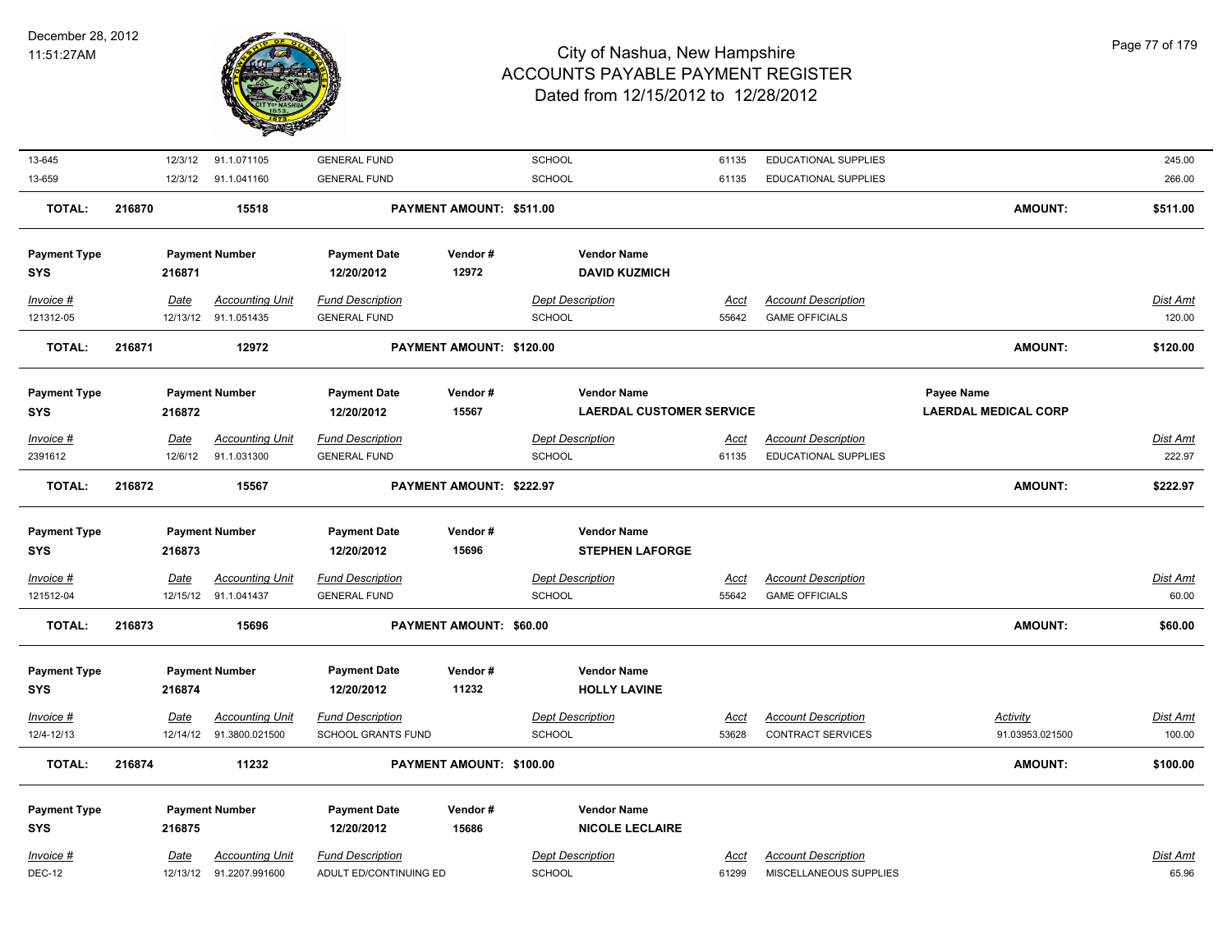# City of Nashua, New Hampshire
## ACCOUNTS PAYABLE PAYMENT REGISTER
### Dated from 12/15/2012 to 12/28/2012

December 28, 2012
11:51:27AM

| Invoice # | Date | Accounting Unit | Fund Description | Dept Description | Acct | Account Description | Dist Amt |
|---|---|---|---|---|---|---|---|
| 13-645 | 12/3/12 | 91.1.071105 | GENERAL FUND | SCHOOL | 61135 | EDUCATIONAL SUPPLIES | 245.00 |
| 13-659 | 12/3/12 | 91.1.041160 | GENERAL FUND | SCHOOL | 61135 | EDUCATIONAL SUPPLIES | 266.00 |

**TOTAL: 216870 15518 PAYMENT AMOUNT: $511.00 AMOUNT: $511.00**

---

| Payment Type | Payment Number | Payment Date | Vendor # | Vendor Name |
|---|---|---|---|---|
| SYS | 216871 | 12/20/2012 | 12972 | DAVID KUZMICH |

| Invoice # | Date | Accounting Unit | Fund Description | Dept Description | Acct | Account Description | Dist Amt |
|---|---|---|---|---|---|---|---|
| 121312-05 | 12/13/12 | 91.1.051435 | GENERAL FUND | SCHOOL | 55642 | GAME OFFICIALS | 120.00 |

**TOTAL: 216871 12972 PAYMENT AMOUNT: $120.00 AMOUNT: $120.00**

---

| Payment Type | Payment Number | Payment Date | Vendor # | Vendor Name | Payee Name |
|---|---|---|---|---|---|
| SYS | 216872 | 12/20/2012 | 15567 | LAERDAL CUSTOMER SERVICE | LAERDAL MEDICAL CORP |

| Invoice # | Date | Accounting Unit | Fund Description | Dept Description | Acct | Account Description | Dist Amt |
|---|---|---|---|---|---|---|---|
| 2391612 | 12/6/12 | 91.1.031300 | GENERAL FUND | SCHOOL | 61135 | EDUCATIONAL SUPPLIES | 222.97 |

**TOTAL: 216872 15567 PAYMENT AMOUNT: $222.97 AMOUNT: $222.97**

---

| Payment Type | Payment Number | Payment Date | Vendor # | Vendor Name |
|---|---|---|---|---|
| SYS | 216873 | 12/20/2012 | 15696 | STEPHEN LAFORGE |

| Invoice # | Date | Accounting Unit | Fund Description | Dept Description | Acct | Account Description | Dist Amt |
|---|---|---|---|---|---|---|---|
| 121512-04 | 12/15/12 | 91.1.041437 | GENERAL FUND | SCHOOL | 55642 | GAME OFFICIALS | 60.00 |

**TOTAL: 216873 15696 PAYMENT AMOUNT: $60.00 AMOUNT: $60.00**

---

| Payment Type | Payment Number | Payment Date | Vendor # | Vendor Name |
|---|---|---|---|---|
| SYS | 216874 | 12/20/2012 | 11232 | HOLLY LAVINE |

| Invoice # | Date | Accounting Unit | Fund Description | Dept Description | Acct | Account Description | Activity | Dist Amt |
|---|---|---|---|---|---|---|---|---|
| 12/4-12/13 | 12/14/12 | 91.3800.021500 | SCHOOL GRANTS FUND | SCHOOL | 53628 | CONTRACT SERVICES | 91.03953.021500 | 100.00 |

**TOTAL: 216874 11232 PAYMENT AMOUNT: $100.00 AMOUNT: $100.00**

---

| Payment Type | Payment Number | Payment Date | Vendor # | Vendor Name |
|---|---|---|---|---|
| SYS | 216875 | 12/20/2012 | 15686 | NICOLE LECLAIRE |

| Invoice # | Date | Accounting Unit | Fund Description | Dept Description | Acct | Account Description | Dist Amt |
|---|---|---|---|---|---|---|---|
| DEC-12 | 12/13/12 | 91.2207.991600 | ADULT ED/CONTINUING ED | SCHOOL | 61299 | MISCELLANEOUS SUPPLIES | 65.96 |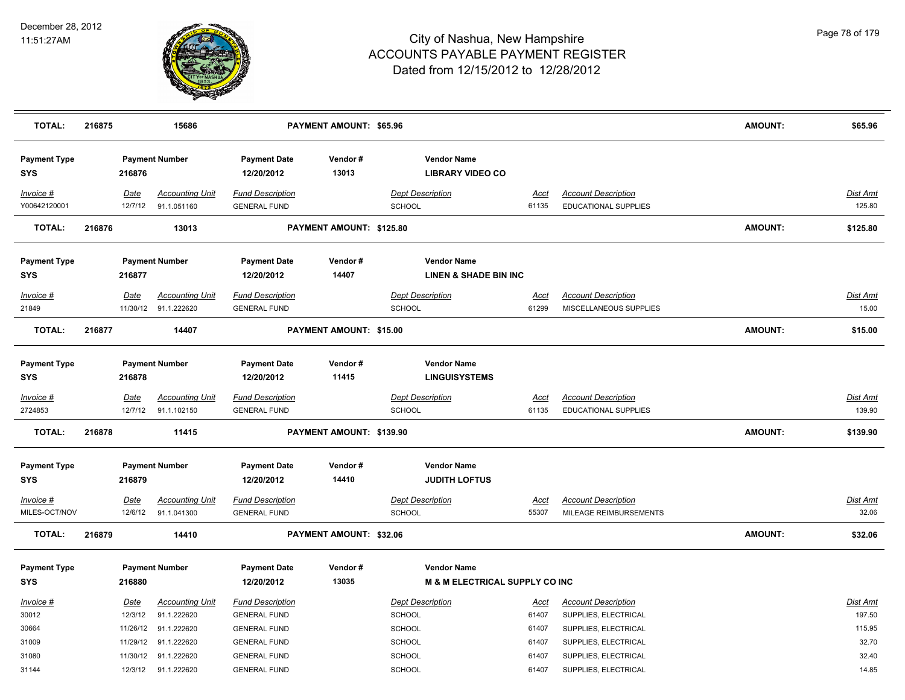| TOTAL: | 216875 | 15686 | PAYMENT AMOUNT: $65.96 | AMOUNT: | $65.96 |
|---|---|---|---|---|---|

| Payment Type | Payment Number | Payment Date | Vendor # | Vendor Name |
|---|---|---|---|---|
| SYS | 216876 | 12/20/2012 | 13013 | LIBRARY VIDEO CO |

| Invoice # | Date | Accounting Unit | Fund Description | Dept Description | Acct | Account Description | Dist Amt |
|---|---|---|---|---|---|---|---|
| Y00642120001 | 12/7/12 | 91.1.051160 | GENERAL FUND | SCHOOL | 61135 | EDUCATIONAL SUPPLIES | 125.80 |

| TOTAL: | 216876 | 13013 | PAYMENT AMOUNT: $125.80 | AMOUNT: | $125.80 |
|---|---|---|---|---|---|

| Payment Type | Payment Number | Payment Date | Vendor # | Vendor Name |
|---|---|---|---|---|
| SYS | 216877 | 12/20/2012 | 14407 | LINEN & SHADE BIN INC |

| Invoice # | Date | Accounting Unit | Fund Description | Dept Description | Acct | Account Description | Dist Amt |
|---|---|---|---|---|---|---|---|
| 21849 | 11/30/12 | 91.1.222620 | GENERAL FUND | SCHOOL | 61299 | MISCELLANEOUS SUPPLIES | 15.00 |

| TOTAL: | 216877 | 14407 | PAYMENT AMOUNT: $15.00 | AMOUNT: | $15.00 |
|---|---|---|---|---|---|

| Payment Type | Payment Number | Payment Date | Vendor # | Vendor Name |
|---|---|---|---|---|
| SYS | 216878 | 12/20/2012 | 11415 | LINGUISYSTEMS |

| Invoice # | Date | Accounting Unit | Fund Description | Dept Description | Acct | Account Description | Dist Amt |
|---|---|---|---|---|---|---|---|
| 2724853 | 12/7/12 | 91.1.102150 | GENERAL FUND | SCHOOL | 61135 | EDUCATIONAL SUPPLIES | 139.90 |

| TOTAL: | 216878 | 11415 | PAYMENT AMOUNT: $139.90 | AMOUNT: | $139.90 |
|---|---|---|---|---|---|

| Payment Type | Payment Number | Payment Date | Vendor # | Vendor Name |
|---|---|---|---|---|
| SYS | 216879 | 12/20/2012 | 14410 | JUDITH LOFTUS |

| Invoice # | Date | Accounting Unit | Fund Description | Dept Description | Acct | Account Description | Dist Amt |
|---|---|---|---|---|---|---|---|
| MILES-OCT/NOV | 12/6/12 | 91.1.041300 | GENERAL FUND | SCHOOL | 55307 | MILEAGE REIMBURSEMENTS | 32.06 |

| TOTAL: | 216879 | 14410 | PAYMENT AMOUNT: $32.06 | AMOUNT: | $32.06 |
|---|---|---|---|---|---|

| Payment Type | Payment Number | Payment Date | Vendor # | Vendor Name |
|---|---|---|---|---|
| SYS | 216880 | 12/20/2012 | 13035 | M & M ELECTRICAL SUPPLY CO INC |

| Invoice # | Date | Accounting Unit | Fund Description | Dept Description | Acct | Account Description | Dist Amt |
|---|---|---|---|---|---|---|---|
| 30012 | 12/3/12 | 91.1.222620 | GENERAL FUND | SCHOOL | 61407 | SUPPLIES, ELECTRICAL | 197.50 |
| 30664 | 11/26/12 | 91.1.222620 | GENERAL FUND | SCHOOL | 61407 | SUPPLIES, ELECTRICAL | 115.95 |
| 31009 | 11/29/12 | 91.1.222620 | GENERAL FUND | SCHOOL | 61407 | SUPPLIES, ELECTRICAL | 32.70 |
| 31080 | 11/30/12 | 91.1.222620 | GENERAL FUND | SCHOOL | 61407 | SUPPLIES, ELECTRICAL | 32.40 |
| 31144 | 12/3/12 | 91.1.222620 | GENERAL FUND | SCHOOL | 61407 | SUPPLIES, ELECTRICAL | 14.85 |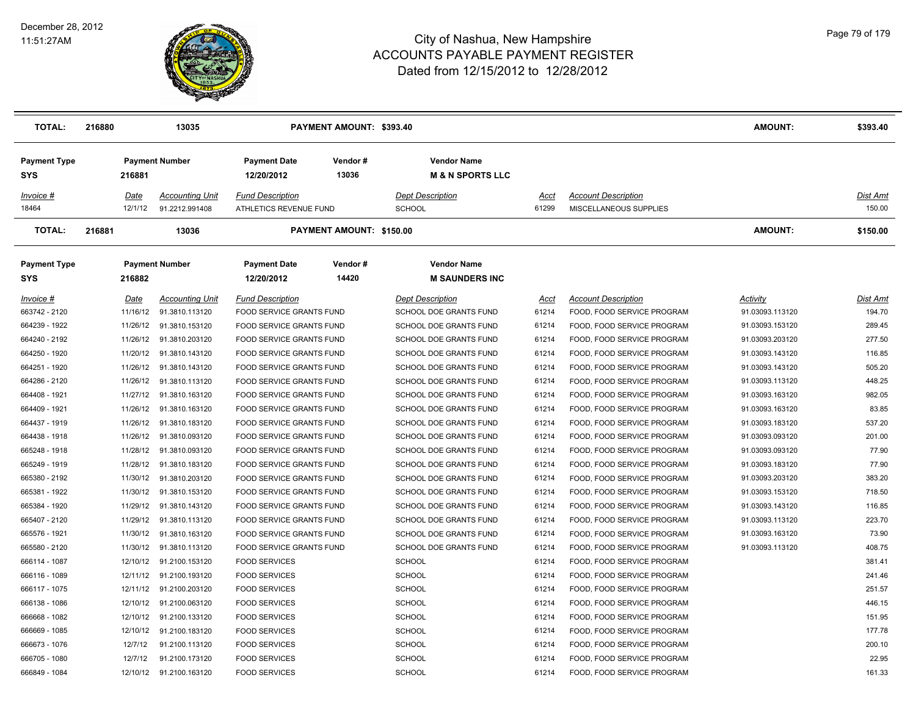| TOTAL: | 216880 | 13035 | PAYMENT AMOUNT: $393.40 | | | | AMOUNT: | $393.40 |
|---|---|---|---|---|---|---|---|---|

| Payment Type | Payment Number | | Payment Date | Vendor # | Vendor Name | | | |
|---|---|---|---|---|---|---|---|---|
| SYS | 216881 | | 12/20/2012 | 13036 | M & N SPORTS LLC | | | |
| *Invoice #* | *Date* | *Accounting Unit* | *Fund Description* | | *Dept Description* | *Acct* | *Account Description* | *Dist Amt* |
| 18464 | 12/1/12 | 91.2212.991408 | ATHLETICS REVENUE FUND | | SCHOOL | 61299 | MISCELLANEOUS SUPPLIES | 150.00 |
| **TOTAL:** | **216881** | **13036** | **PAYMENT AMOUNT: $150.00** | | | | **AMOUNT:** | **$150.00** |

| Payment Type | Payment Number | | Payment Date | Vendor # | Vendor Name | | | | |
|---|---|---|---|---|---|---|---|---|---|
| SYS | 216882 | | 12/20/2012 | 14420 | M SAUNDERS INC | | | | |
| *Invoice #* | *Date* | *Accounting Unit* | *Fund Description* | | *Dept Description* | *Acct* | *Account Description* | *Activity* | *Dist Amt* |
| 663742 - 2120 | 11/16/12 | 91.3810.113120 | FOOD SERVICE GRANTS FUND | | SCHOOL DOE GRANTS FUND | 61214 | FOOD, FOOD SERVICE PROGRAM | 91.03093.113120 | 194.70 |
| 664239 - 1922 | 11/26/12 | 91.3810.153120 | FOOD SERVICE GRANTS FUND | | SCHOOL DOE GRANTS FUND | 61214 | FOOD, FOOD SERVICE PROGRAM | 91.03093.153120 | 289.45 |
| 664240 - 2192 | 11/26/12 | 91.3810.203120 | FOOD SERVICE GRANTS FUND | | SCHOOL DOE GRANTS FUND | 61214 | FOOD, FOOD SERVICE PROGRAM | 91.03093.203120 | 277.50 |
| 664250 - 1920 | 11/20/12 | 91.3810.143120 | FOOD SERVICE GRANTS FUND | | SCHOOL DOE GRANTS FUND | 61214 | FOOD, FOOD SERVICE PROGRAM | 91.03093.143120 | 116.85 |
| 664251 - 1920 | 11/26/12 | 91.3810.143120 | FOOD SERVICE GRANTS FUND | | SCHOOL DOE GRANTS FUND | 61214 | FOOD, FOOD SERVICE PROGRAM | 91.03093.143120 | 505.20 |
| 664286 - 2120 | 11/26/12 | 91.3810.113120 | FOOD SERVICE GRANTS FUND | | SCHOOL DOE GRANTS FUND | 61214 | FOOD, FOOD SERVICE PROGRAM | 91.03093.113120 | 448.25 |
| 664408 - 1921 | 11/27/12 | 91.3810.163120 | FOOD SERVICE GRANTS FUND | | SCHOOL DOE GRANTS FUND | 61214 | FOOD, FOOD SERVICE PROGRAM | 91.03093.163120 | 982.05 |
| 664409 - 1921 | 11/26/12 | 91.3810.163120 | FOOD SERVICE GRANTS FUND | | SCHOOL DOE GRANTS FUND | 61214 | FOOD, FOOD SERVICE PROGRAM | 91.03093.163120 | 83.85 |
| 664437 - 1919 | 11/26/12 | 91.3810.183120 | FOOD SERVICE GRANTS FUND | | SCHOOL DOE GRANTS FUND | 61214 | FOOD, FOOD SERVICE PROGRAM | 91.03093.183120 | 537.20 |
| 664438 - 1918 | 11/26/12 | 91.3810.093120 | FOOD SERVICE GRANTS FUND | | SCHOOL DOE GRANTS FUND | 61214 | FOOD, FOOD SERVICE PROGRAM | 91.03093.093120 | 201.00 |
| 665248 - 1918 | 11/28/12 | 91.3810.093120 | FOOD SERVICE GRANTS FUND | | SCHOOL DOE GRANTS FUND | 61214 | FOOD, FOOD SERVICE PROGRAM | 91.03093.093120 | 77.90 |
| 665249 - 1919 | 11/28/12 | 91.3810.183120 | FOOD SERVICE GRANTS FUND | | SCHOOL DOE GRANTS FUND | 61214 | FOOD, FOOD SERVICE PROGRAM | 91.03093.183120 | 77.90 |
| 665380 - 2192 | 11/30/12 | 91.3810.203120 | FOOD SERVICE GRANTS FUND | | SCHOOL DOE GRANTS FUND | 61214 | FOOD, FOOD SERVICE PROGRAM | 91.03093.203120 | 383.20 |
| 665381 - 1922 | 11/30/12 | 91.3810.153120 | FOOD SERVICE GRANTS FUND | | SCHOOL DOE GRANTS FUND | 61214 | FOOD, FOOD SERVICE PROGRAM | 91.03093.153120 | 718.50 |
| 665384 - 1920 | 11/29/12 | 91.3810.143120 | FOOD SERVICE GRANTS FUND | | SCHOOL DOE GRANTS FUND | 61214 | FOOD, FOOD SERVICE PROGRAM | 91.03093.143120 | 116.85 |
| 665407 - 2120 | 11/29/12 | 91.3810.113120 | FOOD SERVICE GRANTS FUND | | SCHOOL DOE GRANTS FUND | 61214 | FOOD, FOOD SERVICE PROGRAM | 91.03093.113120 | 223.70 |
| 665576 - 1921 | 11/30/12 | 91.3810.163120 | FOOD SERVICE GRANTS FUND | | SCHOOL DOE GRANTS FUND | 61214 | FOOD, FOOD SERVICE PROGRAM | 91.03093.163120 | 73.90 |
| 665580 - 2120 | 11/30/12 | 91.3810.113120 | FOOD SERVICE GRANTS FUND | | SCHOOL DOE GRANTS FUND | 61214 | FOOD, FOOD SERVICE PROGRAM | 91.03093.113120 | 408.75 |
| 666114 - 1087 | 12/10/12 | 91.2100.153120 | FOOD SERVICES | | SCHOOL | 61214 | FOOD, FOOD SERVICE PROGRAM | | 381.41 |
| 666116 - 1089 | 12/11/12 | 91.2100.193120 | FOOD SERVICES | | SCHOOL | 61214 | FOOD, FOOD SERVICE PROGRAM | | 241.46 |
| 666117 - 1075 | 12/11/12 | 91.2100.203120 | FOOD SERVICES | | SCHOOL | 61214 | FOOD, FOOD SERVICE PROGRAM | | 251.57 |
| 666138 - 1086 | 12/10/12 | 91.2100.063120 | FOOD SERVICES | | SCHOOL | 61214 | FOOD, FOOD SERVICE PROGRAM | | 446.15 |
| 666668 - 1082 | 12/10/12 | 91.2100.133120 | FOOD SERVICES | | SCHOOL | 61214 | FOOD, FOOD SERVICE PROGRAM | | 151.95 |
| 666669 - 1085 | 12/10/12 | 91.2100.183120 | FOOD SERVICES | | SCHOOL | 61214 | FOOD, FOOD SERVICE PROGRAM | | 177.78 |
| 666673 - 1076 | 12/7/12 | 91.2100.113120 | FOOD SERVICES | | SCHOOL | 61214 | FOOD, FOOD SERVICE PROGRAM | | 200.10 |
| 666705 - 1080 | 12/7/12 | 91.2100.173120 | FOOD SERVICES | | SCHOOL | 61214 | FOOD, FOOD SERVICE PROGRAM | | 22.95 |
| 666849 - 1084 | 12/10/12 | 91.2100.163120 | FOOD SERVICES | | SCHOOL | 61214 | FOOD, FOOD SERVICE PROGRAM | | 161.33 |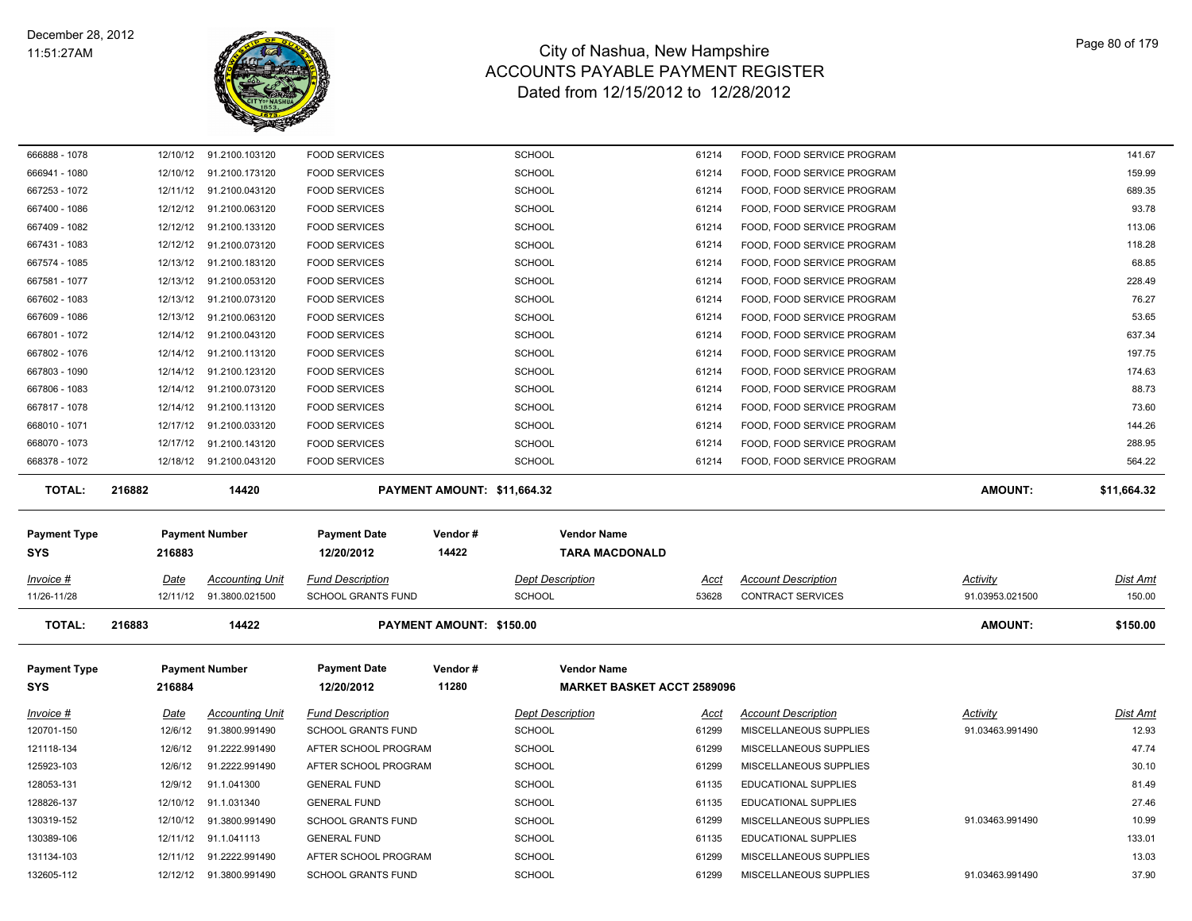# City of Nashua, New Hampshire
## ACCOUNTS PAYABLE PAYMENT REGISTER
### Dated from 12/15/2012 to 12/28/2012

December 28, 2012
11:51:27AM

| Invoice # | Date | Accounting Unit | Fund Description | Dept Description | Acct | Account Description | Activity | Dist Amt |
|---|---|---|---|---|---|---|---|---|
| 666888 - 1078 | 12/10/12 | 91.2100.103120 | FOOD SERVICES | SCHOOL | 61214 | FOOD, FOOD SERVICE PROGRAM | | 141.67 |
| 666941 - 1080 | 12/10/12 | 91.2100.173120 | FOOD SERVICES | SCHOOL | 61214 | FOOD, FOOD SERVICE PROGRAM | | 159.99 |
| 667253 - 1072 | 12/11/12 | 91.2100.043120 | FOOD SERVICES | SCHOOL | 61214 | FOOD, FOOD SERVICE PROGRAM | | 689.35 |
| 667400 - 1086 | 12/12/12 | 91.2100.063120 | FOOD SERVICES | SCHOOL | 61214 | FOOD, FOOD SERVICE PROGRAM | | 93.78 |
| 667409 - 1082 | 12/12/12 | 91.2100.133120 | FOOD SERVICES | SCHOOL | 61214 | FOOD, FOOD SERVICE PROGRAM | | 113.06 |
| 667431 - 1083 | 12/12/12 | 91.2100.073120 | FOOD SERVICES | SCHOOL | 61214 | FOOD, FOOD SERVICE PROGRAM | | 118.28 |
| 667574 - 1085 | 12/13/12 | 91.2100.183120 | FOOD SERVICES | SCHOOL | 61214 | FOOD, FOOD SERVICE PROGRAM | | 68.85 |
| 667581 - 1077 | 12/13/12 | 91.2100.053120 | FOOD SERVICES | SCHOOL | 61214 | FOOD, FOOD SERVICE PROGRAM | | 228.49 |
| 667602 - 1083 | 12/13/12 | 91.2100.073120 | FOOD SERVICES | SCHOOL | 61214 | FOOD, FOOD SERVICE PROGRAM | | 76.27 |
| 667609 - 1086 | 12/13/12 | 91.2100.063120 | FOOD SERVICES | SCHOOL | 61214 | FOOD, FOOD SERVICE PROGRAM | | 53.65 |
| 667801 - 1072 | 12/14/12 | 91.2100.043120 | FOOD SERVICES | SCHOOL | 61214 | FOOD, FOOD SERVICE PROGRAM | | 637.34 |
| 667802 - 1076 | 12/14/12 | 91.2100.113120 | FOOD SERVICES | SCHOOL | 61214 | FOOD, FOOD SERVICE PROGRAM | | 197.75 |
| 667803 - 1090 | 12/14/12 | 91.2100.123120 | FOOD SERVICES | SCHOOL | 61214 | FOOD, FOOD SERVICE PROGRAM | | 174.63 |
| 667806 - 1083 | 12/14/12 | 91.2100.073120 | FOOD SERVICES | SCHOOL | 61214 | FOOD, FOOD SERVICE PROGRAM | | 88.73 |
| 667817 - 1078 | 12/14/12 | 91.2100.113120 | FOOD SERVICES | SCHOOL | 61214 | FOOD, FOOD SERVICE PROGRAM | | 73.60 |
| 668010 - 1071 | 12/17/12 | 91.2100.033120 | FOOD SERVICES | SCHOOL | 61214 | FOOD, FOOD SERVICE PROGRAM | | 144.26 |
| 668070 - 1073 | 12/17/12 | 91.2100.143120 | FOOD SERVICES | SCHOOL | 61214 | FOOD, FOOD SERVICE PROGRAM | | 288.95 |
| 668378 - 1072 | 12/18/12 | 91.2100.043120 | FOOD SERVICES | SCHOOL | 61214 | FOOD, FOOD SERVICE PROGRAM | | 564.22 |

**TOTAL:** 216882 | 14420 | **PAYMENT AMOUNT: $11,664.32** | **AMOUNT: $11,664.32**

| Payment Type | Payment Number | Payment Date | Vendor # | Vendor Name |
|---|---|---|---|---|
| SYS | 216883 | 12/20/2012 | 14422 | TARA MACDONALD |

| Invoice # | Date | Accounting Unit | Fund Description | Dept Description | Acct | Account Description | Activity | Dist Amt |
|---|---|---|---|---|---|---|---|---|
| 11/26-11/28 | 12/11/12 | 91.3800.021500 | SCHOOL GRANTS FUND | SCHOOL | 53628 | CONTRACT SERVICES | 91.03953.021500 | 150.00 |

**TOTAL:** 216883 | 14422 | **PAYMENT AMOUNT: $150.00** | **AMOUNT: $150.00**

| Payment Type | Payment Number | Payment Date | Vendor # | Vendor Name |
|---|---|---|---|---|
| SYS | 216884 | 12/20/2012 | 11280 | MARKET BASKET ACCT 2589096 |

| Invoice # | Date | Accounting Unit | Fund Description | Dept Description | Acct | Account Description | Activity | Dist Amt |
|---|---|---|---|---|---|---|---|---|
| 120701-150 | 12/6/12 | 91.3800.991490 | SCHOOL GRANTS FUND | SCHOOL | 61299 | MISCELLANEOUS SUPPLIES | 91.03463.991490 | 12.93 |
| 121118-134 | 12/6/12 | 91.2222.991490 | AFTER SCHOOL PROGRAM | SCHOOL | 61299 | MISCELLANEOUS SUPPLIES | | 47.74 |
| 125923-103 | 12/6/12 | 91.2222.991490 | AFTER SCHOOL PROGRAM | SCHOOL | 61299 | MISCELLANEOUS SUPPLIES | | 30.10 |
| 128053-131 | 12/9/12 | 91.1.041300 | GENERAL FUND | SCHOOL | 61135 | EDUCATIONAL SUPPLIES | | 81.49 |
| 128826-137 | 12/10/12 | 91.1.031340 | GENERAL FUND | SCHOOL | 61135 | EDUCATIONAL SUPPLIES | | 27.46 |
| 130319-152 | 12/10/12 | 91.3800.991490 | SCHOOL GRANTS FUND | SCHOOL | 61299 | MISCELLANEOUS SUPPLIES | 91.03463.991490 | 10.99 |
| 130389-106 | 12/11/12 | 91.1.041113 | GENERAL FUND | SCHOOL | 61135 | EDUCATIONAL SUPPLIES | | 133.01 |
| 131134-103 | 12/11/12 | 91.2222.991490 | AFTER SCHOOL PROGRAM | SCHOOL | 61299 | MISCELLANEOUS SUPPLIES | | 13.03 |
| 132605-112 | 12/12/12 | 91.3800.991490 | SCHOOL GRANTS FUND | SCHOOL | 61299 | MISCELLANEOUS SUPPLIES | 91.03463.991490 | 37.90 |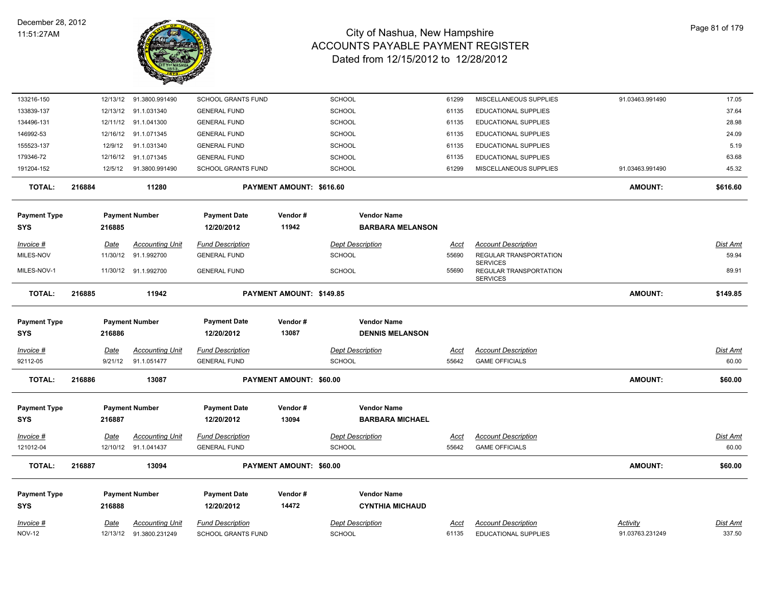# City of Nashua, New Hampshire
## ACCOUNTS PAYABLE PAYMENT REGISTER
### Dated from 12/15/2012 to 12/28/2012

December 28, 2012
11:51:27AM

| Invoice # | Date | Accounting Unit | Fund Description | Dept Description | Acct | Account Description | Activity | Dist Amt |
|---|---|---|---|---|---|---|---|---|
| 133216-150 | 12/13/12 | 91.3800.991490 | SCHOOL GRANTS FUND | SCHOOL | 61299 | MISCELLANEOUS SUPPLIES | 91.03463.991490 | 17.05 |
| 133839-137 | 12/13/12 | 91.1.031340 | GENERAL FUND | SCHOOL | 61135 | EDUCATIONAL SUPPLIES | | 37.64 |
| 134496-131 | 12/11/12 | 91.1.041300 | GENERAL FUND | SCHOOL | 61135 | EDUCATIONAL SUPPLIES | | 28.98 |
| 146992-53 | 12/16/12 | 91.1.071345 | GENERAL FUND | SCHOOL | 61135 | EDUCATIONAL SUPPLIES | | 24.09 |
| 155523-137 | 12/9/12 | 91.1.031340 | GENERAL FUND | SCHOOL | 61135 | EDUCATIONAL SUPPLIES | | 5.19 |
| 179346-72 | 12/16/12 | 91.1.071345 | GENERAL FUND | SCHOOL | 61135 | EDUCATIONAL SUPPLIES | | 63.68 |
| 191204-152 | 12/5/12 | 91.3800.991490 | SCHOOL GRANTS FUND | SCHOOL | 61299 | MISCELLANEOUS SUPPLIES | 91.03463.991490 | 45.32 |

**TOTAL: 216884 — 11280 — PAYMENT AMOUNT: $616.60 — AMOUNT: $616.60**

| Payment Type | Payment Number | Payment Date | Vendor # | Vendor Name |
|---|---|---|---|---|
| SYS | 216885 | 12/20/2012 | 11942 | BARBARA MELANSON |

| Invoice # | Date | Accounting Unit | Fund Description | Dept Description | Acct | Account Description | Dist Amt |
|---|---|---|---|---|---|---|---|
| MILES-NOV | 11/30/12 | 91.1.992700 | GENERAL FUND | SCHOOL | 55690 | REGULAR TRANSPORTATION SERVICES | 59.94 |
| MILES-NOV-1 | 11/30/12 | 91.1.992700 | GENERAL FUND | SCHOOL | 55690 | REGULAR TRANSPORTATION SERVICES | 89.91 |

**TOTAL: 216885 — 11942 — PAYMENT AMOUNT: $149.85 — AMOUNT: $149.85**

| Payment Type | Payment Number | Payment Date | Vendor # | Vendor Name |
|---|---|---|---|---|
| SYS | 216886 | 12/20/2012 | 13087 | DENNIS MELANSON |

| Invoice # | Date | Accounting Unit | Fund Description | Dept Description | Acct | Account Description | Dist Amt |
|---|---|---|---|---|---|---|---|
| 92112-05 | 9/21/12 | 91.1.051477 | GENERAL FUND | SCHOOL | 55642 | GAME OFFICIALS | 60.00 |

**TOTAL: 216886 — 13087 — PAYMENT AMOUNT: $60.00 — AMOUNT: $60.00**

| Payment Type | Payment Number | Payment Date | Vendor # | Vendor Name |
|---|---|---|---|---|
| SYS | 216887 | 12/20/2012 | 13094 | BARBARA MICHAEL |

| Invoice # | Date | Accounting Unit | Fund Description | Dept Description | Acct | Account Description | Dist Amt |
|---|---|---|---|---|---|---|---|
| 121012-04 | 12/10/12 | 91.1.041437 | GENERAL FUND | SCHOOL | 55642 | GAME OFFICIALS | 60.00 |

**TOTAL: 216887 — 13094 — PAYMENT AMOUNT: $60.00 — AMOUNT: $60.00**

| Payment Type | Payment Number | Payment Date | Vendor # | Vendor Name |
|---|---|---|---|---|
| SYS | 216888 | 12/20/2012 | 14472 | CYNTHIA MICHAUD |

| Invoice # | Date | Accounting Unit | Fund Description | Dept Description | Acct | Account Description | Activity | Dist Amt |
|---|---|---|---|---|---|---|---|---|
| NOV-12 | 12/13/12 | 91.3800.231249 | SCHOOL GRANTS FUND | SCHOOL | 61135 | EDUCATIONAL SUPPLIES | 91.03763.231249 | 337.50 |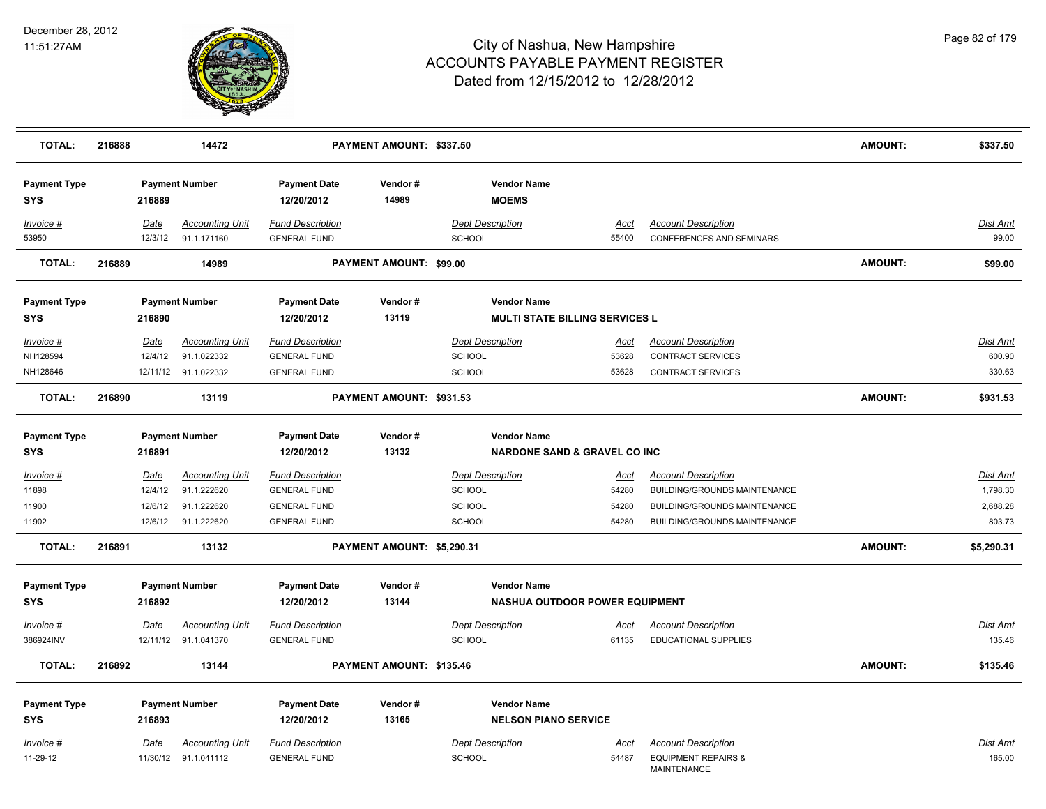| TOTAL: | 216888 | 14472 | PAYMENT AMOUNT: $337.50 | | | AMOUNT: | $337.50 |
|---|---|---|---|---|---|---|---|

| Payment Type | Payment Number | | Payment Date | Vendor # | Vendor Name | | | |
|---|---|---|---|---|---|---|---|---|
| SYS | 216889 | | 12/20/2012 | 14989 | MOEMS | | | |
| *Invoice #* | *Date* | *Accounting Unit* | *Fund Description* | | *Dept Description* | *Acct* | *Account Description* | *Dist Amt* |
| 53950 | 12/3/12 | 91.1.171160 | GENERAL FUND | | SCHOOL | 55400 | CONFERENCES AND SEMINARS | 99.00 |
| **TOTAL:** | **216889** | **14989** | **PAYMENT AMOUNT: $99.00** | | | | **AMOUNT:** | **$99.00** |

| Payment Type | Payment Number | | Payment Date | Vendor # | Vendor Name | | | |
|---|---|---|---|---|---|---|---|---|
| SYS | 216890 | | 12/20/2012 | 13119 | MULTI STATE BILLING SERVICES L | | | |
| *Invoice #* | *Date* | *Accounting Unit* | *Fund Description* | | *Dept Description* | *Acct* | *Account Description* | *Dist Amt* |
| NH128594 | 12/4/12 | 91.1.022332 | GENERAL FUND | | SCHOOL | 53628 | CONTRACT SERVICES | 600.90 |
| NH128646 | 12/11/12 | 91.1.022332 | GENERAL FUND | | SCHOOL | 53628 | CONTRACT SERVICES | 330.63 |
| **TOTAL:** | **216890** | **13119** | **PAYMENT AMOUNT: $931.53** | | | | **AMOUNT:** | **$931.53** |

| Payment Type | Payment Number | | Payment Date | Vendor # | Vendor Name | | | |
|---|---|---|---|---|---|---|---|---|
| SYS | 216891 | | 12/20/2012 | 13132 | NARDONE SAND & GRAVEL CO INC | | | |
| *Invoice #* | *Date* | *Accounting Unit* | *Fund Description* | | *Dept Description* | *Acct* | *Account Description* | *Dist Amt* |
| 11898 | 12/4/12 | 91.1.222620 | GENERAL FUND | | SCHOOL | 54280 | BUILDING/GROUNDS MAINTENANCE | 1,798.30 |
| 11900 | 12/6/12 | 91.1.222620 | GENERAL FUND | | SCHOOL | 54280 | BUILDING/GROUNDS MAINTENANCE | 2,688.28 |
| 11902 | 12/6/12 | 91.1.222620 | GENERAL FUND | | SCHOOL | 54280 | BUILDING/GROUNDS MAINTENANCE | 803.73 |
| **TOTAL:** | **216891** | **13132** | **PAYMENT AMOUNT: $5,290.31** | | | | **AMOUNT:** | **$5,290.31** |

| Payment Type | Payment Number | | Payment Date | Vendor # | Vendor Name | | | |
|---|---|---|---|---|---|---|---|---|
| SYS | 216892 | | 12/20/2012 | 13144 | NASHUA OUTDOOR POWER EQUIPMENT | | | |
| *Invoice #* | *Date* | *Accounting Unit* | *Fund Description* | | *Dept Description* | *Acct* | *Account Description* | *Dist Amt* |
| 386924INV | 12/11/12 | 91.1.041370 | GENERAL FUND | | SCHOOL | 61135 | EDUCATIONAL SUPPLIES | 135.46 |
| **TOTAL:** | **216892** | **13144** | **PAYMENT AMOUNT: $135.46** | | | | **AMOUNT:** | **$135.46** |

| Payment Type | Payment Number | | Payment Date | Vendor # | Vendor Name | | | |
|---|---|---|---|---|---|---|---|---|
| SYS | 216893 | | 12/20/2012 | 13165 | NELSON PIANO SERVICE | | | |
| *Invoice #* | *Date* | *Accounting Unit* | *Fund Description* | | *Dept Description* | *Acct* | *Account Description* | *Dist Amt* |
| 11-29-12 | 11/30/12 | 91.1.041112 | GENERAL FUND | | SCHOOL | 54487 | EQUIPMENT REPAIRS & MAINTENANCE | 165.00 |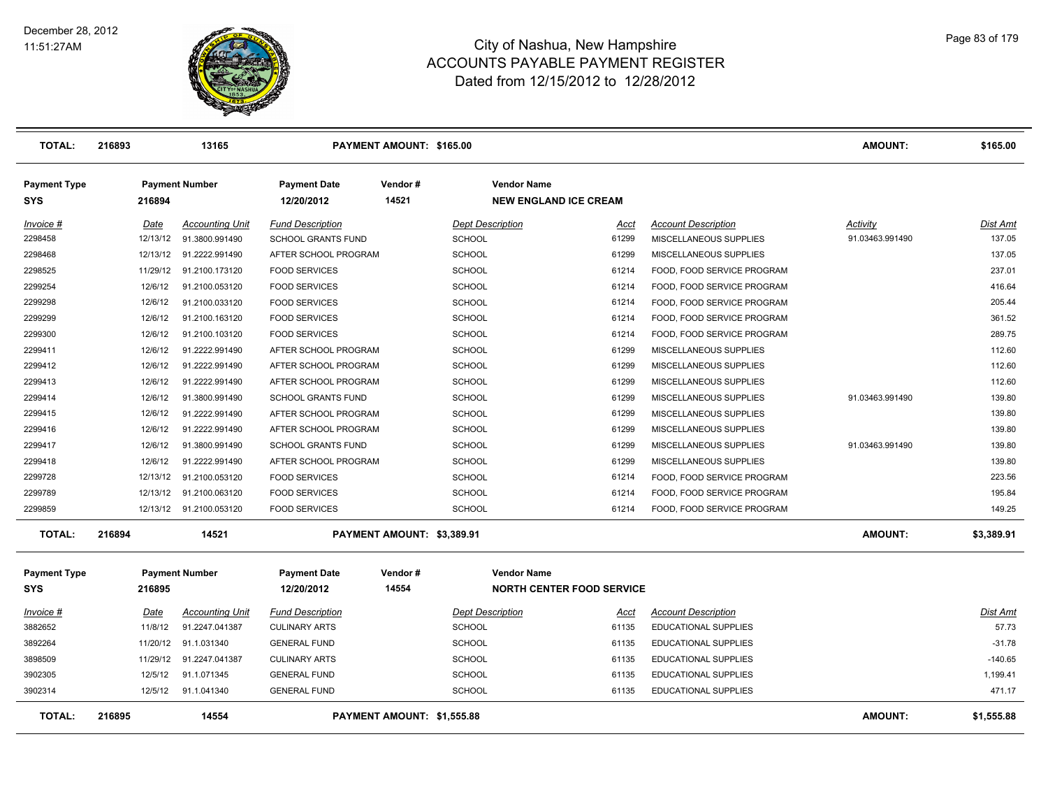# City of Nashua, New Hampshire
## ACCOUNTS PAYABLE PAYMENT REGISTER
### Dated from 12/15/2012 to 12/28/2012

December 28, 2012
11:51:27AM

| TOTAL: | 216893 | 13165 | PAYMENT AMOUNT: $165.00 | AMOUNT: | $165.00 |
|---|---|---|---|---|---|

| Payment Type | Payment Number | Payment Date | Vendor # | Vendor Name |
|---|---|---|---|---|
| SYS | 216894 | 12/20/2012 | 14521 | NEW ENGLAND ICE CREAM |

| Invoice # | Date | Accounting Unit | Fund Description | Dept Description | Acct | Account Description | Activity | Dist Amt |
|---|---|---|---|---|---|---|---|---|
| 2298458 | 12/13/12 | 91.3800.991490 | SCHOOL GRANTS FUND | SCHOOL | 61299 | MISCELLANEOUS SUPPLIES | 91.03463.991490 | 137.05 |
| 2298468 | 12/13/12 | 91.2222.991490 | AFTER SCHOOL PROGRAM | SCHOOL | 61299 | MISCELLANEOUS SUPPLIES | | 137.05 |
| 2298525 | 11/29/12 | 91.2100.173120 | FOOD SERVICES | SCHOOL | 61214 | FOOD, FOOD SERVICE PROGRAM | | 237.01 |
| 2299254 | 12/6/12 | 91.2100.053120 | FOOD SERVICES | SCHOOL | 61214 | FOOD, FOOD SERVICE PROGRAM | | 416.64 |
| 2299298 | 12/6/12 | 91.2100.033120 | FOOD SERVICES | SCHOOL | 61214 | FOOD, FOOD SERVICE PROGRAM | | 205.44 |
| 2299299 | 12/6/12 | 91.2100.163120 | FOOD SERVICES | SCHOOL | 61214 | FOOD, FOOD SERVICE PROGRAM | | 361.52 |
| 2299300 | 12/6/12 | 91.2100.103120 | FOOD SERVICES | SCHOOL | 61214 | FOOD, FOOD SERVICE PROGRAM | | 289.75 |
| 2299411 | 12/6/12 | 91.2222.991490 | AFTER SCHOOL PROGRAM | SCHOOL | 61299 | MISCELLANEOUS SUPPLIES | | 112.60 |
| 2299412 | 12/6/12 | 91.2222.991490 | AFTER SCHOOL PROGRAM | SCHOOL | 61299 | MISCELLANEOUS SUPPLIES | | 112.60 |
| 2299413 | 12/6/12 | 91.2222.991490 | AFTER SCHOOL PROGRAM | SCHOOL | 61299 | MISCELLANEOUS SUPPLIES | | 112.60 |
| 2299414 | 12/6/12 | 91.3800.991490 | SCHOOL GRANTS FUND | SCHOOL | 61299 | MISCELLANEOUS SUPPLIES | 91.03463.991490 | 139.80 |
| 2299415 | 12/6/12 | 91.2222.991490 | AFTER SCHOOL PROGRAM | SCHOOL | 61299 | MISCELLANEOUS SUPPLIES | | 139.80 |
| 2299416 | 12/6/12 | 91.2222.991490 | AFTER SCHOOL PROGRAM | SCHOOL | 61299 | MISCELLANEOUS SUPPLIES | | 139.80 |
| 2299417 | 12/6/12 | 91.3800.991490 | SCHOOL GRANTS FUND | SCHOOL | 61299 | MISCELLANEOUS SUPPLIES | 91.03463.991490 | 139.80 |
| 2299418 | 12/6/12 | 91.2222.991490 | AFTER SCHOOL PROGRAM | SCHOOL | 61299 | MISCELLANEOUS SUPPLIES | | 139.80 |
| 2299728 | 12/13/12 | 91.2100.053120 | FOOD SERVICES | SCHOOL | 61214 | FOOD, FOOD SERVICE PROGRAM | | 223.56 |
| 2299789 | 12/13/12 | 91.2100.063120 | FOOD SERVICES | SCHOOL | 61214 | FOOD, FOOD SERVICE PROGRAM | | 195.84 |
| 2299859 | 12/13/12 | 91.2100.053120 | FOOD SERVICES | SCHOOL | 61214 | FOOD, FOOD SERVICE PROGRAM | | 149.25 |

| TOTAL: | 216894 | 14521 | PAYMENT AMOUNT: $3,389.91 | AMOUNT: | $3,389.91 |
|---|---|---|---|---|---|

| Payment Type | Payment Number | Payment Date | Vendor # | Vendor Name |
|---|---|---|---|---|
| SYS | 216895 | 12/20/2012 | 14554 | NORTH CENTER FOOD SERVICE |

| Invoice # | Date | Accounting Unit | Fund Description | Dept Description | Acct | Account Description | Dist Amt |
|---|---|---|---|---|---|---|---|
| 3882652 | 11/8/12 | 91.2247.041387 | CULINARY ARTS | SCHOOL | 61135 | EDUCATIONAL SUPPLIES | 57.73 |
| 3892264 | 11/20/12 | 91.1.031340 | GENERAL FUND | SCHOOL | 61135 | EDUCATIONAL SUPPLIES | -31.78 |
| 3898509 | 11/29/12 | 91.2247.041387 | CULINARY ARTS | SCHOOL | 61135 | EDUCATIONAL SUPPLIES | -140.65 |
| 3902305 | 12/5/12 | 91.1.071345 | GENERAL FUND | SCHOOL | 61135 | EDUCATIONAL SUPPLIES | 1,199.41 |
| 3902314 | 12/5/12 | 91.1.041340 | GENERAL FUND | SCHOOL | 61135 | EDUCATIONAL SUPPLIES | 471.17 |

| TOTAL: | 216895 | 14554 | PAYMENT AMOUNT: $1,555.88 | AMOUNT: | $1,555.88 |
|---|---|---|---|---|---|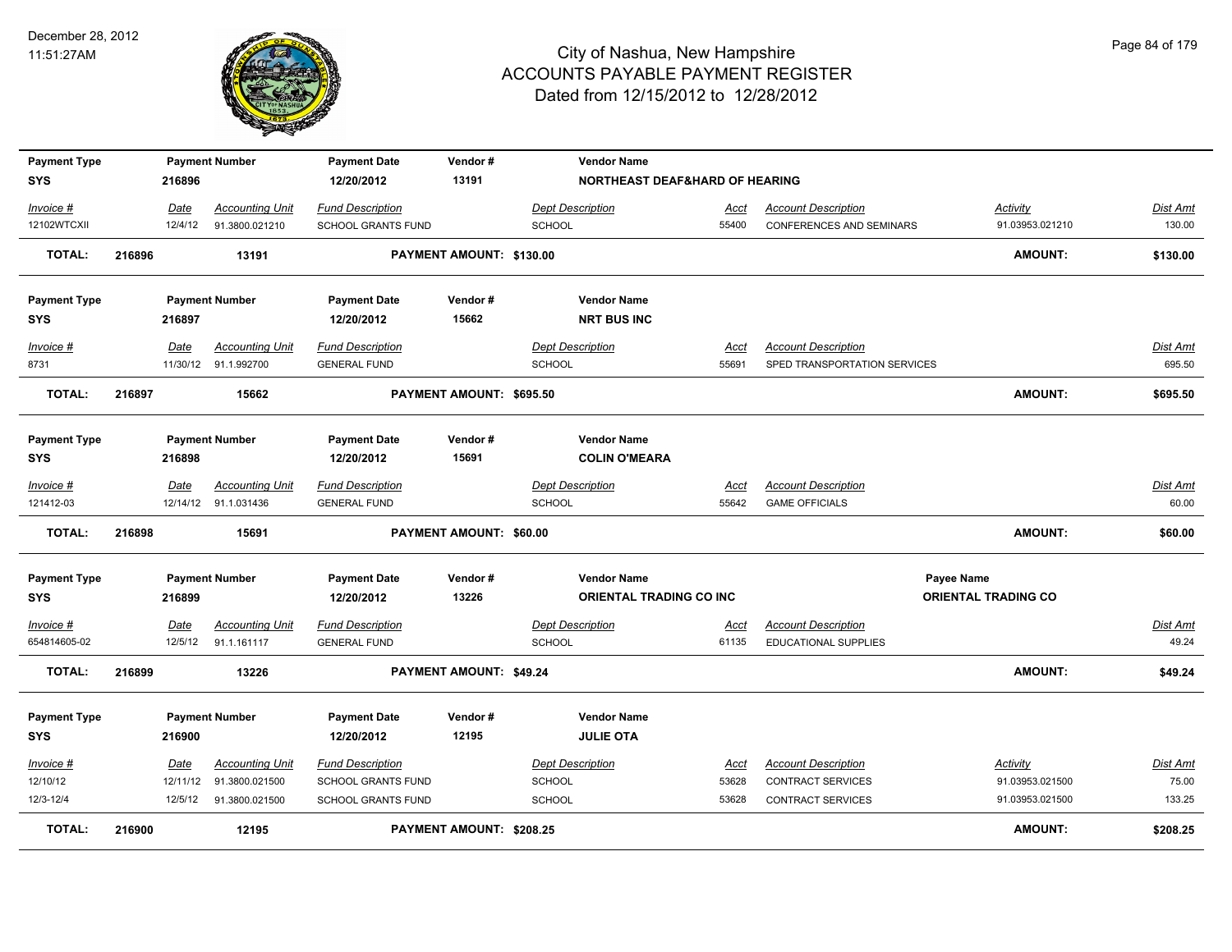# City of Nashua, New Hampshire
## ACCOUNTS PAYABLE PAYMENT REGISTER
### Dated from 12/15/2012 to 12/28/2012

December 28, 2012
11:51:27AM

| Payment Type | Payment Number | Payment Date | Vendor # | Vendor Name |
|---|---|---|---|---|
| SYS | 216896 | 12/20/2012 | 13191 | NORTHEAST DEAF&HARD OF HEARING |

| Invoice # | Date | Accounting Unit | Fund Description | Dept Description | Acct | Account Description | Activity | Dist Amt |
|---|---|---|---|---|---|---|---|---|
| 12102WTCXII | 12/4/12 | 91.3800.021210 | SCHOOL GRANTS FUND | SCHOOL | 55400 | CONFERENCES AND SEMINARS | 91.03953.021210 | 130.00 |

**TOTAL: 216896 13191 PAYMENT AMOUNT: $130.00 AMOUNT: $130.00**

| Payment Type | Payment Number | Payment Date | Vendor # | Vendor Name |
|---|---|---|---|---|
| SYS | 216897 | 12/20/2012 | 15662 | NRT BUS INC |

| Invoice # | Date | Accounting Unit | Fund Description | Dept Description | Acct | Account Description | Dist Amt |
|---|---|---|---|---|---|---|---|
| 8731 | 11/30/12 | 91.1.992700 | GENERAL FUND | SCHOOL | 55691 | SPED TRANSPORTATION SERVICES | 695.50 |

**TOTAL: 216897 15662 PAYMENT AMOUNT: $695.50 AMOUNT: $695.50**

| Payment Type | Payment Number | Payment Date | Vendor # | Vendor Name |
|---|---|---|---|---|
| SYS | 216898 | 12/20/2012 | 15691 | COLIN O'MEARA |

| Invoice # | Date | Accounting Unit | Fund Description | Dept Description | Acct | Account Description | Dist Amt |
|---|---|---|---|---|---|---|---|
| 121412-03 | 12/14/12 | 91.1.031436 | GENERAL FUND | SCHOOL | 55642 | GAME OFFICIALS | 60.00 |

**TOTAL: 216898 15691 PAYMENT AMOUNT: $60.00 AMOUNT: $60.00**

| Payment Type | Payment Number | Payment Date | Vendor # | Vendor Name | Payee Name |
|---|---|---|---|---|---|
| SYS | 216899 | 12/20/2012 | 13226 | ORIENTAL TRADING CO INC | ORIENTAL TRADING CO |

| Invoice # | Date | Accounting Unit | Fund Description | Dept Description | Acct | Account Description | Dist Amt |
|---|---|---|---|---|---|---|---|
| 654814605-02 | 12/5/12 | 91.1.161117 | GENERAL FUND | SCHOOL | 61135 | EDUCATIONAL SUPPLIES | 49.24 |

**TOTAL: 216899 13226 PAYMENT AMOUNT: $49.24 AMOUNT: $49.24**

| Payment Type | Payment Number | Payment Date | Vendor # | Vendor Name |
|---|---|---|---|---|
| SYS | 216900 | 12/20/2012 | 12195 | JULIE OTA |

| Invoice # | Date | Accounting Unit | Fund Description | Dept Description | Acct | Account Description | Activity | Dist Amt |
|---|---|---|---|---|---|---|---|---|
| 12/10/12 | 12/11/12 | 91.3800.021500 | SCHOOL GRANTS FUND | SCHOOL | 53628 | CONTRACT SERVICES | 91.03953.021500 | 75.00 |
| 12/3-12/4 | 12/5/12 | 91.3800.021500 | SCHOOL GRANTS FUND | SCHOOL | 53628 | CONTRACT SERVICES | 91.03953.021500 | 133.25 |

**TOTAL: 216900 12195 PAYMENT AMOUNT: $208.25 AMOUNT: $208.25**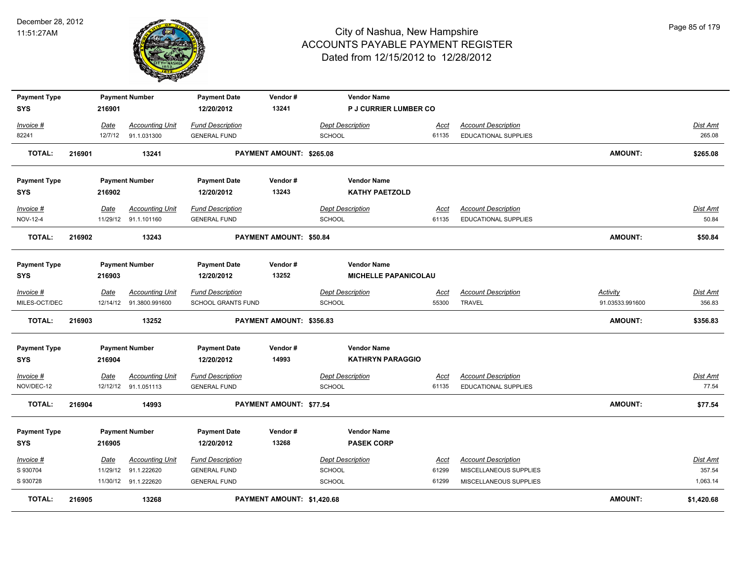# City of Nashua, New Hampshire
## ACCOUNTS PAYABLE PAYMENT REGISTER
### Dated from 12/15/2012 to 12/28/2012

December 28, 2012
11:51:27AM

| Payment Type | Payment Number | Payment Date | Vendor # | Vendor Name |
|---|---|---|---|---|
| SYS | 216901 | 12/20/2012 | 13241 | P J CURRIER LUMBER CO |

| Invoice # | Date | Accounting Unit | Fund Description | Dept Description | Acct | Account Description | Dist Amt |
|---|---|---|---|---|---|---|---|
| 82241 | 12/7/12 | 91.1.031300 | GENERAL FUND | SCHOOL | 61135 | EDUCATIONAL SUPPLIES | 265.08 |

**TOTAL: 216901 13241 PAYMENT AMOUNT: $265.08 AMOUNT: $265.08**

| Payment Type | Payment Number | Payment Date | Vendor # | Vendor Name |
|---|---|---|---|---|
| SYS | 216902 | 12/20/2012 | 13243 | KATHY PAETZOLD |

| Invoice # | Date | Accounting Unit | Fund Description | Dept Description | Acct | Account Description | Dist Amt |
|---|---|---|---|---|---|---|---|
| NOV-12-4 | 11/29/12 | 91.1.101160 | GENERAL FUND | SCHOOL | 61135 | EDUCATIONAL SUPPLIES | 50.84 |

**TOTAL: 216902 13243 PAYMENT AMOUNT: $50.84 AMOUNT: $50.84**

| Payment Type | Payment Number | Payment Date | Vendor # | Vendor Name |
|---|---|---|---|---|
| SYS | 216903 | 12/20/2012 | 13252 | MICHELLE PAPANICOLAU |

| Invoice # | Date | Accounting Unit | Fund Description | Dept Description | Acct | Account Description | Activity | Dist Amt |
|---|---|---|---|---|---|---|---|---|
| MILES-OCT/DEC | 12/14/12 | 91.3800.991600 | SCHOOL GRANTS FUND | SCHOOL | 55300 | TRAVEL | 91.03533.991600 | 356.83 |

**TOTAL: 216903 13252 PAYMENT AMOUNT: $356.83 AMOUNT: $356.83**

| Payment Type | Payment Number | Payment Date | Vendor # | Vendor Name |
|---|---|---|---|---|
| SYS | 216904 | 12/20/2012 | 14993 | KATHRYN PARAGGIO |

| Invoice # | Date | Accounting Unit | Fund Description | Dept Description | Acct | Account Description | Dist Amt |
|---|---|---|---|---|---|---|---|
| NOV/DEC-12 | 12/12/12 | 91.1.051113 | GENERAL FUND | SCHOOL | 61135 | EDUCATIONAL SUPPLIES | 77.54 |

**TOTAL: 216904 14993 PAYMENT AMOUNT: $77.54 AMOUNT: $77.54**

| Payment Type | Payment Number | Payment Date | Vendor # | Vendor Name |
|---|---|---|---|---|
| SYS | 216905 | 12/20/2012 | 13268 | PASEK CORP |

| Invoice # | Date | Accounting Unit | Fund Description | Dept Description | Acct | Account Description | Dist Amt |
|---|---|---|---|---|---|---|---|
| S 930704 | 11/29/12 | 91.1.222620 | GENERAL FUND | SCHOOL | 61299 | MISCELLANEOUS SUPPLIES | 357.54 |
| S 930728 | 11/30/12 | 91.1.222620 | GENERAL FUND | SCHOOL | 61299 | MISCELLANEOUS SUPPLIES | 1,063.14 |

**TOTAL: 216905 13268 PAYMENT AMOUNT: $1,420.68 AMOUNT: $1,420.68**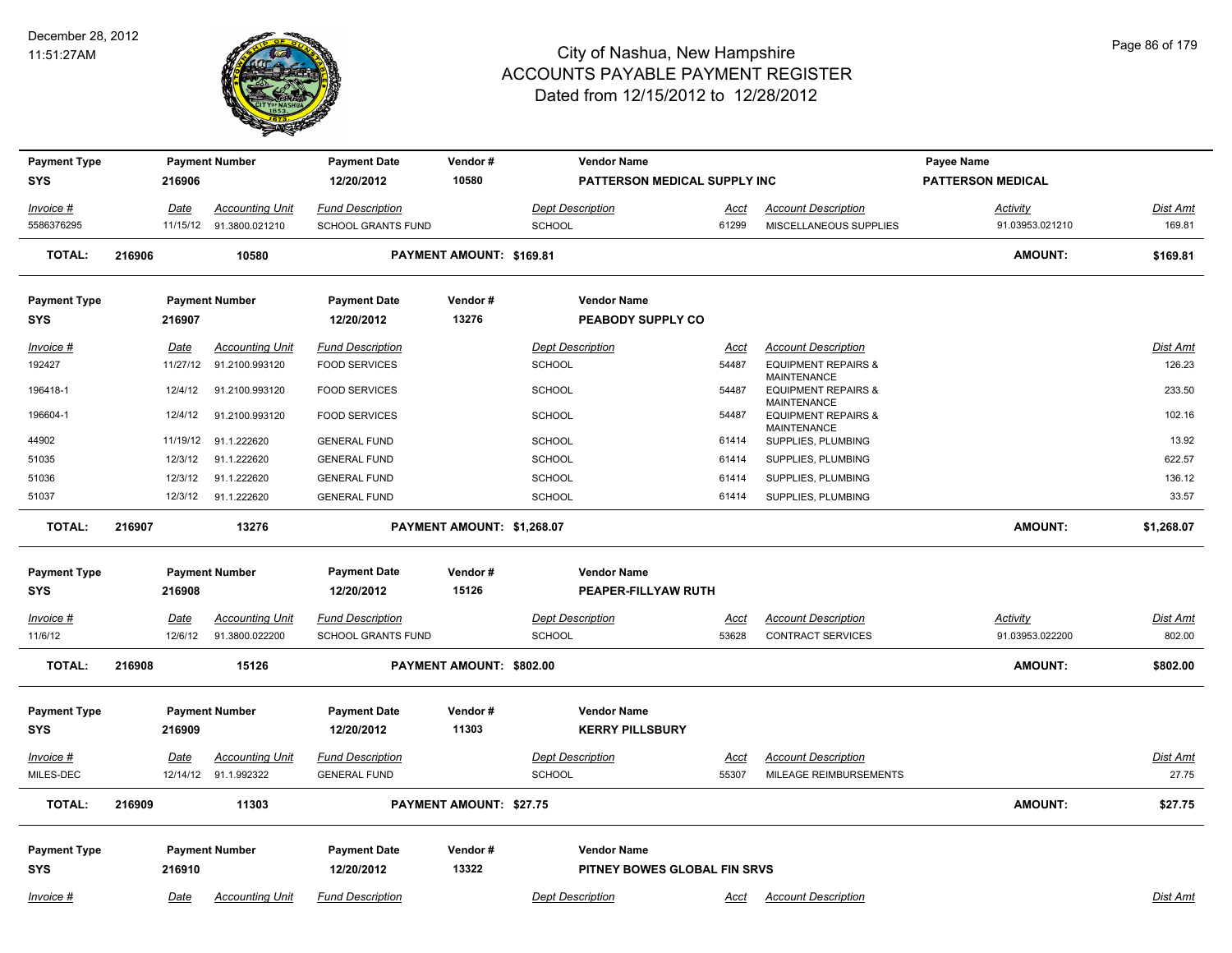# City of Nashua, New Hampshire
## ACCOUNTS PAYABLE PAYMENT REGISTER
### Dated from 12/15/2012 to 12/28/2012

December 28, 2012
11:51:27AM

| Payment Type | Payment Number | Payment Date | Vendor # | Vendor Name | Payee Name |
|---|---|---|---|---|---|
| SYS | 216906 | 12/20/2012 | 10580 | PATTERSON MEDICAL SUPPLY INC | PATTERSON MEDICAL |

| Invoice # | Date | Accounting Unit | Fund Description | Dept Description | Acct | Account Description | Activity | Dist Amt |
|---|---|---|---|---|---|---|---|---|
| 5586376295 | 11/15/12 | 91.3800.021210 | SCHOOL GRANTS FUND | SCHOOL | 61299 | MISCELLANEOUS SUPPLIES | 91.03953.021210 | 169.81 |

**TOTAL: 216906 10580 PAYMENT AMOUNT: $169.81 AMOUNT: $169.81**

| Payment Type | Payment Number | Payment Date | Vendor # | Vendor Name |
|---|---|---|---|---|
| SYS | 216907 | 12/20/2012 | 13276 | PEABODY SUPPLY CO |

| Invoice # | Date | Accounting Unit | Fund Description | Dept Description | Acct | Account Description | Dist Amt |
|---|---|---|---|---|---|---|---|
| 192427 | 11/27/12 | 91.2100.993120 | FOOD SERVICES | SCHOOL | 54487 | EQUIPMENT REPAIRS & MAINTENANCE | 126.23 |
| 196418-1 | 12/4/12 | 91.2100.993120 | FOOD SERVICES | SCHOOL | 54487 | EQUIPMENT REPAIRS & MAINTENANCE | 233.50 |
| 196604-1 | 12/4/12 | 91.2100.993120 | FOOD SERVICES | SCHOOL | 54487 | EQUIPMENT REPAIRS & MAINTENANCE | 102.16 |
| 44902 | 11/19/12 | 91.1.222620 | GENERAL FUND | SCHOOL | 61414 | SUPPLIES, PLUMBING | 13.92 |
| 51035 | 12/3/12 | 91.1.222620 | GENERAL FUND | SCHOOL | 61414 | SUPPLIES, PLUMBING | 622.57 |
| 51036 | 12/3/12 | 91.1.222620 | GENERAL FUND | SCHOOL | 61414 | SUPPLIES, PLUMBING | 136.12 |
| 51037 | 12/3/12 | 91.1.222620 | GENERAL FUND | SCHOOL | 61414 | SUPPLIES, PLUMBING | 33.57 |

**TOTAL: 216907 13276 PAYMENT AMOUNT: $1,268.07 AMOUNT: $1,268.07**

| Payment Type | Payment Number | Payment Date | Vendor # | Vendor Name |
|---|---|---|---|---|
| SYS | 216908 | 12/20/2012 | 15126 | PEAPER-FILLYAW RUTH |

| Invoice # | Date | Accounting Unit | Fund Description | Dept Description | Acct | Account Description | Activity | Dist Amt |
|---|---|---|---|---|---|---|---|---|
| 11/6/12 | 12/6/12 | 91.3800.022200 | SCHOOL GRANTS FUND | SCHOOL | 53628 | CONTRACT SERVICES | 91.03953.022200 | 802.00 |

**TOTAL: 216908 15126 PAYMENT AMOUNT: $802.00 AMOUNT: $802.00**

| Payment Type | Payment Number | Payment Date | Vendor # | Vendor Name |
|---|---|---|---|---|
| SYS | 216909 | 12/20/2012 | 11303 | KERRY PILLSBURY |

| Invoice # | Date | Accounting Unit | Fund Description | Dept Description | Acct | Account Description | Dist Amt |
|---|---|---|---|---|---|---|---|
| MILES-DEC | 12/14/12 | 91.1.992322 | GENERAL FUND | SCHOOL | 55307 | MILEAGE REIMBURSEMENTS | 27.75 |

**TOTAL: 216909 11303 PAYMENT AMOUNT: $27.75 AMOUNT: $27.75**

| Payment Type | Payment Number | Payment Date | Vendor # | Vendor Name |
|---|---|---|---|---|
| SYS | 216910 | 12/20/2012 | 13322 | PITNEY BOWES GLOBAL FIN SRVS |

| Invoice # | Date | Accounting Unit | Fund Description | Dept Description | Acct | Account Description | Dist Amt |
|---|---|---|---|---|---|---|---|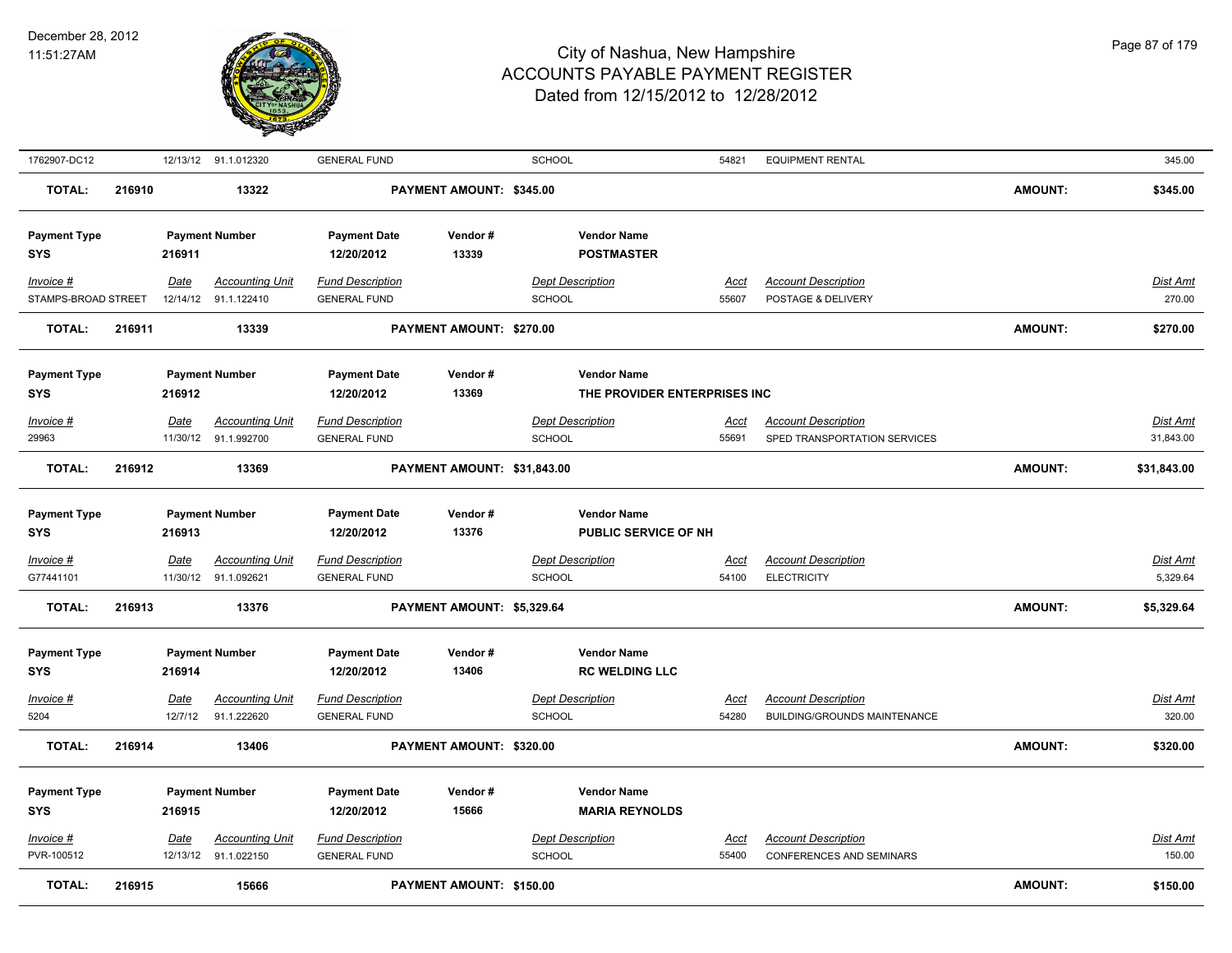| Invoice # | Date | Accounting Unit | Fund Description | Dept Description | Acct | Account Description | Dist Amt |
|---|---|---|---|---|---|---|---|
| 1762907-DC12 | 12/13/12 | 91.1.012320 | GENERAL FUND | SCHOOL | 54821 | EQUIPMENT RENTAL | 345.00 |

**TOTAL: 216910 13322 PAYMENT AMOUNT: $345.00 AMOUNT: $345.00**

| Payment Type | Payment Number | Payment Date | Vendor # | Vendor Name |
|---|---|---|---|---|
| SYS | 216911 | 12/20/2012 | 13339 | POSTMASTER |

| Invoice # | Date | Accounting Unit | Fund Description | Dept Description | Acct | Account Description | Dist Amt |
|---|---|---|---|---|---|---|---|
| STAMPS-BROAD STREET | 12/14/12 | 91.1.122410 | GENERAL FUND | SCHOOL | 55607 | POSTAGE & DELIVERY | 270.00 |

**TOTAL: 216911 13339 PAYMENT AMOUNT: $270.00 AMOUNT: $270.00**

| Payment Type | Payment Number | Payment Date | Vendor # | Vendor Name |
|---|---|---|---|---|
| SYS | 216912 | 12/20/2012 | 13369 | THE PROVIDER ENTERPRISES INC |

| Invoice # | Date | Accounting Unit | Fund Description | Dept Description | Acct | Account Description | Dist Amt |
|---|---|---|---|---|---|---|---|
| 29963 | 11/30/12 | 91.1.992700 | GENERAL FUND | SCHOOL | 55691 | SPED TRANSPORTATION SERVICES | 31,843.00 |

**TOTAL: 216912 13369 PAYMENT AMOUNT: $31,843.00 AMOUNT: $31,843.00**

| Payment Type | Payment Number | Payment Date | Vendor # | Vendor Name |
|---|---|---|---|---|
| SYS | 216913 | 12/20/2012 | 13376 | PUBLIC SERVICE OF NH |

| Invoice # | Date | Accounting Unit | Fund Description | Dept Description | Acct | Account Description | Dist Amt |
|---|---|---|---|---|---|---|---|
| G77441101 | 11/30/12 | 91.1.092621 | GENERAL FUND | SCHOOL | 54100 | ELECTRICITY | 5,329.64 |

**TOTAL: 216913 13376 PAYMENT AMOUNT: $5,329.64 AMOUNT: $5,329.64**

| Payment Type | Payment Number | Payment Date | Vendor # | Vendor Name |
|---|---|---|---|---|
| SYS | 216914 | 12/20/2012 | 13406 | RC WELDING LLC |

| Invoice # | Date | Accounting Unit | Fund Description | Dept Description | Acct | Account Description | Dist Amt |
|---|---|---|---|---|---|---|---|
| 5204 | 12/7/12 | 91.1.222620 | GENERAL FUND | SCHOOL | 54280 | BUILDING/GROUNDS MAINTENANCE | 320.00 |

**TOTAL: 216914 13406 PAYMENT AMOUNT: $320.00 AMOUNT: $320.00**

| Payment Type | Payment Number | Payment Date | Vendor # | Vendor Name |
|---|---|---|---|---|
| SYS | 216915 | 12/20/2012 | 15666 | MARIA REYNOLDS |

| Invoice # | Date | Accounting Unit | Fund Description | Dept Description | Acct | Account Description | Dist Amt |
|---|---|---|---|---|---|---|---|
| PVR-100512 | 12/13/12 | 91.1.022150 | GENERAL FUND | SCHOOL | 55400 | CONFERENCES AND SEMINARS | 150.00 |

**TOTAL: 216915 15666 PAYMENT AMOUNT: $150.00 AMOUNT: $150.00**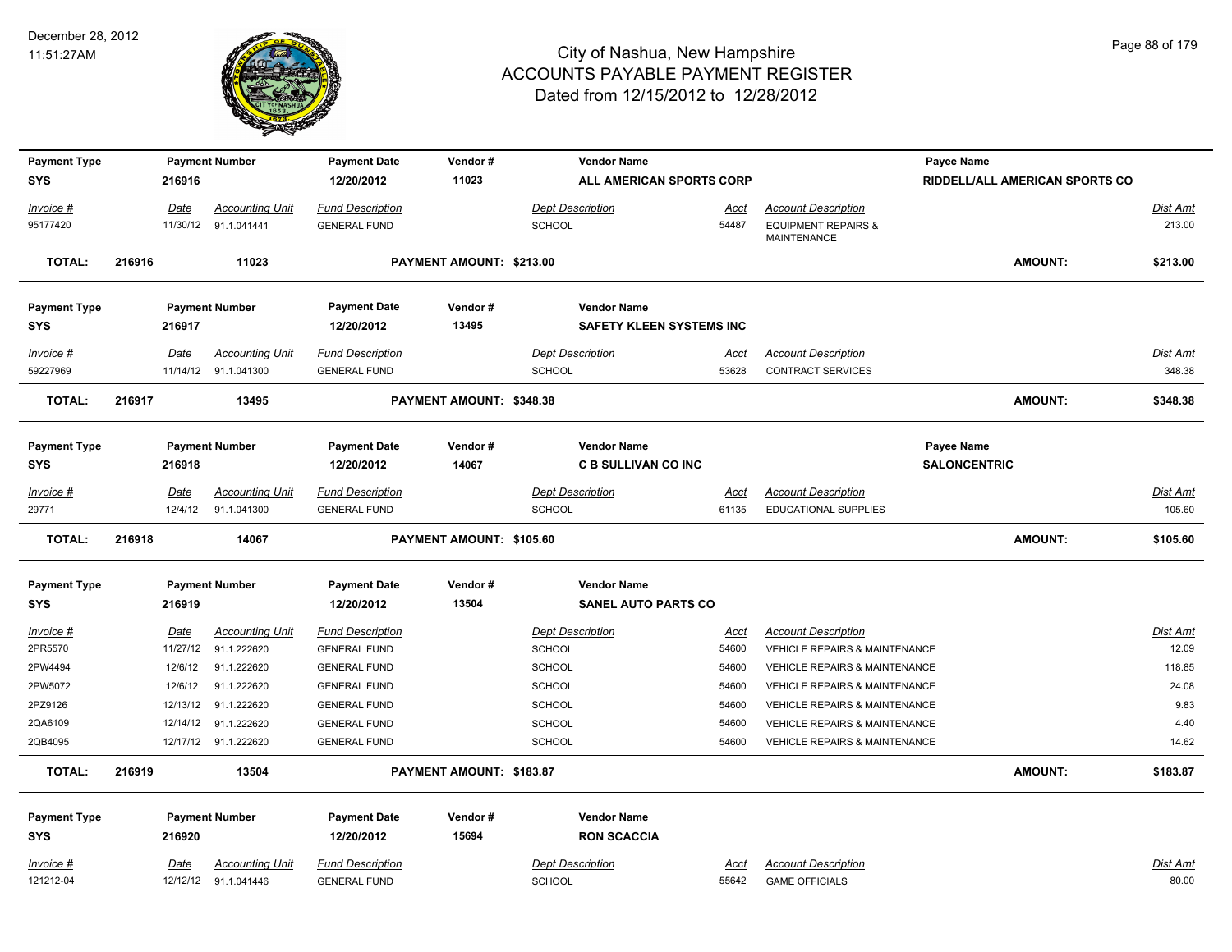# City of Nashua, New Hampshire
# ACCOUNTS PAYABLE PAYMENT REGISTER
## Dated from 12/15/2012 to 12/28/2012

December 28, 2012
11:51:27AM

| Payment Type | Payment Number | Payment Date | Vendor # | Vendor Name | | Payee Name |
|---|---|---|---|---|---|---|
| SYS | 216916 | 12/20/2012 | 11023 | ALL AMERICAN SPORTS CORP | | RIDDELL/ALL AMERICAN SPORTS CO |

| Invoice # | Date | Accounting Unit | Fund Description | Dept Description | Acct | Account Description | Dist Amt |
|---|---|---|---|---|---|---|---|
| 95177420 | 11/30/12 | 91.1.041441 | GENERAL FUND | SCHOOL | 54487 | EQUIPMENT REPAIRS & MAINTENANCE | 213.00 |

**TOTAL: 216916 11023 PAYMENT AMOUNT: $213.00 AMOUNT: $213.00**

| Payment Type | Payment Number | Payment Date | Vendor # | Vendor Name |
|---|---|---|---|---|
| SYS | 216917 | 12/20/2012 | 13495 | SAFETY KLEEN SYSTEMS INC |

| Invoice # | Date | Accounting Unit | Fund Description | Dept Description | Acct | Account Description | Dist Amt |
|---|---|---|---|---|---|---|---|
| 59227969 | 11/14/12 | 91.1.041300 | GENERAL FUND | SCHOOL | 53628 | CONTRACT SERVICES | 348.38 |

**TOTAL: 216917 13495 PAYMENT AMOUNT: $348.38 AMOUNT: $348.38**

| Payment Type | Payment Number | Payment Date | Vendor # | Vendor Name | Payee Name |
|---|---|---|---|---|---|
| SYS | 216918 | 12/20/2012 | 14067 | C B SULLIVAN CO INC | SALONCENTRIC |

| Invoice # | Date | Accounting Unit | Fund Description | Dept Description | Acct | Account Description | Dist Amt |
|---|---|---|---|---|---|---|---|
| 29771 | 12/4/12 | 91.1.041300 | GENERAL FUND | SCHOOL | 61135 | EDUCATIONAL SUPPLIES | 105.60 |

**TOTAL: 216918 14067 PAYMENT AMOUNT: $105.60 AMOUNT: $105.60**

| Payment Type | Payment Number | Payment Date | Vendor # | Vendor Name |
|---|---|---|---|---|
| SYS | 216919 | 12/20/2012 | 13504 | SANEL AUTO PARTS CO |

| Invoice # | Date | Accounting Unit | Fund Description | Dept Description | Acct | Account Description | Dist Amt |
|---|---|---|---|---|---|---|---|
| 2PR5570 | 11/27/12 | 91.1.222620 | GENERAL FUND | SCHOOL | 54600 | VEHICLE REPAIRS & MAINTENANCE | 12.09 |
| 2PW4494 | 12/6/12 | 91.1.222620 | GENERAL FUND | SCHOOL | 54600 | VEHICLE REPAIRS & MAINTENANCE | 118.85 |
| 2PW5072 | 12/6/12 | 91.1.222620 | GENERAL FUND | SCHOOL | 54600 | VEHICLE REPAIRS & MAINTENANCE | 24.08 |
| 2PZ9126 | 12/13/12 | 91.1.222620 | GENERAL FUND | SCHOOL | 54600 | VEHICLE REPAIRS & MAINTENANCE | 9.83 |
| 2QA6109 | 12/14/12 | 91.1.222620 | GENERAL FUND | SCHOOL | 54600 | VEHICLE REPAIRS & MAINTENANCE | 4.40 |
| 2QB4095 | 12/17/12 | 91.1.222620 | GENERAL FUND | SCHOOL | 54600 | VEHICLE REPAIRS & MAINTENANCE | 14.62 |

**TOTAL: 216919 13504 PAYMENT AMOUNT: $183.87 AMOUNT: $183.87**

| Payment Type | Payment Number | Payment Date | Vendor # | Vendor Name |
|---|---|---|---|---|
| SYS | 216920 | 12/20/2012 | 15694 | RON SCACCIA |

| Invoice # | Date | Accounting Unit | Fund Description | Dept Description | Acct | Account Description | Dist Amt |
|---|---|---|---|---|---|---|---|
| 121212-04 | 12/12/12 | 91.1.041446 | GENERAL FUND | SCHOOL | 55642 | GAME OFFICIALS | 80.00 |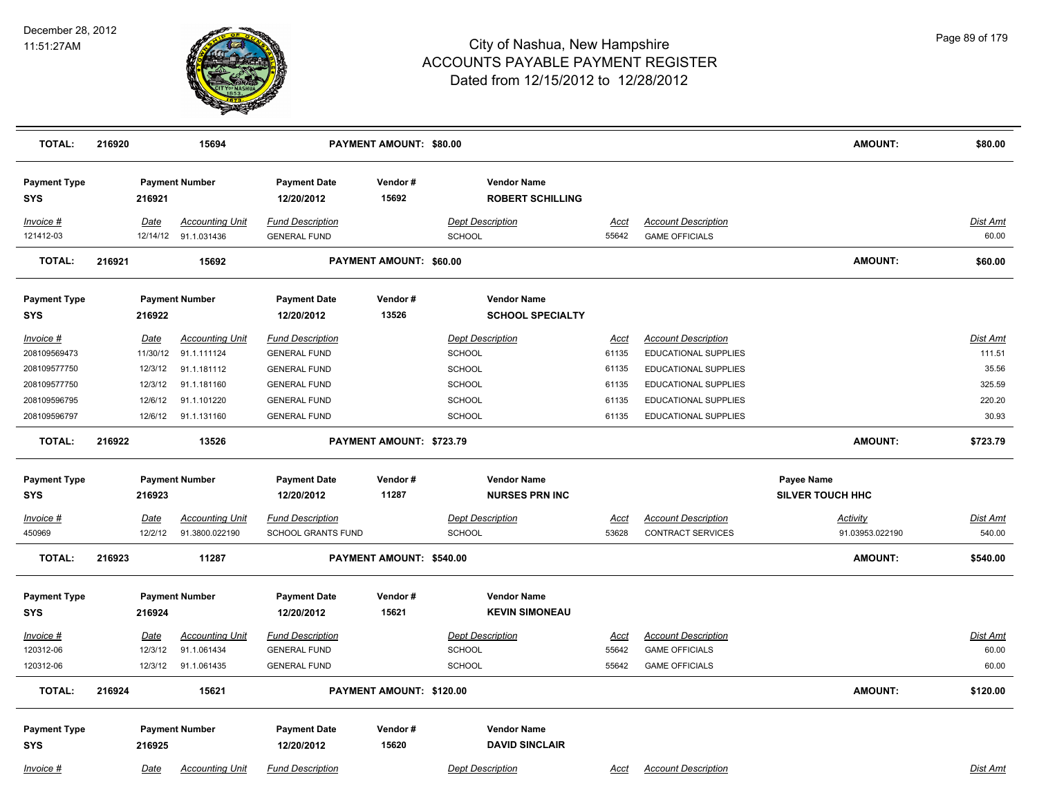# City of Nashua, New Hampshire
## ACCOUNTS PAYABLE PAYMENT REGISTER
### Dated from 12/15/2012 to 12/28/2012

December 28, 2012
11:51:27AM

| TOTAL: | 216920 | 15694 | PAYMENT AMOUNT: $80.00 | AMOUNT: | $80.00 |
|---|---|---|---|---|---|

**Payment Type:** SYS | **Payment Number:** 216921 | **Payment Date:** 12/20/2012 | **Vendor #:** 15692 | **Vendor Name:** ROBERT SCHILLING

| Invoice # | Date | Accounting Unit | Fund Description | Dept Description | Acct | Account Description | Dist Amt |
|---|---|---|---|---|---|---|---|
| 121412-03 | 12/14/12 | 91.1.031436 | GENERAL FUND | SCHOOL | 55642 | GAME OFFICIALS | 60.00 |

| TOTAL: | 216921 | 15692 | PAYMENT AMOUNT: $60.00 | AMOUNT: | $60.00 |
|---|---|---|---|---|---|

**Payment Type:** SYS | **Payment Number:** 216922 | **Payment Date:** 12/20/2012 | **Vendor #:** 13526 | **Vendor Name:** SCHOOL SPECIALTY

| Invoice # | Date | Accounting Unit | Fund Description | Dept Description | Acct | Account Description | Dist Amt |
|---|---|---|---|---|---|---|---|
| 208109569473 | 11/30/12 | 91.1.111124 | GENERAL FUND | SCHOOL | 61135 | EDUCATIONAL SUPPLIES | 111.51 |
| 208109577750 | 12/3/12 | 91.1.181112 | GENERAL FUND | SCHOOL | 61135 | EDUCATIONAL SUPPLIES | 35.56 |
| 208109577750 | 12/3/12 | 91.1.181160 | GENERAL FUND | SCHOOL | 61135 | EDUCATIONAL SUPPLIES | 325.59 |
| 208109596795 | 12/6/12 | 91.1.101220 | GENERAL FUND | SCHOOL | 61135 | EDUCATIONAL SUPPLIES | 220.20 |
| 208109596797 | 12/6/12 | 91.1.131160 | GENERAL FUND | SCHOOL | 61135 | EDUCATIONAL SUPPLIES | 30.93 |

| TOTAL: | 216922 | 13526 | PAYMENT AMOUNT: $723.79 | AMOUNT: | $723.79 |
|---|---|---|---|---|---|

**Payment Type:** SYS | **Payment Number:** 216923 | **Payment Date:** 12/20/2012 | **Vendor #:** 11287 | **Vendor Name:** NURSES PRN INC | **Payee Name:** SILVER TOUCH HHC

| Invoice # | Date | Accounting Unit | Fund Description | Dept Description | Acct | Account Description | Activity | Dist Amt |
|---|---|---|---|---|---|---|---|---|
| 450969 | 12/2/12 | 91.3800.022190 | SCHOOL GRANTS FUND | SCHOOL | 53628 | CONTRACT SERVICES | 91.03953.022190 | 540.00 |

| TOTAL: | 216923 | 11287 | PAYMENT AMOUNT: $540.00 | AMOUNT: | $540.00 |
|---|---|---|---|---|---|

**Payment Type:** SYS | **Payment Number:** 216924 | **Payment Date:** 12/20/2012 | **Vendor #:** 15621 | **Vendor Name:** KEVIN SIMONEAU

| Invoice # | Date | Accounting Unit | Fund Description | Dept Description | Acct | Account Description | Dist Amt |
|---|---|---|---|---|---|---|---|
| 120312-06 | 12/3/12 | 91.1.061434 | GENERAL FUND | SCHOOL | 55642 | GAME OFFICIALS | 60.00 |
| 120312-06 | 12/3/12 | 91.1.061435 | GENERAL FUND | SCHOOL | 55642 | GAME OFFICIALS | 60.00 |

| TOTAL: | 216924 | 15621 | PAYMENT AMOUNT: $120.00 | AMOUNT: | $120.00 |
|---|---|---|---|---|---|

**Payment Type:** SYS | **Payment Number:** 216925 | **Payment Date:** 12/20/2012 | **Vendor #:** 15620 | **Vendor Name:** DAVID SINCLAIR

| Invoice # | Date | Accounting Unit | Fund Description | Dept Description | Acct | Account Description | Dist Amt |
|---|---|---|---|---|---|---|---|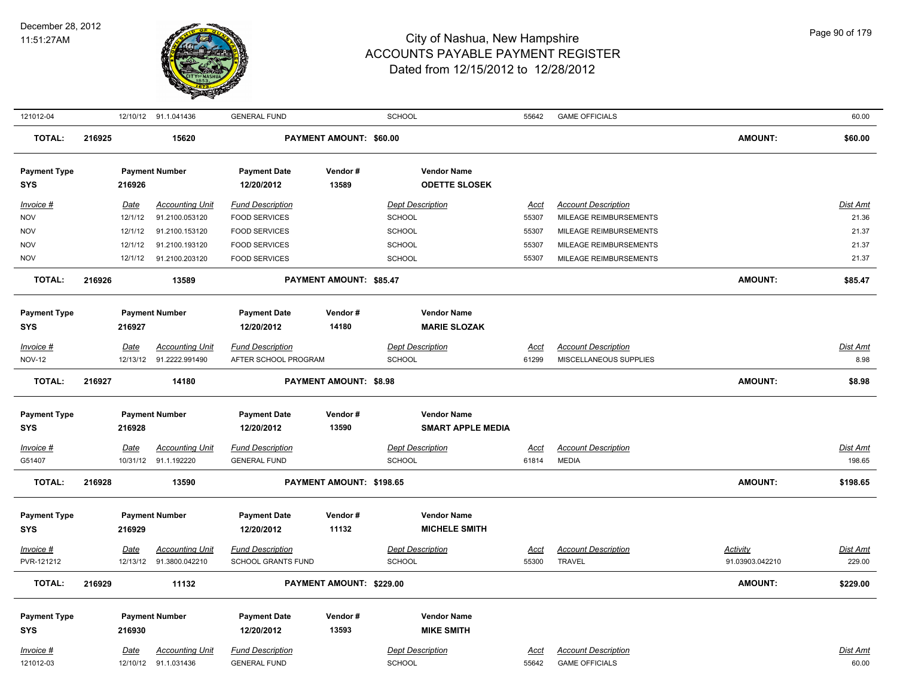# City of Nashua, New Hampshire
## ACCOUNTS PAYABLE PAYMENT REGISTER
### Dated from 12/15/2012 to 12/28/2012

December 28, 2012
11:51:27AM

| | | | | | | | | |
|---|---|---|---|---|---|---|---|---|
| 121012-04 | 12/10/12 | 91.1.041436 | GENERAL FUND | SCHOOL | 55642 | GAME OFFICIALS | | 60.00 |
| **TOTAL:** | **216925** | **15620** | **PAYMENT AMOUNT: $60.00** | | | | **AMOUNT:** | **$60.00** |

| **Payment Type** | **Payment Number** | | **Payment Date** | **Vendor #** | **Vendor Name** | | | |
|---|---|---|---|---|---|---|---|---|
| **SYS** | **216926** | | **12/20/2012** | **13589** | **ODETTE SLOSEK** | | | |
| *Invoice #* | *Date* | *Accounting Unit* | *Fund Description* | *Dept Description* | *Acct* | *Account Description* | | *Dist Amt* |
| NOV | 12/1/12 | 91.2100.053120 | FOOD SERVICES | SCHOOL | 55307 | MILEAGE REIMBURSEMENTS | | 21.36 |
| NOV | 12/1/12 | 91.2100.153120 | FOOD SERVICES | SCHOOL | 55307 | MILEAGE REIMBURSEMENTS | | 21.37 |
| NOV | 12/1/12 | 91.2100.193120 | FOOD SERVICES | SCHOOL | 55307 | MILEAGE REIMBURSEMENTS | | 21.37 |
| NOV | 12/1/12 | 91.2100.203120 | FOOD SERVICES | SCHOOL | 55307 | MILEAGE REIMBURSEMENTS | | 21.37 |
| **TOTAL:** | **216926** | **13589** | **PAYMENT AMOUNT: $85.47** | | | | **AMOUNT:** | **$85.47** |

| **Payment Type** | **Payment Number** | | **Payment Date** | **Vendor #** | **Vendor Name** | | | |
|---|---|---|---|---|---|---|---|---|
| **SYS** | **216927** | | **12/20/2012** | **14180** | **MARIE SLOZAK** | | | |
| *Invoice #* | *Date* | *Accounting Unit* | *Fund Description* | *Dept Description* | *Acct* | *Account Description* | | *Dist Amt* |
| NOV-12 | 12/13/12 | 91.2222.991490 | AFTER SCHOOL PROGRAM | SCHOOL | 61299 | MISCELLANEOUS SUPPLIES | | 8.98 |
| **TOTAL:** | **216927** | **14180** | **PAYMENT AMOUNT: $8.98** | | | | **AMOUNT:** | **$8.98** |

| **Payment Type** | **Payment Number** | | **Payment Date** | **Vendor #** | **Vendor Name** | | | |
|---|---|---|---|---|---|---|---|---|
| **SYS** | **216928** | | **12/20/2012** | **13590** | **SMART APPLE MEDIA** | | | |
| *Invoice #* | *Date* | *Accounting Unit* | *Fund Description* | *Dept Description* | *Acct* | *Account Description* | | *Dist Amt* |
| G51407 | 10/31/12 | 91.1.192220 | GENERAL FUND | SCHOOL | 61814 | MEDIA | | 198.65 |
| **TOTAL:** | **216928** | **13590** | **PAYMENT AMOUNT: $198.65** | | | | **AMOUNT:** | **$198.65** |

| **Payment Type** | **Payment Number** | | **Payment Date** | **Vendor #** | **Vendor Name** | | | |
|---|---|---|---|---|---|---|---|---|
| **SYS** | **216929** | | **12/20/2012** | **11132** | **MICHELE SMITH** | | | |
| *Invoice #* | *Date* | *Accounting Unit* | *Fund Description* | *Dept Description* | *Acct* | *Account Description* | *Activity* | *Dist Amt* |
| PVR-121212 | 12/13/12 | 91.3800.042210 | SCHOOL GRANTS FUND | SCHOOL | 55300 | TRAVEL | 91.03903.042210 | 229.00 |
| **TOTAL:** | **216929** | **11132** | **PAYMENT AMOUNT: $229.00** | | | | **AMOUNT:** | **$229.00** |

| **Payment Type** | **Payment Number** | | **Payment Date** | **Vendor #** | **Vendor Name** | | | |
|---|---|---|---|---|---|---|---|---|
| **SYS** | **216930** | | **12/20/2012** | **13593** | **MIKE SMITH** | | | |
| *Invoice #* | *Date* | *Accounting Unit* | *Fund Description* | *Dept Description* | *Acct* | *Account Description* | | *Dist Amt* |
| 121012-03 | 12/10/12 | 91.1.031436 | GENERAL FUND | SCHOOL | 55642 | GAME OFFICIALS | | 60.00 |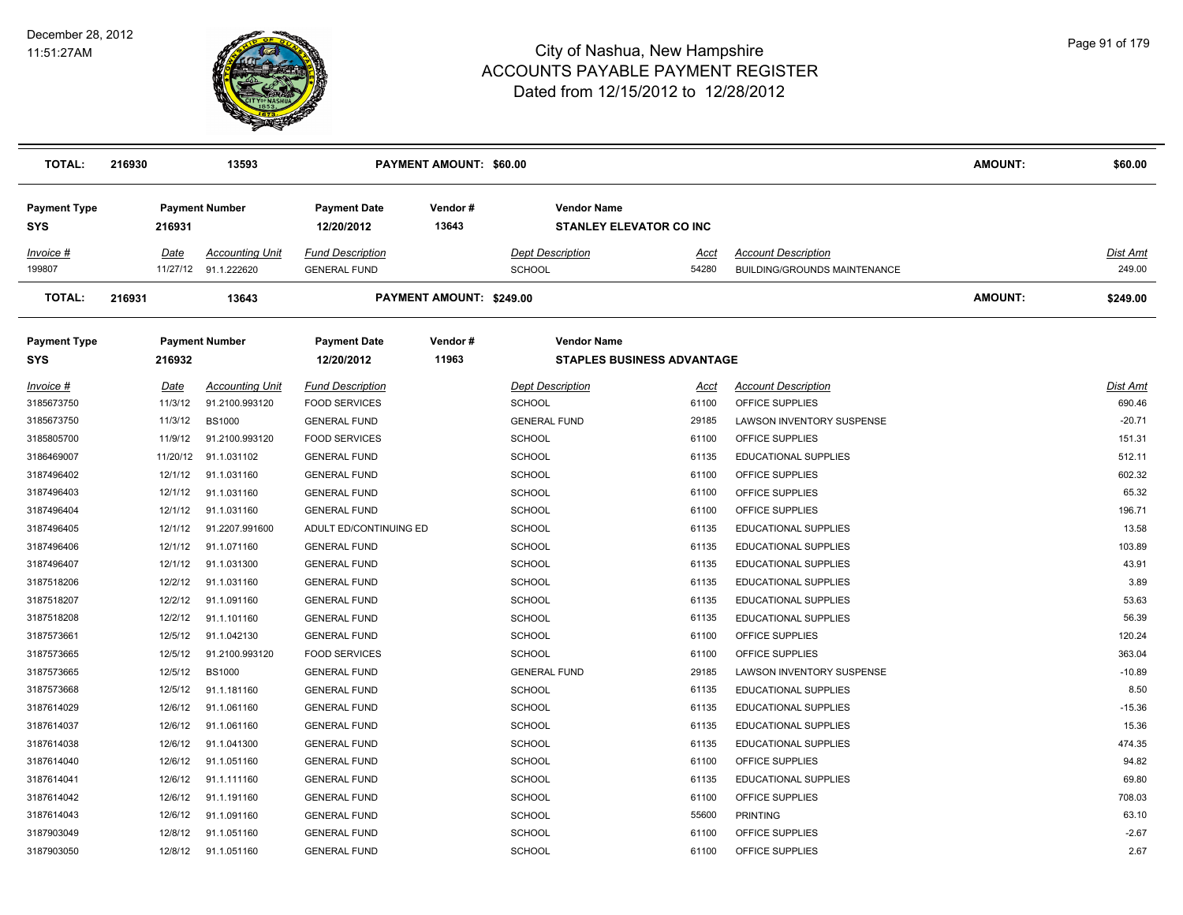| TOTAL: | 216930 | 13593 | PAYMENT AMOUNT: $60.00 | | | AMOUNT: | $60.00 |
|---|---|---|---|---|---|---|---|

| Payment Type | Payment Number | Payment Date | Vendor # | Vendor Name |
|---|---|---|---|---|
| SYS | 216931 | 12/20/2012 | 13643 | STANLEY ELEVATOR CO INC |

| Invoice # | Date | Accounting Unit | Fund Description | Dept Description | Acct | Account Description | Dist Amt |
|---|---|---|---|---|---|---|---|
| 199807 | 11/27/12 | 91.1.222620 | GENERAL FUND | SCHOOL | 54280 | BUILDING/GROUNDS MAINTENANCE | 249.00 |

| TOTAL: | 216931 | 13643 | PAYMENT AMOUNT: $249.00 | | | AMOUNT: | $249.00 |
|---|---|---|---|---|---|---|---|

| Payment Type | Payment Number | Payment Date | Vendor # | Vendor Name |
|---|---|---|---|---|
| SYS | 216932 | 12/20/2012 | 11963 | STAPLES BUSINESS ADVANTAGE |

| Invoice # | Date | Accounting Unit | Fund Description | Dept Description | Acct | Account Description | Dist Amt |
|---|---|---|---|---|---|---|---|
| 3185673750 | 11/3/12 | 91.2100.993120 | FOOD SERVICES | SCHOOL | 61100 | OFFICE SUPPLIES | 690.46 |
| 3185673750 | 11/3/12 | BS1000 | GENERAL FUND | GENERAL FUND | 29185 | LAWSON INVENTORY SUSPENSE | -20.71 |
| 3185805700 | 11/9/12 | 91.2100.993120 | FOOD SERVICES | SCHOOL | 61100 | OFFICE SUPPLIES | 151.31 |
| 3186469007 | 11/20/12 | 91.1.031102 | GENERAL FUND | SCHOOL | 61135 | EDUCATIONAL SUPPLIES | 512.11 |
| 3187496402 | 12/1/12 | 91.1.031160 | GENERAL FUND | SCHOOL | 61100 | OFFICE SUPPLIES | 602.32 |
| 3187496403 | 12/1/12 | 91.1.031160 | GENERAL FUND | SCHOOL | 61100 | OFFICE SUPPLIES | 65.32 |
| 3187496404 | 12/1/12 | 91.1.031160 | GENERAL FUND | SCHOOL | 61100 | OFFICE SUPPLIES | 196.71 |
| 3187496405 | 12/1/12 | 91.2207.991600 | ADULT ED/CONTINUING ED | SCHOOL | 61135 | EDUCATIONAL SUPPLIES | 13.58 |
| 3187496406 | 12/1/12 | 91.1.071160 | GENERAL FUND | SCHOOL | 61135 | EDUCATIONAL SUPPLIES | 103.89 |
| 3187496407 | 12/1/12 | 91.1.031300 | GENERAL FUND | SCHOOL | 61135 | EDUCATIONAL SUPPLIES | 43.91 |
| 3187518206 | 12/2/12 | 91.1.031160 | GENERAL FUND | SCHOOL | 61135 | EDUCATIONAL SUPPLIES | 3.89 |
| 3187518207 | 12/2/12 | 91.1.091160 | GENERAL FUND | SCHOOL | 61135 | EDUCATIONAL SUPPLIES | 53.63 |
| 3187518208 | 12/2/12 | 91.1.101160 | GENERAL FUND | SCHOOL | 61135 | EDUCATIONAL SUPPLIES | 56.39 |
| 3187573661 | 12/5/12 | 91.1.042130 | GENERAL FUND | SCHOOL | 61100 | OFFICE SUPPLIES | 120.24 |
| 3187573665 | 12/5/12 | 91.2100.993120 | FOOD SERVICES | SCHOOL | 61100 | OFFICE SUPPLIES | 363.04 |
| 3187573665 | 12/5/12 | BS1000 | GENERAL FUND | GENERAL FUND | 29185 | LAWSON INVENTORY SUSPENSE | -10.89 |
| 3187573668 | 12/5/12 | 91.1.181160 | GENERAL FUND | SCHOOL | 61135 | EDUCATIONAL SUPPLIES | 8.50 |
| 3187614029 | 12/6/12 | 91.1.061160 | GENERAL FUND | SCHOOL | 61135 | EDUCATIONAL SUPPLIES | -15.36 |
| 3187614037 | 12/6/12 | 91.1.061160 | GENERAL FUND | SCHOOL | 61135 | EDUCATIONAL SUPPLIES | 15.36 |
| 3187614038 | 12/6/12 | 91.1.041300 | GENERAL FUND | SCHOOL | 61135 | EDUCATIONAL SUPPLIES | 474.35 |
| 3187614040 | 12/6/12 | 91.1.051160 | GENERAL FUND | SCHOOL | 61100 | OFFICE SUPPLIES | 94.82 |
| 3187614041 | 12/6/12 | 91.1.111160 | GENERAL FUND | SCHOOL | 61135 | EDUCATIONAL SUPPLIES | 69.80 |
| 3187614042 | 12/6/12 | 91.1.191160 | GENERAL FUND | SCHOOL | 61100 | OFFICE SUPPLIES | 708.03 |
| 3187614043 | 12/6/12 | 91.1.091160 | GENERAL FUND | SCHOOL | 55600 | PRINTING | 63.10 |
| 3187903049 | 12/8/12 | 91.1.051160 | GENERAL FUND | SCHOOL | 61100 | OFFICE SUPPLIES | -2.67 |
| 3187903050 | 12/8/12 | 91.1.051160 | GENERAL FUND | SCHOOL | 61100 | OFFICE SUPPLIES | 2.67 |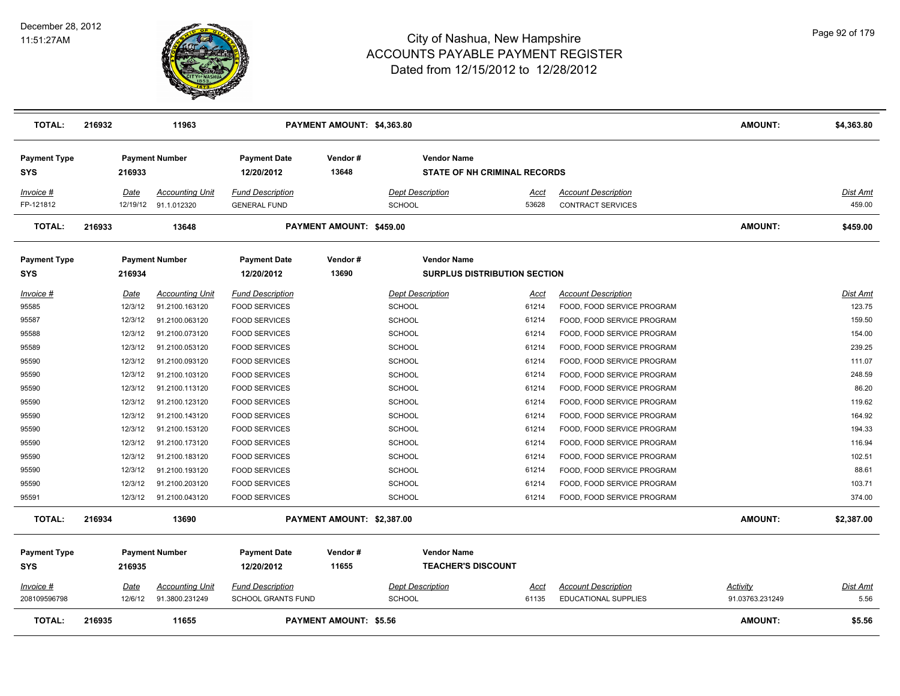# City of Nashua, New Hampshire
## ACCOUNTS PAYABLE PAYMENT REGISTER
### Dated from 12/15/2012 to 12/28/2012

December 28, 2012
11:51:27AM

| **TOTAL:** | **216932** | **11963** | **PAYMENT AMOUNT: $4,363.80** | | | **AMOUNT:** | **$4,363.80** |
|---|---|---|---|---|---|---|---|

| Payment Type | Payment Number | Payment Date | Vendor # | Vendor Name |
|---|---|---|---|---|
| **SYS** | **216933** | **12/20/2012** | **13648** | **STATE OF NH CRIMINAL RECORDS** |

| Invoice # | Date | Accounting Unit | Fund Description | Dept Description | Acct | Account Description | Dist Amt |
|---|---|---|---|---|---|---|---|
| FP-121812 | 12/19/12 | 91.1.012320 | GENERAL FUND | SCHOOL | 53628 | CONTRACT SERVICES | 459.00 |
| **TOTAL:** | **216933** | **13648** | **PAYMENT AMOUNT: $459.00** | | | **AMOUNT:** | **$459.00** |

| Payment Type | Payment Number | Payment Date | Vendor # | Vendor Name |
|---|---|---|---|---|
| **SYS** | **216934** | **12/20/2012** | **13690** | **SURPLUS DISTRIBUTION SECTION** |

| Invoice # | Date | Accounting Unit | Fund Description | Dept Description | Acct | Account Description | Dist Amt |
|---|---|---|---|---|---|---|---|
| 95585 | 12/3/12 | 91.2100.163120 | FOOD SERVICES | SCHOOL | 61214 | FOOD, FOOD SERVICE PROGRAM | 123.75 |
| 95587 | 12/3/12 | 91.2100.063120 | FOOD SERVICES | SCHOOL | 61214 | FOOD, FOOD SERVICE PROGRAM | 159.50 |
| 95588 | 12/3/12 | 91.2100.073120 | FOOD SERVICES | SCHOOL | 61214 | FOOD, FOOD SERVICE PROGRAM | 154.00 |
| 95589 | 12/3/12 | 91.2100.053120 | FOOD SERVICES | SCHOOL | 61214 | FOOD, FOOD SERVICE PROGRAM | 239.25 |
| 95590 | 12/3/12 | 91.2100.093120 | FOOD SERVICES | SCHOOL | 61214 | FOOD, FOOD SERVICE PROGRAM | 111.07 |
| 95590 | 12/3/12 | 91.2100.103120 | FOOD SERVICES | SCHOOL | 61214 | FOOD, FOOD SERVICE PROGRAM | 248.59 |
| 95590 | 12/3/12 | 91.2100.113120 | FOOD SERVICES | SCHOOL | 61214 | FOOD, FOOD SERVICE PROGRAM | 86.20 |
| 95590 | 12/3/12 | 91.2100.123120 | FOOD SERVICES | SCHOOL | 61214 | FOOD, FOOD SERVICE PROGRAM | 119.62 |
| 95590 | 12/3/12 | 91.2100.143120 | FOOD SERVICES | SCHOOL | 61214 | FOOD, FOOD SERVICE PROGRAM | 164.92 |
| 95590 | 12/3/12 | 91.2100.153120 | FOOD SERVICES | SCHOOL | 61214 | FOOD, FOOD SERVICE PROGRAM | 194.33 |
| 95590 | 12/3/12 | 91.2100.173120 | FOOD SERVICES | SCHOOL | 61214 | FOOD, FOOD SERVICE PROGRAM | 116.94 |
| 95590 | 12/3/12 | 91.2100.183120 | FOOD SERVICES | SCHOOL | 61214 | FOOD, FOOD SERVICE PROGRAM | 102.51 |
| 95590 | 12/3/12 | 91.2100.193120 | FOOD SERVICES | SCHOOL | 61214 | FOOD, FOOD SERVICE PROGRAM | 88.61 |
| 95590 | 12/3/12 | 91.2100.203120 | FOOD SERVICES | SCHOOL | 61214 | FOOD, FOOD SERVICE PROGRAM | 103.71 |
| 95591 | 12/3/12 | 91.2100.043120 | FOOD SERVICES | SCHOOL | 61214 | FOOD, FOOD SERVICE PROGRAM | 374.00 |
| **TOTAL:** | **216934** | **13690** | **PAYMENT AMOUNT: $2,387.00** | | | **AMOUNT:** | **$2,387.00** |

| Payment Type | Payment Number | Payment Date | Vendor # | Vendor Name |
|---|---|---|---|---|
| **SYS** | **216935** | **12/20/2012** | **11655** | **TEACHER'S DISCOUNT** |

| Invoice # | Date | Accounting Unit | Fund Description | Dept Description | Acct | Account Description | Activity | Dist Amt |
|---|---|---|---|---|---|---|---|---|
| 208109596798 | 12/6/12 | 91.3800.231249 | SCHOOL GRANTS FUND | SCHOOL | 61135 | EDUCATIONAL SUPPLIES | 91.03763.231249 | 5.56 |
| **TOTAL:** | **216935** | **11655** | **PAYMENT AMOUNT: $5.56** | | | | **AMOUNT:** | **$5.56** |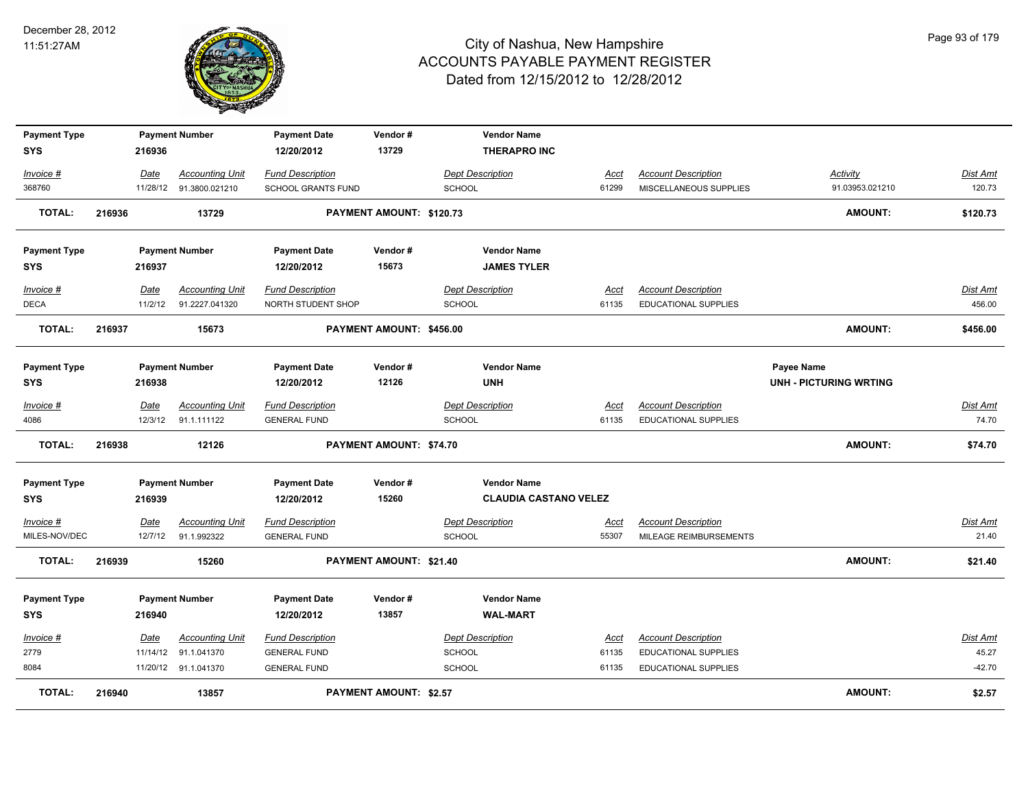# City of Nashua, New Hampshire
## ACCOUNTS PAYABLE PAYMENT REGISTER
### Dated from 12/15/2012 to 12/28/2012

December 28, 2012
11:51:27AM

| Payment Type | Payment Number | Payment Date | Vendor # | Vendor Name | | | |
|---|---|---|---|---|---|---|---|
| SYS | 216936 | 12/20/2012 | 13729 | THERAPRO INC | | | |

| Invoice # | Date | Accounting Unit | Fund Description | Dept Description | Acct | Account Description | Activity | Dist Amt |
|---|---|---|---|---|---|---|---|---|
| 368760 | 11/28/12 | 91.3800.021210 | SCHOOL GRANTS FUND | SCHOOL | 61299 | MISCELLANEOUS SUPPLIES | 91.03953.021210 | 120.73 |
| **TOTAL:** 216936 | | 13729 | | **PAYMENT AMOUNT: $120.73** | | | **AMOUNT:** | **$120.73** |

| Payment Type | Payment Number | Payment Date | Vendor # | Vendor Name |
|---|---|---|---|---|
| SYS | 216937 | 12/20/2012 | 15673 | JAMES TYLER |

| Invoice # | Date | Accounting Unit | Fund Description | Dept Description | Acct | Account Description | Dist Amt |
|---|---|---|---|---|---|---|---|
| DECA | 11/2/12 | 91.2227.041320 | NORTH STUDENT SHOP | SCHOOL | 61135 | EDUCATIONAL SUPPLIES | 456.00 |
| **TOTAL:** 216937 | | 15673 | | **PAYMENT AMOUNT: $456.00** | | **AMOUNT:** | **$456.00** |

| Payment Type | Payment Number | Payment Date | Vendor # | Vendor Name | Payee Name |
|---|---|---|---|---|---|
| SYS | 216938 | 12/20/2012 | 12126 | UNH | UNH - PICTURING WRTING |

| Invoice # | Date | Accounting Unit | Fund Description | Dept Description | Acct | Account Description | Dist Amt |
|---|---|---|---|---|---|---|---|
| 4086 | 12/3/12 | 91.1.111122 | GENERAL FUND | SCHOOL | 61135 | EDUCATIONAL SUPPLIES | 74.70 |
| **TOTAL:** 216938 | | 12126 | | **PAYMENT AMOUNT: $74.70** | | **AMOUNT:** | **$74.70** |

| Payment Type | Payment Number | Payment Date | Vendor # | Vendor Name |
|---|---|---|---|---|
| SYS | 216939 | 12/20/2012 | 15260 | CLAUDIA CASTANO VELEZ |

| Invoice # | Date | Accounting Unit | Fund Description | Dept Description | Acct | Account Description | Dist Amt |
|---|---|---|---|---|---|---|---|
| MILES-NOV/DEC | 12/7/12 | 91.1.992322 | GENERAL FUND | SCHOOL | 55307 | MILEAGE REIMBURSEMENTS | 21.40 |
| **TOTAL:** 216939 | | 15260 | | **PAYMENT AMOUNT: $21.40** | | **AMOUNT:** | **$21.40** |

| Payment Type | Payment Number | Payment Date | Vendor # | Vendor Name |
|---|---|---|---|---|
| SYS | 216940 | 12/20/2012 | 13857 | WAL-MART |

| Invoice # | Date | Accounting Unit | Fund Description | Dept Description | Acct | Account Description | Dist Amt |
|---|---|---|---|---|---|---|---|
| 2779 | 11/14/12 | 91.1.041370 | GENERAL FUND | SCHOOL | 61135 | EDUCATIONAL SUPPLIES | 45.27 |
| 8084 | 11/20/12 | 91.1.041370 | GENERAL FUND | SCHOOL | 61135 | EDUCATIONAL SUPPLIES | -42.70 |
| **TOTAL:** 216940 | | 13857 | | **PAYMENT AMOUNT: $2.57** | | **AMOUNT:** | **$2.57** |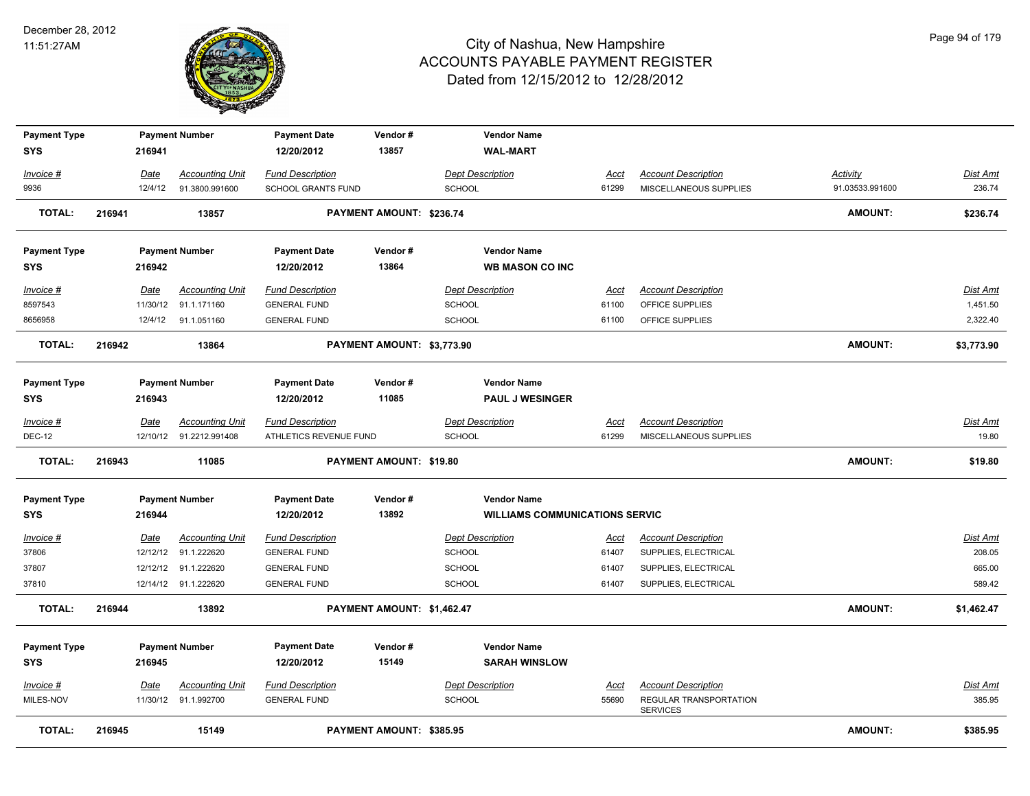# City of Nashua, New Hampshire
## ACCOUNTS PAYABLE PAYMENT REGISTER
### Dated from 12/15/2012 to 12/28/2012

December 28, 2012
11:51:27AM

| Payment Type | Payment Number | Payment Date | Vendor # | Vendor Name |
|---|---|---|---|---|
| SYS | 216941 | 12/20/2012 | 13857 | WAL-MART |

| Invoice # | Date | Accounting Unit | Fund Description | Dept Description | Acct | Account Description | Activity | Dist Amt |
|---|---|---|---|---|---|---|---|---|
| 9936 | 12/4/12 | 91.3800.991600 | SCHOOL GRANTS FUND | SCHOOL | 61299 | MISCELLANEOUS SUPPLIES | 91.03533.991600 | 236.74 |

**TOTAL: 216941 13857 PAYMENT AMOUNT: $236.74 AMOUNT: $236.74**

| Payment Type | Payment Number | Payment Date | Vendor # | Vendor Name |
|---|---|---|---|---|
| SYS | 216942 | 12/20/2012 | 13864 | WB MASON CO INC |

| Invoice # | Date | Accounting Unit | Fund Description | Dept Description | Acct | Account Description | Dist Amt |
|---|---|---|---|---|---|---|---|
| 8597543 | 11/30/12 | 91.1.171160 | GENERAL FUND | SCHOOL | 61100 | OFFICE SUPPLIES | 1,451.50 |
| 8656958 | 12/4/12 | 91.1.051160 | GENERAL FUND | SCHOOL | 61100 | OFFICE SUPPLIES | 2,322.40 |

**TOTAL: 216942 13864 PAYMENT AMOUNT: $3,773.90 AMOUNT: $3,773.90**

| Payment Type | Payment Number | Payment Date | Vendor # | Vendor Name |
|---|---|---|---|---|
| SYS | 216943 | 12/20/2012 | 11085 | PAUL J WESINGER |

| Invoice # | Date | Accounting Unit | Fund Description | Dept Description | Acct | Account Description | Dist Amt |
|---|---|---|---|---|---|---|---|
| DEC-12 | 12/10/12 | 91.2212.991408 | ATHLETICS REVENUE FUND | SCHOOL | 61299 | MISCELLANEOUS SUPPLIES | 19.80 |

**TOTAL: 216943 11085 PAYMENT AMOUNT: $19.80 AMOUNT: $19.80**

| Payment Type | Payment Number | Payment Date | Vendor # | Vendor Name |
|---|---|---|---|---|
| SYS | 216944 | 12/20/2012 | 13892 | WILLIAMS COMMUNICATIONS SERVIC |

| Invoice # | Date | Accounting Unit | Fund Description | Dept Description | Acct | Account Description | Dist Amt |
|---|---|---|---|---|---|---|---|
| 37806 | 12/12/12 | 91.1.222620 | GENERAL FUND | SCHOOL | 61407 | SUPPLIES, ELECTRICAL | 208.05 |
| 37807 | 12/12/12 | 91.1.222620 | GENERAL FUND | SCHOOL | 61407 | SUPPLIES, ELECTRICAL | 665.00 |
| 37810 | 12/14/12 | 91.1.222620 | GENERAL FUND | SCHOOL | 61407 | SUPPLIES, ELECTRICAL | 589.42 |

**TOTAL: 216944 13892 PAYMENT AMOUNT: $1,462.47 AMOUNT: $1,462.47**

| Payment Type | Payment Number | Payment Date | Vendor # | Vendor Name |
|---|---|---|---|---|
| SYS | 216945 | 12/20/2012 | 15149 | SARAH WINSLOW |

| Invoice # | Date | Accounting Unit | Fund Description | Dept Description | Acct | Account Description | Dist Amt |
|---|---|---|---|---|---|---|---|
| MILES-NOV | 11/30/12 | 91.1.992700 | GENERAL FUND | SCHOOL | 55690 | REGULAR TRANSPORTATION SERVICES | 385.95 |

**TOTAL: 216945 15149 PAYMENT AMOUNT: $385.95 AMOUNT: $385.95**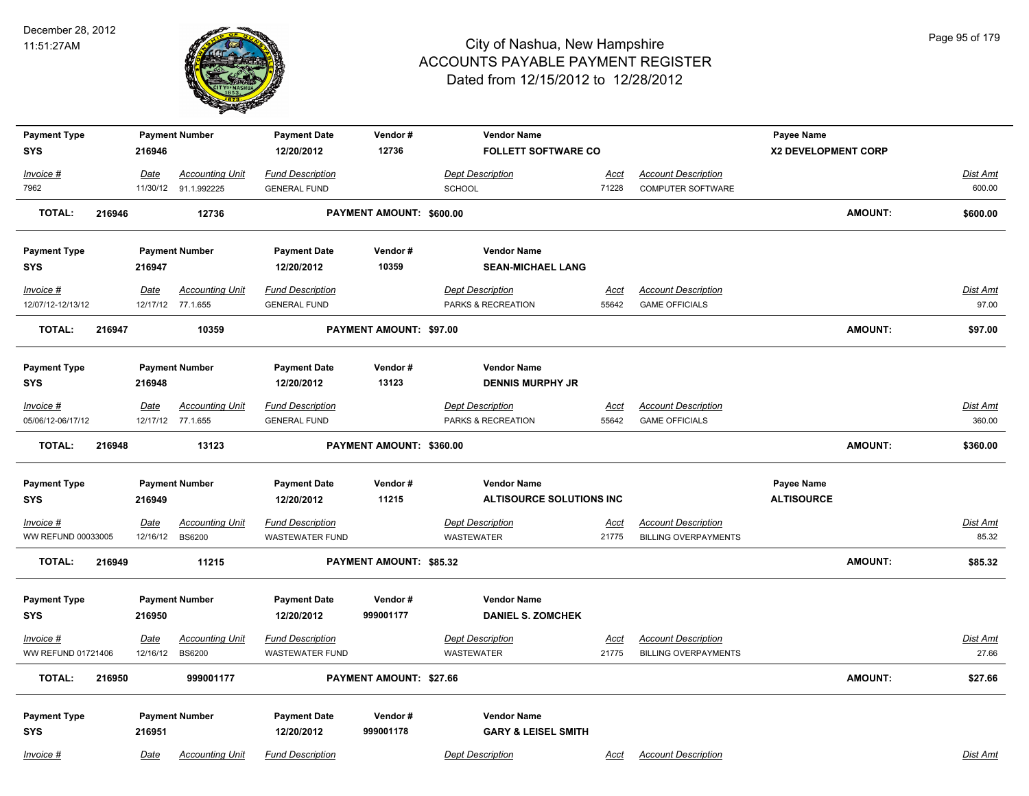# City of Nashua, New Hampshire
## ACCOUNTS PAYABLE PAYMENT REGISTER
### Dated from 12/15/2012 to 12/28/2012

December 28, 2012
11:51:27AM

| Payment Type | Payment Number | Payment Date | Vendor # | Vendor Name | | | Payee Name | |
|---|---|---|---|---|---|---|---|---|
| SYS | 216946 | 12/20/2012 | 12736 | FOLLETT SOFTWARE CO | | | X2 DEVELOPMENT CORP | |

| Invoice # | Date | Accounting Unit | Fund Description | Dept Description | Acct | Account Description | Dist Amt |
|---|---|---|---|---|---|---|---|
| 7962 | 11/30/12 | 91.1.992225 | GENERAL FUND | SCHOOL | 71228 | COMPUTER SOFTWARE | 600.00 |

**TOTAL: 216946 12736 PAYMENT AMOUNT: $600.00 AMOUNT: $600.00**

| Payment Type | Payment Number | Payment Date | Vendor # | Vendor Name |
|---|---|---|---|---|
| SYS | 216947 | 12/20/2012 | 10359 | SEAN-MICHAEL LANG |

| Invoice # | Date | Accounting Unit | Fund Description | Dept Description | Acct | Account Description | Dist Amt |
|---|---|---|---|---|---|---|---|
| 12/07/12-12/13/12 | 12/17/12 | 77.1.655 | GENERAL FUND | PARKS & RECREATION | 55642 | GAME OFFICIALS | 97.00 |

**TOTAL: 216947 10359 PAYMENT AMOUNT: $97.00 AMOUNT: $97.00**

| Payment Type | Payment Number | Payment Date | Vendor # | Vendor Name |
|---|---|---|---|---|
| SYS | 216948 | 12/20/2012 | 13123 | DENNIS MURPHY JR |

| Invoice # | Date | Accounting Unit | Fund Description | Dept Description | Acct | Account Description | Dist Amt |
|---|---|---|---|---|---|---|---|
| 05/06/12-06/17/12 | 12/17/12 | 77.1.655 | GENERAL FUND | PARKS & RECREATION | 55642 | GAME OFFICIALS | 360.00 |

**TOTAL: 216948 13123 PAYMENT AMOUNT: $360.00 AMOUNT: $360.00**

| Payment Type | Payment Number | Payment Date | Vendor # | Vendor Name | Payee Name |
|---|---|---|---|---|---|
| SYS | 216949 | 12/20/2012 | 11215 | ALTISOURCE SOLUTIONS INC | ALTISOURCE |

| Invoice # | Date | Accounting Unit | Fund Description | Dept Description | Acct | Account Description | Dist Amt |
|---|---|---|---|---|---|---|---|
| WW REFUND 00033005 | 12/16/12 | BS6200 | WASTEWATER FUND | WASTEWATER | 21775 | BILLING OVERPAYMENTS | 85.32 |

**TOTAL: 216949 11215 PAYMENT AMOUNT: $85.32 AMOUNT: $85.32**

| Payment Type | Payment Number | Payment Date | Vendor # | Vendor Name |
|---|---|---|---|---|
| SYS | 216950 | 12/20/2012 | 999001177 | DANIEL S. ZOMCHEK |

| Invoice # | Date | Accounting Unit | Fund Description | Dept Description | Acct | Account Description | Dist Amt |
|---|---|---|---|---|---|---|---|
| WW REFUND 01721406 | 12/16/12 | BS6200 | WASTEWATER FUND | WASTEWATER | 21775 | BILLING OVERPAYMENTS | 27.66 |

**TOTAL: 216950 999001177 PAYMENT AMOUNT: $27.66 AMOUNT: $27.66**

| Payment Type | Payment Number | Payment Date | Vendor # | Vendor Name |
|---|---|---|---|---|
| SYS | 216951 | 12/20/2012 | 999001178 | GARY & LEISEL SMITH |

| Invoice # | Date | Accounting Unit | Fund Description | Dept Description | Acct | Account Description | Dist Amt |
|---|---|---|---|---|---|---|---|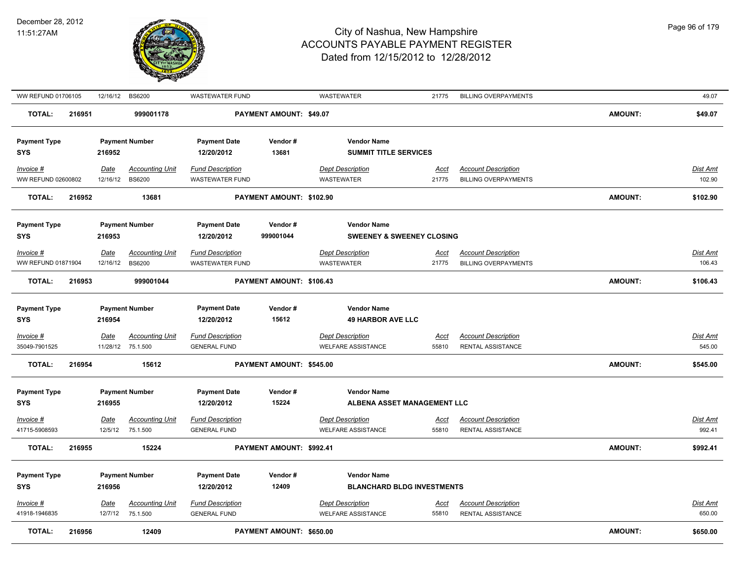| Invoice # | Date | Accounting Unit | Fund Description | Dept Description | Acct | Account Description | Dist Amt |
|---|---|---|---|---|---|---|---|
| WW REFUND 01706105 | 12/16/12 | BS6200 | WASTEWATER FUND | WASTEWATER | 21775 | BILLING OVERPAYMENTS | 49.07 |

**TOTAL:** 216951 | 999001178 | **PAYMENT AMOUNT: $49.07** | **AMOUNT:** **$49.07**

| Payment Type | Payment Number | Payment Date | Vendor # | Vendor Name |
|---|---|---|---|---|
| SYS | 216952 | 12/20/2012 | 13681 | SUMMIT TITLE SERVICES |

| Invoice # | Date | Accounting Unit | Fund Description | Dept Description | Acct | Account Description | Dist Amt |
|---|---|---|---|---|---|---|---|
| WW REFUND 02600802 | 12/16/12 | BS6200 | WASTEWATER FUND | WASTEWATER | 21775 | BILLING OVERPAYMENTS | 102.90 |

**TOTAL:** 216952 | 13681 | **PAYMENT AMOUNT: $102.90** | **AMOUNT:** **$102.90**

| Payment Type | Payment Number | Payment Date | Vendor # | Vendor Name |
|---|---|---|---|---|
| SYS | 216953 | 12/20/2012 | 999001044 | SWEENEY & SWEENEY CLOSING |

| Invoice # | Date | Accounting Unit | Fund Description | Dept Description | Acct | Account Description | Dist Amt |
|---|---|---|---|---|---|---|---|
| WW REFUND 01871904 | 12/16/12 | BS6200 | WASTEWATER FUND | WASTEWATER | 21775 | BILLING OVERPAYMENTS | 106.43 |

**TOTAL:** 216953 | 999001044 | **PAYMENT AMOUNT: $106.43** | **AMOUNT:** **$106.43**

| Payment Type | Payment Number | Payment Date | Vendor # | Vendor Name |
|---|---|---|---|---|
| SYS | 216954 | 12/20/2012 | 15612 | 49 HARBOR AVE LLC |

| Invoice # | Date | Accounting Unit | Fund Description | Dept Description | Acct | Account Description | Dist Amt |
|---|---|---|---|---|---|---|---|
| 35049-7901525 | 11/28/12 | 75.1.500 | GENERAL FUND | WELFARE ASSISTANCE | 55810 | RENTAL ASSISTANCE | 545.00 |

**TOTAL:** 216954 | 15612 | **PAYMENT AMOUNT: $545.00** | **AMOUNT:** **$545.00**

| Payment Type | Payment Number | Payment Date | Vendor # | Vendor Name |
|---|---|---|---|---|
| SYS | 216955 | 12/20/2012 | 15224 | ALBENA ASSET MANAGEMENT LLC |

| Invoice # | Date | Accounting Unit | Fund Description | Dept Description | Acct | Account Description | Dist Amt |
|---|---|---|---|---|---|---|---|
| 41715-5908593 | 12/5/12 | 75.1.500 | GENERAL FUND | WELFARE ASSISTANCE | 55810 | RENTAL ASSISTANCE | 992.41 |

**TOTAL:** 216955 | 15224 | **PAYMENT AMOUNT: $992.41** | **AMOUNT:** **$992.41**

| Payment Type | Payment Number | Payment Date | Vendor # | Vendor Name |
|---|---|---|---|---|
| SYS | 216956 | 12/20/2012 | 12409 | BLANCHARD BLDG INVESTMENTS |

| Invoice # | Date | Accounting Unit | Fund Description | Dept Description | Acct | Account Description | Dist Amt |
|---|---|---|---|---|---|---|---|
| 41918-1946835 | 12/7/12 | 75.1.500 | GENERAL FUND | WELFARE ASSISTANCE | 55810 | RENTAL ASSISTANCE | 650.00 |

**TOTAL:** 216956 | 12409 | **PAYMENT AMOUNT: $650.00** | **AMOUNT:** **$650.00**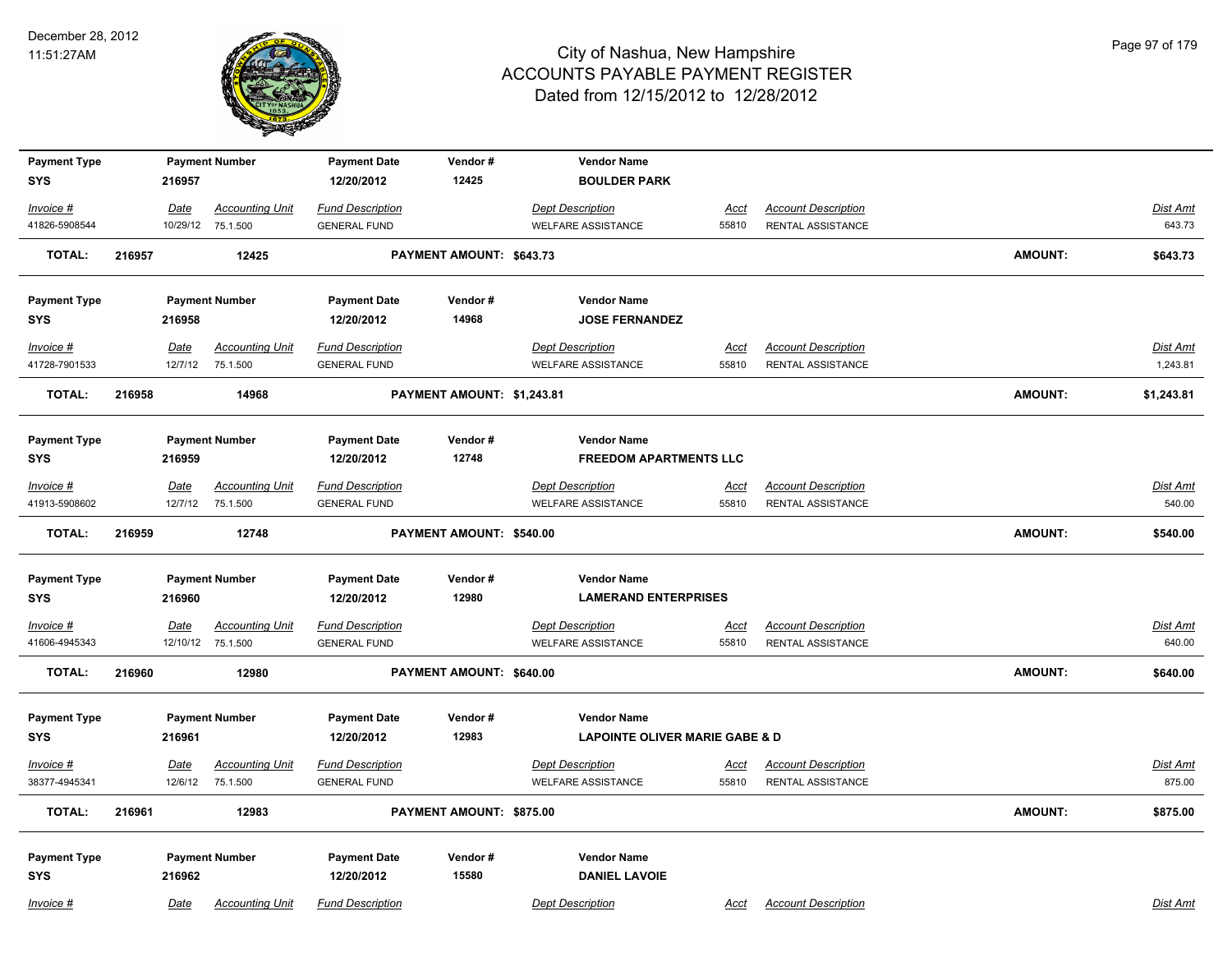# City of Nashua, New Hampshire
## ACCOUNTS PAYABLE PAYMENT REGISTER
### Dated from 12/15/2012 to 12/28/2012

December 28, 2012
11:51:27AM

| Payment Type | Payment Number | Payment Date | Vendor # | Vendor Name |
|---|---|---|---|---|
| **SYS** | **216957** | **12/20/2012** | **12425** | **BOULDER PARK** |

| *Invoice #* | *Date* | *Accounting Unit* | *Fund Description* | *Dept Description* | *Acct* | *Account Description* | *Dist Amt* |
|---|---|---|---|---|---|---|---|
| 41826-5908544 | 10/29/12 | 75.1.500 | GENERAL FUND | WELFARE ASSISTANCE | 55810 | RENTAL ASSISTANCE | 643.73 |

**TOTAL: 216957 12425 PAYMENT AMOUNT: $643.73 AMOUNT: $643.73**

| Payment Type | Payment Number | Payment Date | Vendor # | Vendor Name |
|---|---|---|---|---|
| **SYS** | **216958** | **12/20/2012** | **14968** | **JOSE FERNANDEZ** |

| *Invoice #* | *Date* | *Accounting Unit* | *Fund Description* | *Dept Description* | *Acct* | *Account Description* | *Dist Amt* |
|---|---|---|---|---|---|---|---|
| 41728-7901533 | 12/7/12 | 75.1.500 | GENERAL FUND | WELFARE ASSISTANCE | 55810 | RENTAL ASSISTANCE | 1,243.81 |

**TOTAL: 216958 14968 PAYMENT AMOUNT: $1,243.81 AMOUNT: $1,243.81**

| Payment Type | Payment Number | Payment Date | Vendor # | Vendor Name |
|---|---|---|---|---|
| **SYS** | **216959** | **12/20/2012** | **12748** | **FREEDOM APARTMENTS LLC** |

| *Invoice #* | *Date* | *Accounting Unit* | *Fund Description* | *Dept Description* | *Acct* | *Account Description* | *Dist Amt* |
|---|---|---|---|---|---|---|---|
| 41913-5908602 | 12/7/12 | 75.1.500 | GENERAL FUND | WELFARE ASSISTANCE | 55810 | RENTAL ASSISTANCE | 540.00 |

**TOTAL: 216959 12748 PAYMENT AMOUNT: $540.00 AMOUNT: $540.00**

| Payment Type | Payment Number | Payment Date | Vendor # | Vendor Name |
|---|---|---|---|---|
| **SYS** | **216960** | **12/20/2012** | **12980** | **LAMERAND ENTERPRISES** |

| *Invoice #* | *Date* | *Accounting Unit* | *Fund Description* | *Dept Description* | *Acct* | *Account Description* | *Dist Amt* |
|---|---|---|---|---|---|---|---|
| 41606-4945343 | 12/10/12 | 75.1.500 | GENERAL FUND | WELFARE ASSISTANCE | 55810 | RENTAL ASSISTANCE | 640.00 |

**TOTAL: 216960 12980 PAYMENT AMOUNT: $640.00 AMOUNT: $640.00**

| Payment Type | Payment Number | Payment Date | Vendor # | Vendor Name |
|---|---|---|---|---|
| **SYS** | **216961** | **12/20/2012** | **12983** | **LAPOINTE OLIVER MARIE GABE & D** |

| *Invoice #* | *Date* | *Accounting Unit* | *Fund Description* | *Dept Description* | *Acct* | *Account Description* | *Dist Amt* |
|---|---|---|---|---|---|---|---|
| 38377-4945341 | 12/6/12 | 75.1.500 | GENERAL FUND | WELFARE ASSISTANCE | 55810 | RENTAL ASSISTANCE | 875.00 |

**TOTAL: 216961 12983 PAYMENT AMOUNT: $875.00 AMOUNT: $875.00**

| Payment Type | Payment Number | Payment Date | Vendor # | Vendor Name |
|---|---|---|---|---|
| **SYS** | **216962** | **12/20/2012** | **15580** | **DANIEL LAVOIE** |

| *Invoice #* | *Date* | *Accounting Unit* | *Fund Description* | *Dept Description* | *Acct* | *Account Description* | *Dist Amt* |
|---|---|---|---|---|---|---|---|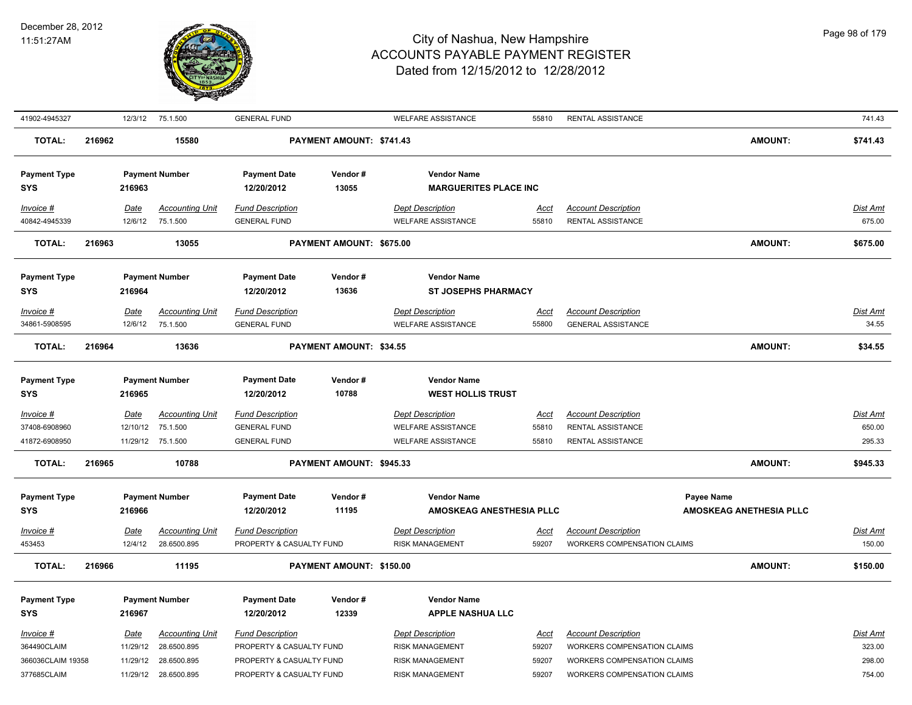| | | | | | | | | |
|---|---|---|---|---|---|---|---|---|
| 41902-4945327 | 12/3/12 | 75.1.500 | GENERAL FUND | WELFARE ASSISTANCE | 55810 | RENTAL ASSISTANCE | | 741.43 |
| **TOTAL:** | **216962** | **15580** | **PAYMENT AMOUNT: $741.43** | | | | **AMOUNT:** | **$741.43** |

| Payment Type | Payment Number | Payment Date | Vendor # | Vendor Name |
|---|---|---|---|---|
| **SYS** | **216963** | **12/20/2012** | **13055** | **MARGUERITES PLACE INC** |

| *Invoice #* | *Date* | *Accounting Unit* | *Fund Description* | *Dept Description* | *Acct* | *Account Description* | *Dist Amt* |
|---|---|---|---|---|---|---|---|
| 40842-4945339 | 12/6/12 | 75.1.500 | GENERAL FUND | WELFARE ASSISTANCE | 55810 | RENTAL ASSISTANCE | 675.00 |
| **TOTAL:** | **216963** | **13055** | **PAYMENT AMOUNT: $675.00** | | | **AMOUNT:** | **$675.00** |

| Payment Type | Payment Number | Payment Date | Vendor # | Vendor Name |
|---|---|---|---|---|
| **SYS** | **216964** | **12/20/2012** | **13636** | **ST JOSEPHS PHARMACY** |

| *Invoice #* | *Date* | *Accounting Unit* | *Fund Description* | *Dept Description* | *Acct* | *Account Description* | *Dist Amt* |
|---|---|---|---|---|---|---|---|
| 34861-5908595 | 12/6/12 | 75.1.500 | GENERAL FUND | WELFARE ASSISTANCE | 55800 | GENERAL ASSISTANCE | 34.55 |
| **TOTAL:** | **216964** | **13636** | **PAYMENT AMOUNT: $34.55** | | | **AMOUNT:** | **$34.55** |

| Payment Type | Payment Number | Payment Date | Vendor # | Vendor Name |
|---|---|---|---|---|
| **SYS** | **216965** | **12/20/2012** | **10788** | **WEST HOLLIS TRUST** |

| *Invoice #* | *Date* | *Accounting Unit* | *Fund Description* | *Dept Description* | *Acct* | *Account Description* | *Dist Amt* |
|---|---|---|---|---|---|---|---|
| 37408-6908960 | 12/10/12 | 75.1.500 | GENERAL FUND | WELFARE ASSISTANCE | 55810 | RENTAL ASSISTANCE | 650.00 |
| 41872-6908950 | 11/29/12 | 75.1.500 | GENERAL FUND | WELFARE ASSISTANCE | 55810 | RENTAL ASSISTANCE | 295.33 |
| **TOTAL:** | **216965** | **10788** | **PAYMENT AMOUNT: $945.33** | | | **AMOUNT:** | **$945.33** |

| Payment Type | Payment Number | Payment Date | Vendor # | Vendor Name | Payee Name |
|---|---|---|---|---|---|
| **SYS** | **216966** | **12/20/2012** | **11195** | **AMOSKEAG ANESTHESIA PLLC** | **AMOSKEAG ANETHESIA PLLC** |

| *Invoice #* | *Date* | *Accounting Unit* | *Fund Description* | *Dept Description* | *Acct* | *Account Description* | *Dist Amt* |
|---|---|---|---|---|---|---|---|
| 453453 | 12/4/12 | 28.6500.895 | PROPERTY & CASUALTY FUND | RISK MANAGEMENT | 59207 | WORKERS COMPENSATION CLAIMS | 150.00 |
| **TOTAL:** | **216966** | **11195** | **PAYMENT AMOUNT: $150.00** | | | **AMOUNT:** | **$150.00** |

| Payment Type | Payment Number | Payment Date | Vendor # | Vendor Name |
|---|---|---|---|---|
| **SYS** | **216967** | **12/20/2012** | **12339** | **APPLE NASHUA LLC** |

| *Invoice #* | *Date* | *Accounting Unit* | *Fund Description* | *Dept Description* | *Acct* | *Account Description* | *Dist Amt* |
|---|---|---|---|---|---|---|---|
| 364490CLAIM | 11/29/12 | 28.6500.895 | PROPERTY & CASUALTY FUND | RISK MANAGEMENT | 59207 | WORKERS COMPENSATION CLAIMS | 323.00 |
| 366036CLAIM 19358 | 11/29/12 | 28.6500.895 | PROPERTY & CASUALTY FUND | RISK MANAGEMENT | 59207 | WORKERS COMPENSATION CLAIMS | 298.00 |
| 377685CLAIM | 11/29/12 | 28.6500.895 | PROPERTY & CASUALTY FUND | RISK MANAGEMENT | 59207 | WORKERS COMPENSATION CLAIMS | 754.00 |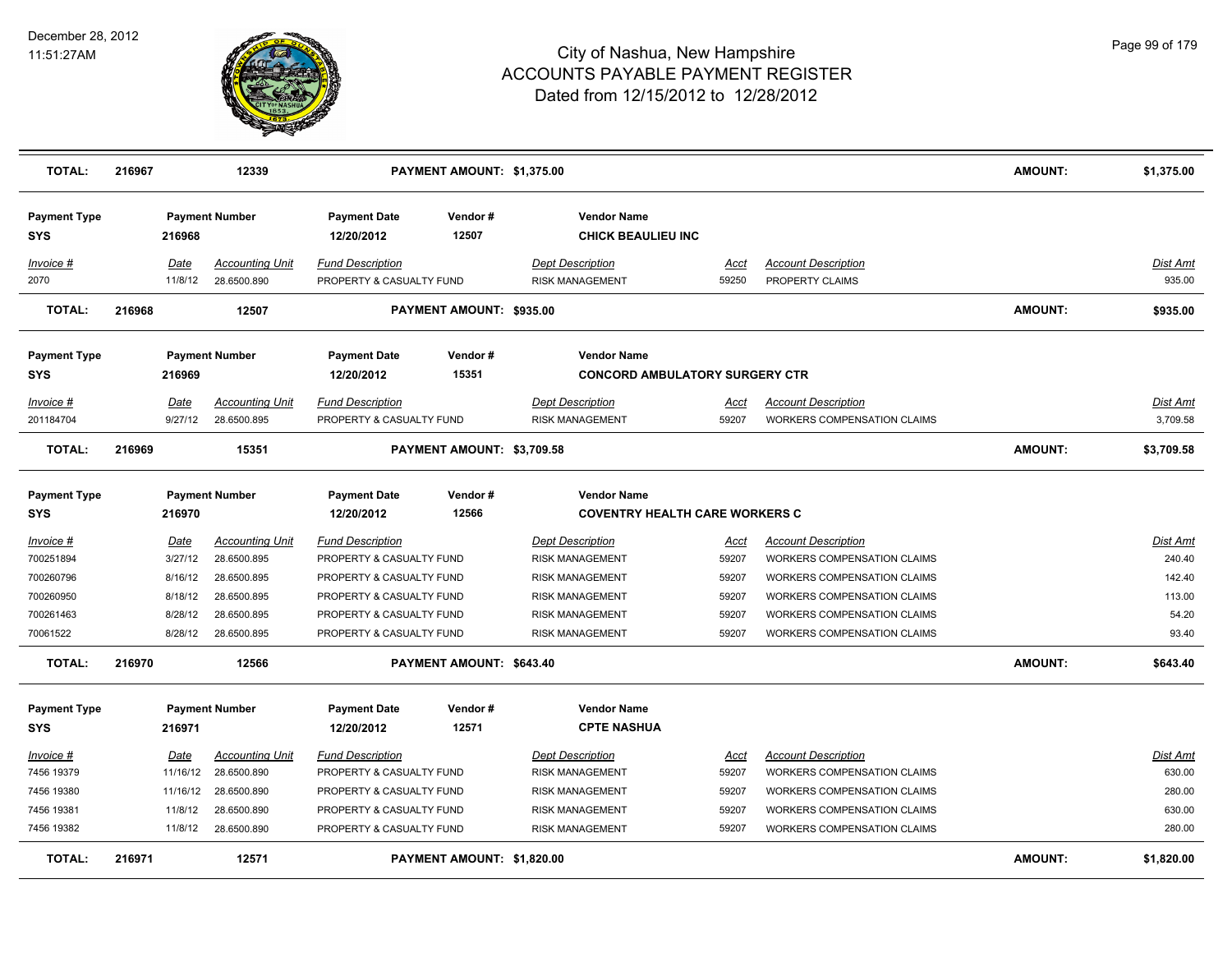# City of Nashua, New Hampshire
## ACCOUNTS PAYABLE PAYMENT REGISTER
### Dated from 12/15/2012 to 12/28/2012

| TOTAL: | 216967 | 12339 | PAYMENT AMOUNT: $1,375.00 | AMOUNT: | $1,375.00 |
|---|---|---|---|---|---|

| Payment Type | Payment Number | Payment Date | Vendor # | Vendor Name |
|---|---|---|---|---|
| SYS | 216968 | 12/20/2012 | 12507 | CHICK BEAULIEU INC |

| Invoice # | Date | Accounting Unit | Fund Description | Dept Description | Acct | Account Description | Dist Amt |
|---|---|---|---|---|---|---|---|
| 2070 | 11/8/12 | 28.6500.890 | PROPERTY & CASUALTY FUND | RISK MANAGEMENT | 59250 | PROPERTY CLAIMS | 935.00 |

| TOTAL: | 216968 | 12507 | PAYMENT AMOUNT: $935.00 | AMOUNT: | $935.00 |
|---|---|---|---|---|---|

| Payment Type | Payment Number | Payment Date | Vendor # | Vendor Name |
|---|---|---|---|---|
| SYS | 216969 | 12/20/2012 | 15351 | CONCORD AMBULATORY SURGERY CTR |

| Invoice # | Date | Accounting Unit | Fund Description | Dept Description | Acct | Account Description | Dist Amt |
|---|---|---|---|---|---|---|---|
| 201184704 | 9/27/12 | 28.6500.895 | PROPERTY & CASUALTY FUND | RISK MANAGEMENT | 59207 | WORKERS COMPENSATION CLAIMS | 3,709.58 |

| TOTAL: | 216969 | 15351 | PAYMENT AMOUNT: $3,709.58 | AMOUNT: | $3,709.58 |
|---|---|---|---|---|---|

| Payment Type | Payment Number | Payment Date | Vendor # | Vendor Name |
|---|---|---|---|---|
| SYS | 216970 | 12/20/2012 | 12566 | COVENTRY HEALTH CARE WORKERS C |

| Invoice # | Date | Accounting Unit | Fund Description | Dept Description | Acct | Account Description | Dist Amt |
|---|---|---|---|---|---|---|---|
| 700251894 | 3/27/12 | 28.6500.895 | PROPERTY & CASUALTY FUND | RISK MANAGEMENT | 59207 | WORKERS COMPENSATION CLAIMS | 240.40 |
| 700260796 | 8/16/12 | 28.6500.895 | PROPERTY & CASUALTY FUND | RISK MANAGEMENT | 59207 | WORKERS COMPENSATION CLAIMS | 142.40 |
| 700260950 | 8/18/12 | 28.6500.895 | PROPERTY & CASUALTY FUND | RISK MANAGEMENT | 59207 | WORKERS COMPENSATION CLAIMS | 113.00 |
| 700261463 | 8/28/12 | 28.6500.895 | PROPERTY & CASUALTY FUND | RISK MANAGEMENT | 59207 | WORKERS COMPENSATION CLAIMS | 54.20 |
| 70061522 | 8/28/12 | 28.6500.895 | PROPERTY & CASUALTY FUND | RISK MANAGEMENT | 59207 | WORKERS COMPENSATION CLAIMS | 93.40 |

| TOTAL: | 216970 | 12566 | PAYMENT AMOUNT: $643.40 | AMOUNT: | $643.40 |
|---|---|---|---|---|---|

| Payment Type | Payment Number | Payment Date | Vendor # | Vendor Name |
|---|---|---|---|---|
| SYS | 216971 | 12/20/2012 | 12571 | CPTE NASHUA |

| Invoice # | Date | Accounting Unit | Fund Description | Dept Description | Acct | Account Description | Dist Amt |
|---|---|---|---|---|---|---|---|
| 7456 19379 | 11/16/12 | 28.6500.890 | PROPERTY & CASUALTY FUND | RISK MANAGEMENT | 59207 | WORKERS COMPENSATION CLAIMS | 630.00 |
| 7456 19380 | 11/16/12 | 28.6500.890 | PROPERTY & CASUALTY FUND | RISK MANAGEMENT | 59207 | WORKERS COMPENSATION CLAIMS | 280.00 |
| 7456 19381 | 11/8/12 | 28.6500.890 | PROPERTY & CASUALTY FUND | RISK MANAGEMENT | 59207 | WORKERS COMPENSATION CLAIMS | 630.00 |
| 7456 19382 | 11/8/12 | 28.6500.890 | PROPERTY & CASUALTY FUND | RISK MANAGEMENT | 59207 | WORKERS COMPENSATION CLAIMS | 280.00 |

| TOTAL: | 216971 | 12571 | PAYMENT AMOUNT: $1,820.00 | AMOUNT: | $1,820.00 |
|---|---|---|---|---|---|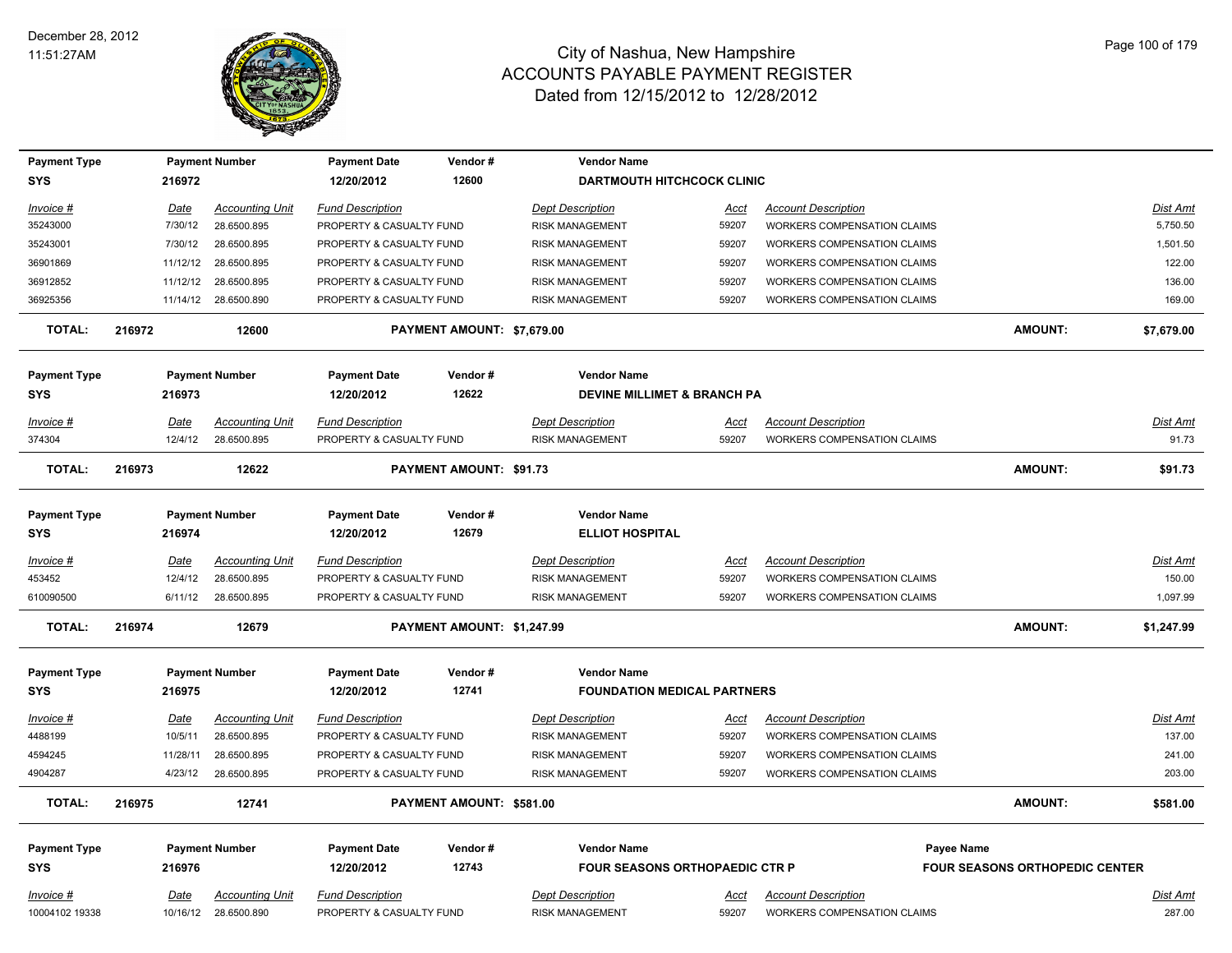# City of Nashua, New Hampshire
## ACCOUNTS PAYABLE PAYMENT REGISTER
### Dated from 12/15/2012 to 12/28/2012

December 28, 2012
11:51:27AM

| Payment Type | Payment Number | Payment Date | Vendor # | Vendor Name |
|---|---|---|---|---|
| SYS | 216972 | 12/20/2012 | 12600 | DARTMOUTH HITCHCOCK CLINIC |

| Invoice # | Date | Accounting Unit | Fund Description | Dept Description | Acct | Account Description | Dist Amt |
|---|---|---|---|---|---|---|---|
| 35243000 | 7/30/12 | 28.6500.895 | PROPERTY & CASUALTY FUND | RISK MANAGEMENT | 59207 | WORKERS COMPENSATION CLAIMS | 5,750.50 |
| 35243001 | 7/30/12 | 28.6500.895 | PROPERTY & CASUALTY FUND | RISK MANAGEMENT | 59207 | WORKERS COMPENSATION CLAIMS | 1,501.50 |
| 36901869 | 11/12/12 | 28.6500.895 | PROPERTY & CASUALTY FUND | RISK MANAGEMENT | 59207 | WORKERS COMPENSATION CLAIMS | 122.00 |
| 36912852 | 11/12/12 | 28.6500.895 | PROPERTY & CASUALTY FUND | RISK MANAGEMENT | 59207 | WORKERS COMPENSATION CLAIMS | 136.00 |
| 36925356 | 11/14/12 | 28.6500.890 | PROPERTY & CASUALTY FUND | RISK MANAGEMENT | 59207 | WORKERS COMPENSATION CLAIMS | 169.00 |

**TOTAL: 216972 12600 PAYMENT AMOUNT: $7,679.00 AMOUNT: $7,679.00**

| Payment Type | Payment Number | Payment Date | Vendor # | Vendor Name |
|---|---|---|---|---|
| SYS | 216973 | 12/20/2012 | 12622 | DEVINE MILLIMET & BRANCH PA |

| Invoice # | Date | Accounting Unit | Fund Description | Dept Description | Acct | Account Description | Dist Amt |
|---|---|---|---|---|---|---|---|
| 374304 | 12/4/12 | 28.6500.895 | PROPERTY & CASUALTY FUND | RISK MANAGEMENT | 59207 | WORKERS COMPENSATION CLAIMS | 91.73 |

**TOTAL: 216973 12622 PAYMENT AMOUNT: $91.73 AMOUNT: $91.73**

| Payment Type | Payment Number | Payment Date | Vendor # | Vendor Name |
|---|---|---|---|---|
| SYS | 216974 | 12/20/2012 | 12679 | ELLIOT HOSPITAL |

| Invoice # | Date | Accounting Unit | Fund Description | Dept Description | Acct | Account Description | Dist Amt |
|---|---|---|---|---|---|---|---|
| 453452 | 12/4/12 | 28.6500.895 | PROPERTY & CASUALTY FUND | RISK MANAGEMENT | 59207 | WORKERS COMPENSATION CLAIMS | 150.00 |
| 610090500 | 6/11/12 | 28.6500.895 | PROPERTY & CASUALTY FUND | RISK MANAGEMENT | 59207 | WORKERS COMPENSATION CLAIMS | 1,097.99 |

**TOTAL: 216974 12679 PAYMENT AMOUNT: $1,247.99 AMOUNT: $1,247.99**

| Payment Type | Payment Number | Payment Date | Vendor # | Vendor Name |
|---|---|---|---|---|
| SYS | 216975 | 12/20/2012 | 12741 | FOUNDATION MEDICAL PARTNERS |

| Invoice # | Date | Accounting Unit | Fund Description | Dept Description | Acct | Account Description | Dist Amt |
|---|---|---|---|---|---|---|---|
| 4488199 | 10/5/11 | 28.6500.895 | PROPERTY & CASUALTY FUND | RISK MANAGEMENT | 59207 | WORKERS COMPENSATION CLAIMS | 137.00 |
| 4594245 | 11/28/11 | 28.6500.895 | PROPERTY & CASUALTY FUND | RISK MANAGEMENT | 59207 | WORKERS COMPENSATION CLAIMS | 241.00 |
| 4904287 | 4/23/12 | 28.6500.895 | PROPERTY & CASUALTY FUND | RISK MANAGEMENT | 59207 | WORKERS COMPENSATION CLAIMS | 203.00 |

**TOTAL: 216975 12741 PAYMENT AMOUNT: $581.00 AMOUNT: $581.00**

| Payment Type | Payment Number | Payment Date | Vendor # | Vendor Name | Payee Name |
|---|---|---|---|---|---|
| SYS | 216976 | 12/20/2012 | 12743 | FOUR SEASONS ORTHOPAEDIC CTR P | FOUR SEASONS ORTHOPEDIC CENTER |

| Invoice # | Date | Accounting Unit | Fund Description | Dept Description | Acct | Account Description | Dist Amt |
|---|---|---|---|---|---|---|---|
| 10004102 19338 | 10/16/12 | 28.6500.890 | PROPERTY & CASUALTY FUND | RISK MANAGEMENT | 59207 | WORKERS COMPENSATION CLAIMS | 287.00 |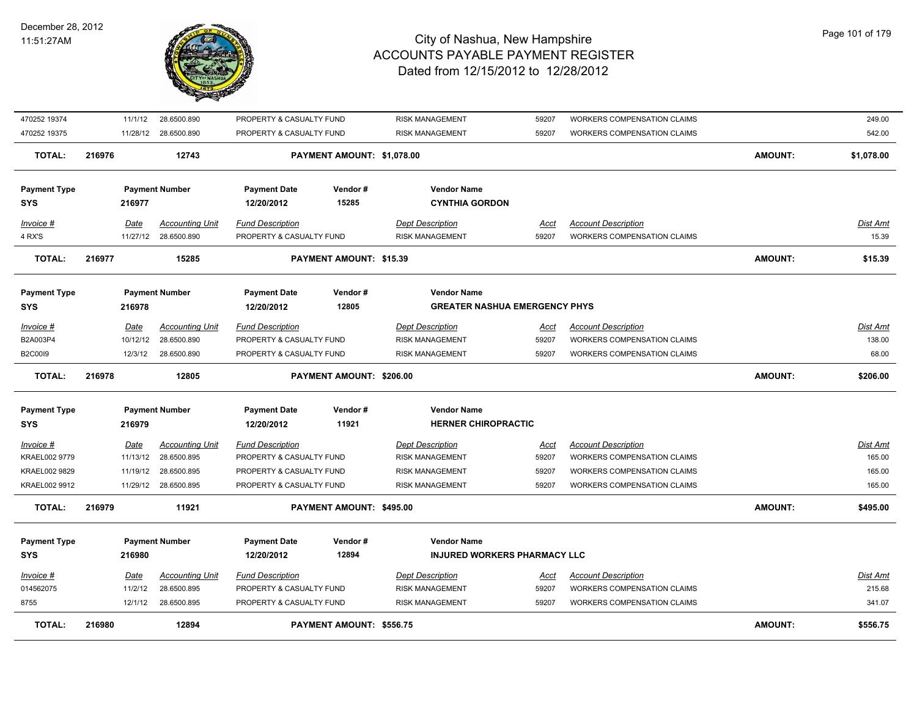| Invoice # | Date | Accounting Unit | Fund Description | Dept Description | Acct | Account Description | Dist Amt |
|---|---|---|---|---|---|---|---|
| 470252 19374 | 11/1/12 | 28.6500.890 | PROPERTY & CASUALTY FUND | RISK MANAGEMENT | 59207 | WORKERS COMPENSATION CLAIMS | 249.00 |
| 470252 19375 | 11/28/12 | 28.6500.890 | PROPERTY & CASUALTY FUND | RISK MANAGEMENT | 59207 | WORKERS COMPENSATION CLAIMS | 542.00 |

**TOTAL:** 216976 — 12743 — PAYMENT AMOUNT: $1,078.00 — AMOUNT: $1,078.00

| Payment Type | Payment Number | Payment Date | Vendor # | Vendor Name |
|---|---|---|---|---|
| SYS | 216977 | 12/20/2012 | 15285 | CYNTHIA GORDON |

| Invoice # | Date | Accounting Unit | Fund Description | Dept Description | Acct | Account Description | Dist Amt |
|---|---|---|---|---|---|---|---|
| 4 RX'S | 11/27/12 | 28.6500.890 | PROPERTY & CASUALTY FUND | RISK MANAGEMENT | 59207 | WORKERS COMPENSATION CLAIMS | 15.39 |

**TOTAL:** 216977 — 15285 — PAYMENT AMOUNT: $15.39 — AMOUNT: $15.39

| Payment Type | Payment Number | Payment Date | Vendor # | Vendor Name |
|---|---|---|---|---|
| SYS | 216978 | 12/20/2012 | 12805 | GREATER NASHUA EMERGENCY PHYS |

| Invoice # | Date | Accounting Unit | Fund Description | Dept Description | Acct | Account Description | Dist Amt |
|---|---|---|---|---|---|---|---|
| B2A003P4 | 10/12/12 | 28.6500.890 | PROPERTY & CASUALTY FUND | RISK MANAGEMENT | 59207 | WORKERS COMPENSATION CLAIMS | 138.00 |
| B2C00I9 | 12/3/12 | 28.6500.890 | PROPERTY & CASUALTY FUND | RISK MANAGEMENT | 59207 | WORKERS COMPENSATION CLAIMS | 68.00 |

**TOTAL:** 216978 — 12805 — PAYMENT AMOUNT: $206.00 — AMOUNT: $206.00

| Payment Type | Payment Number | Payment Date | Vendor # | Vendor Name |
|---|---|---|---|---|
| SYS | 216979 | 12/20/2012 | 11921 | HERNER CHIROPRACTIC |

| Invoice # | Date | Accounting Unit | Fund Description | Dept Description | Acct | Account Description | Dist Amt |
|---|---|---|---|---|---|---|---|
| KRAEL002 9779 | 11/13/12 | 28.6500.895 | PROPERTY & CASUALTY FUND | RISK MANAGEMENT | 59207 | WORKERS COMPENSATION CLAIMS | 165.00 |
| KRAEL002 9829 | 11/19/12 | 28.6500.895 | PROPERTY & CASUALTY FUND | RISK MANAGEMENT | 59207 | WORKERS COMPENSATION CLAIMS | 165.00 |
| KRAEL002 9912 | 11/29/12 | 28.6500.895 | PROPERTY & CASUALTY FUND | RISK MANAGEMENT | 59207 | WORKERS COMPENSATION CLAIMS | 165.00 |

**TOTAL:** 216979 — 11921 — PAYMENT AMOUNT: $495.00 — AMOUNT: $495.00

| Payment Type | Payment Number | Payment Date | Vendor # | Vendor Name |
|---|---|---|---|---|
| SYS | 216980 | 12/20/2012 | 12894 | INJURED WORKERS PHARMACY LLC |

| Invoice # | Date | Accounting Unit | Fund Description | Dept Description | Acct | Account Description | Dist Amt |
|---|---|---|---|---|---|---|---|
| 014562075 | 11/2/12 | 28.6500.895 | PROPERTY & CASUALTY FUND | RISK MANAGEMENT | 59207 | WORKERS COMPENSATION CLAIMS | 215.68 |
| 8755 | 12/1/12 | 28.6500.895 | PROPERTY & CASUALTY FUND | RISK MANAGEMENT | 59207 | WORKERS COMPENSATION CLAIMS | 341.07 |

**TOTAL:** 216980 — 12894 — PAYMENT AMOUNT: $556.75 — AMOUNT: $556.75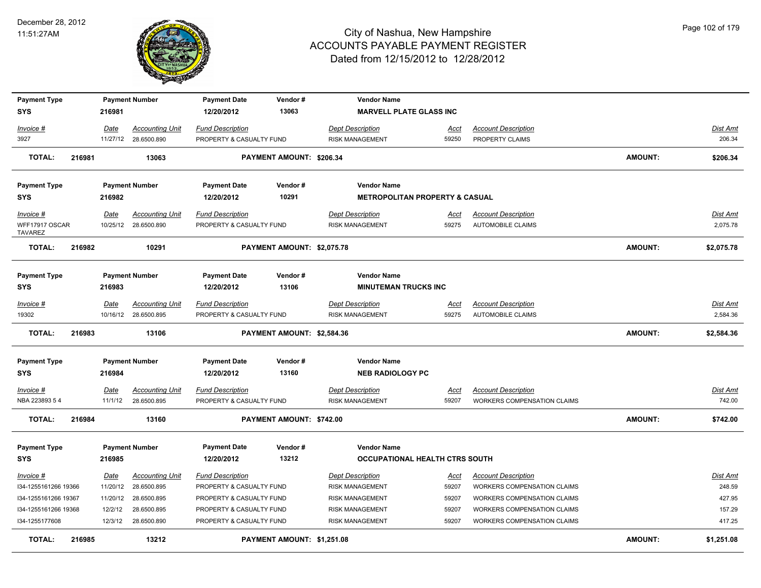# City of Nashua, New Hampshire
## ACCOUNTS PAYABLE PAYMENT REGISTER
### Dated from 12/15/2012 to 12/28/2012

December 28, 2012
11:51:27AM

| Payment Type | Payment Number | Payment Date | Vendor # | Vendor Name |
|---|---|---|---|---|
| SYS | 216981 | 12/20/2012 | 13063 | MARVELL PLATE GLASS INC |

| Invoice # | Date | Accounting Unit | Fund Description | Dept Description | Acct | Account Description | Dist Amt |
|---|---|---|---|---|---|---|---|
| 3927 | 11/27/12 | 28.6500.890 | PROPERTY & CASUALTY FUND | RISK MANAGEMENT | 59250 | PROPERTY CLAIMS | 206.34 |

**TOTAL: 216981 13063 PAYMENT AMOUNT: $206.34 AMOUNT: $206.34**

| Payment Type | Payment Number | Payment Date | Vendor # | Vendor Name |
|---|---|---|---|---|
| SYS | 216982 | 12/20/2012 | 10291 | METROPOLITAN PROPERTY & CASUAL |

| Invoice # | Date | Accounting Unit | Fund Description | Dept Description | Acct | Account Description | Dist Amt |
|---|---|---|---|---|---|---|---|
| WFF17917 OSCAR TAVAREZ | 10/25/12 | 28.6500.890 | PROPERTY & CASUALTY FUND | RISK MANAGEMENT | 59275 | AUTOMOBILE CLAIMS | 2,075.78 |

**TOTAL: 216982 10291 PAYMENT AMOUNT: $2,075.78 AMOUNT: $2,075.78**

| Payment Type | Payment Number | Payment Date | Vendor # | Vendor Name |
|---|---|---|---|---|
| SYS | 216983 | 12/20/2012 | 13106 | MINUTEMAN TRUCKS INC |

| Invoice # | Date | Accounting Unit | Fund Description | Dept Description | Acct | Account Description | Dist Amt |
|---|---|---|---|---|---|---|---|
| 19302 | 10/16/12 | 28.6500.895 | PROPERTY & CASUALTY FUND | RISK MANAGEMENT | 59275 | AUTOMOBILE CLAIMS | 2,584.36 |

**TOTAL: 216983 13106 PAYMENT AMOUNT: $2,584.36 AMOUNT: $2,584.36**

| Payment Type | Payment Number | Payment Date | Vendor # | Vendor Name |
|---|---|---|---|---|
| SYS | 216984 | 12/20/2012 | 13160 | NEB RADIOLOGY PC |

| Invoice # | Date | Accounting Unit | Fund Description | Dept Description | Acct | Account Description | Dist Amt |
|---|---|---|---|---|---|---|---|
| NBA 223893 5 4 | 11/1/12 | 28.6500.895 | PROPERTY & CASUALTY FUND | RISK MANAGEMENT | 59207 | WORKERS COMPENSATION CLAIMS | 742.00 |

**TOTAL: 216984 13160 PAYMENT AMOUNT: $742.00 AMOUNT: $742.00**

| Payment Type | Payment Number | Payment Date | Vendor # | Vendor Name |
|---|---|---|---|---|
| SYS | 216985 | 12/20/2012 | 13212 | OCCUPATIONAL HEALTH CTRS SOUTH |

| Invoice # | Date | Accounting Unit | Fund Description | Dept Description | Acct | Account Description | Dist Amt |
|---|---|---|---|---|---|---|---|
| I34-1255161266 19366 | 11/20/12 | 28.6500.895 | PROPERTY & CASUALTY FUND | RISK MANAGEMENT | 59207 | WORKERS COMPENSATION CLAIMS | 248.59 |
| I34-1255161266 19367 | 11/20/12 | 28.6500.895 | PROPERTY & CASUALTY FUND | RISK MANAGEMENT | 59207 | WORKERS COMPENSATION CLAIMS | 427.95 |
| I34-1255161266 19368 | 12/2/12 | 28.6500.895 | PROPERTY & CASUALTY FUND | RISK MANAGEMENT | 59207 | WORKERS COMPENSATION CLAIMS | 157.29 |
| I34-1255177608 | 12/3/12 | 28.6500.890 | PROPERTY & CASUALTY FUND | RISK MANAGEMENT | 59207 | WORKERS COMPENSATION CLAIMS | 417.25 |

**TOTAL: 216985 13212 PAYMENT AMOUNT: $1,251.08 AMOUNT: $1,251.08**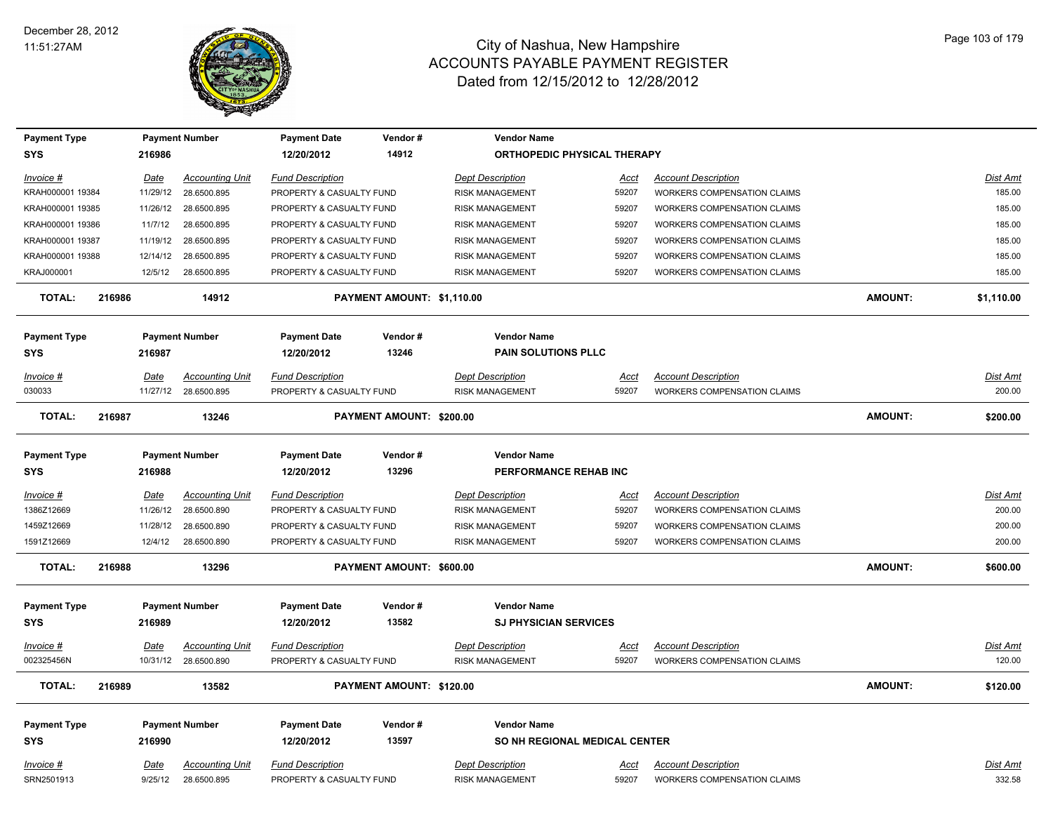# City of Nashua, New Hampshire
## ACCOUNTS PAYABLE PAYMENT REGISTER
### Dated from 12/15/2012 to 12/28/2012

December 28, 2012
11:51:27AM

| Payment Type | Payment Number | Payment Date | Vendor # | Vendor Name |
|---|---|---|---|---|
| SYS | 216986 | 12/20/2012 | 14912 | ORTHOPEDIC PHYSICAL THERAPY |

| Invoice # | Date | Accounting Unit | Fund Description | Dept Description | Acct | Account Description | Dist Amt |
|---|---|---|---|---|---|---|---|
| KRAH000001 19384 | 11/29/12 | 28.6500.895 | PROPERTY & CASUALTY FUND | RISK MANAGEMENT | 59207 | WORKERS COMPENSATION CLAIMS | 185.00 |
| KRAH000001 19385 | 11/26/12 | 28.6500.895 | PROPERTY & CASUALTY FUND | RISK MANAGEMENT | 59207 | WORKERS COMPENSATION CLAIMS | 185.00 |
| KRAH000001 19386 | 11/7/12 | 28.6500.895 | PROPERTY & CASUALTY FUND | RISK MANAGEMENT | 59207 | WORKERS COMPENSATION CLAIMS | 185.00 |
| KRAH000001 19387 | 11/19/12 | 28.6500.895 | PROPERTY & CASUALTY FUND | RISK MANAGEMENT | 59207 | WORKERS COMPENSATION CLAIMS | 185.00 |
| KRAH000001 19388 | 12/14/12 | 28.6500.895 | PROPERTY & CASUALTY FUND | RISK MANAGEMENT | 59207 | WORKERS COMPENSATION CLAIMS | 185.00 |
| KRAJ000001 | 12/5/12 | 28.6500.895 | PROPERTY & CASUALTY FUND | RISK MANAGEMENT | 59207 | WORKERS COMPENSATION CLAIMS | 185.00 |

**TOTAL: 216986 14912 PAYMENT AMOUNT: $1,110.00 AMOUNT: $1,110.00**

| Payment Type | Payment Number | Payment Date | Vendor # | Vendor Name |
|---|---|---|---|---|
| SYS | 216987 | 12/20/2012 | 13246 | PAIN SOLUTIONS PLLC |

| Invoice # | Date | Accounting Unit | Fund Description | Dept Description | Acct | Account Description | Dist Amt |
|---|---|---|---|---|---|---|---|
| 030033 | 11/27/12 | 28.6500.895 | PROPERTY & CASUALTY FUND | RISK MANAGEMENT | 59207 | WORKERS COMPENSATION CLAIMS | 200.00 |

**TOTAL: 216987 13246 PAYMENT AMOUNT: $200.00 AMOUNT: $200.00**

| Payment Type | Payment Number | Payment Date | Vendor # | Vendor Name |
|---|---|---|---|---|
| SYS | 216988 | 12/20/2012 | 13296 | PERFORMANCE REHAB INC |

| Invoice # | Date | Accounting Unit | Fund Description | Dept Description | Acct | Account Description | Dist Amt |
|---|---|---|---|---|---|---|---|
| 1386Z12669 | 11/26/12 | 28.6500.890 | PROPERTY & CASUALTY FUND | RISK MANAGEMENT | 59207 | WORKERS COMPENSATION CLAIMS | 200.00 |
| 1459Z12669 | 11/28/12 | 28.6500.890 | PROPERTY & CASUALTY FUND | RISK MANAGEMENT | 59207 | WORKERS COMPENSATION CLAIMS | 200.00 |
| 1591Z12669 | 12/4/12 | 28.6500.890 | PROPERTY & CASUALTY FUND | RISK MANAGEMENT | 59207 | WORKERS COMPENSATION CLAIMS | 200.00 |

**TOTAL: 216988 13296 PAYMENT AMOUNT: $600.00 AMOUNT: $600.00**

| Payment Type | Payment Number | Payment Date | Vendor # | Vendor Name |
|---|---|---|---|---|
| SYS | 216989 | 12/20/2012 | 13582 | SJ PHYSICIAN SERVICES |

| Invoice # | Date | Accounting Unit | Fund Description | Dept Description | Acct | Account Description | Dist Amt |
|---|---|---|---|---|---|---|---|
| 002325456N | 10/31/12 | 28.6500.890 | PROPERTY & CASUALTY FUND | RISK MANAGEMENT | 59207 | WORKERS COMPENSATION CLAIMS | 120.00 |

**TOTAL: 216989 13582 PAYMENT AMOUNT: $120.00 AMOUNT: $120.00**

| Payment Type | Payment Number | Payment Date | Vendor # | Vendor Name |
|---|---|---|---|---|
| SYS | 216990 | 12/20/2012 | 13597 | SO NH REGIONAL MEDICAL CENTER |

| Invoice # | Date | Accounting Unit | Fund Description | Dept Description | Acct | Account Description | Dist Amt |
|---|---|---|---|---|---|---|---|
| SRN2501913 | 9/25/12 | 28.6500.895 | PROPERTY & CASUALTY FUND | RISK MANAGEMENT | 59207 | WORKERS COMPENSATION CLAIMS | 332.58 |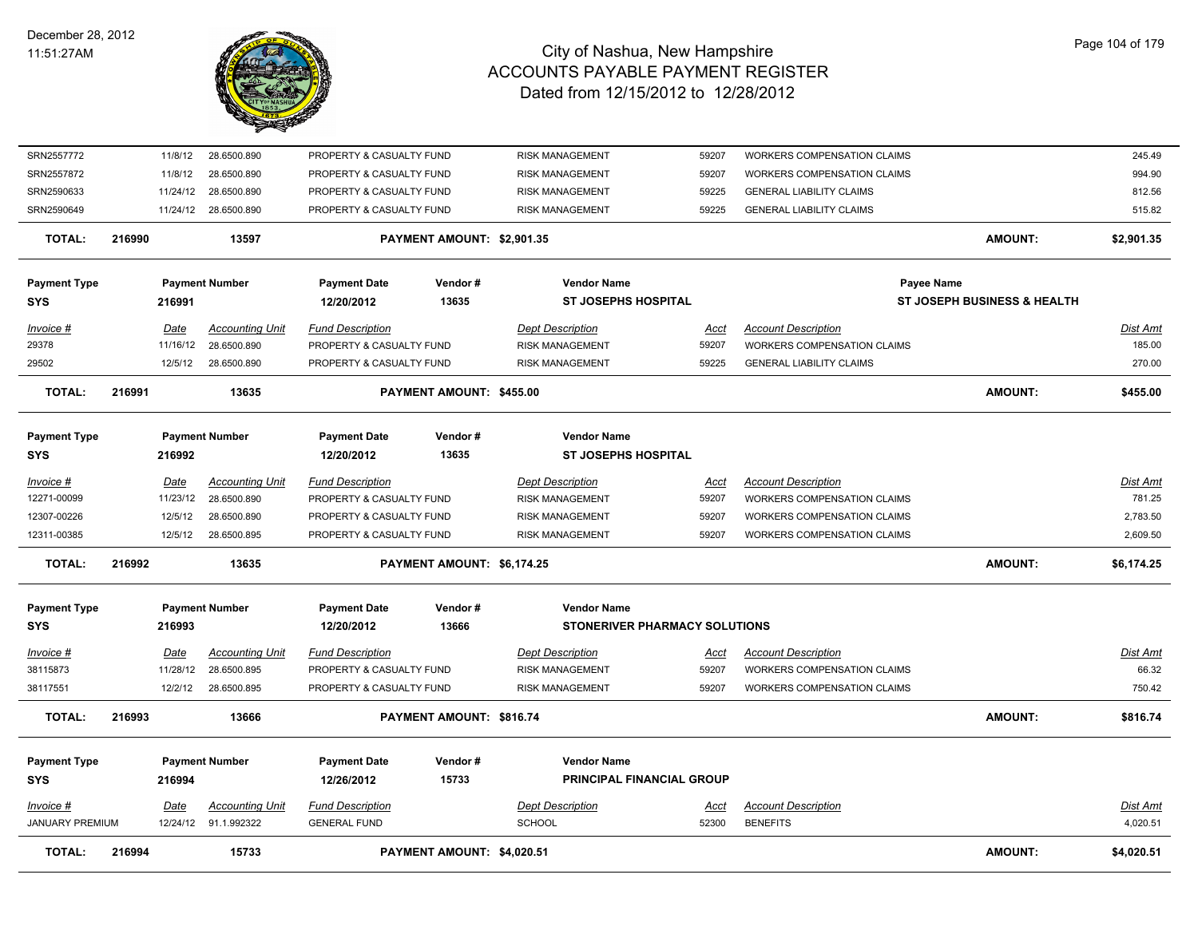# City of Nashua, New Hampshire
# ACCOUNTS PAYABLE PAYMENT REGISTER
## Dated from 12/15/2012 to 12/28/2012

December 28, 2012
11:51:27AM

| Invoice # | Date | Accounting Unit | Fund Description | Dept Description | Acct | Account Description | Dist Amt |
|---|---|---|---|---|---|---|---|
| SRN2557772 | 11/8/12 | 28.6500.890 | PROPERTY & CASUALTY FUND | RISK MANAGEMENT | 59207 | WORKERS COMPENSATION CLAIMS | 245.49 |
| SRN2557872 | 11/8/12 | 28.6500.890 | PROPERTY & CASUALTY FUND | RISK MANAGEMENT | 59207 | WORKERS COMPENSATION CLAIMS | 994.90 |
| SRN2590633 | 11/24/12 | 28.6500.890 | PROPERTY & CASUALTY FUND | RISK MANAGEMENT | 59225 | GENERAL LIABILITY CLAIMS | 812.56 |
| SRN2590649 | 11/24/12 | 28.6500.890 | PROPERTY & CASUALTY FUND | RISK MANAGEMENT | 59225 | GENERAL LIABILITY CLAIMS | 515.82 |

**TOTAL: 216990 — 13597 — PAYMENT AMOUNT: $2,901.35 — AMOUNT: $2,901.35**

| Payment Type | Payment Number | Payment Date | Vendor # | Vendor Name | Payee Name |
|---|---|---|---|---|---|
| SYS | 216991 | 12/20/2012 | 13635 | ST JOSEPHS HOSPITAL | ST JOSEPH BUSINESS & HEALTH |

| Invoice # | Date | Accounting Unit | Fund Description | Dept Description | Acct | Account Description | Dist Amt |
|---|---|---|---|---|---|---|---|
| 29378 | 11/16/12 | 28.6500.890 | PROPERTY & CASUALTY FUND | RISK MANAGEMENT | 59207 | WORKERS COMPENSATION CLAIMS | 185.00 |
| 29502 | 12/5/12 | 28.6500.890 | PROPERTY & CASUALTY FUND | RISK MANAGEMENT | 59225 | GENERAL LIABILITY CLAIMS | 270.00 |

**TOTAL: 216991 — 13635 — PAYMENT AMOUNT: $455.00 — AMOUNT: $455.00**

| Payment Type | Payment Number | Payment Date | Vendor # | Vendor Name |
|---|---|---|---|---|
| SYS | 216992 | 12/20/2012 | 13635 | ST JOSEPHS HOSPITAL |

| Invoice # | Date | Accounting Unit | Fund Description | Dept Description | Acct | Account Description | Dist Amt |
|---|---|---|---|---|---|---|---|
| 12271-00099 | 11/23/12 | 28.6500.890 | PROPERTY & CASUALTY FUND | RISK MANAGEMENT | 59207 | WORKERS COMPENSATION CLAIMS | 781.25 |
| 12307-00226 | 12/5/12 | 28.6500.890 | PROPERTY & CASUALTY FUND | RISK MANAGEMENT | 59207 | WORKERS COMPENSATION CLAIMS | 2,783.50 |
| 12311-00385 | 12/5/12 | 28.6500.895 | PROPERTY & CASUALTY FUND | RISK MANAGEMENT | 59207 | WORKERS COMPENSATION CLAIMS | 2,609.50 |

**TOTAL: 216992 — 13635 — PAYMENT AMOUNT: $6,174.25 — AMOUNT: $6,174.25**

| Payment Type | Payment Number | Payment Date | Vendor # | Vendor Name |
|---|---|---|---|---|
| SYS | 216993 | 12/20/2012 | 13666 | STONERIVER PHARMACY SOLUTIONS |

| Invoice # | Date | Accounting Unit | Fund Description | Dept Description | Acct | Account Description | Dist Amt |
|---|---|---|---|---|---|---|---|
| 38115873 | 11/28/12 | 28.6500.895 | PROPERTY & CASUALTY FUND | RISK MANAGEMENT | 59207 | WORKERS COMPENSATION CLAIMS | 66.32 |
| 38117551 | 12/2/12 | 28.6500.895 | PROPERTY & CASUALTY FUND | RISK MANAGEMENT | 59207 | WORKERS COMPENSATION CLAIMS | 750.42 |

**TOTAL: 216993 — 13666 — PAYMENT AMOUNT: $816.74 — AMOUNT: $816.74**

| Payment Type | Payment Number | Payment Date | Vendor # | Vendor Name |
|---|---|---|---|---|
| SYS | 216994 | 12/26/2012 | 15733 | PRINCIPAL FINANCIAL GROUP |

| Invoice # | Date | Accounting Unit | Fund Description | Dept Description | Acct | Account Description | Dist Amt |
|---|---|---|---|---|---|---|---|
| JANUARY PREMIUM | 12/24/12 | 91.1.992322 | GENERAL FUND | SCHOOL | 52300 | BENEFITS | 4,020.51 |

**TOTAL: 216994 — 15733 — PAYMENT AMOUNT: $4,020.51 — AMOUNT: $4,020.51**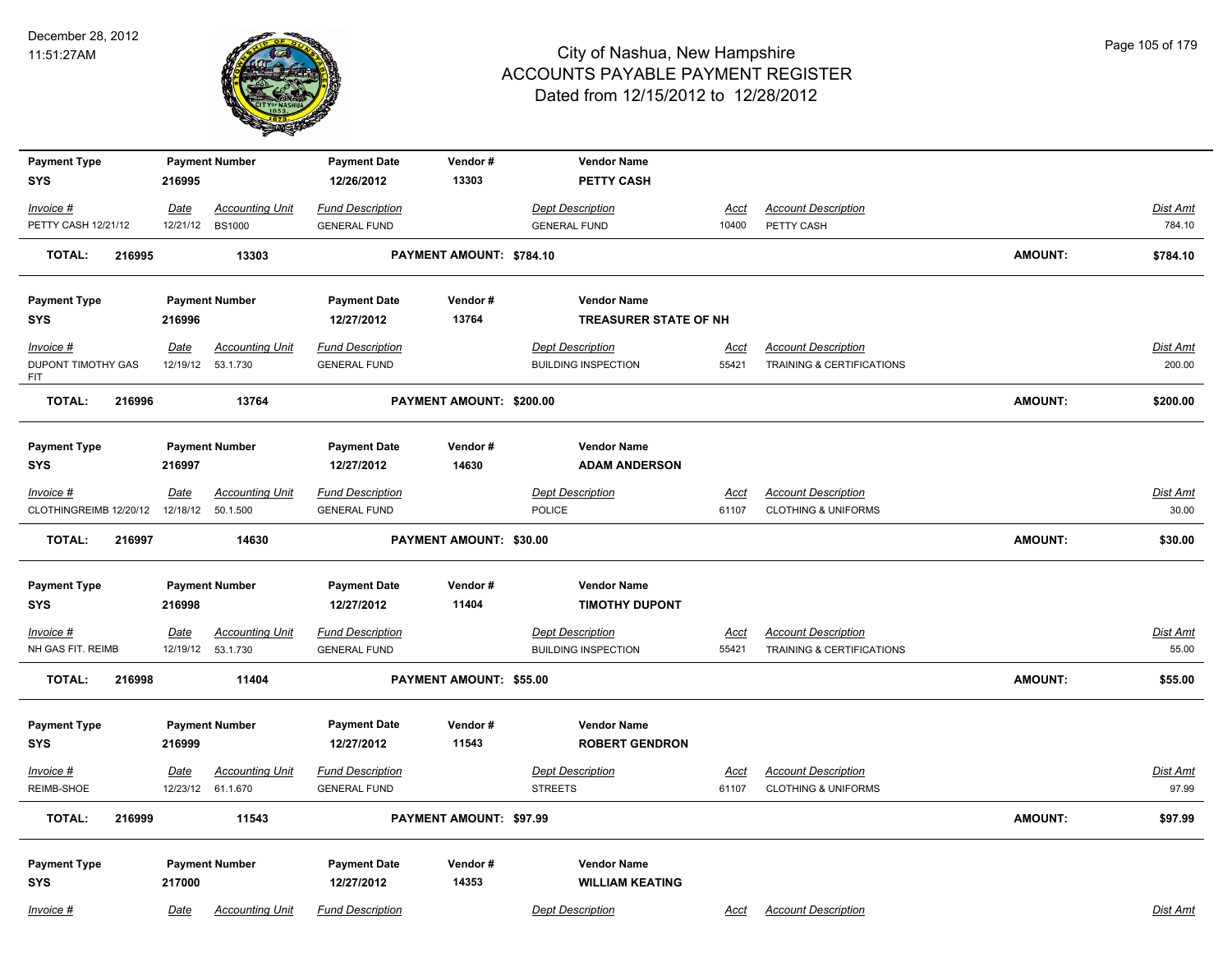# City of Nashua, New Hampshire
## ACCOUNTS PAYABLE PAYMENT REGISTER
### Dated from 12/15/2012 to 12/28/2012

December 28, 2012
11:51:27AM

| Payment Type | Payment Number | Payment Date | Vendor # | Vendor Name | | | |
|---|---|---|---|---|---|---|---|
| SYS | 216995 | 12/26/2012 | 13303 | PETTY CASH | | | |

| Invoice # | Date | Accounting Unit | Fund Description | Dept Description | Acct | Account Description | Dist Amt |
|---|---|---|---|---|---|---|---|
| PETTY CASH 12/21/12 | 12/21/12 | BS1000 | GENERAL FUND | GENERAL FUND | 10400 | PETTY CASH | 784.10 |

**TOTAL: 216995 13303 PAYMENT AMOUNT: $784.10 AMOUNT: $784.10**

| Payment Type | Payment Number | Payment Date | Vendor # | Vendor Name | | | |
|---|---|---|---|---|---|---|---|
| SYS | 216996 | 12/27/2012 | 13764 | TREASURER STATE OF NH | | | |

| Invoice # | Date | Accounting Unit | Fund Description | Dept Description | Acct | Account Description | Dist Amt |
|---|---|---|---|---|---|---|---|
| DUPONT TIMOTHY GAS FIT | 12/19/12 | 53.1.730 | GENERAL FUND | BUILDING INSPECTION | 55421 | TRAINING & CERTIFICATIONS | 200.00 |

**TOTAL: 216996 13764 PAYMENT AMOUNT: $200.00 AMOUNT: $200.00**

| Payment Type | Payment Number | Payment Date | Vendor # | Vendor Name | | | |
|---|---|---|---|---|---|---|---|
| SYS | 216997 | 12/27/2012 | 14630 | ADAM ANDERSON | | | |

| Invoice # | Date | Accounting Unit | Fund Description | Dept Description | Acct | Account Description | Dist Amt |
|---|---|---|---|---|---|---|---|
| CLOTHINGREIMB 12/20/12 | 12/18/12 | 50.1.500 | GENERAL FUND | POLICE | 61107 | CLOTHING & UNIFORMS | 30.00 |

**TOTAL: 216997 14630 PAYMENT AMOUNT: $30.00 AMOUNT: $30.00**

| Payment Type | Payment Number | Payment Date | Vendor # | Vendor Name | | | |
|---|---|---|---|---|---|---|---|
| SYS | 216998 | 12/27/2012 | 11404 | TIMOTHY DUPONT | | | |

| Invoice # | Date | Accounting Unit | Fund Description | Dept Description | Acct | Account Description | Dist Amt |
|---|---|---|---|---|---|---|---|
| NH GAS FIT. REIMB | 12/19/12 | 53.1.730 | GENERAL FUND | BUILDING INSPECTION | 55421 | TRAINING & CERTIFICATIONS | 55.00 |

**TOTAL: 216998 11404 PAYMENT AMOUNT: $55.00 AMOUNT: $55.00**

| Payment Type | Payment Number | Payment Date | Vendor # | Vendor Name | | | |
|---|---|---|---|---|---|---|---|
| SYS | 216999 | 12/27/2012 | 11543 | ROBERT GENDRON | | | |

| Invoice # | Date | Accounting Unit | Fund Description | Dept Description | Acct | Account Description | Dist Amt |
|---|---|---|---|---|---|---|---|
| REIMB-SHOE | 12/23/12 | 61.1.670 | GENERAL FUND | STREETS | 61107 | CLOTHING & UNIFORMS | 97.99 |

**TOTAL: 216999 11543 PAYMENT AMOUNT: $97.99 AMOUNT: $97.99**

| Payment Type | Payment Number | Payment Date | Vendor # | Vendor Name | | | |
|---|---|---|---|---|---|---|---|
| SYS | 217000 | 12/27/2012 | 14353 | WILLIAM KEATING | | | |

| Invoice # | Date | Accounting Unit | Fund Description | Dept Description | Acct | Account Description | Dist Amt |
|---|---|---|---|---|---|---|---|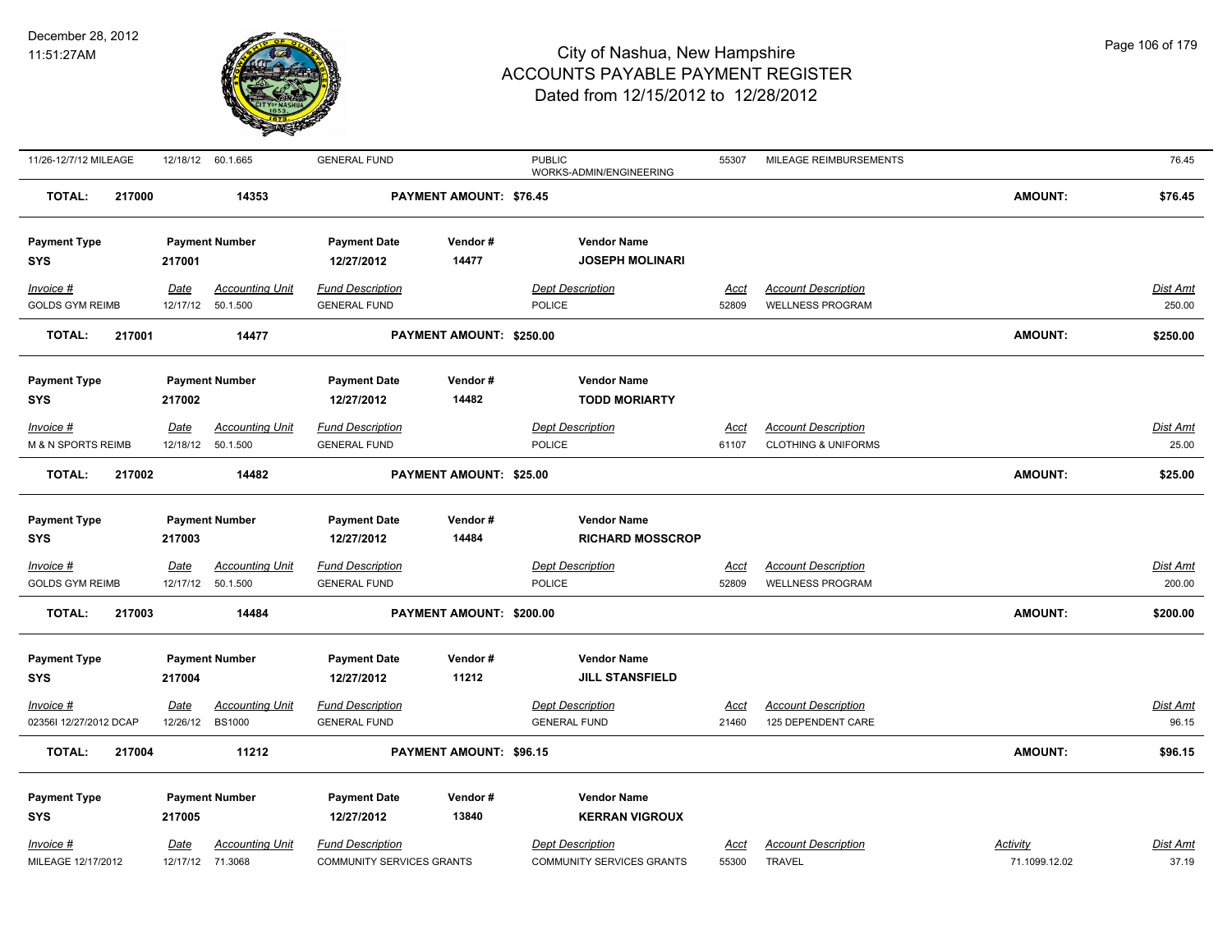| Invoice # | Date | Accounting Unit | Fund Description | Dept Description | Acct | Account Description | Dist Amt |
|---|---|---|---|---|---|---|---|
| 11/26-12/7/12 MILEAGE | 12/18/12 | 60.1.665 | GENERAL FUND | PUBLIC WORKS-ADMIN/ENGINEERING | 55307 | MILEAGE REIMBURSEMENTS | 76.45 |

**TOTAL: 217000** | **14353** | **PAYMENT AMOUNT: $76.45** | **AMOUNT: $76.45**

| Payment Type | Payment Number | Payment Date | Vendor # | Vendor Name |
|---|---|---|---|---|
| SYS | 217001 | 12/27/2012 | 14477 | JOSEPH MOLINARI |

| Invoice # | Date | Accounting Unit | Fund Description | Dept Description | Acct | Account Description | Dist Amt |
|---|---|---|---|---|---|---|---|
| GOLDS GYM REIMB | 12/17/12 | 50.1.500 | GENERAL FUND | POLICE | 52809 | WELLNESS PROGRAM | 250.00 |

**TOTAL: 217001** | **14477** | **PAYMENT AMOUNT: $250.00** | **AMOUNT: $250.00**

| Payment Type | Payment Number | Payment Date | Vendor # | Vendor Name |
|---|---|---|---|---|
| SYS | 217002 | 12/27/2012 | 14482 | TODD MORIARTY |

| Invoice # | Date | Accounting Unit | Fund Description | Dept Description | Acct | Account Description | Dist Amt |
|---|---|---|---|---|---|---|---|
| M & N SPORTS REIMB | 12/18/12 | 50.1.500 | GENERAL FUND | POLICE | 61107 | CLOTHING & UNIFORMS | 25.00 |

**TOTAL: 217002** | **14482** | **PAYMENT AMOUNT: $25.00** | **AMOUNT: $25.00**

| Payment Type | Payment Number | Payment Date | Vendor # | Vendor Name |
|---|---|---|---|---|
| SYS | 217003 | 12/27/2012 | 14484 | RICHARD MOSSCROP |

| Invoice # | Date | Accounting Unit | Fund Description | Dept Description | Acct | Account Description | Dist Amt |
|---|---|---|---|---|---|---|---|
| GOLDS GYM REIMB | 12/17/12 | 50.1.500 | GENERAL FUND | POLICE | 52809 | WELLNESS PROGRAM | 200.00 |

**TOTAL: 217003** | **14484** | **PAYMENT AMOUNT: $200.00** | **AMOUNT: $200.00**

| Payment Type | Payment Number | Payment Date | Vendor # | Vendor Name |
|---|---|---|---|---|
| SYS | 217004 | 12/27/2012 | 11212 | JILL STANSFIELD |

| Invoice # | Date | Accounting Unit | Fund Description | Dept Description | Acct | Account Description | Dist Amt |
|---|---|---|---|---|---|---|---|
| 02356I 12/27/2012 DCAP | 12/26/12 | BS1000 | GENERAL FUND | GENERAL FUND | 21460 | 125 DEPENDENT CARE | 96.15 |

**TOTAL: 217004** | **11212** | **PAYMENT AMOUNT: $96.15** | **AMOUNT: $96.15**

| Payment Type | Payment Number | Payment Date | Vendor # | Vendor Name |
|---|---|---|---|---|
| SYS | 217005 | 12/27/2012 | 13840 | KERRAN VIGROUX |

| Invoice # | Date | Accounting Unit | Fund Description | Dept Description | Acct | Account Description | Activity | Dist Amt |
|---|---|---|---|---|---|---|---|---|
| MILEAGE 12/17/2012 | 12/17/12 | 71.3068 | COMMUNITY SERVICES GRANTS | COMMUNITY SERVICES GRANTS | 55300 | TRAVEL | 71.1099.12.02 | 37.19 |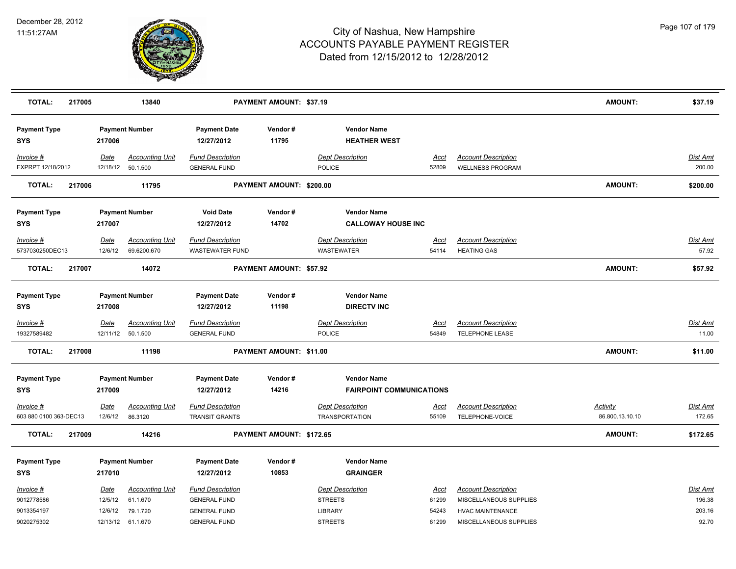# City of Nashua, New Hampshire
# ACCOUNTS PAYABLE PAYMENT REGISTER
## Dated from 12/15/2012 to 12/28/2012

December 28, 2012
11:51:27AM

| **TOTAL:** | **217005** | **13840** | **PAYMENT AMOUNT: $37.19** | **AMOUNT:** | **$37.19** |
|---|---|---|---|---|---|

| Payment Type | Payment Number | Payment Date | Vendor # | Vendor Name |
|---|---|---|---|---|
| **SYS** | **217006** | **12/27/2012** | **11795** | **HEATHER WEST** |

| Invoice # | Date | Accounting Unit | Fund Description | Dept Description | Acct | Account Description | Dist Amt |
|---|---|---|---|---|---|---|---|
| EXPRPT 12/18/2012 | 12/18/12 | 50.1.500 | GENERAL FUND | POLICE | 52809 | WELLNESS PROGRAM | 200.00 |

| **TOTAL:** | **217006** | **11795** | **PAYMENT AMOUNT: $200.00** | **AMOUNT:** | **$200.00** |
|---|---|---|---|---|---|

| Payment Type | Payment Number | Void Date | Vendor # | Vendor Name |
|---|---|---|---|---|
| **SYS** | **217007** | **12/27/2012** | **14702** | **CALLOWAY HOUSE INC** |

| Invoice # | Date | Accounting Unit | Fund Description | Dept Description | Acct | Account Description | Dist Amt |
|---|---|---|---|---|---|---|---|
| 5737030250DEC13 | 12/6/12 | 69.6200.670 | WASTEWATER FUND | WASTEWATER | 54114 | HEATING GAS | 57.92 |

| **TOTAL:** | **217007** | **14072** | **PAYMENT AMOUNT: $57.92** | **AMOUNT:** | **$57.92** |
|---|---|---|---|---|---|

| Payment Type | Payment Number | Payment Date | Vendor # | Vendor Name |
|---|---|---|---|---|
| **SYS** | **217008** | **12/27/2012** | **11198** | **DIRECTV INC** |

| Invoice # | Date | Accounting Unit | Fund Description | Dept Description | Acct | Account Description | Dist Amt |
|---|---|---|---|---|---|---|---|
| 19327589482 | 12/11/12 | 50.1.500 | GENERAL FUND | POLICE | 54849 | TELEPHONE LEASE | 11.00 |

| **TOTAL:** | **217008** | **11198** | **PAYMENT AMOUNT: $11.00** | **AMOUNT:** | **$11.00** |
|---|---|---|---|---|---|

| Payment Type | Payment Number | Payment Date | Vendor # | Vendor Name |
|---|---|---|---|---|
| **SYS** | **217009** | **12/27/2012** | **14216** | **FAIRPOINT COMMUNICATIONS** |

| Invoice # | Date | Accounting Unit | Fund Description | Dept Description | Acct | Account Description | Activity | Dist Amt |
|---|---|---|---|---|---|---|---|---|
| 603 880 0100 363-DEC13 | 12/6/12 | 86.3120 | TRANSIT GRANTS | TRANSPORTATION | 55109 | TELEPHONE-VOICE | 86.800.13.10.10 | 172.65 |

| **TOTAL:** | **217009** | **14216** | **PAYMENT AMOUNT: $172.65** | **AMOUNT:** | **$172.65** |
|---|---|---|---|---|---|

| Payment Type | Payment Number | Payment Date | Vendor # | Vendor Name |
|---|---|---|---|---|
| **SYS** | **217010** | **12/27/2012** | **10853** | **GRAINGER** |

| Invoice # | Date | Accounting Unit | Fund Description | Dept Description | Acct | Account Description | Dist Amt |
|---|---|---|---|---|---|---|---|
| 9012778586 | 12/5/12 | 61.1.670 | GENERAL FUND | STREETS | 61299 | MISCELLANEOUS SUPPLIES | 196.38 |
| 9013354197 | 12/6/12 | 79.1.720 | GENERAL FUND | LIBRARY | 54243 | HVAC MAINTENANCE | 203.16 |
| 9020275302 | 12/13/12 | 61.1.670 | GENERAL FUND | STREETS | 61299 | MISCELLANEOUS SUPPLIES | 92.70 |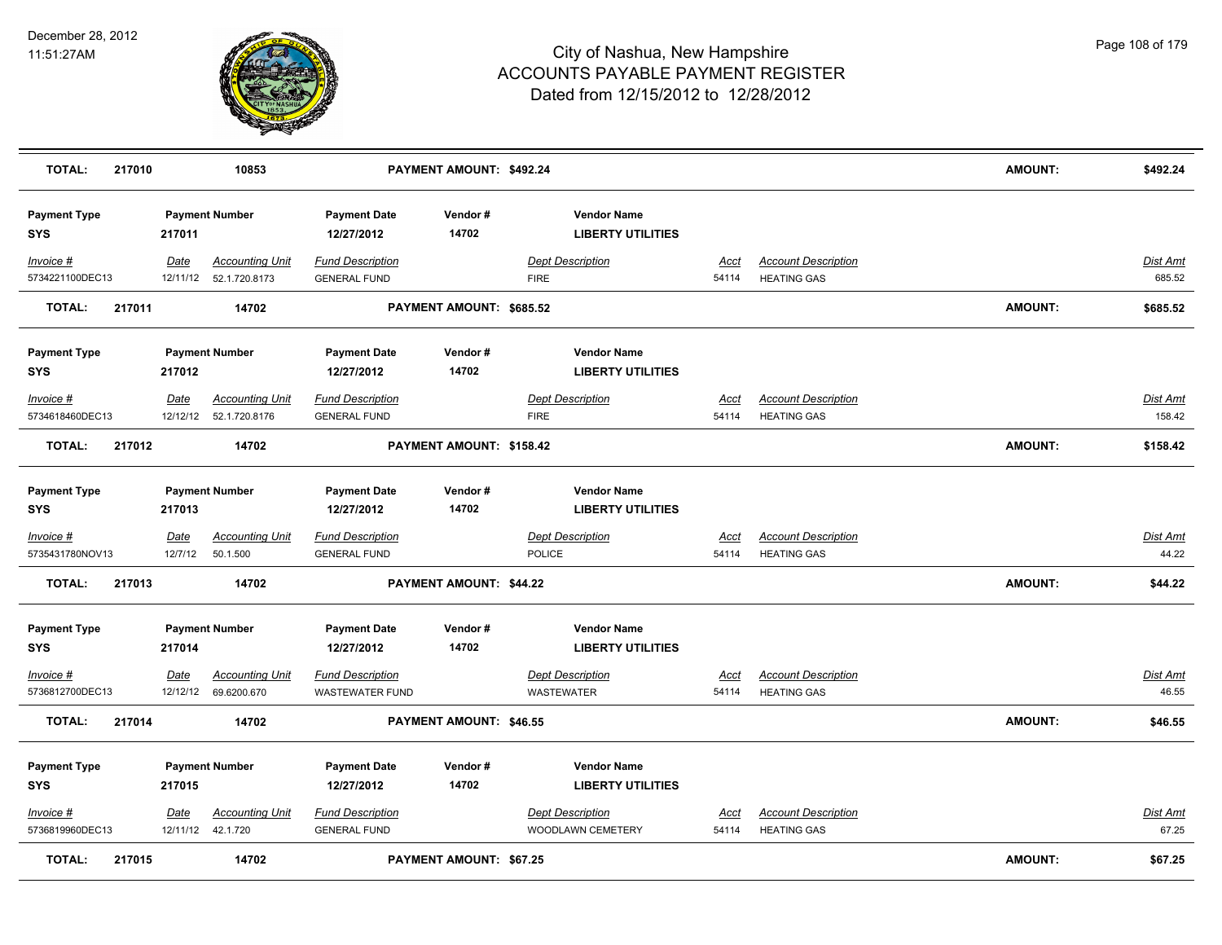# City of Nashua, New Hampshire
## ACCOUNTS PAYABLE PAYMENT REGISTER
### Dated from 12/15/2012 to 12/28/2012

December 28, 2012
11:51:27AM

| **TOTAL:** | **217010** | **10853** | **PAYMENT AMOUNT: $492.24** | **AMOUNT:** | **$492.24** |
|---|---|---|---|---|---|

| Payment Type | Payment Number | Payment Date | Vendor # | Vendor Name |
|---|---|---|---|---|
| **SYS** | **217011** | **12/27/2012** | **14702** | **LIBERTY UTILITIES** |

| Invoice # | Date | Accounting Unit | Fund Description | Dept Description | Acct | Account Description | Dist Amt |
|---|---|---|---|---|---|---|---|
| 5734221100DEC13 | 12/11/12 | 52.1.720.8173 | GENERAL FUND | FIRE | 54114 | HEATING GAS | 685.52 |

| **TOTAL:** | **217011** | **14702** | **PAYMENT AMOUNT: $685.52** | **AMOUNT:** | **$685.52** |
|---|---|---|---|---|---|

| Payment Type | Payment Number | Payment Date | Vendor # | Vendor Name |
|---|---|---|---|---|
| **SYS** | **217012** | **12/27/2012** | **14702** | **LIBERTY UTILITIES** |

| Invoice # | Date | Accounting Unit | Fund Description | Dept Description | Acct | Account Description | Dist Amt |
|---|---|---|---|---|---|---|---|
| 5734618460DEC13 | 12/12/12 | 52.1.720.8176 | GENERAL FUND | FIRE | 54114 | HEATING GAS | 158.42 |

| **TOTAL:** | **217012** | **14702** | **PAYMENT AMOUNT: $158.42** | **AMOUNT:** | **$158.42** |
|---|---|---|---|---|---|

| Payment Type | Payment Number | Payment Date | Vendor # | Vendor Name |
|---|---|---|---|---|
| **SYS** | **217013** | **12/27/2012** | **14702** | **LIBERTY UTILITIES** |

| Invoice # | Date | Accounting Unit | Fund Description | Dept Description | Acct | Account Description | Dist Amt |
|---|---|---|---|---|---|---|---|
| 5735431780NOV13 | 12/7/12 | 50.1.500 | GENERAL FUND | POLICE | 54114 | HEATING GAS | 44.22 |

| **TOTAL:** | **217013** | **14702** | **PAYMENT AMOUNT: $44.22** | **AMOUNT:** | **$44.22** |
|---|---|---|---|---|---|

| Payment Type | Payment Number | Payment Date | Vendor # | Vendor Name |
|---|---|---|---|---|
| **SYS** | **217014** | **12/27/2012** | **14702** | **LIBERTY UTILITIES** |

| Invoice # | Date | Accounting Unit | Fund Description | Dept Description | Acct | Account Description | Dist Amt |
|---|---|---|---|---|---|---|---|
| 5736812700DEC13 | 12/12/12 | 69.6200.670 | WASTEWATER FUND | WASTEWATER | 54114 | HEATING GAS | 46.55 |

| **TOTAL:** | **217014** | **14702** | **PAYMENT AMOUNT: $46.55** | **AMOUNT:** | **$46.55** |
|---|---|---|---|---|---|

| Payment Type | Payment Number | Payment Date | Vendor # | Vendor Name |
|---|---|---|---|---|
| **SYS** | **217015** | **12/27/2012** | **14702** | **LIBERTY UTILITIES** |

| Invoice # | Date | Accounting Unit | Fund Description | Dept Description | Acct | Account Description | Dist Amt |
|---|---|---|---|---|---|---|---|
| 5736819960DEC13 | 12/11/12 | 42.1.720 | GENERAL FUND | WOODLAWN CEMETERY | 54114 | HEATING GAS | 67.25 |

| **TOTAL:** | **217015** | **14702** | **PAYMENT AMOUNT: $67.25** | **AMOUNT:** | **$67.25** |
|---|---|---|---|---|---|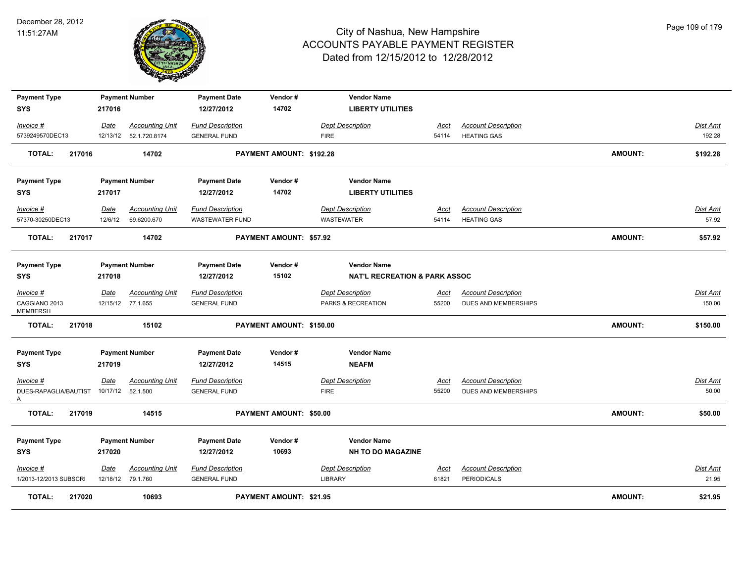# City of Nashua, New Hampshire
## ACCOUNTS PAYABLE PAYMENT REGISTER
### Dated from 12/15/2012 to 12/28/2012

December 28, 2012
11:51:27AM

| Payment Type | Payment Number | Payment Date | Vendor # | Vendor Name |
|---|---|---|---|---|
| SYS | 217016 | 12/27/2012 | 14702 | LIBERTY UTILITIES |

| Invoice # | Date | Accounting Unit | Fund Description | Dept Description | Acct | Account Description | Dist Amt |
|---|---|---|---|---|---|---|---|
| 5739249570DEC13 | 12/13/12 | 52.1.720.8174 | GENERAL FUND | FIRE | 54114 | HEATING GAS | 192.28 |

**TOTAL: 217016 14702 PAYMENT AMOUNT: $192.28 AMOUNT: $192.28**

| Payment Type | Payment Number | Payment Date | Vendor # | Vendor Name |
|---|---|---|---|---|
| SYS | 217017 | 12/27/2012 | 14702 | LIBERTY UTILITIES |

| Invoice # | Date | Accounting Unit | Fund Description | Dept Description | Acct | Account Description | Dist Amt |
|---|---|---|---|---|---|---|---|
| 57370-30250DEC13 | 12/6/12 | 69.6200.670 | WASTEWATER FUND | WASTEWATER | 54114 | HEATING GAS | 57.92 |

**TOTAL: 217017 14702 PAYMENT AMOUNT: $57.92 AMOUNT: $57.92**

| Payment Type | Payment Number | Payment Date | Vendor # | Vendor Name |
|---|---|---|---|---|
| SYS | 217018 | 12/27/2012 | 15102 | NAT'L RECREATION & PARK ASSOC |

| Invoice # | Date | Accounting Unit | Fund Description | Dept Description | Acct | Account Description | Dist Amt |
|---|---|---|---|---|---|---|---|
| CAGGIANO 2013 MEMBERSH | 12/15/12 | 77.1.655 | GENERAL FUND | PARKS & RECREATION | 55200 | DUES AND MEMBERSHIPS | 150.00 |

**TOTAL: 217018 15102 PAYMENT AMOUNT: $150.00 AMOUNT: $150.00**

| Payment Type | Payment Number | Payment Date | Vendor # | Vendor Name |
|---|---|---|---|---|
| SYS | 217019 | 12/27/2012 | 14515 | NEAFM |

| Invoice # | Date | Accounting Unit | Fund Description | Dept Description | Acct | Account Description | Dist Amt |
|---|---|---|---|---|---|---|---|
| DUES-RAPAGLIA/BAUTISTA | 10/17/12 | 52.1.500 | GENERAL FUND | FIRE | 55200 | DUES AND MEMBERSHIPS | 50.00 |

**TOTAL: 217019 14515 PAYMENT AMOUNT: $50.00 AMOUNT: $50.00**

| Payment Type | Payment Number | Payment Date | Vendor # | Vendor Name |
|---|---|---|---|---|
| SYS | 217020 | 12/27/2012 | 10693 | NH TO DO MAGAZINE |

| Invoice # | Date | Accounting Unit | Fund Description | Dept Description | Acct | Account Description | Dist Amt |
|---|---|---|---|---|---|---|---|
| 1/2013-12/2013 SUBSCRI | 12/18/12 | 79.1.760 | GENERAL FUND | LIBRARY | 61821 | PERIODICALS | 21.95 |

**TOTAL: 217020 10693 PAYMENT AMOUNT: $21.95 AMOUNT: $21.95**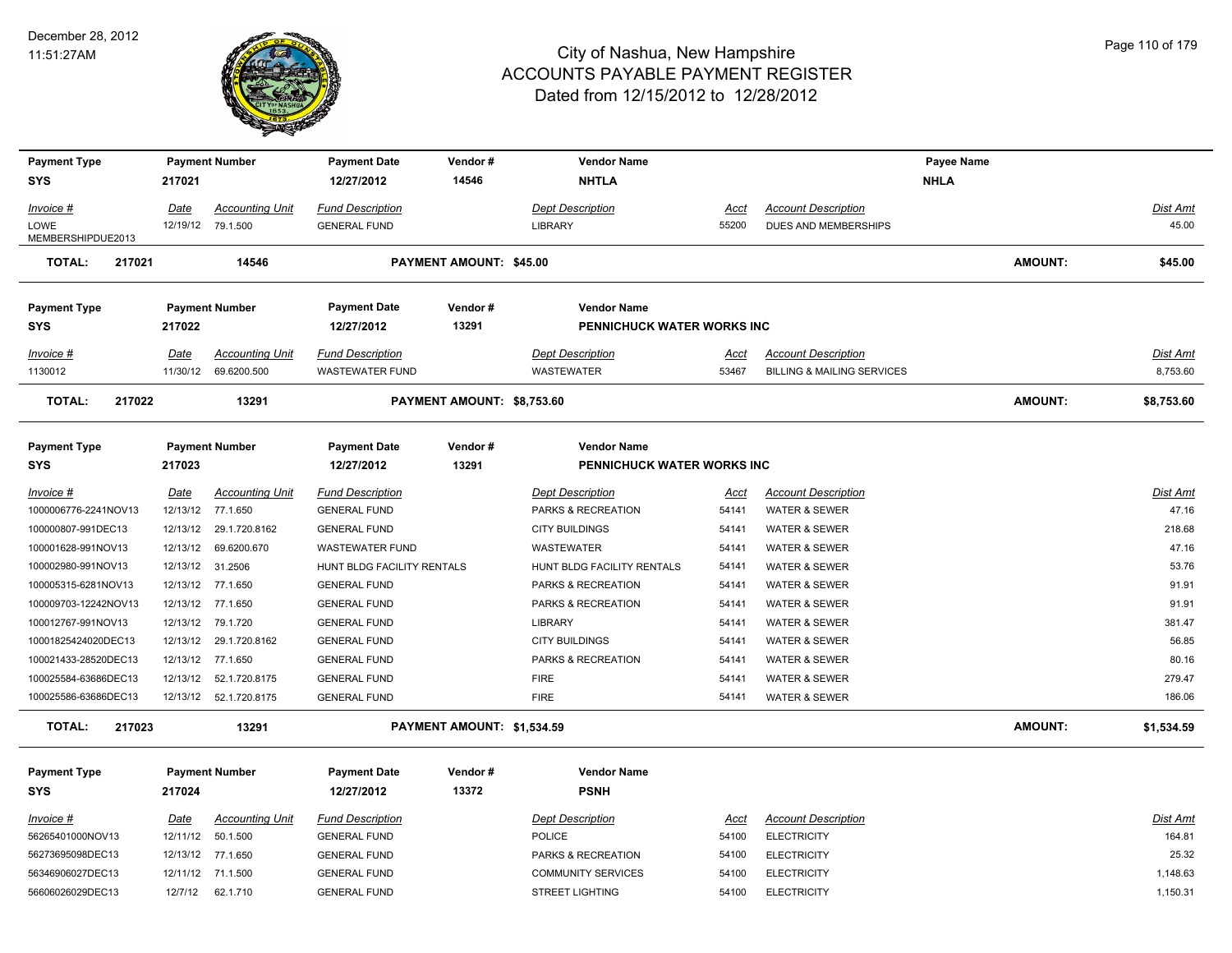# City of Nashua, New Hampshire
## ACCOUNTS PAYABLE PAYMENT REGISTER
### Dated from 12/15/2012 to 12/28/2012

December 28, 2012
11:51:27AM

| Payment Type | Payment Number | Payment Date | Vendor # | Vendor Name | Payee Name |
|---|---|---|---|---|---|
| SYS | 217021 | 12/27/2012 | 14546 | NHTLA | NHLA |

| Invoice # | Date | Accounting Unit | Fund Description | Dept Description | Acct | Account Description | Dist Amt |
|---|---|---|---|---|---|---|---|
| LOWE MEMBERSHIPDUE2013 | 12/19/12 | 79.1.500 | GENERAL FUND | LIBRARY | 55200 | DUES AND MEMBERSHIPS | 45.00 |

**TOTAL: 217021 14546 PAYMENT AMOUNT: $45.00 AMOUNT: $45.00**

| Payment Type | Payment Number | Payment Date | Vendor # | Vendor Name |
|---|---|---|---|---|
| SYS | 217022 | 12/27/2012 | 13291 | PENNICHUCK WATER WORKS INC |

| Invoice # | Date | Accounting Unit | Fund Description | Dept Description | Acct | Account Description | Dist Amt |
|---|---|---|---|---|---|---|---|
| 1130012 | 11/30/12 | 69.6200.500 | WASTEWATER FUND | WASTEWATER | 53467 | BILLING & MAILING SERVICES | 8,753.60 |

**TOTAL: 217022 13291 PAYMENT AMOUNT: $8,753.60 AMOUNT: $8,753.60**

| Payment Type | Payment Number | Payment Date | Vendor # | Vendor Name |
|---|---|---|---|---|
| SYS | 217023 | 12/27/2012 | 13291 | PENNICHUCK WATER WORKS INC |

| Invoice # | Date | Accounting Unit | Fund Description | Dept Description | Acct | Account Description | Dist Amt |
|---|---|---|---|---|---|---|---|
| 1000006776-2241NOV13 | 12/13/12 | 77.1.650 | GENERAL FUND | PARKS & RECREATION | 54141 | WATER & SEWER | 47.16 |
| 100000807-991DEC13 | 12/13/12 | 29.1.720.8162 | GENERAL FUND | CITY BUILDINGS | 54141 | WATER & SEWER | 218.68 |
| 100001628-991NOV13 | 12/13/12 | 69.6200.670 | WASTEWATER FUND | WASTEWATER | 54141 | WATER & SEWER | 47.16 |
| 100002980-991NOV13 | 12/13/12 | 31.2506 | HUNT BLDG FACILITY RENTALS | HUNT BLDG FACILITY RENTALS | 54141 | WATER & SEWER | 53.76 |
| 100005315-6281NOV13 | 12/13/12 | 77.1.650 | GENERAL FUND | PARKS & RECREATION | 54141 | WATER & SEWER | 91.91 |
| 100009703-12242NOV13 | 12/13/12 | 77.1.650 | GENERAL FUND | PARKS & RECREATION | 54141 | WATER & SEWER | 91.91 |
| 100012767-991NOV13 | 12/13/12 | 79.1.720 | GENERAL FUND | LIBRARY | 54141 | WATER & SEWER | 381.47 |
| 10001825424020DEC13 | 12/13/12 | 29.1.720.8162 | GENERAL FUND | CITY BUILDINGS | 54141 | WATER & SEWER | 56.85 |
| 100021433-28520DEC13 | 12/13/12 | 77.1.650 | GENERAL FUND | PARKS & RECREATION | 54141 | WATER & SEWER | 80.16 |
| 100025584-63686DEC13 | 12/13/12 | 52.1.720.8175 | GENERAL FUND | FIRE | 54141 | WATER & SEWER | 279.47 |
| 100025586-63686DEC13 | 12/13/12 | 52.1.720.8175 | GENERAL FUND | FIRE | 54141 | WATER & SEWER | 186.06 |

**TOTAL: 217023 13291 PAYMENT AMOUNT: $1,534.59 AMOUNT: $1,534.59**

| Payment Type | Payment Number | Payment Date | Vendor # | Vendor Name |
|---|---|---|---|---|
| SYS | 217024 | 12/27/2012 | 13372 | PSNH |

| Invoice # | Date | Accounting Unit | Fund Description | Dept Description | Acct | Account Description | Dist Amt |
|---|---|---|---|---|---|---|---|
| 56265401000NOV13 | 12/11/12 | 50.1.500 | GENERAL FUND | POLICE | 54100 | ELECTRICITY | 164.81 |
| 56273695098DEC13 | 12/13/12 | 77.1.650 | GENERAL FUND | PARKS & RECREATION | 54100 | ELECTRICITY | 25.32 |
| 56346906027DEC13 | 12/11/12 | 71.1.500 | GENERAL FUND | COMMUNITY SERVICES | 54100 | ELECTRICITY | 1,148.63 |
| 56606026029DEC13 | 12/7/12 | 62.1.710 | GENERAL FUND | STREET LIGHTING | 54100 | ELECTRICITY | 1,150.31 |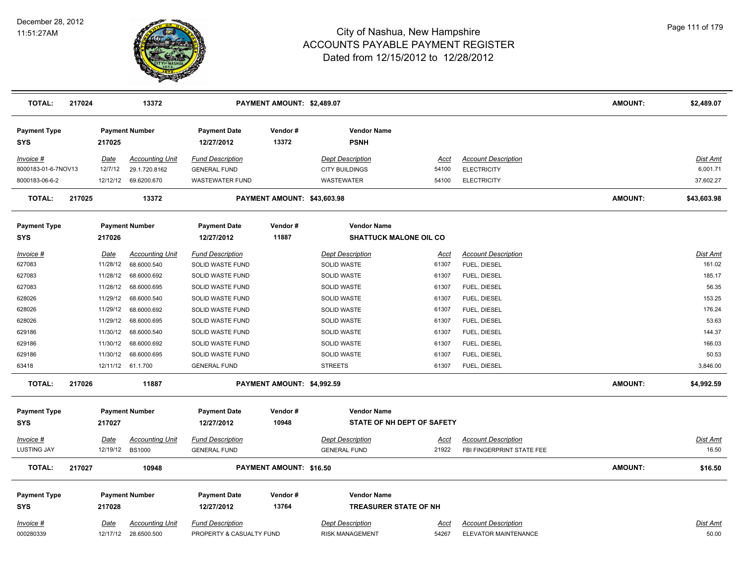# City of Nashua, New Hampshire
## ACCOUNTS PAYABLE PAYMENT REGISTER
### Dated from 12/15/2012 to 12/28/2012

December 28, 2012
11:51:27AM

| TOTAL: | 217024 | 13372 | PAYMENT AMOUNT: $2,489.07 | | | AMOUNT: | $2,489.07 |
|---|---|---|---|---|---|---|---|

| Payment Type | Payment Number | Payment Date | Vendor # | Vendor Name |
|---|---|---|---|---|
| SYS | 217025 | 12/27/2012 | 13372 | PSNH |

| Invoice # | Date | Accounting Unit | Fund Description | Dept Description | Acct | Account Description | Dist Amt |
|---|---|---|---|---|---|---|---|
| 8000183-01-6-7NOV13 | 12/7/12 | 29.1.720.8162 | GENERAL FUND | CITY BUILDINGS | 54100 | ELECTRICITY | 6,001.71 |
| 8000183-06-6-2 | 12/12/12 | 69.6200.670 | WASTEWATER FUND | WASTEWATER | 54100 | ELECTRICITY | 37,602.27 |

| TOTAL: | 217025 | 13372 | PAYMENT AMOUNT: $43,603.98 | | | AMOUNT: | $43,603.98 |
|---|---|---|---|---|---|---|---|

| Payment Type | Payment Number | Payment Date | Vendor # | Vendor Name |
|---|---|---|---|---|
| SYS | 217026 | 12/27/2012 | 11887 | SHATTUCK MALONE OIL CO |

| Invoice # | Date | Accounting Unit | Fund Description | Dept Description | Acct | Account Description | Dist Amt |
|---|---|---|---|---|---|---|---|
| 627083 | 11/28/12 | 68.6000.540 | SOLID WASTE FUND | SOLID WASTE | 61307 | FUEL, DIESEL | 161.02 |
| 627083 | 11/28/12 | 68.6000.692 | SOLID WASTE FUND | SOLID WASTE | 61307 | FUEL, DIESEL | 185.17 |
| 627083 | 11/28/12 | 68.6000.695 | SOLID WASTE FUND | SOLID WASTE | 61307 | FUEL, DIESEL | 56.35 |
| 628026 | 11/29/12 | 68.6000.540 | SOLID WASTE FUND | SOLID WASTE | 61307 | FUEL, DIESEL | 153.25 |
| 628026 | 11/29/12 | 68.6000.692 | SOLID WASTE FUND | SOLID WASTE | 61307 | FUEL, DIESEL | 176.24 |
| 628026 | 11/29/12 | 68.6000.695 | SOLID WASTE FUND | SOLID WASTE | 61307 | FUEL, DIESEL | 53.63 |
| 629186 | 11/30/12 | 68.6000.540 | SOLID WASTE FUND | SOLID WASTE | 61307 | FUEL, DIESEL | 144.37 |
| 629186 | 11/30/12 | 68.6000.692 | SOLID WASTE FUND | SOLID WASTE | 61307 | FUEL, DIESEL | 166.03 |
| 629186 | 11/30/12 | 68.6000.695 | SOLID WASTE FUND | SOLID WASTE | 61307 | FUEL, DIESEL | 50.53 |
| 63418 | 12/11/12 | 61.1.700 | GENERAL FUND | STREETS | 61307 | FUEL, DIESEL | 3,846.00 |

| TOTAL: | 217026 | 11887 | PAYMENT AMOUNT: $4,992.59 | | | AMOUNT: | $4,992.59 |
|---|---|---|---|---|---|---|---|

| Payment Type | Payment Number | Payment Date | Vendor # | Vendor Name |
|---|---|---|---|---|
| SYS | 217027 | 12/27/2012 | 10948 | STATE OF NH DEPT OF SAFETY |

| Invoice # | Date | Accounting Unit | Fund Description | Dept Description | Acct | Account Description | Dist Amt |
|---|---|---|---|---|---|---|---|
| LUSTING JAY | 12/19/12 | BS1000 | GENERAL FUND | GENERAL FUND | 21922 | FBI FINGERPRINT STATE FEE | 16.50 |

| TOTAL: | 217027 | 10948 | PAYMENT AMOUNT: $16.50 | | | AMOUNT: | $16.50 |
|---|---|---|---|---|---|---|---|

| Payment Type | Payment Number | Payment Date | Vendor # | Vendor Name |
|---|---|---|---|---|
| SYS | 217028 | 12/27/2012 | 13764 | TREASURER STATE OF NH |

| Invoice # | Date | Accounting Unit | Fund Description | Dept Description | Acct | Account Description | Dist Amt |
|---|---|---|---|---|---|---|---|
| 000280339 | 12/17/12 | 28.6500.500 | PROPERTY & CASUALTY FUND | RISK MANAGEMENT | 54267 | ELEVATOR MAINTENANCE | 50.00 |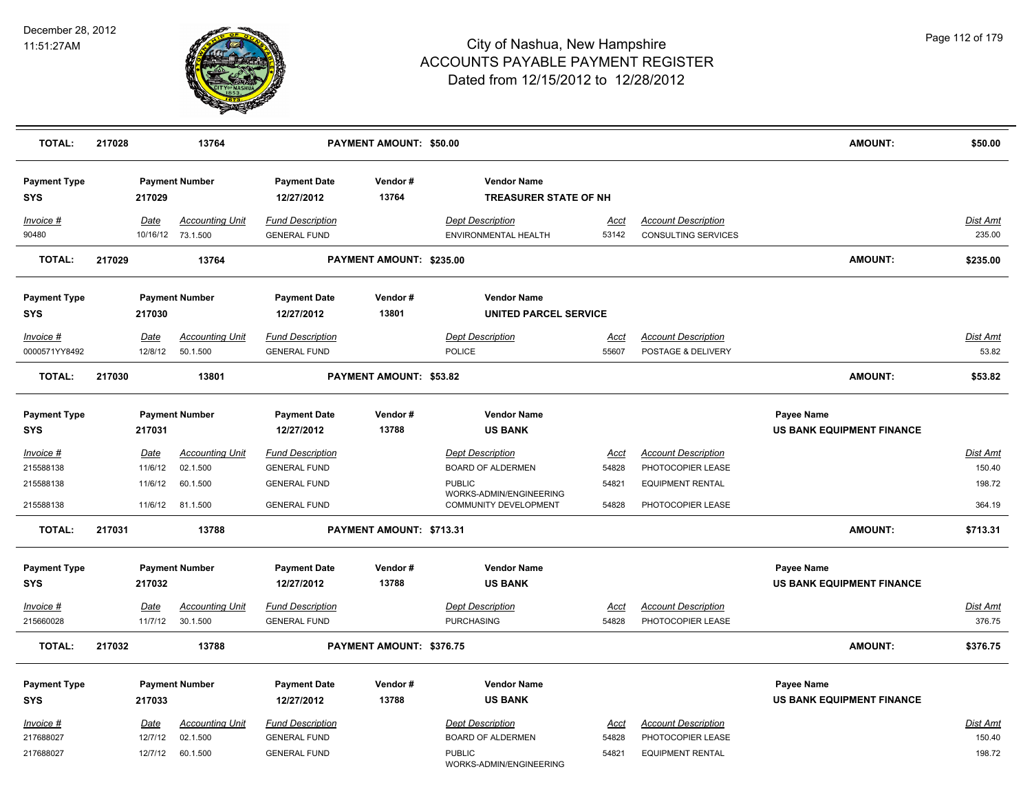| TOTAL: | 217028 | 13764 | PAYMENT AMOUNT: $50.00 | AMOUNT: | $50.00 |
|---|---|---|---|---|---|

| Payment Type | Payment Number | Payment Date | Vendor # | Vendor Name |
|---|---|---|---|---|
| SYS | 217029 | 12/27/2012 | 13764 | TREASURER STATE OF NH |

| Invoice # | Date | Accounting Unit | Fund Description | Dept Description | Acct | Account Description | Dist Amt |
|---|---|---|---|---|---|---|---|
| 90480 | 10/16/12 | 73.1.500 | GENERAL FUND | ENVIRONMENTAL HEALTH | 53142 | CONSULTING SERVICES | 235.00 |

| TOTAL: | 217029 | 13764 | PAYMENT AMOUNT: $235.00 | AMOUNT: | $235.00 |
|---|---|---|---|---|---|

| Payment Type | Payment Number | Payment Date | Vendor # | Vendor Name |
|---|---|---|---|---|
| SYS | 217030 | 12/27/2012 | 13801 | UNITED PARCEL SERVICE |

| Invoice # | Date | Accounting Unit | Fund Description | Dept Description | Acct | Account Description | Dist Amt |
|---|---|---|---|---|---|---|---|
| 0000571YY8492 | 12/8/12 | 50.1.500 | GENERAL FUND | POLICE | 55607 | POSTAGE & DELIVERY | 53.82 |

| TOTAL: | 217030 | 13801 | PAYMENT AMOUNT: $53.82 | AMOUNT: | $53.82 |
|---|---|---|---|---|---|

| Payment Type | Payment Number | Payment Date | Vendor # | Vendor Name | Payee Name |
|---|---|---|---|---|---|
| SYS | 217031 | 12/27/2012 | 13788 | US BANK | US BANK EQUIPMENT FINANCE |

| Invoice # | Date | Accounting Unit | Fund Description | Dept Description | Acct | Account Description | Dist Amt |
|---|---|---|---|---|---|---|---|
| 215588138 | 11/6/12 | 02.1.500 | GENERAL FUND | BOARD OF ALDERMEN | 54828 | PHOTOCOPIER LEASE | 150.40 |
| 215588138 | 11/6/12 | 60.1.500 | GENERAL FUND | PUBLIC WORKS-ADMIN/ENGINEERING | 54821 | EQUIPMENT RENTAL | 198.72 |
| 215588138 | 11/6/12 | 81.1.500 | GENERAL FUND | COMMUNITY DEVELOPMENT | 54828 | PHOTOCOPIER LEASE | 364.19 |

| TOTAL: | 217031 | 13788 | PAYMENT AMOUNT: $713.31 | AMOUNT: | $713.31 |
|---|---|---|---|---|---|

| Payment Type | Payment Number | Payment Date | Vendor # | Vendor Name | Payee Name |
|---|---|---|---|---|---|
| SYS | 217032 | 12/27/2012 | 13788 | US BANK | US BANK EQUIPMENT FINANCE |

| Invoice # | Date | Accounting Unit | Fund Description | Dept Description | Acct | Account Description | Dist Amt |
|---|---|---|---|---|---|---|---|
| 215660028 | 11/7/12 | 30.1.500 | GENERAL FUND | PURCHASING | 54828 | PHOTOCOPIER LEASE | 376.75 |

| TOTAL: | 217032 | 13788 | PAYMENT AMOUNT: $376.75 | AMOUNT: | $376.75 |
|---|---|---|---|---|---|

| Payment Type | Payment Number | Payment Date | Vendor # | Vendor Name | Payee Name |
|---|---|---|---|---|---|
| SYS | 217033 | 12/27/2012 | 13788 | US BANK | US BANK EQUIPMENT FINANCE |

| Invoice # | Date | Accounting Unit | Fund Description | Dept Description | Acct | Account Description | Dist Amt |
|---|---|---|---|---|---|---|---|
| 217688027 | 12/7/12 | 02.1.500 | GENERAL FUND | BOARD OF ALDERMEN | 54828 | PHOTOCOPIER LEASE | 150.40 |
| 217688027 | 12/7/12 | 60.1.500 | GENERAL FUND | PUBLIC WORKS-ADMIN/ENGINEERING | 54821 | EQUIPMENT RENTAL | 198.72 |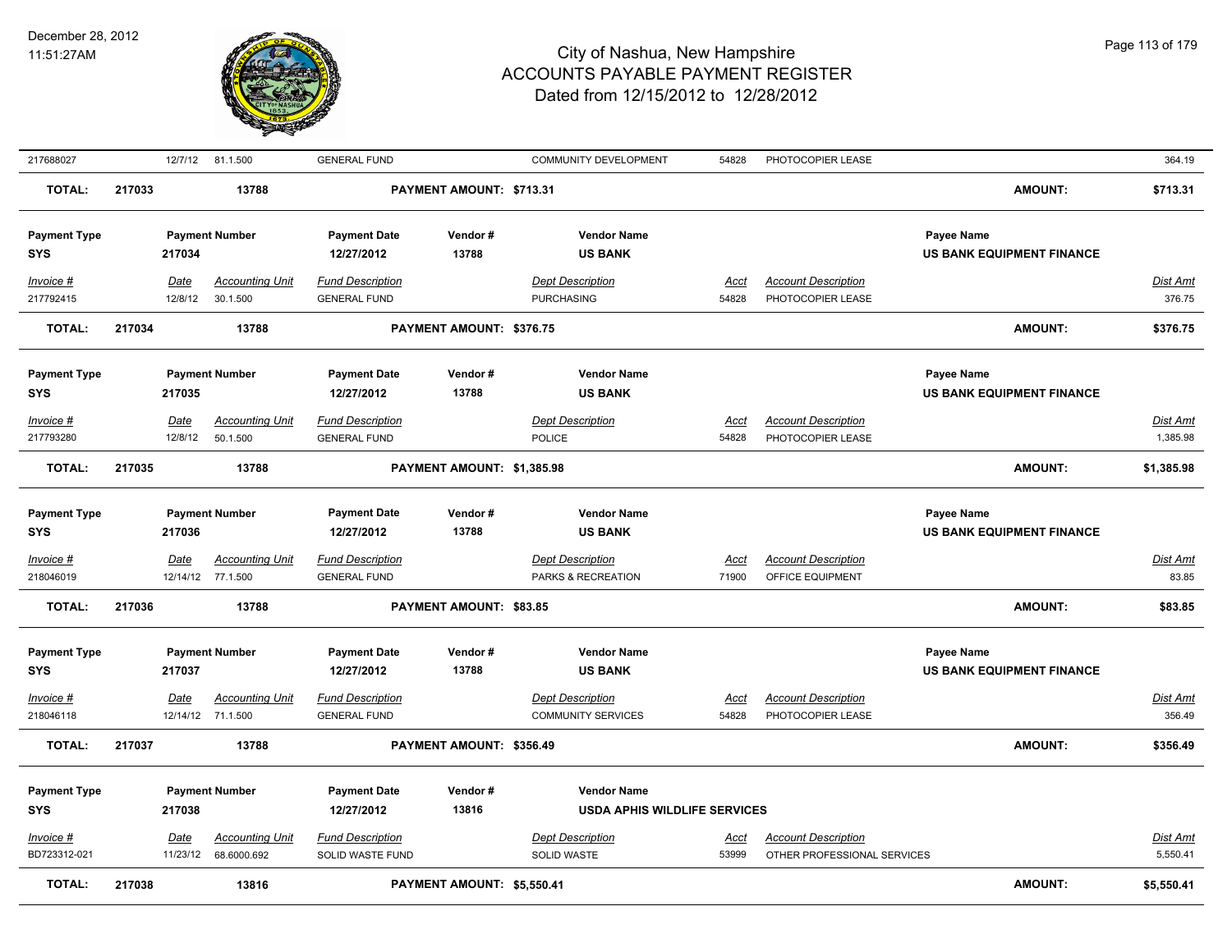| 217688027 | 12/7/12 | 81.1.500 | GENERAL FUND | | COMMUNITY DEVELOPMENT | 54828 | PHOTOCOPIER LEASE | | 364.19 |
|---|---|---|---|---|---|---|---|---|---|
| **TOTAL:** | **217033** | **13788** | | **PAYMENT AMOUNT: $713.31** | | | | **AMOUNT:** | **$713.31** |

| **Payment Type** | **Payment Number** | **Payment Date** | **Vendor #** | **Vendor Name** | **Payee Name** |
|---|---|---|---|---|---|
| **SYS** | **217034** | **12/27/2012** | **13788** | **US BANK** | **US BANK EQUIPMENT FINANCE** |

| *Invoice #* | *Date* | *Accounting Unit* | *Fund Description* | *Dept Description* | *Acct* | *Account Description* | *Dist Amt* |
|---|---|---|---|---|---|---|---|
| 217792415 | 12/8/12 | 30.1.500 | GENERAL FUND | PURCHASING | 54828 | PHOTOCOPIER LEASE | 376.75 |
| **TOTAL:** | **217034** | **13788** | **PAYMENT AMOUNT: $376.75** | | | **AMOUNT:** | **$376.75** |

| **Payment Type** | **Payment Number** | **Payment Date** | **Vendor #** | **Vendor Name** | **Payee Name** |
|---|---|---|---|---|---|
| **SYS** | **217035** | **12/27/2012** | **13788** | **US BANK** | **US BANK EQUIPMENT FINANCE** |

| *Invoice #* | *Date* | *Accounting Unit* | *Fund Description* | *Dept Description* | *Acct* | *Account Description* | *Dist Amt* |
|---|---|---|---|---|---|---|---|
| 217793280 | 12/8/12 | 50.1.500 | GENERAL FUND | POLICE | 54828 | PHOTOCOPIER LEASE | 1,385.98 |
| **TOTAL:** | **217035** | **13788** | **PAYMENT AMOUNT: $1,385.98** | | | **AMOUNT:** | **$1,385.98** |

| **Payment Type** | **Payment Number** | **Payment Date** | **Vendor #** | **Vendor Name** | **Payee Name** |
|---|---|---|---|---|---|
| **SYS** | **217036** | **12/27/2012** | **13788** | **US BANK** | **US BANK EQUIPMENT FINANCE** |

| *Invoice #* | *Date* | *Accounting Unit* | *Fund Description* | *Dept Description* | *Acct* | *Account Description* | *Dist Amt* |
|---|---|---|---|---|---|---|---|
| 218046019 | 12/14/12 | 77.1.500 | GENERAL FUND | PARKS & RECREATION | 71900 | OFFICE EQUIPMENT | 83.85 |
| **TOTAL:** | **217036** | **13788** | **PAYMENT AMOUNT: $83.85** | | | **AMOUNT:** | **$83.85** |

| **Payment Type** | **Payment Number** | **Payment Date** | **Vendor #** | **Vendor Name** | **Payee Name** |
|---|---|---|---|---|---|
| **SYS** | **217037** | **12/27/2012** | **13788** | **US BANK** | **US BANK EQUIPMENT FINANCE** |

| *Invoice #* | *Date* | *Accounting Unit* | *Fund Description* | *Dept Description* | *Acct* | *Account Description* | *Dist Amt* |
|---|---|---|---|---|---|---|---|
| 218046118 | 12/14/12 | 71.1.500 | GENERAL FUND | COMMUNITY SERVICES | 54828 | PHOTOCOPIER LEASE | 356.49 |
| **TOTAL:** | **217037** | **13788** | **PAYMENT AMOUNT: $356.49** | | | **AMOUNT:** | **$356.49** |

| **Payment Type** | **Payment Number** | **Payment Date** | **Vendor #** | **Vendor Name** |
|---|---|---|---|---|
| **SYS** | **217038** | **12/27/2012** | **13816** | **USDA APHIS WILDLIFE SERVICES** |

| *Invoice #* | *Date* | *Accounting Unit* | *Fund Description* | *Dept Description* | *Acct* | *Account Description* | *Dist Amt* |
|---|---|---|---|---|---|---|---|
| BD723312-021 | 11/23/12 | 68.6000.692 | SOLID WASTE FUND | SOLID WASTE | 53999 | OTHER PROFESSIONAL SERVICES | 5,550.41 |
| **TOTAL:** | **217038** | **13816** | **PAYMENT AMOUNT: $5,550.41** | | | **AMOUNT:** | **$5,550.41** |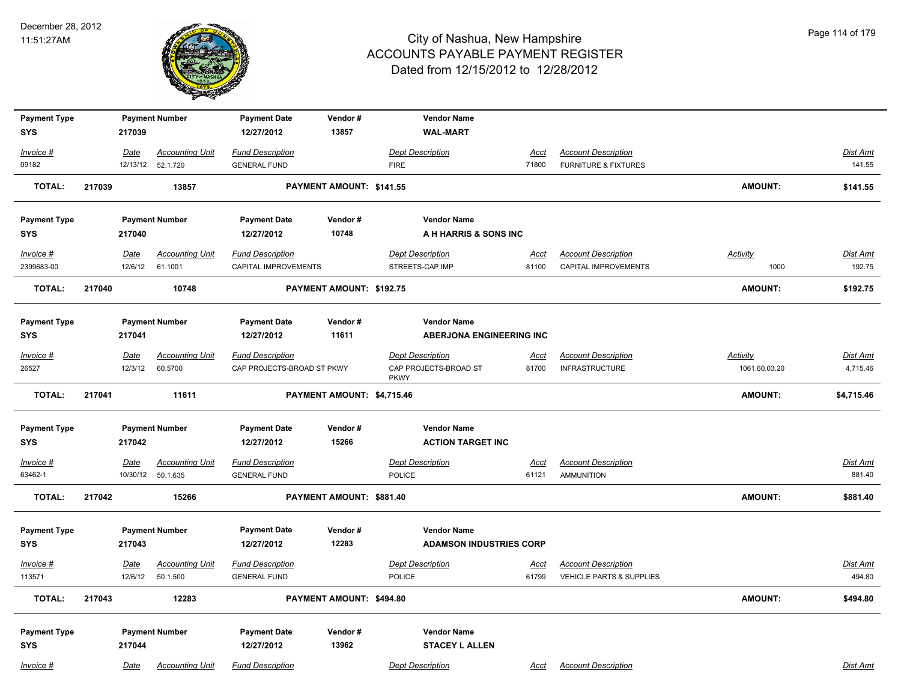# City of Nashua, New Hampshire
## ACCOUNTS PAYABLE PAYMENT REGISTER
### Dated from 12/15/2012 to 12/28/2012

December 28, 2012
11:51:27AM

| Payment Type | Payment Number | Payment Date | Vendor # | Vendor Name |
|---|---|---|---|---|
| SYS | 217039 | 12/27/2012 | 13857 | WAL-MART |

| Invoice # | Date | Accounting Unit | Fund Description | Dept Description | Acct | Account Description | Dist Amt |
|---|---|---|---|---|---|---|---|
| 09182 | 12/13/12 | 52.1.720 | GENERAL FUND | FIRE | 71800 | FURNITURE & FIXTURES | 141.55 |

**TOTAL: 217039 13857 PAYMENT AMOUNT: $141.55 AMOUNT: $141.55**

| Payment Type | Payment Number | Payment Date | Vendor # | Vendor Name |
|---|---|---|---|---|
| SYS | 217040 | 12/27/2012 | 10748 | A H HARRIS & SONS INC |

| Invoice # | Date | Accounting Unit | Fund Description | Dept Description | Acct | Account Description | Activity | Dist Amt |
|---|---|---|---|---|---|---|---|---|
| 2399683-00 | 12/6/12 | 61.1001 | CAPITAL IMPROVEMENTS | STREETS-CAP IMP | 81100 | CAPITAL IMPROVEMENTS | 1000 | 192.75 |

**TOTAL: 217040 10748 PAYMENT AMOUNT: $192.75 AMOUNT: $192.75**

| Payment Type | Payment Number | Payment Date | Vendor # | Vendor Name |
|---|---|---|---|---|
| SYS | 217041 | 12/27/2012 | 11611 | ABERJONA ENGINEERING INC |

| Invoice # | Date | Accounting Unit | Fund Description | Dept Description | Acct | Account Description | Activity | Dist Amt |
|---|---|---|---|---|---|---|---|---|
| 26527 | 12/3/12 | 60.5700 | CAP PROJECTS-BROAD ST PKWY | CAP PROJECTS-BROAD ST PKWY | 81700 | INFRASTRUCTURE | 1061.60.03.20 | 4,715.46 |

**TOTAL: 217041 11611 PAYMENT AMOUNT: $4,715.46 AMOUNT: $4,715.46**

| Payment Type | Payment Number | Payment Date | Vendor # | Vendor Name |
|---|---|---|---|---|
| SYS | 217042 | 12/27/2012 | 15266 | ACTION TARGET INC |

| Invoice # | Date | Accounting Unit | Fund Description | Dept Description | Acct | Account Description | Dist Amt |
|---|---|---|---|---|---|---|---|
| 63462-1 | 10/30/12 | 50.1.635 | GENERAL FUND | POLICE | 61121 | AMMUNITION | 881.40 |

**TOTAL: 217042 15266 PAYMENT AMOUNT: $881.40 AMOUNT: $881.40**

| Payment Type | Payment Number | Payment Date | Vendor # | Vendor Name |
|---|---|---|---|---|
| SYS | 217043 | 12/27/2012 | 12283 | ADAMSON INDUSTRIES CORP |

| Invoice # | Date | Accounting Unit | Fund Description | Dept Description | Acct | Account Description | Dist Amt |
|---|---|---|---|---|---|---|---|
| 113571 | 12/6/12 | 50.1.500 | GENERAL FUND | POLICE | 61799 | VEHICLE PARTS & SUPPLIES | 494.80 |

**TOTAL: 217043 12283 PAYMENT AMOUNT: $494.80 AMOUNT: $494.80**

| Payment Type | Payment Number | Payment Date | Vendor # | Vendor Name |
|---|---|---|---|---|
| SYS | 217044 | 12/27/2012 | 13962 | STACEY L ALLEN |

| Invoice # | Date | Accounting Unit | Fund Description | Dept Description | Acct | Account Description | Dist Amt |
|---|---|---|---|---|---|---|---|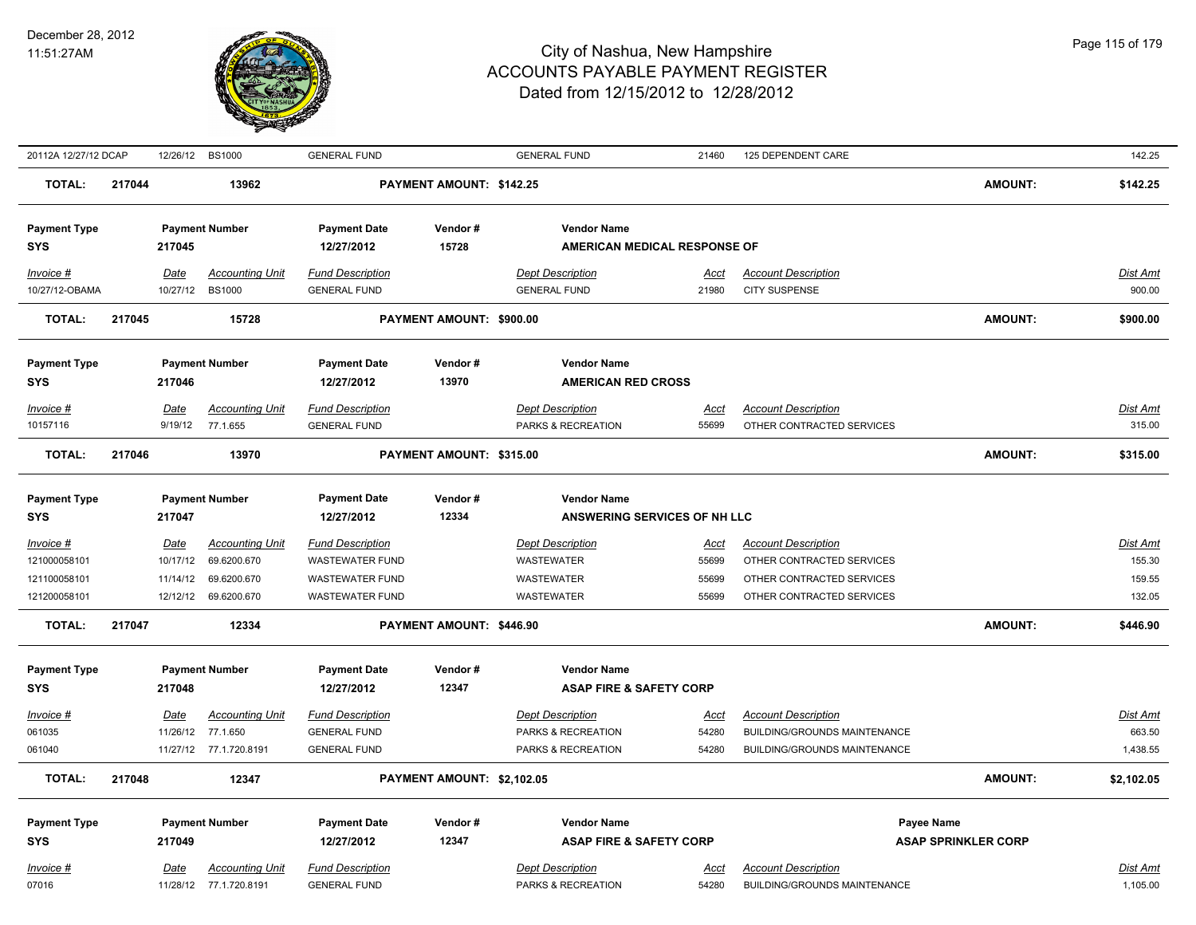| 20112A 12/27/12 DCAP | 12/26/12 | BS1000 | GENERAL FUND | | GENERAL FUND | 21460 | 125 DEPENDENT CARE | | 142.25 |
|---|---|---|---|---|---|---|---|---|---|
| **TOTAL:** | **217044** | **13962** | | **PAYMENT AMOUNT: $142.25** | | | | **AMOUNT:** | **$142.25** |

| **Payment Type** | **Payment Number** | | **Payment Date** | **Vendor #** | **Vendor Name** | | | | |
|---|---|---|---|---|---|---|---|---|---|
| **SYS** | **217045** | | **12/27/2012** | **15728** | **AMERICAN MEDICAL RESPONSE OF** | | | | |
| *Invoice #* | *Date* | *Accounting Unit* | *Fund Description* | | *Dept Description* | *Acct* | *Account Description* | | *Dist Amt* |
| 10/27/12-OBAMA | 10/27/12 | BS1000 | GENERAL FUND | | GENERAL FUND | 21980 | CITY SUSPENSE | | 900.00 |
| **TOTAL:** | **217045** | **15728** | | **PAYMENT AMOUNT: $900.00** | | | | **AMOUNT:** | **$900.00** |

| **Payment Type** | **Payment Number** | | **Payment Date** | **Vendor #** | **Vendor Name** | | | | |
|---|---|---|---|---|---|---|---|---|---|
| **SYS** | **217046** | | **12/27/2012** | **13970** | **AMERICAN RED CROSS** | | | | |
| *Invoice #* | *Date* | *Accounting Unit* | *Fund Description* | | *Dept Description* | *Acct* | *Account Description* | | *Dist Amt* |
| 10157116 | 9/19/12 | 77.1.655 | GENERAL FUND | | PARKS & RECREATION | 55699 | OTHER CONTRACTED SERVICES | | 315.00 |
| **TOTAL:** | **217046** | **13970** | | **PAYMENT AMOUNT: $315.00** | | | | **AMOUNT:** | **$315.00** |

| **Payment Type** | **Payment Number** | | **Payment Date** | **Vendor #** | **Vendor Name** | | | | |
|---|---|---|---|---|---|---|---|---|---|
| **SYS** | **217047** | | **12/27/2012** | **12334** | **ANSWERING SERVICES OF NH LLC** | | | | |
| *Invoice #* | *Date* | *Accounting Unit* | *Fund Description* | | *Dept Description* | *Acct* | *Account Description* | | *Dist Amt* |
| 121000058101 | 10/17/12 | 69.6200.670 | WASTEWATER FUND | | WASTEWATER | 55699 | OTHER CONTRACTED SERVICES | | 155.30 |
| 121100058101 | 11/14/12 | 69.6200.670 | WASTEWATER FUND | | WASTEWATER | 55699 | OTHER CONTRACTED SERVICES | | 159.55 |
| 121200058101 | 12/12/12 | 69.6200.670 | WASTEWATER FUND | | WASTEWATER | 55699 | OTHER CONTRACTED SERVICES | | 132.05 |
| **TOTAL:** | **217047** | **12334** | | **PAYMENT AMOUNT: $446.90** | | | | **AMOUNT:** | **$446.90** |

| **Payment Type** | **Payment Number** | | **Payment Date** | **Vendor #** | **Vendor Name** | | | | |
|---|---|---|---|---|---|---|---|---|---|
| **SYS** | **217048** | | **12/27/2012** | **12347** | **ASAP FIRE & SAFETY CORP** | | | | |
| *Invoice #* | *Date* | *Accounting Unit* | *Fund Description* | | *Dept Description* | *Acct* | *Account Description* | | *Dist Amt* |
| 061035 | 11/26/12 | 77.1.650 | GENERAL FUND | | PARKS & RECREATION | 54280 | BUILDING/GROUNDS MAINTENANCE | | 663.50 |
| 061040 | 11/27/12 | 77.1.720.8191 | GENERAL FUND | | PARKS & RECREATION | 54280 | BUILDING/GROUNDS MAINTENANCE | | 1,438.55 |
| **TOTAL:** | **217048** | **12347** | | **PAYMENT AMOUNT: $2,102.05** | | | | **AMOUNT:** | **$2,102.05** |

| **Payment Type** | **Payment Number** | | **Payment Date** | **Vendor #** | **Vendor Name** | | | **Payee Name** | |
|---|---|---|---|---|---|---|---|---|---|
| **SYS** | **217049** | | **12/27/2012** | **12347** | **ASAP FIRE & SAFETY CORP** | | | **ASAP SPRINKLER CORP** | |
| *Invoice #* | *Date* | *Accounting Unit* | *Fund Description* | | *Dept Description* | *Acct* | *Account Description* | | *Dist Amt* |
| 07016 | 11/28/12 | 77.1.720.8191 | GENERAL FUND | | PARKS & RECREATION | 54280 | BUILDING/GROUNDS MAINTENANCE | | 1,105.00 |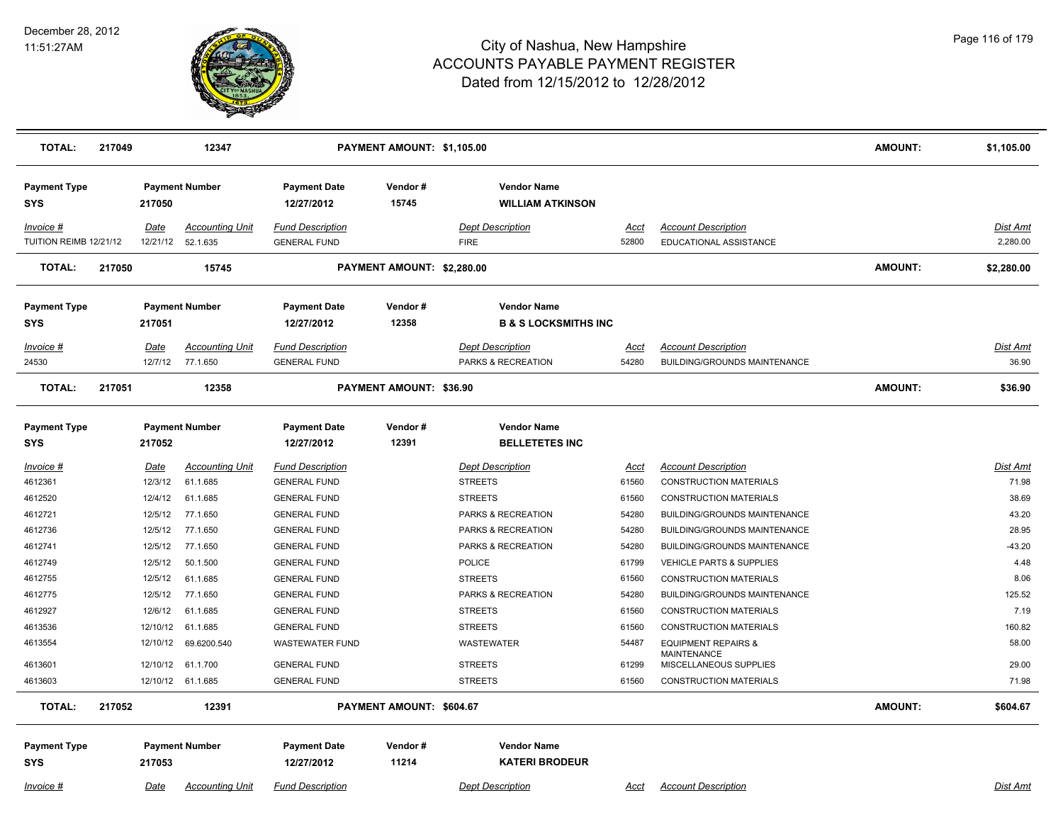| TOTAL: | 217049 | 12347 | PAYMENT AMOUNT: $1,105.00 | | | | AMOUNT: | $1,105.00 |
|---|---|---|---|---|---|---|---|---|

**Payment Type:** SYS | **Payment Number:** 217050 | **Payment Date:** 12/27/2012 | **Vendor #:** 15745 | **Vendor Name:** WILLIAM ATKINSON

| Invoice # | Date | Accounting Unit | Fund Description | Dept Description | Acct | Account Description | Dist Amt |
|---|---|---|---|---|---|---|---|
| TUITION REIMB 12/21/12 | 12/21/12 | 52.1.635 | GENERAL FUND | FIRE | 52800 | EDUCATIONAL ASSISTANCE | 2,280.00 |

| TOTAL: | 217050 | 15745 | PAYMENT AMOUNT: $2,280.00 | AMOUNT: | $2,280.00 |
|---|---|---|---|---|---|

**Payment Type:** SYS | **Payment Number:** 217051 | **Payment Date:** 12/27/2012 | **Vendor #:** 12358 | **Vendor Name:** B & S LOCKSMITHS INC

| Invoice # | Date | Accounting Unit | Fund Description | Dept Description | Acct | Account Description | Dist Amt |
|---|---|---|---|---|---|---|---|
| 24530 | 12/7/12 | 77.1.650 | GENERAL FUND | PARKS & RECREATION | 54280 | BUILDING/GROUNDS MAINTENANCE | 36.90 |

| TOTAL: | 217051 | 12358 | PAYMENT AMOUNT: $36.90 | AMOUNT: | $36.90 |
|---|---|---|---|---|---|

**Payment Type:** SYS | **Payment Number:** 217052 | **Payment Date:** 12/27/2012 | **Vendor #:** 12391 | **Vendor Name:** BELLETETES INC

| Invoice # | Date | Accounting Unit | Fund Description | Dept Description | Acct | Account Description | Dist Amt |
|---|---|---|---|---|---|---|---|
| 4612361 | 12/3/12 | 61.1.685 | GENERAL FUND | STREETS | 61560 | CONSTRUCTION MATERIALS | 71.98 |
| 4612520 | 12/4/12 | 61.1.685 | GENERAL FUND | STREETS | 61560 | CONSTRUCTION MATERIALS | 38.69 |
| 4612721 | 12/5/12 | 77.1.650 | GENERAL FUND | PARKS & RECREATION | 54280 | BUILDING/GROUNDS MAINTENANCE | 43.20 |
| 4612736 | 12/5/12 | 77.1.650 | GENERAL FUND | PARKS & RECREATION | 54280 | BUILDING/GROUNDS MAINTENANCE | 28.95 |
| 4612741 | 12/5/12 | 77.1.650 | GENERAL FUND | PARKS & RECREATION | 54280 | BUILDING/GROUNDS MAINTENANCE | -43.20 |
| 4612749 | 12/5/12 | 50.1.500 | GENERAL FUND | POLICE | 61799 | VEHICLE PARTS & SUPPLIES | 4.48 |
| 4612755 | 12/5/12 | 61.1.685 | GENERAL FUND | STREETS | 61560 | CONSTRUCTION MATERIALS | 8.06 |
| 4612775 | 12/5/12 | 77.1.650 | GENERAL FUND | PARKS & RECREATION | 54280 | BUILDING/GROUNDS MAINTENANCE | 125.52 |
| 4612927 | 12/6/12 | 61.1.685 | GENERAL FUND | STREETS | 61560 | CONSTRUCTION MATERIALS | 7.19 |
| 4613536 | 12/10/12 | 61.1.685 | GENERAL FUND | STREETS | 61560 | CONSTRUCTION MATERIALS | 160.82 |
| 4613554 | 12/10/12 | 69.6200.540 | WASTEWATER FUND | WASTEWATER | 54487 | EQUIPMENT REPAIRS & MAINTENANCE | 58.00 |
| 4613601 | 12/10/12 | 61.1.700 | GENERAL FUND | STREETS | 61299 | MISCELLANEOUS SUPPLIES | 29.00 |
| 4613603 | 12/10/12 | 61.1.685 | GENERAL FUND | STREETS | 61560 | CONSTRUCTION MATERIALS | 71.98 |

| TOTAL: | 217052 | 12391 | PAYMENT AMOUNT: $604.67 | AMOUNT: | $604.67 |
|---|---|---|---|---|---|

**Payment Type:** SYS | **Payment Number:** 217053 | **Payment Date:** 12/27/2012 | **Vendor #:** 11214 | **Vendor Name:** KATERI BRODEUR

| Invoice # | Date | Accounting Unit | Fund Description | Dept Description | Acct | Account Description | Dist Amt |
|---|---|---|---|---|---|---|---|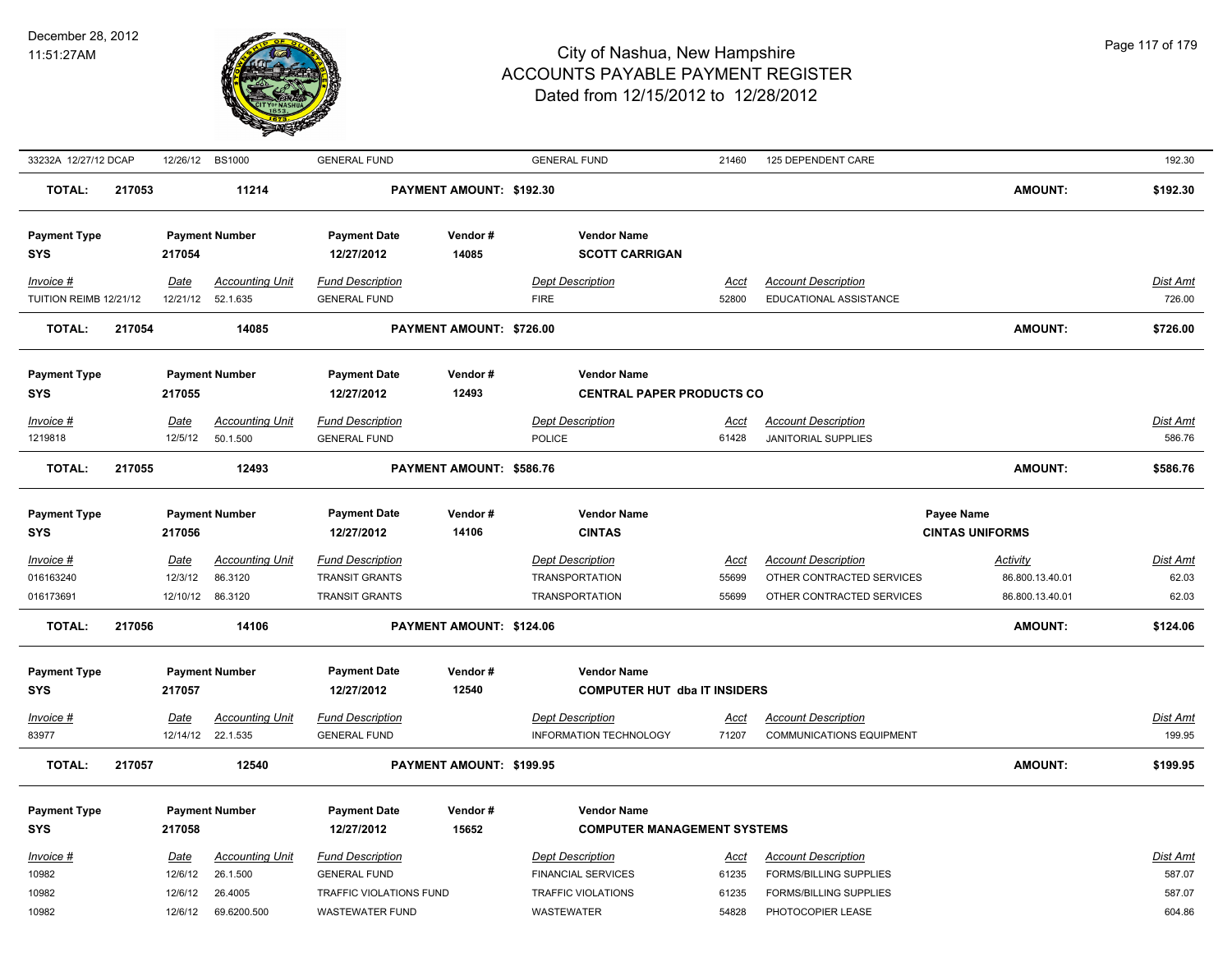# City of Nashua, New Hampshire
## ACCOUNTS PAYABLE PAYMENT REGISTER
### Dated from 12/15/2012 to 12/28/2012

| Invoice # | Date | Accounting Unit | Fund Description | Dept Description | Acct | Account Description | Dist Amt |
|---|---|---|---|---|---|---|---|
| 33232A 12/27/12 DCAP | 12/26/12 | BS1000 | GENERAL FUND | GENERAL FUND | 21460 | 125 DEPENDENT CARE | 192.30 |

**TOTAL: 217053 | 11214 | PAYMENT AMOUNT: $192.30 | AMOUNT: $192.30**

---

| Payment Type | Payment Number | Payment Date | Vendor # | Vendor Name |
|---|---|---|---|---|
| SYS | 217054 | 12/27/2012 | 14085 | SCOTT CARRIGAN |

| Invoice # | Date | Accounting Unit | Fund Description | Dept Description | Acct | Account Description | Dist Amt |
|---|---|---|---|---|---|---|---|
| TUITION REIMB 12/21/12 | 12/21/12 | 52.1.635 | GENERAL FUND | FIRE | 52800 | EDUCATIONAL ASSISTANCE | 726.00 |

**TOTAL: 217054 | 14085 | PAYMENT AMOUNT: $726.00 | AMOUNT: $726.00**

---

| Payment Type | Payment Number | Payment Date | Vendor # | Vendor Name |
|---|---|---|---|---|
| SYS | 217055 | 12/27/2012 | 12493 | CENTRAL PAPER PRODUCTS CO |

| Invoice # | Date | Accounting Unit | Fund Description | Dept Description | Acct | Account Description | Dist Amt |
|---|---|---|---|---|---|---|---|
| 1219818 | 12/5/12 | 50.1.500 | GENERAL FUND | POLICE | 61428 | JANITORIAL SUPPLIES | 586.76 |

**TOTAL: 217055 | 12493 | PAYMENT AMOUNT: $586.76 | AMOUNT: $586.76**

---

| Payment Type | Payment Number | Payment Date | Vendor # | Vendor Name | Payee Name |
|---|---|---|---|---|---|
| SYS | 217056 | 12/27/2012 | 14106 | CINTAS | CINTAS UNIFORMS |

| Invoice # | Date | Accounting Unit | Fund Description | Dept Description | Acct | Account Description | Activity | Dist Amt |
|---|---|---|---|---|---|---|---|---|
| 016163240 | 12/3/12 | 86.3120 | TRANSIT GRANTS | TRANSPORTATION | 55699 | OTHER CONTRACTED SERVICES | 86.800.13.40.01 | 62.03 |
| 016173691 | 12/10/12 | 86.3120 | TRANSIT GRANTS | TRANSPORTATION | 55699 | OTHER CONTRACTED SERVICES | 86.800.13.40.01 | 62.03 |

**TOTAL: 217056 | 14106 | PAYMENT AMOUNT: $124.06 | AMOUNT: $124.06**

---

| Payment Type | Payment Number | Payment Date | Vendor # | Vendor Name |
|---|---|---|---|---|
| SYS | 217057 | 12/27/2012 | 12540 | COMPUTER HUT dba IT INSIDERS |

| Invoice # | Date | Accounting Unit | Fund Description | Dept Description | Acct | Account Description | Dist Amt |
|---|---|---|---|---|---|---|---|
| 83977 | 12/14/12 | 22.1.535 | GENERAL FUND | INFORMATION TECHNOLOGY | 71207 | COMMUNICATIONS EQUIPMENT | 199.95 |

**TOTAL: 217057 | 12540 | PAYMENT AMOUNT: $199.95 | AMOUNT: $199.95**

---

| Payment Type | Payment Number | Payment Date | Vendor # | Vendor Name |
|---|---|---|---|---|
| SYS | 217058 | 12/27/2012 | 15652 | COMPUTER MANAGEMENT SYSTEMS |

| Invoice # | Date | Accounting Unit | Fund Description | Dept Description | Acct | Account Description | Dist Amt |
|---|---|---|---|---|---|---|---|
| 10982 | 12/6/12 | 26.1.500 | GENERAL FUND | FINANCIAL SERVICES | 61235 | FORMS/BILLING SUPPLIES | 587.07 |
| 10982 | 12/6/12 | 26.4005 | TRAFFIC VIOLATIONS FUND | TRAFFIC VIOLATIONS | 61235 | FORMS/BILLING SUPPLIES | 587.07 |
| 10982 | 12/6/12 | 69.6200.500 | WASTEWATER FUND | WASTEWATER | 54828 | PHOTOCOPIER LEASE | 604.86 |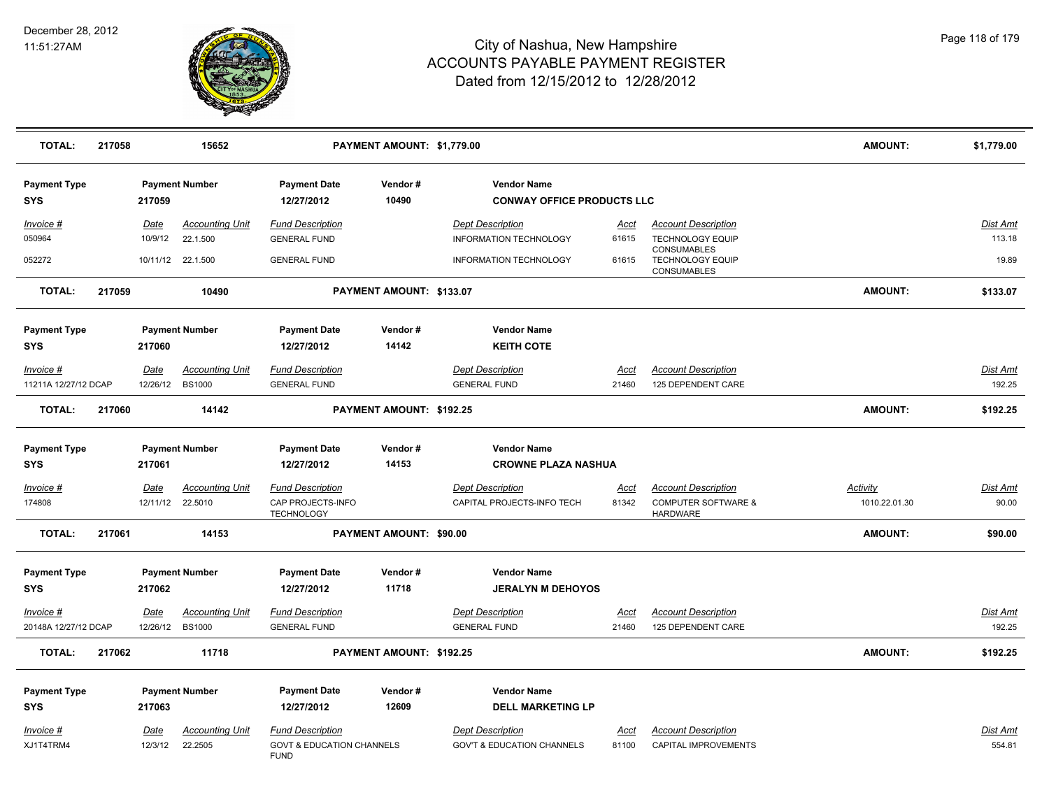# City of Nashua, New Hampshire
## ACCOUNTS PAYABLE PAYMENT REGISTER
### Dated from 12/15/2012 to 12/28/2012

December 28, 2012
11:51:27AM

| TOTAL: | 217058 | 15652 | PAYMENT AMOUNT: $1,779.00 | AMOUNT: | $1,779.00 |
|---|---|---|---|---|---|

| Payment Type | Payment Number | Payment Date | Vendor # | Vendor Name |
|---|---|---|---|---|
| SYS | 217059 | 12/27/2012 | 10490 | CONWAY OFFICE PRODUCTS LLC |

| Invoice # | Date | Accounting Unit | Fund Description | Dept Description | Acct | Account Description | Dist Amt |
|---|---|---|---|---|---|---|---|
| 050964 | 10/9/12 | 22.1.500 | GENERAL FUND | INFORMATION TECHNOLOGY | 61615 | TECHNOLOGY EQUIP CONSUMABLES | 113.18 |
| 052272 | 10/11/12 | 22.1.500 | GENERAL FUND | INFORMATION TECHNOLOGY | 61615 | TECHNOLOGY EQUIP CONSUMABLES | 19.89 |

| TOTAL: | 217059 | 10490 | PAYMENT AMOUNT: $133.07 | AMOUNT: | $133.07 |
|---|---|---|---|---|---|

| Payment Type | Payment Number | Payment Date | Vendor # | Vendor Name |
|---|---|---|---|---|
| SYS | 217060 | 12/27/2012 | 14142 | KEITH COTE |

| Invoice # | Date | Accounting Unit | Fund Description | Dept Description | Acct | Account Description | Dist Amt |
|---|---|---|---|---|---|---|---|
| 11211A 12/27/12 DCAP | 12/26/12 | BS1000 | GENERAL FUND | GENERAL FUND | 21460 | 125 DEPENDENT CARE | 192.25 |

| TOTAL: | 217060 | 14142 | PAYMENT AMOUNT: $192.25 | AMOUNT: | $192.25 |
|---|---|---|---|---|---|

| Payment Type | Payment Number | Payment Date | Vendor # | Vendor Name |
|---|---|---|---|---|
| SYS | 217061 | 12/27/2012 | 14153 | CROWNE PLAZA NASHUA |

| Invoice # | Date | Accounting Unit | Fund Description | Dept Description | Acct | Account Description | Activity | Dist Amt |
|---|---|---|---|---|---|---|---|---|
| 174808 | 12/11/12 | 22.5010 | CAP PROJECTS-INFO TECHNOLOGY | CAPITAL PROJECTS-INFO TECH | 81342 | COMPUTER SOFTWARE & HARDWARE | 1010.22.01.30 | 90.00 |

| TOTAL: | 217061 | 14153 | PAYMENT AMOUNT: $90.00 | AMOUNT: | $90.00 |
|---|---|---|---|---|---|

| Payment Type | Payment Number | Payment Date | Vendor # | Vendor Name |
|---|---|---|---|---|
| SYS | 217062 | 12/27/2012 | 11718 | JERALYN M DEHOYOS |

| Invoice # | Date | Accounting Unit | Fund Description | Dept Description | Acct | Account Description | Dist Amt |
|---|---|---|---|---|---|---|---|
| 20148A 12/27/12 DCAP | 12/26/12 | BS1000 | GENERAL FUND | GENERAL FUND | 21460 | 125 DEPENDENT CARE | 192.25 |

| TOTAL: | 217062 | 11718 | PAYMENT AMOUNT: $192.25 | AMOUNT: | $192.25 |
|---|---|---|---|---|---|

| Payment Type | Payment Number | Payment Date | Vendor # | Vendor Name |
|---|---|---|---|---|
| SYS | 217063 | 12/27/2012 | 12609 | DELL MARKETING LP |

| Invoice # | Date | Accounting Unit | Fund Description | Dept Description | Acct | Account Description | Dist Amt |
|---|---|---|---|---|---|---|---|
| XJ1T4TRM4 | 12/3/12 | 22.2505 | GOVT & EDUCATION CHANNELS FUND | GOV'T & EDUCATION CHANNELS | 81100 | CAPITAL IMPROVEMENTS | 554.81 |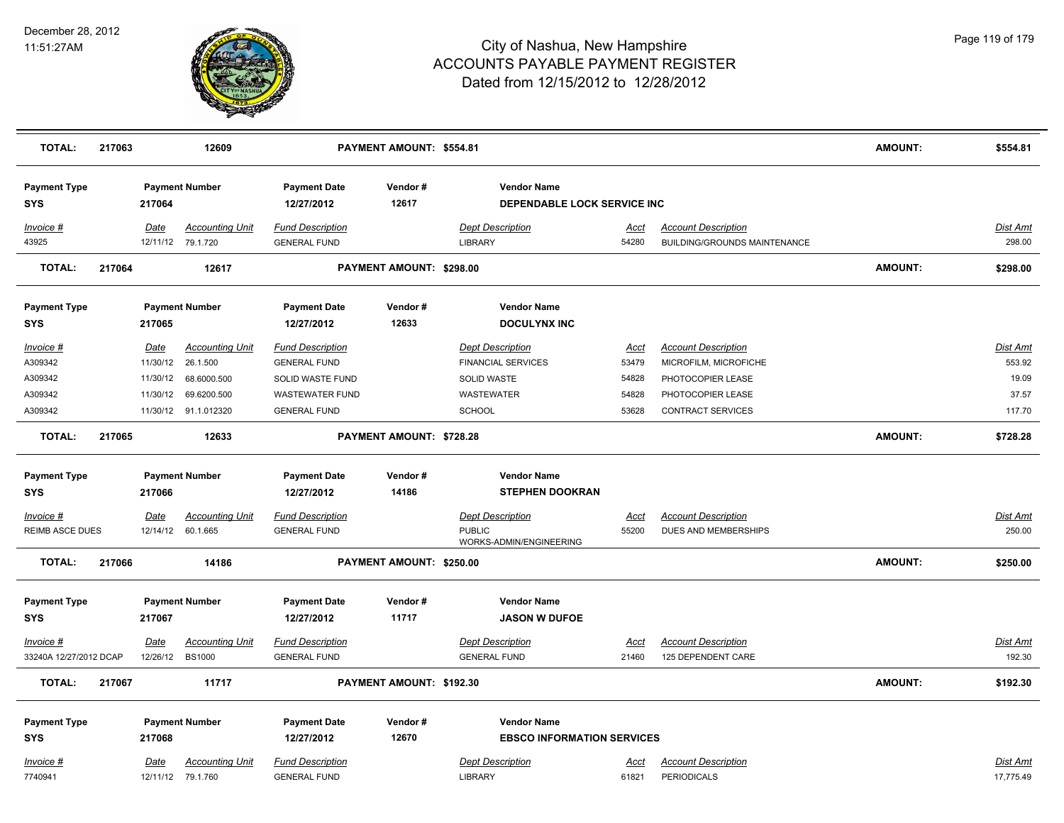# City of Nashua, New Hampshire
## ACCOUNTS PAYABLE PAYMENT REGISTER
### Dated from 12/15/2012 to 12/28/2012

December 28, 2012
11:51:27AM

| TOTAL: | 217063 | 12609 | PAYMENT AMOUNT: $554.81 | AMOUNT: | $554.81 |
|---|---|---|---|---|---|

| Payment Type | Payment Number | Payment Date | Vendor # | Vendor Name |
|---|---|---|---|---|
| SYS | 217064 | 12/27/2012 | 12617 | DEPENDABLE LOCK SERVICE INC |

| Invoice # | Date | Accounting Unit | Fund Description | Dept Description | Acct | Account Description | Dist Amt |
|---|---|---|---|---|---|---|---|
| 43925 | 12/11/12 | 79.1.720 | GENERAL FUND | LIBRARY | 54280 | BUILDING/GROUNDS MAINTENANCE | 298.00 |

| TOTAL: | 217064 | 12617 | PAYMENT AMOUNT: $298.00 | AMOUNT: | $298.00 |
|---|---|---|---|---|---|

| Payment Type | Payment Number | Payment Date | Vendor # | Vendor Name |
|---|---|---|---|---|
| SYS | 217065 | 12/27/2012 | 12633 | DOCULYNX INC |

| Invoice # | Date | Accounting Unit | Fund Description | Dept Description | Acct | Account Description | Dist Amt |
|---|---|---|---|---|---|---|---|
| A309342 | 11/30/12 | 26.1.500 | GENERAL FUND | FINANCIAL SERVICES | 53479 | MICROFILM, MICROFICHE | 553.92 |
| A309342 | 11/30/12 | 68.6000.500 | SOLID WASTE FUND | SOLID WASTE | 54828 | PHOTOCOPIER LEASE | 19.09 |
| A309342 | 11/30/12 | 69.6200.500 | WASTEWATER FUND | WASTEWATER | 54828 | PHOTOCOPIER LEASE | 37.57 |
| A309342 | 11/30/12 | 91.1.012320 | GENERAL FUND | SCHOOL | 53628 | CONTRACT SERVICES | 117.70 |

| TOTAL: | 217065 | 12633 | PAYMENT AMOUNT: $728.28 | AMOUNT: | $728.28 |
|---|---|---|---|---|---|

| Payment Type | Payment Number | Payment Date | Vendor # | Vendor Name |
|---|---|---|---|---|
| SYS | 217066 | 12/27/2012 | 14186 | STEPHEN DOOKRAN |

| Invoice # | Date | Accounting Unit | Fund Description | Dept Description | Acct | Account Description | Dist Amt |
|---|---|---|---|---|---|---|---|
| REIMB ASCE DUES | 12/14/12 | 60.1.665 | GENERAL FUND | PUBLIC WORKS-ADMIN/ENGINEERING | 55200 | DUES AND MEMBERSHIPS | 250.00 |

| TOTAL: | 217066 | 14186 | PAYMENT AMOUNT: $250.00 | AMOUNT: | $250.00 |
|---|---|---|---|---|---|

| Payment Type | Payment Number | Payment Date | Vendor # | Vendor Name |
|---|---|---|---|---|
| SYS | 217067 | 12/27/2012 | 11717 | JASON W DUFOE |

| Invoice # | Date | Accounting Unit | Fund Description | Dept Description | Acct | Account Description | Dist Amt |
|---|---|---|---|---|---|---|---|
| 33240A 12/27/2012 DCAP | 12/26/12 | BS1000 | GENERAL FUND | GENERAL FUND | 21460 | 125 DEPENDENT CARE | 192.30 |

| TOTAL: | 217067 | 11717 | PAYMENT AMOUNT: $192.30 | AMOUNT: | $192.30 |
|---|---|---|---|---|---|

| Payment Type | Payment Number | Payment Date | Vendor # | Vendor Name |
|---|---|---|---|---|
| SYS | 217068 | 12/27/2012 | 12670 | EBSCO INFORMATION SERVICES |

| Invoice # | Date | Accounting Unit | Fund Description | Dept Description | Acct | Account Description | Dist Amt |
|---|---|---|---|---|---|---|---|
| 7740941 | 12/11/12 | 79.1.760 | GENERAL FUND | LIBRARY | 61821 | PERIODICALS | 17,775.49 |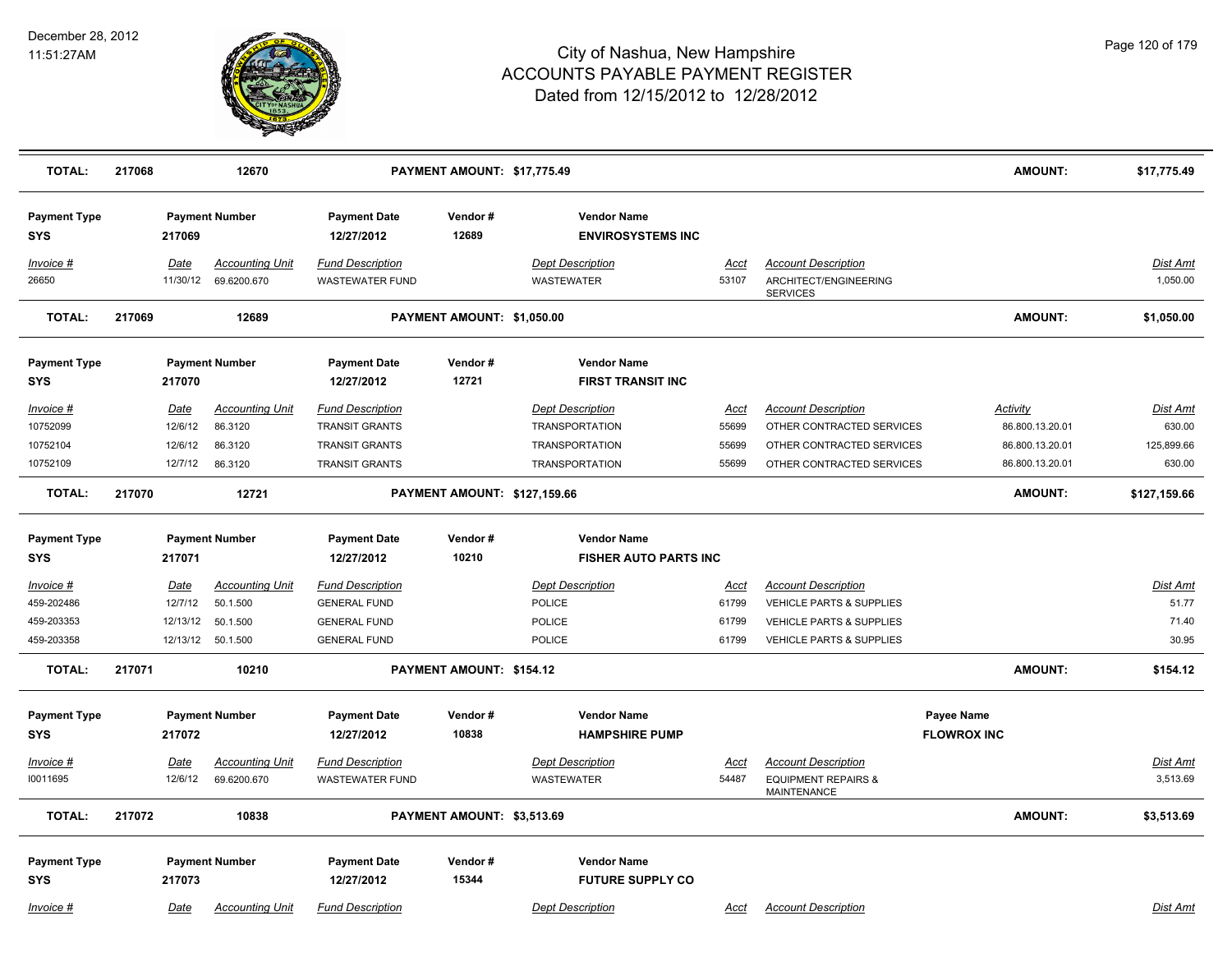# City of Nashua, New Hampshire
## ACCOUNTS PAYABLE PAYMENT REGISTER
### Dated from 12/15/2012 to 12/28/2012

| TOTAL: | 217068 | 12670 | PAYMENT AMOUNT: $17,775.49 | AMOUNT: | $17,775.49 |
|---|---|---|---|---|---|

| Payment Type | Payment Number | Payment Date | Vendor # | Vendor Name |
|---|---|---|---|---|
| SYS | 217069 | 12/27/2012 | 12689 | ENVIROSYSTEMS INC |

| Invoice # | Date | Accounting Unit | Fund Description | Dept Description | Acct | Account Description | Dist Amt |
|---|---|---|---|---|---|---|---|
| 26650 | 11/30/12 | 69.6200.670 | WASTEWATER FUND | WASTEWATER | 53107 | ARCHITECT/ENGINEERING SERVICES | 1,050.00 |

| TOTAL: | 217069 | 12689 | PAYMENT AMOUNT: $1,050.00 | AMOUNT: | $1,050.00 |
|---|---|---|---|---|---|

| Payment Type | Payment Number | Payment Date | Vendor # | Vendor Name |
|---|---|---|---|---|
| SYS | 217070 | 12/27/2012 | 12721 | FIRST TRANSIT INC |

| Invoice # | Date | Accounting Unit | Fund Description | Dept Description | Acct | Account Description | Activity | Dist Amt |
|---|---|---|---|---|---|---|---|---|
| 10752099 | 12/6/12 | 86.3120 | TRANSIT GRANTS | TRANSPORTATION | 55699 | OTHER CONTRACTED SERVICES | 86.800.13.20.01 | 630.00 |
| 10752104 | 12/6/12 | 86.3120 | TRANSIT GRANTS | TRANSPORTATION | 55699 | OTHER CONTRACTED SERVICES | 86.800.13.20.01 | 125,899.66 |
| 10752109 | 12/7/12 | 86.3120 | TRANSIT GRANTS | TRANSPORTATION | 55699 | OTHER CONTRACTED SERVICES | 86.800.13.20.01 | 630.00 |

| TOTAL: | 217070 | 12721 | PAYMENT AMOUNT: $127,159.66 | AMOUNT: | $127,159.66 |
|---|---|---|---|---|---|

| Payment Type | Payment Number | Payment Date | Vendor # | Vendor Name |
|---|---|---|---|---|
| SYS | 217071 | 12/27/2012 | 10210 | FISHER AUTO PARTS INC |

| Invoice # | Date | Accounting Unit | Fund Description | Dept Description | Acct | Account Description | Dist Amt |
|---|---|---|---|---|---|---|---|
| 459-202486 | 12/7/12 | 50.1.500 | GENERAL FUND | POLICE | 61799 | VEHICLE PARTS & SUPPLIES | 51.77 |
| 459-203353 | 12/13/12 | 50.1.500 | GENERAL FUND | POLICE | 61799 | VEHICLE PARTS & SUPPLIES | 71.40 |
| 459-203358 | 12/13/12 | 50.1.500 | GENERAL FUND | POLICE | 61799 | VEHICLE PARTS & SUPPLIES | 30.95 |

| TOTAL: | 217071 | 10210 | PAYMENT AMOUNT: $154.12 | AMOUNT: | $154.12 |
|---|---|---|---|---|---|

| Payment Type | Payment Number | Payment Date | Vendor # | Vendor Name | Payee Name |
|---|---|---|---|---|---|
| SYS | 217072 | 12/27/2012 | 10838 | HAMPSHIRE PUMP | FLOWROX INC |

| Invoice # | Date | Accounting Unit | Fund Description | Dept Description | Acct | Account Description | Dist Amt |
|---|---|---|---|---|---|---|---|
| I0011695 | 12/6/12 | 69.6200.670 | WASTEWATER FUND | WASTEWATER | 54487 | EQUIPMENT REPAIRS & MAINTENANCE | 3,513.69 |

| TOTAL: | 217072 | 10838 | PAYMENT AMOUNT: $3,513.69 | AMOUNT: | $3,513.69 |
|---|---|---|---|---|---|

| Payment Type | Payment Number | Payment Date | Vendor # | Vendor Name |
|---|---|---|---|---|
| SYS | 217073 | 12/27/2012 | 15344 | FUTURE SUPPLY CO |

| Invoice # | Date | Accounting Unit | Fund Description | Dept Description | Acct | Account Description | Dist Amt |
|---|---|---|---|---|---|---|---|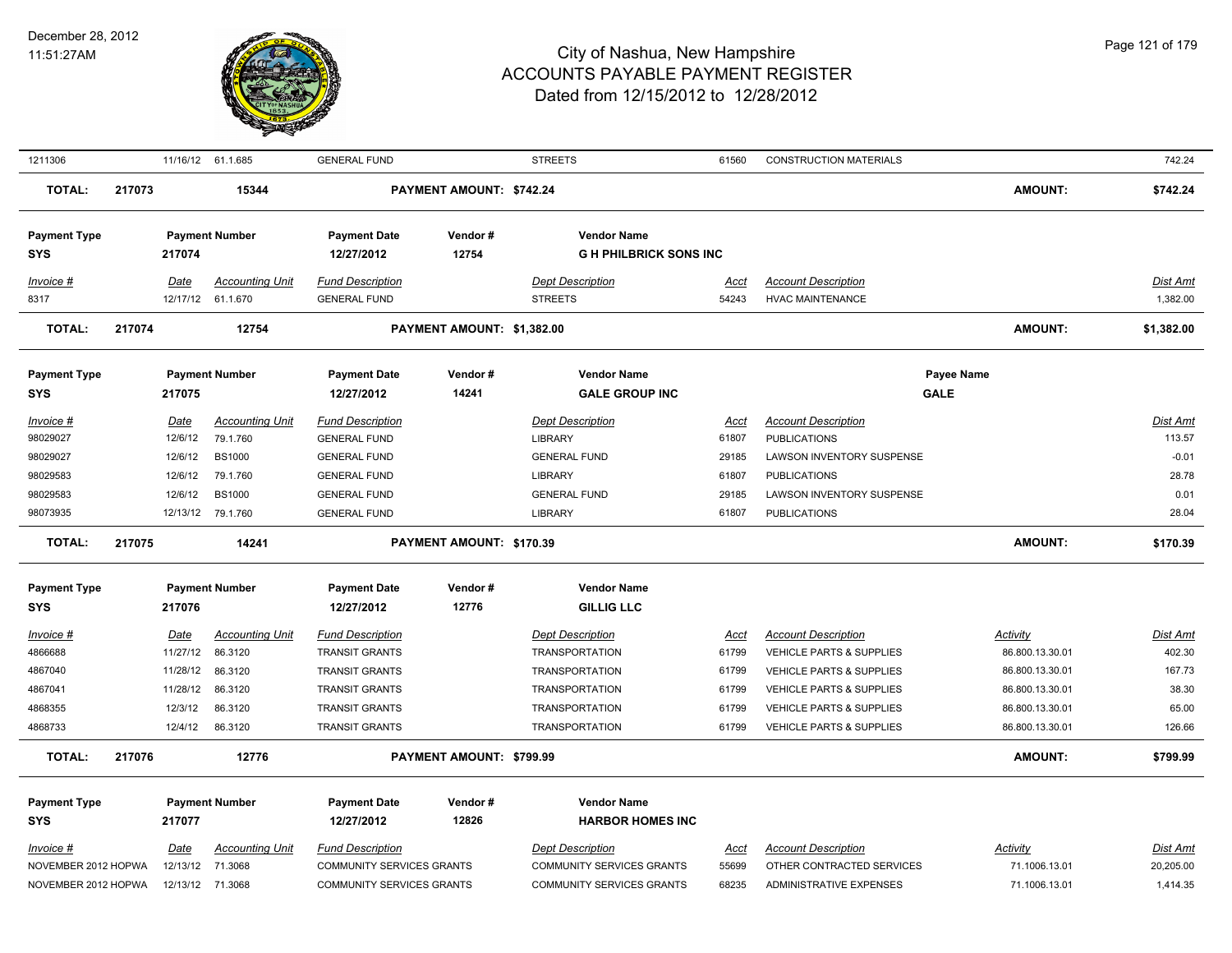| Invoice # | Date | Accounting Unit | Fund Description | Dept Description | Acct | Account Description | | Dist Amt |
|---|---|---|---|---|---|---|---|---|
| 1211306 | 11/16/12 | 61.1.685 | GENERAL FUND | STREETS | 61560 | CONSTRUCTION MATERIALS | | 742.24 |

**TOTAL:** 217073 | 15344 | **PAYMENT AMOUNT: $742.24** | **AMOUNT:** **$742.24**

| Payment Type | Payment Number | Payment Date | Vendor # | Vendor Name |
|---|---|---|---|---|
| SYS | 217074 | 12/27/2012 | 12754 | G H PHILBRICK SONS INC |

| Invoice # | Date | Accounting Unit | Fund Description | Dept Description | Acct | Account Description | Dist Amt |
|---|---|---|---|---|---|---|---|
| 8317 | 12/17/12 | 61.1.670 | GENERAL FUND | STREETS | 54243 | HVAC MAINTENANCE | 1,382.00 |

**TOTAL:** 217074 | 12754 | **PAYMENT AMOUNT: $1,382.00** | **AMOUNT:** **$1,382.00**

| Payment Type | Payment Number | Payment Date | Vendor # | Vendor Name | Payee Name |
|---|---|---|---|---|---|
| SYS | 217075 | 12/27/2012 | 14241 | GALE GROUP INC | GALE |

| Invoice # | Date | Accounting Unit | Fund Description | Dept Description | Acct | Account Description | Dist Amt |
|---|---|---|---|---|---|---|---|
| 98029027 | 12/6/12 | 79.1.760 | GENERAL FUND | LIBRARY | 61807 | PUBLICATIONS | 113.57 |
| 98029027 | 12/6/12 | BS1000 | GENERAL FUND | GENERAL FUND | 29185 | LAWSON INVENTORY SUSPENSE | -0.01 |
| 98029583 | 12/6/12 | 79.1.760 | GENERAL FUND | LIBRARY | 61807 | PUBLICATIONS | 28.78 |
| 98029583 | 12/6/12 | BS1000 | GENERAL FUND | GENERAL FUND | 29185 | LAWSON INVENTORY SUSPENSE | 0.01 |
| 98073935 | 12/13/12 | 79.1.760 | GENERAL FUND | LIBRARY | 61807 | PUBLICATIONS | 28.04 |

**TOTAL:** 217075 | 14241 | **PAYMENT AMOUNT: $170.39** | **AMOUNT:** **$170.39**

| Payment Type | Payment Number | Payment Date | Vendor # | Vendor Name |
|---|---|---|---|---|
| SYS | 217076 | 12/27/2012 | 12776 | GILLIG LLC |

| Invoice # | Date | Accounting Unit | Fund Description | Dept Description | Acct | Account Description | Activity | Dist Amt |
|---|---|---|---|---|---|---|---|---|
| 4866688 | 11/27/12 | 86.3120 | TRANSIT GRANTS | TRANSPORTATION | 61799 | VEHICLE PARTS & SUPPLIES | 86.800.13.30.01 | 402.30 |
| 4867040 | 11/28/12 | 86.3120 | TRANSIT GRANTS | TRANSPORTATION | 61799 | VEHICLE PARTS & SUPPLIES | 86.800.13.30.01 | 167.73 |
| 4867041 | 11/28/12 | 86.3120 | TRANSIT GRANTS | TRANSPORTATION | 61799 | VEHICLE PARTS & SUPPLIES | 86.800.13.30.01 | 38.30 |
| 4868355 | 12/3/12 | 86.3120 | TRANSIT GRANTS | TRANSPORTATION | 61799 | VEHICLE PARTS & SUPPLIES | 86.800.13.30.01 | 65.00 |
| 4868733 | 12/4/12 | 86.3120 | TRANSIT GRANTS | TRANSPORTATION | 61799 | VEHICLE PARTS & SUPPLIES | 86.800.13.30.01 | 126.66 |

**TOTAL:** 217076 | 12776 | **PAYMENT AMOUNT: $799.99** | **AMOUNT:** **$799.99**

| Payment Type | Payment Number | Payment Date | Vendor # | Vendor Name |
|---|---|---|---|---|
| SYS | 217077 | 12/27/2012 | 12826 | HARBOR HOMES INC |

| Invoice # | Date | Accounting Unit | Fund Description | Dept Description | Acct | Account Description | Activity | Dist Amt |
|---|---|---|---|---|---|---|---|---|
| NOVEMBER 2012 HOPWA | 12/13/12 | 71.3068 | COMMUNITY SERVICES GRANTS | COMMUNITY SERVICES GRANTS | 55699 | OTHER CONTRACTED SERVICES | 71.1006.13.01 | 20,205.00 |
| NOVEMBER 2012 HOPWA | 12/13/12 | 71.3068 | COMMUNITY SERVICES GRANTS | COMMUNITY SERVICES GRANTS | 68235 | ADMINISTRATIVE EXPENSES | 71.1006.13.01 | 1,414.35 |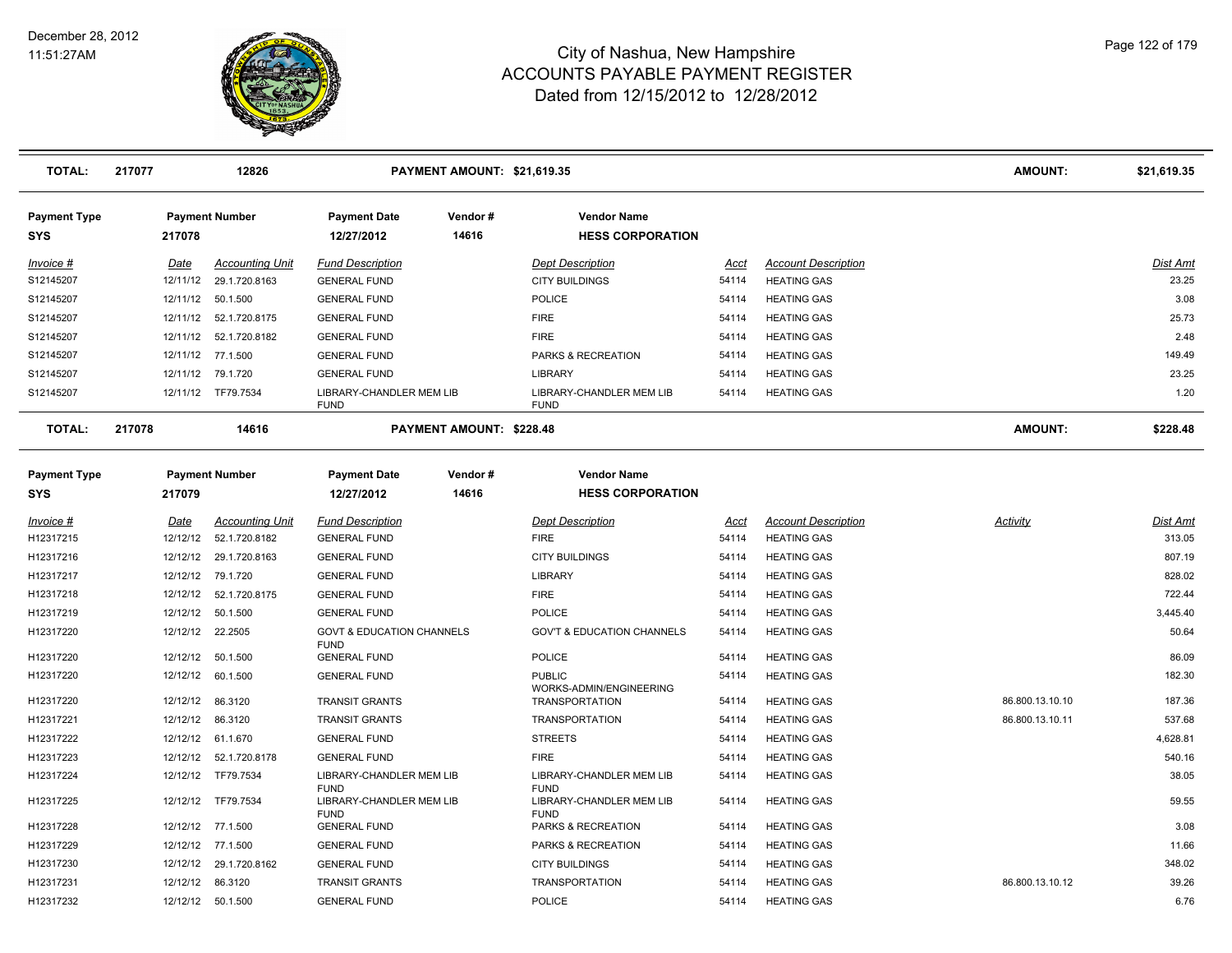# City of Nashua, New Hampshire
## ACCOUNTS PAYABLE PAYMENT REGISTER
### Dated from 12/15/2012 to 12/28/2012

December 28, 2012
11:51:27AM

| TOTAL: | 217077 | 12826 | PAYMENT AMOUNT: $21,619.35 | | | AMOUNT: | $21,619.35 |
|---|---|---|---|---|---|---|---|

| Payment Type | Payment Number | Payment Date | Vendor # | Vendor Name |
|---|---|---|---|---|
| SYS | 217078 | 12/27/2012 | 14616 | HESS CORPORATION |

| Invoice # | Date | Accounting Unit | Fund Description | Dept Description | Acct | Account Description | Dist Amt |
|---|---|---|---|---|---|---|---|
| S12145207 | 12/11/12 | 29.1.720.8163 | GENERAL FUND | CITY BUILDINGS | 54114 | HEATING GAS | 23.25 |
| S12145207 | 12/11/12 | 50.1.500 | GENERAL FUND | POLICE | 54114 | HEATING GAS | 3.08 |
| S12145207 | 12/11/12 | 52.1.720.8175 | GENERAL FUND | FIRE | 54114 | HEATING GAS | 25.73 |
| S12145207 | 12/11/12 | 52.1.720.8182 | GENERAL FUND | FIRE | 54114 | HEATING GAS | 2.48 |
| S12145207 | 12/11/12 | 77.1.500 | GENERAL FUND | PARKS & RECREATION | 54114 | HEATING GAS | 149.49 |
| S12145207 | 12/11/12 | 79.1.720 | GENERAL FUND | LIBRARY | 54114 | HEATING GAS | 23.25 |
| S12145207 | 12/11/12 | TF79.7534 | LIBRARY-CHANDLER MEM LIB FUND | LIBRARY-CHANDLER MEM LIB FUND | 54114 | HEATING GAS | 1.20 |

| TOTAL: | 217078 | 14616 | PAYMENT AMOUNT: $228.48 | | | AMOUNT: | $228.48 |
|---|---|---|---|---|---|---|---|

| Payment Type | Payment Number | Payment Date | Vendor # | Vendor Name |
|---|---|---|---|---|
| SYS | 217079 | 12/27/2012 | 14616 | HESS CORPORATION |

| Invoice # | Date | Accounting Unit | Fund Description | Dept Description | Acct | Account Description | Activity | Dist Amt |
|---|---|---|---|---|---|---|---|---|
| H12317215 | 12/12/12 | 52.1.720.8182 | GENERAL FUND | FIRE | 54114 | HEATING GAS | | 313.05 |
| H12317216 | 12/12/12 | 29.1.720.8163 | GENERAL FUND | CITY BUILDINGS | 54114 | HEATING GAS | | 807.19 |
| H12317217 | 12/12/12 | 79.1.720 | GENERAL FUND | LIBRARY | 54114 | HEATING GAS | | 828.02 |
| H12317218 | 12/12/12 | 52.1.720.8175 | GENERAL FUND | FIRE | 54114 | HEATING GAS | | 722.44 |
| H12317219 | 12/12/12 | 50.1.500 | GENERAL FUND | POLICE | 54114 | HEATING GAS | | 3,445.40 |
| H12317220 | 12/12/12 | 22.2505 | GOVT & EDUCATION CHANNELS FUND | GOV'T & EDUCATION CHANNELS | 54114 | HEATING GAS | | 50.64 |
| H12317220 | 12/12/12 | 50.1.500 | GENERAL FUND | POLICE | 54114 | HEATING GAS | | 86.09 |
| H12317220 | 12/12/12 | 60.1.500 | GENERAL FUND | PUBLIC WORKS-ADMIN/ENGINEERING | 54114 | HEATING GAS | | 182.30 |
| H12317220 | 12/12/12 | 86.3120 | TRANSIT GRANTS | TRANSPORTATION | 54114 | HEATING GAS | 86.800.13.10.10 | 187.36 |
| H12317221 | 12/12/12 | 86.3120 | TRANSIT GRANTS | TRANSPORTATION | 54114 | HEATING GAS | 86.800.13.10.11 | 537.68 |
| H12317222 | 12/12/12 | 61.1.670 | GENERAL FUND | STREETS | 54114 | HEATING GAS | | 4,628.81 |
| H12317223 | 12/12/12 | 52.1.720.8178 | GENERAL FUND | FIRE | 54114 | HEATING GAS | | 540.16 |
| H12317224 | 12/12/12 | TF79.7534 | LIBRARY-CHANDLER MEM LIB FUND | LIBRARY-CHANDLER MEM LIB FUND | 54114 | HEATING GAS | | 38.05 |
| H12317225 | 12/12/12 | TF79.7534 | LIBRARY-CHANDLER MEM LIB FUND | LIBRARY-CHANDLER MEM LIB FUND | 54114 | HEATING GAS | | 59.55 |
| H12317228 | 12/12/12 | 77.1.500 | GENERAL FUND | PARKS & RECREATION | 54114 | HEATING GAS | | 3.08 |
| H12317229 | 12/12/12 | 77.1.500 | GENERAL FUND | PARKS & RECREATION | 54114 | HEATING GAS | | 11.66 |
| H12317230 | 12/12/12 | 29.1.720.8162 | GENERAL FUND | CITY BUILDINGS | 54114 | HEATING GAS | | 348.02 |
| H12317231 | 12/12/12 | 86.3120 | TRANSIT GRANTS | TRANSPORTATION | 54114 | HEATING GAS | 86.800.13.10.12 | 39.26 |
| H12317232 | 12/12/12 | 50.1.500 | GENERAL FUND | POLICE | 54114 | HEATING GAS | | 6.76 |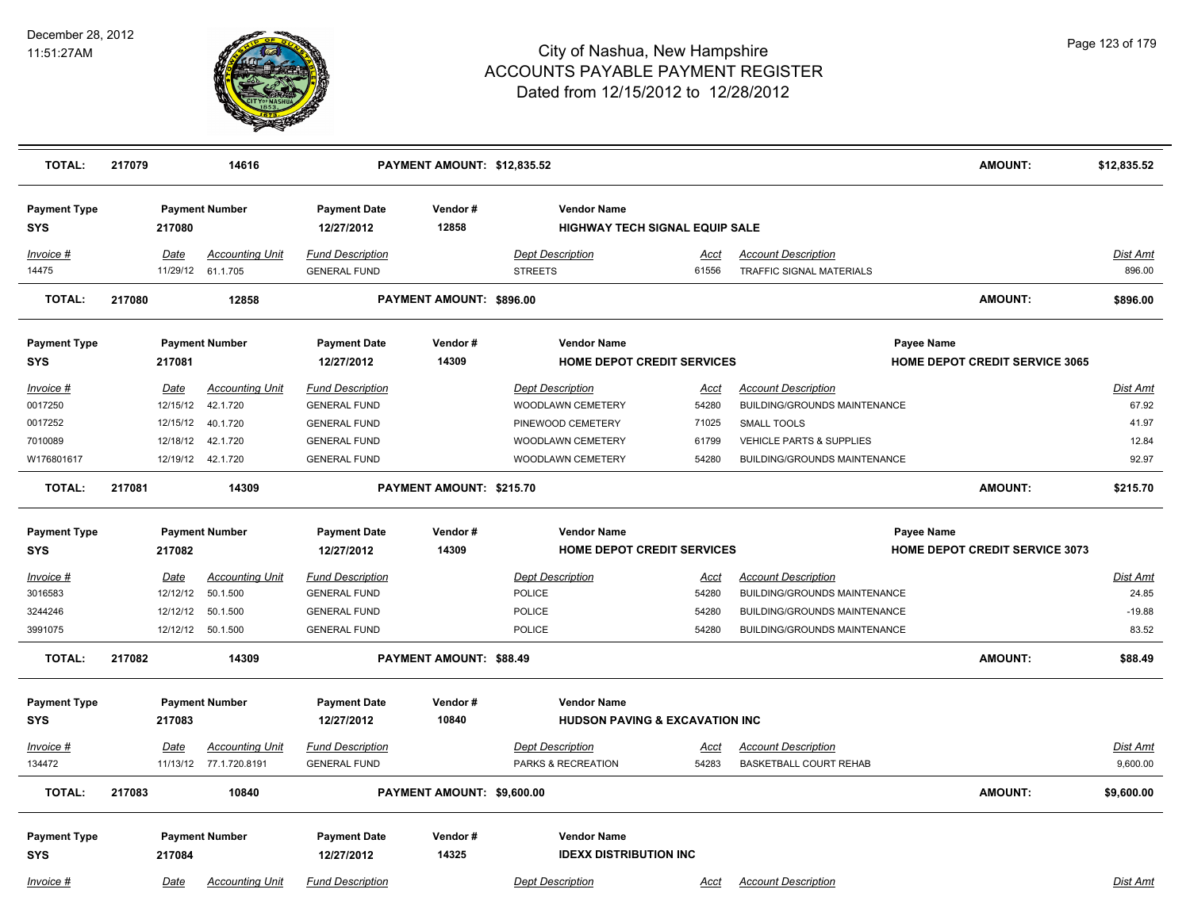# City of Nashua, New Hampshire
## ACCOUNTS PAYABLE PAYMENT REGISTER
### Dated from 12/15/2012 to 12/28/2012

December 28, 2012
11:51:27AM

| **TOTAL:** | **217079** | **14616** | **PAYMENT AMOUNT: $12,835.52** | **AMOUNT:** | **$12,835.52** |
|---|---|---|---|---|---|

| Payment Type | Payment Number | Payment Date | Vendor # | Vendor Name |
|---|---|---|---|---|
| **SYS** | **217080** | **12/27/2012** | **12858** | **HIGHWAY TECH SIGNAL EQUIP SALE** |

| Invoice # | Date | Accounting Unit | Fund Description | Dept Description | Acct | Account Description | Dist Amt |
|---|---|---|---|---|---|---|---|
| 14475 | 11/29/12 | 61.1.705 | GENERAL FUND | STREETS | 61556 | TRAFFIC SIGNAL MATERIALS | 896.00 |

| **TOTAL:** | **217080** | **12858** | **PAYMENT AMOUNT: $896.00** | **AMOUNT:** | **$896.00** |
|---|---|---|---|---|---|

| Payment Type | Payment Number | Payment Date | Vendor # | Vendor Name | Payee Name |
|---|---|---|---|---|---|
| **SYS** | **217081** | **12/27/2012** | **14309** | **HOME DEPOT CREDIT SERVICES** | **HOME DEPOT CREDIT SERVICE 3065** |

| Invoice # | Date | Accounting Unit | Fund Description | Dept Description | Acct | Account Description | Dist Amt |
|---|---|---|---|---|---|---|---|
| 0017250 | 12/15/12 | 42.1.720 | GENERAL FUND | WOODLAWN CEMETERY | 54280 | BUILDING/GROUNDS MAINTENANCE | 67.92 |
| 0017252 | 12/15/12 | 40.1.720 | GENERAL FUND | PINEWOOD CEMETERY | 71025 | SMALL TOOLS | 41.97 |
| 7010089 | 12/18/12 | 42.1.720 | GENERAL FUND | WOODLAWN CEMETERY | 61799 | VEHICLE PARTS & SUPPLIES | 12.84 |
| W176801617 | 12/19/12 | 42.1.720 | GENERAL FUND | WOODLAWN CEMETERY | 54280 | BUILDING/GROUNDS MAINTENANCE | 92.97 |

| **TOTAL:** | **217081** | **14309** | **PAYMENT AMOUNT: $215.70** | **AMOUNT:** | **$215.70** |
|---|---|---|---|---|---|

| Payment Type | Payment Number | Payment Date | Vendor # | Vendor Name | Payee Name |
|---|---|---|---|---|---|
| **SYS** | **217082** | **12/27/2012** | **14309** | **HOME DEPOT CREDIT SERVICES** | **HOME DEPOT CREDIT SERVICE 3073** |

| Invoice # | Date | Accounting Unit | Fund Description | Dept Description | Acct | Account Description | Dist Amt |
|---|---|---|---|---|---|---|---|
| 3016583 | 12/12/12 | 50.1.500 | GENERAL FUND | POLICE | 54280 | BUILDING/GROUNDS MAINTENANCE | 24.85 |
| 3244246 | 12/12/12 | 50.1.500 | GENERAL FUND | POLICE | 54280 | BUILDING/GROUNDS MAINTENANCE | -19.88 |
| 3991075 | 12/12/12 | 50.1.500 | GENERAL FUND | POLICE | 54280 | BUILDING/GROUNDS MAINTENANCE | 83.52 |

| **TOTAL:** | **217082** | **14309** | **PAYMENT AMOUNT: $88.49** | **AMOUNT:** | **$88.49** |
|---|---|---|---|---|---|

| Payment Type | Payment Number | Payment Date | Vendor # | Vendor Name |
|---|---|---|---|---|
| **SYS** | **217083** | **12/27/2012** | **10840** | **HUDSON PAVING & EXCAVATION INC** |

| Invoice # | Date | Accounting Unit | Fund Description | Dept Description | Acct | Account Description | Dist Amt |
|---|---|---|---|---|---|---|---|
| 134472 | 11/13/12 | 77.1.720.8191 | GENERAL FUND | PARKS & RECREATION | 54283 | BASKETBALL COURT REHAB | 9,600.00 |

| **TOTAL:** | **217083** | **10840** | **PAYMENT AMOUNT: $9,600.00** | **AMOUNT:** | **$9,600.00** |
|---|---|---|---|---|---|

| Payment Type | Payment Number | Payment Date | Vendor # | Vendor Name |
|---|---|---|---|---|
| **SYS** | **217084** | **12/27/2012** | **14325** | **IDEXX DISTRIBUTION INC** |

| Invoice # | Date | Accounting Unit | Fund Description | Dept Description | Acct | Account Description | Dist Amt |
|---|---|---|---|---|---|---|---|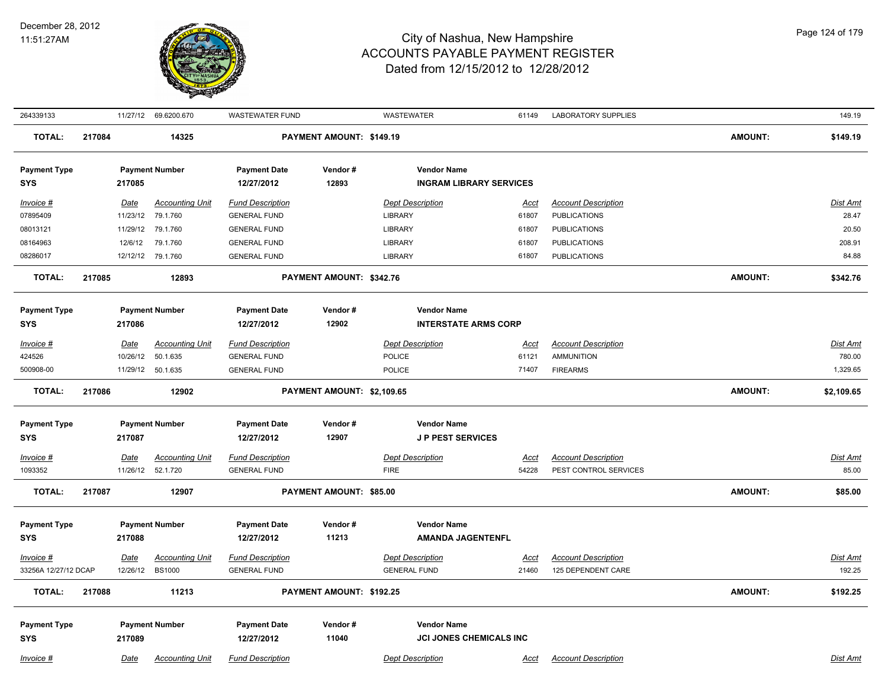# City of Nashua, New Hampshire
## ACCOUNTS PAYABLE PAYMENT REGISTER
### Dated from 12/15/2012 to 12/28/2012

December 28, 2012
11:51:27AM

| Invoice # | Date | Accounting Unit | Fund Description | Dept Description | Acct | Account Description | Dist Amt |
|---|---|---|---|---|---|---|---|
| 264339133 | 11/27/12 | 69.6200.670 | WASTEWATER FUND | WASTEWATER | 61149 | LABORATORY SUPPLIES | 149.19 |

**TOTAL:** 217084 — 14325 — **PAYMENT AMOUNT: $149.19** — **AMOUNT: $149.19**

---

| Payment Type | Payment Number | Payment Date | Vendor # | Vendor Name |
|---|---|---|---|---|
| SYS | 217085 | 12/27/2012 | 12893 | INGRAM LIBRARY SERVICES |

| Invoice # | Date | Accounting Unit | Fund Description | Dept Description | Acct | Account Description | Dist Amt |
|---|---|---|---|---|---|---|---|
| 07895409 | 11/23/12 | 79.1.760 | GENERAL FUND | LIBRARY | 61807 | PUBLICATIONS | 28.47 |
| 08013121 | 11/29/12 | 79.1.760 | GENERAL FUND | LIBRARY | 61807 | PUBLICATIONS | 20.50 |
| 08164963 | 12/6/12 | 79.1.760 | GENERAL FUND | LIBRARY | 61807 | PUBLICATIONS | 208.91 |
| 08286017 | 12/12/12 | 79.1.760 | GENERAL FUND | LIBRARY | 61807 | PUBLICATIONS | 84.88 |

**TOTAL:** 217085 — 12893 — **PAYMENT AMOUNT: $342.76** — **AMOUNT: $342.76**

---

| Payment Type | Payment Number | Payment Date | Vendor # | Vendor Name |
|---|---|---|---|---|
| SYS | 217086 | 12/27/2012 | 12902 | INTERSTATE ARMS CORP |

| Invoice # | Date | Accounting Unit | Fund Description | Dept Description | Acct | Account Description | Dist Amt |
|---|---|---|---|---|---|---|---|
| 424526 | 10/26/12 | 50.1.635 | GENERAL FUND | POLICE | 61121 | AMMUNITION | 780.00 |
| 500908-00 | 11/29/12 | 50.1.635 | GENERAL FUND | POLICE | 71407 | FIREARMS | 1,329.65 |

**TOTAL:** 217086 — 12902 — **PAYMENT AMOUNT: $2,109.65** — **AMOUNT: $2,109.65**

---

| Payment Type | Payment Number | Payment Date | Vendor # | Vendor Name |
|---|---|---|---|---|
| SYS | 217087 | 12/27/2012 | 12907 | J P PEST SERVICES |

| Invoice # | Date | Accounting Unit | Fund Description | Dept Description | Acct | Account Description | Dist Amt |
|---|---|---|---|---|---|---|---|
| 1093352 | 11/26/12 | 52.1.720 | GENERAL FUND | FIRE | 54228 | PEST CONTROL SERVICES | 85.00 |

**TOTAL:** 217087 — 12907 — **PAYMENT AMOUNT: $85.00** — **AMOUNT: $85.00**

---

| Payment Type | Payment Number | Payment Date | Vendor # | Vendor Name |
|---|---|---|---|---|
| SYS | 217088 | 12/27/2012 | 11213 | AMANDA JAGENTENFL |

| Invoice # | Date | Accounting Unit | Fund Description | Dept Description | Acct | Account Description | Dist Amt |
|---|---|---|---|---|---|---|---|
| 33256A 12/27/12 DCAP | 12/26/12 | BS1000 | GENERAL FUND | GENERAL FUND | 21460 | 125 DEPENDENT CARE | 192.25 |

**TOTAL:** 217088 — 11213 — **PAYMENT AMOUNT: $192.25** — **AMOUNT: $192.25**

---

| Payment Type | Payment Number | Payment Date | Vendor # | Vendor Name |
|---|---|---|---|---|
| SYS | 217089 | 12/27/2012 | 11040 | JCI JONES CHEMICALS INC |

| Invoice # | Date | Accounting Unit | Fund Description | Dept Description | Acct | Account Description | Dist Amt |
|---|---|---|---|---|---|---|---|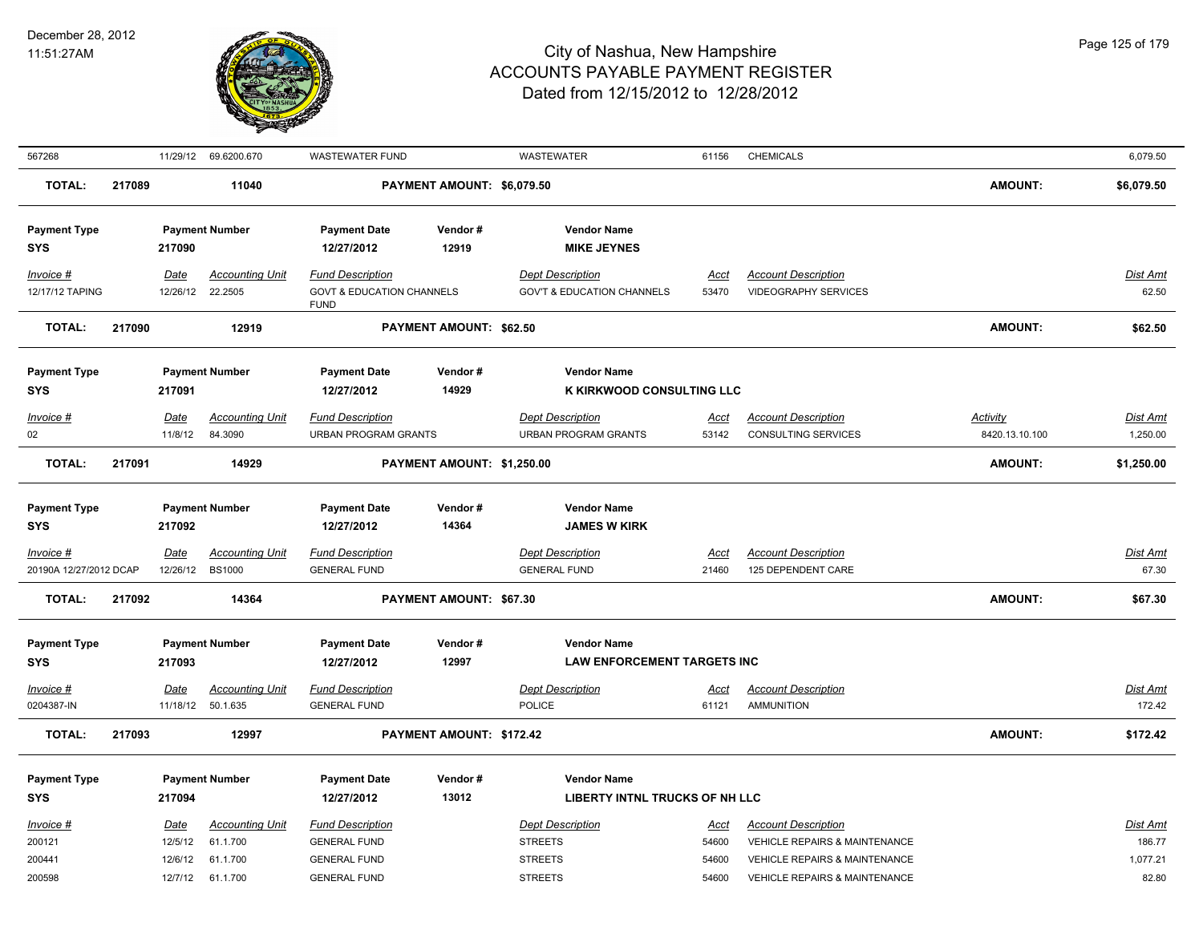| 567268 | 11/29/12 | 69.6200.670 | WASTEWATER FUND | | WASTEWATER | 61156 | CHEMICALS | | 6,079.50 |
|---|---|---|---|---|---|---|---|---|---|
| **TOTAL:** | **217089** | **11040** | | **PAYMENT AMOUNT: $6,079.50** | | | | **AMOUNT:** | **$6,079.50** |

| Payment Type | Payment Number | Payment Date | Vendor # | Vendor Name |
|---|---|---|---|---|
| **SYS** | **217090** | **12/27/2012** | **12919** | **MIKE JEYNES** |

| *Invoice #* | *Date* | *Accounting Unit* | *Fund Description* | *Dept Description* | *Acct* | *Account Description* | *Dist Amt* |
|---|---|---|---|---|---|---|---|
| 12/17/12 TAPING | 12/26/12 | 22.2505 | GOVT & EDUCATION CHANNELS FUND | GOV'T & EDUCATION CHANNELS | 53470 | VIDEOGRAPHY SERVICES | 62.50 |
| **TOTAL:** | **217090** | **12919** | **PAYMENT AMOUNT: $62.50** | | | **AMOUNT:** | **$62.50** |

| Payment Type | Payment Number | Payment Date | Vendor # | Vendor Name |
|---|---|---|---|---|
| **SYS** | **217091** | **12/27/2012** | **14929** | **K KIRKWOOD CONSULTING LLC** |

| *Invoice #* | *Date* | *Accounting Unit* | *Fund Description* | *Dept Description* | *Acct* | *Account Description* | *Activity* | *Dist Amt* |
|---|---|---|---|---|---|---|---|---|
| 02 | 11/8/12 | 84.3090 | URBAN PROGRAM GRANTS | URBAN PROGRAM GRANTS | 53142 | CONSULTING SERVICES | 8420.13.10.100 | 1,250.00 |
| **TOTAL:** | **217091** | **14929** | **PAYMENT AMOUNT: $1,250.00** | | | | **AMOUNT:** | **$1,250.00** |

| Payment Type | Payment Number | Payment Date | Vendor # | Vendor Name |
|---|---|---|---|---|
| **SYS** | **217092** | **12/27/2012** | **14364** | **JAMES W KIRK** |

| *Invoice #* | *Date* | *Accounting Unit* | *Fund Description* | *Dept Description* | *Acct* | *Account Description* | *Dist Amt* |
|---|---|---|---|---|---|---|---|
| 20190A 12/27/2012 DCAP | 12/26/12 | BS1000 | GENERAL FUND | GENERAL FUND | 21460 | 125 DEPENDENT CARE | 67.30 |
| **TOTAL:** | **217092** | **14364** | **PAYMENT AMOUNT: $67.30** | | | **AMOUNT:** | **$67.30** |

| Payment Type | Payment Number | Payment Date | Vendor # | Vendor Name |
|---|---|---|---|---|
| **SYS** | **217093** | **12/27/2012** | **12997** | **LAW ENFORCEMENT TARGETS INC** |

| *Invoice #* | *Date* | *Accounting Unit* | *Fund Description* | *Dept Description* | *Acct* | *Account Description* | *Dist Amt* |
|---|---|---|---|---|---|---|---|
| 0204387-IN | 11/18/12 | 50.1.635 | GENERAL FUND | POLICE | 61121 | AMMUNITION | 172.42 |
| **TOTAL:** | **217093** | **12997** | **PAYMENT AMOUNT: $172.42** | | | **AMOUNT:** | **$172.42** |

| Payment Type | Payment Number | Payment Date | Vendor # | Vendor Name |
|---|---|---|---|---|
| **SYS** | **217094** | **12/27/2012** | **13012** | **LIBERTY INTNL TRUCKS OF NH LLC** |

| *Invoice #* | *Date* | *Accounting Unit* | *Fund Description* | *Dept Description* | *Acct* | *Account Description* | *Dist Amt* |
|---|---|---|---|---|---|---|---|
| 200121 | 12/5/12 | 61.1.700 | GENERAL FUND | STREETS | 54600 | VEHICLE REPAIRS & MAINTENANCE | 186.77 |
| 200441 | 12/6/12 | 61.1.700 | GENERAL FUND | STREETS | 54600 | VEHICLE REPAIRS & MAINTENANCE | 1,077.21 |
| 200598 | 12/7/12 | 61.1.700 | GENERAL FUND | STREETS | 54600 | VEHICLE REPAIRS & MAINTENANCE | 82.80 |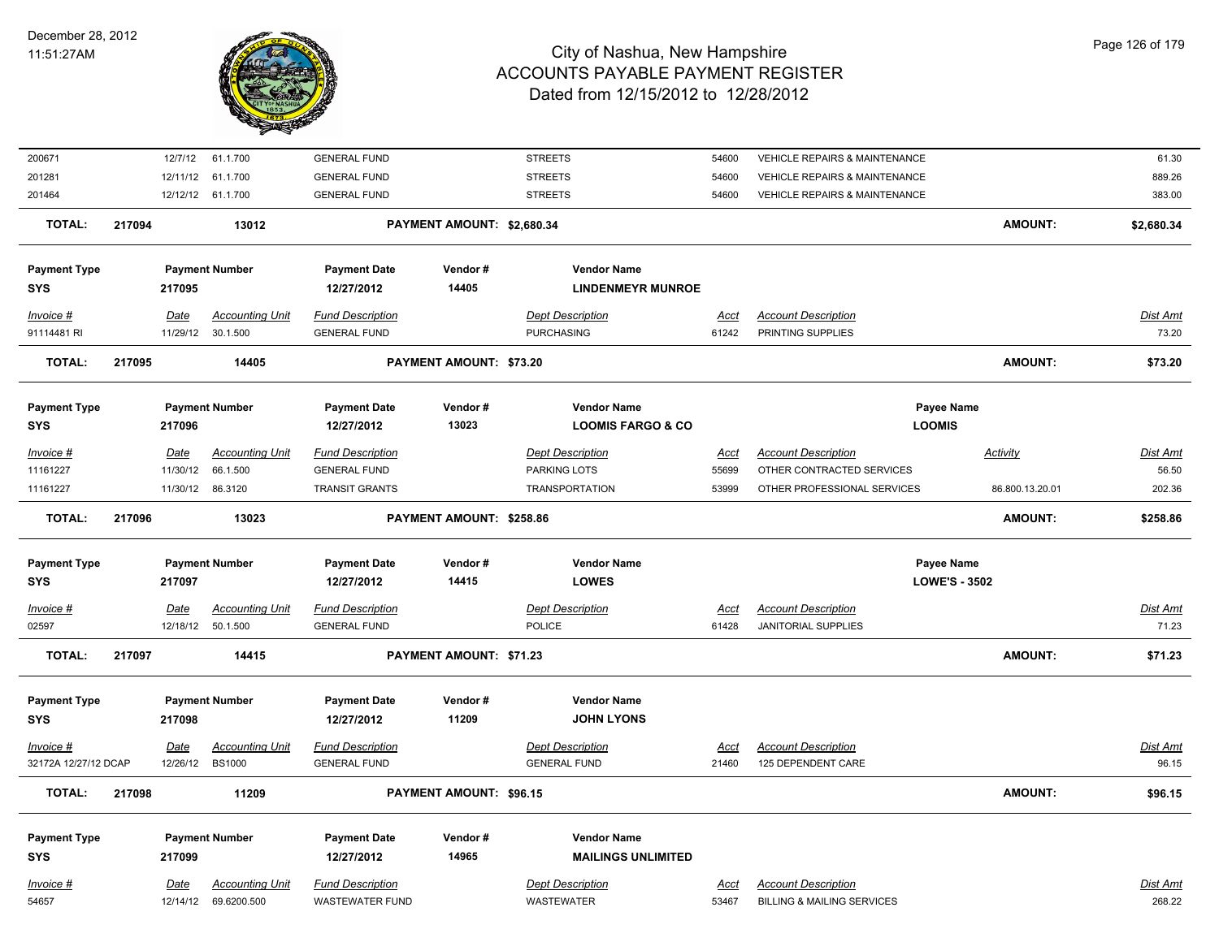| | | | | | | | | |
|---|---|---|---|---|---|---|---|---|
| 200671 | 12/7/12 | 61.1.700 | GENERAL FUND | STREETS | 54600 | VEHICLE REPAIRS & MAINTENANCE | | 61.30 |
| 201281 | 12/11/12 | 61.1.700 | GENERAL FUND | STREETS | 54600 | VEHICLE REPAIRS & MAINTENANCE | | 889.26 |
| 201464 | 12/12/12 | 61.1.700 | GENERAL FUND | STREETS | 54600 | VEHICLE REPAIRS & MAINTENANCE | | 383.00 |
| **TOTAL:** 217094 | | **13012** | **PAYMENT AMOUNT: $2,680.34** | | | | **AMOUNT:** | **$2,680.34** |

| **Payment Type** | **Payment Number** | **Payment Date** | **Vendor #** | **Vendor Name** | | |
|---|---|---|---|---|---|---|
| **SYS** | **217095** | **12/27/2012** | **14405** | **LINDENMEYR MUNROE** | | |

| *Invoice #* | *Date* | *Accounting Unit* | *Fund Description* | *Dept Description* | *Acct* | *Account Description* | *Dist Amt* |
|---|---|---|---|---|---|---|---|
| 91114481 RI | 11/29/12 | 30.1.500 | GENERAL FUND | PURCHASING | 61242 | PRINTING SUPPLIES | 73.20 |
| **TOTAL:** 217095 | | **14405** | **PAYMENT AMOUNT: $73.20** | | | **AMOUNT:** | **$73.20** |

| **Payment Type** | **Payment Number** | **Payment Date** | **Vendor #** | **Vendor Name** | **Payee Name** |
|---|---|---|---|---|---|
| **SYS** | **217096** | **12/27/2012** | **13023** | **LOOMIS FARGO & CO** | **LOOMIS** |

| *Invoice #* | *Date* | *Accounting Unit* | *Fund Description* | *Dept Description* | *Acct* | *Account Description* | *Activity* | *Dist Amt* |
|---|---|---|---|---|---|---|---|---|
| 11161227 | 11/30/12 | 66.1.500 | GENERAL FUND | PARKING LOTS | 55699 | OTHER CONTRACTED SERVICES | | 56.50 |
| 11161227 | 11/30/12 | 86.3120 | TRANSIT GRANTS | TRANSPORTATION | 53999 | OTHER PROFESSIONAL SERVICES | 86.800.13.20.01 | 202.36 |
| **TOTAL:** 217096 | | **13023** | **PAYMENT AMOUNT: $258.86** | | | | **AMOUNT:** | **$258.86** |

| **Payment Type** | **Payment Number** | **Payment Date** | **Vendor #** | **Vendor Name** | **Payee Name** |
|---|---|---|---|---|---|
| **SYS** | **217097** | **12/27/2012** | **14415** | **LOWES** | **LOWE'S - 3502** |

| *Invoice #* | *Date* | *Accounting Unit* | *Fund Description* | *Dept Description* | *Acct* | *Account Description* | *Dist Amt* |
|---|---|---|---|---|---|---|---|
| 02597 | 12/18/12 | 50.1.500 | GENERAL FUND | POLICE | 61428 | JANITORIAL SUPPLIES | 71.23 |
| **TOTAL:** 217097 | | **14415** | **PAYMENT AMOUNT: $71.23** | | | **AMOUNT:** | **$71.23** |

| **Payment Type** | **Payment Number** | **Payment Date** | **Vendor #** | **Vendor Name** |
|---|---|---|---|---|
| **SYS** | **217098** | **12/27/2012** | **11209** | **JOHN LYONS** |

| *Invoice #* | *Date* | *Accounting Unit* | *Fund Description* | *Dept Description* | *Acct* | *Account Description* | *Dist Amt* |
|---|---|---|---|---|---|---|---|
| 32172A 12/27/12 DCAP | 12/26/12 | BS1000 | GENERAL FUND | GENERAL FUND | 21460 | 125 DEPENDENT CARE | 96.15 |
| **TOTAL:** 217098 | | **11209** | **PAYMENT AMOUNT: $96.15** | | | **AMOUNT:** | **$96.15** |

| **Payment Type** | **Payment Number** | **Payment Date** | **Vendor #** | **Vendor Name** |
|---|---|---|---|---|
| **SYS** | **217099** | **12/27/2012** | **14965** | **MAILINGS UNLIMITED** |

| *Invoice #* | *Date* | *Accounting Unit* | *Fund Description* | *Dept Description* | *Acct* | *Account Description* | *Dist Amt* |
|---|---|---|---|---|---|---|---|
| 54657 | 12/14/12 | 69.6200.500 | WASTEWATER FUND | WASTEWATER | 53467 | BILLING & MAILING SERVICES | 268.22 |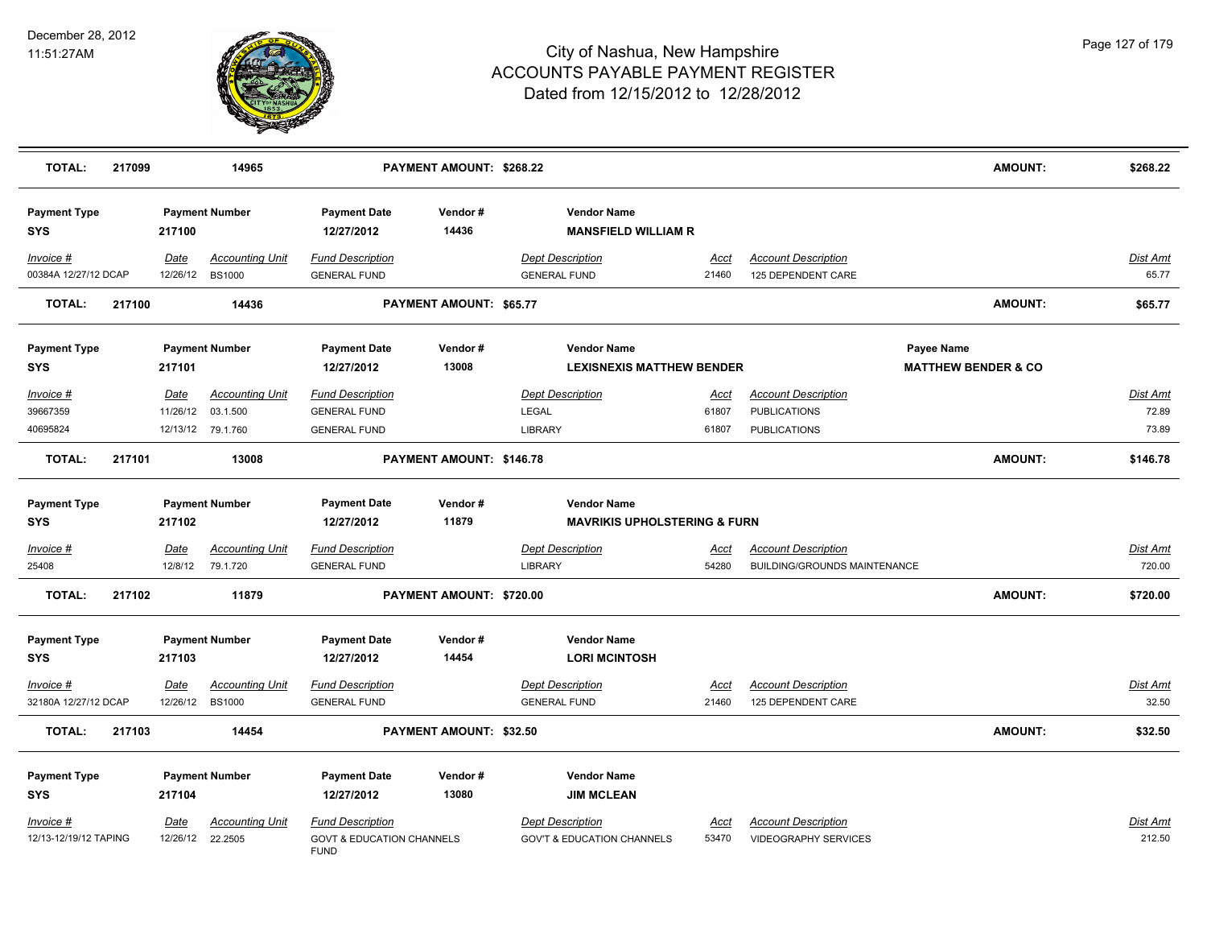# City of Nashua, New Hampshire
# ACCOUNTS PAYABLE PAYMENT REGISTER
## Dated from 12/15/2012 to 12/28/2012

December 28, 2012
11:51:27AM

**TOTAL:** 217099 | 14965 | **PAYMENT AMOUNT: $268.22** | **AMOUNT: $268.22**

| Payment Type | Payment Number | Payment Date | Vendor # | Vendor Name | | | |
|---|---|---|---|---|---|---|---|
| SYS | 217100 | 12/27/2012 | 14436 | MANSFIELD WILLIAM R | | | |

| Invoice # | Date | Accounting Unit | Fund Description | Dept Description | Acct | Account Description | Dist Amt |
|---|---|---|---|---|---|---|---|
| 00384A 12/27/12 DCAP | 12/26/12 | BS1000 | GENERAL FUND | GENERAL FUND | 21460 | 125 DEPENDENT CARE | 65.77 |

**TOTAL:** 217100 | 14436 | **PAYMENT AMOUNT: $65.77** | **AMOUNT: $65.77**

| Payment Type | Payment Number | Payment Date | Vendor # | Vendor Name | Payee Name |
|---|---|---|---|---|---|
| SYS | 217101 | 12/27/2012 | 13008 | LEXISNEXIS MATTHEW BENDER | MATTHEW BENDER & CO |

| Invoice # | Date | Accounting Unit | Fund Description | Dept Description | Acct | Account Description | Dist Amt |
|---|---|---|---|---|---|---|---|
| 39667359 | 11/26/12 | 03.1.500 | GENERAL FUND | LEGAL | 61807 | PUBLICATIONS | 72.89 |
| 40695824 | 12/13/12 | 79.1.760 | GENERAL FUND | LIBRARY | 61807 | PUBLICATIONS | 73.89 |

**TOTAL:** 217101 | 13008 | **PAYMENT AMOUNT: $146.78** | **AMOUNT: $146.78**

| Payment Type | Payment Number | Payment Date | Vendor # | Vendor Name |
|---|---|---|---|---|
| SYS | 217102 | 12/27/2012 | 11879 | MAVRIKIS UPHOLSTERING & FURN |

| Invoice # | Date | Accounting Unit | Fund Description | Dept Description | Acct | Account Description | Dist Amt |
|---|---|---|---|---|---|---|---|
| 25408 | 12/8/12 | 79.1.720 | GENERAL FUND | LIBRARY | 54280 | BUILDING/GROUNDS MAINTENANCE | 720.00 |

**TOTAL:** 217102 | 11879 | **PAYMENT AMOUNT: $720.00** | **AMOUNT: $720.00**

| Payment Type | Payment Number | Payment Date | Vendor # | Vendor Name |
|---|---|---|---|---|
| SYS | 217103 | 12/27/2012 | 14454 | LORI MCINTOSH |

| Invoice # | Date | Accounting Unit | Fund Description | Dept Description | Acct | Account Description | Dist Amt |
|---|---|---|---|---|---|---|---|
| 32180A 12/27/12 DCAP | 12/26/12 | BS1000 | GENERAL FUND | GENERAL FUND | 21460 | 125 DEPENDENT CARE | 32.50 |

**TOTAL:** 217103 | 14454 | **PAYMENT AMOUNT: $32.50** | **AMOUNT: $32.50**

| Payment Type | Payment Number | Payment Date | Vendor # | Vendor Name |
|---|---|---|---|---|
| SYS | 217104 | 12/27/2012 | 13080 | JIM MCLEAN |

| Invoice # | Date | Accounting Unit | Fund Description | Dept Description | Acct | Account Description | Dist Amt |
|---|---|---|---|---|---|---|---|
| 12/13-12/19/12 TAPING | 12/26/12 | 22.2505 | GOVT & EDUCATION CHANNELS FUND | GOV'T & EDUCATION CHANNELS | 53470 | VIDEOGRAPHY SERVICES | 212.50 |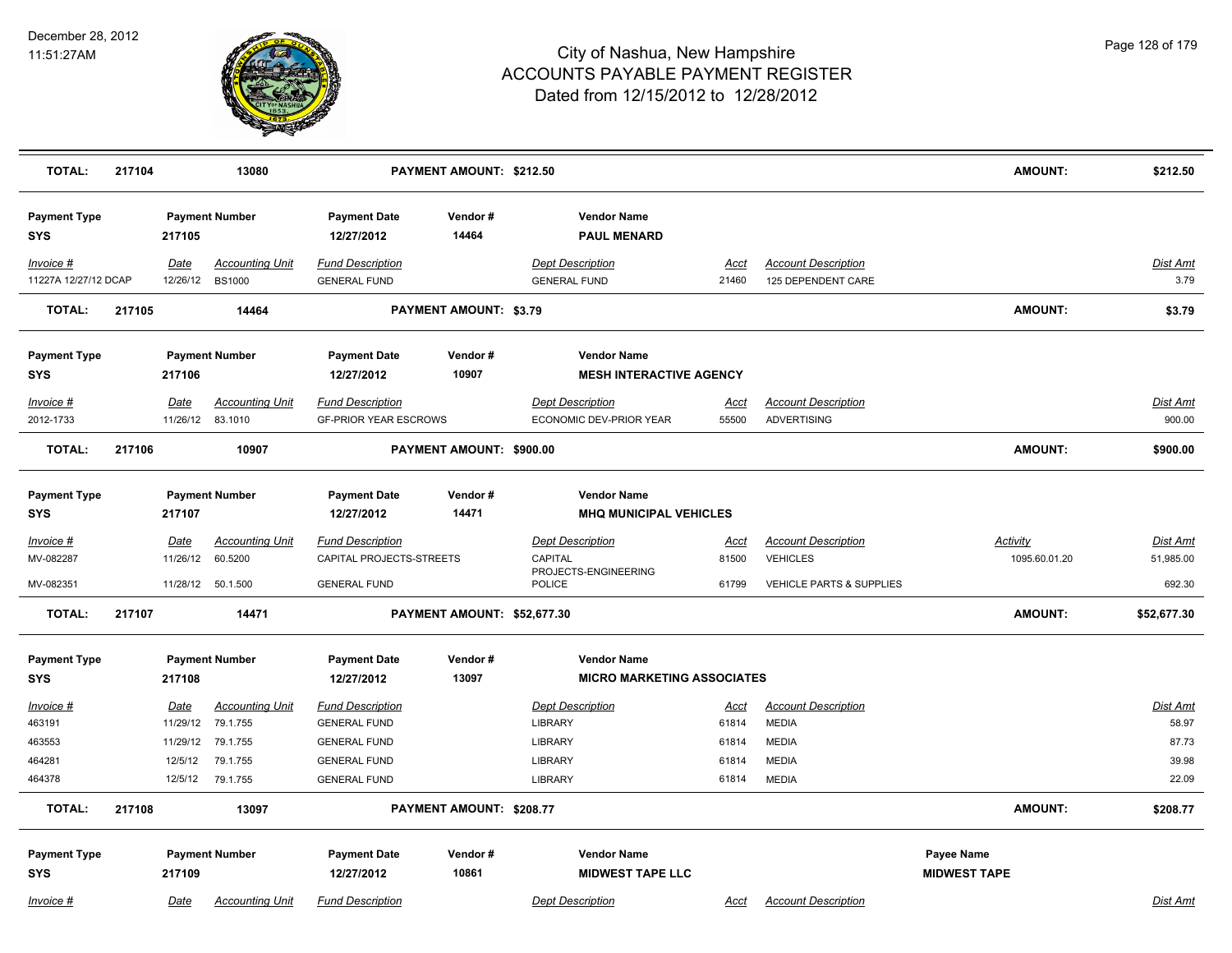# City of Nashua, New Hampshire
## ACCOUNTS PAYABLE PAYMENT REGISTER
### Dated from 12/15/2012 to 12/28/2012

December 28, 2012
11:51:27AM

| TOTAL: | 217104 | 13080 | PAYMENT AMOUNT: $212.50 | AMOUNT: | $212.50 |
|---|---|---|---|---|---|

| Payment Type | Payment Number | Payment Date | Vendor # | Vendor Name |
|---|---|---|---|---|
| SYS | 217105 | 12/27/2012 | 14464 | PAUL MENARD |

| Invoice # | Date | Accounting Unit | Fund Description | Dept Description | Acct | Account Description | Dist Amt |
|---|---|---|---|---|---|---|---|
| 11227A 12/27/12 DCAP | 12/26/12 | BS1000 | GENERAL FUND | GENERAL FUND | 21460 | 125 DEPENDENT CARE | 3.79 |

| TOTAL: | 217105 | 14464 | PAYMENT AMOUNT: $3.79 | AMOUNT: | $3.79 |
|---|---|---|---|---|---|

| Payment Type | Payment Number | Payment Date | Vendor # | Vendor Name |
|---|---|---|---|---|
| SYS | 217106 | 12/27/2012 | 10907 | MESH INTERACTIVE AGENCY |

| Invoice # | Date | Accounting Unit | Fund Description | Dept Description | Acct | Account Description | Dist Amt |
|---|---|---|---|---|---|---|---|
| 2012-1733 | 11/26/12 | 83.1010 | GF-PRIOR YEAR ESCROWS | ECONOMIC DEV-PRIOR YEAR | 55500 | ADVERTISING | 900.00 |

| TOTAL: | 217106 | 10907 | PAYMENT AMOUNT: $900.00 | AMOUNT: | $900.00 |
|---|---|---|---|---|---|

| Payment Type | Payment Number | Payment Date | Vendor # | Vendor Name |
|---|---|---|---|---|
| SYS | 217107 | 12/27/2012 | 14471 | MHQ MUNICIPAL VEHICLES |

| Invoice # | Date | Accounting Unit | Fund Description | Dept Description | Acct | Account Description | Activity | Dist Amt |
|---|---|---|---|---|---|---|---|---|
| MV-082287 | 11/26/12 | 60.5200 | CAPITAL PROJECTS-STREETS | CAPITAL PROJECTS-ENGINEERING | 81500 | VEHICLES | 1095.60.01.20 | 51,985.00 |
| MV-082351 | 11/28/12 | 50.1.500 | GENERAL FUND | POLICE | 61799 | VEHICLE PARTS & SUPPLIES | | 692.30 |

| TOTAL: | 217107 | 14471 | PAYMENT AMOUNT: $52,677.30 | AMOUNT: | $52,677.30 |
|---|---|---|---|---|---|

| Payment Type | Payment Number | Payment Date | Vendor # | Vendor Name |
|---|---|---|---|---|
| SYS | 217108 | 12/27/2012 | 13097 | MICRO MARKETING ASSOCIATES |

| Invoice # | Date | Accounting Unit | Fund Description | Dept Description | Acct | Account Description | Dist Amt |
|---|---|---|---|---|---|---|---|
| 463191 | 11/29/12 | 79.1.755 | GENERAL FUND | LIBRARY | 61814 | MEDIA | 58.97 |
| 463553 | 11/29/12 | 79.1.755 | GENERAL FUND | LIBRARY | 61814 | MEDIA | 87.73 |
| 464281 | 12/5/12 | 79.1.755 | GENERAL FUND | LIBRARY | 61814 | MEDIA | 39.98 |
| 464378 | 12/5/12 | 79.1.755 | GENERAL FUND | LIBRARY | 61814 | MEDIA | 22.09 |

| TOTAL: | 217108 | 13097 | PAYMENT AMOUNT: $208.77 | AMOUNT: | $208.77 |
|---|---|---|---|---|---|

| Payment Type | Payment Number | Payment Date | Vendor # | Vendor Name | Payee Name |
|---|---|---|---|---|---|
| SYS | 217109 | 12/27/2012 | 10861 | MIDWEST TAPE LLC | MIDWEST TAPE |

| Invoice # | Date | Accounting Unit | Fund Description | Dept Description | Acct | Account Description | Dist Amt |
|---|---|---|---|---|---|---|---|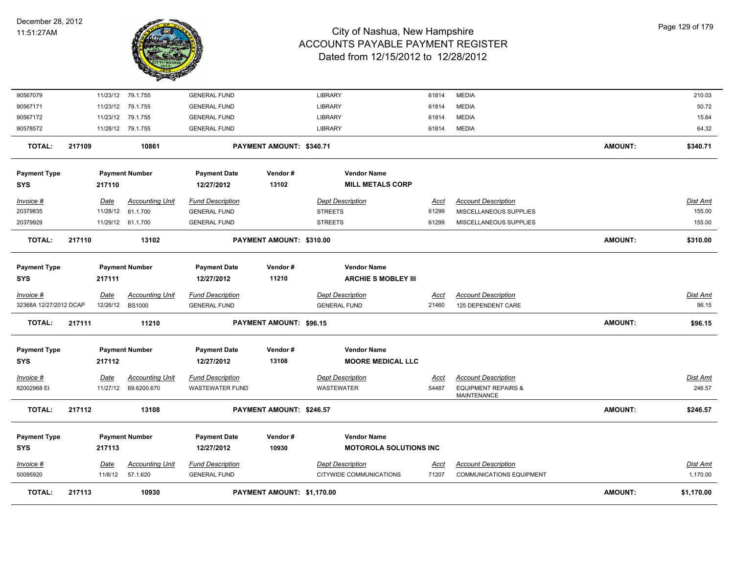# City of Nashua, New Hampshire
## ACCOUNTS PAYABLE PAYMENT REGISTER
### Dated from 12/15/2012 to 12/28/2012

December 28, 2012
11:51:27AM

| Invoice # | Date | Accounting Unit | Fund Description | Dept Description | Acct | Account Description | Dist Amt |
|---|---|---|---|---|---|---|---|
| 90567079 | 11/23/12 | 79.1.755 | GENERAL FUND | LIBRARY | 61814 | MEDIA | 210.03 |
| 90567171 | 11/23/12 | 79.1.755 | GENERAL FUND | LIBRARY | 61814 | MEDIA | 50.72 |
| 90567172 | 11/23/12 | 79.1.755 | GENERAL FUND | LIBRARY | 61814 | MEDIA | 15.64 |
| 90578572 | 11/28/12 | 79.1.755 | GENERAL FUND | LIBRARY | 61814 | MEDIA | 64.32 |

**TOTAL: 217109 — 10861 — PAYMENT AMOUNT: $340.71 — AMOUNT: $340.71**

| Payment Type | Payment Number | Payment Date | Vendor # | Vendor Name |
|---|---|---|---|---|
| SYS | 217110 | 12/27/2012 | 13102 | MILL METALS CORP |

| Invoice # | Date | Accounting Unit | Fund Description | Dept Description | Acct | Account Description | Dist Amt |
|---|---|---|---|---|---|---|---|
| 20379835 | 11/28/12 | 61.1.700 | GENERAL FUND | STREETS | 61299 | MISCELLANEOUS SUPPLIES | 155.00 |
| 20379929 | 11/29/12 | 61.1.700 | GENERAL FUND | STREETS | 61299 | MISCELLANEOUS SUPPLIES | 155.00 |

**TOTAL: 217110 — 13102 — PAYMENT AMOUNT: $310.00 — AMOUNT: $310.00**

| Payment Type | Payment Number | Payment Date | Vendor # | Vendor Name |
|---|---|---|---|---|
| SYS | 217111 | 12/27/2012 | 11210 | ARCHIE S MOBLEY III |

| Invoice # | Date | Accounting Unit | Fund Description | Dept Description | Acct | Account Description | Dist Amt |
|---|---|---|---|---|---|---|---|
| 32368A 12/27/2012 DCAP | 12/26/12 | BS1000 | GENERAL FUND | GENERAL FUND | 21460 | 125 DEPENDENT CARE | 96.15 |

**TOTAL: 217111 — 11210 — PAYMENT AMOUNT: $96.15 — AMOUNT: $96.15**

| Payment Type | Payment Number | Payment Date | Vendor # | Vendor Name |
|---|---|---|---|---|
| SYS | 217112 | 12/27/2012 | 13108 | MOORE MEDICAL LLC |

| Invoice # | Date | Accounting Unit | Fund Description | Dept Description | Acct | Account Description | Dist Amt |
|---|---|---|---|---|---|---|---|
| 82002968 EI | 11/27/12 | 69.6200.670 | WASTEWATER FUND | WASTEWATER | 54487 | EQUIPMENT REPAIRS & MAINTENANCE | 246.57 |

**TOTAL: 217112 — 13108 — PAYMENT AMOUNT: $246.57 — AMOUNT: $246.57**

| Payment Type | Payment Number | Payment Date | Vendor # | Vendor Name |
|---|---|---|---|---|
| SYS | 217113 | 12/27/2012 | 10930 | MOTOROLA SOLUTIONS INC |

| Invoice # | Date | Accounting Unit | Fund Description | Dept Description | Acct | Account Description | Dist Amt |
|---|---|---|---|---|---|---|---|
| 50095920 | 11/8/12 | 57.1.620 | GENERAL FUND | CITYWIDE COMMUNICATIONS | 71207 | COMMUNICATIONS EQUIPMENT | 1,170.00 |

**TOTAL: 217113 — 10930 — PAYMENT AMOUNT: $1,170.00 — AMOUNT: $1,170.00**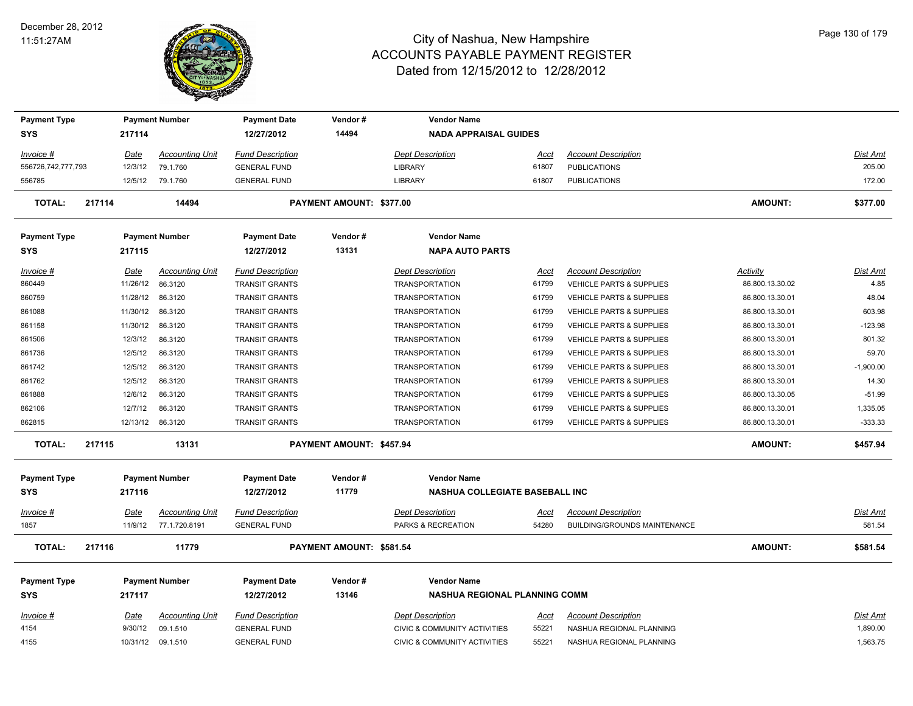# City of Nashua, New Hampshire
## ACCOUNTS PAYABLE PAYMENT REGISTER
### Dated from 12/15/2012 to 12/28/2012

December 28, 2012
11:51:27AM

| Payment Type | Payment Number | Payment Date | Vendor # | Vendor Name |
|---|---|---|---|---|
| SYS | 217114 | 12/27/2012 | 14494 | NADA APPRAISAL GUIDES |

| Invoice # | Date | Accounting Unit | Fund Description | Dept Description | Acct | Account Description | Dist Amt |
|---|---|---|---|---|---|---|---|
| 556726,742,777,793 | 12/3/12 | 79.1.760 | GENERAL FUND | LIBRARY | 61807 | PUBLICATIONS | 205.00 |
| 556785 | 12/5/12 | 79.1.760 | GENERAL FUND | LIBRARY | 61807 | PUBLICATIONS | 172.00 |

**TOTAL: 217114 14494 PAYMENT AMOUNT: $377.00 AMOUNT: $377.00**

| Payment Type | Payment Number | Payment Date | Vendor # | Vendor Name |
|---|---|---|---|---|
| SYS | 217115 | 12/27/2012 | 13131 | NAPA AUTO PARTS |

| Invoice # | Date | Accounting Unit | Fund Description | Dept Description | Acct | Account Description | Activity | Dist Amt |
|---|---|---|---|---|---|---|---|---|
| 860449 | 11/26/12 | 86.3120 | TRANSIT GRANTS | TRANSPORTATION | 61799 | VEHICLE PARTS & SUPPLIES | 86.800.13.30.02 | 4.85 |
| 860759 | 11/28/12 | 86.3120 | TRANSIT GRANTS | TRANSPORTATION | 61799 | VEHICLE PARTS & SUPPLIES | 86.800.13.30.01 | 48.04 |
| 861088 | 11/30/12 | 86.3120 | TRANSIT GRANTS | TRANSPORTATION | 61799 | VEHICLE PARTS & SUPPLIES | 86.800.13.30.01 | 603.98 |
| 861158 | 11/30/12 | 86.3120 | TRANSIT GRANTS | TRANSPORTATION | 61799 | VEHICLE PARTS & SUPPLIES | 86.800.13.30.01 | -123.98 |
| 861506 | 12/3/12 | 86.3120 | TRANSIT GRANTS | TRANSPORTATION | 61799 | VEHICLE PARTS & SUPPLIES | 86.800.13.30.01 | 801.32 |
| 861736 | 12/5/12 | 86.3120 | TRANSIT GRANTS | TRANSPORTATION | 61799 | VEHICLE PARTS & SUPPLIES | 86.800.13.30.01 | 59.70 |
| 861742 | 12/5/12 | 86.3120 | TRANSIT GRANTS | TRANSPORTATION | 61799 | VEHICLE PARTS & SUPPLIES | 86.800.13.30.01 | -1,900.00 |
| 861762 | 12/5/12 | 86.3120 | TRANSIT GRANTS | TRANSPORTATION | 61799 | VEHICLE PARTS & SUPPLIES | 86.800.13.30.01 | 14.30 |
| 861888 | 12/6/12 | 86.3120 | TRANSIT GRANTS | TRANSPORTATION | 61799 | VEHICLE PARTS & SUPPLIES | 86.800.13.30.05 | -51.99 |
| 862106 | 12/7/12 | 86.3120 | TRANSIT GRANTS | TRANSPORTATION | 61799 | VEHICLE PARTS & SUPPLIES | 86.800.13.30.01 | 1,335.05 |
| 862815 | 12/13/12 | 86.3120 | TRANSIT GRANTS | TRANSPORTATION | 61799 | VEHICLE PARTS & SUPPLIES | 86.800.13.30.01 | -333.33 |

**TOTAL: 217115 13131 PAYMENT AMOUNT: $457.94 AMOUNT: $457.94**

| Payment Type | Payment Number | Payment Date | Vendor # | Vendor Name |
|---|---|---|---|---|
| SYS | 217116 | 12/27/2012 | 11779 | NASHUA COLLEGIATE BASEBALL INC |

| Invoice # | Date | Accounting Unit | Fund Description | Dept Description | Acct | Account Description | Dist Amt |
|---|---|---|---|---|---|---|---|
| 1857 | 11/9/12 | 77.1.720.8191 | GENERAL FUND | PARKS & RECREATION | 54280 | BUILDING/GROUNDS MAINTENANCE | 581.54 |

**TOTAL: 217116 11779 PAYMENT AMOUNT: $581.54 AMOUNT: $581.54**

| Payment Type | Payment Number | Payment Date | Vendor # | Vendor Name |
|---|---|---|---|---|
| SYS | 217117 | 12/27/2012 | 13146 | NASHUA REGIONAL PLANNING COMM |

| Invoice # | Date | Accounting Unit | Fund Description | Dept Description | Acct | Account Description | Dist Amt |
|---|---|---|---|---|---|---|---|
| 4154 | 9/30/12 | 09.1.510 | GENERAL FUND | CIVIC & COMMUNITY ACTIVITIES | 55221 | NASHUA REGIONAL PLANNING | 1,890.00 |
| 4155 | 10/31/12 | 09.1.510 | GENERAL FUND | CIVIC & COMMUNITY ACTIVITIES | 55221 | NASHUA REGIONAL PLANNING | 1,563.75 |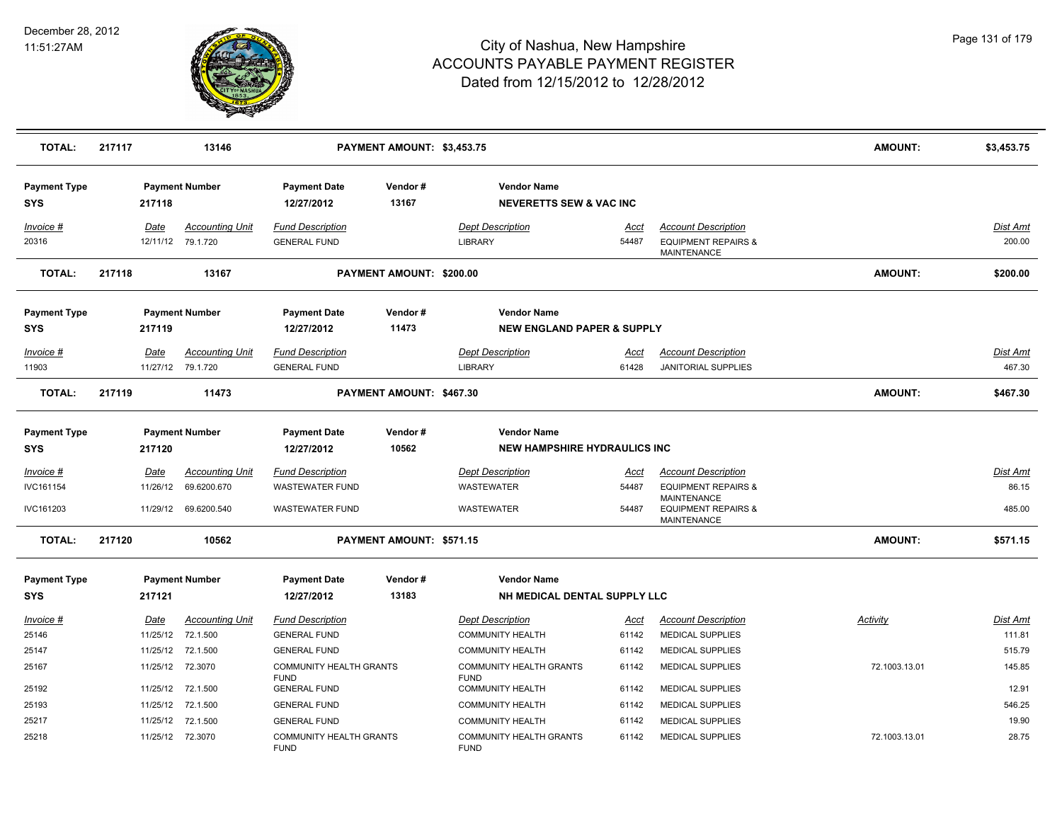# City of Nashua, New Hampshire
# ACCOUNTS PAYABLE PAYMENT REGISTER
## Dated from 12/15/2012 to 12/28/2012

December 28, 2012
11:51:27AM

| TOTAL: | 217117 | 13146 | PAYMENT AMOUNT: $3,453.75 | AMOUNT: | $3,453.75 |
|---|---|---|---|---|---|

| Payment Type | Payment Number | Payment Date | Vendor # | Vendor Name |
|---|---|---|---|---|
| SYS | 217118 | 12/27/2012 | 13167 | NEVERETTS SEW & VAC INC |

| Invoice # | Date | Accounting Unit | Fund Description | Dept Description | Acct | Account Description | Dist Amt |
|---|---|---|---|---|---|---|---|
| 20316 | 12/11/12 | 79.1.720 | GENERAL FUND | LIBRARY | 54487 | EQUIPMENT REPAIRS & MAINTENANCE | 200.00 |

| TOTAL: | 217118 | 13167 | PAYMENT AMOUNT: $200.00 | AMOUNT: | $200.00 |
|---|---|---|---|---|---|

| Payment Type | Payment Number | Payment Date | Vendor # | Vendor Name |
|---|---|---|---|---|
| SYS | 217119 | 12/27/2012 | 11473 | NEW ENGLAND PAPER & SUPPLY |

| Invoice # | Date | Accounting Unit | Fund Description | Dept Description | Acct | Account Description | Dist Amt |
|---|---|---|---|---|---|---|---|
| 11903 | 11/27/12 | 79.1.720 | GENERAL FUND | LIBRARY | 61428 | JANITORIAL SUPPLIES | 467.30 |

| TOTAL: | 217119 | 11473 | PAYMENT AMOUNT: $467.30 | AMOUNT: | $467.30 |
|---|---|---|---|---|---|

| Payment Type | Payment Number | Payment Date | Vendor # | Vendor Name |
|---|---|---|---|---|
| SYS | 217120 | 12/27/2012 | 10562 | NEW HAMPSHIRE HYDRAULICS INC |

| Invoice # | Date | Accounting Unit | Fund Description | Dept Description | Acct | Account Description | Dist Amt |
|---|---|---|---|---|---|---|---|
| IVC161154 | 11/26/12 | 69.6200.670 | WASTEWATER FUND | WASTEWATER | 54487 | EQUIPMENT REPAIRS & MAINTENANCE | 86.15 |
| IVC161203 | 11/29/12 | 69.6200.540 | WASTEWATER FUND | WASTEWATER | 54487 | EQUIPMENT REPAIRS & MAINTENANCE | 485.00 |

| TOTAL: | 217120 | 10562 | PAYMENT AMOUNT: $571.15 | AMOUNT: | $571.15 |
|---|---|---|---|---|---|

| Payment Type | Payment Number | Payment Date | Vendor # | Vendor Name |
|---|---|---|---|---|
| SYS | 217121 | 12/27/2012 | 13183 | NH MEDICAL DENTAL SUPPLY LLC |

| Invoice # | Date | Accounting Unit | Fund Description | Dept Description | Acct | Account Description | Activity | Dist Amt |
|---|---|---|---|---|---|---|---|---|
| 25146 | 11/25/12 | 72.1.500 | GENERAL FUND | COMMUNITY HEALTH | 61142 | MEDICAL SUPPLIES | | 111.81 |
| 25147 | 11/25/12 | 72.1.500 | GENERAL FUND | COMMUNITY HEALTH | 61142 | MEDICAL SUPPLIES | | 515.79 |
| 25167 | 11/25/12 | 72.3070 | COMMUNITY HEALTH GRANTS FUND | COMMUNITY HEALTH GRANTS FUND | 61142 | MEDICAL SUPPLIES | 72.1003.13.01 | 145.85 |
| 25192 | 11/25/12 | 72.1.500 | GENERAL FUND | COMMUNITY HEALTH | 61142 | MEDICAL SUPPLIES | | 12.91 |
| 25193 | 11/25/12 | 72.1.500 | GENERAL FUND | COMMUNITY HEALTH | 61142 | MEDICAL SUPPLIES | | 546.25 |
| 25217 | 11/25/12 | 72.1.500 | GENERAL FUND | COMMUNITY HEALTH | 61142 | MEDICAL SUPPLIES | | 19.90 |
| 25218 | 11/25/12 | 72.3070 | COMMUNITY HEALTH GRANTS FUND | COMMUNITY HEALTH GRANTS FUND | 61142 | MEDICAL SUPPLIES | 72.1003.13.01 | 28.75 |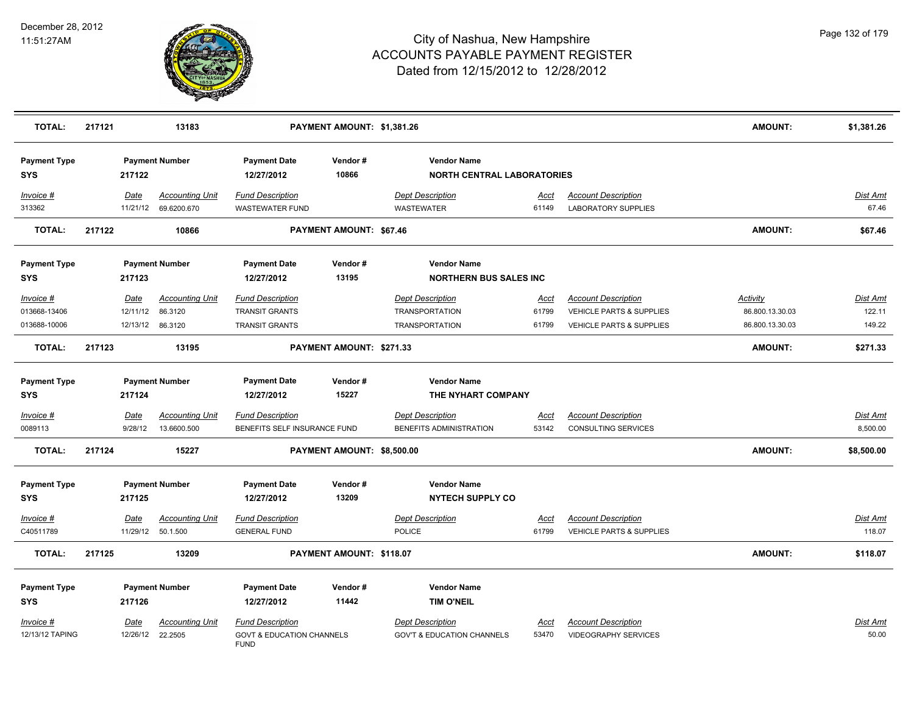# City of Nashua, New Hampshire
## ACCOUNTS PAYABLE PAYMENT REGISTER
### Dated from 12/15/2012 to 12/28/2012

December 28, 2012
11:51:27AM

| TOTAL: | 217121 | 13183 | PAYMENT AMOUNT: $1,381.26 | AMOUNT: | $1,381.26 |
|---|---|---|---|---|---|

**Payment Type:** SYS | **Payment Number:** 217122 | **Payment Date:** 12/27/2012 | **Vendor #:** 10866 | **Vendor Name:** NORTH CENTRAL LABORATORIES

| Invoice # | Date | Accounting Unit | Fund Description | Dept Description | Acct | Account Description | Dist Amt |
|---|---|---|---|---|---|---|---|
| 313362 | 11/21/12 | 69.6200.670 | WASTEWATER FUND | WASTEWATER | 61149 | LABORATORY SUPPLIES | 67.46 |

| TOTAL: | 217122 | 10866 | PAYMENT AMOUNT: $67.46 | AMOUNT: | $67.46 |
|---|---|---|---|---|---|

**Payment Type:** SYS | **Payment Number:** 217123 | **Payment Date:** 12/27/2012 | **Vendor #:** 13195 | **Vendor Name:** NORTHERN BUS SALES INC

| Invoice # | Date | Accounting Unit | Fund Description | Dept Description | Acct | Account Description | Activity | Dist Amt |
|---|---|---|---|---|---|---|---|---|
| 013668-13406 | 12/11/12 | 86.3120 | TRANSIT GRANTS | TRANSPORTATION | 61799 | VEHICLE PARTS & SUPPLIES | 86.800.13.30.03 | 122.11 |
| 013688-10006 | 12/13/12 | 86.3120 | TRANSIT GRANTS | TRANSPORTATION | 61799 | VEHICLE PARTS & SUPPLIES | 86.800.13.30.03 | 149.22 |

| TOTAL: | 217123 | 13195 | PAYMENT AMOUNT: $271.33 | AMOUNT: | $271.33 |
|---|---|---|---|---|---|

**Payment Type:** SYS | **Payment Number:** 217124 | **Payment Date:** 12/27/2012 | **Vendor #:** 15227 | **Vendor Name:** THE NYHART COMPANY

| Invoice # | Date | Accounting Unit | Fund Description | Dept Description | Acct | Account Description | Dist Amt |
|---|---|---|---|---|---|---|---|
| 0089113 | 9/28/12 | 13.6600.500 | BENEFITS SELF INSURANCE FUND | BENEFITS ADMINISTRATION | 53142 | CONSULTING SERVICES | 8,500.00 |

| TOTAL: | 217124 | 15227 | PAYMENT AMOUNT: $8,500.00 | AMOUNT: | $8,500.00 |
|---|---|---|---|---|---|

**Payment Type:** SYS | **Payment Number:** 217125 | **Payment Date:** 12/27/2012 | **Vendor #:** 13209 | **Vendor Name:** NYTECH SUPPLY CO

| Invoice # | Date | Accounting Unit | Fund Description | Dept Description | Acct | Account Description | Dist Amt |
|---|---|---|---|---|---|---|---|
| C40511789 | 11/29/12 | 50.1.500 | GENERAL FUND | POLICE | 61799 | VEHICLE PARTS & SUPPLIES | 118.07 |

| TOTAL: | 217125 | 13209 | PAYMENT AMOUNT: $118.07 | AMOUNT: | $118.07 |
|---|---|---|---|---|---|

**Payment Type:** SYS | **Payment Number:** 217126 | **Payment Date:** 12/27/2012 | **Vendor #:** 11442 | **Vendor Name:** TIM O'NEIL

| Invoice # | Date | Accounting Unit | Fund Description | Dept Description | Acct | Account Description | Dist Amt |
|---|---|---|---|---|---|---|---|
| 12/13/12 TAPING | 12/26/12 | 22.2505 | GOVT & EDUCATION CHANNELS FUND | GOV'T & EDUCATION CHANNELS | 53470 | VIDEOGRAPHY SERVICES | 50.00 |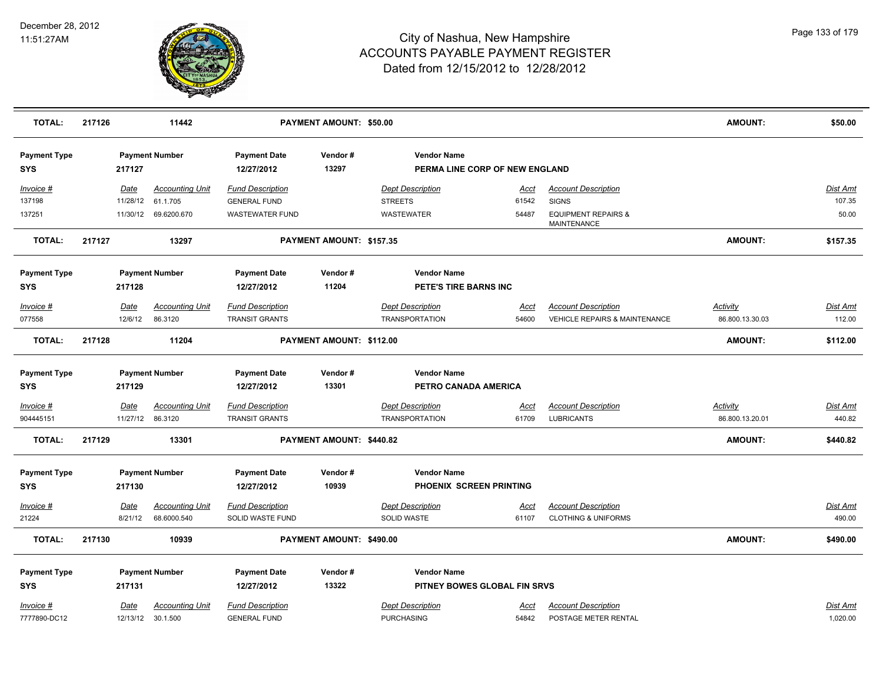# City of Nashua, New Hampshire
## ACCOUNTS PAYABLE PAYMENT REGISTER
### Dated from 12/15/2012 to 12/28/2012

December 28, 2012
11:51:27AM

| **TOTAL:** | **217126** | **11442** | **PAYMENT AMOUNT: $50.00** | | | **AMOUNT:** | **$50.00** |
|---|---|---|---|---|---|---|---|

**Payment Type:** SYS | **Payment Number:** 217127 | **Payment Date:** 12/27/2012 | **Vendor #:** 13297 | **Vendor Name:** PERMA LINE CORP OF NEW ENGLAND

| Invoice # | Date | Accounting Unit | Fund Description | Dept Description | Acct | Account Description | Dist Amt |
|---|---|---|---|---|---|---|---|
| 137198 | 11/28/12 | 61.1.705 | GENERAL FUND | STREETS | 61542 | SIGNS | 107.35 |
| 137251 | 11/30/12 | 69.6200.670 | WASTEWATER FUND | WASTEWATER | 54487 | EQUIPMENT REPAIRS & MAINTENANCE | 50.00 |

| **TOTAL:** | **217127** | **13297** | **PAYMENT AMOUNT: $157.35** | | | **AMOUNT:** | **$157.35** |
|---|---|---|---|---|---|---|---|

**Payment Type:** SYS | **Payment Number:** 217128 | **Payment Date:** 12/27/2012 | **Vendor #:** 11204 | **Vendor Name:** PETE'S TIRE BARNS INC

| Invoice # | Date | Accounting Unit | Fund Description | Dept Description | Acct | Account Description | Activity | Dist Amt |
|---|---|---|---|---|---|---|---|---|
| 077558 | 12/6/12 | 86.3120 | TRANSIT GRANTS | TRANSPORTATION | 54600 | VEHICLE REPAIRS & MAINTENANCE | 86.800.13.30.03 | 112.00 |

| **TOTAL:** | **217128** | **11204** | **PAYMENT AMOUNT: $112.00** | | | **AMOUNT:** | **$112.00** |
|---|---|---|---|---|---|---|---|

**Payment Type:** SYS | **Payment Number:** 217129 | **Payment Date:** 12/27/2012 | **Vendor #:** 13301 | **Vendor Name:** PETRO CANADA AMERICA

| Invoice # | Date | Accounting Unit | Fund Description | Dept Description | Acct | Account Description | Activity | Dist Amt |
|---|---|---|---|---|---|---|---|---|
| 904445151 | 11/27/12 | 86.3120 | TRANSIT GRANTS | TRANSPORTATION | 61709 | LUBRICANTS | 86.800.13.20.01 | 440.82 |

| **TOTAL:** | **217129** | **13301** | **PAYMENT AMOUNT: $440.82** | | | **AMOUNT:** | **$440.82** |
|---|---|---|---|---|---|---|---|

**Payment Type:** SYS | **Payment Number:** 217130 | **Payment Date:** 12/27/2012 | **Vendor #:** 10939 | **Vendor Name:** PHOENIX SCREEN PRINTING

| Invoice # | Date | Accounting Unit | Fund Description | Dept Description | Acct | Account Description | Dist Amt |
|---|---|---|---|---|---|---|---|
| 21224 | 8/21/12 | 68.6000.540 | SOLID WASTE FUND | SOLID WASTE | 61107 | CLOTHING & UNIFORMS | 490.00 |

| **TOTAL:** | **217130** | **10939** | **PAYMENT AMOUNT: $490.00** | | | **AMOUNT:** | **$490.00** |
|---|---|---|---|---|---|---|---|

**Payment Type:** SYS | **Payment Number:** 217131 | **Payment Date:** 12/27/2012 | **Vendor #:** 13322 | **Vendor Name:** PITNEY BOWES GLOBAL FIN SRVS

| Invoice # | Date | Accounting Unit | Fund Description | Dept Description | Acct | Account Description | Dist Amt |
|---|---|---|---|---|---|---|---|
| 7777890-DC12 | 12/13/12 | 30.1.500 | GENERAL FUND | PURCHASING | 54842 | POSTAGE METER RENTAL | 1,020.00 |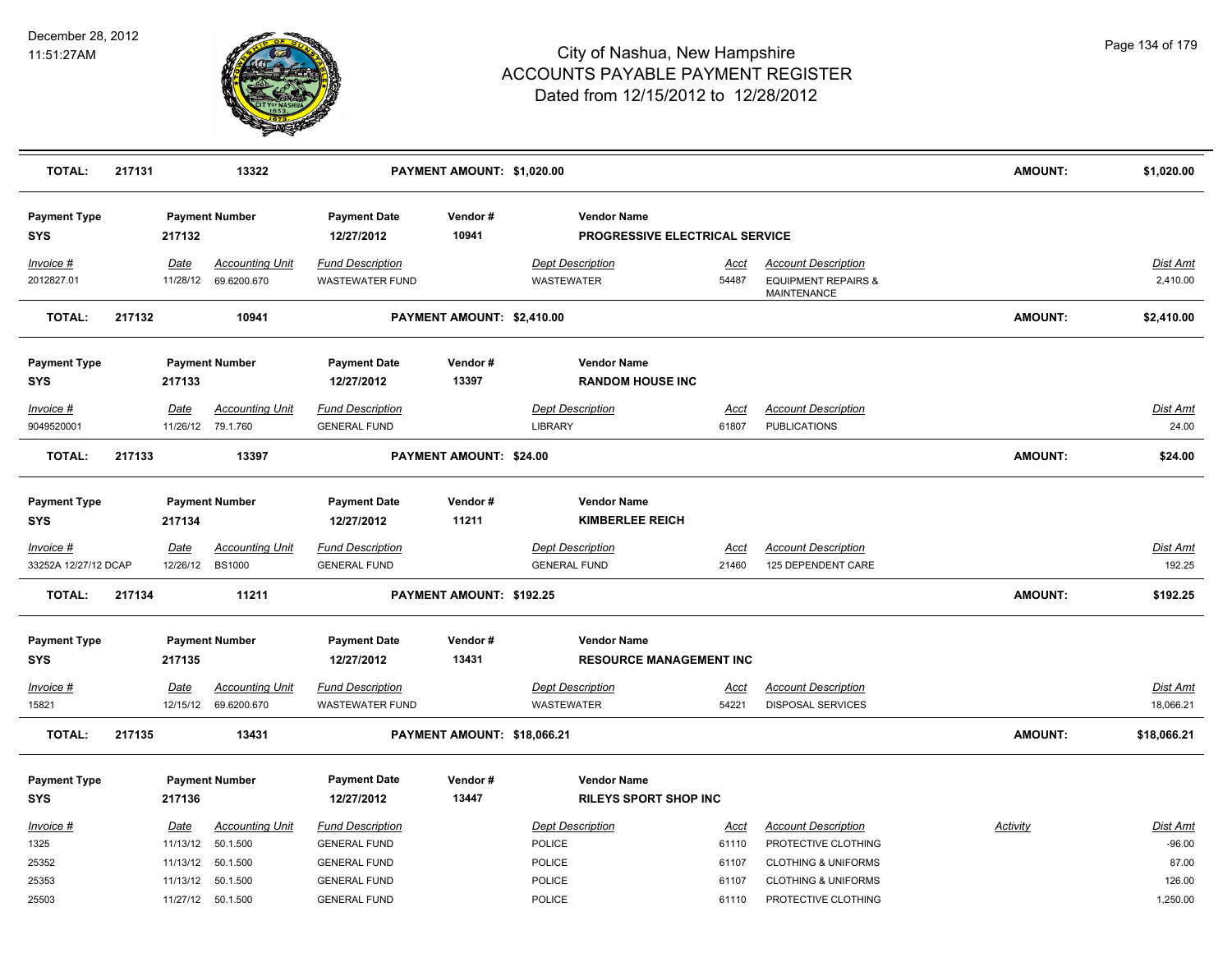# City of Nashua, New Hampshire
## ACCOUNTS PAYABLE PAYMENT REGISTER
### Dated from 12/15/2012 to 12/28/2012

December 28, 2012
11:51:27AM

| TOTAL: | 217131 | 13322 | PAYMENT AMOUNT: $1,020.00 | AMOUNT: | $1,020.00 |
|---|---|---|---|---|---|

**Payment Type:** SYS | **Payment Number:** 217132 | **Payment Date:** 12/27/2012 | **Vendor #:** 10941 | **Vendor Name:** PROGRESSIVE ELECTRICAL SERVICE

| Invoice # | Date | Accounting Unit | Fund Description | Dept Description | Acct | Account Description | Dist Amt |
|---|---|---|---|---|---|---|---|
| 2012827.01 | 11/28/12 | 69.6200.670 | WASTEWATER FUND | WASTEWATER | 54487 | EQUIPMENT REPAIRS & MAINTENANCE | 2,410.00 |

| TOTAL: | 217132 | 10941 | PAYMENT AMOUNT: $2,410.00 | AMOUNT: | $2,410.00 |
|---|---|---|---|---|---|

**Payment Type:** SYS | **Payment Number:** 217133 | **Payment Date:** 12/27/2012 | **Vendor #:** 13397 | **Vendor Name:** RANDOM HOUSE INC

| Invoice # | Date | Accounting Unit | Fund Description | Dept Description | Acct | Account Description | Dist Amt |
|---|---|---|---|---|---|---|---|
| 9049520001 | 11/26/12 | 79.1.760 | GENERAL FUND | LIBRARY | 61807 | PUBLICATIONS | 24.00 |

| TOTAL: | 217133 | 13397 | PAYMENT AMOUNT: $24.00 | AMOUNT: | $24.00 |
|---|---|---|---|---|---|

**Payment Type:** SYS | **Payment Number:** 217134 | **Payment Date:** 12/27/2012 | **Vendor #:** 11211 | **Vendor Name:** KIMBERLEE REICH

| Invoice # | Date | Accounting Unit | Fund Description | Dept Description | Acct | Account Description | Dist Amt |
|---|---|---|---|---|---|---|---|
| 33252A 12/27/12 DCAP | 12/26/12 | BS1000 | GENERAL FUND | GENERAL FUND | 21460 | 125 DEPENDENT CARE | 192.25 |

| TOTAL: | 217134 | 11211 | PAYMENT AMOUNT: $192.25 | AMOUNT: | $192.25 |
|---|---|---|---|---|---|

**Payment Type:** SYS | **Payment Number:** 217135 | **Payment Date:** 12/27/2012 | **Vendor #:** 13431 | **Vendor Name:** RESOURCE MANAGEMENT INC

| Invoice # | Date | Accounting Unit | Fund Description | Dept Description | Acct | Account Description | Dist Amt |
|---|---|---|---|---|---|---|---|
| 15821 | 12/15/12 | 69.6200.670 | WASTEWATER FUND | WASTEWATER | 54221 | DISPOSAL SERVICES | 18,066.21 |

| TOTAL: | 217135 | 13431 | PAYMENT AMOUNT: $18,066.21 | AMOUNT: | $18,066.21 |
|---|---|---|---|---|---|

**Payment Type:** SYS | **Payment Number:** 217136 | **Payment Date:** 12/27/2012 | **Vendor #:** 13447 | **Vendor Name:** RILEYS SPORT SHOP INC

| Invoice # | Date | Accounting Unit | Fund Description | Dept Description | Acct | Account Description | Activity | Dist Amt |
|---|---|---|---|---|---|---|---|---|
| 1325 | 11/13/12 | 50.1.500 | GENERAL FUND | POLICE | 61110 | PROTECTIVE CLOTHING | | -96.00 |
| 25352 | 11/13/12 | 50.1.500 | GENERAL FUND | POLICE | 61107 | CLOTHING & UNIFORMS | | 87.00 |
| 25353 | 11/13/12 | 50.1.500 | GENERAL FUND | POLICE | 61107 | CLOTHING & UNIFORMS | | 126.00 |
| 25503 | 11/27/12 | 50.1.500 | GENERAL FUND | POLICE | 61110 | PROTECTIVE CLOTHING | | 1,250.00 |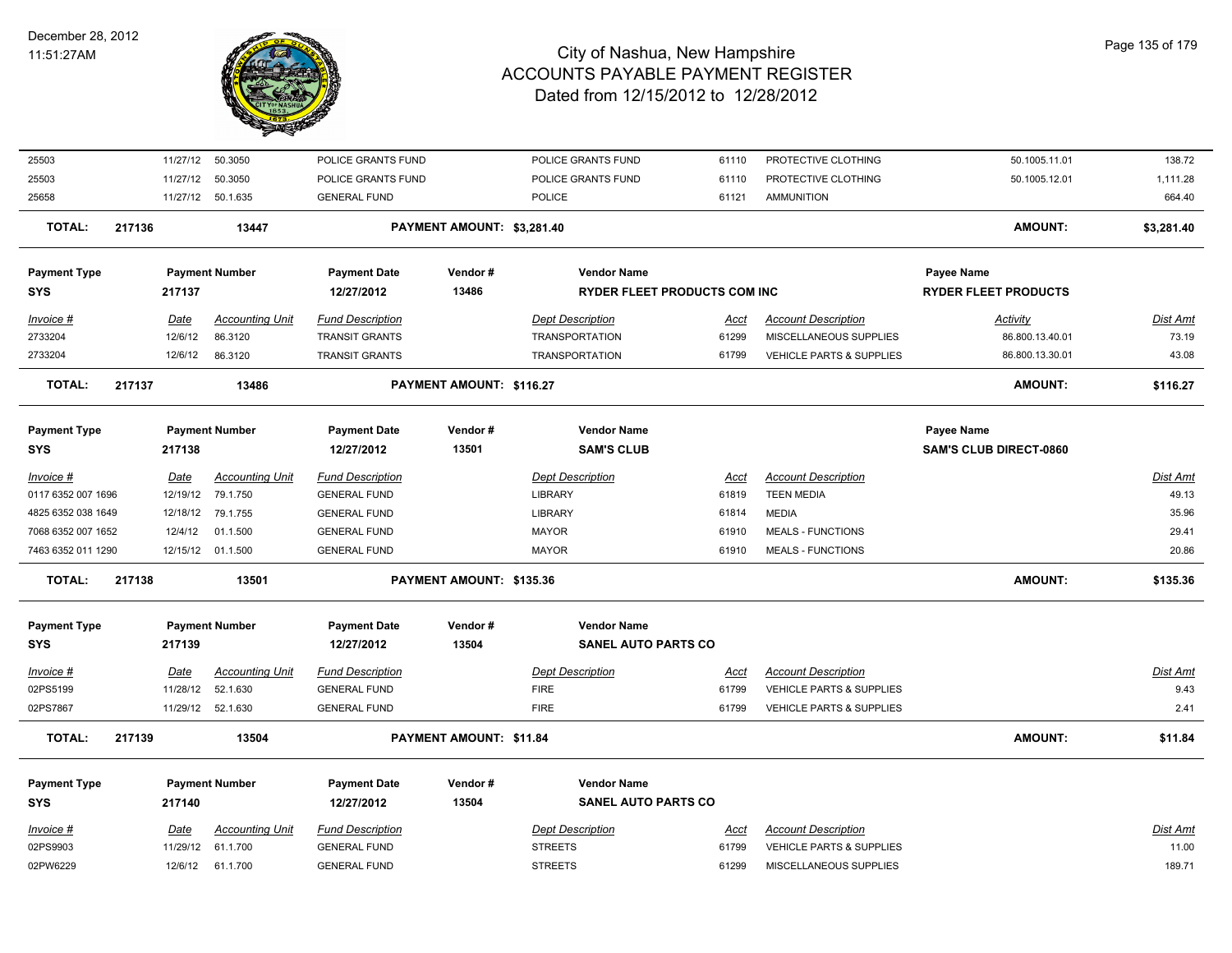# City of Nashua, New Hampshire
## ACCOUNTS PAYABLE PAYMENT REGISTER
### Dated from 12/15/2012 to 12/28/2012

December 28, 2012
11:51:27AM

| Invoice # | Date | Accounting Unit | Fund Description | Dept Description | Acct | Account Description | Activity | Dist Amt |
|---|---|---|---|---|---|---|---|---|
| 25503 | 11/27/12 | 50.3050 | POLICE GRANTS FUND | POLICE GRANTS FUND | 61110 | PROTECTIVE CLOTHING | 50.1005.11.01 | 138.72 |
| 25503 | 11/27/12 | 50.3050 | POLICE GRANTS FUND | POLICE GRANTS FUND | 61110 | PROTECTIVE CLOTHING | 50.1005.12.01 | 1,111.28 |
| 25658 | 11/27/12 | 50.1.635 | GENERAL FUND | POLICE | 61121 | AMMUNITION | | 664.40 |

**TOTAL: 217136 — 13447 — PAYMENT AMOUNT: $3,281.40 — AMOUNT: $3,281.40**

| Payment Type | Payment Number | Payment Date | Vendor # | Vendor Name | Payee Name |
|---|---|---|---|---|---|
| SYS | 217137 | 12/27/2012 | 13486 | RYDER FLEET PRODUCTS COM INC | RYDER FLEET PRODUCTS |

| Invoice # | Date | Accounting Unit | Fund Description | Dept Description | Acct | Account Description | Activity | Dist Amt |
|---|---|---|---|---|---|---|---|---|
| 2733204 | 12/6/12 | 86.3120 | TRANSIT GRANTS | TRANSPORTATION | 61299 | MISCELLANEOUS SUPPLIES | 86.800.13.40.01 | 73.19 |
| 2733204 | 12/6/12 | 86.3120 | TRANSIT GRANTS | TRANSPORTATION | 61799 | VEHICLE PARTS & SUPPLIES | 86.800.13.30.01 | 43.08 |

**TOTAL: 217137 — 13486 — PAYMENT AMOUNT: $116.27 — AMOUNT: $116.27**

| Payment Type | Payment Number | Payment Date | Vendor # | Vendor Name | Payee Name |
|---|---|---|---|---|---|
| SYS | 217138 | 12/27/2012 | 13501 | SAM'S CLUB | SAM'S CLUB DIRECT-0860 |

| Invoice # | Date | Accounting Unit | Fund Description | Dept Description | Acct | Account Description | Activity | Dist Amt |
|---|---|---|---|---|---|---|---|---|
| 0117 6352 007 1696 | 12/19/12 | 79.1.750 | GENERAL FUND | LIBRARY | 61819 | TEEN MEDIA | | 49.13 |
| 4825 6352 038 1649 | 12/18/12 | 79.1.755 | GENERAL FUND | LIBRARY | 61814 | MEDIA | | 35.96 |
| 7068 6352 007 1652 | 12/4/12 | 01.1.500 | GENERAL FUND | MAYOR | 61910 | MEALS - FUNCTIONS | | 29.41 |
| 7463 6352 011 1290 | 12/15/12 | 01.1.500 | GENERAL FUND | MAYOR | 61910 | MEALS - FUNCTIONS | | 20.86 |

**TOTAL: 217138 — 13501 — PAYMENT AMOUNT: $135.36 — AMOUNT: $135.36**

| Payment Type | Payment Number | Payment Date | Vendor # | Vendor Name |
|---|---|---|---|---|
| SYS | 217139 | 12/27/2012 | 13504 | SANEL AUTO PARTS CO |

| Invoice # | Date | Accounting Unit | Fund Description | Dept Description | Acct | Account Description | Dist Amt |
|---|---|---|---|---|---|---|---|
| 02PS5199 | 11/28/12 | 52.1.630 | GENERAL FUND | FIRE | 61799 | VEHICLE PARTS & SUPPLIES | 9.43 |
| 02PS7867 | 11/29/12 | 52.1.630 | GENERAL FUND | FIRE | 61799 | VEHICLE PARTS & SUPPLIES | 2.41 |

**TOTAL: 217139 — 13504 — PAYMENT AMOUNT: $11.84 — AMOUNT: $11.84**

| Payment Type | Payment Number | Payment Date | Vendor # | Vendor Name |
|---|---|---|---|---|
| SYS | 217140 | 12/27/2012 | 13504 | SANEL AUTO PARTS CO |

| Invoice # | Date | Accounting Unit | Fund Description | Dept Description | Acct | Account Description | Dist Amt |
|---|---|---|---|---|---|---|---|
| 02PS9903 | 11/29/12 | 61.1.700 | GENERAL FUND | STREETS | 61799 | VEHICLE PARTS & SUPPLIES | 11.00 |
| 02PW6229 | 12/6/12 | 61.1.700 | GENERAL FUND | STREETS | 61299 | MISCELLANEOUS SUPPLIES | 189.71 |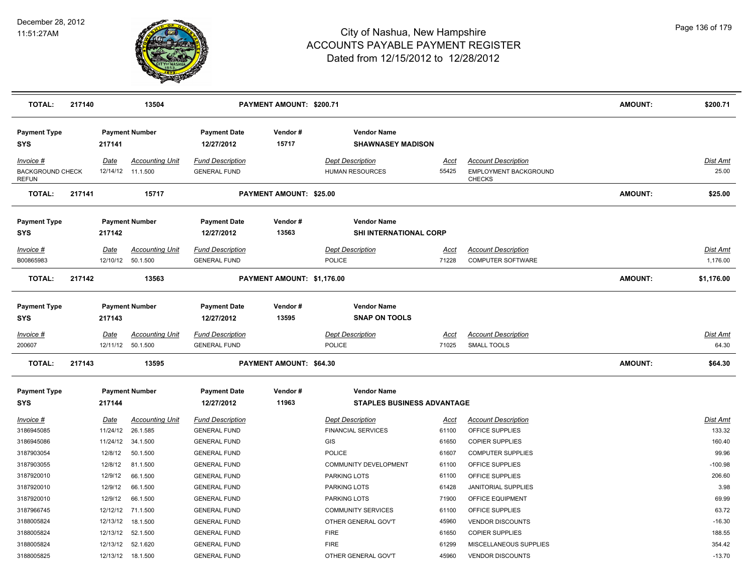# City of Nashua, New Hampshire
## ACCOUNTS PAYABLE PAYMENT REGISTER
### Dated from 12/15/2012 to 12/28/2012

December 28, 2012
11:51:27AM

| TOTAL: | 217140 | 13504 | PAYMENT AMOUNT: $200.71 | AMOUNT: | $200.71 |
|---|---|---|---|---|---|

| Payment Type | Payment Number | Payment Date | Vendor # | Vendor Name |
|---|---|---|---|---|
| SYS | 217141 | 12/27/2012 | 15717 | SHAWNASEY MADISON |

| Invoice # | Date | Accounting Unit | Fund Description | Dept Description | Acct | Account Description | Dist Amt |
|---|---|---|---|---|---|---|---|
| BACKGROUND CHECK REFUN | 12/14/12 | 11.1.500 | GENERAL FUND | HUMAN RESOURCES | 55425 | EMPLOYMENT BACKGROUND CHECKS | 25.00 |

| TOTAL: | 217141 | 15717 | PAYMENT AMOUNT: $25.00 | AMOUNT: | $25.00 |
|---|---|---|---|---|---|

| Payment Type | Payment Number | Payment Date | Vendor # | Vendor Name |
|---|---|---|---|---|
| SYS | 217142 | 12/27/2012 | 13563 | SHI INTERNATIONAL CORP |

| Invoice # | Date | Accounting Unit | Fund Description | Dept Description | Acct | Account Description | Dist Amt |
|---|---|---|---|---|---|---|---|
| B00865983 | 12/10/12 | 50.1.500 | GENERAL FUND | POLICE | 71228 | COMPUTER SOFTWARE | 1,176.00 |

| TOTAL: | 217142 | 13563 | PAYMENT AMOUNT: $1,176.00 | AMOUNT: | $1,176.00 |
|---|---|---|---|---|---|

| Payment Type | Payment Number | Payment Date | Vendor # | Vendor Name |
|---|---|---|---|---|
| SYS | 217143 | 12/27/2012 | 13595 | SNAP ON TOOLS |

| Invoice # | Date | Accounting Unit | Fund Description | Dept Description | Acct | Account Description | Dist Amt |
|---|---|---|---|---|---|---|---|
| 200607 | 12/11/12 | 50.1.500 | GENERAL FUND | POLICE | 71025 | SMALL TOOLS | 64.30 |

| TOTAL: | 217143 | 13595 | PAYMENT AMOUNT: $64.30 | AMOUNT: | $64.30 |
|---|---|---|---|---|---|

| Payment Type | Payment Number | Payment Date | Vendor # | Vendor Name |
|---|---|---|---|---|
| SYS | 217144 | 12/27/2012 | 11963 | STAPLES BUSINESS ADVANTAGE |

| Invoice # | Date | Accounting Unit | Fund Description | Dept Description | Acct | Account Description | Dist Amt |
|---|---|---|---|---|---|---|---|
| 3186945085 | 11/24/12 | 26.1.585 | GENERAL FUND | FINANCIAL SERVICES | 61100 | OFFICE SUPPLIES | 133.32 |
| 3186945086 | 11/24/12 | 34.1.500 | GENERAL FUND | GIS | 61650 | COPIER SUPPLIES | 160.40 |
| 3187903054 | 12/8/12 | 50.1.500 | GENERAL FUND | POLICE | 61607 | COMPUTER SUPPLIES | 99.96 |
| 3187903055 | 12/8/12 | 81.1.500 | GENERAL FUND | COMMUNITY DEVELOPMENT | 61100 | OFFICE SUPPLIES | -100.98 |
| 3187920010 | 12/9/12 | 66.1.500 | GENERAL FUND | PARKING LOTS | 61100 | OFFICE SUPPLIES | 206.60 |
| 3187920010 | 12/9/12 | 66.1.500 | GENERAL FUND | PARKING LOTS | 61428 | JANITORIAL SUPPLIES | 3.98 |
| 3187920010 | 12/9/12 | 66.1.500 | GENERAL FUND | PARKING LOTS | 71900 | OFFICE EQUIPMENT | 69.99 |
| 3187966745 | 12/12/12 | 71.1.500 | GENERAL FUND | COMMUNITY SERVICES | 61100 | OFFICE SUPPLIES | 63.72 |
| 3188005824 | 12/13/12 | 18.1.500 | GENERAL FUND | OTHER GENERAL GOV'T | 45960 | VENDOR DISCOUNTS | -16.30 |
| 3188005824 | 12/13/12 | 52.1.500 | GENERAL FUND | FIRE | 61650 | COPIER SUPPLIES | 188.55 |
| 3188005824 | 12/13/12 | 52.1.620 | GENERAL FUND | FIRE | 61299 | MISCELLANEOUS SUPPLIES | 354.42 |
| 3188005825 | 12/13/12 | 18.1.500 | GENERAL FUND | OTHER GENERAL GOV'T | 45960 | VENDOR DISCOUNTS | -13.70 |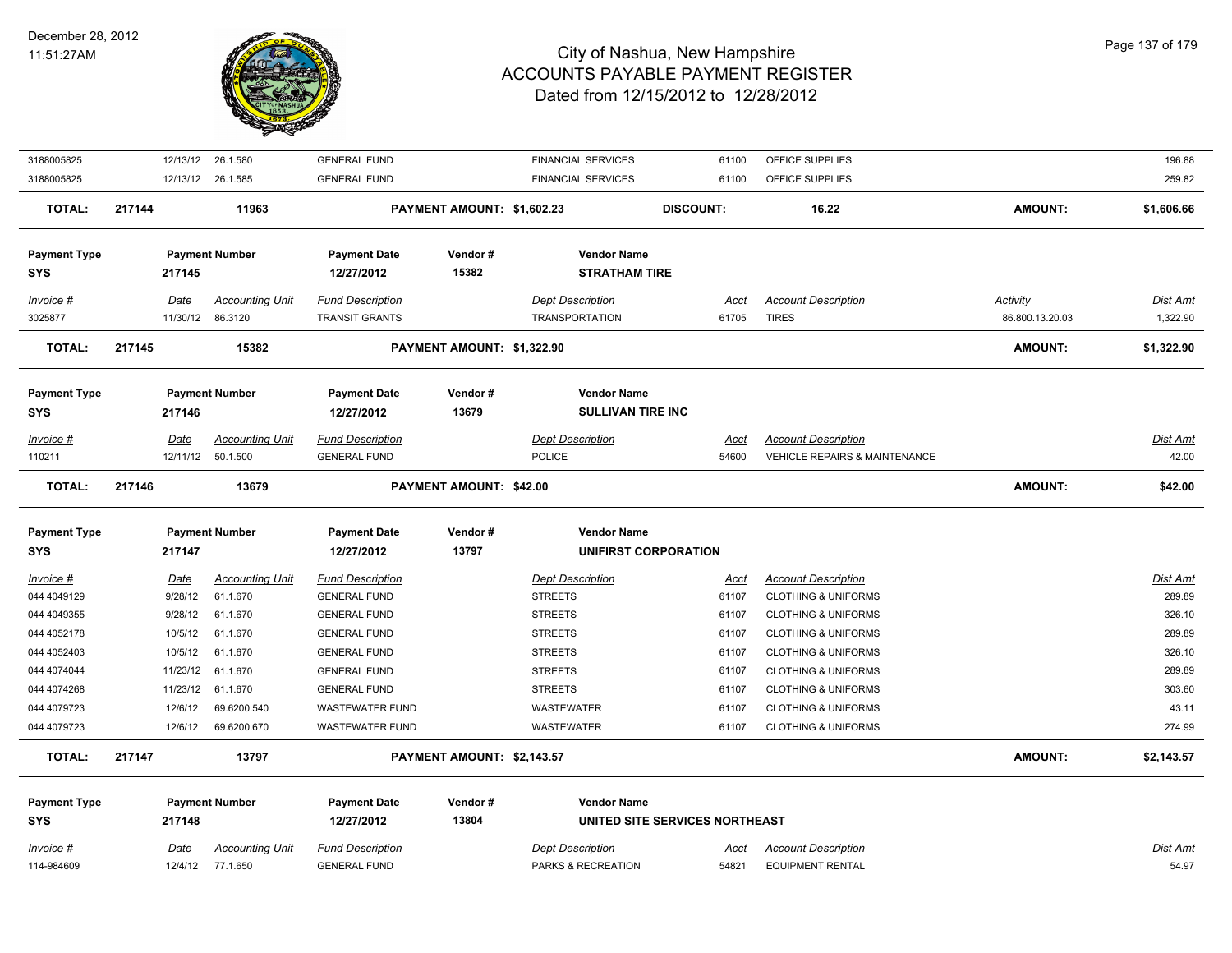| | | | | | | | | | |
|---|---|---|---|---|---|---|---|---|---|
| 3188005825 | 12/13/12 | 26.1.580 | GENERAL FUND | | FINANCIAL SERVICES | 61100 | OFFICE SUPPLIES | | 196.88 |
| 3188005825 | 12/13/12 | 26.1.585 | GENERAL FUND | | FINANCIAL SERVICES | 61100 | OFFICE SUPPLIES | | 259.82 |
| **TOTAL:** | **217144** | **11963** | | **PAYMENT AMOUNT: $1,602.23** | | **DISCOUNT:** | **16.22** | **AMOUNT:** | **$1,606.66** |

| **Payment Type** | **Payment Number** | | **Payment Date** | **Vendor #** | **Vendor Name** | | | | |
|---|---|---|---|---|---|---|---|---|---|
| **SYS** | **217145** | | **12/27/2012** | **15382** | **STRATHAM TIRE** | | | | |
| *Invoice #* | *Date* | *Accounting Unit* | *Fund Description* | | *Dept Description* | *Acct* | *Account Description* | *Activity* | *Dist Amt* |
| 3025877 | 11/30/12 | 86.3120 | TRANSIT GRANTS | | TRANSPORTATION | 61705 | TIRES | 86.800.13.20.03 | 1,322.90 |
| **TOTAL:** | **217145** | **15382** | | **PAYMENT AMOUNT: $1,322.90** | | | | **AMOUNT:** | **$1,322.90** |

| **Payment Type** | **Payment Number** | | **Payment Date** | **Vendor #** | **Vendor Name** | | | | |
|---|---|---|---|---|---|---|---|---|---|
| **SYS** | **217146** | | **12/27/2012** | **13679** | **SULLIVAN TIRE INC** | | | | |
| *Invoice #* | *Date* | *Accounting Unit* | *Fund Description* | | *Dept Description* | *Acct* | *Account Description* | | *Dist Amt* |
| 110211 | 12/11/12 | 50.1.500 | GENERAL FUND | | POLICE | 54600 | VEHICLE REPAIRS & MAINTENANCE | | 42.00 |
| **TOTAL:** | **217146** | **13679** | | **PAYMENT AMOUNT: $42.00** | | | | **AMOUNT:** | **$42.00** |

| **Payment Type** | **Payment Number** | | **Payment Date** | **Vendor #** | **Vendor Name** | | | | |
|---|---|---|---|---|---|---|---|---|---|
| **SYS** | **217147** | | **12/27/2012** | **13797** | **UNIFIRST CORPORATION** | | | | |
| *Invoice #* | *Date* | *Accounting Unit* | *Fund Description* | | *Dept Description* | *Acct* | *Account Description* | | *Dist Amt* |
| 044 4049129 | 9/28/12 | 61.1.670 | GENERAL FUND | | STREETS | 61107 | CLOTHING & UNIFORMS | | 289.89 |
| 044 4049355 | 9/28/12 | 61.1.670 | GENERAL FUND | | STREETS | 61107 | CLOTHING & UNIFORMS | | 326.10 |
| 044 4052178 | 10/5/12 | 61.1.670 | GENERAL FUND | | STREETS | 61107 | CLOTHING & UNIFORMS | | 289.89 |
| 044 4052403 | 10/5/12 | 61.1.670 | GENERAL FUND | | STREETS | 61107 | CLOTHING & UNIFORMS | | 326.10 |
| 044 4074044 | 11/23/12 | 61.1.670 | GENERAL FUND | | STREETS | 61107 | CLOTHING & UNIFORMS | | 289.89 |
| 044 4074268 | 11/23/12 | 61.1.670 | GENERAL FUND | | STREETS | 61107 | CLOTHING & UNIFORMS | | 303.60 |
| 044 4079723 | 12/6/12 | 69.6200.540 | WASTEWATER FUND | | WASTEWATER | 61107 | CLOTHING & UNIFORMS | | 43.11 |
| 044 4079723 | 12/6/12 | 69.6200.670 | WASTEWATER FUND | | WASTEWATER | 61107 | CLOTHING & UNIFORMS | | 274.99 |
| **TOTAL:** | **217147** | **13797** | | **PAYMENT AMOUNT: $2,143.57** | | | | **AMOUNT:** | **$2,143.57** |

| **Payment Type** | **Payment Number** | | **Payment Date** | **Vendor #** | **Vendor Name** | | | | |
|---|---|---|---|---|---|---|---|---|---|
| **SYS** | **217148** | | **12/27/2012** | **13804** | **UNITED SITE SERVICES NORTHEAST** | | | | |
| *Invoice #* | *Date* | *Accounting Unit* | *Fund Description* | | *Dept Description* | *Acct* | *Account Description* | | *Dist Amt* |
| 114-984609 | 12/4/12 | 77.1.650 | GENERAL FUND | | PARKS & RECREATION | 54821 | EQUIPMENT RENTAL | | 54.97 |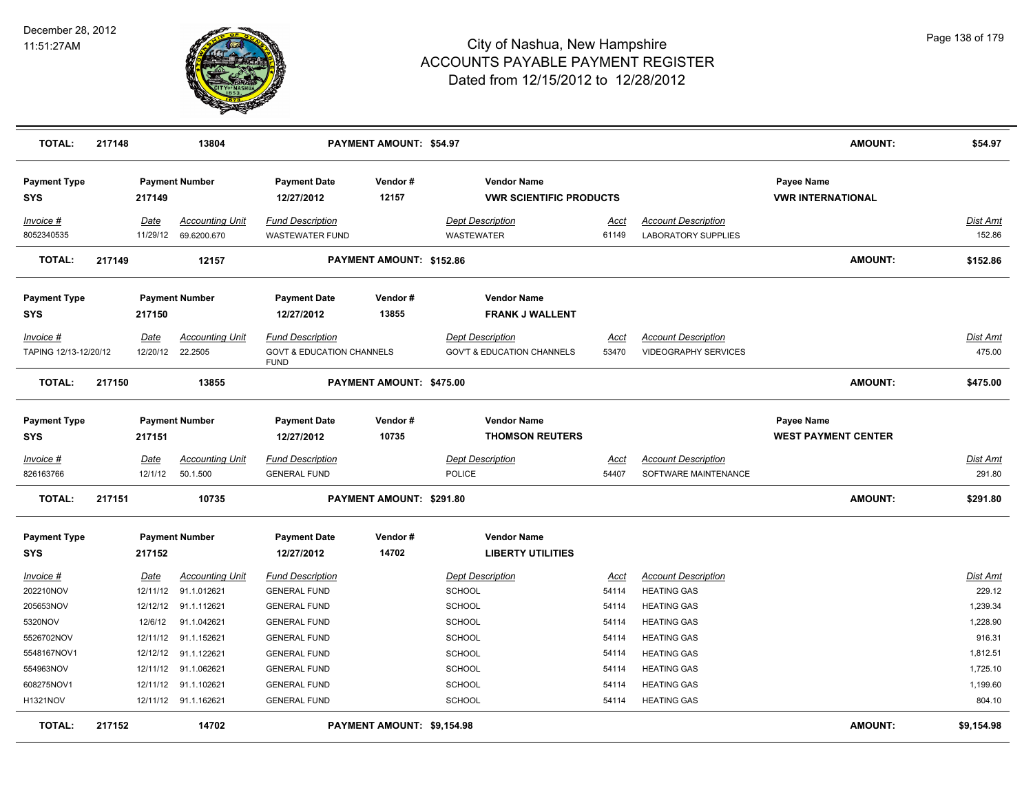| **TOTAL:** | **217148** | **13804** | **PAYMENT AMOUNT: $54.97** | | **AMOUNT:** | **$54.97** |
|---|---|---|---|---|---|---|

**Payment Type** SYS | **Payment Number** 217149 | **Payment Date** 12/27/2012 | **Vendor #** 12157 | **Vendor Name** VWR SCIENTIFIC PRODUCTS | **Payee Name** VWR INTERNATIONAL

| Invoice # | Date | Accounting Unit | Fund Description | Dept Description | Acct | Account Description | Dist Amt |
|---|---|---|---|---|---|---|---|
| 8052340535 | 11/29/12 | 69.6200.670 | WASTEWATER FUND | WASTEWATER | 61149 | LABORATORY SUPPLIES | 152.86 |

**TOTAL: 217149 — 12157 — PAYMENT AMOUNT: $152.86 — AMOUNT: $152.86**

**Payment Type** SYS | **Payment Number** 217150 | **Payment Date** 12/27/2012 | **Vendor #** 13855 | **Vendor Name** FRANK J WALLENT

| Invoice # | Date | Accounting Unit | Fund Description | Dept Description | Acct | Account Description | Dist Amt |
|---|---|---|---|---|---|---|---|
| TAPING 12/13-12/20/12 | 12/20/12 | 22.2505 | GOVT & EDUCATION CHANNELS FUND | GOV'T & EDUCATION CHANNELS | 53470 | VIDEOGRAPHY SERVICES | 475.00 |

**TOTAL: 217150 — 13855 — PAYMENT AMOUNT: $475.00 — AMOUNT: $475.00**

**Payment Type** SYS | **Payment Number** 217151 | **Payment Date** 12/27/2012 | **Vendor #** 10735 | **Vendor Name** THOMSON REUTERS | **Payee Name** WEST PAYMENT CENTER

| Invoice # | Date | Accounting Unit | Fund Description | Dept Description | Acct | Account Description | Dist Amt |
|---|---|---|---|---|---|---|---|
| 826163766 | 12/1/12 | 50.1.500 | GENERAL FUND | POLICE | 54407 | SOFTWARE MAINTENANCE | 291.80 |

**TOTAL: 217151 — 10735 — PAYMENT AMOUNT: $291.80 — AMOUNT: $291.80**

**Payment Type** SYS | **Payment Number** 217152 | **Payment Date** 12/27/2012 | **Vendor #** 14702 | **Vendor Name** LIBERTY UTILITIES

| Invoice # | Date | Accounting Unit | Fund Description | Dept Description | Acct | Account Description | Dist Amt |
|---|---|---|---|---|---|---|---|
| 202210NOV | 12/11/12 | 91.1.012621 | GENERAL FUND | SCHOOL | 54114 | HEATING GAS | 229.12 |
| 205653NOV | 12/12/12 | 91.1.112621 | GENERAL FUND | SCHOOL | 54114 | HEATING GAS | 1,239.34 |
| 5320NOV | 12/6/12 | 91.1.042621 | GENERAL FUND | SCHOOL | 54114 | HEATING GAS | 1,228.90 |
| 5526702NOV | 12/11/12 | 91.1.152621 | GENERAL FUND | SCHOOL | 54114 | HEATING GAS | 916.31 |
| 5548167NOV1 | 12/12/12 | 91.1.122621 | GENERAL FUND | SCHOOL | 54114 | HEATING GAS | 1,812.51 |
| 554963NOV | 12/11/12 | 91.1.062621 | GENERAL FUND | SCHOOL | 54114 | HEATING GAS | 1,725.10 |
| 608275NOV1 | 12/11/12 | 91.1.102621 | GENERAL FUND | SCHOOL | 54114 | HEATING GAS | 1,199.60 |
| H1321NOV | 12/11/12 | 91.1.162621 | GENERAL FUND | SCHOOL | 54114 | HEATING GAS | 804.10 |

**TOTAL: 217152 — 14702 — PAYMENT AMOUNT: $9,154.98 — AMOUNT: $9,154.98**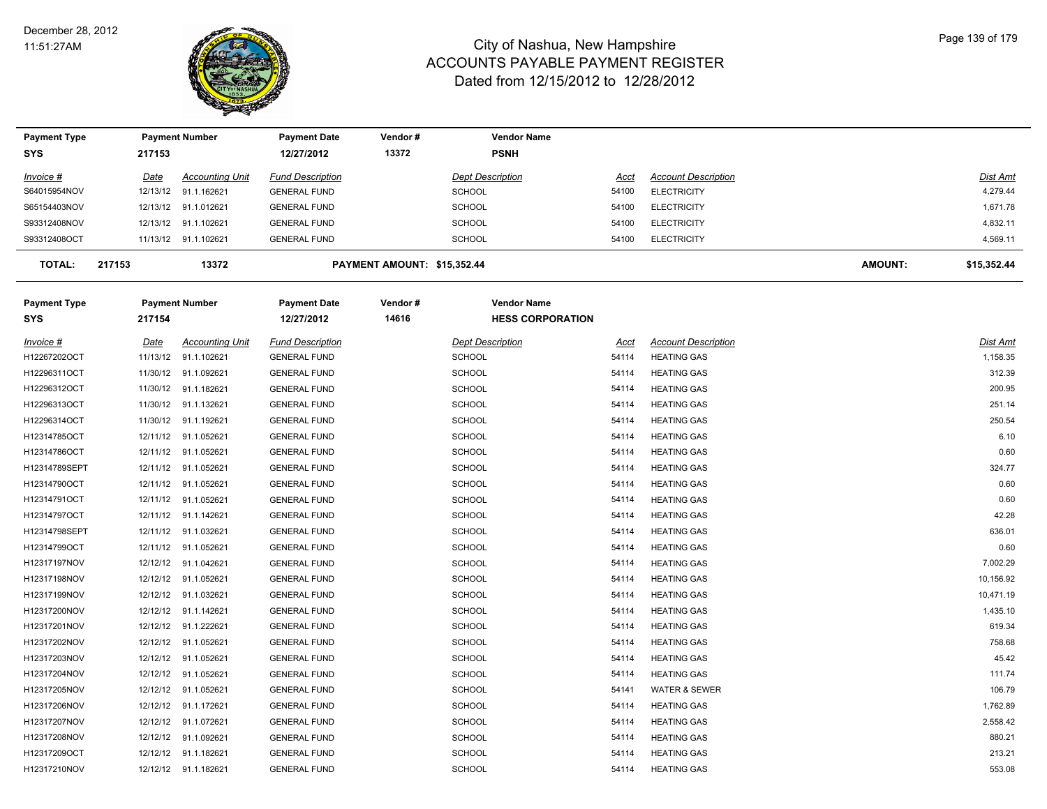# City of Nashua, New Hampshire
# ACCOUNTS PAYABLE PAYMENT REGISTER
## Dated from 12/15/2012 to 12/28/2012

December 28, 2012
11:51:27AM

| Payment Type | Payment Number | Payment Date | Vendor # | Vendor Name |
|---|---|---|---|---|
| SYS | 217153 | 12/27/2012 | 13372 | PSNH |

| Invoice # | Date | Accounting Unit | Fund Description | Dept Description | Acct | Account Description | Dist Amt |
|---|---|---|---|---|---|---|---|
| S64015954NOV | 12/13/12 | 91.1.162621 | GENERAL FUND | SCHOOL | 54100 | ELECTRICITY | 4,279.44 |
| S65154403NOV | 12/13/12 | 91.1.012621 | GENERAL FUND | SCHOOL | 54100 | ELECTRICITY | 1,671.78 |
| S93312408NOV | 12/13/12 | 91.1.102621 | GENERAL FUND | SCHOOL | 54100 | ELECTRICITY | 4,832.11 |
| S93312408OCT | 11/13/12 | 91.1.102621 | GENERAL FUND | SCHOOL | 54100 | ELECTRICITY | 4,569.11 |

**TOTAL: 217153 13372 PAYMENT AMOUNT: $15,352.44 AMOUNT: $15,352.44**

| Payment Type | Payment Number | Payment Date | Vendor # | Vendor Name |
|---|---|---|---|---|
| SYS | 217154 | 12/27/2012 | 14616 | HESS CORPORATION |

| Invoice # | Date | Accounting Unit | Fund Description | Dept Description | Acct | Account Description | Dist Amt |
|---|---|---|---|---|---|---|---|
| H12267202OCT | 11/13/12 | 91.1.102621 | GENERAL FUND | SCHOOL | 54114 | HEATING GAS | 1,158.35 |
| H12296311OCT | 11/30/12 | 91.1.092621 | GENERAL FUND | SCHOOL | 54114 | HEATING GAS | 312.39 |
| H12296312OCT | 11/30/12 | 91.1.182621 | GENERAL FUND | SCHOOL | 54114 | HEATING GAS | 200.95 |
| H12296313OCT | 11/30/12 | 91.1.132621 | GENERAL FUND | SCHOOL | 54114 | HEATING GAS | 251.14 |
| H12296314OCT | 11/30/12 | 91.1.192621 | GENERAL FUND | SCHOOL | 54114 | HEATING GAS | 250.54 |
| H12314785OCT | 12/11/12 | 91.1.052621 | GENERAL FUND | SCHOOL | 54114 | HEATING GAS | 6.10 |
| H12314786OCT | 12/11/12 | 91.1.052621 | GENERAL FUND | SCHOOL | 54114 | HEATING GAS | 0.60 |
| H12314789SEPT | 12/11/12 | 91.1.052621 | GENERAL FUND | SCHOOL | 54114 | HEATING GAS | 324.77 |
| H12314790OCT | 12/11/12 | 91.1.052621 | GENERAL FUND | SCHOOL | 54114 | HEATING GAS | 0.60 |
| H12314791OCT | 12/11/12 | 91.1.052621 | GENERAL FUND | SCHOOL | 54114 | HEATING GAS | 0.60 |
| H12314797OCT | 12/11/12 | 91.1.142621 | GENERAL FUND | SCHOOL | 54114 | HEATING GAS | 42.28 |
| H12314798SEPT | 12/11/12 | 91.1.032621 | GENERAL FUND | SCHOOL | 54114 | HEATING GAS | 636.01 |
| H12314799OCT | 12/11/12 | 91.1.052621 | GENERAL FUND | SCHOOL | 54114 | HEATING GAS | 0.60 |
| H12317197NOV | 12/12/12 | 91.1.042621 | GENERAL FUND | SCHOOL | 54114 | HEATING GAS | 7,002.29 |
| H12317198NOV | 12/12/12 | 91.1.052621 | GENERAL FUND | SCHOOL | 54114 | HEATING GAS | 10,156.92 |
| H12317199NOV | 12/12/12 | 91.1.032621 | GENERAL FUND | SCHOOL | 54114 | HEATING GAS | 10,471.19 |
| H12317200NOV | 12/12/12 | 91.1.142621 | GENERAL FUND | SCHOOL | 54114 | HEATING GAS | 1,435.10 |
| H12317201NOV | 12/12/12 | 91.1.222621 | GENERAL FUND | SCHOOL | 54114 | HEATING GAS | 619.34 |
| H12317202NOV | 12/12/12 | 91.1.052621 | GENERAL FUND | SCHOOL | 54114 | HEATING GAS | 758.68 |
| H12317203NOV | 12/12/12 | 91.1.052621 | GENERAL FUND | SCHOOL | 54114 | HEATING GAS | 45.42 |
| H12317204NOV | 12/12/12 | 91.1.052621 | GENERAL FUND | SCHOOL | 54114 | HEATING GAS | 111.74 |
| H12317205NOV | 12/12/12 | 91.1.052621 | GENERAL FUND | SCHOOL | 54141 | WATER & SEWER | 106.79 |
| H12317206NOV | 12/12/12 | 91.1.172621 | GENERAL FUND | SCHOOL | 54114 | HEATING GAS | 1,762.89 |
| H12317207NOV | 12/12/12 | 91.1.072621 | GENERAL FUND | SCHOOL | 54114 | HEATING GAS | 2,558.42 |
| H12317208NOV | 12/12/12 | 91.1.092621 | GENERAL FUND | SCHOOL | 54114 | HEATING GAS | 880.21 |
| H12317209OCT | 12/12/12 | 91.1.182621 | GENERAL FUND | SCHOOL | 54114 | HEATING GAS | 213.21 |
| H12317210NOV | 12/12/12 | 91.1.182621 | GENERAL FUND | SCHOOL | 54114 | HEATING GAS | 553.08 |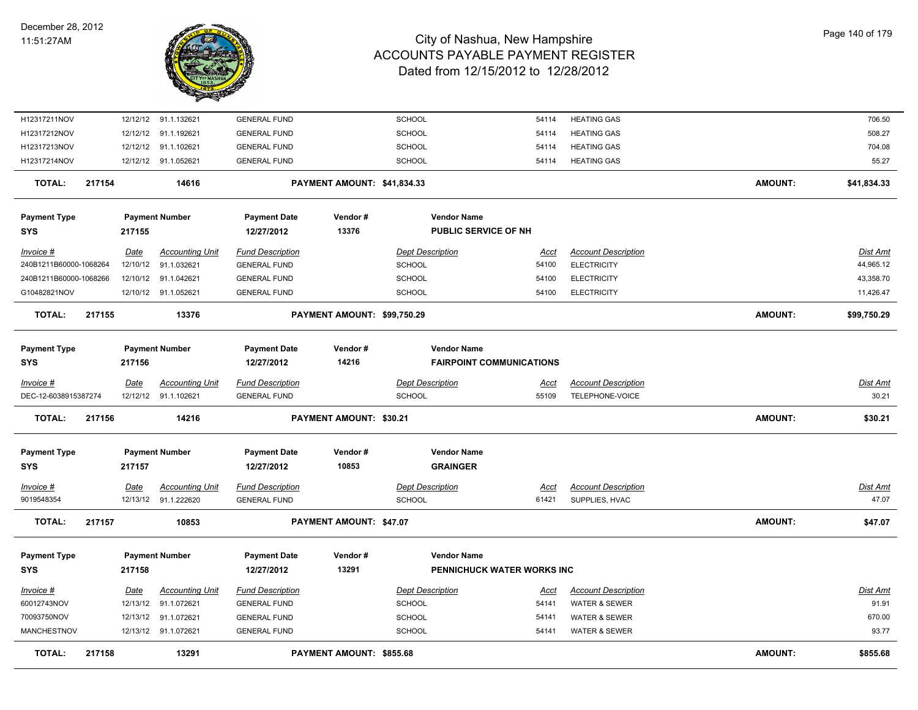| Invoice # | Date | Accounting Unit | Fund Description | Dept Description | Acct | Account Description | Dist Amt |
|---|---|---|---|---|---|---|---|
| H12317211NOV | 12/12/12 | 91.1.132621 | GENERAL FUND | SCHOOL | 54114 | HEATING GAS | 706.50 |
| H12317212NOV | 12/12/12 | 91.1.192621 | GENERAL FUND | SCHOOL | 54114 | HEATING GAS | 508.27 |
| H12317213NOV | 12/12/12 | 91.1.102621 | GENERAL FUND | SCHOOL | 54114 | HEATING GAS | 704.08 |
| H12317214NOV | 12/12/12 | 91.1.052621 | GENERAL FUND | SCHOOL | 54114 | HEATING GAS | 55.27 |

**TOTAL:** 217154 — 14616 — PAYMENT AMOUNT: $41,834.33 — AMOUNT: $41,834.33

| Payment Type | Payment Number | Payment Date | Vendor # | Vendor Name |
|---|---|---|---|---|
| SYS | 217155 | 12/27/2012 | 13376 | PUBLIC SERVICE OF NH |

| Invoice # | Date | Accounting Unit | Fund Description | Dept Description | Acct | Account Description | Dist Amt |
|---|---|---|---|---|---|---|---|
| 240B1211B60000-1068264 | 12/10/12 | 91.1.032621 | GENERAL FUND | SCHOOL | 54100 | ELECTRICITY | 44,965.12 |
| 240B1211B60000-1068266 | 12/10/12 | 91.1.042621 | GENERAL FUND | SCHOOL | 54100 | ELECTRICITY | 43,358.70 |
| G10482821NOV | 12/10/12 | 91.1.052621 | GENERAL FUND | SCHOOL | 54100 | ELECTRICITY | 11,426.47 |

**TOTAL:** 217155 — 13376 — PAYMENT AMOUNT: $99,750.29 — AMOUNT: $99,750.29

| Payment Type | Payment Number | Payment Date | Vendor # | Vendor Name |
|---|---|---|---|---|
| SYS | 217156 | 12/27/2012 | 14216 | FAIRPOINT COMMUNICATIONS |

| Invoice # | Date | Accounting Unit | Fund Description | Dept Description | Acct | Account Description | Dist Amt |
|---|---|---|---|---|---|---|---|
| DEC-12-6038915387274 | 12/12/12 | 91.1.102621 | GENERAL FUND | SCHOOL | 55109 | TELEPHONE-VOICE | 30.21 |

**TOTAL:** 217156 — 14216 — PAYMENT AMOUNT: $30.21 — AMOUNT: $30.21

| Payment Type | Payment Number | Payment Date | Vendor # | Vendor Name |
|---|---|---|---|---|
| SYS | 217157 | 12/27/2012 | 10853 | GRAINGER |

| Invoice # | Date | Accounting Unit | Fund Description | Dept Description | Acct | Account Description | Dist Amt |
|---|---|---|---|---|---|---|---|
| 9019548354 | 12/13/12 | 91.1.222620 | GENERAL FUND | SCHOOL | 61421 | SUPPLIES, HVAC | 47.07 |

**TOTAL:** 217157 — 10853 — PAYMENT AMOUNT: $47.07 — AMOUNT: $47.07

| Payment Type | Payment Number | Payment Date | Vendor # | Vendor Name |
|---|---|---|---|---|
| SYS | 217158 | 12/27/2012 | 13291 | PENNICHUCK WATER WORKS INC |

| Invoice # | Date | Accounting Unit | Fund Description | Dept Description | Acct | Account Description | Dist Amt |
|---|---|---|---|---|---|---|---|
| 60012743NOV | 12/13/12 | 91.1.072621 | GENERAL FUND | SCHOOL | 54141 | WATER & SEWER | 91.91 |
| 70093750NOV | 12/13/12 | 91.1.072621 | GENERAL FUND | SCHOOL | 54141 | WATER & SEWER | 670.00 |
| MANCHESTNOV | 12/13/12 | 91.1.072621 | GENERAL FUND | SCHOOL | 54141 | WATER & SEWER | 93.77 |

**TOTAL:** 217158 — 13291 — PAYMENT AMOUNT: $855.68 — AMOUNT: $855.68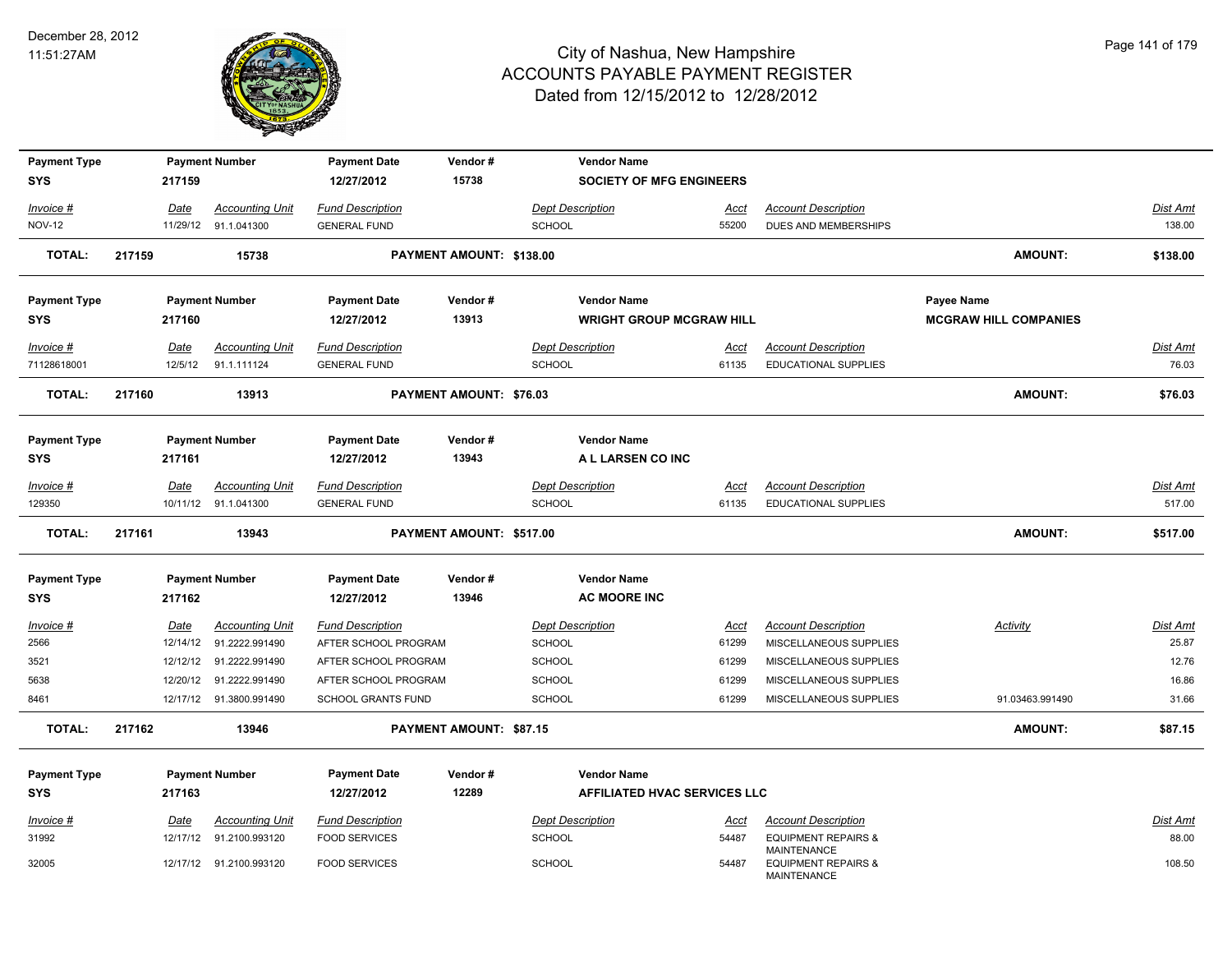# City of Nashua, New Hampshire
## ACCOUNTS PAYABLE PAYMENT REGISTER
### Dated from 12/15/2012 to 12/28/2012

December 28, 2012
11:51:27AM

| Payment Type | Payment Number | Payment Date | Vendor # | Vendor Name |
|---|---|---|---|---|
| SYS | 217159 | 12/27/2012 | 15738 | SOCIETY OF MFG ENGINEERS |

| Invoice # | Date | Accounting Unit | Fund Description | Dept Description | Acct | Account Description | Dist Amt |
|---|---|---|---|---|---|---|---|
| NOV-12 | 11/29/12 | 91.1.041300 | GENERAL FUND | SCHOOL | 55200 | DUES AND MEMBERSHIPS | 138.00 |

**TOTAL: 217159 15738 PAYMENT AMOUNT: $138.00 AMOUNT: $138.00**

| Payment Type | Payment Number | Payment Date | Vendor # | Vendor Name | Payee Name |
|---|---|---|---|---|---|
| SYS | 217160 | 12/27/2012 | 13913 | WRIGHT GROUP MCGRAW HILL | MCGRAW HILL COMPANIES |

| Invoice # | Date | Accounting Unit | Fund Description | Dept Description | Acct | Account Description | Dist Amt |
|---|---|---|---|---|---|---|---|
| 71128618001 | 12/5/12 | 91.1.111124 | GENERAL FUND | SCHOOL | 61135 | EDUCATIONAL SUPPLIES | 76.03 |

**TOTAL: 217160 13913 PAYMENT AMOUNT: $76.03 AMOUNT: $76.03**

| Payment Type | Payment Number | Payment Date | Vendor # | Vendor Name |
|---|---|---|---|---|
| SYS | 217161 | 12/27/2012 | 13943 | A L LARSEN CO INC |

| Invoice # | Date | Accounting Unit | Fund Description | Dept Description | Acct | Account Description | Dist Amt |
|---|---|---|---|---|---|---|---|
| 129350 | 10/11/12 | 91.1.041300 | GENERAL FUND | SCHOOL | 61135 | EDUCATIONAL SUPPLIES | 517.00 |

**TOTAL: 217161 13943 PAYMENT AMOUNT: $517.00 AMOUNT: $517.00**

| Payment Type | Payment Number | Payment Date | Vendor # | Vendor Name |
|---|---|---|---|---|
| SYS | 217162 | 12/27/2012 | 13946 | AC MOORE INC |

| Invoice # | Date | Accounting Unit | Fund Description | Dept Description | Acct | Account Description | Activity | Dist Amt |
|---|---|---|---|---|---|---|---|---|
| 2566 | 12/14/12 | 91.2222.991490 | AFTER SCHOOL PROGRAM | SCHOOL | 61299 | MISCELLANEOUS SUPPLIES | | 25.87 |
| 3521 | 12/12/12 | 91.2222.991490 | AFTER SCHOOL PROGRAM | SCHOOL | 61299 | MISCELLANEOUS SUPPLIES | | 12.76 |
| 5638 | 12/20/12 | 91.2222.991490 | AFTER SCHOOL PROGRAM | SCHOOL | 61299 | MISCELLANEOUS SUPPLIES | | 16.86 |
| 8461 | 12/17/12 | 91.3800.991490 | SCHOOL GRANTS FUND | SCHOOL | 61299 | MISCELLANEOUS SUPPLIES | 91.03463.991490 | 31.66 |

**TOTAL: 217162 13946 PAYMENT AMOUNT: $87.15 AMOUNT: $87.15**

| Payment Type | Payment Number | Payment Date | Vendor # | Vendor Name |
|---|---|---|---|---|
| SYS | 217163 | 12/27/2012 | 12289 | AFFILIATED HVAC SERVICES LLC |

| Invoice # | Date | Accounting Unit | Fund Description | Dept Description | Acct | Account Description | Dist Amt |
|---|---|---|---|---|---|---|---|
| 31992 | 12/17/12 | 91.2100.993120 | FOOD SERVICES | SCHOOL | 54487 | EQUIPMENT REPAIRS & MAINTENANCE | 88.00 |
| 32005 | 12/17/12 | 91.2100.993120 | FOOD SERVICES | SCHOOL | 54487 | EQUIPMENT REPAIRS & MAINTENANCE | 108.50 |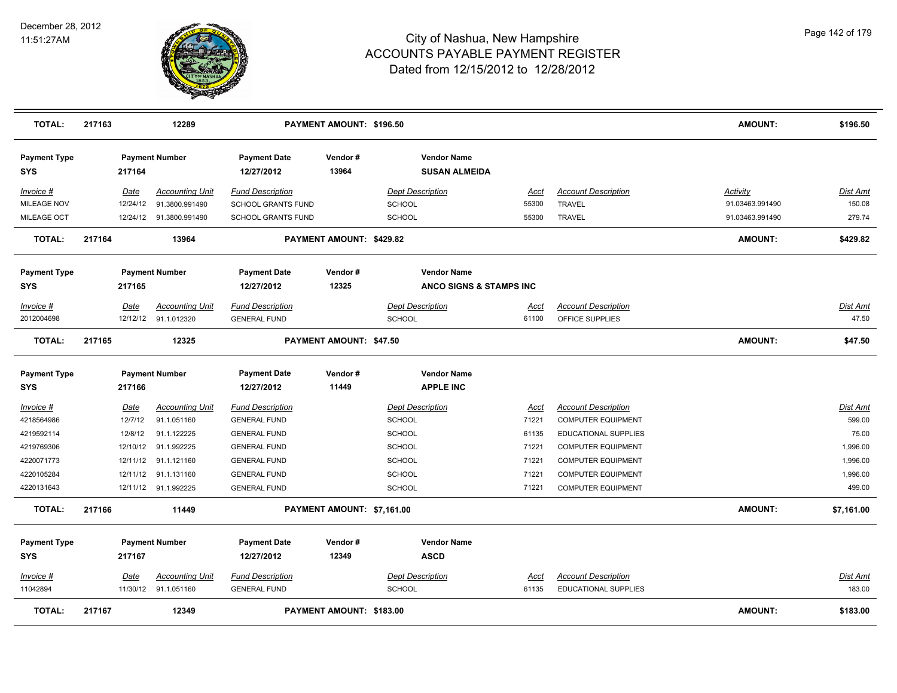# City of Nashua, New Hampshire
# ACCOUNTS PAYABLE PAYMENT REGISTER
## Dated from 12/15/2012 to 12/28/2012

December 28, 2012
11:51:27AM

| **TOTAL:** | **217163** | **12289** | | **PAYMENT AMOUNT: $196.50** | | | | **AMOUNT:** | **$196.50** |
|---|---|---|---|---|---|---|---|---|---|

| **Payment Type** | **Payment Number** | | **Payment Date** | **Vendor #** | **Vendor Name** | | | | |
|---|---|---|---|---|---|---|---|---|---|
| **SYS** | **217164** | | **12/27/2012** | **13964** | **SUSAN ALMEIDA** | | | | |
| *Invoice #* | *Date* | *Accounting Unit* | *Fund Description* | | *Dept Description* | *Acct* | *Account Description* | *Activity* | *Dist Amt* |
| MILEAGE NOV | 12/24/12 | 91.3800.991490 | SCHOOL GRANTS FUND | | SCHOOL | 55300 | TRAVEL | 91.03463.991490 | 150.08 |
| MILEAGE OCT | 12/24/12 | 91.3800.991490 | SCHOOL GRANTS FUND | | SCHOOL | 55300 | TRAVEL | 91.03463.991490 | 279.74 |
| **TOTAL:** | **217164** | **13964** | | **PAYMENT AMOUNT: $429.82** | | | | **AMOUNT:** | **$429.82** |

| **Payment Type** | **Payment Number** | | **Payment Date** | **Vendor #** | **Vendor Name** | | | | |
|---|---|---|---|---|---|---|---|---|---|
| **SYS** | **217165** | | **12/27/2012** | **12325** | **ANCO SIGNS & STAMPS INC** | | | | |
| *Invoice #* | *Date* | *Accounting Unit* | *Fund Description* | | *Dept Description* | *Acct* | *Account Description* | | *Dist Amt* |
| 2012004698 | 12/12/12 | 91.1.012320 | GENERAL FUND | | SCHOOL | 61100 | OFFICE SUPPLIES | | 47.50 |
| **TOTAL:** | **217165** | **12325** | | **PAYMENT AMOUNT: $47.50** | | | | **AMOUNT:** | **$47.50** |

| **Payment Type** | **Payment Number** | | **Payment Date** | **Vendor #** | **Vendor Name** | | | | |
|---|---|---|---|---|---|---|---|---|---|
| **SYS** | **217166** | | **12/27/2012** | **11449** | **APPLE INC** | | | | |
| *Invoice #* | *Date* | *Accounting Unit* | *Fund Description* | | *Dept Description* | *Acct* | *Account Description* | | *Dist Amt* |
| 4218564986 | 12/7/12 | 91.1.051160 | GENERAL FUND | | SCHOOL | 71221 | COMPUTER EQUIPMENT | | 599.00 |
| 4219592114 | 12/8/12 | 91.1.122225 | GENERAL FUND | | SCHOOL | 61135 | EDUCATIONAL SUPPLIES | | 75.00 |
| 4219769306 | 12/10/12 | 91.1.992225 | GENERAL FUND | | SCHOOL | 71221 | COMPUTER EQUIPMENT | | 1,996.00 |
| 4220071773 | 12/11/12 | 91.1.121160 | GENERAL FUND | | SCHOOL | 71221 | COMPUTER EQUIPMENT | | 1,996.00 |
| 4220105284 | 12/11/12 | 91.1.131160 | GENERAL FUND | | SCHOOL | 71221 | COMPUTER EQUIPMENT | | 1,996.00 |
| 4220131643 | 12/11/12 | 91.1.992225 | GENERAL FUND | | SCHOOL | 71221 | COMPUTER EQUIPMENT | | 499.00 |
| **TOTAL:** | **217166** | **11449** | | **PAYMENT AMOUNT: $7,161.00** | | | | **AMOUNT:** | **$7,161.00** |

| **Payment Type** | **Payment Number** | | **Payment Date** | **Vendor #** | **Vendor Name** | | | | |
|---|---|---|---|---|---|---|---|---|---|
| **SYS** | **217167** | | **12/27/2012** | **12349** | **ASCD** | | | | |
| *Invoice #* | *Date* | *Accounting Unit* | *Fund Description* | | *Dept Description* | *Acct* | *Account Description* | | *Dist Amt* |
| 11042894 | 11/30/12 | 91.1.051160 | GENERAL FUND | | SCHOOL | 61135 | EDUCATIONAL SUPPLIES | | 183.00 |
| **TOTAL:** | **217167** | **12349** | | **PAYMENT AMOUNT: $183.00** | | | | **AMOUNT:** | **$183.00** |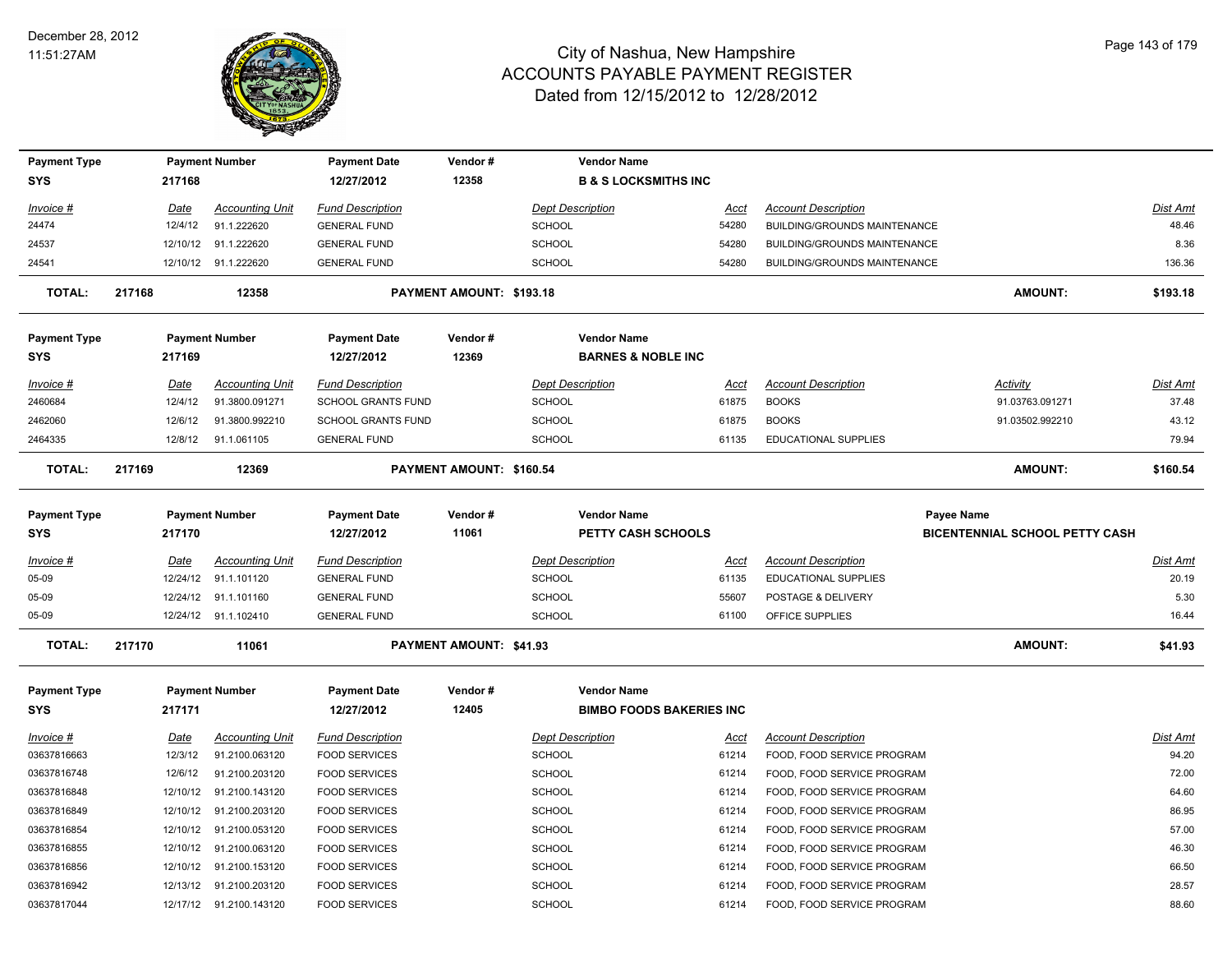# City of Nashua, New Hampshire
## ACCOUNTS PAYABLE PAYMENT REGISTER
### Dated from 12/15/2012 to 12/28/2012

December 28, 2012
11:51:27AM

| Payment Type | Payment Number | Payment Date | Vendor # | Vendor Name |
|---|---|---|---|---|
| SYS | 217168 | 12/27/2012 | 12358 | B & S LOCKSMITHS INC |

| Invoice # | Date | Accounting Unit | Fund Description | Dept Description | Acct | Account Description | Dist Amt |
|---|---|---|---|---|---|---|---|
| 24474 | 12/4/12 | 91.1.222620 | GENERAL FUND | SCHOOL | 54280 | BUILDING/GROUNDS MAINTENANCE | 48.46 |
| 24537 | 12/10/12 | 91.1.222620 | GENERAL FUND | SCHOOL | 54280 | BUILDING/GROUNDS MAINTENANCE | 8.36 |
| 24541 | 12/10/12 | 91.1.222620 | GENERAL FUND | SCHOOL | 54280 | BUILDING/GROUNDS MAINTENANCE | 136.36 |

**TOTAL: 217168 12358 PAYMENT AMOUNT: $193.18 AMOUNT: $193.18**

| Payment Type | Payment Number | Payment Date | Vendor # | Vendor Name |
|---|---|---|---|---|
| SYS | 217169 | 12/27/2012 | 12369 | BARNES & NOBLE INC |

| Invoice # | Date | Accounting Unit | Fund Description | Dept Description | Acct | Account Description | Activity | Dist Amt |
|---|---|---|---|---|---|---|---|---|
| 2460684 | 12/4/12 | 91.3800.091271 | SCHOOL GRANTS FUND | SCHOOL | 61875 | BOOKS | 91.03763.091271 | 37.48 |
| 2462060 | 12/6/12 | 91.3800.992210 | SCHOOL GRANTS FUND | SCHOOL | 61875 | BOOKS | 91.03502.992210 | 43.12 |
| 2464335 | 12/8/12 | 91.1.061105 | GENERAL FUND | SCHOOL | 61135 | EDUCATIONAL SUPPLIES | | 79.94 |

**TOTAL: 217169 12369 PAYMENT AMOUNT: $160.54 AMOUNT: $160.54**

| Payment Type | Payment Number | Payment Date | Vendor # | Vendor Name | Payee Name |
|---|---|---|---|---|---|
| SYS | 217170 | 12/27/2012 | 11061 | PETTY CASH SCHOOLS | BICENTENNIAL SCHOOL PETTY CASH |

| Invoice # | Date | Accounting Unit | Fund Description | Dept Description | Acct | Account Description | Dist Amt |
|---|---|---|---|---|---|---|---|
| 05-09 | 12/24/12 | 91.1.101120 | GENERAL FUND | SCHOOL | 61135 | EDUCATIONAL SUPPLIES | 20.19 |
| 05-09 | 12/24/12 | 91.1.101160 | GENERAL FUND | SCHOOL | 55607 | POSTAGE & DELIVERY | 5.30 |
| 05-09 | 12/24/12 | 91.1.102410 | GENERAL FUND | SCHOOL | 61100 | OFFICE SUPPLIES | 16.44 |

**TOTAL: 217170 11061 PAYMENT AMOUNT: $41.93 AMOUNT: $41.93**

| Payment Type | Payment Number | Payment Date | Vendor # | Vendor Name |
|---|---|---|---|---|
| SYS | 217171 | 12/27/2012 | 12405 | BIMBO FOODS BAKERIES INC |

| Invoice # | Date | Accounting Unit | Fund Description | Dept Description | Acct | Account Description | Dist Amt |
|---|---|---|---|---|---|---|---|
| 03637816663 | 12/3/12 | 91.2100.063120 | FOOD SERVICES | SCHOOL | 61214 | FOOD, FOOD SERVICE PROGRAM | 94.20 |
| 03637816748 | 12/6/12 | 91.2100.203120 | FOOD SERVICES | SCHOOL | 61214 | FOOD, FOOD SERVICE PROGRAM | 72.00 |
| 03637816848 | 12/10/12 | 91.2100.143120 | FOOD SERVICES | SCHOOL | 61214 | FOOD, FOOD SERVICE PROGRAM | 64.60 |
| 03637816849 | 12/10/12 | 91.2100.203120 | FOOD SERVICES | SCHOOL | 61214 | FOOD, FOOD SERVICE PROGRAM | 86.95 |
| 03637816854 | 12/10/12 | 91.2100.053120 | FOOD SERVICES | SCHOOL | 61214 | FOOD, FOOD SERVICE PROGRAM | 57.00 |
| 03637816855 | 12/10/12 | 91.2100.063120 | FOOD SERVICES | SCHOOL | 61214 | FOOD, FOOD SERVICE PROGRAM | 46.30 |
| 03637816856 | 12/10/12 | 91.2100.153120 | FOOD SERVICES | SCHOOL | 61214 | FOOD, FOOD SERVICE PROGRAM | 66.50 |
| 03637816942 | 12/13/12 | 91.2100.203120 | FOOD SERVICES | SCHOOL | 61214 | FOOD, FOOD SERVICE PROGRAM | 28.57 |
| 03637817044 | 12/17/12 | 91.2100.143120 | FOOD SERVICES | SCHOOL | 61214 | FOOD, FOOD SERVICE PROGRAM | 88.60 |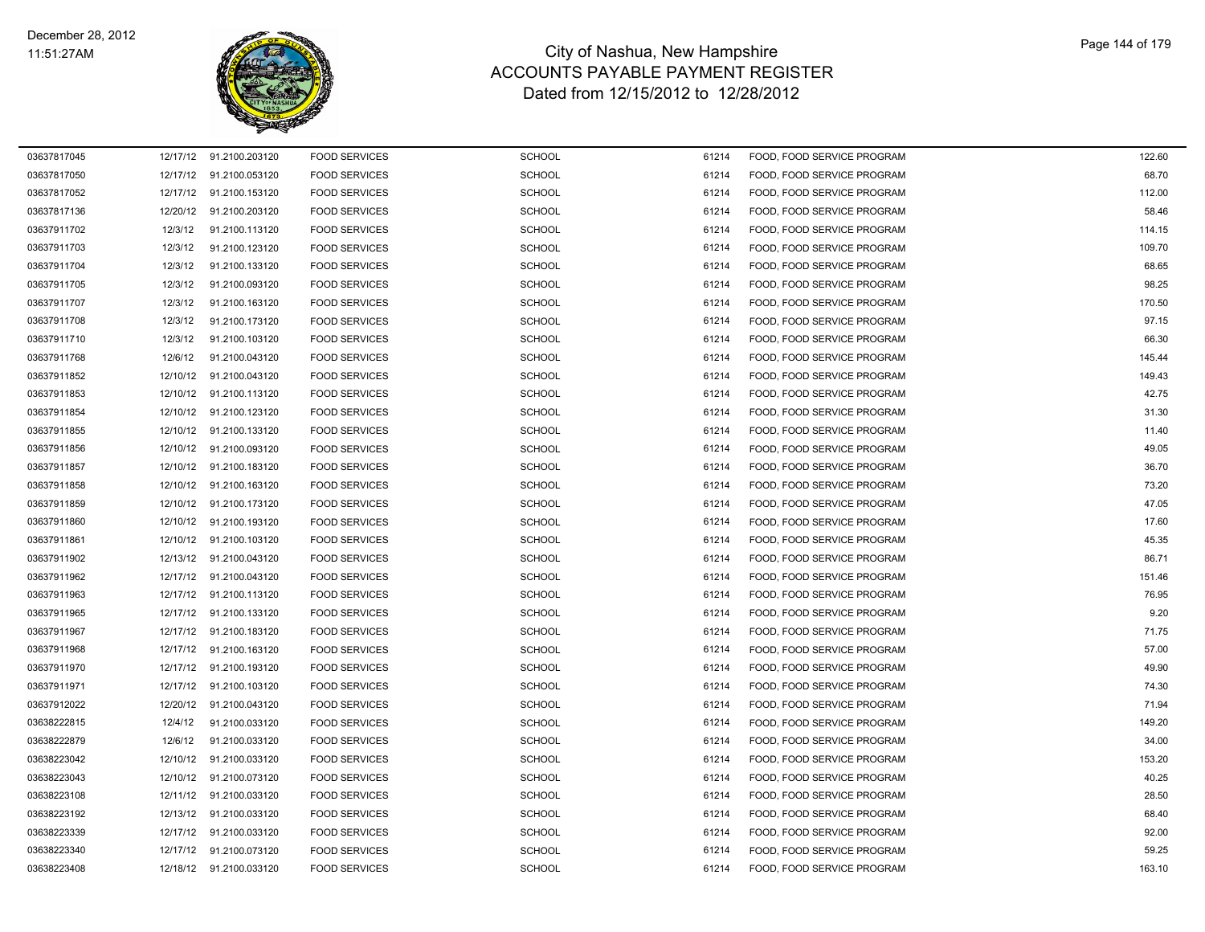# City of Nashua, New Hampshire
## ACCOUNTS PAYABLE PAYMENT REGISTER
### Dated from 12/15/2012 to 12/28/2012

December 28, 2012
11:51:27AM

| | | | | | | | |
|---|---|---|---|---|---|---|---|
| 03637817045 | 12/17/12 | 91.2100.203120 | FOOD SERVICES | SCHOOL | 61214 | FOOD, FOOD SERVICE PROGRAM | 122.60 |
| 03637817050 | 12/17/12 | 91.2100.053120 | FOOD SERVICES | SCHOOL | 61214 | FOOD, FOOD SERVICE PROGRAM | 68.70 |
| 03637817052 | 12/17/12 | 91.2100.153120 | FOOD SERVICES | SCHOOL | 61214 | FOOD, FOOD SERVICE PROGRAM | 112.00 |
| 03637817136 | 12/20/12 | 91.2100.203120 | FOOD SERVICES | SCHOOL | 61214 | FOOD, FOOD SERVICE PROGRAM | 58.46 |
| 03637911702 | 12/3/12 | 91.2100.113120 | FOOD SERVICES | SCHOOL | 61214 | FOOD, FOOD SERVICE PROGRAM | 114.15 |
| 03637911703 | 12/3/12 | 91.2100.123120 | FOOD SERVICES | SCHOOL | 61214 | FOOD, FOOD SERVICE PROGRAM | 109.70 |
| 03637911704 | 12/3/12 | 91.2100.133120 | FOOD SERVICES | SCHOOL | 61214 | FOOD, FOOD SERVICE PROGRAM | 68.65 |
| 03637911705 | 12/3/12 | 91.2100.093120 | FOOD SERVICES | SCHOOL | 61214 | FOOD, FOOD SERVICE PROGRAM | 98.25 |
| 03637911707 | 12/3/12 | 91.2100.163120 | FOOD SERVICES | SCHOOL | 61214 | FOOD, FOOD SERVICE PROGRAM | 170.50 |
| 03637911708 | 12/3/12 | 91.2100.173120 | FOOD SERVICES | SCHOOL | 61214 | FOOD, FOOD SERVICE PROGRAM | 97.15 |
| 03637911710 | 12/3/12 | 91.2100.103120 | FOOD SERVICES | SCHOOL | 61214 | FOOD, FOOD SERVICE PROGRAM | 66.30 |
| 03637911768 | 12/6/12 | 91.2100.043120 | FOOD SERVICES | SCHOOL | 61214 | FOOD, FOOD SERVICE PROGRAM | 145.44 |
| 03637911852 | 12/10/12 | 91.2100.043120 | FOOD SERVICES | SCHOOL | 61214 | FOOD, FOOD SERVICE PROGRAM | 149.43 |
| 03637911853 | 12/10/12 | 91.2100.113120 | FOOD SERVICES | SCHOOL | 61214 | FOOD, FOOD SERVICE PROGRAM | 42.75 |
| 03637911854 | 12/10/12 | 91.2100.123120 | FOOD SERVICES | SCHOOL | 61214 | FOOD, FOOD SERVICE PROGRAM | 31.30 |
| 03637911855 | 12/10/12 | 91.2100.133120 | FOOD SERVICES | SCHOOL | 61214 | FOOD, FOOD SERVICE PROGRAM | 11.40 |
| 03637911856 | 12/10/12 | 91.2100.093120 | FOOD SERVICES | SCHOOL | 61214 | FOOD, FOOD SERVICE PROGRAM | 49.05 |
| 03637911857 | 12/10/12 | 91.2100.183120 | FOOD SERVICES | SCHOOL | 61214 | FOOD, FOOD SERVICE PROGRAM | 36.70 |
| 03637911858 | 12/10/12 | 91.2100.163120 | FOOD SERVICES | SCHOOL | 61214 | FOOD, FOOD SERVICE PROGRAM | 73.20 |
| 03637911859 | 12/10/12 | 91.2100.173120 | FOOD SERVICES | SCHOOL | 61214 | FOOD, FOOD SERVICE PROGRAM | 47.05 |
| 03637911860 | 12/10/12 | 91.2100.193120 | FOOD SERVICES | SCHOOL | 61214 | FOOD, FOOD SERVICE PROGRAM | 17.60 |
| 03637911861 | 12/10/12 | 91.2100.103120 | FOOD SERVICES | SCHOOL | 61214 | FOOD, FOOD SERVICE PROGRAM | 45.35 |
| 03637911902 | 12/13/12 | 91.2100.043120 | FOOD SERVICES | SCHOOL | 61214 | FOOD, FOOD SERVICE PROGRAM | 86.71 |
| 03637911962 | 12/17/12 | 91.2100.043120 | FOOD SERVICES | SCHOOL | 61214 | FOOD, FOOD SERVICE PROGRAM | 151.46 |
| 03637911963 | 12/17/12 | 91.2100.113120 | FOOD SERVICES | SCHOOL | 61214 | FOOD, FOOD SERVICE PROGRAM | 76.95 |
| 03637911965 | 12/17/12 | 91.2100.133120 | FOOD SERVICES | SCHOOL | 61214 | FOOD, FOOD SERVICE PROGRAM | 9.20 |
| 03637911967 | 12/17/12 | 91.2100.183120 | FOOD SERVICES | SCHOOL | 61214 | FOOD, FOOD SERVICE PROGRAM | 71.75 |
| 03637911968 | 12/17/12 | 91.2100.163120 | FOOD SERVICES | SCHOOL | 61214 | FOOD, FOOD SERVICE PROGRAM | 57.00 |
| 03637911970 | 12/17/12 | 91.2100.193120 | FOOD SERVICES | SCHOOL | 61214 | FOOD, FOOD SERVICE PROGRAM | 49.90 |
| 03637911971 | 12/17/12 | 91.2100.103120 | FOOD SERVICES | SCHOOL | 61214 | FOOD, FOOD SERVICE PROGRAM | 74.30 |
| 03637912022 | 12/20/12 | 91.2100.043120 | FOOD SERVICES | SCHOOL | 61214 | FOOD, FOOD SERVICE PROGRAM | 71.94 |
| 03638222815 | 12/4/12 | 91.2100.033120 | FOOD SERVICES | SCHOOL | 61214 | FOOD, FOOD SERVICE PROGRAM | 149.20 |
| 03638222879 | 12/6/12 | 91.2100.033120 | FOOD SERVICES | SCHOOL | 61214 | FOOD, FOOD SERVICE PROGRAM | 34.00 |
| 03638223042 | 12/10/12 | 91.2100.033120 | FOOD SERVICES | SCHOOL | 61214 | FOOD, FOOD SERVICE PROGRAM | 153.20 |
| 03638223043 | 12/10/12 | 91.2100.073120 | FOOD SERVICES | SCHOOL | 61214 | FOOD, FOOD SERVICE PROGRAM | 40.25 |
| 03638223108 | 12/11/12 | 91.2100.033120 | FOOD SERVICES | SCHOOL | 61214 | FOOD, FOOD SERVICE PROGRAM | 28.50 |
| 03638223192 | 12/13/12 | 91.2100.033120 | FOOD SERVICES | SCHOOL | 61214 | FOOD, FOOD SERVICE PROGRAM | 68.40 |
| 03638223339 | 12/17/12 | 91.2100.033120 | FOOD SERVICES | SCHOOL | 61214 | FOOD, FOOD SERVICE PROGRAM | 92.00 |
| 03638223340 | 12/17/12 | 91.2100.073120 | FOOD SERVICES | SCHOOL | 61214 | FOOD, FOOD SERVICE PROGRAM | 59.25 |
| 03638223408 | 12/18/12 | 91.2100.033120 | FOOD SERVICES | SCHOOL | 61214 | FOOD, FOOD SERVICE PROGRAM | 163.10 |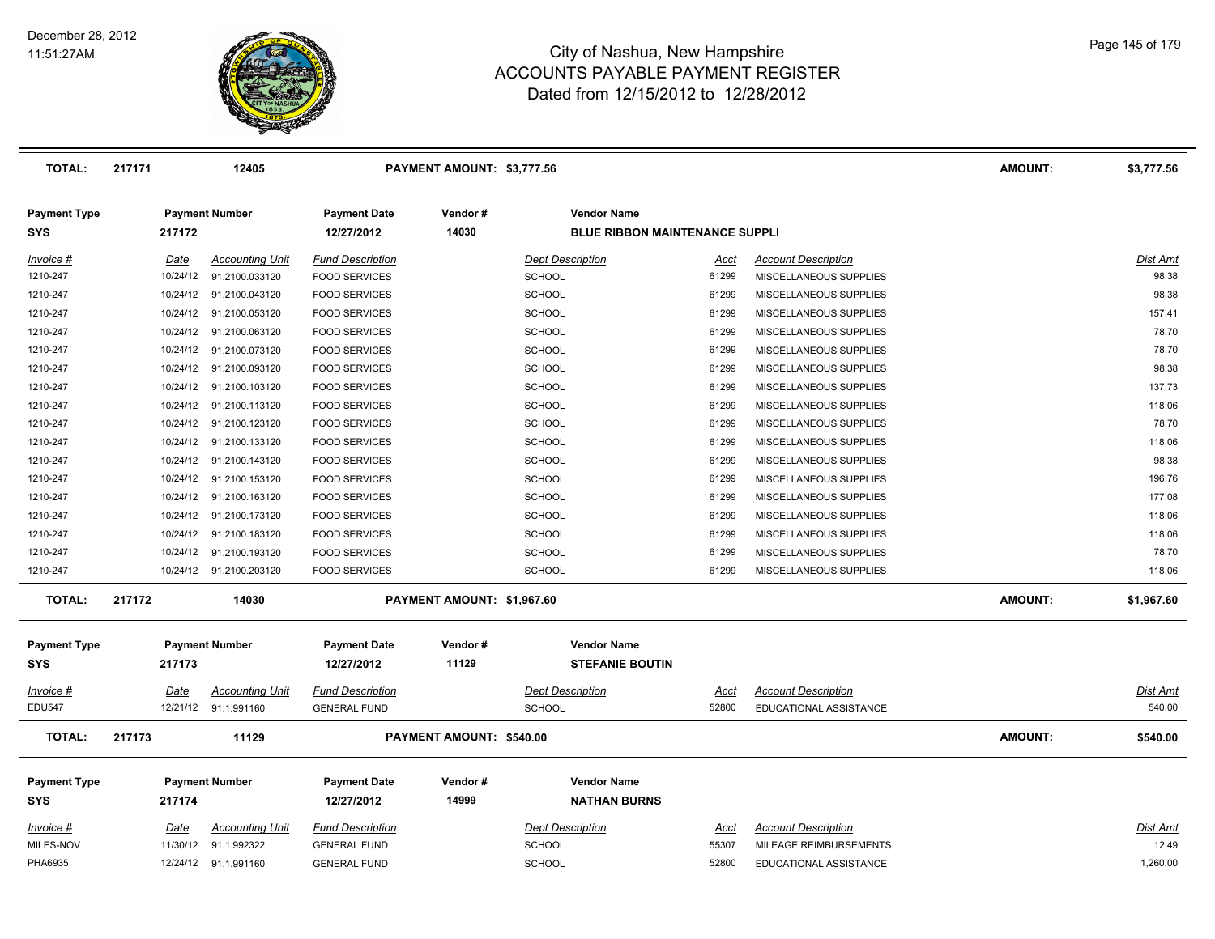# City of Nashua, New Hampshire
## ACCOUNTS PAYABLE PAYMENT REGISTER
### Dated from 12/15/2012 to 12/28/2012

| TOTAL: | 217171 | 12405 | PAYMENT AMOUNT: $3,777.56 | AMOUNT: | $3,777.56 |
|---|---|---|---|---|---|

| Payment Type | Payment Number | Payment Date | Vendor # | Vendor Name |
|---|---|---|---|---|
| SYS | 217172 | 12/27/2012 | 14030 | BLUE RIBBON MAINTENANCE SUPPLI |

| Invoice # | Date | Accounting Unit | Fund Description | Dept Description | Acct | Account Description | Dist Amt |
|---|---|---|---|---|---|---|---|
| 1210-247 | 10/24/12 | 91.2100.033120 | FOOD SERVICES | SCHOOL | 61299 | MISCELLANEOUS SUPPLIES | 98.38 |
| 1210-247 | 10/24/12 | 91.2100.043120 | FOOD SERVICES | SCHOOL | 61299 | MISCELLANEOUS SUPPLIES | 98.38 |
| 1210-247 | 10/24/12 | 91.2100.053120 | FOOD SERVICES | SCHOOL | 61299 | MISCELLANEOUS SUPPLIES | 157.41 |
| 1210-247 | 10/24/12 | 91.2100.063120 | FOOD SERVICES | SCHOOL | 61299 | MISCELLANEOUS SUPPLIES | 78.70 |
| 1210-247 | 10/24/12 | 91.2100.073120 | FOOD SERVICES | SCHOOL | 61299 | MISCELLANEOUS SUPPLIES | 78.70 |
| 1210-247 | 10/24/12 | 91.2100.093120 | FOOD SERVICES | SCHOOL | 61299 | MISCELLANEOUS SUPPLIES | 98.38 |
| 1210-247 | 10/24/12 | 91.2100.103120 | FOOD SERVICES | SCHOOL | 61299 | MISCELLANEOUS SUPPLIES | 137.73 |
| 1210-247 | 10/24/12 | 91.2100.113120 | FOOD SERVICES | SCHOOL | 61299 | MISCELLANEOUS SUPPLIES | 118.06 |
| 1210-247 | 10/24/12 | 91.2100.123120 | FOOD SERVICES | SCHOOL | 61299 | MISCELLANEOUS SUPPLIES | 78.70 |
| 1210-247 | 10/24/12 | 91.2100.133120 | FOOD SERVICES | SCHOOL | 61299 | MISCELLANEOUS SUPPLIES | 118.06 |
| 1210-247 | 10/24/12 | 91.2100.143120 | FOOD SERVICES | SCHOOL | 61299 | MISCELLANEOUS SUPPLIES | 98.38 |
| 1210-247 | 10/24/12 | 91.2100.153120 | FOOD SERVICES | SCHOOL | 61299 | MISCELLANEOUS SUPPLIES | 196.76 |
| 1210-247 | 10/24/12 | 91.2100.163120 | FOOD SERVICES | SCHOOL | 61299 | MISCELLANEOUS SUPPLIES | 177.08 |
| 1210-247 | 10/24/12 | 91.2100.173120 | FOOD SERVICES | SCHOOL | 61299 | MISCELLANEOUS SUPPLIES | 118.06 |
| 1210-247 | 10/24/12 | 91.2100.183120 | FOOD SERVICES | SCHOOL | 61299 | MISCELLANEOUS SUPPLIES | 118.06 |
| 1210-247 | 10/24/12 | 91.2100.193120 | FOOD SERVICES | SCHOOL | 61299 | MISCELLANEOUS SUPPLIES | 78.70 |
| 1210-247 | 10/24/12 | 91.2100.203120 | FOOD SERVICES | SCHOOL | 61299 | MISCELLANEOUS SUPPLIES | 118.06 |

| TOTAL: | 217172 | 14030 | PAYMENT AMOUNT: $1,967.60 | AMOUNT: | $1,967.60 |
|---|---|---|---|---|---|

| Payment Type | Payment Number | Payment Date | Vendor # | Vendor Name |
|---|---|---|---|---|
| SYS | 217173 | 12/27/2012 | 11129 | STEFANIE BOUTIN |

| Invoice # | Date | Accounting Unit | Fund Description | Dept Description | Acct | Account Description | Dist Amt |
|---|---|---|---|---|---|---|---|
| EDU547 | 12/21/12 | 91.1.991160 | GENERAL FUND | SCHOOL | 52800 | EDUCATIONAL ASSISTANCE | 540.00 |

| TOTAL: | 217173 | 11129 | PAYMENT AMOUNT: $540.00 | AMOUNT: | $540.00 |
|---|---|---|---|---|---|

| Payment Type | Payment Number | Payment Date | Vendor # | Vendor Name |
|---|---|---|---|---|
| SYS | 217174 | 12/27/2012 | 14999 | NATHAN BURNS |

| Invoice # | Date | Accounting Unit | Fund Description | Dept Description | Acct | Account Description | Dist Amt |
|---|---|---|---|---|---|---|---|
| MILES-NOV | 11/30/12 | 91.1.992322 | GENERAL FUND | SCHOOL | 55307 | MILEAGE REIMBURSEMENTS | 12.49 |
| PHA6935 | 12/24/12 | 91.1.991160 | GENERAL FUND | SCHOOL | 52800 | EDUCATIONAL ASSISTANCE | 1,260.00 |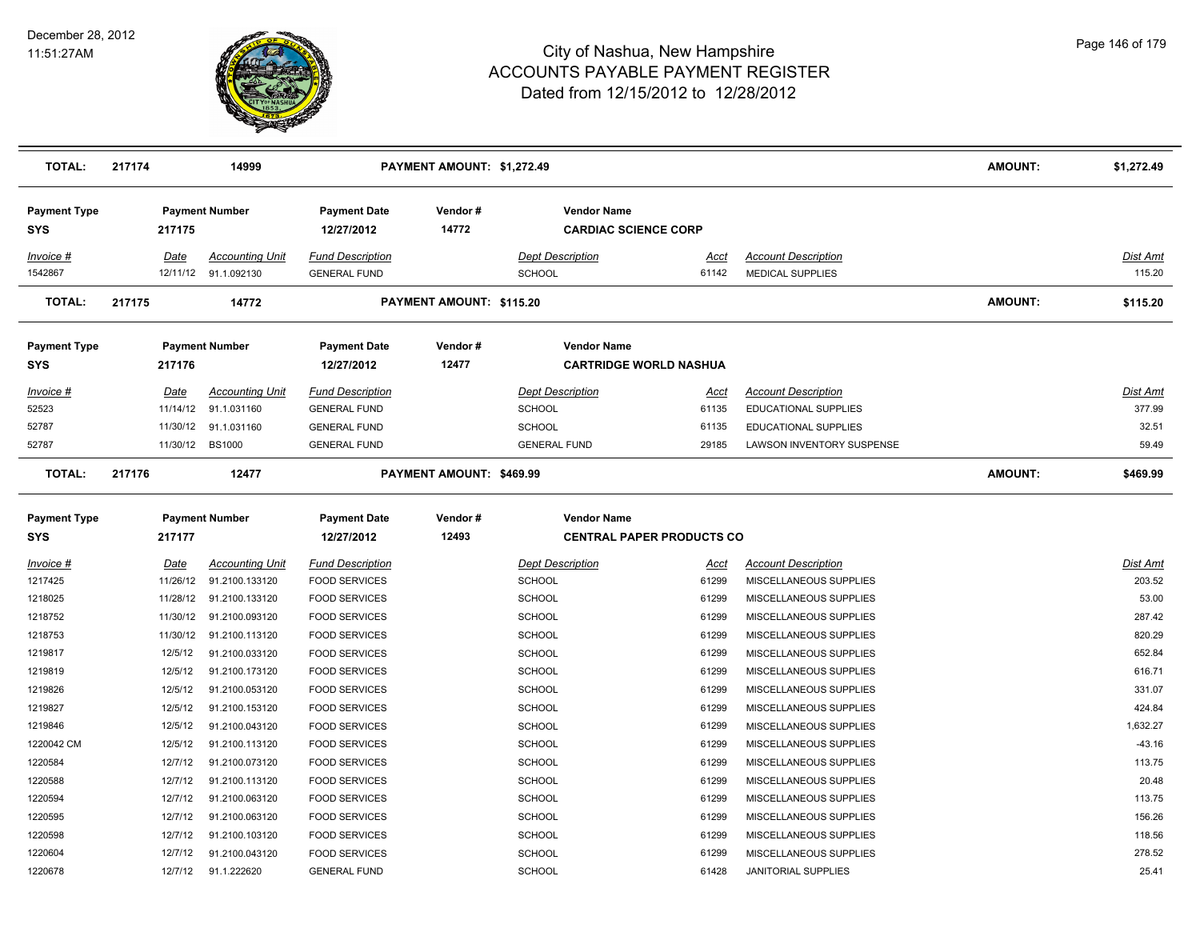# City of Nashua, New Hampshire
# ACCOUNTS PAYABLE PAYMENT REGISTER
## Dated from 12/15/2012 to 12/28/2012

December 28, 2012
11:51:27AM

| **TOTAL:** | **217174** | **14999** | | **PAYMENT AMOUNT: $1,272.49** | | | | **AMOUNT:** | **$1,272.49** |
|---|---|---|---|---|---|---|---|---|---|

**Payment Type:** SYS | **Payment Number:** 217175 | **Payment Date:** 12/27/2012 | **Vendor #:** 14772 | **Vendor Name:** CARDIAC SCIENCE CORP

| Invoice # | Date | Accounting Unit | Fund Description | Dept Description | Acct | Account Description | Dist Amt |
|---|---|---|---|---|---|---|---|
| 1542867 | 12/11/12 | 91.1.092130 | GENERAL FUND | SCHOOL | 61142 | MEDICAL SUPPLIES | 115.20 |

**TOTAL:** 217175 | 14772 | **PAYMENT AMOUNT: $115.20** | **AMOUNT: $115.20**

**Payment Type:** SYS | **Payment Number:** 217176 | **Payment Date:** 12/27/2012 | **Vendor #:** 12477 | **Vendor Name:** CARTRIDGE WORLD NASHUA

| Invoice # | Date | Accounting Unit | Fund Description | Dept Description | Acct | Account Description | Dist Amt |
|---|---|---|---|---|---|---|---|
| 52523 | 11/14/12 | 91.1.031160 | GENERAL FUND | SCHOOL | 61135 | EDUCATIONAL SUPPLIES | 377.99 |
| 52787 | 11/30/12 | 91.1.031160 | GENERAL FUND | SCHOOL | 61135 | EDUCATIONAL SUPPLIES | 32.51 |
| 52787 | 11/30/12 | BS1000 | GENERAL FUND | GENERAL FUND | 29185 | LAWSON INVENTORY SUSPENSE | 59.49 |

**TOTAL:** 217176 | 12477 | **PAYMENT AMOUNT: $469.99** | **AMOUNT: $469.99**

**Payment Type:** SYS | **Payment Number:** 217177 | **Payment Date:** 12/27/2012 | **Vendor #:** 12493 | **Vendor Name:** CENTRAL PAPER PRODUCTS CO

| Invoice # | Date | Accounting Unit | Fund Description | Dept Description | Acct | Account Description | Dist Amt |
|---|---|---|---|---|---|---|---|
| 1217425 | 11/26/12 | 91.2100.133120 | FOOD SERVICES | SCHOOL | 61299 | MISCELLANEOUS SUPPLIES | 203.52 |
| 1218025 | 11/28/12 | 91.2100.133120 | FOOD SERVICES | SCHOOL | 61299 | MISCELLANEOUS SUPPLIES | 53.00 |
| 1218752 | 11/30/12 | 91.2100.093120 | FOOD SERVICES | SCHOOL | 61299 | MISCELLANEOUS SUPPLIES | 287.42 |
| 1218753 | 11/30/12 | 91.2100.113120 | FOOD SERVICES | SCHOOL | 61299 | MISCELLANEOUS SUPPLIES | 820.29 |
| 1219817 | 12/5/12 | 91.2100.033120 | FOOD SERVICES | SCHOOL | 61299 | MISCELLANEOUS SUPPLIES | 652.84 |
| 1219819 | 12/5/12 | 91.2100.173120 | FOOD SERVICES | SCHOOL | 61299 | MISCELLANEOUS SUPPLIES | 616.71 |
| 1219826 | 12/5/12 | 91.2100.053120 | FOOD SERVICES | SCHOOL | 61299 | MISCELLANEOUS SUPPLIES | 331.07 |
| 1219827 | 12/5/12 | 91.2100.153120 | FOOD SERVICES | SCHOOL | 61299 | MISCELLANEOUS SUPPLIES | 424.84 |
| 1219846 | 12/5/12 | 91.2100.043120 | FOOD SERVICES | SCHOOL | 61299 | MISCELLANEOUS SUPPLIES | 1,632.27 |
| 1220042 CM | 12/5/12 | 91.2100.113120 | FOOD SERVICES | SCHOOL | 61299 | MISCELLANEOUS SUPPLIES | -43.16 |
| 1220584 | 12/7/12 | 91.2100.073120 | FOOD SERVICES | SCHOOL | 61299 | MISCELLANEOUS SUPPLIES | 113.75 |
| 1220588 | 12/7/12 | 91.2100.113120 | FOOD SERVICES | SCHOOL | 61299 | MISCELLANEOUS SUPPLIES | 20.48 |
| 1220594 | 12/7/12 | 91.2100.063120 | FOOD SERVICES | SCHOOL | 61299 | MISCELLANEOUS SUPPLIES | 113.75 |
| 1220595 | 12/7/12 | 91.2100.063120 | FOOD SERVICES | SCHOOL | 61299 | MISCELLANEOUS SUPPLIES | 156.26 |
| 1220598 | 12/7/12 | 91.2100.103120 | FOOD SERVICES | SCHOOL | 61299 | MISCELLANEOUS SUPPLIES | 118.56 |
| 1220604 | 12/7/12 | 91.2100.043120 | FOOD SERVICES | SCHOOL | 61299 | MISCELLANEOUS SUPPLIES | 278.52 |
| 1220678 | 12/7/12 | 91.1.222620 | GENERAL FUND | SCHOOL | 61428 | JANITORIAL SUPPLIES | 25.41 |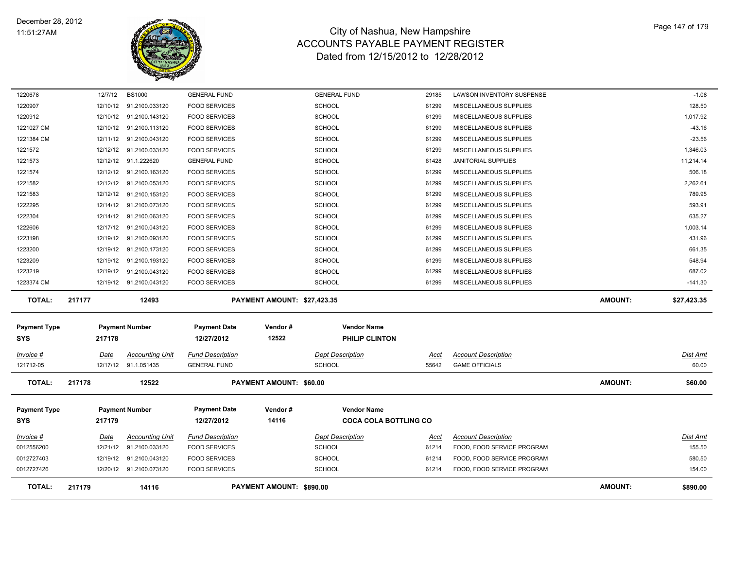| Invoice # | Date | Accounting Unit | Fund Description | Dept Description | Acct | Account Description | Dist Amt |
|---|---|---|---|---|---|---|---|
| 1220678 | 12/7/12 | BS1000 | GENERAL FUND | GENERAL FUND | 29185 | LAWSON INVENTORY SUSPENSE | -1.08 |
| 1220907 | 12/10/12 | 91.2100.033120 | FOOD SERVICES | SCHOOL | 61299 | MISCELLANEOUS SUPPLIES | 128.50 |
| 1220912 | 12/10/12 | 91.2100.143120 | FOOD SERVICES | SCHOOL | 61299 | MISCELLANEOUS SUPPLIES | 1,017.92 |
| 1221027 CM | 12/10/12 | 91.2100.113120 | FOOD SERVICES | SCHOOL | 61299 | MISCELLANEOUS SUPPLIES | -43.16 |
| 1221384 CM | 12/11/12 | 91.2100.043120 | FOOD SERVICES | SCHOOL | 61299 | MISCELLANEOUS SUPPLIES | -23.56 |
| 1221572 | 12/12/12 | 91.2100.033120 | FOOD SERVICES | SCHOOL | 61299 | MISCELLANEOUS SUPPLIES | 1,346.03 |
| 1221573 | 12/12/12 | 91.1.222620 | GENERAL FUND | SCHOOL | 61428 | JANITORIAL SUPPLIES | 11,214.14 |
| 1221574 | 12/12/12 | 91.2100.163120 | FOOD SERVICES | SCHOOL | 61299 | MISCELLANEOUS SUPPLIES | 506.18 |
| 1221582 | 12/12/12 | 91.2100.053120 | FOOD SERVICES | SCHOOL | 61299 | MISCELLANEOUS SUPPLIES | 2,262.61 |
| 1221583 | 12/12/12 | 91.2100.153120 | FOOD SERVICES | SCHOOL | 61299 | MISCELLANEOUS SUPPLIES | 789.95 |
| 1222295 | 12/14/12 | 91.2100.073120 | FOOD SERVICES | SCHOOL | 61299 | MISCELLANEOUS SUPPLIES | 593.91 |
| 1222304 | 12/14/12 | 91.2100.063120 | FOOD SERVICES | SCHOOL | 61299 | MISCELLANEOUS SUPPLIES | 635.27 |
| 1222606 | 12/17/12 | 91.2100.043120 | FOOD SERVICES | SCHOOL | 61299 | MISCELLANEOUS SUPPLIES | 1,003.14 |
| 1223198 | 12/19/12 | 91.2100.093120 | FOOD SERVICES | SCHOOL | 61299 | MISCELLANEOUS SUPPLIES | 431.96 |
| 1223200 | 12/19/12 | 91.2100.173120 | FOOD SERVICES | SCHOOL | 61299 | MISCELLANEOUS SUPPLIES | 661.35 |
| 1223209 | 12/19/12 | 91.2100.193120 | FOOD SERVICES | SCHOOL | 61299 | MISCELLANEOUS SUPPLIES | 548.94 |
| 1223219 | 12/19/12 | 91.2100.043120 | FOOD SERVICES | SCHOOL | 61299 | MISCELLANEOUS SUPPLIES | 687.02 |
| 1223374 CM | 12/19/12 | 91.2100.043120 | FOOD SERVICES | SCHOOL | 61299 | MISCELLANEOUS SUPPLIES | -141.30 |

**TOTAL:** 217177 | 12493 | **PAYMENT AMOUNT: $27,423.35** | **AMOUNT: $27,423.35**

| Payment Type | Payment Number | Payment Date | Vendor # | Vendor Name |
|---|---|---|---|---|
| SYS | 217178 | 12/27/2012 | 12522 | PHILIP CLINTON |

| Invoice # | Date | Accounting Unit | Fund Description | Dept Description | Acct | Account Description | Dist Amt |
|---|---|---|---|---|---|---|---|
| 121712-05 | 12/17/12 | 91.1.051435 | GENERAL FUND | SCHOOL | 55642 | GAME OFFICIALS | 60.00 |

**TOTAL:** 217178 | 12522 | **PAYMENT AMOUNT: $60.00** | **AMOUNT: $60.00**

| Payment Type | Payment Number | Payment Date | Vendor # | Vendor Name |
|---|---|---|---|---|
| SYS | 217179 | 12/27/2012 | 14116 | COCA COLA BOTTLING CO |

| Invoice # | Date | Accounting Unit | Fund Description | Dept Description | Acct | Account Description | Dist Amt |
|---|---|---|---|---|---|---|---|
| 0012556200 | 12/21/12 | 91.2100.033120 | FOOD SERVICES | SCHOOL | 61214 | FOOD, FOOD SERVICE PROGRAM | 155.50 |
| 0012727403 | 12/19/12 | 91.2100.043120 | FOOD SERVICES | SCHOOL | 61214 | FOOD, FOOD SERVICE PROGRAM | 580.50 |
| 0012727426 | 12/20/12 | 91.2100.073120 | FOOD SERVICES | SCHOOL | 61214 | FOOD, FOOD SERVICE PROGRAM | 154.00 |

**TOTAL:** 217179 | 14116 | **PAYMENT AMOUNT: $890.00** | **AMOUNT: $890.00**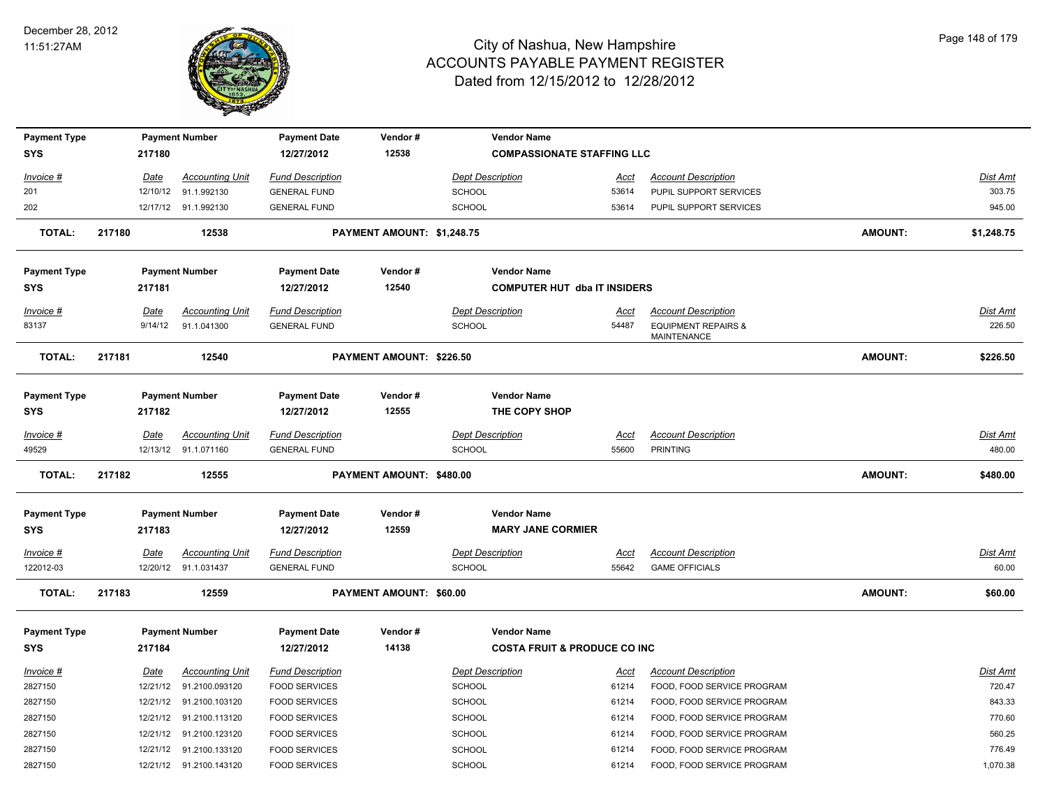# City of Nashua, New Hampshire
## ACCOUNTS PAYABLE PAYMENT REGISTER
### Dated from 12/15/2012 to 12/28/2012

December 28, 2012
11:51:27AM

| Payment Type | Payment Number | Payment Date | Vendor # | Vendor Name |
|---|---|---|---|---|
| SYS | 217180 | 12/27/2012 | 12538 | COMPASSIONATE STAFFING LLC |

| Invoice # | Date | Accounting Unit | Fund Description | Dept Description | Acct | Account Description | Dist Amt |
|---|---|---|---|---|---|---|---|
| 201 | 12/10/12 | 91.1.992130 | GENERAL FUND | SCHOOL | 53614 | PUPIL SUPPORT SERVICES | 303.75 |
| 202 | 12/17/12 | 91.1.992130 | GENERAL FUND | SCHOOL | 53614 | PUPIL SUPPORT SERVICES | 945.00 |

**TOTAL: 217180 12538 PAYMENT AMOUNT: $1,248.75 AMOUNT: $1,248.75**

| Payment Type | Payment Number | Payment Date | Vendor # | Vendor Name |
|---|---|---|---|---|
| SYS | 217181 | 12/27/2012 | 12540 | COMPUTER HUT dba IT INSIDERS |

| Invoice # | Date | Accounting Unit | Fund Description | Dept Description | Acct | Account Description | Dist Amt |
|---|---|---|---|---|---|---|---|
| 83137 | 9/14/12 | 91.1.041300 | GENERAL FUND | SCHOOL | 54487 | EQUIPMENT REPAIRS & MAINTENANCE | 226.50 |

**TOTAL: 217181 12540 PAYMENT AMOUNT: $226.50 AMOUNT: $226.50**

| Payment Type | Payment Number | Payment Date | Vendor # | Vendor Name |
|---|---|---|---|---|
| SYS | 217182 | 12/27/2012 | 12555 | THE COPY SHOP |

| Invoice # | Date | Accounting Unit | Fund Description | Dept Description | Acct | Account Description | Dist Amt |
|---|---|---|---|---|---|---|---|
| 49529 | 12/13/12 | 91.1.071160 | GENERAL FUND | SCHOOL | 55600 | PRINTING | 480.00 |

**TOTAL: 217182 12555 PAYMENT AMOUNT: $480.00 AMOUNT: $480.00**

| Payment Type | Payment Number | Payment Date | Vendor # | Vendor Name |
|---|---|---|---|---|
| SYS | 217183 | 12/27/2012 | 12559 | MARY JANE CORMIER |

| Invoice # | Date | Accounting Unit | Fund Description | Dept Description | Acct | Account Description | Dist Amt |
|---|---|---|---|---|---|---|---|
| 122012-03 | 12/20/12 | 91.1.031437 | GENERAL FUND | SCHOOL | 55642 | GAME OFFICIALS | 60.00 |

**TOTAL: 217183 12559 PAYMENT AMOUNT: $60.00 AMOUNT: $60.00**

| Payment Type | Payment Number | Payment Date | Vendor # | Vendor Name |
|---|---|---|---|---|
| SYS | 217184 | 12/27/2012 | 14138 | COSTA FRUIT & PRODUCE CO INC |

| Invoice # | Date | Accounting Unit | Fund Description | Dept Description | Acct | Account Description | Dist Amt |
|---|---|---|---|---|---|---|---|
| 2827150 | 12/21/12 | 91.2100.093120 | FOOD SERVICES | SCHOOL | 61214 | FOOD, FOOD SERVICE PROGRAM | 720.47 |
| 2827150 | 12/21/12 | 91.2100.103120 | FOOD SERVICES | SCHOOL | 61214 | FOOD, FOOD SERVICE PROGRAM | 843.33 |
| 2827150 | 12/21/12 | 91.2100.113120 | FOOD SERVICES | SCHOOL | 61214 | FOOD, FOOD SERVICE PROGRAM | 770.60 |
| 2827150 | 12/21/12 | 91.2100.123120 | FOOD SERVICES | SCHOOL | 61214 | FOOD, FOOD SERVICE PROGRAM | 560.25 |
| 2827150 | 12/21/12 | 91.2100.133120 | FOOD SERVICES | SCHOOL | 61214 | FOOD, FOOD SERVICE PROGRAM | 776.49 |
| 2827150 | 12/21/12 | 91.2100.143120 | FOOD SERVICES | SCHOOL | 61214 | FOOD, FOOD SERVICE PROGRAM | 1,070.38 |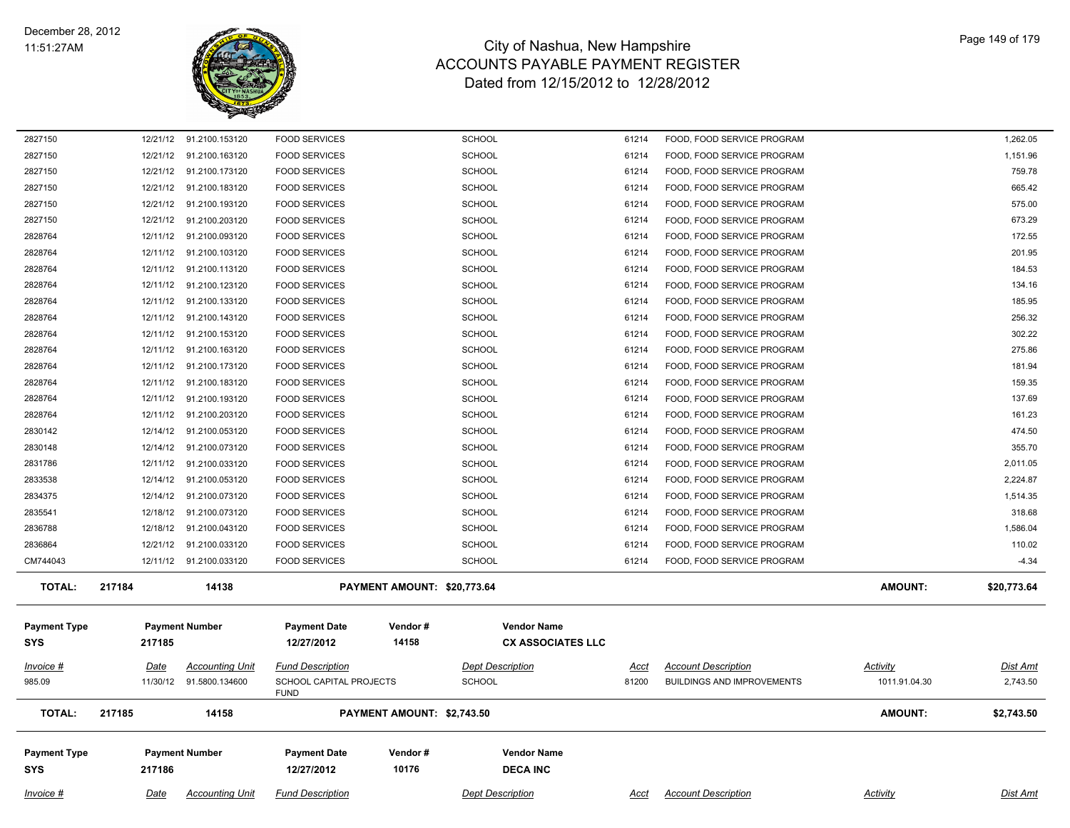| Invoice # | Date | Accounting Unit | Fund Description | | Dept Description | Acct | Account Description | Activity | Dist Amt |
|---|---|---|---|---|---|---|---|---|---|
| 2827150 | 12/21/12 | 91.2100.153120 | FOOD SERVICES | | SCHOOL | 61214 | FOOD, FOOD SERVICE PROGRAM | | 1,262.05 |
| 2827150 | 12/21/12 | 91.2100.163120 | FOOD SERVICES | | SCHOOL | 61214 | FOOD, FOOD SERVICE PROGRAM | | 1,151.96 |
| 2827150 | 12/21/12 | 91.2100.173120 | FOOD SERVICES | | SCHOOL | 61214 | FOOD, FOOD SERVICE PROGRAM | | 759.78 |
| 2827150 | 12/21/12 | 91.2100.183120 | FOOD SERVICES | | SCHOOL | 61214 | FOOD, FOOD SERVICE PROGRAM | | 665.42 |
| 2827150 | 12/21/12 | 91.2100.193120 | FOOD SERVICES | | SCHOOL | 61214 | FOOD, FOOD SERVICE PROGRAM | | 575.00 |
| 2827150 | 12/21/12 | 91.2100.203120 | FOOD SERVICES | | SCHOOL | 61214 | FOOD, FOOD SERVICE PROGRAM | | 673.29 |
| 2828764 | 12/11/12 | 91.2100.093120 | FOOD SERVICES | | SCHOOL | 61214 | FOOD, FOOD SERVICE PROGRAM | | 172.55 |
| 2828764 | 12/11/12 | 91.2100.103120 | FOOD SERVICES | | SCHOOL | 61214 | FOOD, FOOD SERVICE PROGRAM | | 201.95 |
| 2828764 | 12/11/12 | 91.2100.113120 | FOOD SERVICES | | SCHOOL | 61214 | FOOD, FOOD SERVICE PROGRAM | | 184.53 |
| 2828764 | 12/11/12 | 91.2100.123120 | FOOD SERVICES | | SCHOOL | 61214 | FOOD, FOOD SERVICE PROGRAM | | 134.16 |
| 2828764 | 12/11/12 | 91.2100.133120 | FOOD SERVICES | | SCHOOL | 61214 | FOOD, FOOD SERVICE PROGRAM | | 185.95 |
| 2828764 | 12/11/12 | 91.2100.143120 | FOOD SERVICES | | SCHOOL | 61214 | FOOD, FOOD SERVICE PROGRAM | | 256.32 |
| 2828764 | 12/11/12 | 91.2100.153120 | FOOD SERVICES | | SCHOOL | 61214 | FOOD, FOOD SERVICE PROGRAM | | 302.22 |
| 2828764 | 12/11/12 | 91.2100.163120 | FOOD SERVICES | | SCHOOL | 61214 | FOOD, FOOD SERVICE PROGRAM | | 275.86 |
| 2828764 | 12/11/12 | 91.2100.173120 | FOOD SERVICES | | SCHOOL | 61214 | FOOD, FOOD SERVICE PROGRAM | | 181.94 |
| 2828764 | 12/11/12 | 91.2100.183120 | FOOD SERVICES | | SCHOOL | 61214 | FOOD, FOOD SERVICE PROGRAM | | 159.35 |
| 2828764 | 12/11/12 | 91.2100.193120 | FOOD SERVICES | | SCHOOL | 61214 | FOOD, FOOD SERVICE PROGRAM | | 137.69 |
| 2828764 | 12/11/12 | 91.2100.203120 | FOOD SERVICES | | SCHOOL | 61214 | FOOD, FOOD SERVICE PROGRAM | | 161.23 |
| 2830142 | 12/14/12 | 91.2100.053120 | FOOD SERVICES | | SCHOOL | 61214 | FOOD, FOOD SERVICE PROGRAM | | 474.50 |
| 2830148 | 12/14/12 | 91.2100.073120 | FOOD SERVICES | | SCHOOL | 61214 | FOOD, FOOD SERVICE PROGRAM | | 355.70 |
| 2831786 | 12/11/12 | 91.2100.033120 | FOOD SERVICES | | SCHOOL | 61214 | FOOD, FOOD SERVICE PROGRAM | | 2,011.05 |
| 2833538 | 12/14/12 | 91.2100.053120 | FOOD SERVICES | | SCHOOL | 61214 | FOOD, FOOD SERVICE PROGRAM | | 2,224.87 |
| 2834375 | 12/14/12 | 91.2100.073120 | FOOD SERVICES | | SCHOOL | 61214 | FOOD, FOOD SERVICE PROGRAM | | 1,514.35 |
| 2835541 | 12/18/12 | 91.2100.073120 | FOOD SERVICES | | SCHOOL | 61214 | FOOD, FOOD SERVICE PROGRAM | | 318.68 |
| 2836788 | 12/18/12 | 91.2100.043120 | FOOD SERVICES | | SCHOOL | 61214 | FOOD, FOOD SERVICE PROGRAM | | 1,586.04 |
| 2836864 | 12/21/12 | 91.2100.033120 | FOOD SERVICES | | SCHOOL | 61214 | FOOD, FOOD SERVICE PROGRAM | | 110.02 |
| CM744043 | 12/11/12 | 91.2100.033120 | FOOD SERVICES | | SCHOOL | 61214 | FOOD, FOOD SERVICE PROGRAM | | -4.34 |
| **TOTAL:** | **217184** | **14138** | **PAYMENT AMOUNT: $20,773.64** | | | | | **AMOUNT:** | **$20,773.64** |

| Payment Type | Payment Number | Payment Date | Vendor # | Vendor Name |
|---|---|---|---|---|
| SYS | 217185 | 12/27/2012 | 14158 | CX ASSOCIATES LLC |

| Invoice # | Date | Accounting Unit | Fund Description | Dept Description | Acct | Account Description | Activity | Dist Amt |
|---|---|---|---|---|---|---|---|---|
| 985.09 | 11/30/12 | 91.5800.134600 | SCHOOL CAPITAL PROJECTS FUND | SCHOOL | 81200 | BUILDINGS AND IMPROVEMENTS | 1011.91.04.30 | 2,743.50 |
| **TOTAL:** | **217185** | **14158** | **PAYMENT AMOUNT: $2,743.50** | | | | **AMOUNT:** | **$2,743.50** |

| Payment Type | Payment Number | Payment Date | Vendor # | Vendor Name |
|---|---|---|---|---|
| SYS | 217186 | 12/27/2012 | 10176 | DECA INC |

| Invoice # | Date | Accounting Unit | Fund Description | Dept Description | Acct | Account Description | Activity | Dist Amt |
|---|---|---|---|---|---|---|---|---|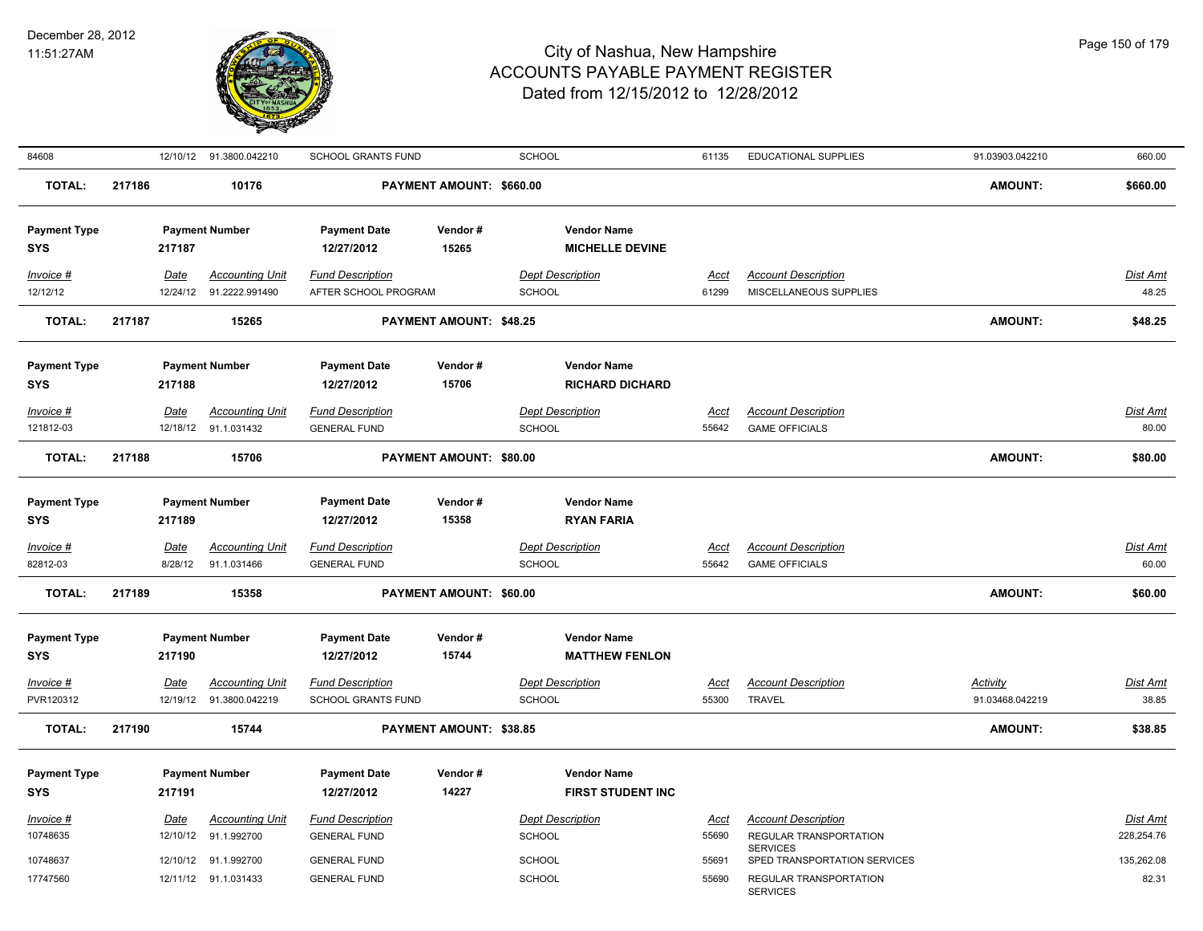| Invoice # | Date | Accounting Unit | Fund Description | Dept Description | Acct | Account Description | Activity | Dist Amt |
|---|---|---|---|---|---|---|---|---|
| 84608 | 12/10/12 | 91.3800.042210 | SCHOOL GRANTS FUND | SCHOOL | 61135 | EDUCATIONAL SUPPLIES | 91.03903.042210 | 660.00 |

**TOTAL: 217186 — 10176 — PAYMENT AMOUNT: $660.00 — AMOUNT: $660.00**

| Payment Type | Payment Number | Payment Date | Vendor # | Vendor Name |
|---|---|---|---|---|
| SYS | 217187 | 12/27/2012 | 15265 | MICHELLE DEVINE |

| Invoice # | Date | Accounting Unit | Fund Description | Dept Description | Acct | Account Description | Dist Amt |
|---|---|---|---|---|---|---|---|
| 12/12/12 | 12/24/12 | 91.2222.991490 | AFTER SCHOOL PROGRAM | SCHOOL | 61299 | MISCELLANEOUS SUPPLIES | 48.25 |

**TOTAL: 217187 — 15265 — PAYMENT AMOUNT: $48.25 — AMOUNT: $48.25**

| Payment Type | Payment Number | Payment Date | Vendor # | Vendor Name |
|---|---|---|---|---|
| SYS | 217188 | 12/27/2012 | 15706 | RICHARD DICHARD |

| Invoice # | Date | Accounting Unit | Fund Description | Dept Description | Acct | Account Description | Dist Amt |
|---|---|---|---|---|---|---|---|
| 121812-03 | 12/18/12 | 91.1.031432 | GENERAL FUND | SCHOOL | 55642 | GAME OFFICIALS | 80.00 |

**TOTAL: 217188 — 15706 — PAYMENT AMOUNT: $80.00 — AMOUNT: $80.00**

| Payment Type | Payment Number | Payment Date | Vendor # | Vendor Name |
|---|---|---|---|---|
| SYS | 217189 | 12/27/2012 | 15358 | RYAN FARIA |

| Invoice # | Date | Accounting Unit | Fund Description | Dept Description | Acct | Account Description | Dist Amt |
|---|---|---|---|---|---|---|---|
| 82812-03 | 8/28/12 | 91.1.031466 | GENERAL FUND | SCHOOL | 55642 | GAME OFFICIALS | 60.00 |

**TOTAL: 217189 — 15358 — PAYMENT AMOUNT: $60.00 — AMOUNT: $60.00**

| Payment Type | Payment Number | Payment Date | Vendor # | Vendor Name |
|---|---|---|---|---|
| SYS | 217190 | 12/27/2012 | 15744 | MATTHEW FENLON |

| Invoice # | Date | Accounting Unit | Fund Description | Dept Description | Acct | Account Description | Activity | Dist Amt |
|---|---|---|---|---|---|---|---|---|
| PVR120312 | 12/19/12 | 91.3800.042219 | SCHOOL GRANTS FUND | SCHOOL | 55300 | TRAVEL | 91.03468.042219 | 38.85 |

**TOTAL: 217190 — 15744 — PAYMENT AMOUNT: $38.85 — AMOUNT: $38.85**

| Payment Type | Payment Number | Payment Date | Vendor # | Vendor Name |
|---|---|---|---|---|
| SYS | 217191 | 12/27/2012 | 14227 | FIRST STUDENT INC |

| Invoice # | Date | Accounting Unit | Fund Description | Dept Description | Acct | Account Description | Dist Amt |
|---|---|---|---|---|---|---|---|
| 10748635 | 12/10/12 | 91.1.992700 | GENERAL FUND | SCHOOL | 55690 | REGULAR TRANSPORTATION SERVICES | 228,254.76 |
| 10748637 | 12/10/12 | 91.1.992700 | GENERAL FUND | SCHOOL | 55691 | SPED TRANSPORTATION SERVICES | 135,262.08 |
| 17747560 | 12/11/12 | 91.1.031433 | GENERAL FUND | SCHOOL | 55690 | REGULAR TRANSPORTATION SERVICES | 82.31 |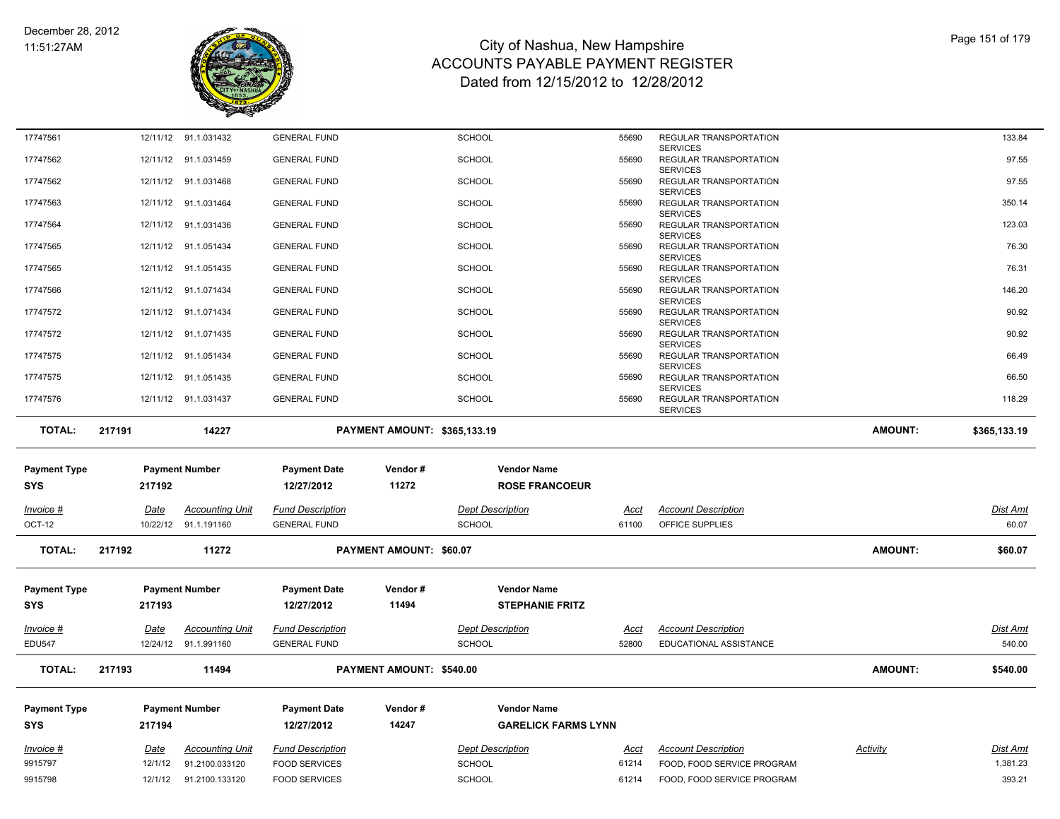| | | | | | | | | |
|---|---|---|---|---|---|---|---|---|
| 17747561 | 12/11/12 | 91.1.031432 | GENERAL FUND | SCHOOL | 55690 | REGULAR TRANSPORTATION SERVICES | | 133.84 |
| 17747562 | 12/11/12 | 91.1.031459 | GENERAL FUND | SCHOOL | 55690 | REGULAR TRANSPORTATION SERVICES | | 97.55 |
| 17747562 | 12/11/12 | 91.1.031468 | GENERAL FUND | SCHOOL | 55690 | REGULAR TRANSPORTATION SERVICES | | 97.55 |
| 17747563 | 12/11/12 | 91.1.031464 | GENERAL FUND | SCHOOL | 55690 | REGULAR TRANSPORTATION SERVICES | | 350.14 |
| 17747564 | 12/11/12 | 91.1.031436 | GENERAL FUND | SCHOOL | 55690 | REGULAR TRANSPORTATION SERVICES | | 123.03 |
| 17747565 | 12/11/12 | 91.1.051434 | GENERAL FUND | SCHOOL | 55690 | REGULAR TRANSPORTATION SERVICES | | 76.30 |
| 17747565 | 12/11/12 | 91.1.051435 | GENERAL FUND | SCHOOL | 55690 | REGULAR TRANSPORTATION SERVICES | | 76.31 |
| 17747566 | 12/11/12 | 91.1.071434 | GENERAL FUND | SCHOOL | 55690 | REGULAR TRANSPORTATION SERVICES | | 146.20 |
| 17747572 | 12/11/12 | 91.1.071434 | GENERAL FUND | SCHOOL | 55690 | REGULAR TRANSPORTATION SERVICES | | 90.92 |
| 17747572 | 12/11/12 | 91.1.071435 | GENERAL FUND | SCHOOL | 55690 | REGULAR TRANSPORTATION SERVICES | | 90.92 |
| 17747575 | 12/11/12 | 91.1.051434 | GENERAL FUND | SCHOOL | 55690 | REGULAR TRANSPORTATION SERVICES | | 66.49 |
| 17747575 | 12/11/12 | 91.1.051435 | GENERAL FUND | SCHOOL | 55690 | REGULAR TRANSPORTATION SERVICES | | 66.50 |
| 17747576 | 12/11/12 | 91.1.031437 | GENERAL FUND | SCHOOL | 55690 | REGULAR TRANSPORTATION SERVICES | | 118.29 |

**TOTAL: 217191 14227 PAYMENT AMOUNT: $365,133.19 AMOUNT: $365,133.19**

| Payment Type | Payment Number | Payment Date | Vendor # | Vendor Name |
|---|---|---|---|---|
| SYS | 217192 | 12/27/2012 | 11272 | ROSE FRANCOEUR |

| Invoice # | Date | Accounting Unit | Fund Description | Dept Description | Acct | Account Description | Dist Amt |
|---|---|---|---|---|---|---|---|
| OCT-12 | 10/22/12 | 91.1.191160 | GENERAL FUND | SCHOOL | 61100 | OFFICE SUPPLIES | 60.07 |

**TOTAL: 217192 11272 PAYMENT AMOUNT: $60.07 AMOUNT: $60.07**

| Payment Type | Payment Number | Payment Date | Vendor # | Vendor Name |
|---|---|---|---|---|
| SYS | 217193 | 12/27/2012 | 11494 | STEPHANIE FRITZ |

| Invoice # | Date | Accounting Unit | Fund Description | Dept Description | Acct | Account Description | Dist Amt |
|---|---|---|---|---|---|---|---|
| EDU547 | 12/24/12 | 91.1.991160 | GENERAL FUND | SCHOOL | 52800 | EDUCATIONAL ASSISTANCE | 540.00 |

**TOTAL: 217193 11494 PAYMENT AMOUNT: $540.00 AMOUNT: $540.00**

| Payment Type | Payment Number | Payment Date | Vendor # | Vendor Name |
|---|---|---|---|---|
| SYS | 217194 | 12/27/2012 | 14247 | GARELICK FARMS LYNN |

| Invoice # | Date | Accounting Unit | Fund Description | Dept Description | Acct | Account Description | Activity | Dist Amt |
|---|---|---|---|---|---|---|---|---|
| 9915797 | 12/1/12 | 91.2100.033120 | FOOD SERVICES | SCHOOL | 61214 | FOOD, FOOD SERVICE PROGRAM | | 1,381.23 |
| 9915798 | 12/1/12 | 91.2100.133120 | FOOD SERVICES | SCHOOL | 61214 | FOOD, FOOD SERVICE PROGRAM | | 393.21 |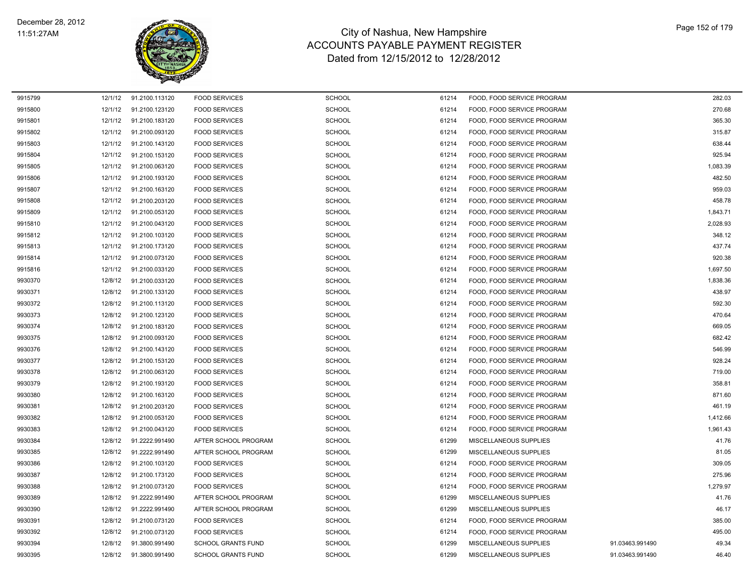# City of Nashua, New Hampshire
## ACCOUNTS PAYABLE PAYMENT REGISTER
### Dated from 12/15/2012 to 12/28/2012

December 28, 2012
11:51:27AM

| | | | | | | | | |
|---|---|---|---|---|---|---|---|---|
| 9915799 | 12/1/12 | 91.2100.113120 | FOOD SERVICES | SCHOOL | 61214 | FOOD, FOOD SERVICE PROGRAM | | 282.03 |
| 9915800 | 12/1/12 | 91.2100.123120 | FOOD SERVICES | SCHOOL | 61214 | FOOD, FOOD SERVICE PROGRAM | | 270.68 |
| 9915801 | 12/1/12 | 91.2100.183120 | FOOD SERVICES | SCHOOL | 61214 | FOOD, FOOD SERVICE PROGRAM | | 365.30 |
| 9915802 | 12/1/12 | 91.2100.093120 | FOOD SERVICES | SCHOOL | 61214 | FOOD, FOOD SERVICE PROGRAM | | 315.87 |
| 9915803 | 12/1/12 | 91.2100.143120 | FOOD SERVICES | SCHOOL | 61214 | FOOD, FOOD SERVICE PROGRAM | | 638.44 |
| 9915804 | 12/1/12 | 91.2100.153120 | FOOD SERVICES | SCHOOL | 61214 | FOOD, FOOD SERVICE PROGRAM | | 925.94 |
| 9915805 | 12/1/12 | 91.2100.063120 | FOOD SERVICES | SCHOOL | 61214 | FOOD, FOOD SERVICE PROGRAM | | 1,083.39 |
| 9915806 | 12/1/12 | 91.2100.193120 | FOOD SERVICES | SCHOOL | 61214 | FOOD, FOOD SERVICE PROGRAM | | 482.50 |
| 9915807 | 12/1/12 | 91.2100.163120 | FOOD SERVICES | SCHOOL | 61214 | FOOD, FOOD SERVICE PROGRAM | | 959.03 |
| 9915808 | 12/1/12 | 91.2100.203120 | FOOD SERVICES | SCHOOL | 61214 | FOOD, FOOD SERVICE PROGRAM | | 458.78 |
| 9915809 | 12/1/12 | 91.2100.053120 | FOOD SERVICES | SCHOOL | 61214 | FOOD, FOOD SERVICE PROGRAM | | 1,843.71 |
| 9915810 | 12/1/12 | 91.2100.043120 | FOOD SERVICES | SCHOOL | 61214 | FOOD, FOOD SERVICE PROGRAM | | 2,028.93 |
| 9915812 | 12/1/12 | 91.2100.103120 | FOOD SERVICES | SCHOOL | 61214 | FOOD, FOOD SERVICE PROGRAM | | 348.12 |
| 9915813 | 12/1/12 | 91.2100.173120 | FOOD SERVICES | SCHOOL | 61214 | FOOD, FOOD SERVICE PROGRAM | | 437.74 |
| 9915814 | 12/1/12 | 91.2100.073120 | FOOD SERVICES | SCHOOL | 61214 | FOOD, FOOD SERVICE PROGRAM | | 920.38 |
| 9915816 | 12/1/12 | 91.2100.033120 | FOOD SERVICES | SCHOOL | 61214 | FOOD, FOOD SERVICE PROGRAM | | 1,697.50 |
| 9930370 | 12/8/12 | 91.2100.033120 | FOOD SERVICES | SCHOOL | 61214 | FOOD, FOOD SERVICE PROGRAM | | 1,838.36 |
| 9930371 | 12/8/12 | 91.2100.133120 | FOOD SERVICES | SCHOOL | 61214 | FOOD, FOOD SERVICE PROGRAM | | 438.97 |
| 9930372 | 12/8/12 | 91.2100.113120 | FOOD SERVICES | SCHOOL | 61214 | FOOD, FOOD SERVICE PROGRAM | | 592.30 |
| 9930373 | 12/8/12 | 91.2100.123120 | FOOD SERVICES | SCHOOL | 61214 | FOOD, FOOD SERVICE PROGRAM | | 470.64 |
| 9930374 | 12/8/12 | 91.2100.183120 | FOOD SERVICES | SCHOOL | 61214 | FOOD, FOOD SERVICE PROGRAM | | 669.05 |
| 9930375 | 12/8/12 | 91.2100.093120 | FOOD SERVICES | SCHOOL | 61214 | FOOD, FOOD SERVICE PROGRAM | | 682.42 |
| 9930376 | 12/8/12 | 91.2100.143120 | FOOD SERVICES | SCHOOL | 61214 | FOOD, FOOD SERVICE PROGRAM | | 546.99 |
| 9930377 | 12/8/12 | 91.2100.153120 | FOOD SERVICES | SCHOOL | 61214 | FOOD, FOOD SERVICE PROGRAM | | 928.24 |
| 9930378 | 12/8/12 | 91.2100.063120 | FOOD SERVICES | SCHOOL | 61214 | FOOD, FOOD SERVICE PROGRAM | | 719.00 |
| 9930379 | 12/8/12 | 91.2100.193120 | FOOD SERVICES | SCHOOL | 61214 | FOOD, FOOD SERVICE PROGRAM | | 358.81 |
| 9930380 | 12/8/12 | 91.2100.163120 | FOOD SERVICES | SCHOOL | 61214 | FOOD, FOOD SERVICE PROGRAM | | 871.60 |
| 9930381 | 12/8/12 | 91.2100.203120 | FOOD SERVICES | SCHOOL | 61214 | FOOD, FOOD SERVICE PROGRAM | | 461.19 |
| 9930382 | 12/8/12 | 91.2100.053120 | FOOD SERVICES | SCHOOL | 61214 | FOOD, FOOD SERVICE PROGRAM | | 1,412.66 |
| 9930383 | 12/8/12 | 91.2100.043120 | FOOD SERVICES | SCHOOL | 61214 | FOOD, FOOD SERVICE PROGRAM | | 1,961.43 |
| 9930384 | 12/8/12 | 91.2222.991490 | AFTER SCHOOL PROGRAM | SCHOOL | 61299 | MISCELLANEOUS SUPPLIES | | 41.76 |
| 9930385 | 12/8/12 | 91.2222.991490 | AFTER SCHOOL PROGRAM | SCHOOL | 61299 | MISCELLANEOUS SUPPLIES | | 81.05 |
| 9930386 | 12/8/12 | 91.2100.103120 | FOOD SERVICES | SCHOOL | 61214 | FOOD, FOOD SERVICE PROGRAM | | 309.05 |
| 9930387 | 12/8/12 | 91.2100.173120 | FOOD SERVICES | SCHOOL | 61214 | FOOD, FOOD SERVICE PROGRAM | | 275.96 |
| 9930388 | 12/8/12 | 91.2100.073120 | FOOD SERVICES | SCHOOL | 61214 | FOOD, FOOD SERVICE PROGRAM | | 1,279.97 |
| 9930389 | 12/8/12 | 91.2222.991490 | AFTER SCHOOL PROGRAM | SCHOOL | 61299 | MISCELLANEOUS SUPPLIES | | 41.76 |
| 9930390 | 12/8/12 | 91.2222.991490 | AFTER SCHOOL PROGRAM | SCHOOL | 61299 | MISCELLANEOUS SUPPLIES | | 46.17 |
| 9930391 | 12/8/12 | 91.2100.073120 | FOOD SERVICES | SCHOOL | 61214 | FOOD, FOOD SERVICE PROGRAM | | 385.00 |
| 9930392 | 12/8/12 | 91.2100.073120 | FOOD SERVICES | SCHOOL | 61214 | FOOD, FOOD SERVICE PROGRAM | | 495.00 |
| 9930394 | 12/8/12 | 91.3800.991490 | SCHOOL GRANTS FUND | SCHOOL | 61299 | MISCELLANEOUS SUPPLIES | 91.03463.991490 | 49.34 |
| 9930395 | 12/8/12 | 91.3800.991490 | SCHOOL GRANTS FUND | SCHOOL | 61299 | MISCELLANEOUS SUPPLIES | 91.03463.991490 | 46.40 |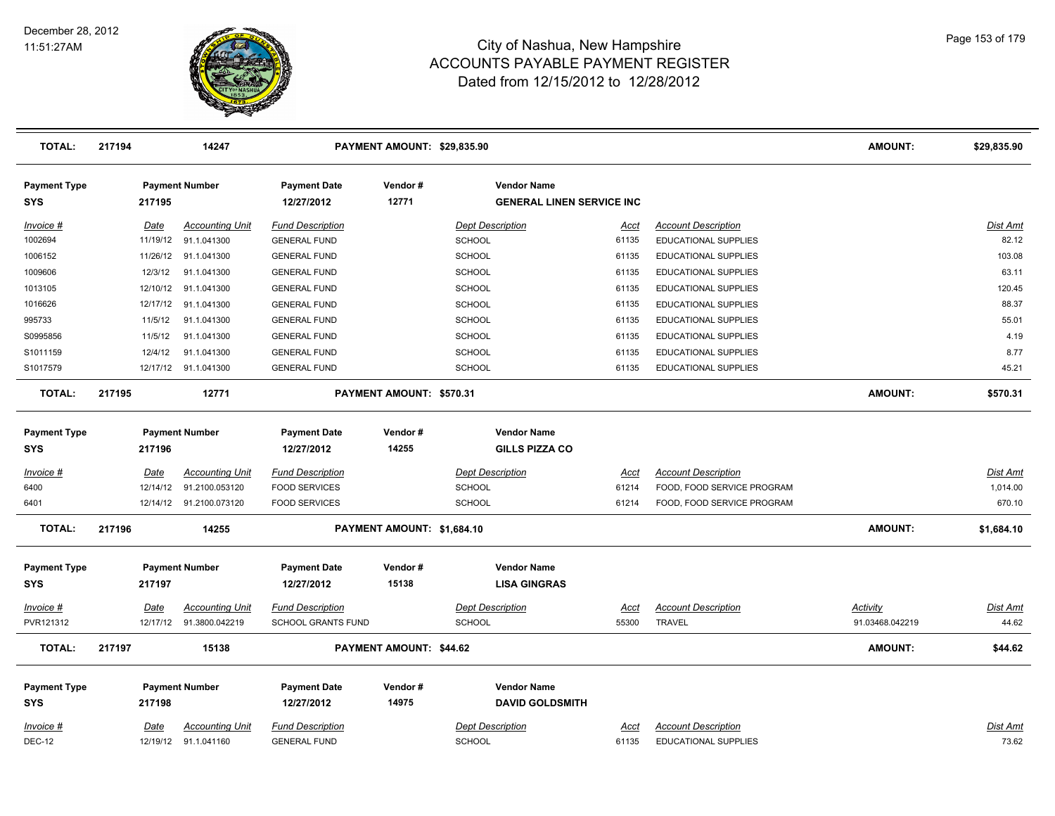| TOTAL: | 217194 | 14247 | PAYMENT AMOUNT: $29,835.90 | | | AMOUNT: | $29,835.90 |
|---|---|---|---|---|---|---|---|

| Payment Type | Payment Number | Payment Date | Vendor # | Vendor Name |
|---|---|---|---|---|
| SYS | 217195 | 12/27/2012 | 12771 | GENERAL LINEN SERVICE INC |

| Invoice # | Date | Accounting Unit | Fund Description | Dept Description | Acct | Account Description | Dist Amt |
|---|---|---|---|---|---|---|---|
| 1002694 | 11/19/12 | 91.1.041300 | GENERAL FUND | SCHOOL | 61135 | EDUCATIONAL SUPPLIES | 82.12 |
| 1006152 | 11/26/12 | 91.1.041300 | GENERAL FUND | SCHOOL | 61135 | EDUCATIONAL SUPPLIES | 103.08 |
| 1009606 | 12/3/12 | 91.1.041300 | GENERAL FUND | SCHOOL | 61135 | EDUCATIONAL SUPPLIES | 63.11 |
| 1013105 | 12/10/12 | 91.1.041300 | GENERAL FUND | SCHOOL | 61135 | EDUCATIONAL SUPPLIES | 120.45 |
| 1016626 | 12/17/12 | 91.1.041300 | GENERAL FUND | SCHOOL | 61135 | EDUCATIONAL SUPPLIES | 88.37 |
| 995733 | 11/5/12 | 91.1.041300 | GENERAL FUND | SCHOOL | 61135 | EDUCATIONAL SUPPLIES | 55.01 |
| S0995856 | 11/5/12 | 91.1.041300 | GENERAL FUND | SCHOOL | 61135 | EDUCATIONAL SUPPLIES | 4.19 |
| S1011159 | 12/4/12 | 91.1.041300 | GENERAL FUND | SCHOOL | 61135 | EDUCATIONAL SUPPLIES | 8.77 |
| S1017579 | 12/17/12 | 91.1.041300 | GENERAL FUND | SCHOOL | 61135 | EDUCATIONAL SUPPLIES | 45.21 |

| TOTAL: | 217195 | 12771 | PAYMENT AMOUNT: $570.31 | | | AMOUNT: | $570.31 |
|---|---|---|---|---|---|---|---|

| Payment Type | Payment Number | Payment Date | Vendor # | Vendor Name |
|---|---|---|---|---|
| SYS | 217196 | 12/27/2012 | 14255 | GILLS PIZZA CO |

| Invoice # | Date | Accounting Unit | Fund Description | Dept Description | Acct | Account Description | Dist Amt |
|---|---|---|---|---|---|---|---|
| 6400 | 12/14/12 | 91.2100.053120 | FOOD SERVICES | SCHOOL | 61214 | FOOD, FOOD SERVICE PROGRAM | 1,014.00 |
| 6401 | 12/14/12 | 91.2100.073120 | FOOD SERVICES | SCHOOL | 61214 | FOOD, FOOD SERVICE PROGRAM | 670.10 |

| TOTAL: | 217196 | 14255 | PAYMENT AMOUNT: $1,684.10 | | | AMOUNT: | $1,684.10 |
|---|---|---|---|---|---|---|---|

| Payment Type | Payment Number | Payment Date | Vendor # | Vendor Name |
|---|---|---|---|---|
| SYS | 217197 | 12/27/2012 | 15138 | LISA GINGRAS |

| Invoice # | Date | Accounting Unit | Fund Description | Dept Description | Acct | Account Description | Activity | Dist Amt |
|---|---|---|---|---|---|---|---|---|
| PVR121312 | 12/17/12 | 91.3800.042219 | SCHOOL GRANTS FUND | SCHOOL | 55300 | TRAVEL | 91.03468.042219 | 44.62 |

| TOTAL: | 217197 | 15138 | PAYMENT AMOUNT: $44.62 | | | AMOUNT: | $44.62 |
|---|---|---|---|---|---|---|---|

| Payment Type | Payment Number | Payment Date | Vendor # | Vendor Name |
|---|---|---|---|---|
| SYS | 217198 | 12/27/2012 | 14975 | DAVID GOLDSMITH |

| Invoice # | Date | Accounting Unit | Fund Description | Dept Description | Acct | Account Description | Dist Amt |
|---|---|---|---|---|---|---|---|
| DEC-12 | 12/19/12 | 91.1.041160 | GENERAL FUND | SCHOOL | 61135 | EDUCATIONAL SUPPLIES | 73.62 |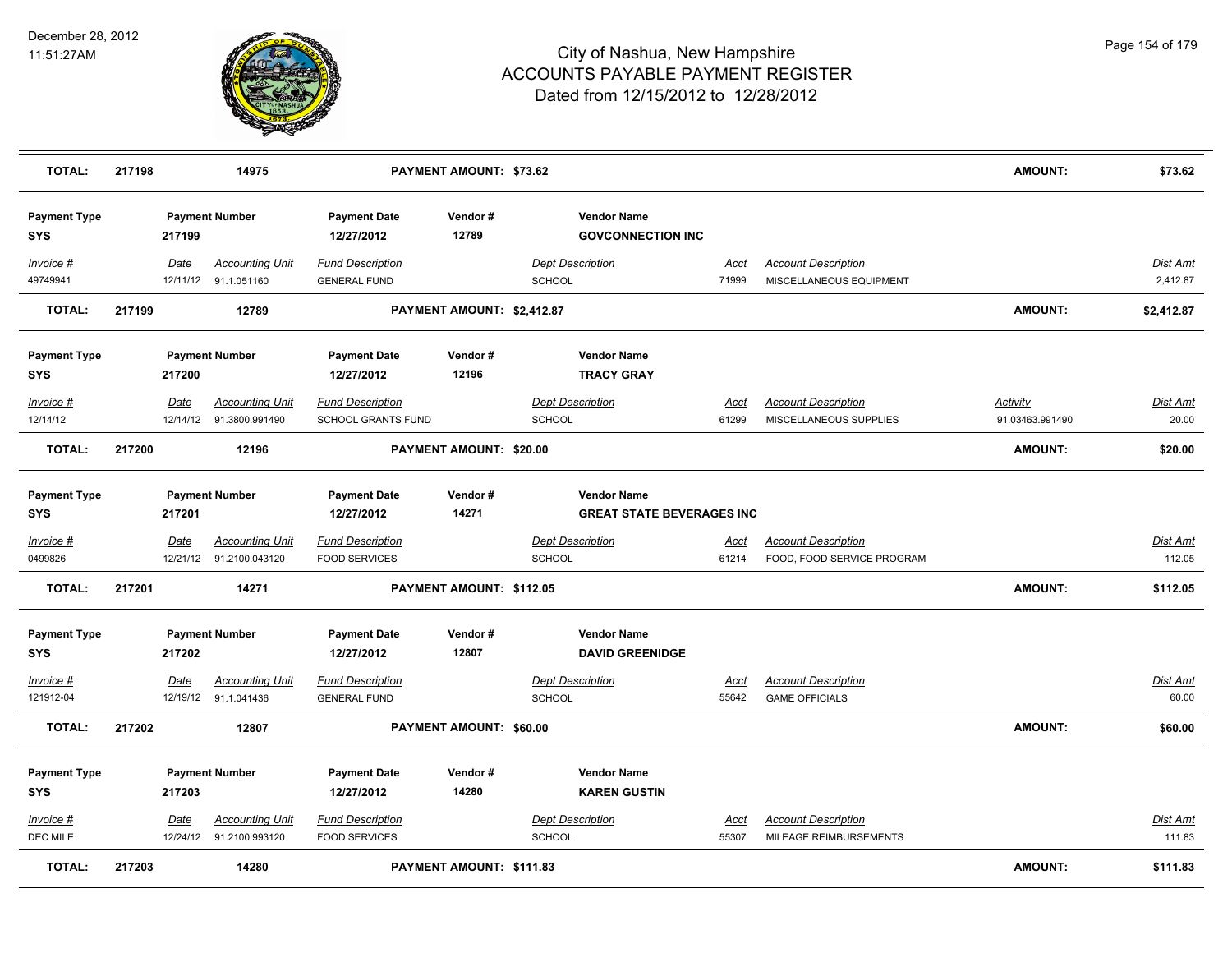# City of Nashua, New Hampshire
## ACCOUNTS PAYABLE PAYMENT REGISTER
### Dated from 12/15/2012 to 12/28/2012

December 28, 2012
11:51:27AM

| **TOTAL:** | **217198** | **14975** | **PAYMENT AMOUNT: $73.62** | **AMOUNT:** | **$73.62** |
|---|---|---|---|---|---|

| Payment Type | Payment Number | Payment Date | Vendor # | Vendor Name |
|---|---|---|---|---|
| **SYS** | **217199** | **12/27/2012** | **12789** | **GOVCONNECTION INC** |

| Invoice # | Date | Accounting Unit | Fund Description | Dept Description | Acct | Account Description | Dist Amt |
|---|---|---|---|---|---|---|---|
| 49749941 | 12/11/12 | 91.1.051160 | GENERAL FUND | SCHOOL | 71999 | MISCELLANEOUS EQUIPMENT | 2,412.87 |

| **TOTAL:** | **217199** | **12789** | **PAYMENT AMOUNT: $2,412.87** | **AMOUNT:** | **$2,412.87** |
|---|---|---|---|---|---|

| Payment Type | Payment Number | Payment Date | Vendor # | Vendor Name |
|---|---|---|---|---|
| **SYS** | **217200** | **12/27/2012** | **12196** | **TRACY GRAY** |

| Invoice # | Date | Accounting Unit | Fund Description | Dept Description | Acct | Account Description | Activity | Dist Amt |
|---|---|---|---|---|---|---|---|---|
| 12/14/12 | 12/14/12 | 91.3800.991490 | SCHOOL GRANTS FUND | SCHOOL | 61299 | MISCELLANEOUS SUPPLIES | 91.03463.991490 | 20.00 |

| **TOTAL:** | **217200** | **12196** | **PAYMENT AMOUNT: $20.00** | **AMOUNT:** | **$20.00** |
|---|---|---|---|---|---|

| Payment Type | Payment Number | Payment Date | Vendor # | Vendor Name |
|---|---|---|---|---|
| **SYS** | **217201** | **12/27/2012** | **14271** | **GREAT STATE BEVERAGES INC** |

| Invoice # | Date | Accounting Unit | Fund Description | Dept Description | Acct | Account Description | Dist Amt |
|---|---|---|---|---|---|---|---|
| 0499826 | 12/21/12 | 91.2100.043120 | FOOD SERVICES | SCHOOL | 61214 | FOOD, FOOD SERVICE PROGRAM | 112.05 |

| **TOTAL:** | **217201** | **14271** | **PAYMENT AMOUNT: $112.05** | **AMOUNT:** | **$112.05** |
|---|---|---|---|---|---|

| Payment Type | Payment Number | Payment Date | Vendor # | Vendor Name |
|---|---|---|---|---|
| **SYS** | **217202** | **12/27/2012** | **12807** | **DAVID GREENIDGE** |

| Invoice # | Date | Accounting Unit | Fund Description | Dept Description | Acct | Account Description | Dist Amt |
|---|---|---|---|---|---|---|---|
| 121912-04 | 12/19/12 | 91.1.041436 | GENERAL FUND | SCHOOL | 55642 | GAME OFFICIALS | 60.00 |

| **TOTAL:** | **217202** | **12807** | **PAYMENT AMOUNT: $60.00** | **AMOUNT:** | **$60.00** |
|---|---|---|---|---|---|

| Payment Type | Payment Number | Payment Date | Vendor # | Vendor Name |
|---|---|---|---|---|
| **SYS** | **217203** | **12/27/2012** | **14280** | **KAREN GUSTIN** |

| Invoice # | Date | Accounting Unit | Fund Description | Dept Description | Acct | Account Description | Dist Amt |
|---|---|---|---|---|---|---|---|
| DEC MILE | 12/24/12 | 91.2100.993120 | FOOD SERVICES | SCHOOL | 55307 | MILEAGE REIMBURSEMENTS | 111.83 |

| **TOTAL:** | **217203** | **14280** | **PAYMENT AMOUNT: $111.83** | **AMOUNT:** | **$111.83** |
|---|---|---|---|---|---|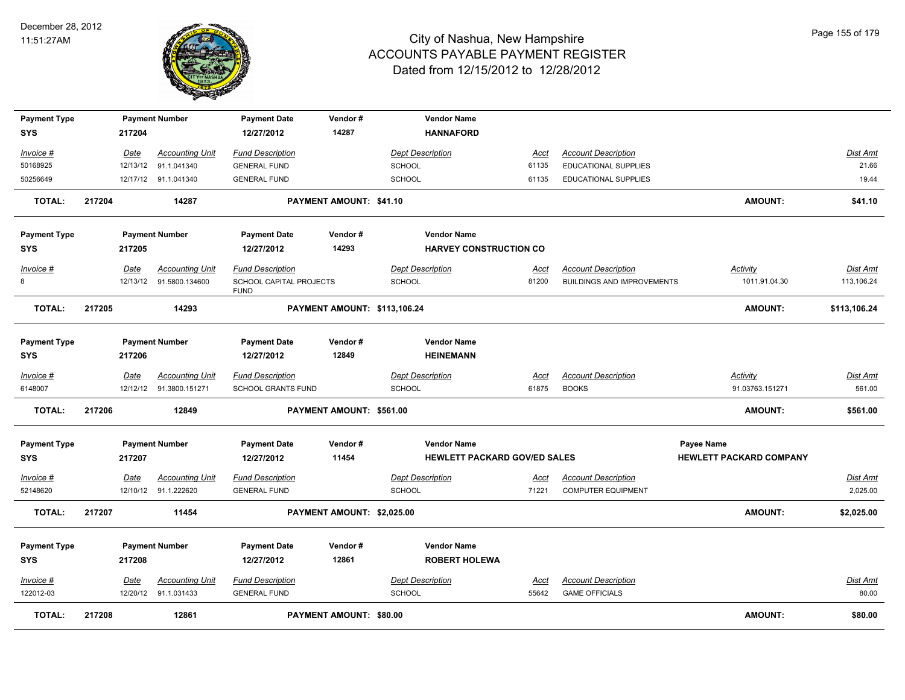# City of Nashua, New Hampshire
## ACCOUNTS PAYABLE PAYMENT REGISTER
### Dated from 12/15/2012 to 12/28/2012

December 28, 2012
11:51:27AM

| Payment Type | Payment Number | Payment Date | Vendor # | Vendor Name |
|---|---|---|---|---|
| SYS | 217204 | 12/27/2012 | 14287 | HANNAFORD |

| Invoice # | Date | Accounting Unit | Fund Description | Dept Description | Acct | Account Description | Dist Amt |
|---|---|---|---|---|---|---|---|
| 50168925 | 12/13/12 | 91.1.041340 | GENERAL FUND | SCHOOL | 61135 | EDUCATIONAL SUPPLIES | 21.66 |
| 50256649 | 12/17/12 | 91.1.041340 | GENERAL FUND | SCHOOL | 61135 | EDUCATIONAL SUPPLIES | 19.44 |

**TOTAL: 217204 14287 PAYMENT AMOUNT: $41.10 AMOUNT: $41.10**

| Payment Type | Payment Number | Payment Date | Vendor # | Vendor Name |
|---|---|---|---|---|
| SYS | 217205 | 12/27/2012 | 14293 | HARVEY CONSTRUCTION CO |

| Invoice # | Date | Accounting Unit | Fund Description | Dept Description | Acct | Account Description | Activity | Dist Amt |
|---|---|---|---|---|---|---|---|---|
| 8 | 12/13/12 | 91.5800.134600 | SCHOOL CAPITAL PROJECTS FUND | SCHOOL | 81200 | BUILDINGS AND IMPROVEMENTS | 1011.91.04.30 | 113,106.24 |

**TOTAL: 217205 14293 PAYMENT AMOUNT: $113,106.24 AMOUNT: $113,106.24**

| Payment Type | Payment Number | Payment Date | Vendor # | Vendor Name |
|---|---|---|---|---|
| SYS | 217206 | 12/27/2012 | 12849 | HEINEMANN |

| Invoice # | Date | Accounting Unit | Fund Description | Dept Description | Acct | Account Description | Activity | Dist Amt |
|---|---|---|---|---|---|---|---|---|
| 6148007 | 12/12/12 | 91.3800.151271 | SCHOOL GRANTS FUND | SCHOOL | 61875 | BOOKS | 91.03763.151271 | 561.00 |

**TOTAL: 217206 12849 PAYMENT AMOUNT: $561.00 AMOUNT: $561.00**

| Payment Type | Payment Number | Payment Date | Vendor # | Vendor Name | Payee Name |
|---|---|---|---|---|---|
| SYS | 217207 | 12/27/2012 | 11454 | HEWLETT PACKARD GOV/ED SALES | HEWLETT PACKARD COMPANY |

| Invoice # | Date | Accounting Unit | Fund Description | Dept Description | Acct | Account Description | Dist Amt |
|---|---|---|---|---|---|---|---|
| 52148620 | 12/10/12 | 91.1.222620 | GENERAL FUND | SCHOOL | 71221 | COMPUTER EQUIPMENT | 2,025.00 |

**TOTAL: 217207 11454 PAYMENT AMOUNT: $2,025.00 AMOUNT: $2,025.00**

| Payment Type | Payment Number | Payment Date | Vendor # | Vendor Name |
|---|---|---|---|---|
| SYS | 217208 | 12/27/2012 | 12861 | ROBERT HOLEWA |

| Invoice # | Date | Accounting Unit | Fund Description | Dept Description | Acct | Account Description | Dist Amt |
|---|---|---|---|---|---|---|---|
| 122012-03 | 12/20/12 | 91.1.031433 | GENERAL FUND | SCHOOL | 55642 | GAME OFFICIALS | 80.00 |

**TOTAL: 217208 12861 PAYMENT AMOUNT: $80.00 AMOUNT: $80.00**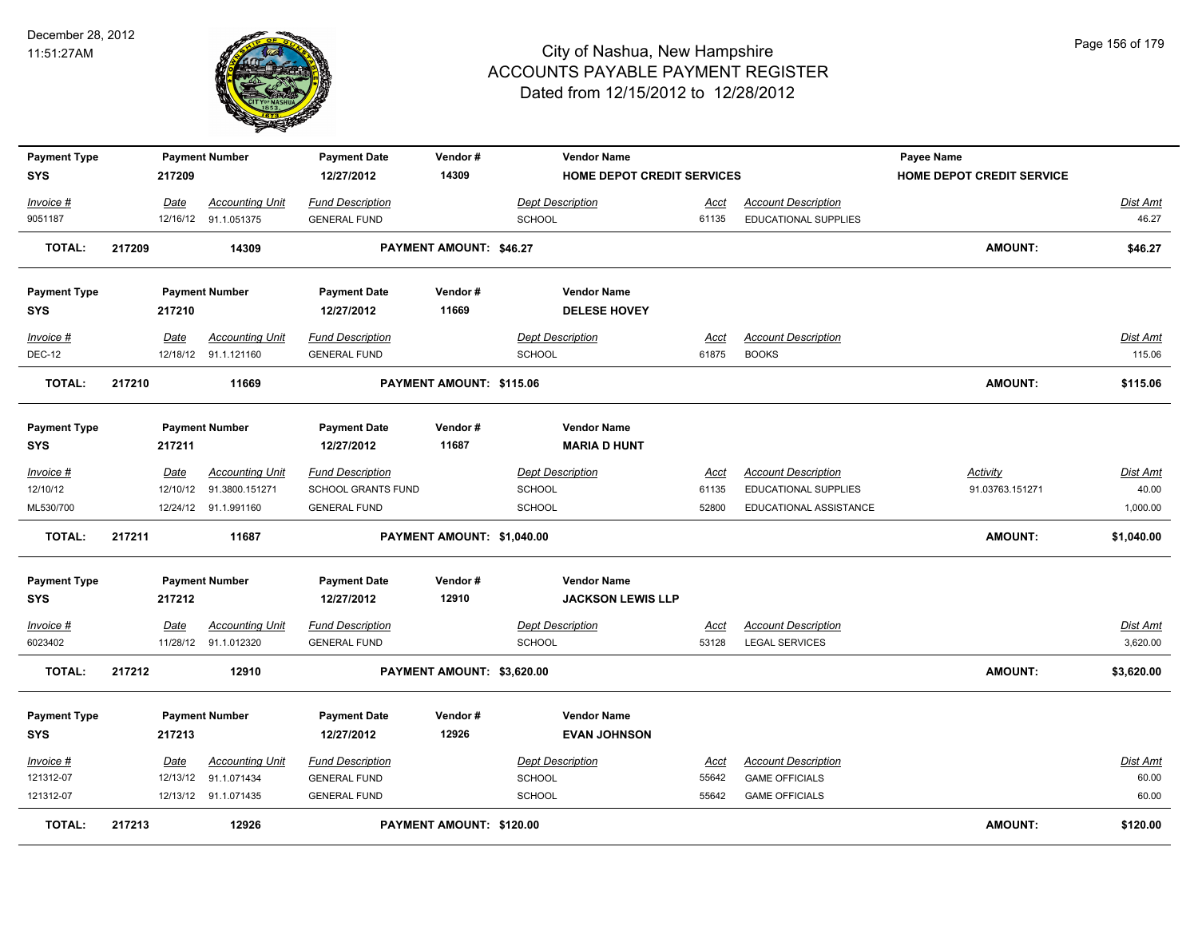# City of Nashua, New Hampshire
## ACCOUNTS PAYABLE PAYMENT REGISTER
### Dated from 12/15/2012 to 12/28/2012

December 28, 2012
11:51:27AM

| Payment Type | Payment Number | Payment Date | Vendor # | Vendor Name | Payee Name |
|---|---|---|---|---|---|
| SYS | 217209 | 12/27/2012 | 14309 | HOME DEPOT CREDIT SERVICES | HOME DEPOT CREDIT SERVICE |

| Invoice # | Date | Accounting Unit | Fund Description | Dept Description | Acct | Account Description | Dist Amt |
|---|---|---|---|---|---|---|---|
| 9051187 | 12/16/12 | 91.1.051375 | GENERAL FUND | SCHOOL | 61135 | EDUCATIONAL SUPPLIES | 46.27 |

**TOTAL: 217209 14309 PAYMENT AMOUNT: $46.27 AMOUNT: $46.27**

| Payment Type | Payment Number | Payment Date | Vendor # | Vendor Name |
|---|---|---|---|---|
| SYS | 217210 | 12/27/2012 | 11669 | DELESE HOVEY |

| Invoice # | Date | Accounting Unit | Fund Description | Dept Description | Acct | Account Description | Dist Amt |
|---|---|---|---|---|---|---|---|
| DEC-12 | 12/18/12 | 91.1.121160 | GENERAL FUND | SCHOOL | 61875 | BOOKS | 115.06 |

**TOTAL: 217210 11669 PAYMENT AMOUNT: $115.06 AMOUNT: $115.06**

| Payment Type | Payment Number | Payment Date | Vendor # | Vendor Name |
|---|---|---|---|---|
| SYS | 217211 | 12/27/2012 | 11687 | MARIA D HUNT |

| Invoice # | Date | Accounting Unit | Fund Description | Dept Description | Acct | Account Description | Activity | Dist Amt |
|---|---|---|---|---|---|---|---|---|
| 12/10/12 | 12/10/12 | 91.3800.151271 | SCHOOL GRANTS FUND | SCHOOL | 61135 | EDUCATIONAL SUPPLIES | 91.03763.151271 | 40.00 |
| ML530/700 | 12/24/12 | 91.1.991160 | GENERAL FUND | SCHOOL | 52800 | EDUCATIONAL ASSISTANCE | | 1,000.00 |

**TOTAL: 217211 11687 PAYMENT AMOUNT: $1,040.00 AMOUNT: $1,040.00**

| Payment Type | Payment Number | Payment Date | Vendor # | Vendor Name |
|---|---|---|---|---|
| SYS | 217212 | 12/27/2012 | 12910 | JACKSON LEWIS LLP |

| Invoice # | Date | Accounting Unit | Fund Description | Dept Description | Acct | Account Description | Dist Amt |
|---|---|---|---|---|---|---|---|
| 6023402 | 11/28/12 | 91.1.012320 | GENERAL FUND | SCHOOL | 53128 | LEGAL SERVICES | 3,620.00 |

**TOTAL: 217212 12910 PAYMENT AMOUNT: $3,620.00 AMOUNT: $3,620.00**

| Payment Type | Payment Number | Payment Date | Vendor # | Vendor Name |
|---|---|---|---|---|
| SYS | 217213 | 12/27/2012 | 12926 | EVAN JOHNSON |

| Invoice # | Date | Accounting Unit | Fund Description | Dept Description | Acct | Account Description | Dist Amt |
|---|---|---|---|---|---|---|---|
| 121312-07 | 12/13/12 | 91.1.071434 | GENERAL FUND | SCHOOL | 55642 | GAME OFFICIALS | 60.00 |
| 121312-07 | 12/13/12 | 91.1.071435 | GENERAL FUND | SCHOOL | 55642 | GAME OFFICIALS | 60.00 |

**TOTAL: 217213 12926 PAYMENT AMOUNT: $120.00 AMOUNT: $120.00**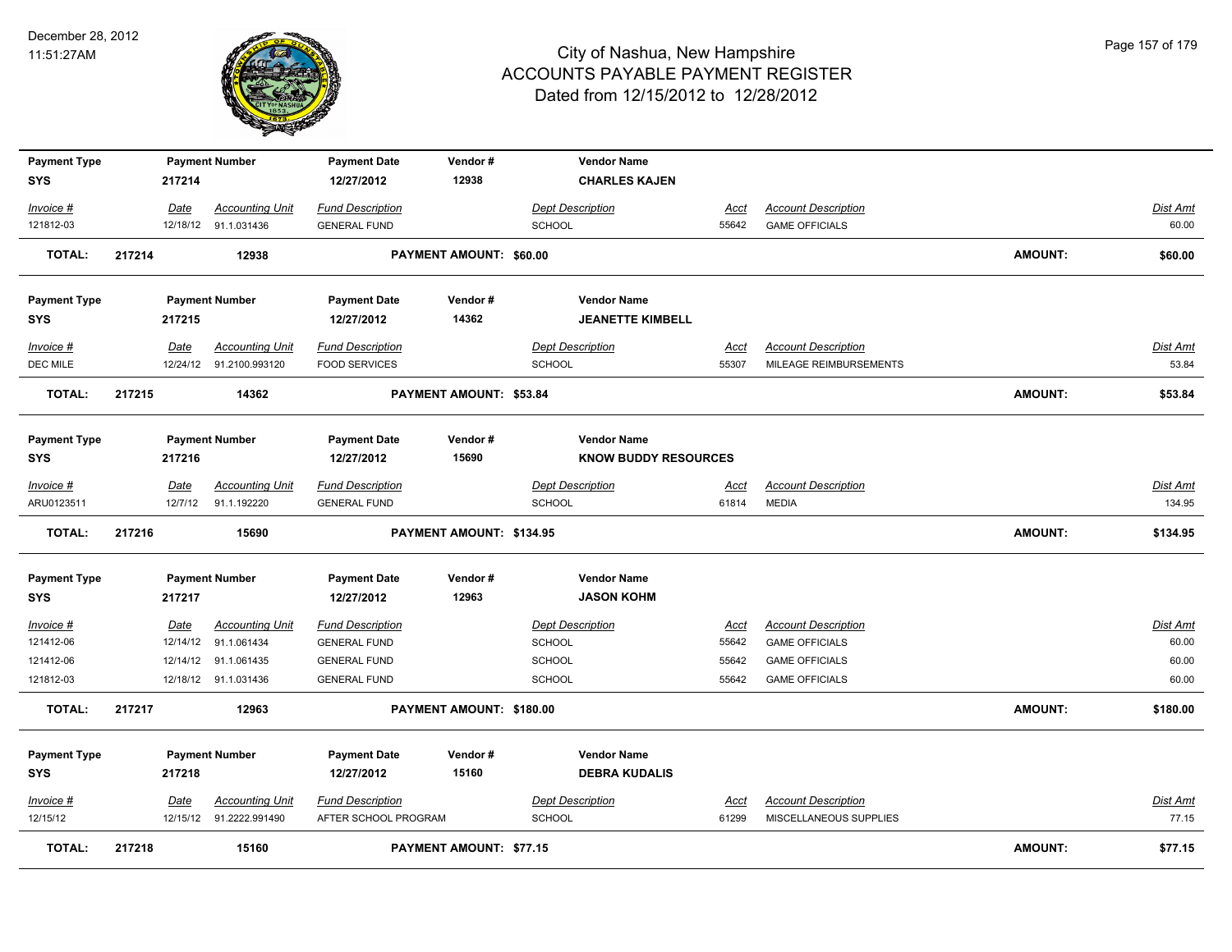# City of Nashua, New Hampshire
## ACCOUNTS PAYABLE PAYMENT REGISTER
### Dated from 12/15/2012 to 12/28/2012

December 28, 2012
11:51:27AM

| Payment Type | Payment Number | Payment Date | Vendor # | Vendor Name |
|---|---|---|---|---|
| SYS | 217214 | 12/27/2012 | 12938 | CHARLES KAJEN |

| Invoice # | Date | Accounting Unit | Fund Description | Dept Description | Acct | Account Description | Dist Amt |
|---|---|---|---|---|---|---|---|
| 121812-03 | 12/18/12 | 91.1.031436 | GENERAL FUND | SCHOOL | 55642 | GAME OFFICIALS | 60.00 |

**TOTAL: 217214 12938 PAYMENT AMOUNT: $60.00 AMOUNT: $60.00**

| Payment Type | Payment Number | Payment Date | Vendor # | Vendor Name |
|---|---|---|---|---|
| SYS | 217215 | 12/27/2012 | 14362 | JEANETTE KIMBELL |

| Invoice # | Date | Accounting Unit | Fund Description | Dept Description | Acct | Account Description | Dist Amt |
|---|---|---|---|---|---|---|---|
| DEC MILE | 12/24/12 | 91.2100.993120 | FOOD SERVICES | SCHOOL | 55307 | MILEAGE REIMBURSEMENTS | 53.84 |

**TOTAL: 217215 14362 PAYMENT AMOUNT: $53.84 AMOUNT: $53.84**

| Payment Type | Payment Number | Payment Date | Vendor # | Vendor Name |
|---|---|---|---|---|
| SYS | 217216 | 12/27/2012 | 15690 | KNOW BUDDY RESOURCES |

| Invoice # | Date | Accounting Unit | Fund Description | Dept Description | Acct | Account Description | Dist Amt |
|---|---|---|---|---|---|---|---|
| ARU0123511 | 12/7/12 | 91.1.192220 | GENERAL FUND | SCHOOL | 61814 | MEDIA | 134.95 |

**TOTAL: 217216 15690 PAYMENT AMOUNT: $134.95 AMOUNT: $134.95**

| Payment Type | Payment Number | Payment Date | Vendor # | Vendor Name |
|---|---|---|---|---|
| SYS | 217217 | 12/27/2012 | 12963 | JASON KOHM |

| Invoice # | Date | Accounting Unit | Fund Description | Dept Description | Acct | Account Description | Dist Amt |
|---|---|---|---|---|---|---|---|
| 121412-06 | 12/14/12 | 91.1.061434 | GENERAL FUND | SCHOOL | 55642 | GAME OFFICIALS | 60.00 |
| 121412-06 | 12/14/12 | 91.1.061435 | GENERAL FUND | SCHOOL | 55642 | GAME OFFICIALS | 60.00 |
| 121812-03 | 12/18/12 | 91.1.031436 | GENERAL FUND | SCHOOL | 55642 | GAME OFFICIALS | 60.00 |

**TOTAL: 217217 12963 PAYMENT AMOUNT: $180.00 AMOUNT: $180.00**

| Payment Type | Payment Number | Payment Date | Vendor # | Vendor Name |
|---|---|---|---|---|
| SYS | 217218 | 12/27/2012 | 15160 | DEBRA KUDALIS |

| Invoice # | Date | Accounting Unit | Fund Description | Dept Description | Acct | Account Description | Dist Amt |
|---|---|---|---|---|---|---|---|
| 12/15/12 | 12/15/12 | 91.2222.991490 | AFTER SCHOOL PROGRAM | SCHOOL | 61299 | MISCELLANEOUS SUPPLIES | 77.15 |

**TOTAL: 217218 15160 PAYMENT AMOUNT: $77.15 AMOUNT: $77.15**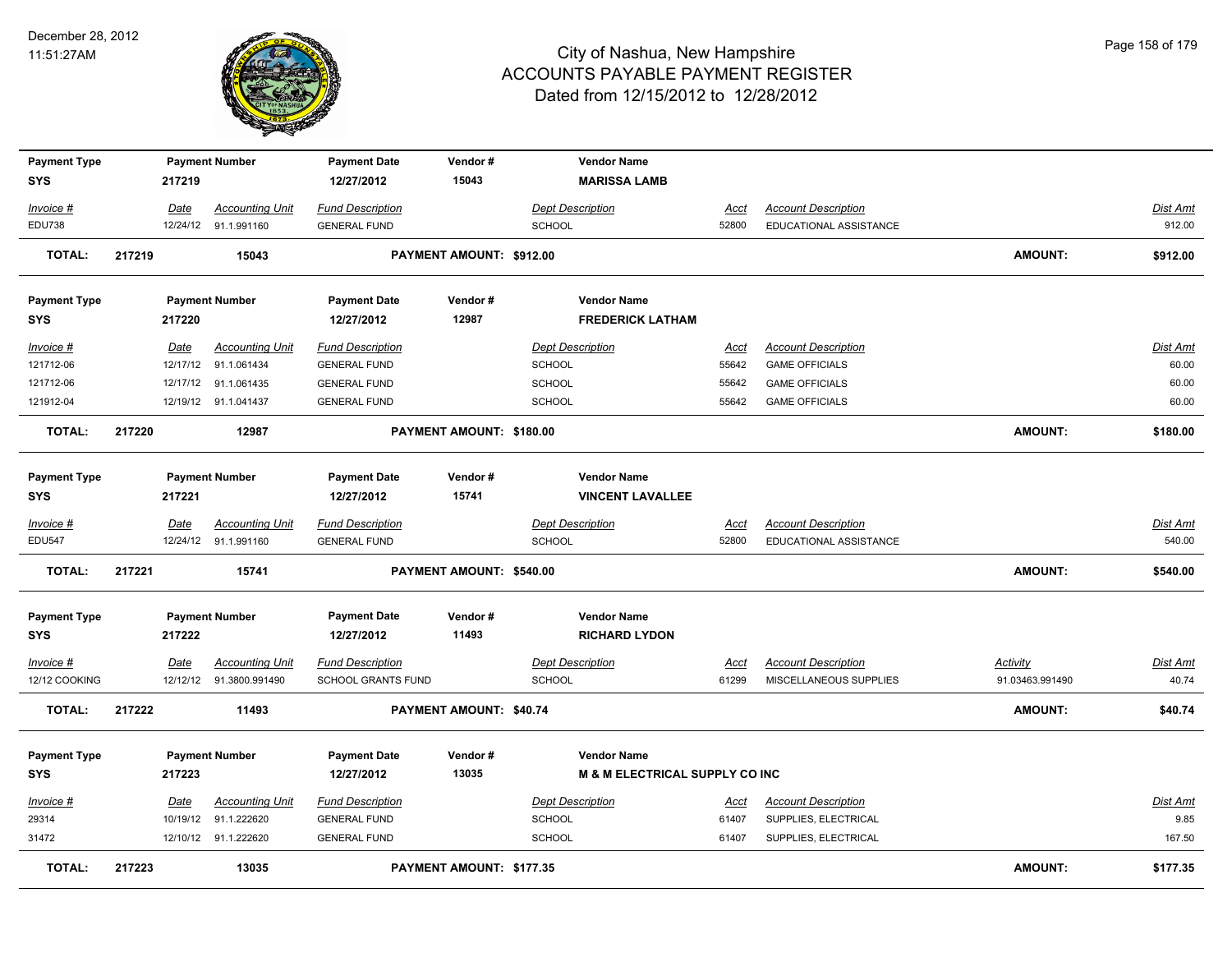# City of Nashua, New Hampshire
## ACCOUNTS PAYABLE PAYMENT REGISTER
### Dated from 12/15/2012 to 12/28/2012

December 28, 2012
11:51:27AM

| Payment Type | Payment Number | Payment Date | Vendor # | Vendor Name |
|---|---|---|---|---|
| SYS | 217219 | 12/27/2012 | 15043 | MARISSA LAMB |

| Invoice # | Date | Accounting Unit | Fund Description | Dept Description | Acct | Account Description | Dist Amt |
|---|---|---|---|---|---|---|---|
| EDU738 | 12/24/12 | 91.1.991160 | GENERAL FUND | SCHOOL | 52800 | EDUCATIONAL ASSISTANCE | 912.00 |

**TOTAL: 217219 15043 PAYMENT AMOUNT: $912.00 AMOUNT: $912.00**

| Payment Type | Payment Number | Payment Date | Vendor # | Vendor Name |
|---|---|---|---|---|
| SYS | 217220 | 12/27/2012 | 12987 | FREDERICK LATHAM |

| Invoice # | Date | Accounting Unit | Fund Description | Dept Description | Acct | Account Description | Dist Amt |
|---|---|---|---|---|---|---|---|
| 121712-06 | 12/17/12 | 91.1.061434 | GENERAL FUND | SCHOOL | 55642 | GAME OFFICIALS | 60.00 |
| 121712-06 | 12/17/12 | 91.1.061435 | GENERAL FUND | SCHOOL | 55642 | GAME OFFICIALS | 60.00 |
| 121912-04 | 12/19/12 | 91.1.041437 | GENERAL FUND | SCHOOL | 55642 | GAME OFFICIALS | 60.00 |

**TOTAL: 217220 12987 PAYMENT AMOUNT: $180.00 AMOUNT: $180.00**

| Payment Type | Payment Number | Payment Date | Vendor # | Vendor Name |
|---|---|---|---|---|
| SYS | 217221 | 12/27/2012 | 15741 | VINCENT LAVALLEE |

| Invoice # | Date | Accounting Unit | Fund Description | Dept Description | Acct | Account Description | Dist Amt |
|---|---|---|---|---|---|---|---|
| EDU547 | 12/24/12 | 91.1.991160 | GENERAL FUND | SCHOOL | 52800 | EDUCATIONAL ASSISTANCE | 540.00 |

**TOTAL: 217221 15741 PAYMENT AMOUNT: $540.00 AMOUNT: $540.00**

| Payment Type | Payment Number | Payment Date | Vendor # | Vendor Name |
|---|---|---|---|---|
| SYS | 217222 | 12/27/2012 | 11493 | RICHARD LYDON |

| Invoice # | Date | Accounting Unit | Fund Description | Dept Description | Acct | Account Description | Activity | Dist Amt |
|---|---|---|---|---|---|---|---|---|
| 12/12 COOKING | 12/12/12 | 91.3800.991490 | SCHOOL GRANTS FUND | SCHOOL | 61299 | MISCELLANEOUS SUPPLIES | 91.03463.991490 | 40.74 |

**TOTAL: 217222 11493 PAYMENT AMOUNT: $40.74 AMOUNT: $40.74**

| Payment Type | Payment Number | Payment Date | Vendor # | Vendor Name |
|---|---|---|---|---|
| SYS | 217223 | 12/27/2012 | 13035 | M & M ELECTRICAL SUPPLY CO INC |

| Invoice # | Date | Accounting Unit | Fund Description | Dept Description | Acct | Account Description | Dist Amt |
|---|---|---|---|---|---|---|---|
| 29314 | 10/19/12 | 91.1.222620 | GENERAL FUND | SCHOOL | 61407 | SUPPLIES, ELECTRICAL | 9.85 |
| 31472 | 12/10/12 | 91.1.222620 | GENERAL FUND | SCHOOL | 61407 | SUPPLIES, ELECTRICAL | 167.50 |

**TOTAL: 217223 13035 PAYMENT AMOUNT: $177.35 AMOUNT: $177.35**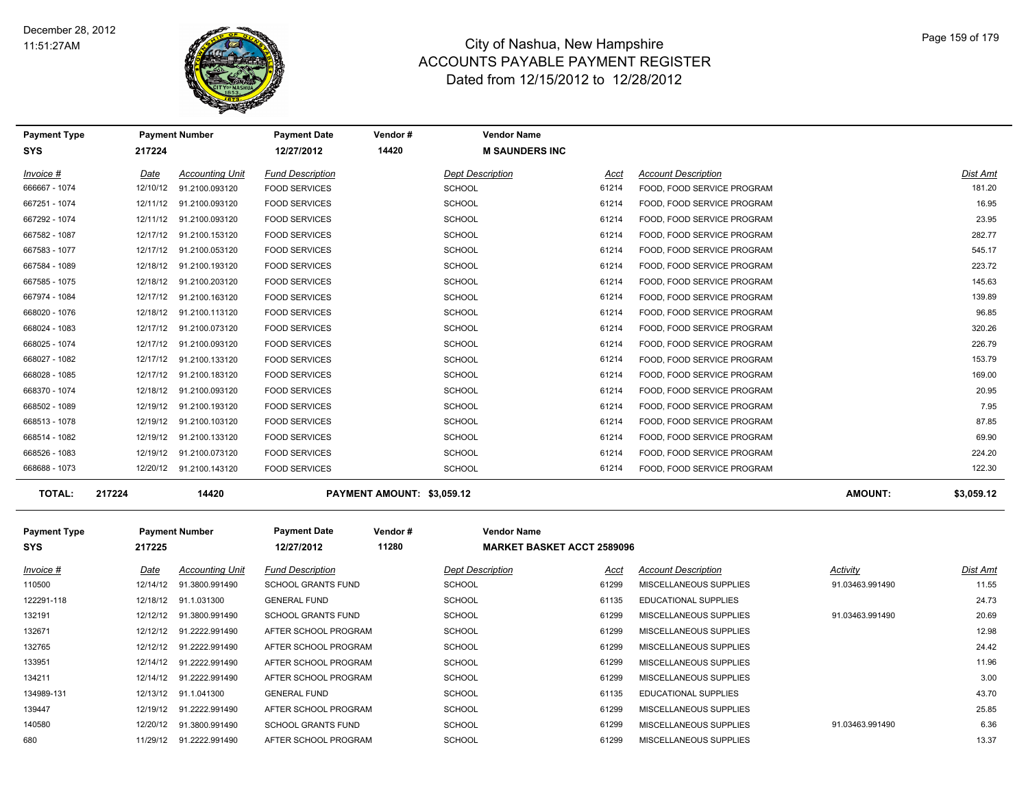# City of Nashua, New Hampshire
## ACCOUNTS PAYABLE PAYMENT REGISTER
### Dated from 12/15/2012 to 12/28/2012

December 28, 2012
11:51:27AM

| Payment Type | Payment Number | Payment Date | Vendor # | Vendor Name |
|---|---|---|---|---|
| SYS | 217224 | 12/27/2012 | 14420 | M SAUNDERS INC |

| Invoice # | Date | Accounting Unit | Fund Description | Dept Description | Acct | Account Description | Dist Amt |
|---|---|---|---|---|---|---|---|
| 666667 - 1074 | 12/10/12 | 91.2100.093120 | FOOD SERVICES | SCHOOL | 61214 | FOOD, FOOD SERVICE PROGRAM | 181.20 |
| 667251 - 1074 | 12/11/12 | 91.2100.093120 | FOOD SERVICES | SCHOOL | 61214 | FOOD, FOOD SERVICE PROGRAM | 16.95 |
| 667292 - 1074 | 12/11/12 | 91.2100.093120 | FOOD SERVICES | SCHOOL | 61214 | FOOD, FOOD SERVICE PROGRAM | 23.95 |
| 667582 - 1087 | 12/17/12 | 91.2100.153120 | FOOD SERVICES | SCHOOL | 61214 | FOOD, FOOD SERVICE PROGRAM | 282.77 |
| 667583 - 1077 | 12/17/12 | 91.2100.053120 | FOOD SERVICES | SCHOOL | 61214 | FOOD, FOOD SERVICE PROGRAM | 545.17 |
| 667584 - 1089 | 12/18/12 | 91.2100.193120 | FOOD SERVICES | SCHOOL | 61214 | FOOD, FOOD SERVICE PROGRAM | 223.72 |
| 667585 - 1075 | 12/18/12 | 91.2100.203120 | FOOD SERVICES | SCHOOL | 61214 | FOOD, FOOD SERVICE PROGRAM | 145.63 |
| 667974 - 1084 | 12/17/12 | 91.2100.163120 | FOOD SERVICES | SCHOOL | 61214 | FOOD, FOOD SERVICE PROGRAM | 139.89 |
| 668020 - 1076 | 12/18/12 | 91.2100.113120 | FOOD SERVICES | SCHOOL | 61214 | FOOD, FOOD SERVICE PROGRAM | 96.85 |
| 668024 - 1083 | 12/17/12 | 91.2100.073120 | FOOD SERVICES | SCHOOL | 61214 | FOOD, FOOD SERVICE PROGRAM | 320.26 |
| 668025 - 1074 | 12/17/12 | 91.2100.093120 | FOOD SERVICES | SCHOOL | 61214 | FOOD, FOOD SERVICE PROGRAM | 226.79 |
| 668027 - 1082 | 12/17/12 | 91.2100.133120 | FOOD SERVICES | SCHOOL | 61214 | FOOD, FOOD SERVICE PROGRAM | 153.79 |
| 668028 - 1085 | 12/17/12 | 91.2100.183120 | FOOD SERVICES | SCHOOL | 61214 | FOOD, FOOD SERVICE PROGRAM | 169.00 |
| 668370 - 1074 | 12/18/12 | 91.2100.093120 | FOOD SERVICES | SCHOOL | 61214 | FOOD, FOOD SERVICE PROGRAM | 20.95 |
| 668502 - 1089 | 12/19/12 | 91.2100.193120 | FOOD SERVICES | SCHOOL | 61214 | FOOD, FOOD SERVICE PROGRAM | 7.95 |
| 668513 - 1078 | 12/19/12 | 91.2100.103120 | FOOD SERVICES | SCHOOL | 61214 | FOOD, FOOD SERVICE PROGRAM | 87.85 |
| 668514 - 1082 | 12/19/12 | 91.2100.133120 | FOOD SERVICES | SCHOOL | 61214 | FOOD, FOOD SERVICE PROGRAM | 69.90 |
| 668526 - 1083 | 12/19/12 | 91.2100.073120 | FOOD SERVICES | SCHOOL | 61214 | FOOD, FOOD SERVICE PROGRAM | 224.20 |
| 668688 - 1073 | 12/20/12 | 91.2100.143120 | FOOD SERVICES | SCHOOL | 61214 | FOOD, FOOD SERVICE PROGRAM | 122.30 |

**TOTAL: 217224 14420 PAYMENT AMOUNT: $3,059.12 AMOUNT: $3,059.12**

| Payment Type | Payment Number | Payment Date | Vendor # | Vendor Name |
|---|---|---|---|---|
| SYS | 217225 | 12/27/2012 | 11280 | MARKET BASKET ACCT 2589096 |

| Invoice # | Date | Accounting Unit | Fund Description | Dept Description | Acct | Account Description | Activity | Dist Amt |
|---|---|---|---|---|---|---|---|---|
| 110500 | 12/14/12 | 91.3800.991490 | SCHOOL GRANTS FUND | SCHOOL | 61299 | MISCELLANEOUS SUPPLIES | 91.03463.991490 | 11.55 |
| 122291-118 | 12/18/12 | 91.1.031300 | GENERAL FUND | SCHOOL | 61135 | EDUCATIONAL SUPPLIES | | 24.73 |
| 132191 | 12/12/12 | 91.3800.991490 | SCHOOL GRANTS FUND | SCHOOL | 61299 | MISCELLANEOUS SUPPLIES | 91.03463.991490 | 20.69 |
| 132671 | 12/12/12 | 91.2222.991490 | AFTER SCHOOL PROGRAM | SCHOOL | 61299 | MISCELLANEOUS SUPPLIES | | 12.98 |
| 132765 | 12/12/12 | 91.2222.991490 | AFTER SCHOOL PROGRAM | SCHOOL | 61299 | MISCELLANEOUS SUPPLIES | | 24.42 |
| 133951 | 12/14/12 | 91.2222.991490 | AFTER SCHOOL PROGRAM | SCHOOL | 61299 | MISCELLANEOUS SUPPLIES | | 11.96 |
| 134211 | 12/14/12 | 91.2222.991490 | AFTER SCHOOL PROGRAM | SCHOOL | 61299 | MISCELLANEOUS SUPPLIES | | 3.00 |
| 134989-131 | 12/13/12 | 91.1.041300 | GENERAL FUND | SCHOOL | 61135 | EDUCATIONAL SUPPLIES | | 43.70 |
| 139447 | 12/19/12 | 91.2222.991490 | AFTER SCHOOL PROGRAM | SCHOOL | 61299 | MISCELLANEOUS SUPPLIES | | 25.85 |
| 140580 | 12/20/12 | 91.3800.991490 | SCHOOL GRANTS FUND | SCHOOL | 61299 | MISCELLANEOUS SUPPLIES | 91.03463.991490 | 6.36 |
| 680 | 11/29/12 | 91.2222.991490 | AFTER SCHOOL PROGRAM | SCHOOL | 61299 | MISCELLANEOUS SUPPLIES | | 13.37 |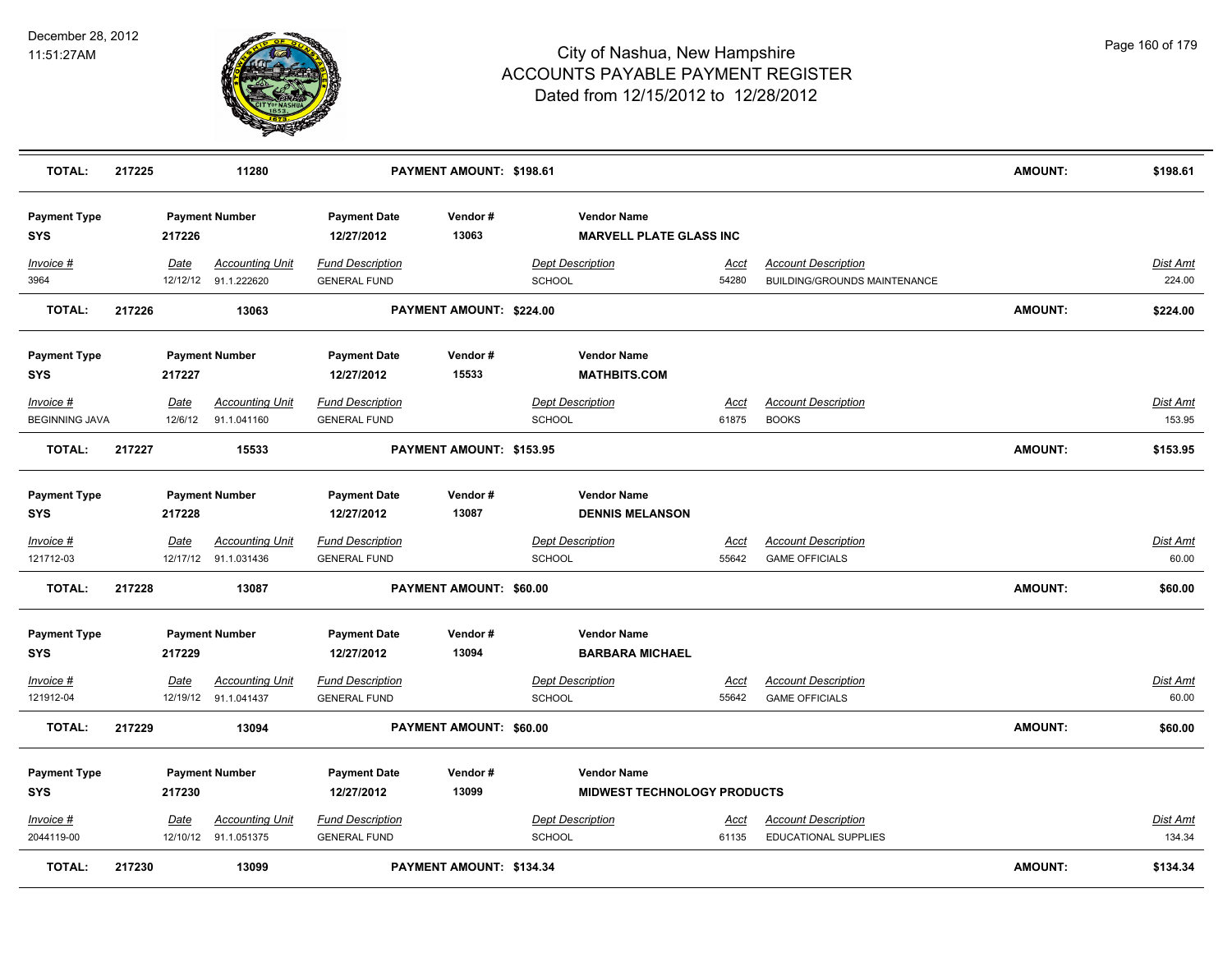# City of Nashua, New Hampshire
## ACCOUNTS PAYABLE PAYMENT REGISTER
### Dated from 12/15/2012 to 12/28/2012

December 28, 2012
11:51:27AM

| TOTAL: | 217225 | 11280 | PAYMENT AMOUNT: $198.61 | AMOUNT: | $198.61 |
|---|---|---|---|---|---|

| Payment Type | Payment Number | Payment Date | Vendor # | Vendor Name |
|---|---|---|---|---|
| SYS | 217226 | 12/27/2012 | 13063 | MARVELL PLATE GLASS INC |

| Invoice # | Date | Accounting Unit | Fund Description | Dept Description | Acct | Account Description | Dist Amt |
|---|---|---|---|---|---|---|---|
| 3964 | 12/12/12 | 91.1.222620 | GENERAL FUND | SCHOOL | 54280 | BUILDING/GROUNDS MAINTENANCE | 224.00 |

| TOTAL: | 217226 | 13063 | PAYMENT AMOUNT: $224.00 | AMOUNT: | $224.00 |
|---|---|---|---|---|---|

| Payment Type | Payment Number | Payment Date | Vendor # | Vendor Name |
|---|---|---|---|---|
| SYS | 217227 | 12/27/2012 | 15533 | MATHBITS.COM |

| Invoice # | Date | Accounting Unit | Fund Description | Dept Description | Acct | Account Description | Dist Amt |
|---|---|---|---|---|---|---|---|
| BEGINNING JAVA | 12/6/12 | 91.1.041160 | GENERAL FUND | SCHOOL | 61875 | BOOKS | 153.95 |

| TOTAL: | 217227 | 15533 | PAYMENT AMOUNT: $153.95 | AMOUNT: | $153.95 |
|---|---|---|---|---|---|

| Payment Type | Payment Number | Payment Date | Vendor # | Vendor Name |
|---|---|---|---|---|
| SYS | 217228 | 12/27/2012 | 13087 | DENNIS MELANSON |

| Invoice # | Date | Accounting Unit | Fund Description | Dept Description | Acct | Account Description | Dist Amt |
|---|---|---|---|---|---|---|---|
| 121712-03 | 12/17/12 | 91.1.031436 | GENERAL FUND | SCHOOL | 55642 | GAME OFFICIALS | 60.00 |

| TOTAL: | 217228 | 13087 | PAYMENT AMOUNT: $60.00 | AMOUNT: | $60.00 |
|---|---|---|---|---|---|

| Payment Type | Payment Number | Payment Date | Vendor # | Vendor Name |
|---|---|---|---|---|
| SYS | 217229 | 12/27/2012 | 13094 | BARBARA MICHAEL |

| Invoice # | Date | Accounting Unit | Fund Description | Dept Description | Acct | Account Description | Dist Amt |
|---|---|---|---|---|---|---|---|
| 121912-04 | 12/19/12 | 91.1.041437 | GENERAL FUND | SCHOOL | 55642 | GAME OFFICIALS | 60.00 |

| TOTAL: | 217229 | 13094 | PAYMENT AMOUNT: $60.00 | AMOUNT: | $60.00 |
|---|---|---|---|---|---|

| Payment Type | Payment Number | Payment Date | Vendor # | Vendor Name |
|---|---|---|---|---|
| SYS | 217230 | 12/27/2012 | 13099 | MIDWEST TECHNOLOGY PRODUCTS |

| Invoice # | Date | Accounting Unit | Fund Description | Dept Description | Acct | Account Description | Dist Amt |
|---|---|---|---|---|---|---|---|
| 2044119-00 | 12/10/12 | 91.1.051375 | GENERAL FUND | SCHOOL | 61135 | EDUCATIONAL SUPPLIES | 134.34 |

| TOTAL: | 217230 | 13099 | PAYMENT AMOUNT: $134.34 | AMOUNT: | $134.34 |
|---|---|---|---|---|---|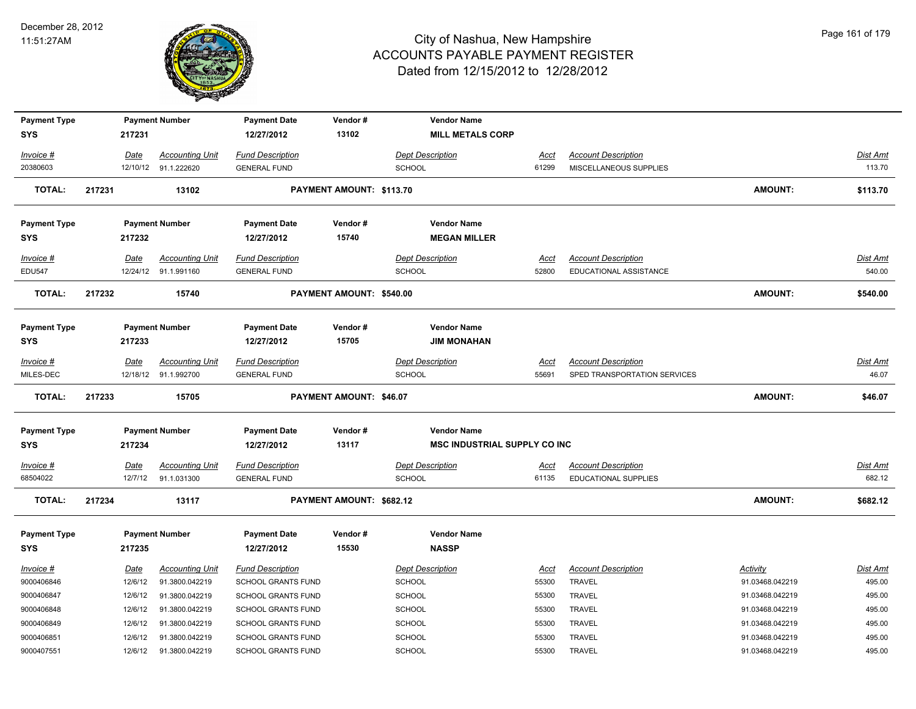# City of Nashua, New Hampshire
## ACCOUNTS PAYABLE PAYMENT REGISTER
### Dated from 12/15/2012 to 12/28/2012

| Payment Type | Payment Number | Payment Date | Vendor # | Vendor Name |
|---|---|---|---|---|
| SYS | 217231 | 12/27/2012 | 13102 | MILL METALS CORP |

| Invoice # | Date | Accounting Unit | Fund Description | Dept Description | Acct | Account Description | Dist Amt |
|---|---|---|---|---|---|---|---|
| 20380603 | 12/10/12 | 91.1.222620 | GENERAL FUND | SCHOOL | 61299 | MISCELLANEOUS SUPPLIES | 113.70 |

**TOTAL: 217231 13102 PAYMENT AMOUNT: $113.70 AMOUNT: $113.70**

| Payment Type | Payment Number | Payment Date | Vendor # | Vendor Name |
|---|---|---|---|---|
| SYS | 217232 | 12/27/2012 | 15740 | MEGAN MILLER |

| Invoice # | Date | Accounting Unit | Fund Description | Dept Description | Acct | Account Description | Dist Amt |
|---|---|---|---|---|---|---|---|
| EDU547 | 12/24/12 | 91.1.991160 | GENERAL FUND | SCHOOL | 52800 | EDUCATIONAL ASSISTANCE | 540.00 |

**TOTAL: 217232 15740 PAYMENT AMOUNT: $540.00 AMOUNT: $540.00**

| Payment Type | Payment Number | Payment Date | Vendor # | Vendor Name |
|---|---|---|---|---|
| SYS | 217233 | 12/27/2012 | 15705 | JIM MONAHAN |

| Invoice # | Date | Accounting Unit | Fund Description | Dept Description | Acct | Account Description | Dist Amt |
|---|---|---|---|---|---|---|---|
| MILES-DEC | 12/18/12 | 91.1.992700 | GENERAL FUND | SCHOOL | 55691 | SPED TRANSPORTATION SERVICES | 46.07 |

**TOTAL: 217233 15705 PAYMENT AMOUNT: $46.07 AMOUNT: $46.07**

| Payment Type | Payment Number | Payment Date | Vendor # | Vendor Name |
|---|---|---|---|---|
| SYS | 217234 | 12/27/2012 | 13117 | MSC INDUSTRIAL SUPPLY CO INC |

| Invoice # | Date | Accounting Unit | Fund Description | Dept Description | Acct | Account Description | Dist Amt |
|---|---|---|---|---|---|---|---|
| 68504022 | 12/7/12 | 91.1.031300 | GENERAL FUND | SCHOOL | 61135 | EDUCATIONAL SUPPLIES | 682.12 |

**TOTAL: 217234 13117 PAYMENT AMOUNT: $682.12 AMOUNT: $682.12**

| Payment Type | Payment Number | Payment Date | Vendor # | Vendor Name |
|---|---|---|---|---|
| SYS | 217235 | 12/27/2012 | 15530 | NASSP |

| Invoice # | Date | Accounting Unit | Fund Description | Dept Description | Acct | Account Description | Activity | Dist Amt |
|---|---|---|---|---|---|---|---|---|
| 9000406846 | 12/6/12 | 91.3800.042219 | SCHOOL GRANTS FUND | SCHOOL | 55300 | TRAVEL | 91.03468.042219 | 495.00 |
| 9000406847 | 12/6/12 | 91.3800.042219 | SCHOOL GRANTS FUND | SCHOOL | 55300 | TRAVEL | 91.03468.042219 | 495.00 |
| 9000406848 | 12/6/12 | 91.3800.042219 | SCHOOL GRANTS FUND | SCHOOL | 55300 | TRAVEL | 91.03468.042219 | 495.00 |
| 9000406849 | 12/6/12 | 91.3800.042219 | SCHOOL GRANTS FUND | SCHOOL | 55300 | TRAVEL | 91.03468.042219 | 495.00 |
| 9000406851 | 12/6/12 | 91.3800.042219 | SCHOOL GRANTS FUND | SCHOOL | 55300 | TRAVEL | 91.03468.042219 | 495.00 |
| 9000407551 | 12/6/12 | 91.3800.042219 | SCHOOL GRANTS FUND | SCHOOL | 55300 | TRAVEL | 91.03468.042219 | 495.00 |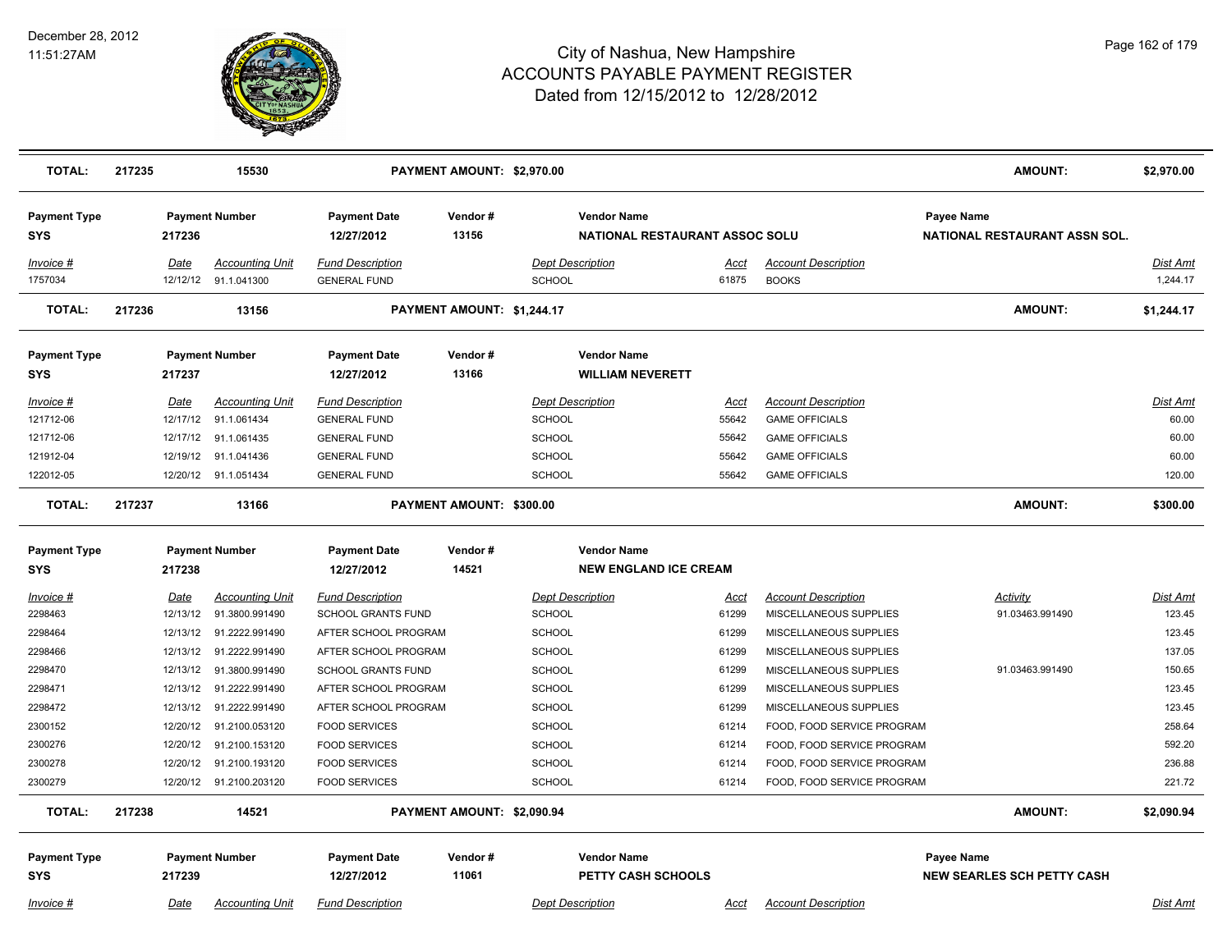# City of Nashua, New Hampshire
# ACCOUNTS PAYABLE PAYMENT REGISTER
## Dated from 12/15/2012 to 12/28/2012

December 28, 2012
11:51:27AM

| TOTAL: | 217235 | 15530 | PAYMENT AMOUNT: $2,970.00 | AMOUNT: | $2,970.00 |
|---|---|---|---|---|---|

| Payment Type | Payment Number | Payment Date | Vendor # | Vendor Name | Payee Name |
|---|---|---|---|---|---|
| SYS | 217236 | 12/27/2012 | 13156 | NATIONAL RESTAURANT ASSOC SOLU | NATIONAL RESTAURANT ASSN SOL. |

| Invoice # | Date | Accounting Unit | Fund Description | Dept Description | Acct | Account Description | Dist Amt |
|---|---|---|---|---|---|---|---|
| 1757034 | 12/12/12 | 91.1.041300 | GENERAL FUND | SCHOOL | 61875 | BOOKS | 1,244.17 |

| TOTAL: | 217236 | 13156 | PAYMENT AMOUNT: $1,244.17 | AMOUNT: | $1,244.17 |
|---|---|---|---|---|---|

| Payment Type | Payment Number | Payment Date | Vendor # | Vendor Name |
|---|---|---|---|---|
| SYS | 217237 | 12/27/2012 | 13166 | WILLIAM NEVERETT |

| Invoice # | Date | Accounting Unit | Fund Description | Dept Description | Acct | Account Description | Dist Amt |
|---|---|---|---|---|---|---|---|
| 121712-06 | 12/17/12 | 91.1.061434 | GENERAL FUND | SCHOOL | 55642 | GAME OFFICIALS | 60.00 |
| 121712-06 | 12/17/12 | 91.1.061435 | GENERAL FUND | SCHOOL | 55642 | GAME OFFICIALS | 60.00 |
| 121912-04 | 12/19/12 | 91.1.041436 | GENERAL FUND | SCHOOL | 55642 | GAME OFFICIALS | 60.00 |
| 122012-05 | 12/20/12 | 91.1.051434 | GENERAL FUND | SCHOOL | 55642 | GAME OFFICIALS | 120.00 |

| TOTAL: | 217237 | 13166 | PAYMENT AMOUNT: $300.00 | AMOUNT: | $300.00 |
|---|---|---|---|---|---|

| Payment Type | Payment Number | Payment Date | Vendor # | Vendor Name |
|---|---|---|---|---|
| SYS | 217238 | 12/27/2012 | 14521 | NEW ENGLAND ICE CREAM |

| Invoice # | Date | Accounting Unit | Fund Description | Dept Description | Acct | Account Description | Activity | Dist Amt |
|---|---|---|---|---|---|---|---|---|
| 2298463 | 12/13/12 | 91.3800.991490 | SCHOOL GRANTS FUND | SCHOOL | 61299 | MISCELLANEOUS SUPPLIES | 91.03463.991490 | 123.45 |
| 2298464 | 12/13/12 | 91.2222.991490 | AFTER SCHOOL PROGRAM | SCHOOL | 61299 | MISCELLANEOUS SUPPLIES | | 123.45 |
| 2298466 | 12/13/12 | 91.2222.991490 | AFTER SCHOOL PROGRAM | SCHOOL | 61299 | MISCELLANEOUS SUPPLIES | | 137.05 |
| 2298470 | 12/13/12 | 91.3800.991490 | SCHOOL GRANTS FUND | SCHOOL | 61299 | MISCELLANEOUS SUPPLIES | 91.03463.991490 | 150.65 |
| 2298471 | 12/13/12 | 91.2222.991490 | AFTER SCHOOL PROGRAM | SCHOOL | 61299 | MISCELLANEOUS SUPPLIES | | 123.45 |
| 2298472 | 12/13/12 | 91.2222.991490 | AFTER SCHOOL PROGRAM | SCHOOL | 61299 | MISCELLANEOUS SUPPLIES | | 123.45 |
| 2300152 | 12/20/12 | 91.2100.053120 | FOOD SERVICES | SCHOOL | 61214 | FOOD, FOOD SERVICE PROGRAM | | 258.64 |
| 2300276 | 12/20/12 | 91.2100.153120 | FOOD SERVICES | SCHOOL | 61214 | FOOD, FOOD SERVICE PROGRAM | | 592.20 |
| 2300278 | 12/20/12 | 91.2100.193120 | FOOD SERVICES | SCHOOL | 61214 | FOOD, FOOD SERVICE PROGRAM | | 236.88 |
| 2300279 | 12/20/12 | 91.2100.203120 | FOOD SERVICES | SCHOOL | 61214 | FOOD, FOOD SERVICE PROGRAM | | 221.72 |

| TOTAL: | 217238 | 14521 | PAYMENT AMOUNT: $2,090.94 | AMOUNT: | $2,090.94 |
|---|---|---|---|---|---|

| Payment Type | Payment Number | Payment Date | Vendor # | Vendor Name | Payee Name |
|---|---|---|---|---|---|
| SYS | 217239 | 12/27/2012 | 11061 | PETTY CASH SCHOOLS | NEW SEARLES SCH PETTY CASH |

| Invoice # | Date | Accounting Unit | Fund Description | Dept Description | Acct | Account Description | Dist Amt |
|---|---|---|---|---|---|---|---|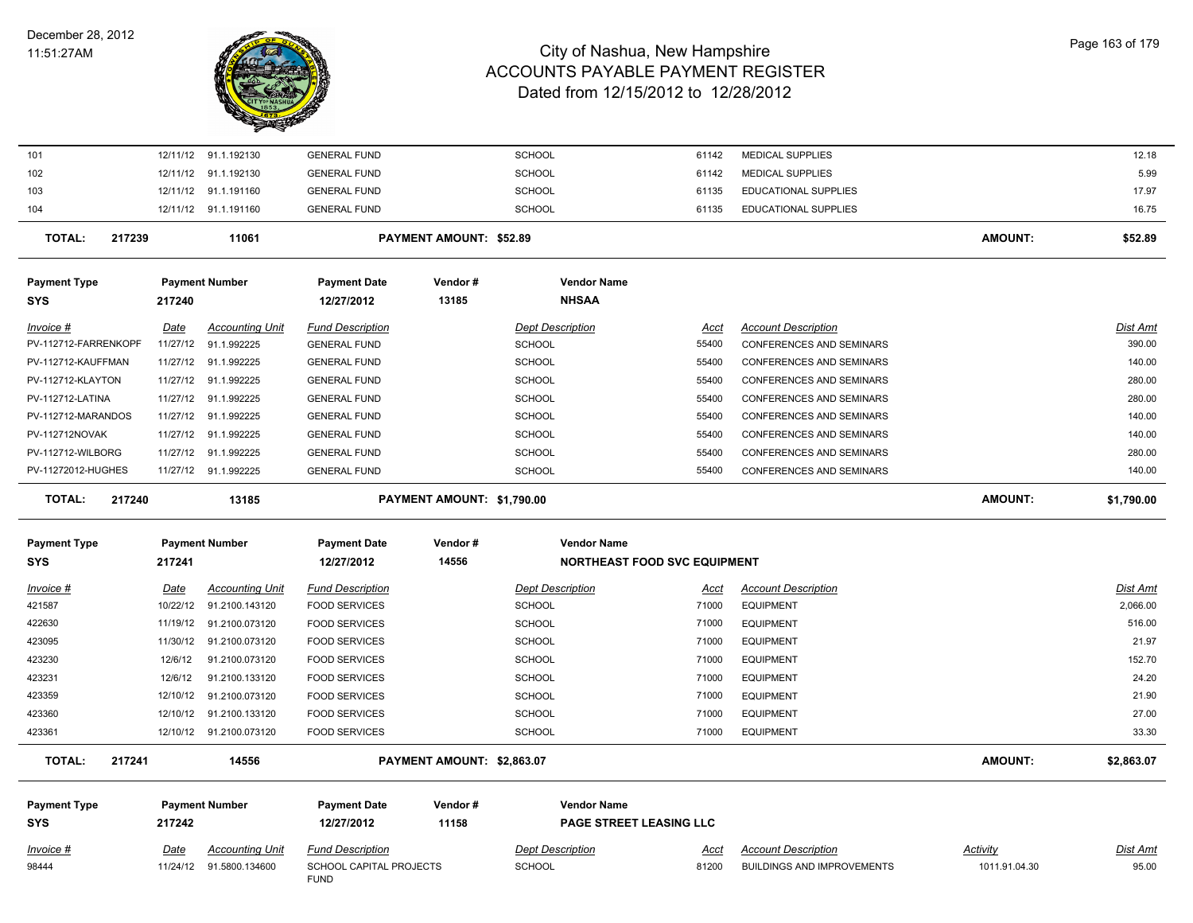# City of Nashua, New Hampshire
## ACCOUNTS PAYABLE PAYMENT REGISTER
### Dated from 12/15/2012 to 12/28/2012

December 28, 2012
11:51:27AM

| Invoice # | Date | Accounting Unit | Fund Description | Dept Description | Acct | Account Description | Dist Amt |
|---|---|---|---|---|---|---|---|
| 101 | 12/11/12 | 91.1.192130 | GENERAL FUND | SCHOOL | 61142 | MEDICAL SUPPLIES | 12.18 |
| 102 | 12/11/12 | 91.1.192130 | GENERAL FUND | SCHOOL | 61142 | MEDICAL SUPPLIES | 5.99 |
| 103 | 12/11/12 | 91.1.191160 | GENERAL FUND | SCHOOL | 61135 | EDUCATIONAL SUPPLIES | 17.97 |
| 104 | 12/11/12 | 91.1.191160 | GENERAL FUND | SCHOOL | 61135 | EDUCATIONAL SUPPLIES | 16.75 |

**TOTAL: 217239 — 11061 — PAYMENT AMOUNT: $52.89 — AMOUNT: $52.89**

| Payment Type | Payment Number | Payment Date | Vendor # | Vendor Name |
|---|---|---|---|---|
| SYS | 217240 | 12/27/2012 | 13185 | NHSAA |

| Invoice # | Date | Accounting Unit | Fund Description | Dept Description | Acct | Account Description | Dist Amt |
|---|---|---|---|---|---|---|---|
| PV-112712-FARRENKOPF | 11/27/12 | 91.1.992225 | GENERAL FUND | SCHOOL | 55400 | CONFERENCES AND SEMINARS | 390.00 |
| PV-112712-KAUFFMAN | 11/27/12 | 91.1.992225 | GENERAL FUND | SCHOOL | 55400 | CONFERENCES AND SEMINARS | 140.00 |
| PV-112712-KLAYTON | 11/27/12 | 91.1.992225 | GENERAL FUND | SCHOOL | 55400 | CONFERENCES AND SEMINARS | 280.00 |
| PV-112712-LATINA | 11/27/12 | 91.1.992225 | GENERAL FUND | SCHOOL | 55400 | CONFERENCES AND SEMINARS | 280.00 |
| PV-112712-MARANDOS | 11/27/12 | 91.1.992225 | GENERAL FUND | SCHOOL | 55400 | CONFERENCES AND SEMINARS | 140.00 |
| PV-112712NOVAK | 11/27/12 | 91.1.992225 | GENERAL FUND | SCHOOL | 55400 | CONFERENCES AND SEMINARS | 140.00 |
| PV-112712-WILBORG | 11/27/12 | 91.1.992225 | GENERAL FUND | SCHOOL | 55400 | CONFERENCES AND SEMINARS | 280.00 |
| PV-11272012-HUGHES | 11/27/12 | 91.1.992225 | GENERAL FUND | SCHOOL | 55400 | CONFERENCES AND SEMINARS | 140.00 |

**TOTAL: 217240 — 13185 — PAYMENT AMOUNT: $1,790.00 — AMOUNT: $1,790.00**

| Payment Type | Payment Number | Payment Date | Vendor # | Vendor Name |
|---|---|---|---|---|
| SYS | 217241 | 12/27/2012 | 14556 | NORTHEAST FOOD SVC EQUIPMENT |

| Invoice # | Date | Accounting Unit | Fund Description | Dept Description | Acct | Account Description | Dist Amt |
|---|---|---|---|---|---|---|---|
| 421587 | 10/22/12 | 91.2100.143120 | FOOD SERVICES | SCHOOL | 71000 | EQUIPMENT | 2,066.00 |
| 422630 | 11/19/12 | 91.2100.073120 | FOOD SERVICES | SCHOOL | 71000 | EQUIPMENT | 516.00 |
| 423095 | 11/30/12 | 91.2100.073120 | FOOD SERVICES | SCHOOL | 71000 | EQUIPMENT | 21.97 |
| 423230 | 12/6/12 | 91.2100.073120 | FOOD SERVICES | SCHOOL | 71000 | EQUIPMENT | 152.70 |
| 423231 | 12/6/12 | 91.2100.133120 | FOOD SERVICES | SCHOOL | 71000 | EQUIPMENT | 24.20 |
| 423359 | 12/10/12 | 91.2100.073120 | FOOD SERVICES | SCHOOL | 71000 | EQUIPMENT | 21.90 |
| 423360 | 12/10/12 | 91.2100.133120 | FOOD SERVICES | SCHOOL | 71000 | EQUIPMENT | 27.00 |
| 423361 | 12/10/12 | 91.2100.073120 | FOOD SERVICES | SCHOOL | 71000 | EQUIPMENT | 33.30 |

**TOTAL: 217241 — 14556 — PAYMENT AMOUNT: $2,863.07 — AMOUNT: $2,863.07**

| Payment Type | Payment Number | Payment Date | Vendor # | Vendor Name |
|---|---|---|---|---|
| SYS | 217242 | 12/27/2012 | 11158 | PAGE STREET LEASING LLC |

| Invoice # | Date | Accounting Unit | Fund Description | Dept Description | Acct | Account Description | Activity | Dist Amt |
|---|---|---|---|---|---|---|---|---|
| 98444 | 11/24/12 | 91.5800.134600 | SCHOOL CAPITAL PROJECTS FUND | SCHOOL | 81200 | BUILDINGS AND IMPROVEMENTS | 1011.91.04.30 | 95.00 |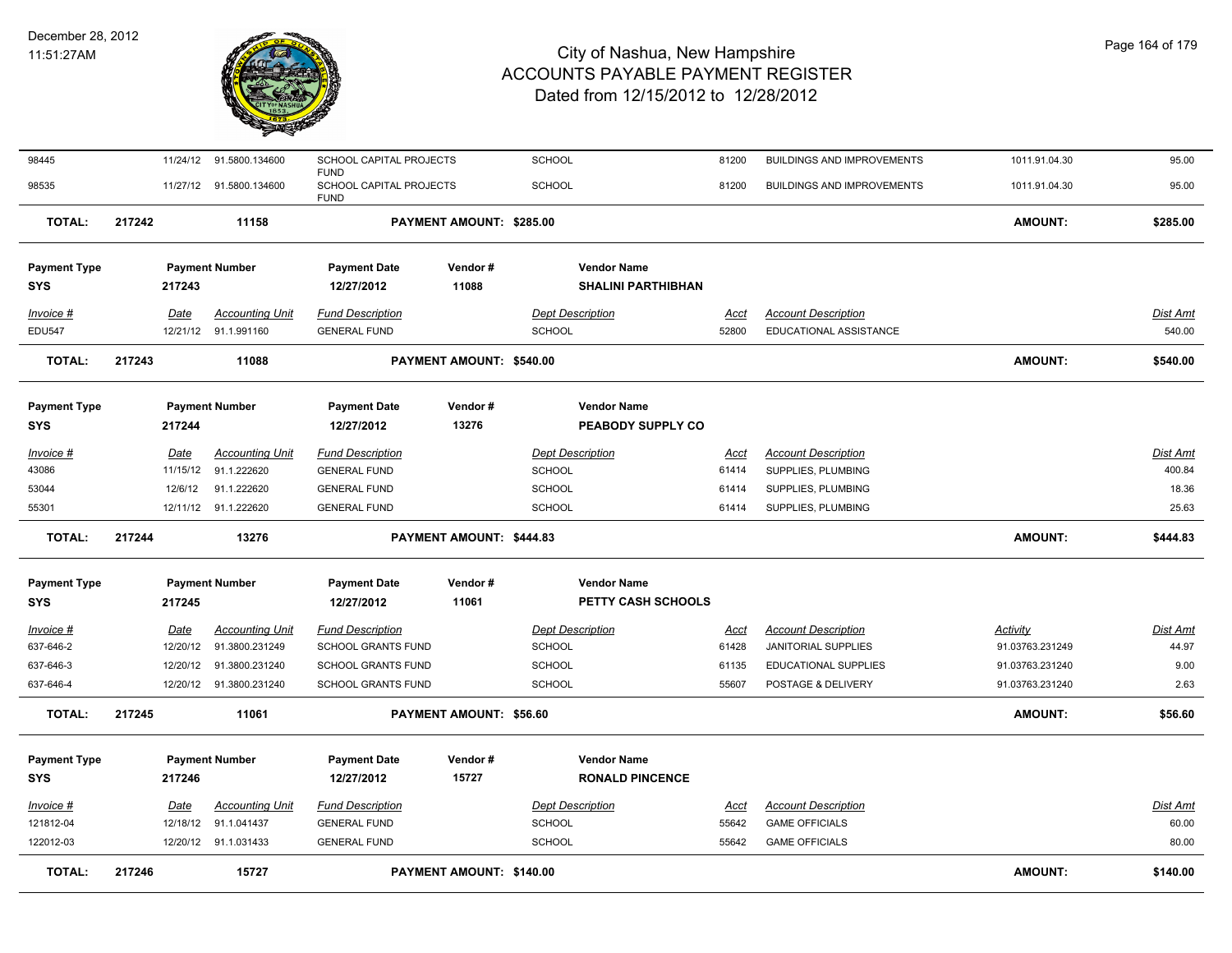# City of Nashua, New Hampshire
## ACCOUNTS PAYABLE PAYMENT REGISTER
### Dated from 12/15/2012 to 12/28/2012

December 28, 2012
11:51:27AM

| | | | | | | | | | |
|---|---|---|---|---|---|---|---|---|---|
| 98445 | 11/24/12 | 91.5800.134600 | SCHOOL CAPITAL PROJECTS FUND | SCHOOL | 81200 | BUILDINGS AND IMPROVEMENTS | 1011.91.04.30 | 95.00 |
| 98535 | 11/27/12 | 91.5800.134600 | SCHOOL CAPITAL PROJECTS FUND | SCHOOL | 81200 | BUILDINGS AND IMPROVEMENTS | 1011.91.04.30 | 95.00 |
| **TOTAL:** | **217242** | **11158** | **PAYMENT AMOUNT: $285.00** | | | | **AMOUNT:** | **$285.00** |

| Payment Type | Payment Number | Payment Date | Vendor # | Vendor Name |
|---|---|---|---|---|
| SYS | 217243 | 12/27/2012 | 11088 | SHALINI PARTHIBHAN |

| Invoice # | Date | Accounting Unit | Fund Description | Dept Description | Acct | Account Description | Dist Amt |
|---|---|---|---|---|---|---|---|
| EDU547 | 12/21/12 | 91.1.991160 | GENERAL FUND | SCHOOL | 52800 | EDUCATIONAL ASSISTANCE | 540.00 |
| **TOTAL:** | **217243** | **11088** | **PAYMENT AMOUNT: $540.00** | | | **AMOUNT:** | **$540.00** |

| Payment Type | Payment Number | Payment Date | Vendor # | Vendor Name |
|---|---|---|---|---|
| SYS | 217244 | 12/27/2012 | 13276 | PEABODY SUPPLY CO |

| Invoice # | Date | Accounting Unit | Fund Description | Dept Description | Acct | Account Description | Dist Amt |
|---|---|---|---|---|---|---|---|
| 43086 | 11/15/12 | 91.1.222620 | GENERAL FUND | SCHOOL | 61414 | SUPPLIES, PLUMBING | 400.84 |
| 53044 | 12/6/12 | 91.1.222620 | GENERAL FUND | SCHOOL | 61414 | SUPPLIES, PLUMBING | 18.36 |
| 55301 | 12/11/12 | 91.1.222620 | GENERAL FUND | SCHOOL | 61414 | SUPPLIES, PLUMBING | 25.63 |
| **TOTAL:** | **217244** | **13276** | **PAYMENT AMOUNT: $444.83** | | | **AMOUNT:** | **$444.83** |

| Payment Type | Payment Number | Payment Date | Vendor # | Vendor Name |
|---|---|---|---|---|
| SYS | 217245 | 12/27/2012 | 11061 | PETTY CASH SCHOOLS |

| Invoice # | Date | Accounting Unit | Fund Description | Dept Description | Acct | Account Description | Activity | Dist Amt |
|---|---|---|---|---|---|---|---|---|
| 637-646-2 | 12/20/12 | 91.3800.231249 | SCHOOL GRANTS FUND | SCHOOL | 61428 | JANITORIAL SUPPLIES | 91.03763.231249 | 44.97 |
| 637-646-3 | 12/20/12 | 91.3800.231240 | SCHOOL GRANTS FUND | SCHOOL | 61135 | EDUCATIONAL SUPPLIES | 91.03763.231240 | 9.00 |
| 637-646-4 | 12/20/12 | 91.3800.231240 | SCHOOL GRANTS FUND | SCHOOL | 55607 | POSTAGE & DELIVERY | 91.03763.231240 | 2.63 |
| **TOTAL:** | **217245** | **11061** | **PAYMENT AMOUNT: $56.60** | | | | **AMOUNT:** | **$56.60** |

| Payment Type | Payment Number | Payment Date | Vendor # | Vendor Name |
|---|---|---|---|---|
| SYS | 217246 | 12/27/2012 | 15727 | RONALD PINCENCE |

| Invoice # | Date | Accounting Unit | Fund Description | Dept Description | Acct | Account Description | Dist Amt |
|---|---|---|---|---|---|---|---|
| 121812-04 | 12/18/12 | 91.1.041437 | GENERAL FUND | SCHOOL | 55642 | GAME OFFICIALS | 60.00 |
| 122012-03 | 12/20/12 | 91.1.031433 | GENERAL FUND | SCHOOL | 55642 | GAME OFFICIALS | 80.00 |
| **TOTAL:** | **217246** | **15727** | **PAYMENT AMOUNT: $140.00** | | | **AMOUNT:** | **$140.00** |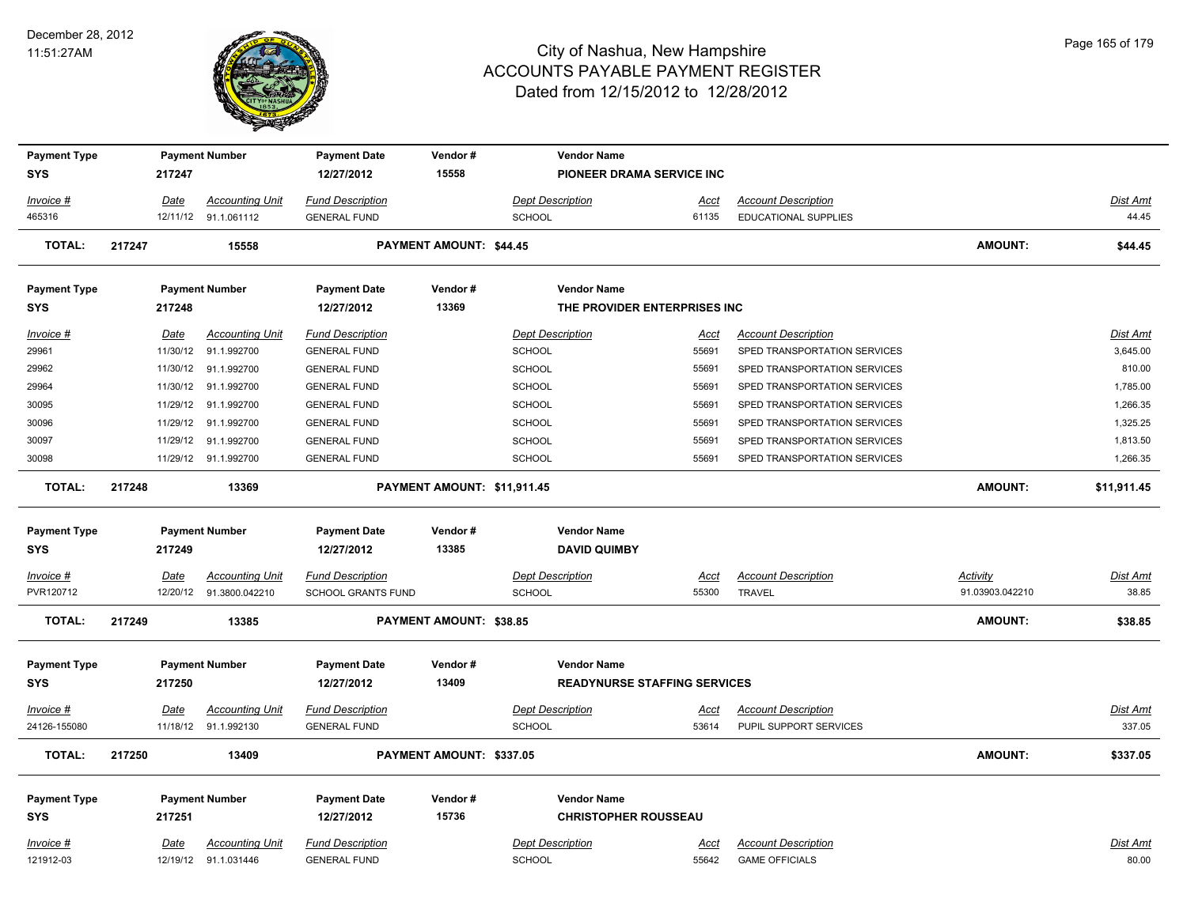# City of Nashua, New Hampshire
## ACCOUNTS PAYABLE PAYMENT REGISTER
### Dated from 12/15/2012 to 12/28/2012

December 28, 2012
11:51:27AM

| Payment Type | Payment Number | Payment Date | Vendor # | Vendor Name |
|---|---|---|---|---|
| SYS | 217247 | 12/27/2012 | 15558 | PIONEER DRAMA SERVICE INC |

| Invoice # | Date | Accounting Unit | Fund Description | Dept Description | Acct | Account Description | Dist Amt |
|---|---|---|---|---|---|---|---|
| 465316 | 12/11/12 | 91.1.061112 | GENERAL FUND | SCHOOL | 61135 | EDUCATIONAL SUPPLIES | 44.45 |

**TOTAL: 217247 15558 PAYMENT AMOUNT: $44.45 AMOUNT: $44.45**

| Payment Type | Payment Number | Payment Date | Vendor # | Vendor Name |
|---|---|---|---|---|
| SYS | 217248 | 12/27/2012 | 13369 | THE PROVIDER ENTERPRISES INC |

| Invoice # | Date | Accounting Unit | Fund Description | Dept Description | Acct | Account Description | Dist Amt |
|---|---|---|---|---|---|---|---|
| 29961 | 11/30/12 | 91.1.992700 | GENERAL FUND | SCHOOL | 55691 | SPED TRANSPORTATION SERVICES | 3,645.00 |
| 29962 | 11/30/12 | 91.1.992700 | GENERAL FUND | SCHOOL | 55691 | SPED TRANSPORTATION SERVICES | 810.00 |
| 29964 | 11/30/12 | 91.1.992700 | GENERAL FUND | SCHOOL | 55691 | SPED TRANSPORTATION SERVICES | 1,785.00 |
| 30095 | 11/29/12 | 91.1.992700 | GENERAL FUND | SCHOOL | 55691 | SPED TRANSPORTATION SERVICES | 1,266.35 |
| 30096 | 11/29/12 | 91.1.992700 | GENERAL FUND | SCHOOL | 55691 | SPED TRANSPORTATION SERVICES | 1,325.25 |
| 30097 | 11/29/12 | 91.1.992700 | GENERAL FUND | SCHOOL | 55691 | SPED TRANSPORTATION SERVICES | 1,813.50 |
| 30098 | 11/29/12 | 91.1.992700 | GENERAL FUND | SCHOOL | 55691 | SPED TRANSPORTATION SERVICES | 1,266.35 |

**TOTAL: 217248 13369 PAYMENT AMOUNT: $11,911.45 AMOUNT: $11,911.45**

| Payment Type | Payment Number | Payment Date | Vendor # | Vendor Name |
|---|---|---|---|---|
| SYS | 217249 | 12/27/2012 | 13385 | DAVID QUIMBY |

| Invoice # | Date | Accounting Unit | Fund Description | Dept Description | Acct | Account Description | Activity | Dist Amt |
|---|---|---|---|---|---|---|---|---|
| PVR120712 | 12/20/12 | 91.3800.042210 | SCHOOL GRANTS FUND | SCHOOL | 55300 | TRAVEL | 91.03903.042210 | 38.85 |

**TOTAL: 217249 13385 PAYMENT AMOUNT: $38.85 AMOUNT: $38.85**

| Payment Type | Payment Number | Payment Date | Vendor # | Vendor Name |
|---|---|---|---|---|
| SYS | 217250 | 12/27/2012 | 13409 | READYNURSE STAFFING SERVICES |

| Invoice # | Date | Accounting Unit | Fund Description | Dept Description | Acct | Account Description | Dist Amt |
|---|---|---|---|---|---|---|---|
| 24126-155080 | 11/18/12 | 91.1.992130 | GENERAL FUND | SCHOOL | 53614 | PUPIL SUPPORT SERVICES | 337.05 |

**TOTAL: 217250 13409 PAYMENT AMOUNT: $337.05 AMOUNT: $337.05**

| Payment Type | Payment Number | Payment Date | Vendor # | Vendor Name |
|---|---|---|---|---|
| SYS | 217251 | 12/27/2012 | 15736 | CHRISTOPHER ROUSSEAU |

| Invoice # | Date | Accounting Unit | Fund Description | Dept Description | Acct | Account Description | Dist Amt |
|---|---|---|---|---|---|---|---|
| 121912-03 | 12/19/12 | 91.1.031446 | GENERAL FUND | SCHOOL | 55642 | GAME OFFICIALS | 80.00 |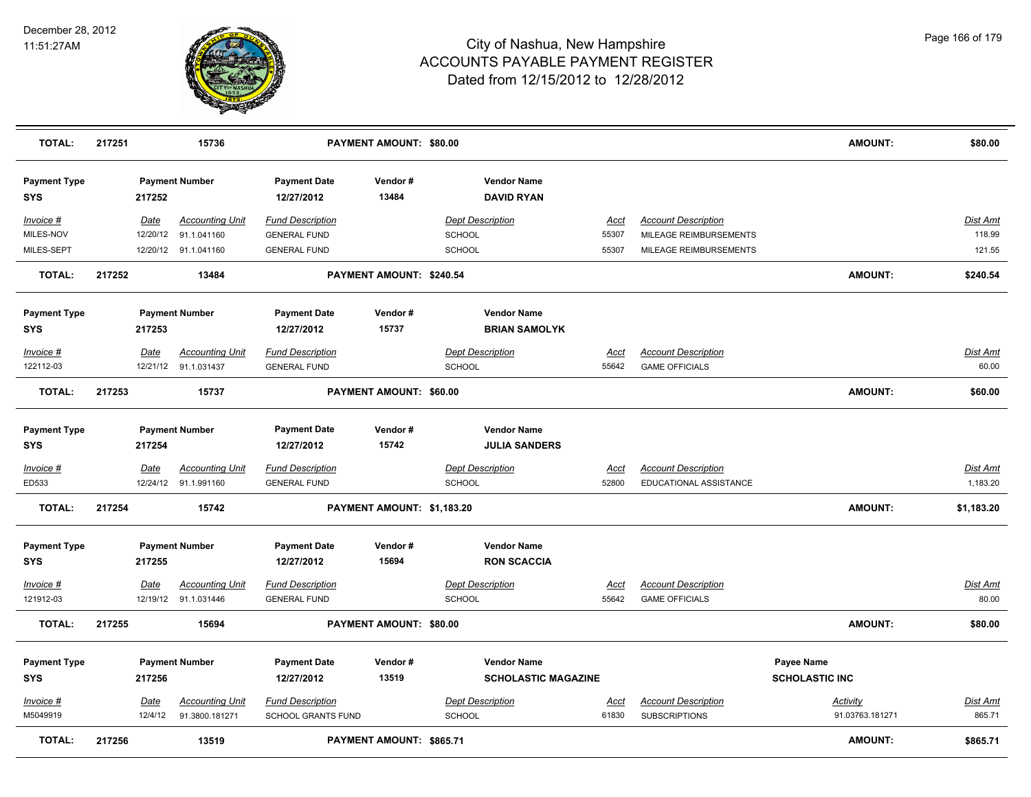# City of Nashua, New Hampshire
## ACCOUNTS PAYABLE PAYMENT REGISTER
### Dated from 12/15/2012 to 12/28/2012

| TOTAL: | 217251 | 15736 | PAYMENT AMOUNT: $80.00 | AMOUNT: | $80.00 |
|---|---|---|---|---|---|

| Payment Type | Payment Number | Payment Date | Vendor # | Vendor Name |
|---|---|---|---|---|
| SYS | 217252 | 12/27/2012 | 13484 | DAVID RYAN |

| Invoice # | Date | Accounting Unit | Fund Description | Dept Description | Acct | Account Description | Dist Amt |
|---|---|---|---|---|---|---|---|
| MILES-NOV | 12/20/12 | 91.1.041160 | GENERAL FUND | SCHOOL | 55307 | MILEAGE REIMBURSEMENTS | 118.99 |
| MILES-SEPT | 12/20/12 | 91.1.041160 | GENERAL FUND | SCHOOL | 55307 | MILEAGE REIMBURSEMENTS | 121.55 |

| TOTAL: | 217252 | 13484 | PAYMENT AMOUNT: $240.54 | AMOUNT: | $240.54 |
|---|---|---|---|---|---|

| Payment Type | Payment Number | Payment Date | Vendor # | Vendor Name |
|---|---|---|---|---|
| SYS | 217253 | 12/27/2012 | 15737 | BRIAN SAMOLYK |

| Invoice # | Date | Accounting Unit | Fund Description | Dept Description | Acct | Account Description | Dist Amt |
|---|---|---|---|---|---|---|---|
| 122112-03 | 12/21/12 | 91.1.031437 | GENERAL FUND | SCHOOL | 55642 | GAME OFFICIALS | 60.00 |

| TOTAL: | 217253 | 15737 | PAYMENT AMOUNT: $60.00 | AMOUNT: | $60.00 |
|---|---|---|---|---|---|

| Payment Type | Payment Number | Payment Date | Vendor # | Vendor Name |
|---|---|---|---|---|
| SYS | 217254 | 12/27/2012 | 15742 | JULIA SANDERS |

| Invoice # | Date | Accounting Unit | Fund Description | Dept Description | Acct | Account Description | Dist Amt |
|---|---|---|---|---|---|---|---|
| ED533 | 12/24/12 | 91.1.991160 | GENERAL FUND | SCHOOL | 52800 | EDUCATIONAL ASSISTANCE | 1,183.20 |

| TOTAL: | 217254 | 15742 | PAYMENT AMOUNT: $1,183.20 | AMOUNT: | $1,183.20 |
|---|---|---|---|---|---|

| Payment Type | Payment Number | Payment Date | Vendor # | Vendor Name |
|---|---|---|---|---|
| SYS | 217255 | 12/27/2012 | 15694 | RON SCACCIA |

| Invoice # | Date | Accounting Unit | Fund Description | Dept Description | Acct | Account Description | Dist Amt |
|---|---|---|---|---|---|---|---|
| 121912-03 | 12/19/12 | 91.1.031446 | GENERAL FUND | SCHOOL | 55642 | GAME OFFICIALS | 80.00 |

| TOTAL: | 217255 | 15694 | PAYMENT AMOUNT: $80.00 | AMOUNT: | $80.00 |
|---|---|---|---|---|---|

| Payment Type | Payment Number | Payment Date | Vendor # | Vendor Name | Payee Name |
|---|---|---|---|---|---|
| SYS | 217256 | 12/27/2012 | 13519 | SCHOLASTIC MAGAZINE | SCHOLASTIC INC |

| Invoice # | Date | Accounting Unit | Fund Description | Dept Description | Acct | Account Description | Activity | Dist Amt |
|---|---|---|---|---|---|---|---|---|
| M5049919 | 12/4/12 | 91.3800.181271 | SCHOOL GRANTS FUND | SCHOOL | 61830 | SUBSCRIPTIONS | 91.03763.181271 | 865.71 |

| TOTAL: | 217256 | 13519 | PAYMENT AMOUNT: $865.71 | AMOUNT: | $865.71 |
|---|---|---|---|---|---|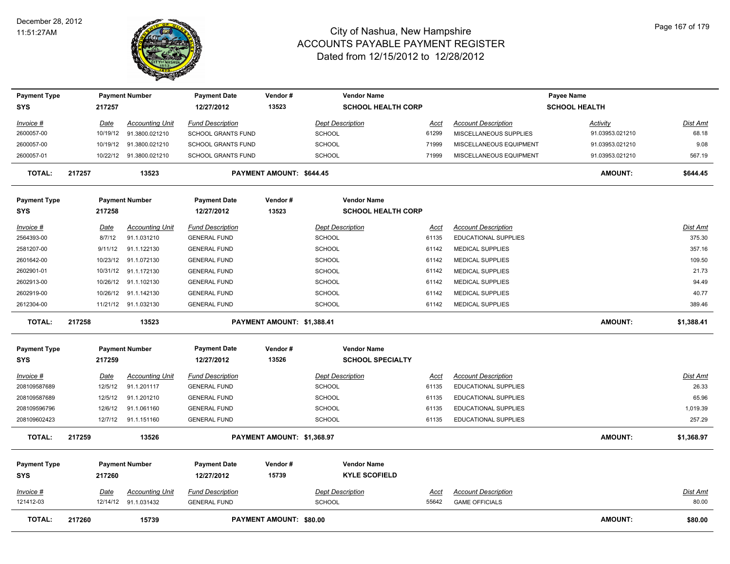# City of Nashua, New Hampshire
## ACCOUNTS PAYABLE PAYMENT REGISTER
### Dated from 12/15/2012 to 12/28/2012

December 28, 2012
11:51:27AM

| Payment Type | Payment Number | Payment Date | Vendor # | Vendor Name | Payee Name |
|---|---|---|---|---|---|
| SYS | 217257 | 12/27/2012 | 13523 | SCHOOL HEALTH CORP | SCHOOL HEALTH |

| Invoice # | Date | Accounting Unit | Fund Description | Dept Description | Acct | Account Description | Activity | Dist Amt |
|---|---|---|---|---|---|---|---|---|
| 2600057-00 | 10/19/12 | 91.3800.021210 | SCHOOL GRANTS FUND | SCHOOL | 61299 | MISCELLANEOUS SUPPLIES | 91.03953.021210 | 68.18 |
| 2600057-00 | 10/19/12 | 91.3800.021210 | SCHOOL GRANTS FUND | SCHOOL | 71999 | MISCELLANEOUS EQUIPMENT | 91.03953.021210 | 9.08 |
| 2600057-01 | 10/22/12 | 91.3800.021210 | SCHOOL GRANTS FUND | SCHOOL | 71999 | MISCELLANEOUS EQUIPMENT | 91.03953.021210 | 567.19 |

**TOTAL: 217257 13523 PAYMENT AMOUNT: $644.45 AMOUNT: $644.45**

| Payment Type | Payment Number | Payment Date | Vendor # | Vendor Name |
|---|---|---|---|---|
| SYS | 217258 | 12/27/2012 | 13523 | SCHOOL HEALTH CORP |

| Invoice # | Date | Accounting Unit | Fund Description | Dept Description | Acct | Account Description | Dist Amt |
|---|---|---|---|---|---|---|---|
| 2564393-00 | 8/7/12 | 91.1.031210 | GENERAL FUND | SCHOOL | 61135 | EDUCATIONAL SUPPLIES | 375.30 |
| 2581207-00 | 9/11/12 | 91.1.122130 | GENERAL FUND | SCHOOL | 61142 | MEDICAL SUPPLIES | 357.16 |
| 2601642-00 | 10/23/12 | 91.1.072130 | GENERAL FUND | SCHOOL | 61142 | MEDICAL SUPPLIES | 109.50 |
| 2602901-01 | 10/31/12 | 91.1.172130 | GENERAL FUND | SCHOOL | 61142 | MEDICAL SUPPLIES | 21.73 |
| 2602913-00 | 10/26/12 | 91.1.102130 | GENERAL FUND | SCHOOL | 61142 | MEDICAL SUPPLIES | 94.49 |
| 2602919-00 | 10/26/12 | 91.1.142130 | GENERAL FUND | SCHOOL | 61142 | MEDICAL SUPPLIES | 40.77 |
| 2612304-00 | 11/21/12 | 91.1.032130 | GENERAL FUND | SCHOOL | 61142 | MEDICAL SUPPLIES | 389.46 |

**TOTAL: 217258 13523 PAYMENT AMOUNT: $1,388.41 AMOUNT: $1,388.41**

| Payment Type | Payment Number | Payment Date | Vendor # | Vendor Name |
|---|---|---|---|---|
| SYS | 217259 | 12/27/2012 | 13526 | SCHOOL SPECIALTY |

| Invoice # | Date | Accounting Unit | Fund Description | Dept Description | Acct | Account Description | Dist Amt |
|---|---|---|---|---|---|---|---|
| 208109587689 | 12/5/12 | 91.1.201117 | GENERAL FUND | SCHOOL | 61135 | EDUCATIONAL SUPPLIES | 26.33 |
| 208109587689 | 12/5/12 | 91.1.201210 | GENERAL FUND | SCHOOL | 61135 | EDUCATIONAL SUPPLIES | 65.96 |
| 208109596796 | 12/6/12 | 91.1.061160 | GENERAL FUND | SCHOOL | 61135 | EDUCATIONAL SUPPLIES | 1,019.39 |
| 208109602423 | 12/7/12 | 91.1.151160 | GENERAL FUND | SCHOOL | 61135 | EDUCATIONAL SUPPLIES | 257.29 |

**TOTAL: 217259 13526 PAYMENT AMOUNT: $1,368.97 AMOUNT: $1,368.97**

| Payment Type | Payment Number | Payment Date | Vendor # | Vendor Name |
|---|---|---|---|---|
| SYS | 217260 | 12/27/2012 | 15739 | KYLE SCOFIELD |

| Invoice # | Date | Accounting Unit | Fund Description | Dept Description | Acct | Account Description | Dist Amt |
|---|---|---|---|---|---|---|---|
| 121412-03 | 12/14/12 | 91.1.031432 | GENERAL FUND | SCHOOL | 55642 | GAME OFFICIALS | 80.00 |

**TOTAL: 217260 15739 PAYMENT AMOUNT: $80.00 AMOUNT: $80.00**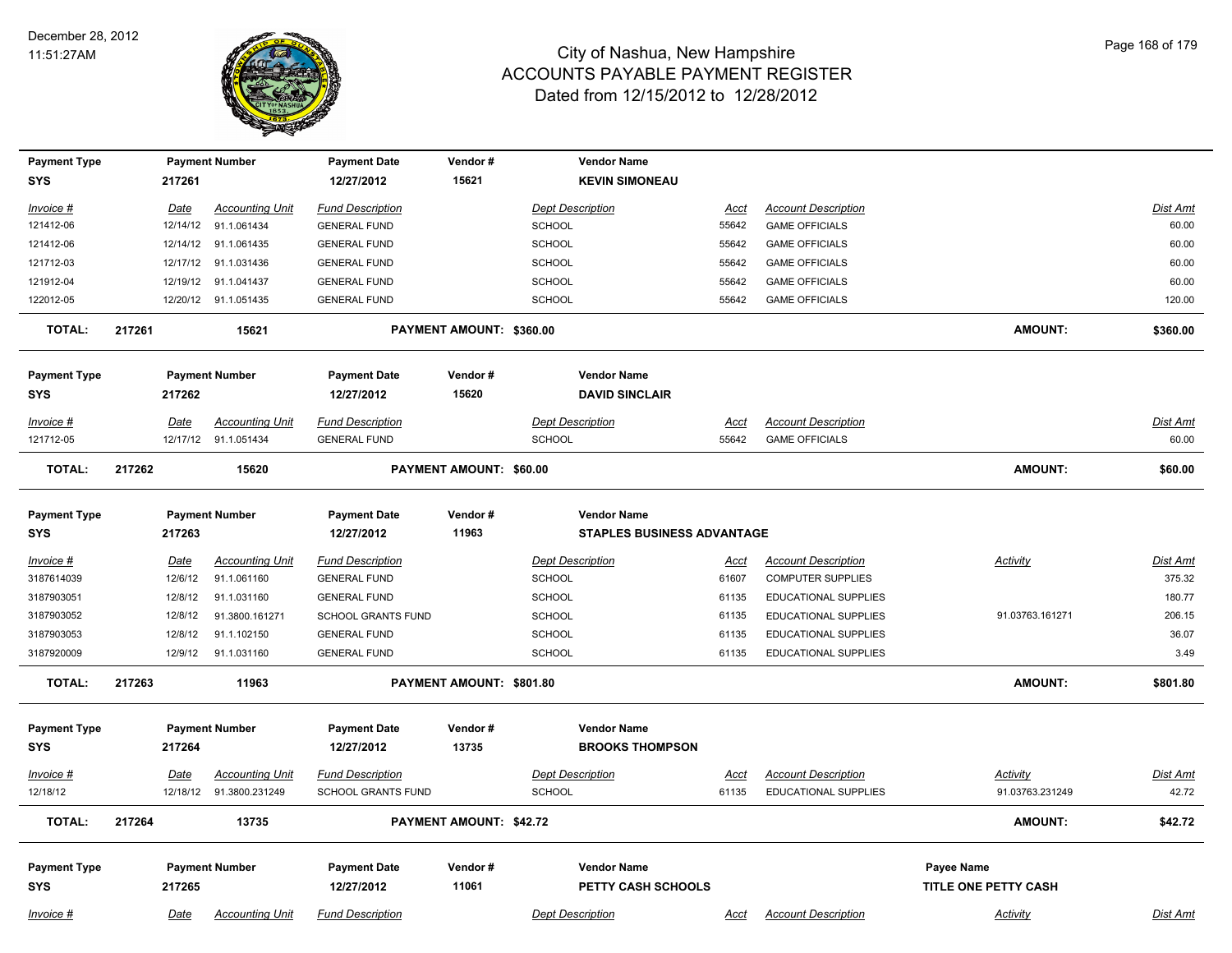# City of Nashua, New Hampshire
## ACCOUNTS PAYABLE PAYMENT REGISTER
### Dated from 12/15/2012 to 12/28/2012

December 28, 2012
11:51:27AM

| Payment Type | Payment Number | Payment Date | Vendor # | Vendor Name |
|---|---|---|---|---|
| SYS | 217261 | 12/27/2012 | 15621 | KEVIN SIMONEAU |

| Invoice # | Date | Accounting Unit | Fund Description | Dept Description | Acct | Account Description | Dist Amt |
|---|---|---|---|---|---|---|---|
| 121412-06 | 12/14/12 | 91.1.061434 | GENERAL FUND | SCHOOL | 55642 | GAME OFFICIALS | 60.00 |
| 121412-06 | 12/14/12 | 91.1.061435 | GENERAL FUND | SCHOOL | 55642 | GAME OFFICIALS | 60.00 |
| 121712-03 | 12/17/12 | 91.1.031436 | GENERAL FUND | SCHOOL | 55642 | GAME OFFICIALS | 60.00 |
| 121912-04 | 12/19/12 | 91.1.041437 | GENERAL FUND | SCHOOL | 55642 | GAME OFFICIALS | 60.00 |
| 122012-05 | 12/20/12 | 91.1.051435 | GENERAL FUND | SCHOOL | 55642 | GAME OFFICIALS | 120.00 |

**TOTAL: 217261 15621 PAYMENT AMOUNT: $360.00 AMOUNT: $360.00**

| Payment Type | Payment Number | Payment Date | Vendor # | Vendor Name |
|---|---|---|---|---|
| SYS | 217262 | 12/27/2012 | 15620 | DAVID SINCLAIR |

| Invoice # | Date | Accounting Unit | Fund Description | Dept Description | Acct | Account Description | Dist Amt |
|---|---|---|---|---|---|---|---|
| 121712-05 | 12/17/12 | 91.1.051434 | GENERAL FUND | SCHOOL | 55642 | GAME OFFICIALS | 60.00 |

**TOTAL: 217262 15620 PAYMENT AMOUNT: $60.00 AMOUNT: $60.00**

| Payment Type | Payment Number | Payment Date | Vendor # | Vendor Name |
|---|---|---|---|---|
| SYS | 217263 | 12/27/2012 | 11963 | STAPLES BUSINESS ADVANTAGE |

| Invoice # | Date | Accounting Unit | Fund Description | Dept Description | Acct | Account Description | Activity | Dist Amt |
|---|---|---|---|---|---|---|---|---|
| 3187614039 | 12/6/12 | 91.1.061160 | GENERAL FUND | SCHOOL | 61607 | COMPUTER SUPPLIES | | 375.32 |
| 3187903051 | 12/8/12 | 91.1.031160 | GENERAL FUND | SCHOOL | 61135 | EDUCATIONAL SUPPLIES | | 180.77 |
| 3187903052 | 12/8/12 | 91.3800.161271 | SCHOOL GRANTS FUND | SCHOOL | 61135 | EDUCATIONAL SUPPLIES | 91.03763.161271 | 206.15 |
| 3187903053 | 12/8/12 | 91.1.102150 | GENERAL FUND | SCHOOL | 61135 | EDUCATIONAL SUPPLIES | | 36.07 |
| 3187920009 | 12/9/12 | 91.1.031160 | GENERAL FUND | SCHOOL | 61135 | EDUCATIONAL SUPPLIES | | 3.49 |

**TOTAL: 217263 11963 PAYMENT AMOUNT: $801.80 AMOUNT: $801.80**

| Payment Type | Payment Number | Payment Date | Vendor # | Vendor Name |
|---|---|---|---|---|
| SYS | 217264 | 12/27/2012 | 13735 | BROOKS THOMPSON |

| Invoice # | Date | Accounting Unit | Fund Description | Dept Description | Acct | Account Description | Activity | Dist Amt |
|---|---|---|---|---|---|---|---|---|
| 12/18/12 | 12/18/12 | 91.3800.231249 | SCHOOL GRANTS FUND | SCHOOL | 61135 | EDUCATIONAL SUPPLIES | 91.03763.231249 | 42.72 |

**TOTAL: 217264 13735 PAYMENT AMOUNT: $42.72 AMOUNT: $42.72**

| Payment Type | Payment Number | Payment Date | Vendor # | Vendor Name | Payee Name |
|---|---|---|---|---|---|
| SYS | 217265 | 12/27/2012 | 11061 | PETTY CASH SCHOOLS | TITLE ONE PETTY CASH |

| Invoice # | Date | Accounting Unit | Fund Description | Dept Description | Acct | Account Description | Activity | Dist Amt |
|---|---|---|---|---|---|---|---|---|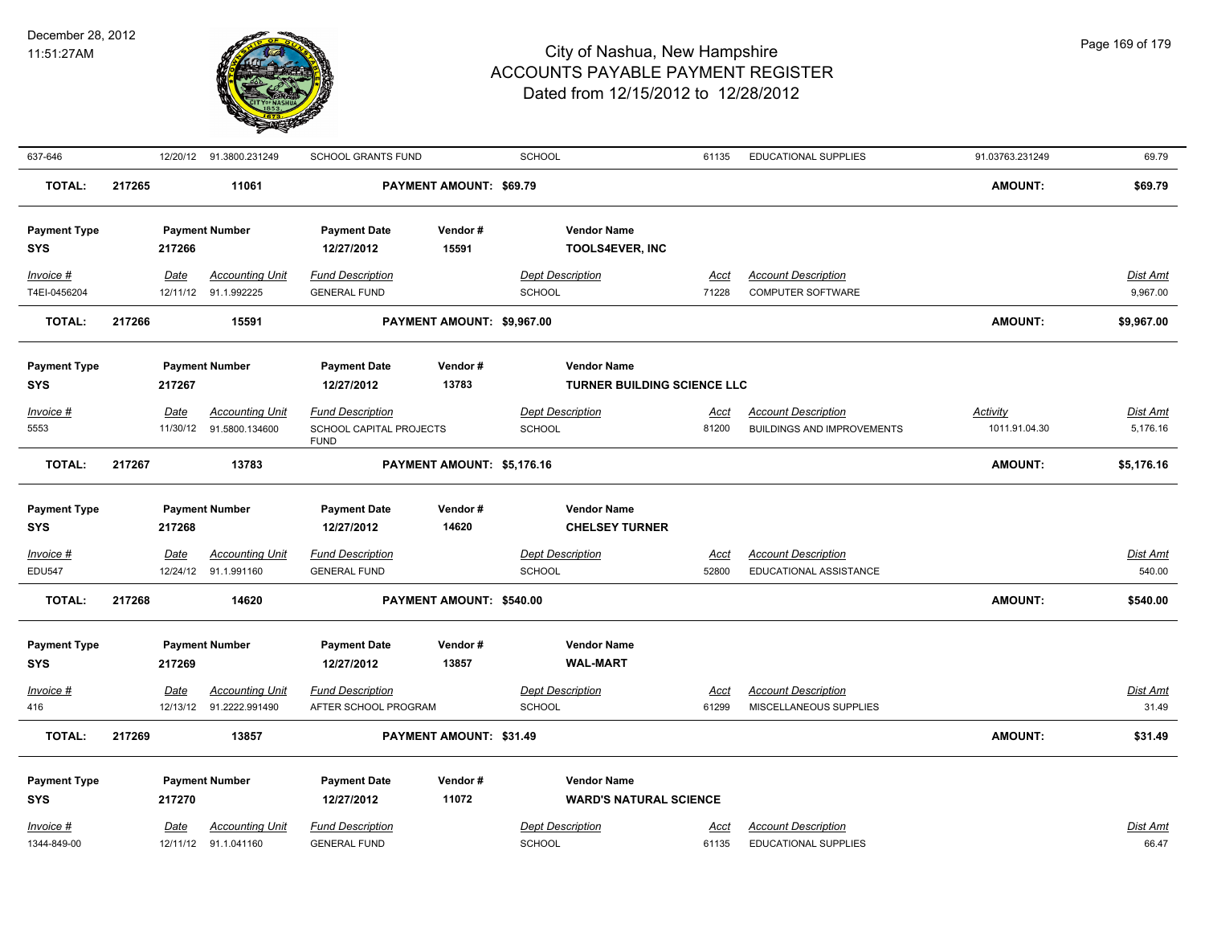| 637-646 | 12/20/12 | 91.3800.231249 | SCHOOL GRANTS FUND | SCHOOL | 61135 | EDUCATIONAL SUPPLIES | 91.03763.231249 | 69.79 |
|---|---|---|---|---|---|---|---|---|

**TOTAL:** 217265 | 11061 | **PAYMENT AMOUNT: $69.79** | **AMOUNT:** **$69.79**

| Payment Type | Payment Number | Payment Date | Vendor # | Vendor Name |
|---|---|---|---|---|
| SYS | 217266 | 12/27/2012 | 15591 | TOOLS4EVER, INC |

| Invoice # | Date | Accounting Unit | Fund Description | Dept Description | Acct | Account Description | Dist Amt |
|---|---|---|---|---|---|---|---|
| T4EI-0456204 | 12/11/12 | 91.1.992225 | GENERAL FUND | SCHOOL | 71228 | COMPUTER SOFTWARE | 9,967.00 |

**TOTAL:** 217266 | 15591 | **PAYMENT AMOUNT: $9,967.00** | **AMOUNT:** **$9,967.00**

| Payment Type | Payment Number | Payment Date | Vendor # | Vendor Name |
|---|---|---|---|---|
| SYS | 217267 | 12/27/2012 | 13783 | TURNER BUILDING SCIENCE LLC |

| Invoice # | Date | Accounting Unit | Fund Description | Dept Description | Acct | Account Description | Activity | Dist Amt |
|---|---|---|---|---|---|---|---|---|
| 5553 | 11/30/12 | 91.5800.134600 | SCHOOL CAPITAL PROJECTS FUND | SCHOOL | 81200 | BUILDINGS AND IMPROVEMENTS | 1011.91.04.30 | 5,176.16 |

**TOTAL:** 217267 | 13783 | **PAYMENT AMOUNT: $5,176.16** | **AMOUNT:** **$5,176.16**

| Payment Type | Payment Number | Payment Date | Vendor # | Vendor Name |
|---|---|---|---|---|
| SYS | 217268 | 12/27/2012 | 14620 | CHELSEY TURNER |

| Invoice # | Date | Accounting Unit | Fund Description | Dept Description | Acct | Account Description | Dist Amt |
|---|---|---|---|---|---|---|---|
| EDU547 | 12/24/12 | 91.1.991160 | GENERAL FUND | SCHOOL | 52800 | EDUCATIONAL ASSISTANCE | 540.00 |

**TOTAL:** 217268 | 14620 | **PAYMENT AMOUNT: $540.00** | **AMOUNT:** **$540.00**

| Payment Type | Payment Number | Payment Date | Vendor # | Vendor Name |
|---|---|---|---|---|
| SYS | 217269 | 12/27/2012 | 13857 | WAL-MART |

| Invoice # | Date | Accounting Unit | Fund Description | Dept Description | Acct | Account Description | Dist Amt |
|---|---|---|---|---|---|---|---|
| 416 | 12/13/12 | 91.2222.991490 | AFTER SCHOOL PROGRAM | SCHOOL | 61299 | MISCELLANEOUS SUPPLIES | 31.49 |

**TOTAL:** 217269 | 13857 | **PAYMENT AMOUNT: $31.49** | **AMOUNT:** **$31.49**

| Payment Type | Payment Number | Payment Date | Vendor # | Vendor Name |
|---|---|---|---|---|
| SYS | 217270 | 12/27/2012 | 11072 | WARD'S NATURAL SCIENCE |

| Invoice # | Date | Accounting Unit | Fund Description | Dept Description | Acct | Account Description | Dist Amt |
|---|---|---|---|---|---|---|---|
| 1344-849-00 | 12/11/12 | 91.1.041160 | GENERAL FUND | SCHOOL | 61135 | EDUCATIONAL SUPPLIES | 66.47 |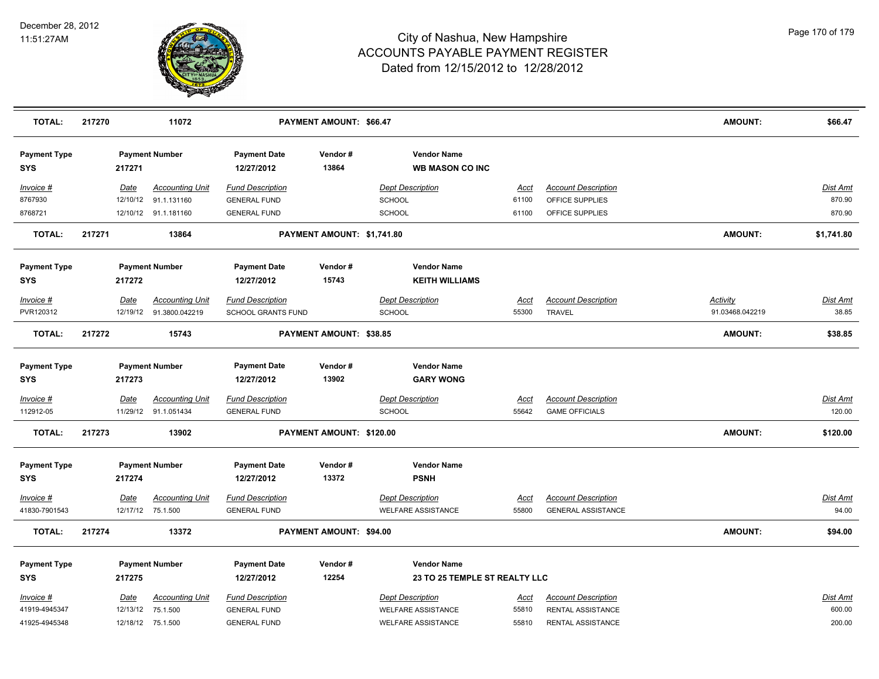| TOTAL: | 217270 | 11072 | PAYMENT AMOUNT: $66.47 | | | | AMOUNT: | $66.47 |
|---|---|---|---|---|---|---|---|---|

| Payment Type | Payment Number | | Payment Date | Vendor # | Vendor Name | | | | |
|---|---|---|---|---|---|---|---|---|---|
| SYS | 217271 | | 12/27/2012 | 13864 | WB MASON CO INC | | | | |
| *Invoice #* | *Date* | *Accounting Unit* | *Fund Description* | | *Dept Description* | *Acct* | *Account Description* | | *Dist Amt* |
| 8767930 | 12/10/12 | 91.1.131160 | GENERAL FUND | | SCHOOL | 61100 | OFFICE SUPPLIES | | 870.90 |
| 8768721 | 12/10/12 | 91.1.181160 | GENERAL FUND | | SCHOOL | 61100 | OFFICE SUPPLIES | | 870.90 |
| **TOTAL:** | **217271** | **13864** | **PAYMENT AMOUNT: $1,741.80** | | | | | **AMOUNT:** | **$1,741.80** |

| Payment Type | Payment Number | | Payment Date | Vendor # | Vendor Name | | | | |
|---|---|---|---|---|---|---|---|---|---|
| SYS | 217272 | | 12/27/2012 | 15743 | KEITH WILLIAMS | | | | |
| *Invoice #* | *Date* | *Accounting Unit* | *Fund Description* | | *Dept Description* | *Acct* | *Account Description* | *Activity* | *Dist Amt* |
| PVR120312 | 12/19/12 | 91.3800.042219 | SCHOOL GRANTS FUND | | SCHOOL | 55300 | TRAVEL | 91.03468.042219 | 38.85 |
| **TOTAL:** | **217272** | **15743** | **PAYMENT AMOUNT: $38.85** | | | | | **AMOUNT:** | **$38.85** |

| Payment Type | Payment Number | | Payment Date | Vendor # | Vendor Name | | | | |
|---|---|---|---|---|---|---|---|---|---|
| SYS | 217273 | | 12/27/2012 | 13902 | GARY WONG | | | | |
| *Invoice #* | *Date* | *Accounting Unit* | *Fund Description* | | *Dept Description* | *Acct* | *Account Description* | | *Dist Amt* |
| 112912-05 | 11/29/12 | 91.1.051434 | GENERAL FUND | | SCHOOL | 55642 | GAME OFFICIALS | | 120.00 |
| **TOTAL:** | **217273** | **13902** | **PAYMENT AMOUNT: $120.00** | | | | | **AMOUNT:** | **$120.00** |

| Payment Type | Payment Number | | Payment Date | Vendor # | Vendor Name | | | | |
|---|---|---|---|---|---|---|---|---|---|
| SYS | 217274 | | 12/27/2012 | 13372 | PSNH | | | | |
| *Invoice #* | *Date* | *Accounting Unit* | *Fund Description* | | *Dept Description* | *Acct* | *Account Description* | | *Dist Amt* |
| 41830-7901543 | 12/17/12 | 75.1.500 | GENERAL FUND | | WELFARE ASSISTANCE | 55800 | GENERAL ASSISTANCE | | 94.00 |
| **TOTAL:** | **217274** | **13372** | **PAYMENT AMOUNT: $94.00** | | | | | **AMOUNT:** | **$94.00** |

| Payment Type | Payment Number | | Payment Date | Vendor # | Vendor Name | | | | |
|---|---|---|---|---|---|---|---|---|---|
| SYS | 217275 | | 12/27/2012 | 12254 | 23 TO 25 TEMPLE ST REALTY LLC | | | | |
| *Invoice #* | *Date* | *Accounting Unit* | *Fund Description* | | *Dept Description* | *Acct* | *Account Description* | | *Dist Amt* |
| 41919-4945347 | 12/13/12 | 75.1.500 | GENERAL FUND | | WELFARE ASSISTANCE | 55810 | RENTAL ASSISTANCE | | 600.00 |
| 41925-4945348 | 12/18/12 | 75.1.500 | GENERAL FUND | | WELFARE ASSISTANCE | 55810 | RENTAL ASSISTANCE | | 200.00 |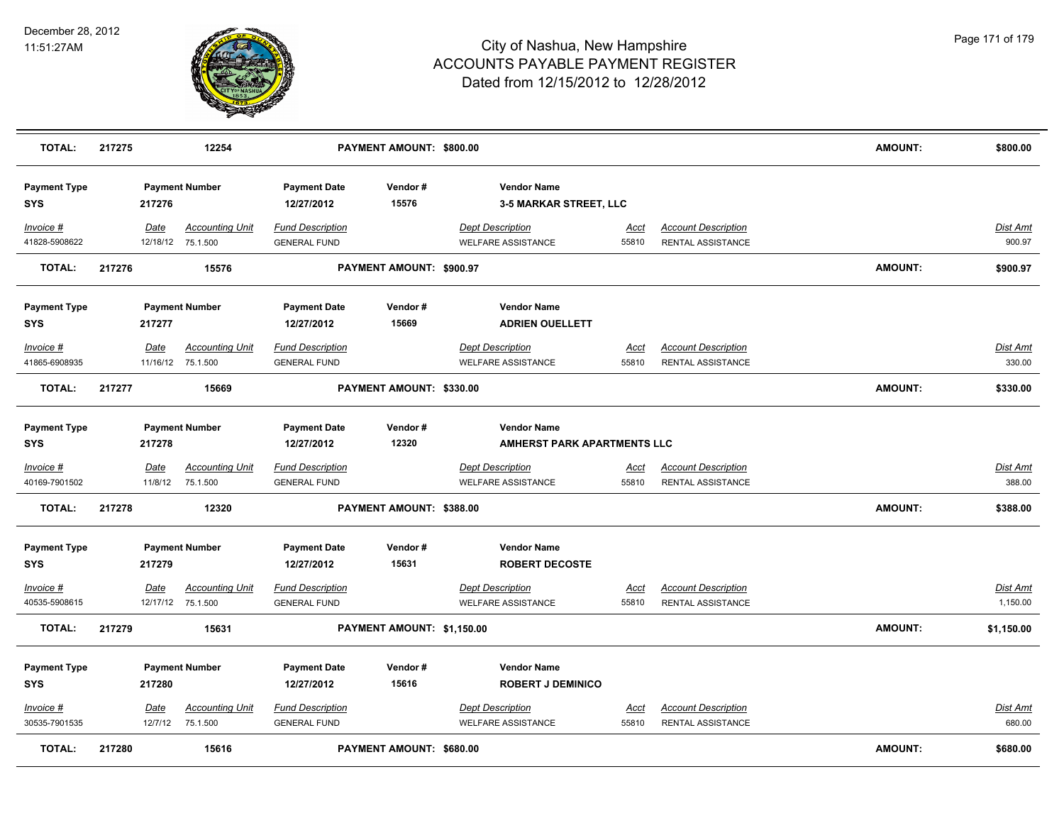# City of Nashua, New Hampshire
## ACCOUNTS PAYABLE PAYMENT REGISTER
### Dated from 12/15/2012 to 12/28/2012

| **TOTAL:** | **217275** | **12254** | **PAYMENT AMOUNT: $800.00** | | | **AMOUNT:** | **$800.00** |
|---|---|---|---|---|---|---|---|

| Payment Type | Payment Number | Payment Date | Vendor # | Vendor Name | | | |
|---|---|---|---|---|---|---|---|
| **SYS** | **217276** | **12/27/2012** | **15576** | **3-5 MARKAR STREET, LLC** | | | |
| *Invoice #* | *Date* / *Accounting Unit* | *Fund Description* | *Dept Description* | *Acct* | *Account Description* | | *Dist Amt* |
| 41828-5908622 | 12/18/12 75.1.500 | GENERAL FUND | WELFARE ASSISTANCE | 55810 | RENTAL ASSISTANCE | | 900.97 |
| **TOTAL:** | **217276** | **15576** | **PAYMENT AMOUNT: $900.97** | | | **AMOUNT:** | **$900.97** |

| Payment Type | Payment Number | Payment Date | Vendor # | Vendor Name | | | |
|---|---|---|---|---|---|---|---|
| **SYS** | **217277** | **12/27/2012** | **15669** | **ADRIEN OUELLETT** | | | |
| *Invoice #* | *Date* / *Accounting Unit* | *Fund Description* | *Dept Description* | *Acct* | *Account Description* | | *Dist Amt* |
| 41865-6908935 | 11/16/12 75.1.500 | GENERAL FUND | WELFARE ASSISTANCE | 55810 | RENTAL ASSISTANCE | | 330.00 |
| **TOTAL:** | **217277** | **15669** | **PAYMENT AMOUNT: $330.00** | | | **AMOUNT:** | **$330.00** |

| Payment Type | Payment Number | Payment Date | Vendor # | Vendor Name | | | |
|---|---|---|---|---|---|---|---|
| **SYS** | **217278** | **12/27/2012** | **12320** | **AMHERST PARK APARTMENTS LLC** | | | |
| *Invoice #* | *Date* / *Accounting Unit* | *Fund Description* | *Dept Description* | *Acct* | *Account Description* | | *Dist Amt* |
| 40169-7901502 | 11/8/12 75.1.500 | GENERAL FUND | WELFARE ASSISTANCE | 55810 | RENTAL ASSISTANCE | | 388.00 |
| **TOTAL:** | **217278** | **12320** | **PAYMENT AMOUNT: $388.00** | | | **AMOUNT:** | **$388.00** |

| Payment Type | Payment Number | Payment Date | Vendor # | Vendor Name | | | |
|---|---|---|---|---|---|---|---|
| **SYS** | **217279** | **12/27/2012** | **15631** | **ROBERT DECOSTE** | | | |
| *Invoice #* | *Date* / *Accounting Unit* | *Fund Description* | *Dept Description* | *Acct* | *Account Description* | | *Dist Amt* |
| 40535-5908615 | 12/17/12 75.1.500 | GENERAL FUND | WELFARE ASSISTANCE | 55810 | RENTAL ASSISTANCE | | 1,150.00 |
| **TOTAL:** | **217279** | **15631** | **PAYMENT AMOUNT: $1,150.00** | | | **AMOUNT:** | **$1,150.00** |

| Payment Type | Payment Number | Payment Date | Vendor # | Vendor Name | | | |
|---|---|---|---|---|---|---|---|
| **SYS** | **217280** | **12/27/2012** | **15616** | **ROBERT J DEMINICO** | | | |
| *Invoice #* | *Date* / *Accounting Unit* | *Fund Description* | *Dept Description* | *Acct* | *Account Description* | | *Dist Amt* |
| 30535-7901535 | 12/7/12 75.1.500 | GENERAL FUND | WELFARE ASSISTANCE | 55810 | RENTAL ASSISTANCE | | 680.00 |
| **TOTAL:** | **217280** | **15616** | **PAYMENT AMOUNT: $680.00** | | | **AMOUNT:** | **$680.00** |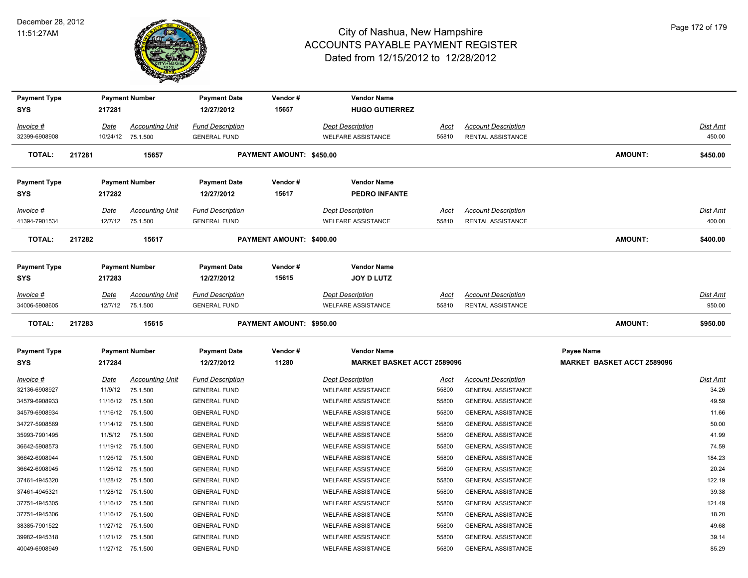# City of Nashua, New Hampshire
## ACCOUNTS PAYABLE PAYMENT REGISTER
### Dated from 12/15/2012 to 12/28/2012

December 28, 2012
11:51:27AM

| Payment Type | Payment Number | Payment Date | Vendor # | Vendor Name |
|---|---|---|---|---|
| SYS | 217281 | 12/27/2012 | 15657 | HUGO GUTIERREZ |

| Invoice # | Date | Accounting Unit | Fund Description | Dept Description | Acct | Account Description | Dist Amt |
|---|---|---|---|---|---|---|---|
| 32399-6908908 | 10/24/12 | 75.1.500 | GENERAL FUND | WELFARE ASSISTANCE | 55810 | RENTAL ASSISTANCE | 450.00 |

**TOTAL: 217281 15657 PAYMENT AMOUNT: $450.00 AMOUNT: $450.00**

| Payment Type | Payment Number | Payment Date | Vendor # | Vendor Name |
|---|---|---|---|---|
| SYS | 217282 | 12/27/2012 | 15617 | PEDRO INFANTE |

| Invoice # | Date | Accounting Unit | Fund Description | Dept Description | Acct | Account Description | Dist Amt |
|---|---|---|---|---|---|---|---|
| 41394-7901534 | 12/7/12 | 75.1.500 | GENERAL FUND | WELFARE ASSISTANCE | 55810 | RENTAL ASSISTANCE | 400.00 |

**TOTAL: 217282 15617 PAYMENT AMOUNT: $400.00 AMOUNT: $400.00**

| Payment Type | Payment Number | Payment Date | Vendor # | Vendor Name |
|---|---|---|---|---|
| SYS | 217283 | 12/27/2012 | 15615 | JOY D LUTZ |

| Invoice # | Date | Accounting Unit | Fund Description | Dept Description | Acct | Account Description | Dist Amt |
|---|---|---|---|---|---|---|---|
| 34006-5908605 | 12/7/12 | 75.1.500 | GENERAL FUND | WELFARE ASSISTANCE | 55810 | RENTAL ASSISTANCE | 950.00 |

**TOTAL: 217283 15615 PAYMENT AMOUNT: $950.00 AMOUNT: $950.00**

| Payment Type | Payment Number | Payment Date | Vendor # | Vendor Name | Payee Name |
|---|---|---|---|---|---|
| SYS | 217284 | 12/27/2012 | 11280 | MARKET BASKET ACCT 2589096 | MARKET BASKET ACCT 2589096 |

| Invoice # | Date | Accounting Unit | Fund Description | Dept Description | Acct | Account Description | Dist Amt |
|---|---|---|---|---|---|---|---|
| 32136-6908927 | 11/9/12 | 75.1.500 | GENERAL FUND | WELFARE ASSISTANCE | 55800 | GENERAL ASSISTANCE | 34.26 |
| 34579-6908933 | 11/16/12 | 75.1.500 | GENERAL FUND | WELFARE ASSISTANCE | 55800 | GENERAL ASSISTANCE | 49.59 |
| 34579-6908934 | 11/16/12 | 75.1.500 | GENERAL FUND | WELFARE ASSISTANCE | 55800 | GENERAL ASSISTANCE | 11.66 |
| 34727-5908569 | 11/14/12 | 75.1.500 | GENERAL FUND | WELFARE ASSISTANCE | 55800 | GENERAL ASSISTANCE | 50.00 |
| 35993-7901495 | 11/5/12 | 75.1.500 | GENERAL FUND | WELFARE ASSISTANCE | 55800 | GENERAL ASSISTANCE | 41.99 |
| 36642-5908573 | 11/19/12 | 75.1.500 | GENERAL FUND | WELFARE ASSISTANCE | 55800 | GENERAL ASSISTANCE | 74.59 |
| 36642-6908944 | 11/26/12 | 75.1.500 | GENERAL FUND | WELFARE ASSISTANCE | 55800 | GENERAL ASSISTANCE | 184.23 |
| 36642-6908945 | 11/26/12 | 75.1.500 | GENERAL FUND | WELFARE ASSISTANCE | 55800 | GENERAL ASSISTANCE | 20.24 |
| 37461-4945320 | 11/28/12 | 75.1.500 | GENERAL FUND | WELFARE ASSISTANCE | 55800 | GENERAL ASSISTANCE | 122.19 |
| 37461-4945321 | 11/28/12 | 75.1.500 | GENERAL FUND | WELFARE ASSISTANCE | 55800 | GENERAL ASSISTANCE | 39.38 |
| 37751-4945305 | 11/16/12 | 75.1.500 | GENERAL FUND | WELFARE ASSISTANCE | 55800 | GENERAL ASSISTANCE | 121.49 |
| 37751-4945306 | 11/16/12 | 75.1.500 | GENERAL FUND | WELFARE ASSISTANCE | 55800 | GENERAL ASSISTANCE | 18.20 |
| 38385-7901522 | 11/27/12 | 75.1.500 | GENERAL FUND | WELFARE ASSISTANCE | 55800 | GENERAL ASSISTANCE | 49.68 |
| 39982-4945318 | 11/21/12 | 75.1.500 | GENERAL FUND | WELFARE ASSISTANCE | 55800 | GENERAL ASSISTANCE | 39.14 |
| 40049-6908949 | 11/27/12 | 75.1.500 | GENERAL FUND | WELFARE ASSISTANCE | 55800 | GENERAL ASSISTANCE | 85.29 |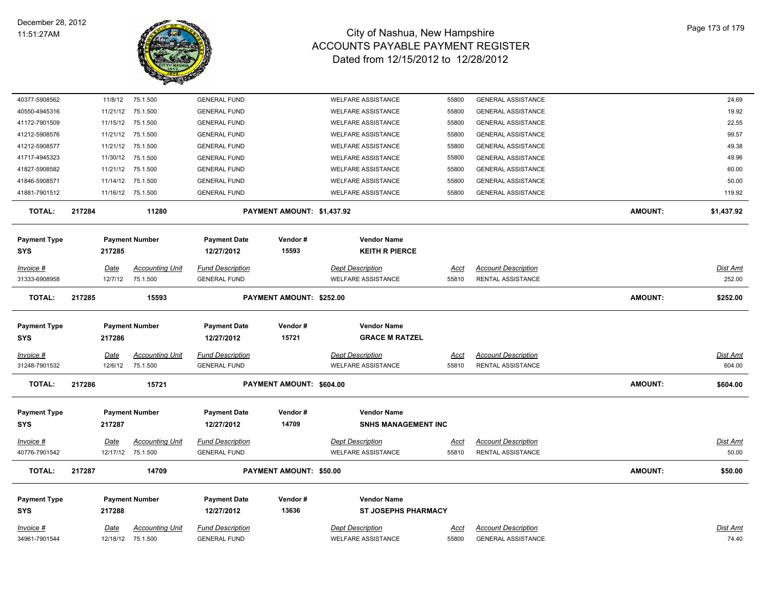| Invoice # | Date | Accounting Unit | Fund Description | Dept Description | Acct | Account Description | Dist Amt |
|---|---|---|---|---|---|---|---|
| 40377-5908562 | 11/8/12 | 75.1.500 | GENERAL FUND | WELFARE ASSISTANCE | 55800 | GENERAL ASSISTANCE | 24.69 |
| 40550-4945316 | 11/21/12 | 75.1.500 | GENERAL FUND | WELFARE ASSISTANCE | 55800 | GENERAL ASSISTANCE | 19.92 |
| 41172-7901509 | 11/15/12 | 75.1.500 | GENERAL FUND | WELFARE ASSISTANCE | 55800 | GENERAL ASSISTANCE | 22.55 |
| 41212-5908576 | 11/21/12 | 75.1.500 | GENERAL FUND | WELFARE ASSISTANCE | 55800 | GENERAL ASSISTANCE | 99.57 |
| 41212-5908577 | 11/21/12 | 75.1.500 | GENERAL FUND | WELFARE ASSISTANCE | 55800 | GENERAL ASSISTANCE | 49.38 |
| 41717-4945323 | 11/30/12 | 75.1.500 | GENERAL FUND | WELFARE ASSISTANCE | 55800 | GENERAL ASSISTANCE | 49.96 |
| 41827-5908582 | 11/21/12 | 75.1.500 | GENERAL FUND | WELFARE ASSISTANCE | 55800 | GENERAL ASSISTANCE | 60.00 |
| 41846-5908571 | 11/14/12 | 75.1.500 | GENERAL FUND | WELFARE ASSISTANCE | 55800 | GENERAL ASSISTANCE | 50.00 |
| 41881-7901512 | 11/16/12 | 75.1.500 | GENERAL FUND | WELFARE ASSISTANCE | 55800 | GENERAL ASSISTANCE | 119.92 |

**TOTAL: 217284 11280 PAYMENT AMOUNT: $1,437.92 AMOUNT: $1,437.92**

| Payment Type | Payment Number | Payment Date | Vendor # | Vendor Name |
|---|---|---|---|---|
| SYS | 217285 | 12/27/2012 | 15593 | KEITH R PIERCE |

| Invoice # | Date | Accounting Unit | Fund Description | Dept Description | Acct | Account Description | Dist Amt |
|---|---|---|---|---|---|---|---|
| 31333-6908958 | 12/7/12 | 75.1.500 | GENERAL FUND | WELFARE ASSISTANCE | 55810 | RENTAL ASSISTANCE | 252.00 |

**TOTAL: 217285 15593 PAYMENT AMOUNT: $252.00 AMOUNT: $252.00**

| Payment Type | Payment Number | Payment Date | Vendor # | Vendor Name |
|---|---|---|---|---|
| SYS | 217286 | 12/27/2012 | 15721 | GRACE M RATZEL |

| Invoice # | Date | Accounting Unit | Fund Description | Dept Description | Acct | Account Description | Dist Amt |
|---|---|---|---|---|---|---|---|
| 31248-7901532 | 12/6/12 | 75.1.500 | GENERAL FUND | WELFARE ASSISTANCE | 55810 | RENTAL ASSISTANCE | 604.00 |

**TOTAL: 217286 15721 PAYMENT AMOUNT: $604.00 AMOUNT: $604.00**

| Payment Type | Payment Number | Payment Date | Vendor # | Vendor Name |
|---|---|---|---|---|
| SYS | 217287 | 12/27/2012 | 14709 | SNHS MANAGEMENT INC |

| Invoice # | Date | Accounting Unit | Fund Description | Dept Description | Acct | Account Description | Dist Amt |
|---|---|---|---|---|---|---|---|
| 40776-7901542 | 12/17/12 | 75.1.500 | GENERAL FUND | WELFARE ASSISTANCE | 55810 | RENTAL ASSISTANCE | 50.00 |

**TOTAL: 217287 14709 PAYMENT AMOUNT: $50.00 AMOUNT: $50.00**

| Payment Type | Payment Number | Payment Date | Vendor # | Vendor Name |
|---|---|---|---|---|
| SYS | 217288 | 12/27/2012 | 13636 | ST JOSEPHS PHARMACY |

| Invoice # | Date | Accounting Unit | Fund Description | Dept Description | Acct | Account Description | Dist Amt |
|---|---|---|---|---|---|---|---|
| 34961-7901544 | 12/18/12 | 75.1.500 | GENERAL FUND | WELFARE ASSISTANCE | 55800 | GENERAL ASSISTANCE | 74.40 |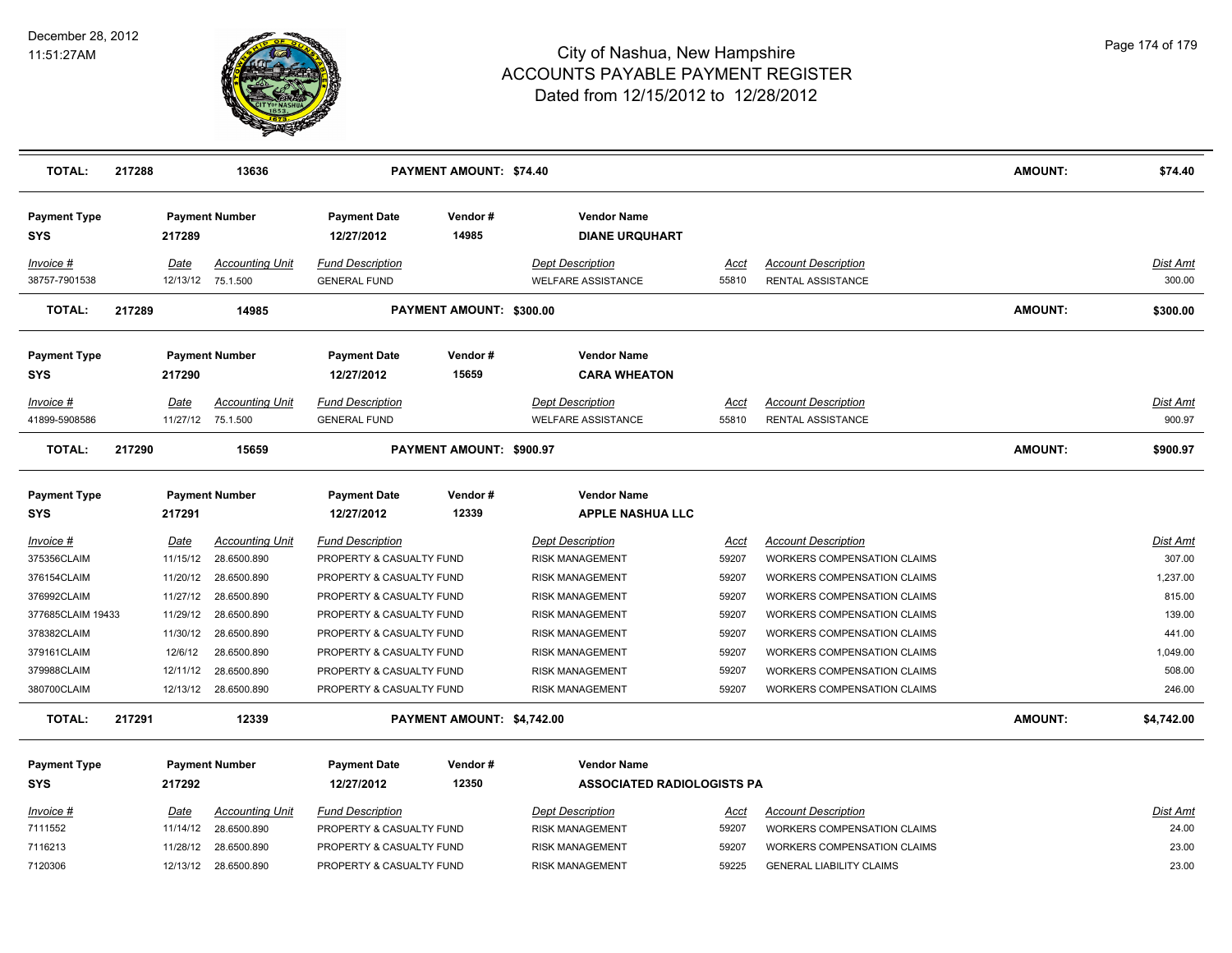# City of Nashua, New Hampshire
## ACCOUNTS PAYABLE PAYMENT REGISTER
### Dated from 12/15/2012 to 12/28/2012

December 28, 2012
11:51:27AM

| TOTAL: | 217288 | 13636 | PAYMENT AMOUNT: $74.40 | AMOUNT: | $74.40 |
|---|---|---|---|---|---|

**Payment Type:** SYS | **Payment Number:** 217289 | **Payment Date:** 12/27/2012 | **Vendor #:** 14985 | **Vendor Name:** DIANE URQUHART

| Invoice # | Date | Accounting Unit | Fund Description | Dept Description | Acct | Account Description | Dist Amt |
|---|---|---|---|---|---|---|---|
| 38757-7901538 | 12/13/12 | 75.1.500 | GENERAL FUND | WELFARE ASSISTANCE | 55810 | RENTAL ASSISTANCE | 300.00 |

| TOTAL: | 217289 | 14985 | PAYMENT AMOUNT: $300.00 | AMOUNT: | $300.00 |
|---|---|---|---|---|---|

**Payment Type:** SYS | **Payment Number:** 217290 | **Payment Date:** 12/27/2012 | **Vendor #:** 15659 | **Vendor Name:** CARA WHEATON

| Invoice # | Date | Accounting Unit | Fund Description | Dept Description | Acct | Account Description | Dist Amt |
|---|---|---|---|---|---|---|---|
| 41899-5908586 | 11/27/12 | 75.1.500 | GENERAL FUND | WELFARE ASSISTANCE | 55810 | RENTAL ASSISTANCE | 900.97 |

| TOTAL: | 217290 | 15659 | PAYMENT AMOUNT: $900.97 | AMOUNT: | $900.97 |
|---|---|---|---|---|---|

**Payment Type:** SYS | **Payment Number:** 217291 | **Payment Date:** 12/27/2012 | **Vendor #:** 12339 | **Vendor Name:** APPLE NASHUA LLC

| Invoice # | Date | Accounting Unit | Fund Description | Dept Description | Acct | Account Description | Dist Amt |
|---|---|---|---|---|---|---|---|
| 375356CLAIM | 11/15/12 | 28.6500.890 | PROPERTY & CASUALTY FUND | RISK MANAGEMENT | 59207 | WORKERS COMPENSATION CLAIMS | 307.00 |
| 376154CLAIM | 11/20/12 | 28.6500.890 | PROPERTY & CASUALTY FUND | RISK MANAGEMENT | 59207 | WORKERS COMPENSATION CLAIMS | 1,237.00 |
| 376992CLAIM | 11/27/12 | 28.6500.890 | PROPERTY & CASUALTY FUND | RISK MANAGEMENT | 59207 | WORKERS COMPENSATION CLAIMS | 815.00 |
| 377685CLAIM 19433 | 11/29/12 | 28.6500.890 | PROPERTY & CASUALTY FUND | RISK MANAGEMENT | 59207 | WORKERS COMPENSATION CLAIMS | 139.00 |
| 378382CLAIM | 11/30/12 | 28.6500.890 | PROPERTY & CASUALTY FUND | RISK MANAGEMENT | 59207 | WORKERS COMPENSATION CLAIMS | 441.00 |
| 379161CLAIM | 12/6/12 | 28.6500.890 | PROPERTY & CASUALTY FUND | RISK MANAGEMENT | 59207 | WORKERS COMPENSATION CLAIMS | 1,049.00 |
| 379988CLAIM | 12/11/12 | 28.6500.890 | PROPERTY & CASUALTY FUND | RISK MANAGEMENT | 59207 | WORKERS COMPENSATION CLAIMS | 508.00 |
| 380700CLAIM | 12/13/12 | 28.6500.890 | PROPERTY & CASUALTY FUND | RISK MANAGEMENT | 59207 | WORKERS COMPENSATION CLAIMS | 246.00 |

| TOTAL: | 217291 | 12339 | PAYMENT AMOUNT: $4,742.00 | AMOUNT: | $4,742.00 |
|---|---|---|---|---|---|

**Payment Type:** SYS | **Payment Number:** 217292 | **Payment Date:** 12/27/2012 | **Vendor #:** 12350 | **Vendor Name:** ASSOCIATED RADIOLOGISTS PA

| Invoice # | Date | Accounting Unit | Fund Description | Dept Description | Acct | Account Description | Dist Amt |
|---|---|---|---|---|---|---|---|
| 7111552 | 11/14/12 | 28.6500.890 | PROPERTY & CASUALTY FUND | RISK MANAGEMENT | 59207 | WORKERS COMPENSATION CLAIMS | 24.00 |
| 7116213 | 11/28/12 | 28.6500.890 | PROPERTY & CASUALTY FUND | RISK MANAGEMENT | 59207 | WORKERS COMPENSATION CLAIMS | 23.00 |
| 7120306 | 12/13/12 | 28.6500.890 | PROPERTY & CASUALTY FUND | RISK MANAGEMENT | 59225 | GENERAL LIABILITY CLAIMS | 23.00 |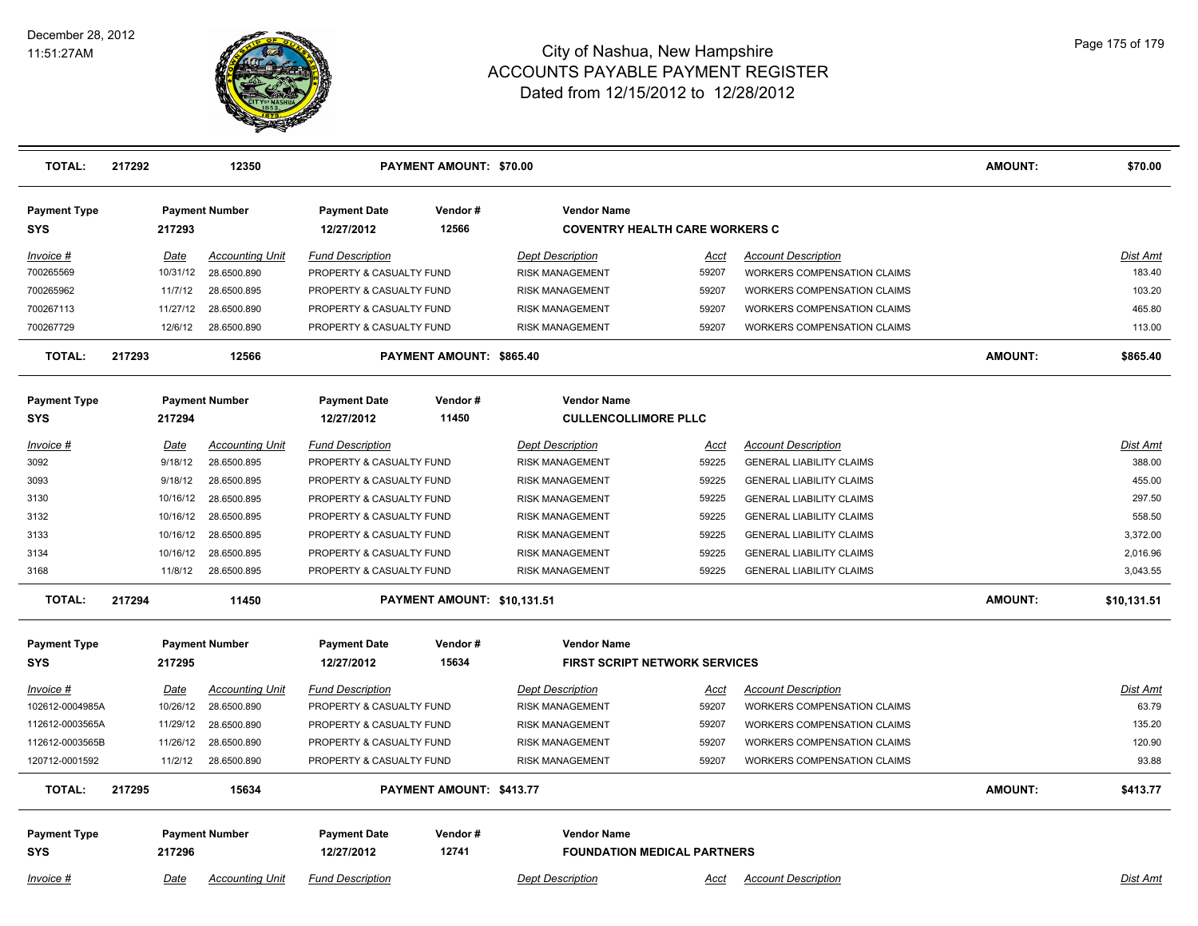| TOTAL: | 217292 | 12350 | PAYMENT AMOUNT: $70.00 | | | | AMOUNT: | $70.00 |
|---|---|---|---|---|---|---|---|---|

**Payment Type:** SYS | **Payment Number:** 217293 | **Payment Date:** 12/27/2012 | **Vendor #:** 12566 | **Vendor Name:** COVENTRY HEALTH CARE WORKERS C

| Invoice # | Date | Accounting Unit | Fund Description | Dept Description | Acct | Account Description | Dist Amt |
|---|---|---|---|---|---|---|---|
| 700265569 | 10/31/12 | 28.6500.890 | PROPERTY & CASUALTY FUND | RISK MANAGEMENT | 59207 | WORKERS COMPENSATION CLAIMS | 183.40 |
| 700265962 | 11/7/12 | 28.6500.895 | PROPERTY & CASUALTY FUND | RISK MANAGEMENT | 59207 | WORKERS COMPENSATION CLAIMS | 103.20 |
| 700267113 | 11/27/12 | 28.6500.890 | PROPERTY & CASUALTY FUND | RISK MANAGEMENT | 59207 | WORKERS COMPENSATION CLAIMS | 465.80 |
| 700267729 | 12/6/12 | 28.6500.890 | PROPERTY & CASUALTY FUND | RISK MANAGEMENT | 59207 | WORKERS COMPENSATION CLAIMS | 113.00 |

**TOTAL:** 217293 | 12566 | **PAYMENT AMOUNT:** $865.40 | **AMOUNT:** $865.40

**Payment Type:** SYS | **Payment Number:** 217294 | **Payment Date:** 12/27/2012 | **Vendor #:** 11450 | **Vendor Name:** CULLENCOLLIMORE PLLC

| Invoice # | Date | Accounting Unit | Fund Description | Dept Description | Acct | Account Description | Dist Amt |
|---|---|---|---|---|---|---|---|
| 3092 | 9/18/12 | 28.6500.895 | PROPERTY & CASUALTY FUND | RISK MANAGEMENT | 59225 | GENERAL LIABILITY CLAIMS | 388.00 |
| 3093 | 9/18/12 | 28.6500.895 | PROPERTY & CASUALTY FUND | RISK MANAGEMENT | 59225 | GENERAL LIABILITY CLAIMS | 455.00 |
| 3130 | 10/16/12 | 28.6500.895 | PROPERTY & CASUALTY FUND | RISK MANAGEMENT | 59225 | GENERAL LIABILITY CLAIMS | 297.50 |
| 3132 | 10/16/12 | 28.6500.895 | PROPERTY & CASUALTY FUND | RISK MANAGEMENT | 59225 | GENERAL LIABILITY CLAIMS | 558.50 |
| 3133 | 10/16/12 | 28.6500.895 | PROPERTY & CASUALTY FUND | RISK MANAGEMENT | 59225 | GENERAL LIABILITY CLAIMS | 3,372.00 |
| 3134 | 10/16/12 | 28.6500.895 | PROPERTY & CASUALTY FUND | RISK MANAGEMENT | 59225 | GENERAL LIABILITY CLAIMS | 2,016.96 |
| 3168 | 11/8/12 | 28.6500.895 | PROPERTY & CASUALTY FUND | RISK MANAGEMENT | 59225 | GENERAL LIABILITY CLAIMS | 3,043.55 |

**TOTAL:** 217294 | 11450 | **PAYMENT AMOUNT:** $10,131.51 | **AMOUNT:** $10,131.51

**Payment Type:** SYS | **Payment Number:** 217295 | **Payment Date:** 12/27/2012 | **Vendor #:** 15634 | **Vendor Name:** FIRST SCRIPT NETWORK SERVICES

| Invoice # | Date | Accounting Unit | Fund Description | Dept Description | Acct | Account Description | Dist Amt |
|---|---|---|---|---|---|---|---|
| 102612-0004985A | 10/26/12 | 28.6500.890 | PROPERTY & CASUALTY FUND | RISK MANAGEMENT | 59207 | WORKERS COMPENSATION CLAIMS | 63.79 |
| 112612-0003565A | 11/29/12 | 28.6500.890 | PROPERTY & CASUALTY FUND | RISK MANAGEMENT | 59207 | WORKERS COMPENSATION CLAIMS | 135.20 |
| 112612-0003565B | 11/26/12 | 28.6500.890 | PROPERTY & CASUALTY FUND | RISK MANAGEMENT | 59207 | WORKERS COMPENSATION CLAIMS | 120.90 |
| 120712-0001592 | 11/2/12 | 28.6500.890 | PROPERTY & CASUALTY FUND | RISK MANAGEMENT | 59207 | WORKERS COMPENSATION CLAIMS | 93.88 |

**TOTAL:** 217295 | 15634 | **PAYMENT AMOUNT:** $413.77 | **AMOUNT:** $413.77

**Payment Type:** SYS | **Payment Number:** 217296 | **Payment Date:** 12/27/2012 | **Vendor #:** 12741 | **Vendor Name:** FOUNDATION MEDICAL PARTNERS

| Invoice # | Date | Accounting Unit | Fund Description | Dept Description | Acct | Account Description | Dist Amt |
|---|---|---|---|---|---|---|---|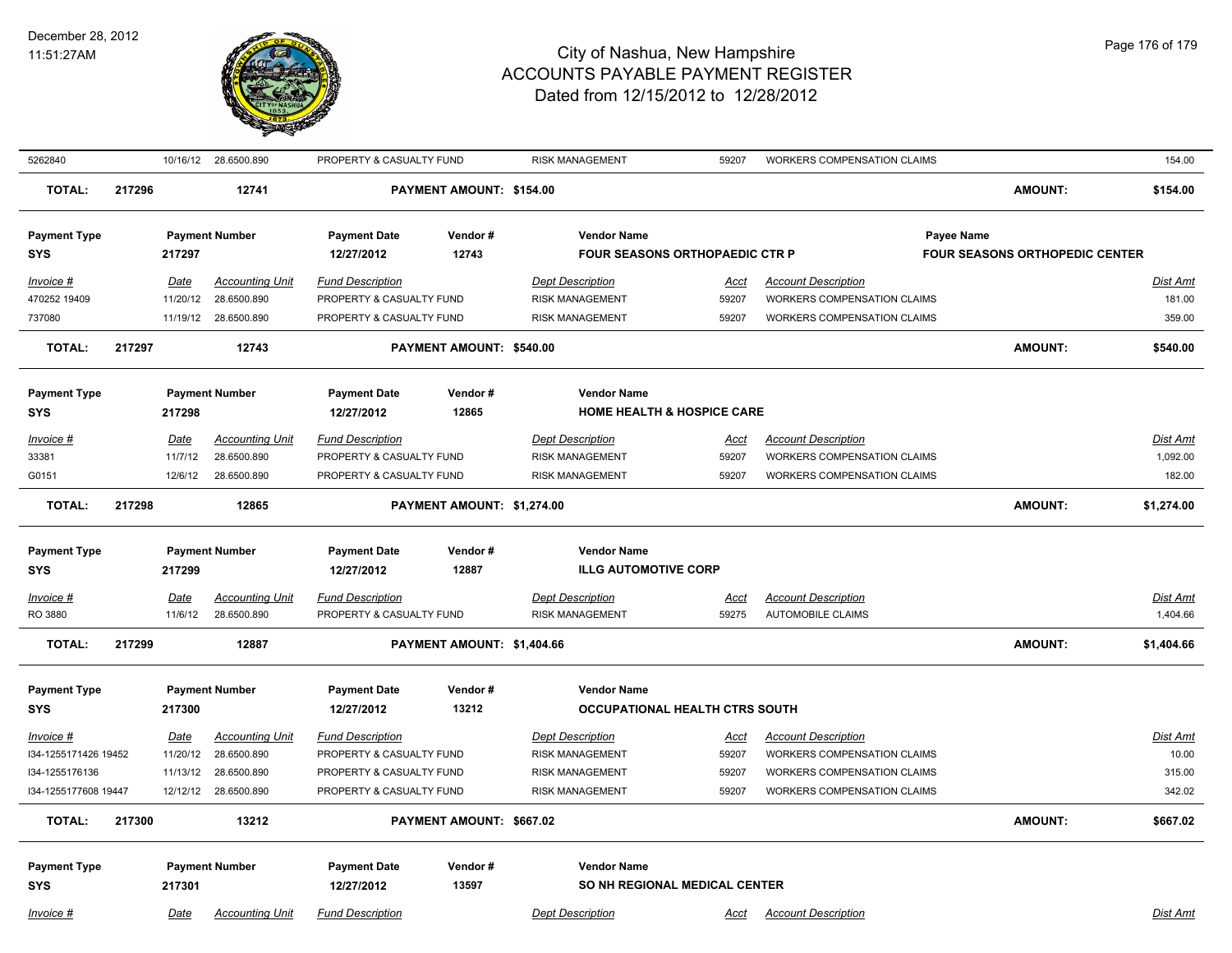| | | | | | | | | |
|---|---|---|---|---|---|---|---|---|
| 5262840 | 10/16/12 | 28.6500.890 | PROPERTY & CASUALTY FUND | RISK MANAGEMENT | 59207 | WORKERS COMPENSATION CLAIMS | | 154.00 |
| **TOTAL:** | **217296** | **12741** | **PAYMENT AMOUNT: $154.00** | | | | **AMOUNT:** | **$154.00** |

| Payment Type | Payment Number | Payment Date | Vendor # | Vendor Name | Payee Name |
|---|---|---|---|---|---|
| **SYS** | **217297** | **12/27/2012** | **12743** | **FOUR SEASONS ORTHOPAEDIC CTR P** | **FOUR SEASONS ORTHOPEDIC CENTER** |

| *Invoice #* | *Date* | *Accounting Unit* | *Fund Description* | *Dept Description* | *Acct* | *Account Description* | | *Dist Amt* |
|---|---|---|---|---|---|---|---|---|
| 470252 19409 | 11/20/12 | 28.6500.890 | PROPERTY & CASUALTY FUND | RISK MANAGEMENT | 59207 | WORKERS COMPENSATION CLAIMS | | 181.00 |
| 737080 | 11/19/12 | 28.6500.890 | PROPERTY & CASUALTY FUND | RISK MANAGEMENT | 59207 | WORKERS COMPENSATION CLAIMS | | 359.00 |
| **TOTAL:** | **217297** | **12743** | **PAYMENT AMOUNT: $540.00** | | | | **AMOUNT:** | **$540.00** |

| Payment Type | Payment Number | Payment Date | Vendor # | Vendor Name |
|---|---|---|---|---|
| **SYS** | **217298** | **12/27/2012** | **12865** | **HOME HEALTH & HOSPICE CARE** |

| *Invoice #* | *Date* | *Accounting Unit* | *Fund Description* | *Dept Description* | *Acct* | *Account Description* | | *Dist Amt* |
|---|---|---|---|---|---|---|---|---|
| 33381 | 11/7/12 | 28.6500.890 | PROPERTY & CASUALTY FUND | RISK MANAGEMENT | 59207 | WORKERS COMPENSATION CLAIMS | | 1,092.00 |
| G0151 | 12/6/12 | 28.6500.890 | PROPERTY & CASUALTY FUND | RISK MANAGEMENT | 59207 | WORKERS COMPENSATION CLAIMS | | 182.00 |
| **TOTAL:** | **217298** | **12865** | **PAYMENT AMOUNT: $1,274.00** | | | | **AMOUNT:** | **$1,274.00** |

| Payment Type | Payment Number | Payment Date | Vendor # | Vendor Name |
|---|---|---|---|---|
| **SYS** | **217299** | **12/27/2012** | **12887** | **ILLG AUTOMOTIVE CORP** |

| *Invoice #* | *Date* | *Accounting Unit* | *Fund Description* | *Dept Description* | *Acct* | *Account Description* | | *Dist Amt* |
|---|---|---|---|---|---|---|---|---|
| RO 3880 | 11/6/12 | 28.6500.890 | PROPERTY & CASUALTY FUND | RISK MANAGEMENT | 59275 | AUTOMOBILE CLAIMS | | 1,404.66 |
| **TOTAL:** | **217299** | **12887** | **PAYMENT AMOUNT: $1,404.66** | | | | **AMOUNT:** | **$1,404.66** |

| Payment Type | Payment Number | Payment Date | Vendor # | Vendor Name |
|---|---|---|---|---|
| **SYS** | **217300** | **12/27/2012** | **13212** | **OCCUPATIONAL HEALTH CTRS SOUTH** |

| *Invoice #* | *Date* | *Accounting Unit* | *Fund Description* | *Dept Description* | *Acct* | *Account Description* | | *Dist Amt* |
|---|---|---|---|---|---|---|---|---|
| I34-1255171426 19452 | 11/20/12 | 28.6500.890 | PROPERTY & CASUALTY FUND | RISK MANAGEMENT | 59207 | WORKERS COMPENSATION CLAIMS | | 10.00 |
| I34-1255176136 | 11/13/12 | 28.6500.890 | PROPERTY & CASUALTY FUND | RISK MANAGEMENT | 59207 | WORKERS COMPENSATION CLAIMS | | 315.00 |
| I34-1255177608 19447 | 12/12/12 | 28.6500.890 | PROPERTY & CASUALTY FUND | RISK MANAGEMENT | 59207 | WORKERS COMPENSATION CLAIMS | | 342.02 |
| **TOTAL:** | **217300** | **13212** | **PAYMENT AMOUNT: $667.02** | | | | **AMOUNT:** | **$667.02** |

| Payment Type | Payment Number | Payment Date | Vendor # | Vendor Name |
|---|---|---|---|---|
| **SYS** | **217301** | **12/27/2012** | **13597** | **SO NH REGIONAL MEDICAL CENTER** |

| *Invoice #* | *Date* | *Accounting Unit* | *Fund Description* | *Dept Description* | *Acct* | *Account Description* | *Dist Amt* |
|---|---|---|---|---|---|---|---|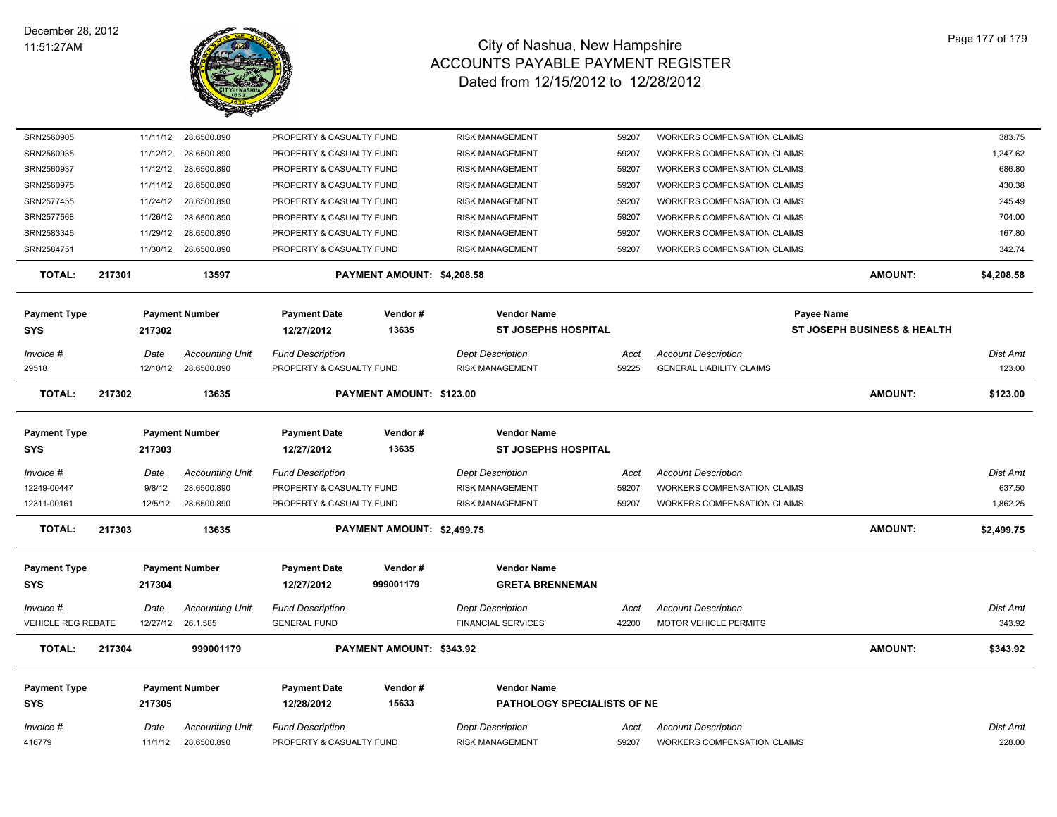# City of Nashua, New Hampshire
## ACCOUNTS PAYABLE PAYMENT REGISTER
### Dated from 12/15/2012 to 12/28/2012

December 28, 2012
11:51:27AM

| Invoice # | Date | Accounting Unit | Fund Description | Dept Description | Acct | Account Description | Dist Amt |
|---|---|---|---|---|---|---|---|
| SRN2560905 | 11/11/12 | 28.6500.890 | PROPERTY & CASUALTY FUND | RISK MANAGEMENT | 59207 | WORKERS COMPENSATION CLAIMS | 383.75 |
| SRN2560935 | 11/12/12 | 28.6500.890 | PROPERTY & CASUALTY FUND | RISK MANAGEMENT | 59207 | WORKERS COMPENSATION CLAIMS | 1,247.62 |
| SRN2560937 | 11/12/12 | 28.6500.890 | PROPERTY & CASUALTY FUND | RISK MANAGEMENT | 59207 | WORKERS COMPENSATION CLAIMS | 686.80 |
| SRN2560975 | 11/11/12 | 28.6500.890 | PROPERTY & CASUALTY FUND | RISK MANAGEMENT | 59207 | WORKERS COMPENSATION CLAIMS | 430.38 |
| SRN2577455 | 11/24/12 | 28.6500.890 | PROPERTY & CASUALTY FUND | RISK MANAGEMENT | 59207 | WORKERS COMPENSATION CLAIMS | 245.49 |
| SRN2577568 | 11/26/12 | 28.6500.890 | PROPERTY & CASUALTY FUND | RISK MANAGEMENT | 59207 | WORKERS COMPENSATION CLAIMS | 704.00 |
| SRN2583346 | 11/29/12 | 28.6500.890 | PROPERTY & CASUALTY FUND | RISK MANAGEMENT | 59207 | WORKERS COMPENSATION CLAIMS | 167.80 |
| SRN2584751 | 11/30/12 | 28.6500.890 | PROPERTY & CASUALTY FUND | RISK MANAGEMENT | 59207 | WORKERS COMPENSATION CLAIMS | 342.74 |

**TOTAL: 217301 — 13597 — PAYMENT AMOUNT: $4,208.58 — AMOUNT: $4,208.58**

| Payment Type | Payment Number | Payment Date | Vendor # | Vendor Name | Payee Name |
|---|---|---|---|---|---|
| SYS | 217302 | 12/27/2012 | 13635 | ST JOSEPHS HOSPITAL | ST JOSEPH BUSINESS & HEALTH |

| Invoice # | Date | Accounting Unit | Fund Description | Dept Description | Acct | Account Description | Dist Amt |
|---|---|---|---|---|---|---|---|
| 29518 | 12/10/12 | 28.6500.890 | PROPERTY & CASUALTY FUND | RISK MANAGEMENT | 59225 | GENERAL LIABILITY CLAIMS | 123.00 |

**TOTAL: 217302 — 13635 — PAYMENT AMOUNT: $123.00 — AMOUNT: $123.00**

| Payment Type | Payment Number | Payment Date | Vendor # | Vendor Name |
|---|---|---|---|---|
| SYS | 217303 | 12/27/2012 | 13635 | ST JOSEPHS HOSPITAL |

| Invoice # | Date | Accounting Unit | Fund Description | Dept Description | Acct | Account Description | Dist Amt |
|---|---|---|---|---|---|---|---|
| 12249-00447 | 9/8/12 | 28.6500.890 | PROPERTY & CASUALTY FUND | RISK MANAGEMENT | 59207 | WORKERS COMPENSATION CLAIMS | 637.50 |
| 12311-00161 | 12/5/12 | 28.6500.890 | PROPERTY & CASUALTY FUND | RISK MANAGEMENT | 59207 | WORKERS COMPENSATION CLAIMS | 1,862.25 |

**TOTAL: 217303 — 13635 — PAYMENT AMOUNT: $2,499.75 — AMOUNT: $2,499.75**

| Payment Type | Payment Number | Payment Date | Vendor # | Vendor Name |
|---|---|---|---|---|
| SYS | 217304 | 12/27/2012 | 999001179 | GRETA BRENNEMAN |

| Invoice # | Date | Accounting Unit | Fund Description | Dept Description | Acct | Account Description | Dist Amt |
|---|---|---|---|---|---|---|---|
| VEHICLE REG REBATE | 12/27/12 | 26.1.585 | GENERAL FUND | FINANCIAL SERVICES | 42200 | MOTOR VEHICLE PERMITS | 343.92 |

**TOTAL: 217304 — 999001179 — PAYMENT AMOUNT: $343.92 — AMOUNT: $343.92**

| Payment Type | Payment Number | Payment Date | Vendor # | Vendor Name |
|---|---|---|---|---|
| SYS | 217305 | 12/28/2012 | 15633 | PATHOLOGY SPECIALISTS OF NE |

| Invoice # | Date | Accounting Unit | Fund Description | Dept Description | Acct | Account Description | Dist Amt |
|---|---|---|---|---|---|---|---|
| 416779 | 11/1/12 | 28.6500.890 | PROPERTY & CASUALTY FUND | RISK MANAGEMENT | 59207 | WORKERS COMPENSATION CLAIMS | 228.00 |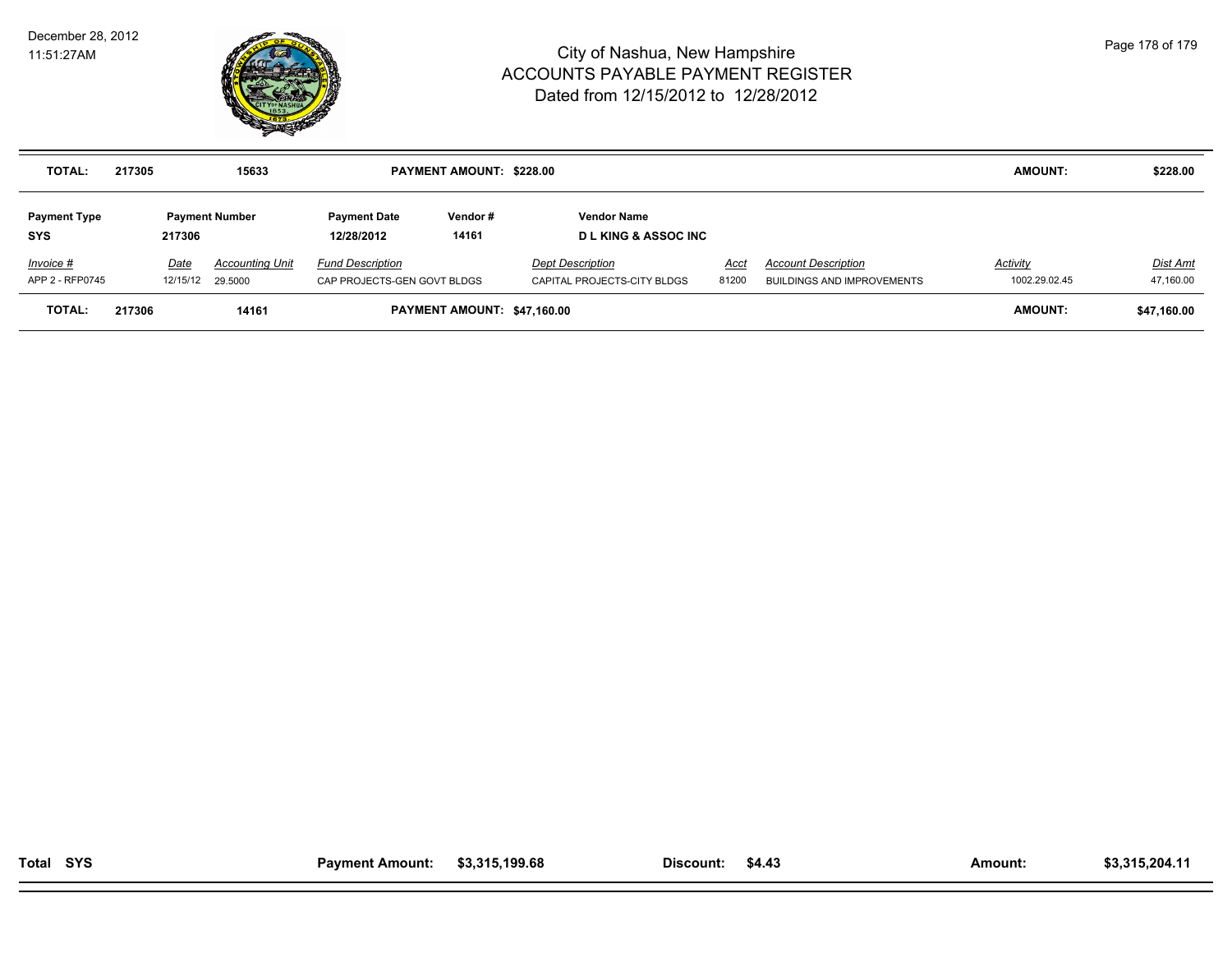# City of Nashua, New Hampshire
## ACCOUNTS PAYABLE PAYMENT REGISTER
### Dated from 12/15/2012 to 12/28/2012

December 28, 2012
11:51:27AM

| **TOTAL:** | **217305** | **15633** | **PAYMENT AMOUNT: $228.00** | **AMOUNT:** | **$228.00** |
|---|---|---|---|---|---|

| **Payment Type** | **Payment Number** | | **Payment Date** | **Vendor #** | **Vendor Name** | | | | |
|---|---|---|---|---|---|---|---|---|---|
| **SYS** | **217306** | | **12/28/2012** | **14161** | **D L KING & ASSOC INC** | | | | |
| *Invoice #* | *Date* | *Accounting Unit* | *Fund Description* | | *Dept Description* | *Acct* | *Account Description* | *Activity* | *Dist Amt* |
| APP 2 - RFP0745 | 12/15/12 | 29.5000 | CAP PROJECTS-GEN GOVT BLDGS | | CAPITAL PROJECTS-CITY BLDGS | 81200 | BUILDINGS AND IMPROVEMENTS | 1002.29.02.45 | 47,160.00 |

| **TOTAL:** | **217306** | **14161** | **PAYMENT AMOUNT: $47,160.00** | **AMOUNT:** | **$47,160.00** |
|---|---|---|---|---|---|

| **Total SYS** | **Payment Amount:** | **$3,315,199.68** | **Discount:** | **$4.43** | **Amount:** | **$3,315,204.11** |
|---|---|---|---|---|---|---|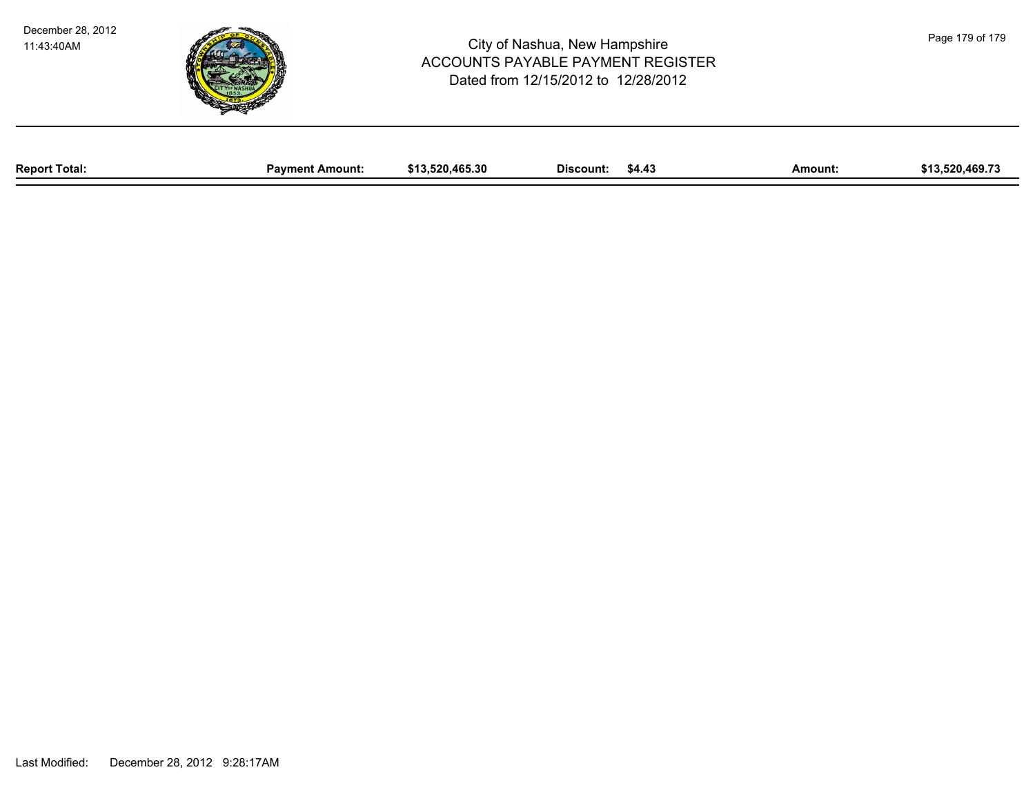City of Nashua, New Hampshire
ACCOUNTS PAYABLE PAYMENT REGISTER
Dated from 12/15/2012 to 12/28/2012

| | | | | | | | |
|---|---|---|---|---|---|---|---|
| **Report Total:** | **Payment Amount:** | **$13,520,465.30** | **Discount:** | **$4.43** | **Amount:** | **$13,520,469.73** |